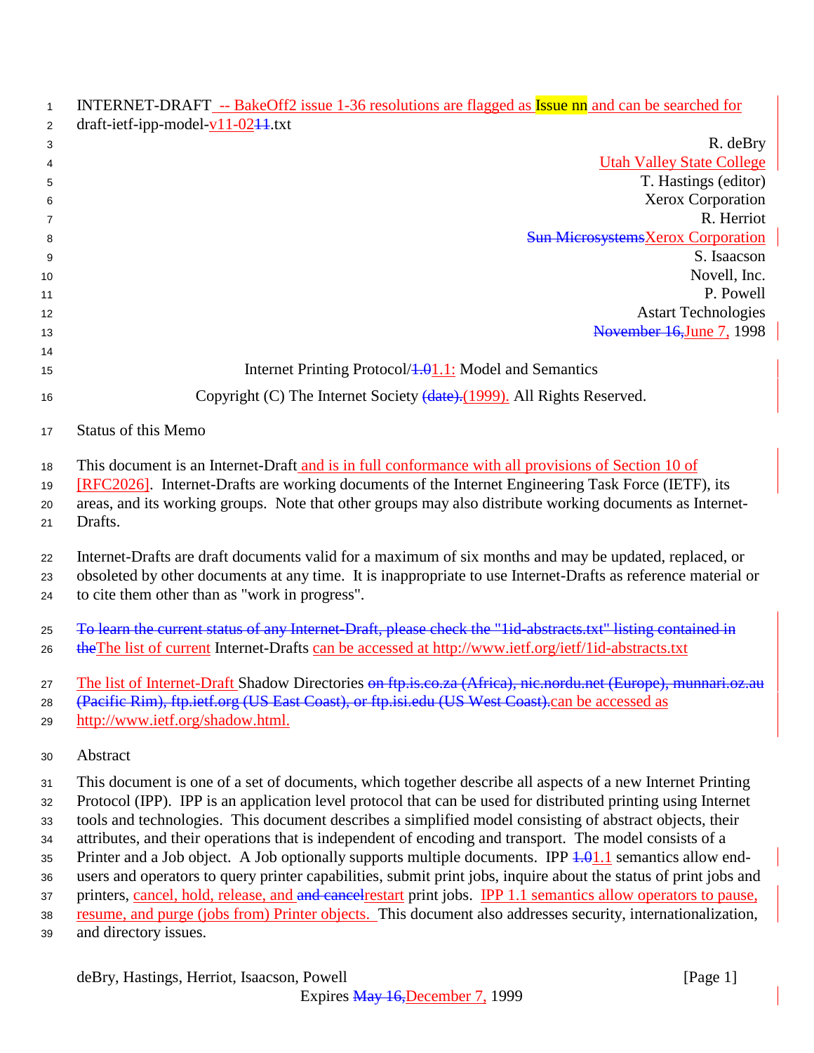INTERNET-DRAFT -- BakeOff2 issue 1-36 resolutions are flagged as Issue nn and can be searched for
draft-ietf-ipp-model-v11-0211.txt

R. deBry
Utah Valley State College
T. Hastings (editor)
Xerox Corporation
R. Herriot
Sun MicrosystemsXerox Corporation
S. Isaacson
Novell, Inc.
P. Powell
Astart Technologies
November 16,June 7, 1998

Internet Printing Protocol/1.01.1: Model and Semantics

Copyright (C) The Internet Society (date).(1999). All Rights Reserved.

## Status of this Memo

This document is an Internet-Draft and is in full conformance with all provisions of Section 10 of [RFC2026]. Internet-Drafts are working documents of the Internet Engineering Task Force (IETF), its areas, and its working groups. Note that other groups may also distribute working documents as Internet-Drafts.

Internet-Drafts are draft documents valid for a maximum of six months and may be updated, replaced, or obsoleted by other documents at any time. It is inappropriate to use Internet-Drafts as reference material or to cite them other than as "work in progress".

~~To learn the current status of any Internet-Draft, please check the "1id-abstracts.txt" listing contained in the~~The list of current Internet-Drafts can be accessed at http://www.ietf.org/ietf/1id-abstracts.txt

The list of Internet-Draft Shadow Directories ~~on ftp.is.co.za (Africa), nic.nordu.net (Europe), munnari.oz.au (Pacific Rim), ftp.ietf.org (US East Coast), or ftp.isi.edu (US West Coast).~~can be accessed as http://www.ietf.org/shadow.html.

## Abstract

This document is one of a set of documents, which together describe all aspects of a new Internet Printing Protocol (IPP). IPP is an application level protocol that can be used for distributed printing using Internet tools and technologies. This document describes a simplified model consisting of abstract objects, their attributes, and their operations that is independent of encoding and transport. The model consists of a Printer and a Job object. A Job optionally supports multiple documents. IPP ~~1.0~~1.1 semantics allow end-users and operators to query printer capabilities, submit print jobs, inquire about the status of print jobs and printers, cancel, hold, release, and ~~and cancel~~restart print jobs. IPP 1.1 semantics allow operators to pause, resume, and purge (jobs from) Printer objects. This document also addresses security, internationalization, and directory issues.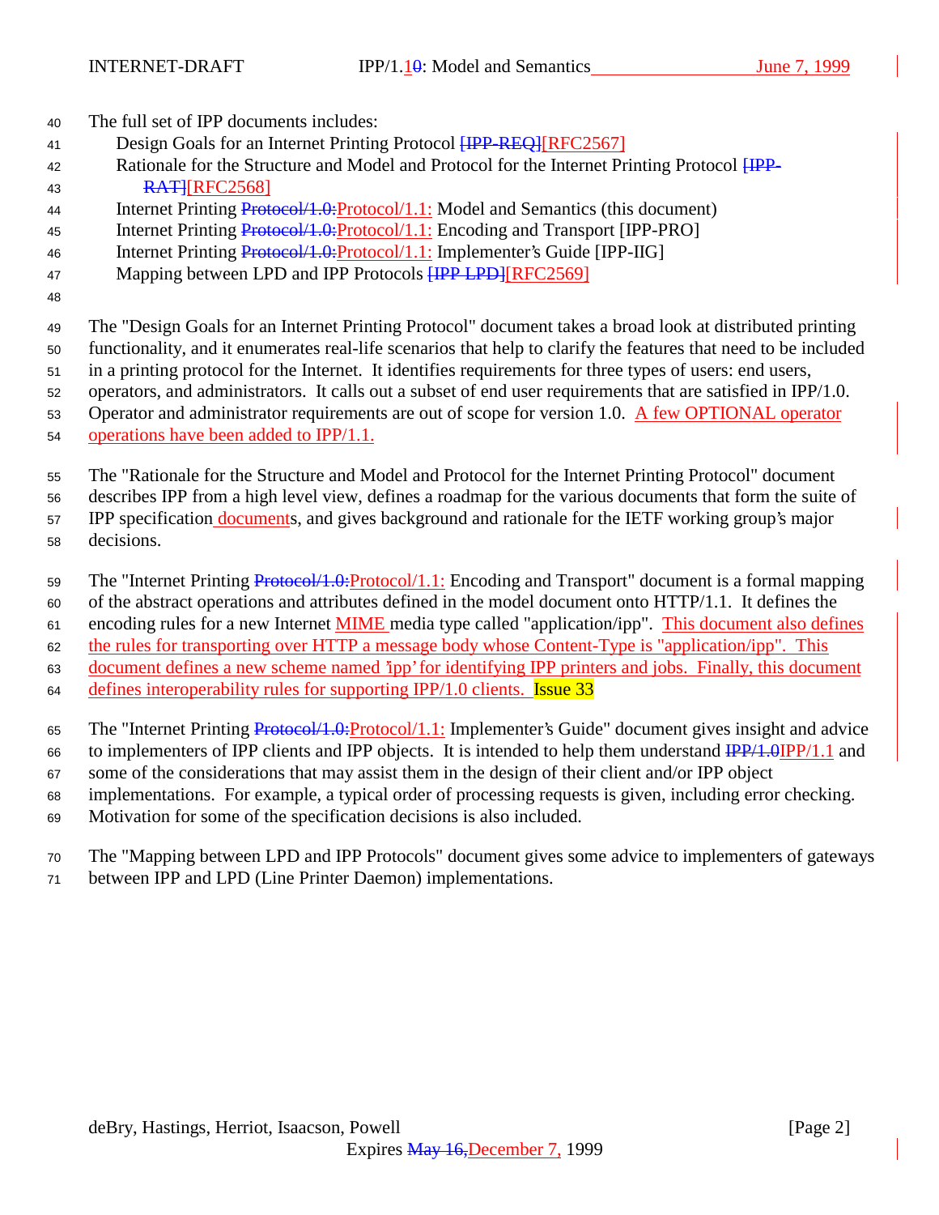The full set of IPP documents includes:

- Design Goals for an Internet Printing Protocol [IPP-REQ][RFC2567]
- Rationale for the Structure and Model and Protocol for the Internet Printing Protocol [IPP-RAT][RFC2568]
- Internet Printing Protocol/1.0:Protocol/1.1: Model and Semantics (this document)
- Internet Printing Protocol/1.0:Protocol/1.1: Encoding and Transport [IPP-PRO]
- Internet Printing Protocol/1.0:Protocol/1.1: Implementer's Guide [IPP-IIG]
- Mapping between LPD and IPP Protocols [IPP LPD][RFC2569]

The "Design Goals for an Internet Printing Protocol" document takes a broad look at distributed printing functionality, and it enumerates real-life scenarios that help to clarify the features that need to be included in a printing protocol for the Internet. It identifies requirements for three types of users: end users, operators, and administrators. It calls out a subset of end user requirements that are satisfied in IPP/1.0. Operator and administrator requirements are out of scope for version 1.0. A few OPTIONAL operator operations have been added to IPP/1.1.

The "Rationale for the Structure and Model and Protocol for the Internet Printing Protocol" document describes IPP from a high level view, defines a roadmap for the various documents that form the suite of IPP specification documents, and gives background and rationale for the IETF working group's major decisions.

The "Internet Printing Protocol/1.0:Protocol/1.1: Encoding and Transport" document is a formal mapping of the abstract operations and attributes defined in the model document onto HTTP/1.1. It defines the encoding rules for a new Internet MIME media type called "application/ipp". This document also defines the rules for transporting over HTTP a message body whose Content-Type is "application/ipp". This document defines a new scheme named 'ipp' for identifying IPP printers and jobs. Finally, this document defines interoperability rules for supporting IPP/1.0 clients. Issue 33

The "Internet Printing Protocol/1.0:Protocol/1.1: Implementer's Guide" document gives insight and advice to implementers of IPP clients and IPP objects. It is intended to help them understand IPP/1.0IPP/1.1 and some of the considerations that may assist them in the design of their client and/or IPP object implementations. For example, a typical order of processing requests is given, including error checking. Motivation for some of the specification decisions is also included.

The "Mapping between LPD and IPP Protocols" document gives some advice to implementers of gateways between IPP and LPD (Line Printer Daemon) implementations.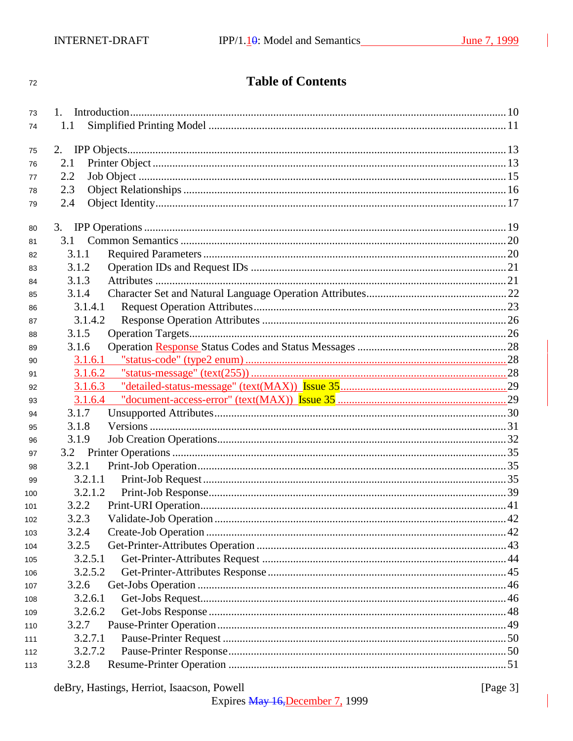# Table of Contents

1. Introduction ........................................................ 10
   1.1 Simplified Printing Model ........................................ 11

2. IPP Objects ......................................................... 13
   2.1 Printer Object ................................................... 13
   2.2 Job Object ....................................................... 15
   2.3 Object Relationships ............................................. 16
   2.4 Object Identity .................................................. 17

3. IPP Operations ...................................................... 19
   3.1 Common Semantics ................................................. 20
      3.1.1 Required Parameters .......................................... 20
      3.1.2 Operation IDs and Request IDs ................................ 21
      3.1.3 Attributes ................................................... 21
      3.1.4 Character Set and Natural Language Operation Attributes ...... 22
         3.1.4.1 Request Operation Attributes ............................ 23
         3.1.4.2 Response Operation Attributes ........................... 26
      3.1.5 Operation Targets ............................................ 26
      3.1.6 Operation Response Status Codes and Status Messages .......... 28
         3.1.6.1 "status-code" (type2 enum) .............................. 28
         3.1.6.2 "status-message" (text(255)) ............................ 28
         3.1.6.3 "detailed-status-message" (text(MAX)) Issue 35 .......... 29
         3.1.6.4 "document-access-error" (text(MAX)) Issue 35 ............ 29
      3.1.7 Unsupported Attributes ....................................... 30
      3.1.8 Versions ..................................................... 31
      3.1.9 Job Creation Operations ...................................... 32
   3.2 Printer Operations ............................................... 35
      3.2.1 Print-Job Operation .......................................... 35
         3.2.1.1 Print-Job Request ....................................... 35
         3.2.1.2 Print-Job Response ...................................... 39
      3.2.2 Print-URI Operation .......................................... 41
      3.2.3 Validate-Job Operation ....................................... 42
      3.2.4 Create-Job Operation ......................................... 42
      3.2.5 Get-Printer-Attributes Operation ............................. 43
         3.2.5.1 Get-Printer-Attributes Request .......................... 44
         3.2.5.2 Get-Printer-Attributes Response ......................... 45
      3.2.6 Get-Jobs Operation ........................................... 46
         3.2.6.1 Get-Jobs Request ........................................ 46
         3.2.6.2 Get-Jobs Response ....................................... 48
      3.2.7 Pause-Printer Operation ...................................... 49
         3.2.7.1 Pause-Printer Request ................................... 50
         3.2.7.2 Pause-Printer Response .................................. 50
      3.2.8 Resume-Printer Operation ..................................... 51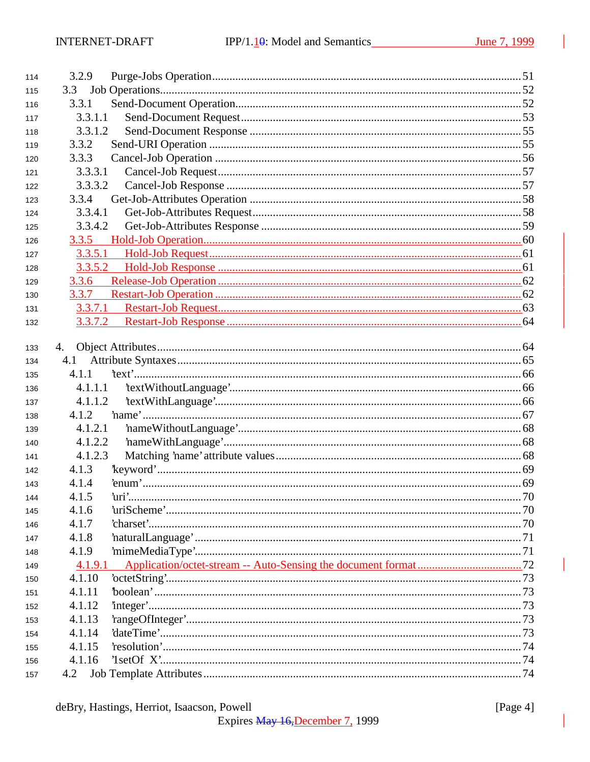114 3.2.9 Purge-Jobs Operation ........................................................................................ 51
115 3.3 Job Operations.......................................................................................................... 52
116 3.3.1 Send-Document Operation................................................................................. 52
117 3.3.1.1 Send-Document Request ............................................................................... 53
118 3.3.1.2 Send-Document Response ............................................................................. 55
119 3.3.2 Send-URI Operation .......................................................................................... 55
120 3.3.3 Cancel-Job Operation ........................................................................................ 56
121 3.3.3.1 Cancel-Job Request ...................................................................................... 57
122 3.3.3.2 Cancel-Job Response .................................................................................... 57
123 3.3.4 Get-Job-Attributes Operation ............................................................................ 58
124 3.3.4.1 Get-Job-Attributes Request........................................................................... 58
125 3.3.4.2 Get-Job-Attributes Response ........................................................................ 59
126 3.3.5 Hold-Job Operation............................................................................................ 60
127 3.3.5.1 Hold-Job Request.......................................................................................... 61
128 3.3.5.2 Hold-Job Response ....................................................................................... 61
129 3.3.6 Release-Job Operation ...................................................................................... 62
130 3.3.7 Restart-Job Operation ........................................................................................ 62
131 3.3.7.1 Restart-Job Request...................................................................................... 63
132 3.3.7.2 Restart-Job Response ................................................................................... 64

133 4. Object Attributes........................................................................................................... 64
134 4.1 Attribute Syntaxes..................................................................................................... 65
135 4.1.1 'text'.................................................................................................................... 66
136 4.1.1.1 'textWithoutLanguage'.................................................................................. 66
137 4.1.1.2 'textWithLanguage'....................................................................................... 66
138 4.1.2 'name'.................................................................................................................. 67
139 4.1.2.1 'nameWithoutLanguage'................................................................................ 68
140 4.1.2.2 'nameWithLanguage'..................................................................................... 68
141 4.1.2.3 Matching 'name' attribute values .................................................................. 68
142 4.1.3 'keyword'............................................................................................................ 69
143 4.1.4 'enum'.................................................................................................................. 69
144 4.1.5 'uri'...................................................................................................................... 70
145 4.1.6 'uriScheme'.......................................................................................................... 70
146 4.1.7 'charset'............................................................................................................... 70
147 4.1.8 'naturalLanguage' ............................................................................................... 71
148 4.1.9 'mimeMediaType'............................................................................................... 71
149 4.1.9.1 Application/octet-stream -- Auto-Sensing the document format ................................... 72
150 4.1.10 'octetString'........................................................................................................ 73
151 4.1.11 'boolean' ............................................................................................................ 73
152 4.1.12 'integer'.............................................................................................................. 73
153 4.1.13 'rangeOfInteger'................................................................................................. 73
154 4.1.14 'dateTime'.......................................................................................................... 73
155 4.1.15 'resolution'......................................................................................................... 74
156 4.1.16 '1setOf X'.......................................................................................................... 74
157 4.2 Job Template Attributes ............................................................................................ 74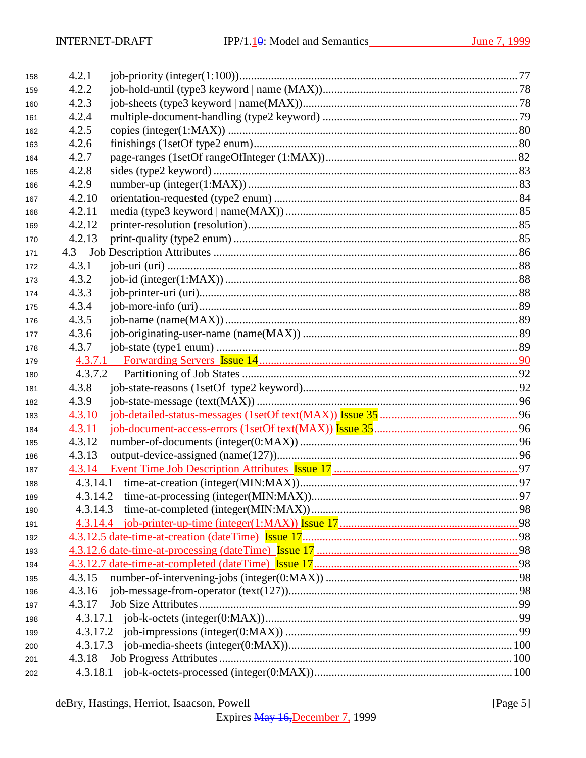158 4.2.1 job-priority (integer(1:100))....................................................................................77
159 4.2.2 job-hold-until (type3 keyword | name (MAX))......................................................78
160 4.2.3 job-sheets (type3 keyword | name(MAX))...............................................................78
161 4.2.4 multiple-document-handling (type2 keyword) .......................................................79
162 4.2.5 copies (integer(1:MAX)) .........................................................................................80
163 4.2.6 finishings (1setOf type2 enum)...............................................................................80
164 4.2.7 page-ranges (1setOf rangeOfInteger (1:MAX))......................................................82
165 4.2.8 sides (type2 keyword) .............................................................................................83
166 4.2.9 number-up (integer(1:MAX)) ..................................................................................83
167 4.2.10 orientation-requested (type2 enum) ........................................................................84
168 4.2.11 media (type3 keyword | name(MAX)) .....................................................................85
169 4.2.12 printer-resolution (resolution)..................................................................................85
170 4.2.13 print-quality (type2 enum) .......................................................................................85
171 4.3 Job Description Attributes ...............................................................................................86
172 4.3.1 job-uri (uri) ..............................................................................................................88
173 4.3.2 job-id (integer(1:MAX)) ..........................................................................................88
174 4.3.3 job-printer-uri (uri)...................................................................................................88
175 4.3.4 job-more-info (uri)...................................................................................................89
176 4.3.5 job-name (name(MAX)) ..........................................................................................89
177 4.3.6 job-originating-user-name (name(MAX)) ...............................................................89
178 4.3.7 job-state (type1 enum) .............................................................................................89
179 4.3.7.1 Forwarding Servers Issue 14...........................................................................90
180 4.3.7.2 Partitioning of Job States .................................................................................92
181 4.3.8 job-state-reasons (1setOf type2 keyword)...............................................................92
182 4.3.9 job-state-message (text(MAX)) ...............................................................................96
183 4.3.10 job-detailed-status-messages (1setOf text(MAX)) Issue 35 ..................................96
184 4.3.11 job-document-access-errors (1setOf text(MAX)) Issue 35....................................96
185 4.3.12 number-of-documents (integer(0:MAX)) ................................................................96
186 4.3.13 output-device-assigned (name(127)).......................................................................96
187 4.3.14 Event Time Job Description Attributes Issue 17 ..................................................97
188 4.3.14.1 time-at-creation (integer(MIN:MAX))............................................................97
189 4.3.14.2 time-at-processing (integer(MIN:MAX))........................................................97
190 4.3.14.3 time-at-completed (integer(MIN:MAX)) ........................................................98
191 4.3.14.4 job-printer-up-time (integer(1:MAX)) Issue 17 .............................................98
192 4.3.12.5 date-time-at-creation (dateTime) Issue 17.............................................................98
193 4.3.12.6 date-time-at-processing (dateTime) Issue 17 ........................................................98
194 4.3.12.7 date-time-at-completed (dateTime) Issue 17.........................................................98
195 4.3.15 number-of-intervening-jobs (integer(0:MAX)) .......................................................98
196 4.3.16 job-message-from-operator (text(127)).....................................................................98
197 4.3.17 Job Size Attributes....................................................................................................99
198 4.3.17.1 job-k-octets (integer(0:MAX))........................................................................99
199 4.3.17.2 job-impressions (integer(0:MAX)) .................................................................99
200 4.3.17.3 job-media-sheets (integer(0:MAX)).............................................................100
201 4.3.18 Job Progress Attributes ..........................................................................................100
202 4.3.18.1 job-k-octets-processed (integer(0:MAX))....................................................100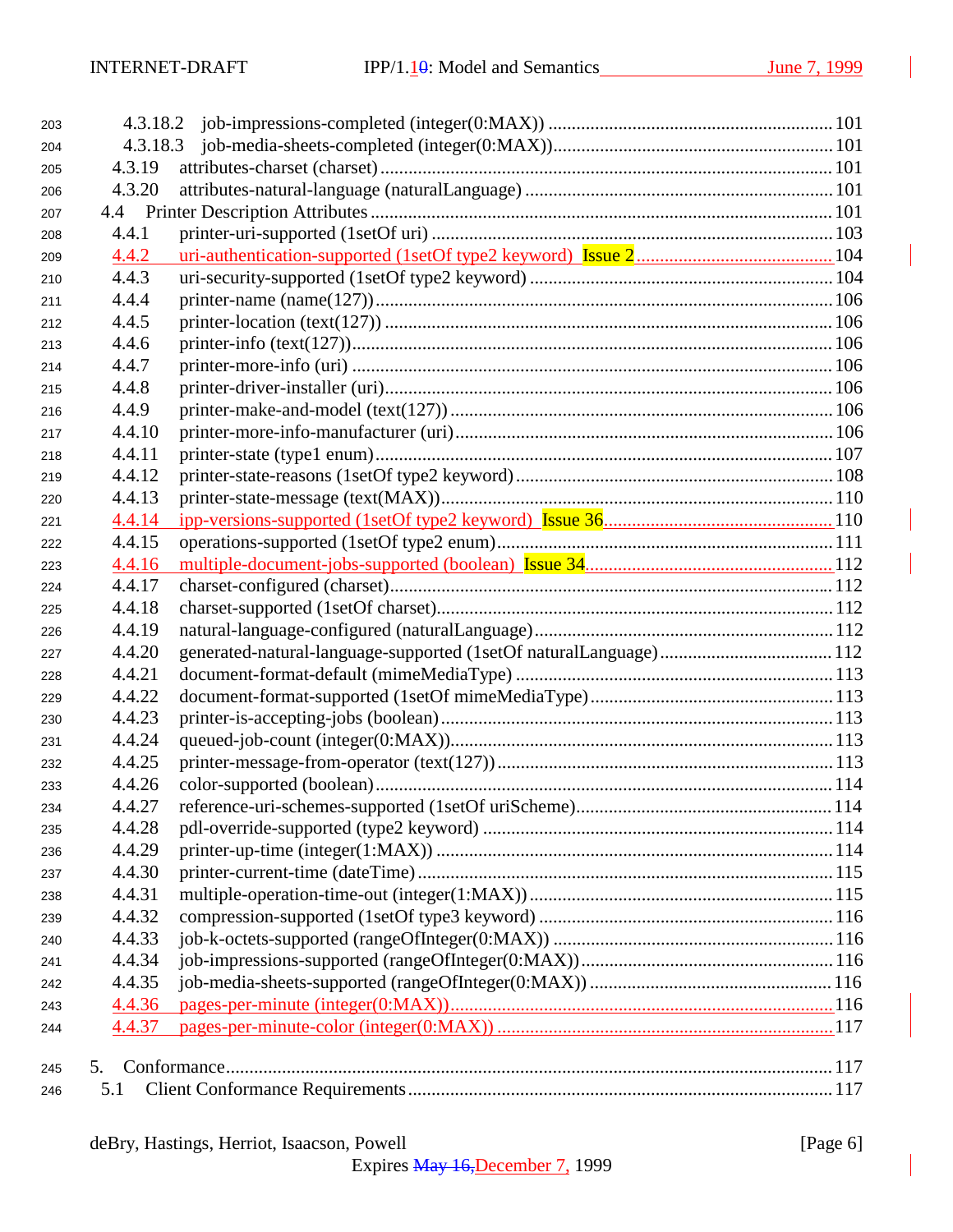4.3.18.2 job-impressions-completed (integer(0:MAX)) ............................................................ 101
4.3.18.3 job-media-sheets-completed (integer(0:MAX))........................................................... 101
4.3.19 attributes-charset (charset)................................................................................................. 101
4.3.20 attributes-natural-language (naturalLanguage) .................................................................. 101
4.4 Printer Description Attributes ................................................................................................... 101
4.4.1 printer-uri-supported (1setOf uri) ...................................................................................... 103
4.4.2 uri-authentication-supported (1setOf type2 keyword) Issue 2.......................................... 104
4.4.3 uri-security-supported (1setOf type2 keyword) ................................................................ 104
4.4.4 printer-name (name(127)).................................................................................................. 106
4.4.5 printer-location (text(127)) ............................................................................................... 106
4.4.6 printer-info (text(127))...................................................................................................... 106
4.4.7 printer-more-info (uri) ...................................................................................................... 106
4.4.8 printer-driver-installer (uri)............................................................................................... 106
4.4.9 printer-make-and-model (text(127)) .................................................................................. 106
4.4.10 printer-more-info-manufacturer (uri)................................................................................. 106
4.4.11 printer-state (type1 enum).................................................................................................. 107
4.4.12 printer-state-reasons (1setOf type2 keyword) .................................................................... 108
4.4.13 printer-state-message (text(MAX))................................................................................... 110
4.4.14 ipp-versions-supported (1setOf type2 keyword) Issue 36................................................. 110
4.4.15 operations-supported (1setOf type2 enum)........................................................................ 111
4.4.16 multiple-document-jobs-supported (boolean) Issue 34..................................................... 112
4.4.17 charset-configured (charset)............................................................................................... 112
4.4.18 charset-supported (1setOf charset).................................................................................... 112
4.4.19 natural-language-configured (naturalLanguage)............................................................... 112
4.4.20 generated-natural-language-supported (1setOf naturalLanguage)..................................... 112
4.4.21 document-format-default (mimeMediaType) .................................................................... 113
4.4.22 document-format-supported (1setOf mimeMediaType).................................................... 113
4.4.23 printer-is-accepting-jobs (boolean).................................................................................... 113
4.4.24 queued-job-count (integer(0:MAX)).................................................................................. 113
4.4.25 printer-message-from-operator (text(127)) ....................................................................... 113
4.4.26 color-supported (boolean).................................................................................................. 114
4.4.27 reference-uri-schemes-supported (1setOf uriScheme)....................................................... 114
4.4.28 pdl-override-supported (type2 keyword) .......................................................................... 114
4.4.29 printer-up-time (integer(1:MAX)) .................................................................................... 114
4.4.30 printer-current-time (dateTime)......................................................................................... 115
4.4.31 multiple-operation-time-out (integer(1:MAX)) ................................................................. 115
4.4.32 compression-supported (1setOf type3 keyword) ............................................................... 116
4.4.33 job-k-octets-supported (rangeOfInteger(0:MAX)) ............................................................ 116
4.4.34 job-impressions-supported (rangeOfInteger(0:MAX))...................................................... 116
4.4.35 job-media-sheets-supported (rangeOfInteger(0:MAX)) .................................................... 116
4.4.36 pages-per-minute (integer(0:MAX))................................................................................. 116
4.4.37 pages-per-minute-color (integer(0:MAX)) ....................................................................... 117

5. Conformance................................................................................................................................ 117
5.1 Client Conformance Requirements.......................................................................................... 117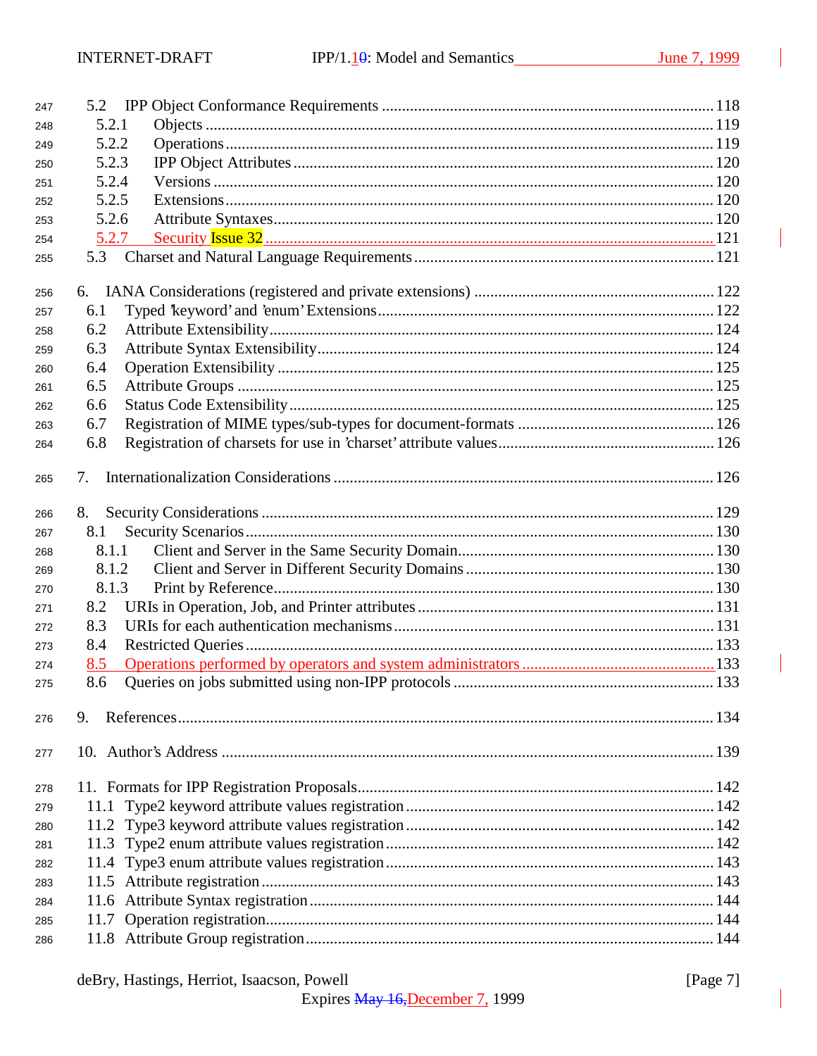247 5.2 IPP Object Conformance Requirements ................................................................................. 118
248 5.2.1 Objects ......................................................................................................................... 119
249 5.2.2 Operations ..................................................................................................................... 119
250 5.2.3 IPP Object Attributes ..................................................................................................... 120
251 5.2.4 Versions ......................................................................................................................... 120
252 5.2.5 Extensions ..................................................................................................................... 120
253 5.2.6 Attribute Syntaxes ........................................................................................................... 120
254 5.2.7 Security Issue 32 ............................................................................................................. 121
255 5.3 Charset and Natural Language Requirements ........................................................................ 121

256 6. IANA Considerations (registered and private extensions) ............................................................ 122
257 6.1 Typed 'keyword' and 'enum' Extensions .................................................................................. 122
258 6.2 Attribute Extensibility ............................................................................................................. 124
259 6.3 Attribute Syntax Extensibility .................................................................................................. 124
260 6.4 Operation Extensibility ........................................................................................................... 125
261 6.5 Attribute Groups ..................................................................................................................... 125
262 6.6 Status Code Extensibility ........................................................................................................ 125
263 6.7 Registration of MIME types/sub-types for document-formats ................................................ 126
264 6.8 Registration of charsets for use in 'charset' attribute values .................................................... 126

265 7. Internationalization Considerations ............................................................................................. 126

266 8. Security Considerations ............................................................................................................... 129
267 8.1 Security Scenarios .................................................................................................................... 130
268 8.1.1 Client and Server in the Same Security Domain ............................................................... 130
269 8.1.2 Client and Server in Different Security Domains ............................................................. 130
270 8.1.3 Print by Reference ............................................................................................................ 130
271 8.2 URIs in Operation, Job, and Printer attributes ......................................................................... 131
272 8.3 URIs for each authentication mechanisms ............................................................................... 131
273 8.4 Restricted Queries ................................................................................................................... 133
274 8.5 Operations performed by operators and system administrators ............................................... 133
275 8.6 Queries on jobs submitted using non-IPP protocols ................................................................ 133

276 9. References .................................................................................................................................. 134

277 10. Author's Address ........................................................................................................................ 139

278 11. Formats for IPP Registration Proposals ...................................................................................... 142
279 11.1 Type2 keyword attribute values registration ........................................................................... 142
280 11.2 Type3 keyword attribute values registration ........................................................................... 142
281 11.3 Type2 enum attribute values registration ............................................................................... 142
282 11.4 Type3 enum attribute values registration ............................................................................... 143
283 11.5 Attribute registration ............................................................................................................. 143
284 11.6 Attribute Syntax registration .................................................................................................. 144
285 11.7 Operation registration ............................................................................................................. 144
286 11.8 Attribute Group registration ................................................................................................... 144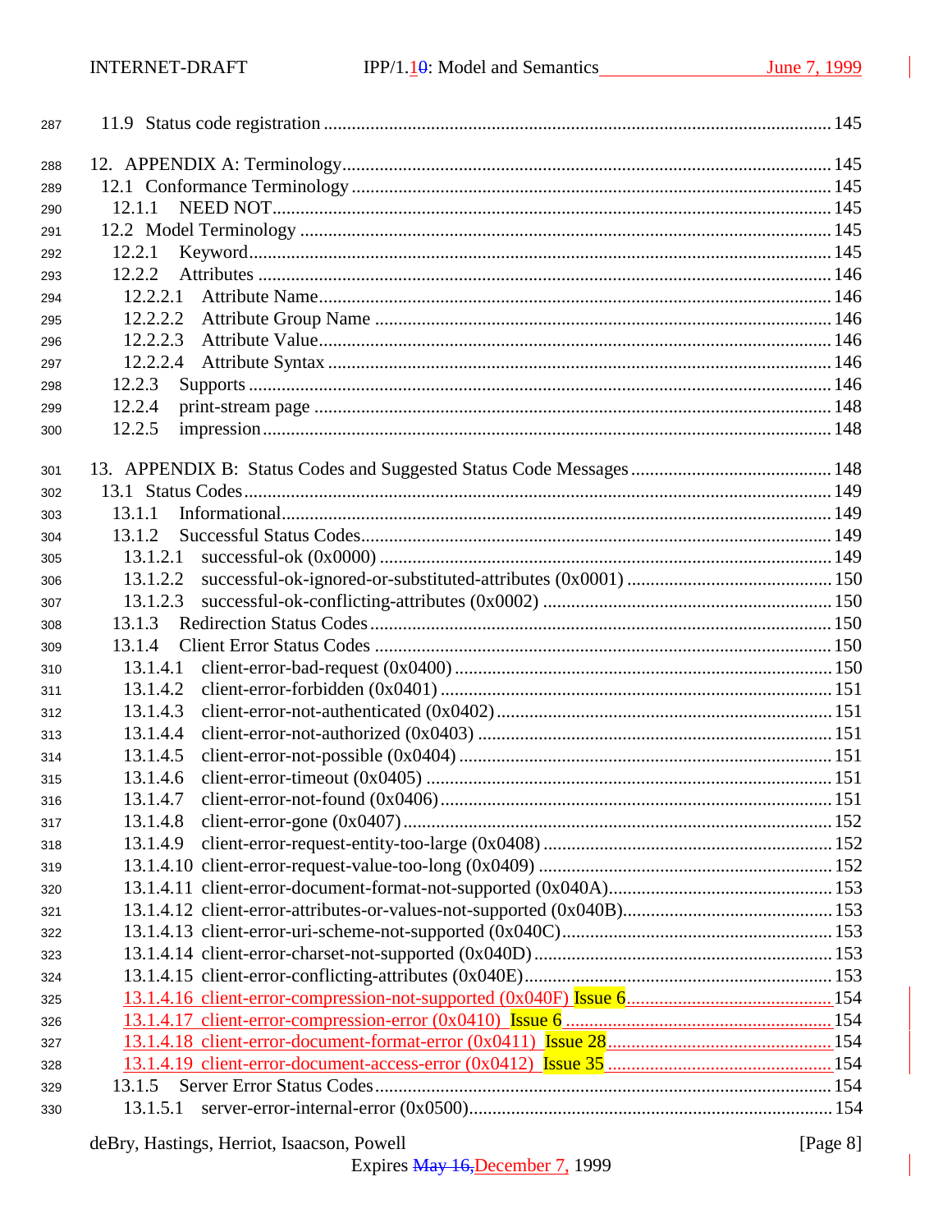287 11.9 Status code registration ........................................................................................................ 145

288 12. APPENDIX A: Terminology........................................................................................................ 145
289 12.1 Conformance Terminology ...................................................................................................... 145
290 12.1.1 NEED NOT........................................................................................................................ 145
291 12.2 Model Terminology ................................................................................................................. 145
292 12.2.1 Keyword............................................................................................................................. 145
293 12.2.2 Attributes ........................................................................................................................... 146
294 12.2.2.1 Attribute Name............................................................................................................... 146
295 12.2.2.2 Attribute Group Name ................................................................................................... 146
296 12.2.2.3 Attribute Value............................................................................................................... 146
297 12.2.2.4 Attribute Syntax ............................................................................................................. 146
298 12.2.3 Supports ............................................................................................................................. 146
299 12.2.4 print-stream page ............................................................................................................... 148
300 12.2.5 impression.......................................................................................................................... 148

301 13. APPENDIX B: Status Codes and Suggested Status Code Messages ........................................... 148
302 13.1 Status Codes............................................................................................................................. 149
303 13.1.1 Informational...................................................................................................................... 149
304 13.1.2 Successful Status Codes...................................................................................................... 149
305 13.1.2.1 successful-ok (0x0000) ................................................................................................... 149
306 13.1.2.2 successful-ok-ignored-or-substituted-attributes (0x0001) ............................................ 150
307 13.1.2.3 successful-ok-conflicting-attributes (0x0002) ............................................................... 150
308 13.1.3 Redirection Status Codes.................................................................................................... 150
309 13.1.4 Client Error Status Codes .................................................................................................. 150
310 13.1.4.1 client-error-bad-request (0x0400) ................................................................................. 150
311 13.1.4.2 client-error-forbidden (0x0401) .................................................................................... 151
312 13.1.4.3 client-error-not-authenticated (0x0402) ........................................................................ 151
313 13.1.4.4 client-error-not-authorized (0x0403) ............................................................................ 151
314 13.1.4.5 client-error-not-possible (0x0404) ................................................................................ 151
315 13.1.4.6 client-error-timeout (0x0405) ....................................................................................... 151
316 13.1.4.7 client-error-not-found (0x0406).................................................................................... 151
317 13.1.4.8 client-error-gone (0x0407)............................................................................................ 152
318 13.1.4.9 client-error-request-entity-too-large (0x0408) .............................................................. 152
319 13.1.4.10 client-error-request-value-too-long (0x0409) ............................................................... 152
320 13.1.4.11 client-error-document-format-not-supported (0x040A)................................................ 153
321 13.1.4.12 client-error-attributes-or-values-not-supported (0x040B)............................................. 153
322 13.1.4.13 client-error-uri-scheme-not-supported (0x040C).......................................................... 153
323 13.1.4.14 client-error-charset-not-supported (0x040D)................................................................ 153
324 13.1.4.15 client-error-conflicting-attributes (0x040E).................................................................. 153
325 13.1.4.16 client-error-compression-not-supported (0x040F) Issue 6............................................ 154
326 13.1.4.17 client-error-compression-error (0x0410) Issue 6 .......................................................... 154
327 13.1.4.18 client-error-document-format-error (0x0411) Issue 28................................................ 154
328 13.1.4.19 client-error-document-access-error (0x0412) Issue 35 ................................................ 154
329 13.1.5 Server Error Status Codes................................................................................................... 154
330 13.1.5.1 server-error-internal-error (0x0500).............................................................................. 154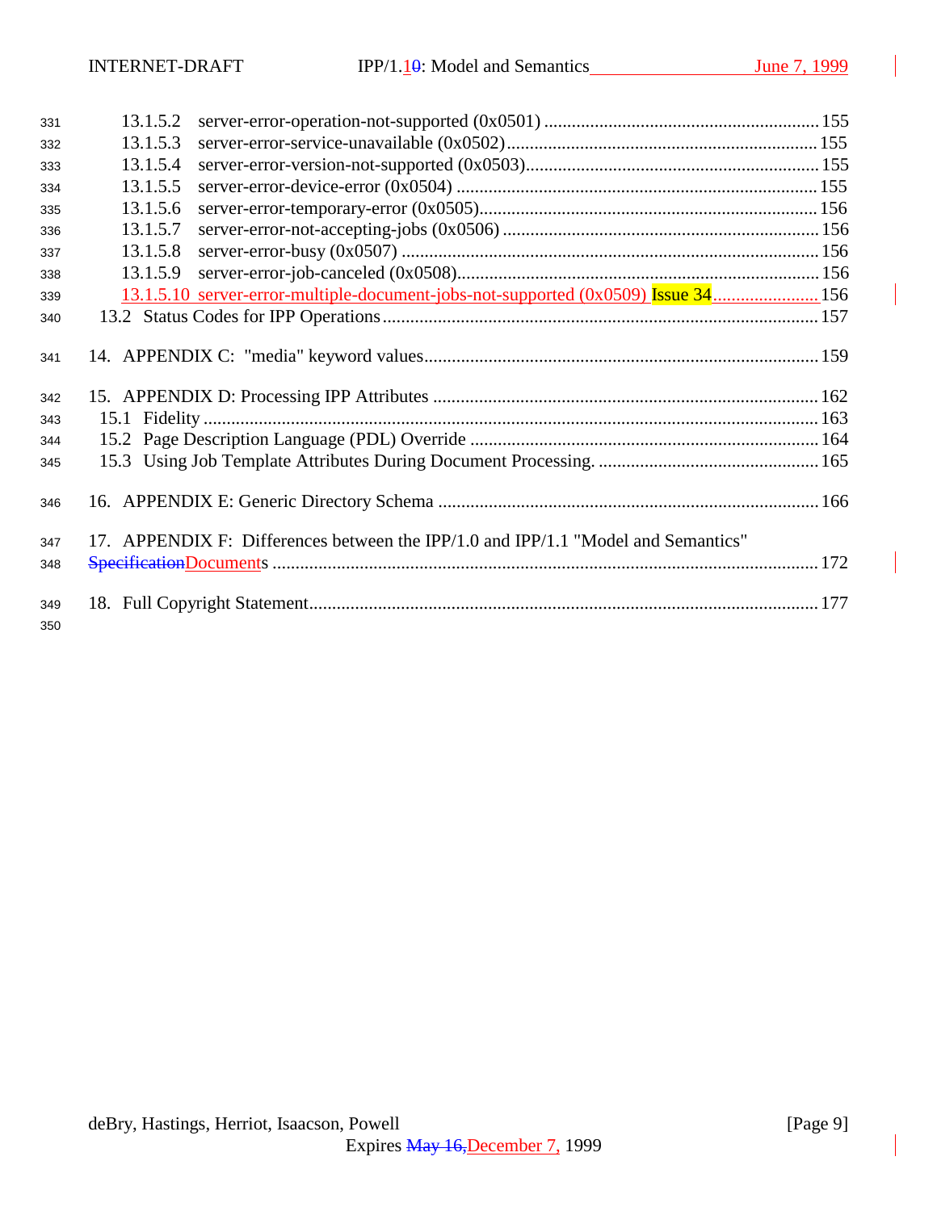331 13.1.5.2 server-error-operation-not-supported (0x0501) ............................................................ 155
332 13.1.5.3 server-error-service-unavailable (0x0502).................................................................... 155
333 13.1.5.4 server-error-version-not-supported (0x0503)................................................................ 155
334 13.1.5.5 server-error-device-error (0x0504) ............................................................................... 155
335 13.1.5.6 server-error-temporary-error (0x0505).......................................................................... 156
336 13.1.5.7 server-error-not-accepting-jobs (0x0506) ..................................................................... 156
337 13.1.5.8 server-error-busy (0x0507) ........................................................................................... 156
338 13.1.5.9 server-error-job-canceled (0x0508)............................................................................... 156
339 13.1.5.10 server-error-multiple-document-jobs-not-supported (0x0509) Issue 34....................... 156
340 13.2 Status Codes for IPP Operations................................................................................................ 157

341 14. APPENDIX C: "media" keyword values...................................................................................... 159

342 15. APPENDIX D: Processing IPP Attributes .................................................................................... 162
343 15.1 Fidelity ...................................................................................................................................... 163
344 15.2 Page Description Language (PDL) Override ............................................................................ 164
345 15.3 Using Job Template Attributes During Document Processing. ................................................ 165

346 16. APPENDIX E: Generic Directory Schema ................................................................................... 166

347 17. APPENDIX F: Differences between the IPP/1.0 and IPP/1.1 "Model and Semantics"
348 ~~Specification~~Documents ...................................................................................................... 172

349 18. Full Copyright Statement............................................................................................................... 177
350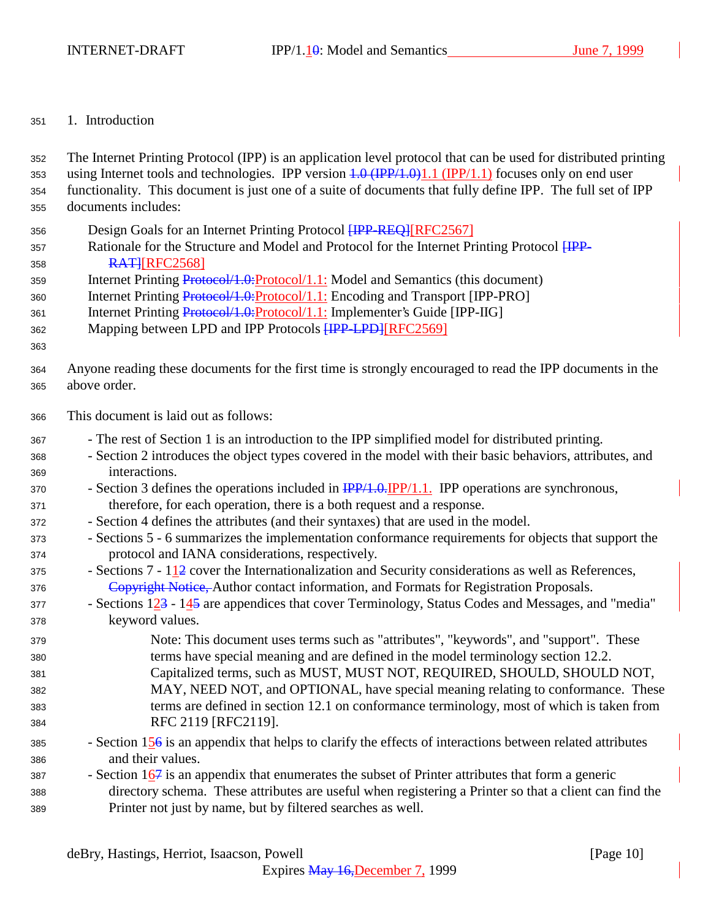# 1. Introduction

The Internet Printing Protocol (IPP) is an application level protocol that can be used for distributed printing using Internet tools and technologies. IPP version ~~1.0 (IPP/1.0)~~1.1 (IPP/1.1) focuses only on end user functionality. This document is just one of a suite of documents that fully define IPP. The full set of IPP documents includes:

- Design Goals for an Internet Printing Protocol ~~[IPP-REQ]~~[RFC2567]
- Rationale for the Structure and Model and Protocol for the Internet Printing Protocol ~~[IPP-RAT]~~[RFC2568]
- Internet Printing ~~Protocol/1.0:~~Protocol/1.1: Model and Semantics (this document)
- Internet Printing ~~Protocol/1.0:~~Protocol/1.1: Encoding and Transport [IPP-PRO]
- Internet Printing ~~Protocol/1.0:~~Protocol/1.1: Implementer's Guide [IPP-IIG]
- Mapping between LPD and IPP Protocols ~~[IPP-LPD]~~[RFC2569]

Anyone reading these documents for the first time is strongly encouraged to read the IPP documents in the above order.

This document is laid out as follows:

- The rest of Section 1 is an introduction to the IPP simplified model for distributed printing.
- Section 2 introduces the object types covered in the model with their basic behaviors, attributes, and interactions.
- Section 3 defines the operations included in ~~IPP/1.0.~~IPP/1.1. IPP operations are synchronous, therefore, for each operation, there is a both request and a response.
- Section 4 defines the attributes (and their syntaxes) that are used in the model.
- Sections 5 - 6 summarizes the implementation conformance requirements for objects that support the protocol and IANA considerations, respectively.
- Sections 7 - 1~~2~~1 cover the Internationalization and Security considerations as well as References, ~~Copyright Notice,~~ Author contact information, and Formats for Registration Proposals.
- Sections 1~~3~~2 - 1~~5~~4 are appendices that cover Terminology, Status Codes and Messages, and "media" keyword values.

  Note: This document uses terms such as "attributes", "keywords", and "support". These terms have special meaning and are defined in the model terminology section 12.2. Capitalized terms, such as MUST, MUST NOT, REQUIRED, SHOULD, SHOULD NOT, MAY, NEED NOT, and OPTIONAL, have special meaning relating to conformance. These terms are defined in section 12.1 on conformance terminology, most of which is taken from RFC 2119 [RFC2119].

- Section 1~~6~~5 is an appendix that helps to clarify the effects of interactions between related attributes and their values.
- Section 1~~7~~6 is an appendix that enumerates the subset of Printer attributes that form a generic directory schema. These attributes are useful when registering a Printer so that a client can find the Printer not just by name, but by filtered searches as well.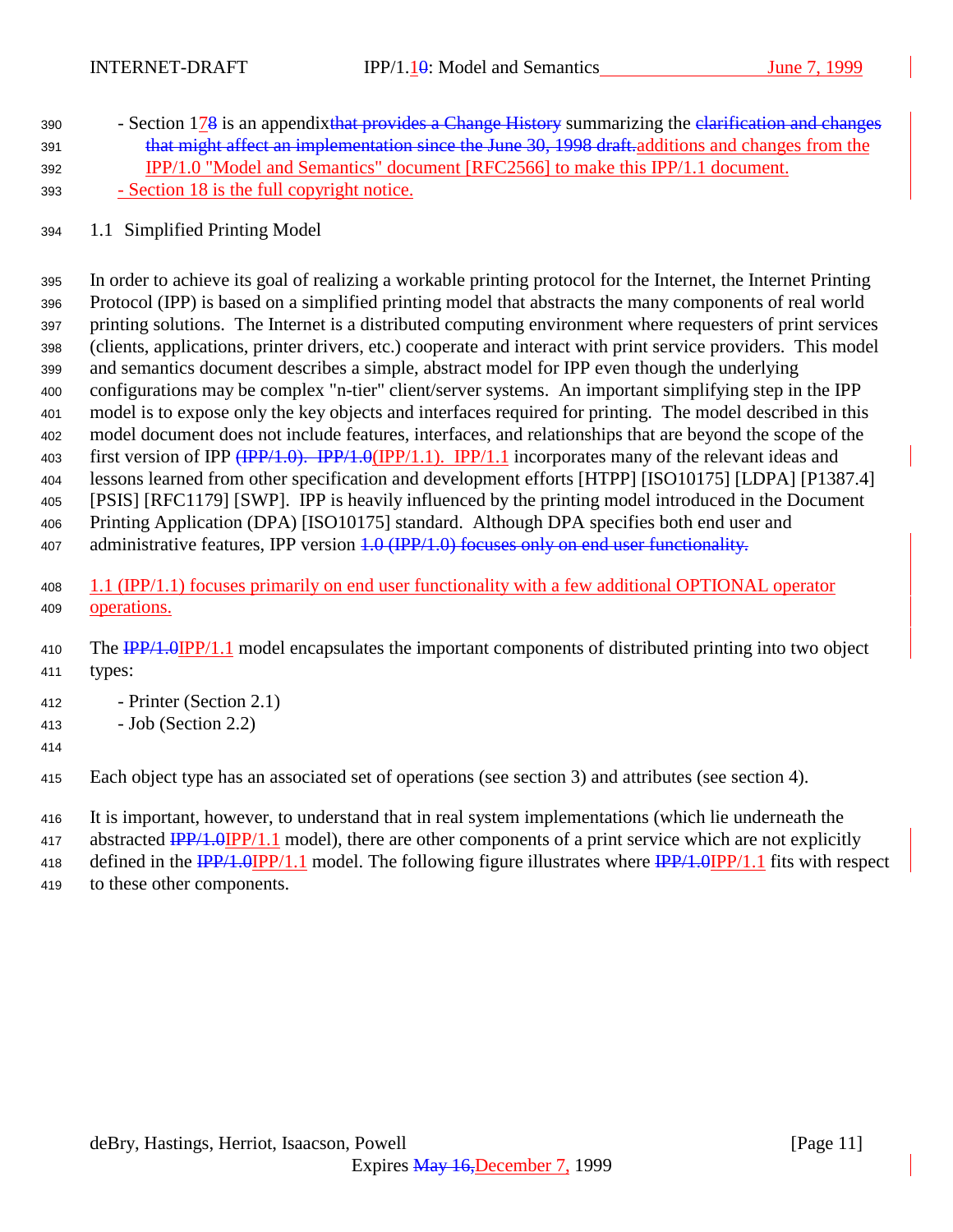- Section 17~~8~~ is an appendix~~that provides a Change History~~ summarizing the ~~clarification and changes that might affect an implementation since the June 30, 1998 draft.~~additions and changes from the IPP/1.0 "Model and Semantics" document [RFC2566] to make this IPP/1.1 document.
- Section 18 is the full copyright notice.

## 1.1 Simplified Printing Model

In order to achieve its goal of realizing a workable printing protocol for the Internet, the Internet Printing Protocol (IPP) is based on a simplified printing model that abstracts the many components of real world printing solutions. The Internet is a distributed computing environment where requesters of print services (clients, applications, printer drivers, etc.) cooperate and interact with print service providers. This model and semantics document describes a simple, abstract model for IPP even though the underlying configurations may be complex "n-tier" client/server systems. An important simplifying step in the IPP model is to expose only the key objects and interfaces required for printing. The model described in this model document does not include features, interfaces, and relationships that are beyond the scope of the first version of IPP ~~(IPP/1.0). IPP/1.0~~(IPP/1.1). IPP/1.1 incorporates many of the relevant ideas and lessons learned from other specification and development efforts [HTPP] [ISO10175] [LDPA] [P1387.4] [PSIS] [RFC1179] [SWP]. IPP is heavily influenced by the printing model introduced in the Document Printing Application (DPA) [ISO10175] standard. Although DPA specifies both end user and administrative features, IPP version ~~1.0 (IPP/1.0) focuses only on end user functionality.~~

1.1 (IPP/1.1) focuses primarily on end user functionality with a few additional OPTIONAL operator operations.

The ~~IPP/1.0~~IPP/1.1 model encapsulates the important components of distributed printing into two object types:

- Printer (Section 2.1)
- Job (Section 2.2)

Each object type has an associated set of operations (see section 3) and attributes (see section 4).

It is important, however, to understand that in real system implementations (which lie underneath the abstracted ~~IPP/1.0~~IPP/1.1 model), there are other components of a print service which are not explicitly defined in the ~~IPP/1.0~~IPP/1.1 model. The following figure illustrates where ~~IPP/1.0~~IPP/1.1 fits with respect to these other components.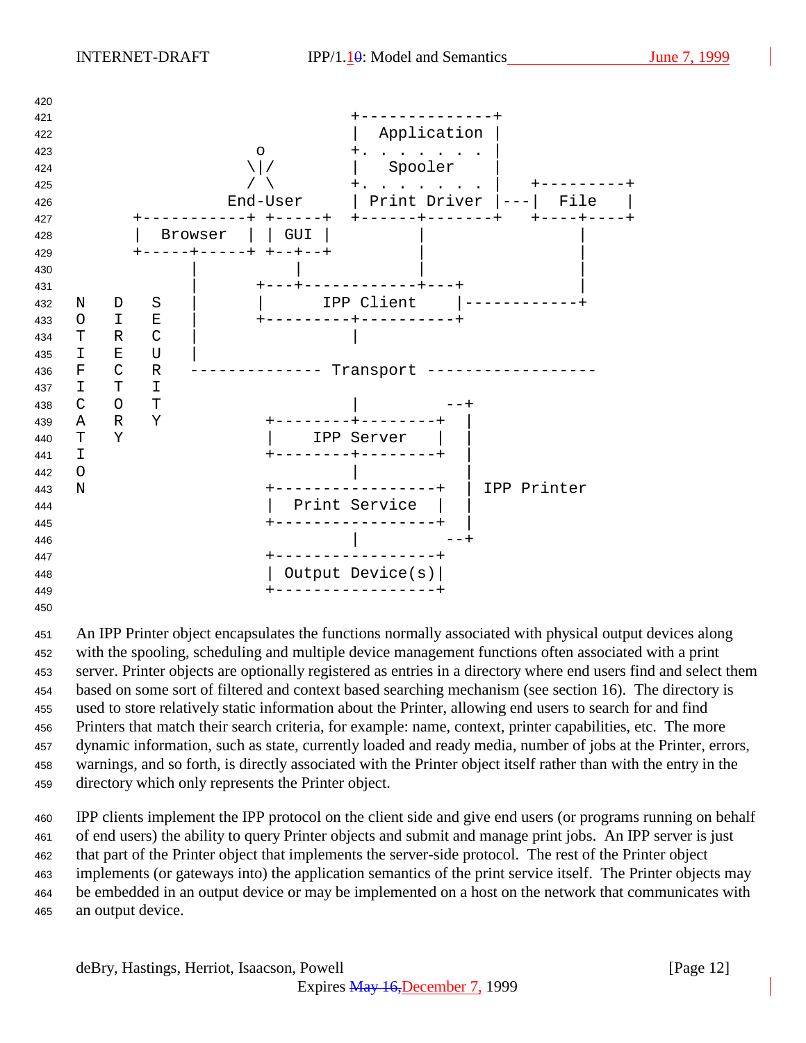```
                                      +--------------+
                                      |  Application |
                            o         +. . . . . . . |
                           \|/        |   Spooler    |
                           / \        +. . . . . . . |   +---------+
                         End-User     | Print Driver |---|  File   |
             +-----------+ +-----+    +------+-------+   +----+----+
             |  Browser  | | GUI |           |                  |
             +-----+-----+ +--+--+           |                  |
                   |          |              |                  |
                   |      +---+------------+---+                |
 N   D   S         |      |      IPP Client    |------------+
 O   I   E         |      +---------+----------+
 T   R   C         |                |
 I   E   U         |
 F   C   R         -------------- Transport ------------------
 I   T   I
 C   O   T                          |         --+
 A   R   Y                 +--------+--------+  |
 T   Y                     |   IPP Server    |  |
 I                         +--------+--------+  |
 O                                  |           |
 N                         +-----------------+  | IPP Printer
                           |  Print Service  |  |
                           +-----------------+  |
                                    |         --+
                           +-----------------+
                           | Output Device(s)|
                           +-----------------+
```

An IPP Printer object encapsulates the functions normally associated with physical output devices along with the spooling, scheduling and multiple device management functions often associated with a print server. Printer objects are optionally registered as entries in a directory where end users find and select them based on some sort of filtered and context based searching mechanism (see section 16). The directory is used to store relatively static information about the Printer, allowing end users to search for and find Printers that match their search criteria, for example: name, context, printer capabilities, etc. The more dynamic information, such as state, currently loaded and ready media, number of jobs at the Printer, errors, warnings, and so forth, is directly associated with the Printer object itself rather than with the entry in the directory which only represents the Printer object.

IPP clients implement the IPP protocol on the client side and give end users (or programs running on behalf of end users) the ability to query Printer objects and submit and manage print jobs. An IPP server is just that part of the Printer object that implements the server-side protocol. The rest of the Printer object implements (or gateways into) the application semantics of the print service itself. The Printer objects may be embedded in an output device or may be implemented on a host on the network that communicates with an output device.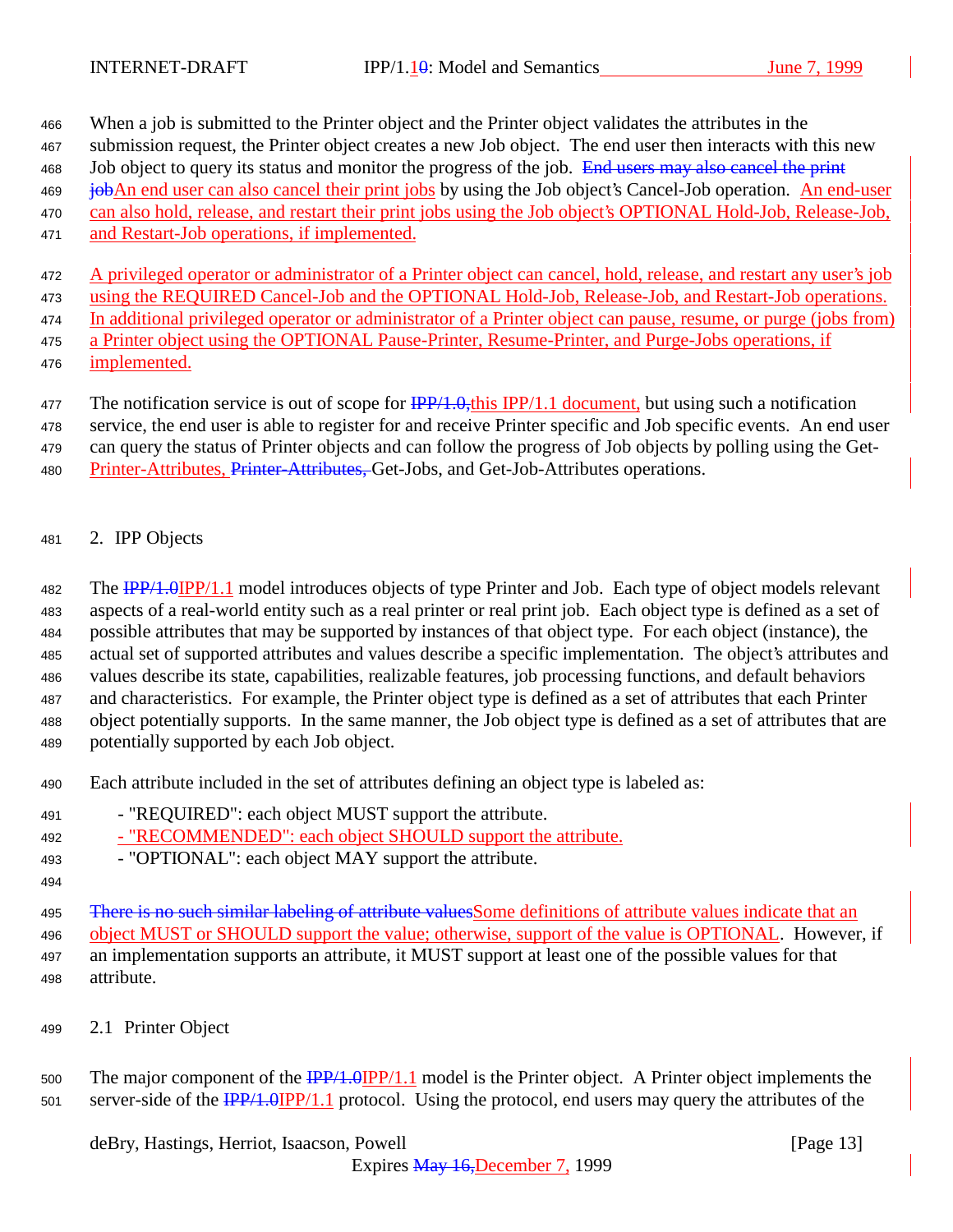When a job is submitted to the Printer object and the Printer object validates the attributes in the submission request, the Printer object creates a new Job object. The end user then interacts with this new Job object to query its status and monitor the progress of the job. ~~End users may also cancel the print job~~An end user can also cancel their print jobs by using the Job object's Cancel-Job operation. An end-user can also hold, release, and restart their print jobs using the Job object's OPTIONAL Hold-Job, Release-Job, and Restart-Job operations, if implemented.

A privileged operator or administrator of a Printer object can cancel, hold, release, and restart any user's job using the REQUIRED Cancel-Job and the OPTIONAL Hold-Job, Release-Job, and Restart-Job operations. In additional privileged operator or administrator of a Printer object can pause, resume, or purge (jobs from) a Printer object using the OPTIONAL Pause-Printer, Resume-Printer, and Purge-Jobs operations, if implemented.

The notification service is out of scope for ~~IPP/1.0,~~this IPP/1.1 document, but using such a notification service, the end user is able to register for and receive Printer specific and Job specific events. An end user can query the status of Printer objects and can follow the progress of Job objects by polling using the Get-Printer-Attributes, ~~Printer-Attributes,~~ Get-Jobs, and Get-Job-Attributes operations.

## 2. IPP Objects

The ~~IPP/1.0~~IPP/1.1 model introduces objects of type Printer and Job. Each type of object models relevant aspects of a real-world entity such as a real printer or real print job. Each object type is defined as a set of possible attributes that may be supported by instances of that object type. For each object (instance), the actual set of supported attributes and values describe a specific implementation. The object's attributes and values describe its state, capabilities, realizable features, job processing functions, and default behaviors and characteristics. For example, the Printer object type is defined as a set of attributes that each Printer object potentially supports. In the same manner, the Job object type is defined as a set of attributes that are potentially supported by each Job object.

Each attribute included in the set of attributes defining an object type is labeled as:

- "REQUIRED": each object MUST support the attribute.
- "RECOMMENDED": each object SHOULD support the attribute.
- "OPTIONAL": each object MAY support the attribute.

~~There is no such similar labeling of attribute values~~Some definitions of attribute values indicate that an object MUST or SHOULD support the value; otherwise, support of the value is OPTIONAL. However, if an implementation supports an attribute, it MUST support at least one of the possible values for that attribute.

### 2.1 Printer Object

The major component of the ~~IPP/1.0~~IPP/1.1 model is the Printer object. A Printer object implements the server-side of the ~~IPP/1.0~~IPP/1.1 protocol. Using the protocol, end users may query the attributes of the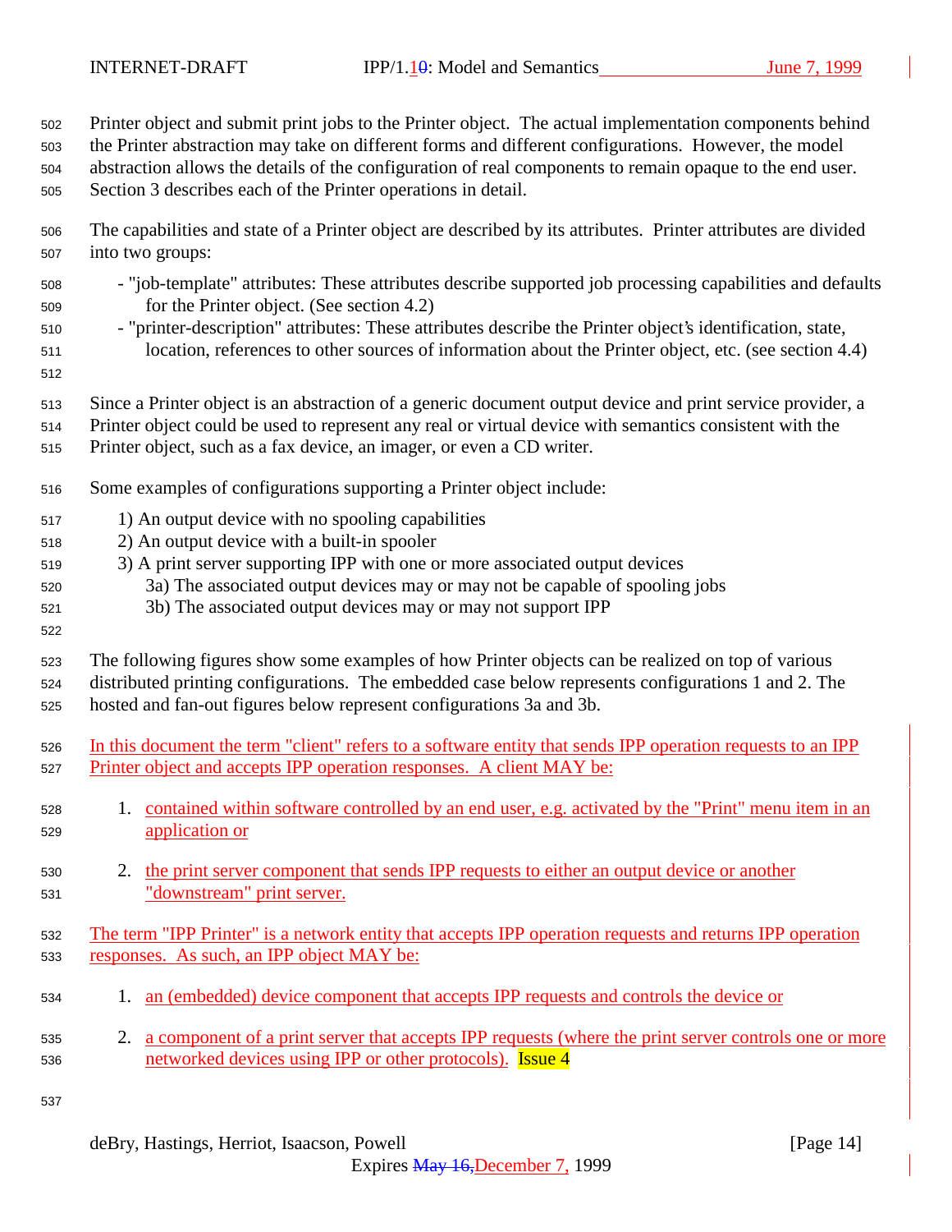Printer object and submit print jobs to the Printer object. The actual implementation components behind the Printer abstraction may take on different forms and different configurations. However, the model abstraction allows the details of the configuration of real components to remain opaque to the end user. Section 3 describes each of the Printer operations in detail.

The capabilities and state of a Printer object are described by its attributes. Printer attributes are divided into two groups:

- "job-template" attributes: These attributes describe supported job processing capabilities and defaults for the Printer object. (See section 4.2)
- "printer-description" attributes: These attributes describe the Printer object's identification, state, location, references to other sources of information about the Printer object, etc. (see section 4.4)

Since a Printer object is an abstraction of a generic document output device and print service provider, a Printer object could be used to represent any real or virtual device with semantics consistent with the Printer object, such as a fax device, an imager, or even a CD writer.

Some examples of configurations supporting a Printer object include:

1) An output device with no spooling capabilities
2) An output device with a built-in spooler
3) A print server supporting IPP with one or more associated output devices
    3a) The associated output devices may or may not be capable of spooling jobs
    3b) The associated output devices may or may not support IPP

The following figures show some examples of how Printer objects can be realized on top of various distributed printing configurations. The embedded case below represents configurations 1 and 2. The hosted and fan-out figures below represent configurations 3a and 3b.

In this document the term "client" refers to a software entity that sends IPP operation requests to an IPP Printer object and accepts IPP operation responses. A client MAY be:

1. contained within software controlled by an end user, e.g. activated by the "Print" menu item in an application or

2. the print server component that sends IPP requests to either an output device or another "downstream" print server.

The term "IPP Printer" is a network entity that accepts IPP operation requests and returns IPP operation responses. As such, an IPP object MAY be:

1. an (embedded) device component that accepts IPP requests and controls the device or

2. a component of a print server that accepts IPP requests (where the print server controls one or more networked devices using IPP or other protocols). Issue 4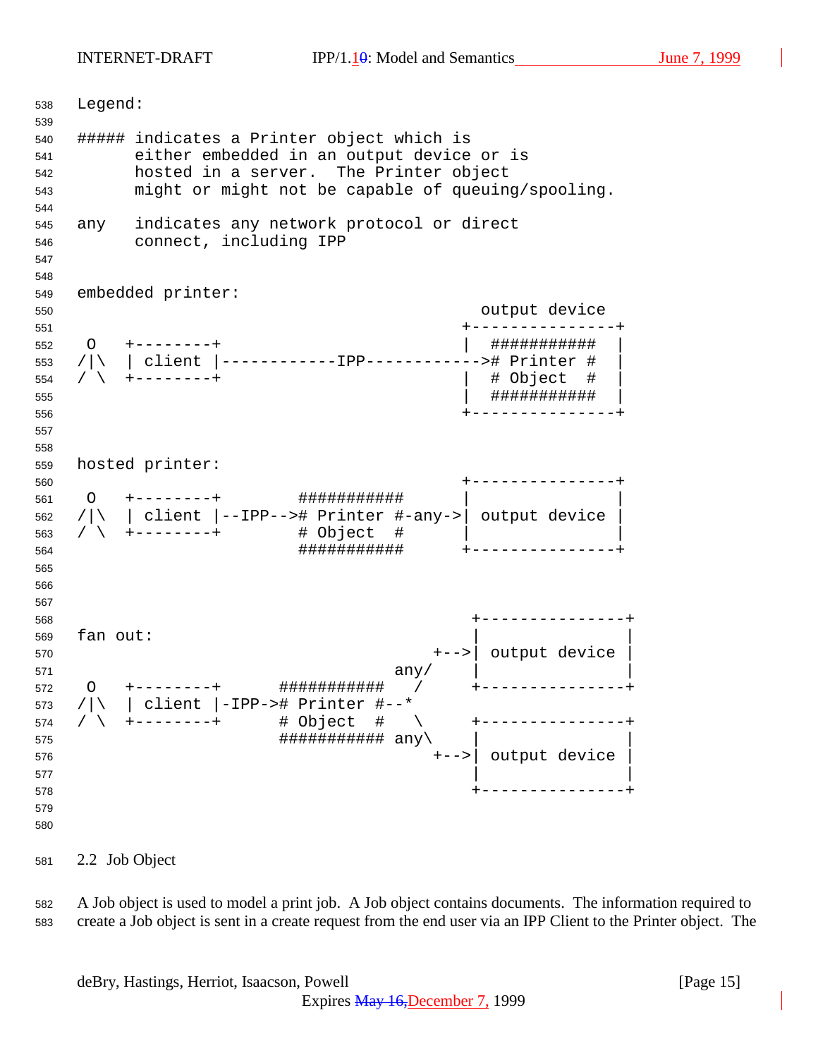```
Legend:

##### indicates a Printer object which is
      either embedded in an output device or is
      hosted in a server.  The Printer object
      might or might not be capable of queuing/spooling.

any   indicates any network protocol or direct
      connect, including IPP


embedded printer:
                                          output device
                                        +---------------+
 O   +--------+                         |  ###########  |
/|\  | client |------------IPP------------># Printer #  |
/ \  +--------+                         |  # Object  #  |
                                        |  ###########  |
                                        +---------------+


hosted printer:
                                        +---------------+
 O   +--------+        ###########      |               |
/|\  | client |--IPP--># Printer #-any->| output device |
/ \  +--------+        # Object  #      |               |
                       ###########      +---------------+



                                         +---------------+
fan out:                                 |               |
                                     +-->| output device |
                                 any/    |               |
 O   +--------+      ###########   /     +---------------+
/|\  | client |-IPP-># Printer #--*
/ \  +--------+      # Object  #   \     +---------------+
                     ########### any\    |               |
                                     +-->| output device |
                                         |               |
                                         +---------------+
```

## 2.2 Job Object

A Job object is used to model a print job. A Job object contains documents. The information required to create a Job object is sent in a create request from the end user via an IPP Client to the Printer object. The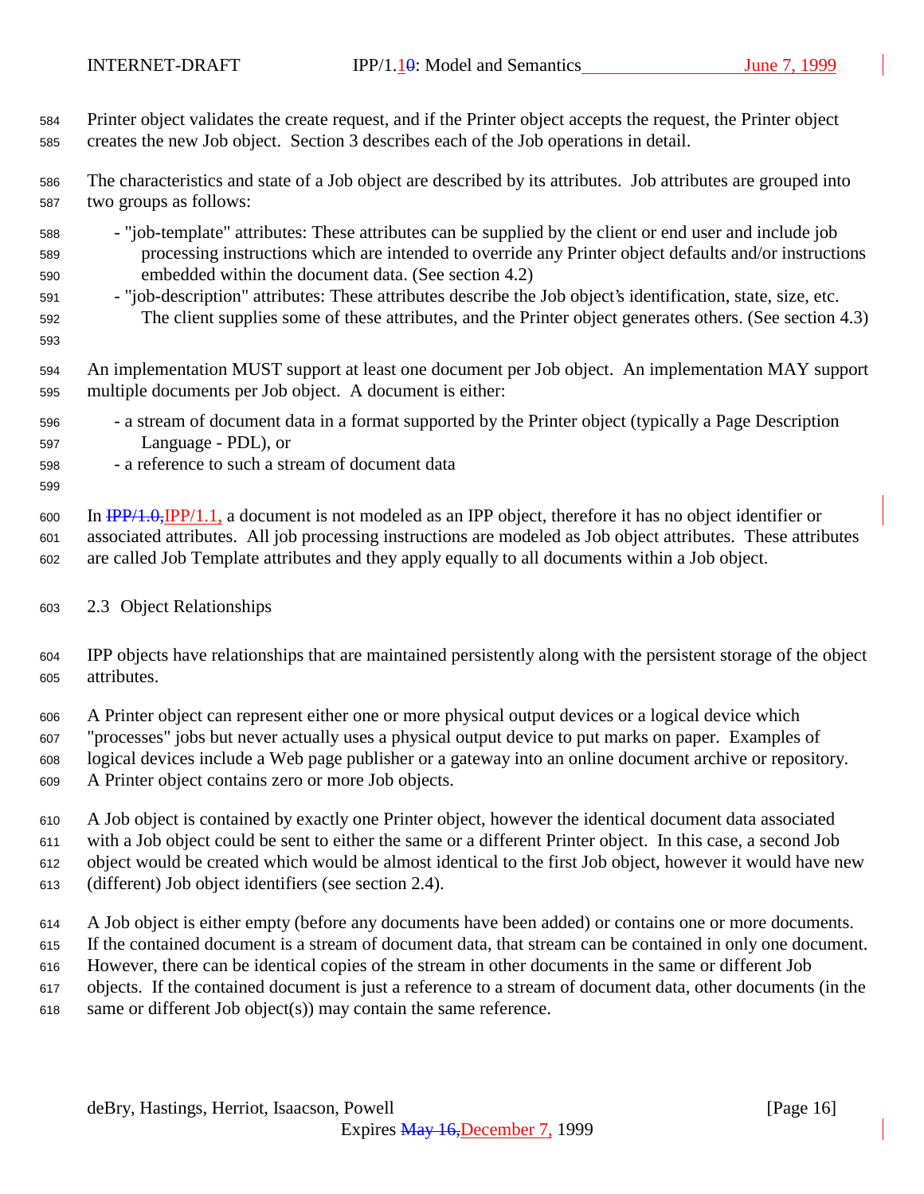Printer object validates the create request, and if the Printer object accepts the request, the Printer object creates the new Job object. Section 3 describes each of the Job operations in detail.

The characteristics and state of a Job object are described by its attributes. Job attributes are grouped into two groups as follows:

- "job-template" attributes: These attributes can be supplied by the client or end user and include job processing instructions which are intended to override any Printer object defaults and/or instructions embedded within the document data. (See section 4.2)
- "job-description" attributes: These attributes describe the Job object's identification, state, size, etc. The client supplies some of these attributes, and the Printer object generates others. (See section 4.3)

An implementation MUST support at least one document per Job object. An implementation MAY support multiple documents per Job object. A document is either:

- a stream of document data in a format supported by the Printer object (typically a Page Description Language - PDL), or
- a reference to such a stream of document data

In ~~IPP/1.0,~~IPP/1.1, a document is not modeled as an IPP object, therefore it has no object identifier or associated attributes. All job processing instructions are modeled as Job object attributes. These attributes are called Job Template attributes and they apply equally to all documents within a Job object.

## 2.3 Object Relationships

IPP objects have relationships that are maintained persistently along with the persistent storage of the object attributes.

A Printer object can represent either one or more physical output devices or a logical device which "processes" jobs but never actually uses a physical output device to put marks on paper. Examples of logical devices include a Web page publisher or a gateway into an online document archive or repository. A Printer object contains zero or more Job objects.

A Job object is contained by exactly one Printer object, however the identical document data associated with a Job object could be sent to either the same or a different Printer object. In this case, a second Job object would be created which would be almost identical to the first Job object, however it would have new (different) Job object identifiers (see section 2.4).

A Job object is either empty (before any documents have been added) or contains one or more documents. If the contained document is a stream of document data, that stream can be contained in only one document. However, there can be identical copies of the stream in other documents in the same or different Job objects. If the contained document is just a reference to a stream of document data, other documents (in the same or different Job object(s)) may contain the same reference.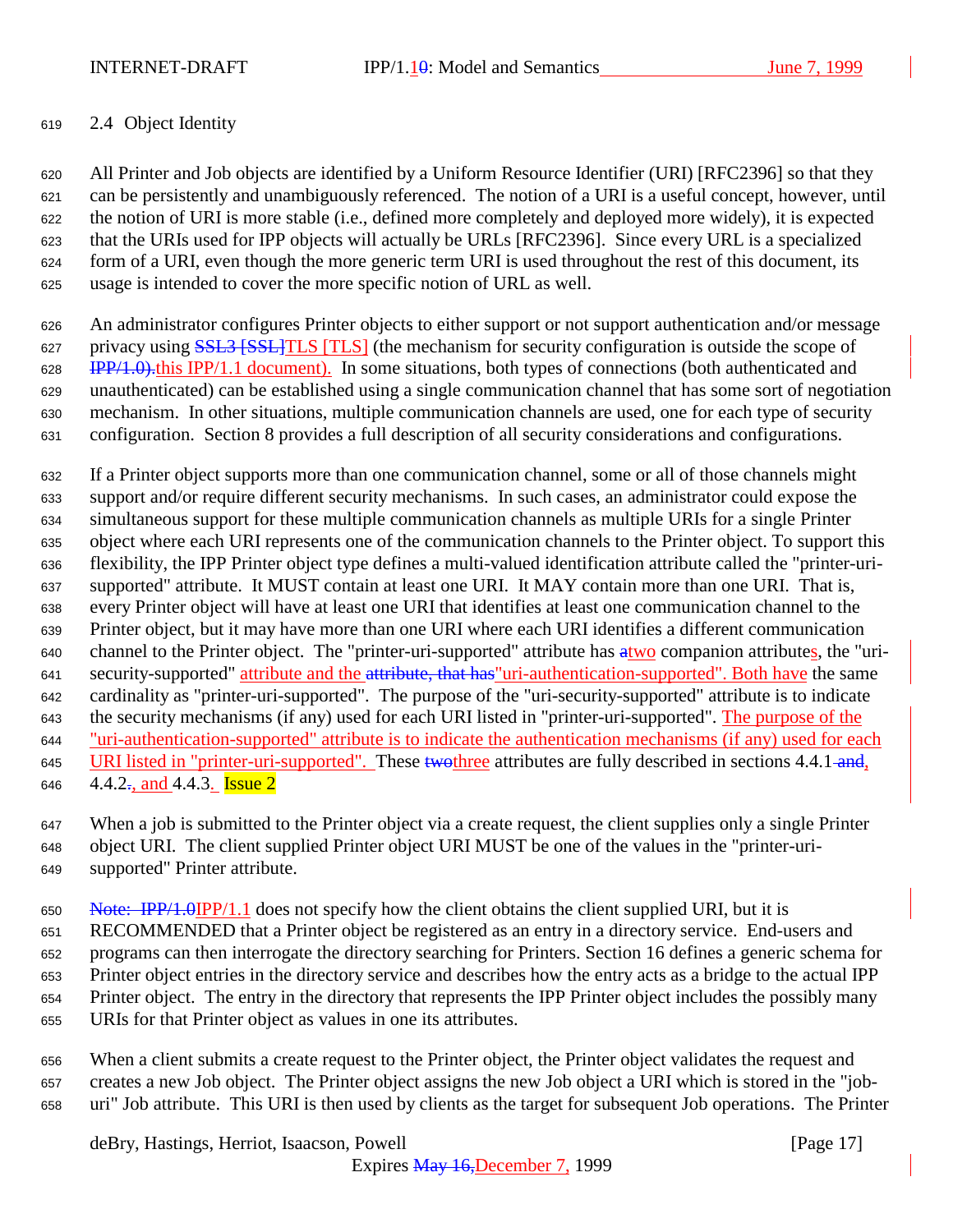## 2.4 Object Identity

All Printer and Job objects are identified by a Uniform Resource Identifier (URI) [RFC2396] so that they can be persistently and unambiguously referenced. The notion of a URI is a useful concept, however, until the notion of URI is more stable (i.e., defined more completely and deployed more widely), it is expected that the URIs used for IPP objects will actually be URLs [RFC2396]. Since every URL is a specialized form of a URI, even though the more generic term URI is used throughout the rest of this document, its usage is intended to cover the more specific notion of URL as well.

An administrator configures Printer objects to either support or not support authentication and/or message privacy using ~~SSL3 [SSL]~~TLS [TLS] (the mechanism for security configuration is outside the scope of ~~IPP/1.0).~~this IPP/1.1 document). In some situations, both types of connections (both authenticated and unauthenticated) can be established using a single communication channel that has some sort of negotiation mechanism. In other situations, multiple communication channels are used, one for each type of security configuration. Section 8 provides a full description of all security considerations and configurations.

If a Printer object supports more than one communication channel, some or all of those channels might support and/or require different security mechanisms. In such cases, an administrator could expose the simultaneous support for these multiple communication channels as multiple URIs for a single Printer object where each URI represents one of the communication channels to the Printer object. To support this flexibility, the IPP Printer object type defines a multi-valued identification attribute called the "printer-uri-supported" attribute. It MUST contain at least one URI. It MAY contain more than one URI. That is, every Printer object will have at least one URI that identifies at least one communication channel to the Printer object, but it may have more than one URI where each URI identifies a different communication channel to the Printer object. The "printer-uri-supported" attribute has ~~a~~two companion attributes, the "uri-security-supported" attribute and the ~~attribute, that has~~"uri-authentication-supported". Both have the same cardinality as "printer-uri-supported". The purpose of the "uri-security-supported" attribute is to indicate the security mechanisms (if any) used for each URI listed in "printer-uri-supported". The purpose of the "uri-authentication-supported" attribute is to indicate the authentication mechanisms (if any) used for each URI listed in "printer-uri-supported". These ~~two~~three attributes are fully described in sections 4.4.1~~ and~~, 4.4.2~~.~~, and 4.4.3. Issue 2

When a job is submitted to the Printer object via a create request, the client supplies only a single Printer object URI. The client supplied Printer object URI MUST be one of the values in the "printer-uri-supported" Printer attribute.

~~Note: IPP/1.0~~IPP/1.1 does not specify how the client obtains the client supplied URI, but it is RECOMMENDED that a Printer object be registered as an entry in a directory service. End-users and programs can then interrogate the directory searching for Printers. Section 16 defines a generic schema for Printer object entries in the directory service and describes how the entry acts as a bridge to the actual IPP Printer object. The entry in the directory that represents the IPP Printer object includes the possibly many URIs for that Printer object as values in one its attributes.

When a client submits a create request to the Printer object, the Printer object validates the request and creates a new Job object. The Printer object assigns the new Job object a URI which is stored in the "job-uri" Job attribute. This URI is then used by clients as the target for subsequent Job operations. The Printer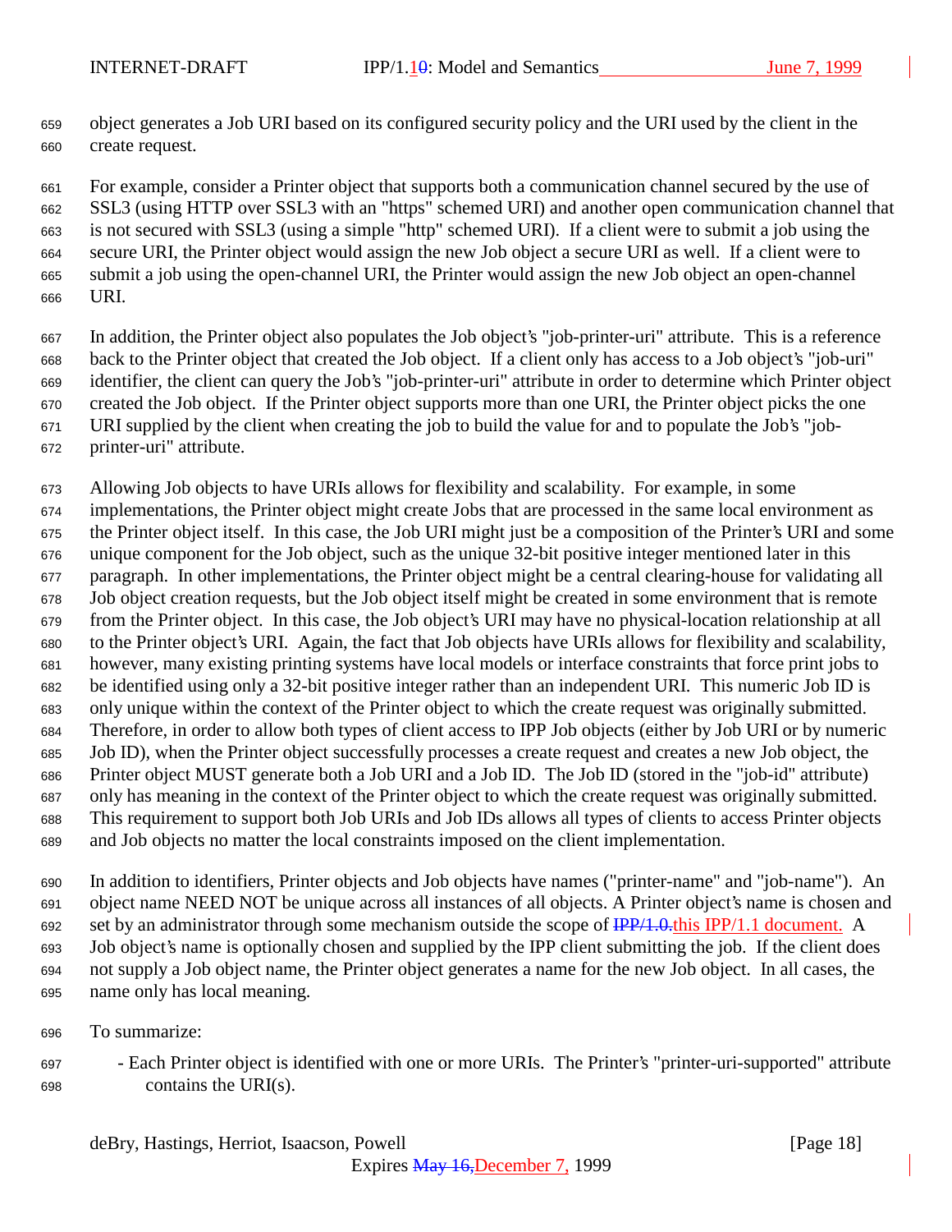object generates a Job URI based on its configured security policy and the URI used by the client in the create request.

For example, consider a Printer object that supports both a communication channel secured by the use of SSL3 (using HTTP over SSL3 with an "https" schemed URI) and another open communication channel that is not secured with SSL3 (using a simple "http" schemed URI). If a client were to submit a job using the secure URI, the Printer object would assign the new Job object a secure URI as well. If a client were to submit a job using the open-channel URI, the Printer would assign the new Job object an open-channel URI.

In addition, the Printer object also populates the Job object's "job-printer-uri" attribute. This is a reference back to the Printer object that created the Job object. If a client only has access to a Job object's "job-uri" identifier, the client can query the Job's "job-printer-uri" attribute in order to determine which Printer object created the Job object. If the Printer object supports more than one URI, the Printer object picks the one URI supplied by the client when creating the job to build the value for and to populate the Job's "job-printer-uri" attribute.

Allowing Job objects to have URIs allows for flexibility and scalability. For example, in some implementations, the Printer object might create Jobs that are processed in the same local environment as the Printer object itself. In this case, the Job URI might just be a composition of the Printer's URI and some unique component for the Job object, such as the unique 32-bit positive integer mentioned later in this paragraph. In other implementations, the Printer object might be a central clearing-house for validating all Job object creation requests, but the Job object itself might be created in some environment that is remote from the Printer object. In this case, the Job object's URI may have no physical-location relationship at all to the Printer object's URI. Again, the fact that Job objects have URIs allows for flexibility and scalability, however, many existing printing systems have local models or interface constraints that force print jobs to be identified using only a 32-bit positive integer rather than an independent URI. This numeric Job ID is only unique within the context of the Printer object to which the create request was originally submitted. Therefore, in order to allow both types of client access to IPP Job objects (either by Job URI or by numeric Job ID), when the Printer object successfully processes a create request and creates a new Job object, the Printer object MUST generate both a Job URI and a Job ID. The Job ID (stored in the "job-id" attribute) only has meaning in the context of the Printer object to which the create request was originally submitted. This requirement to support both Job URIs and Job IDs allows all types of clients to access Printer objects and Job objects no matter the local constraints imposed on the client implementation.

In addition to identifiers, Printer objects and Job objects have names ("printer-name" and "job-name"). An object name NEED NOT be unique across all instances of all objects. A Printer object's name is chosen and set by an administrator through some mechanism outside the scope of ~~IPP/1.0.~~this IPP/1.1 document. A Job object's name is optionally chosen and supplied by the IPP client submitting the job. If the client does not supply a Job object name, the Printer object generates a name for the new Job object. In all cases, the name only has local meaning.

To summarize:

- Each Printer object is identified with one or more URIs. The Printer's "printer-uri-supported" attribute contains the URI(s).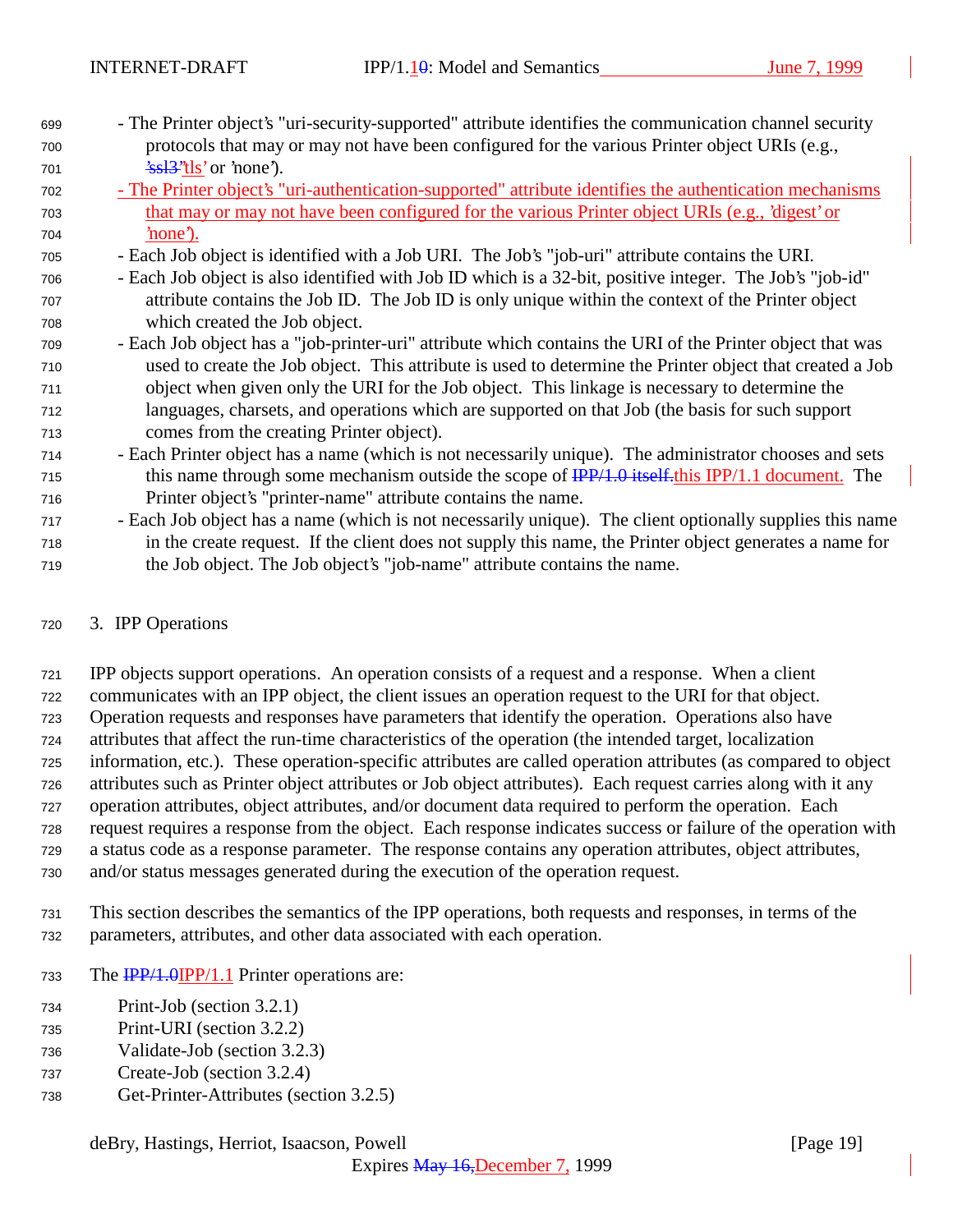- The Printer object's "uri-security-supported" attribute identifies the communication channel security protocols that may or may not have been configured for the various Printer object URIs (e.g., 'ssl3''tls' or 'none').
- The Printer object's "uri-authentication-supported" attribute identifies the authentication mechanisms that may or may not have been configured for the various Printer object URIs (e.g., 'digest' or 'none').
- Each Job object is identified with a Job URI. The Job's "job-uri" attribute contains the URI.
- Each Job object is also identified with Job ID which is a 32-bit, positive integer. The Job's "job-id" attribute contains the Job ID. The Job ID is only unique within the context of the Printer object which created the Job object.
- Each Job object has a "job-printer-uri" attribute which contains the URI of the Printer object that was used to create the Job object. This attribute is used to determine the Printer object that created a Job object when given only the URI for the Job object. This linkage is necessary to determine the languages, charsets, and operations which are supported on that Job (the basis for such support comes from the creating Printer object).
- Each Printer object has a name (which is not necessarily unique). The administrator chooses and sets this name through some mechanism outside the scope of IPP/1.0 itself.this IPP/1.1 document. The Printer object's "printer-name" attribute contains the name.
- Each Job object has a name (which is not necessarily unique). The client optionally supplies this name in the create request. If the client does not supply this name, the Printer object generates a name for the Job object. The Job object's "job-name" attribute contains the name.

# 3. IPP Operations

IPP objects support operations. An operation consists of a request and a response. When a client communicates with an IPP object, the client issues an operation request to the URI for that object. Operation requests and responses have parameters that identify the operation. Operations also have attributes that affect the run-time characteristics of the operation (the intended target, localization information, etc.). These operation-specific attributes are called operation attributes (as compared to object attributes such as Printer object attributes or Job object attributes). Each request carries along with it any operation attributes, object attributes, and/or document data required to perform the operation. Each request requires a response from the object. Each response indicates success or failure of the operation with a status code as a response parameter. The response contains any operation attributes, object attributes, and/or status messages generated during the execution of the operation request.

This section describes the semantics of the IPP operations, both requests and responses, in terms of the parameters, attributes, and other data associated with each operation.

The IPP/1.0IPP/1.1 Printer operations are:

Print-Job (section 3.2.1)
Print-URI (section 3.2.2)
Validate-Job (section 3.2.3)
Create-Job (section 3.2.4)
Get-Printer-Attributes (section 3.2.5)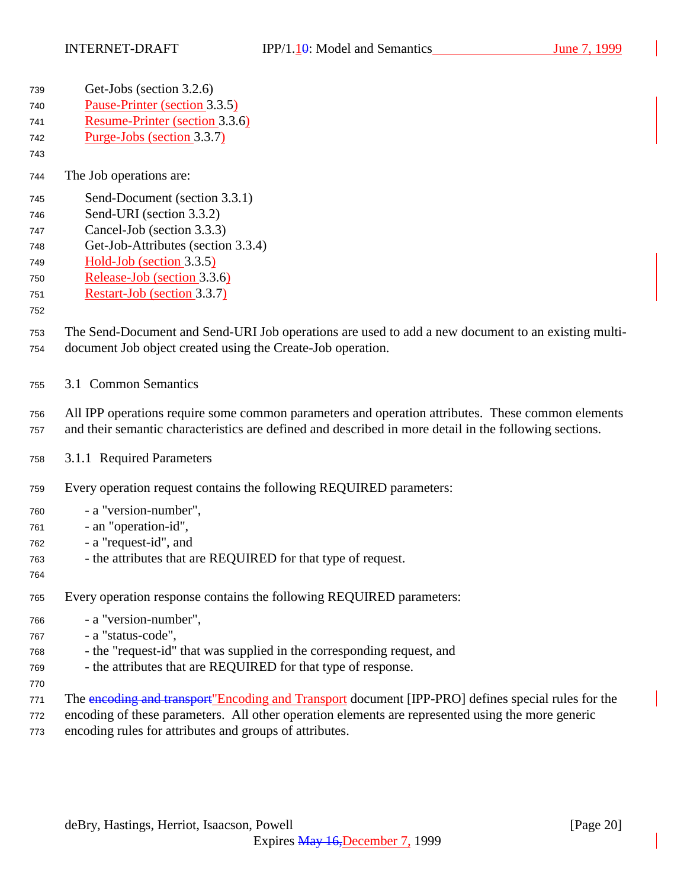Get-Jobs (section 3.2.6)
Pause-Printer (section 3.3.5)
Resume-Printer (section 3.3.6)
Purge-Jobs (section 3.3.7)

The Job operations are:

Send-Document (section 3.3.1)
Send-URI (section 3.3.2)
Cancel-Job (section 3.3.3)
Get-Job-Attributes (section 3.3.4)
Hold-Job (section 3.3.5)
Release-Job (section 3.3.6)
Restart-Job (section 3.3.7)

The Send-Document and Send-URI Job operations are used to add a new document to an existing multi-document Job object created using the Create-Job operation.

## 3.1 Common Semantics

All IPP operations require some common parameters and operation attributes. These common elements and their semantic characteristics are defined and described in more detail in the following sections.

### 3.1.1 Required Parameters

Every operation request contains the following REQUIRED parameters:

- a "version-number",
- an "operation-id",
- a "request-id", and
- the attributes that are REQUIRED for that type of request.

Every operation response contains the following REQUIRED parameters:

- a "version-number",
- a "status-code",
- the "request-id" that was supplied in the corresponding request, and
- the attributes that are REQUIRED for that type of response.

The ~~encoding and transport~~"Encoding and Transport document [IPP-PRO] defines special rules for the encoding of these parameters. All other operation elements are represented using the more generic encoding rules for attributes and groups of attributes.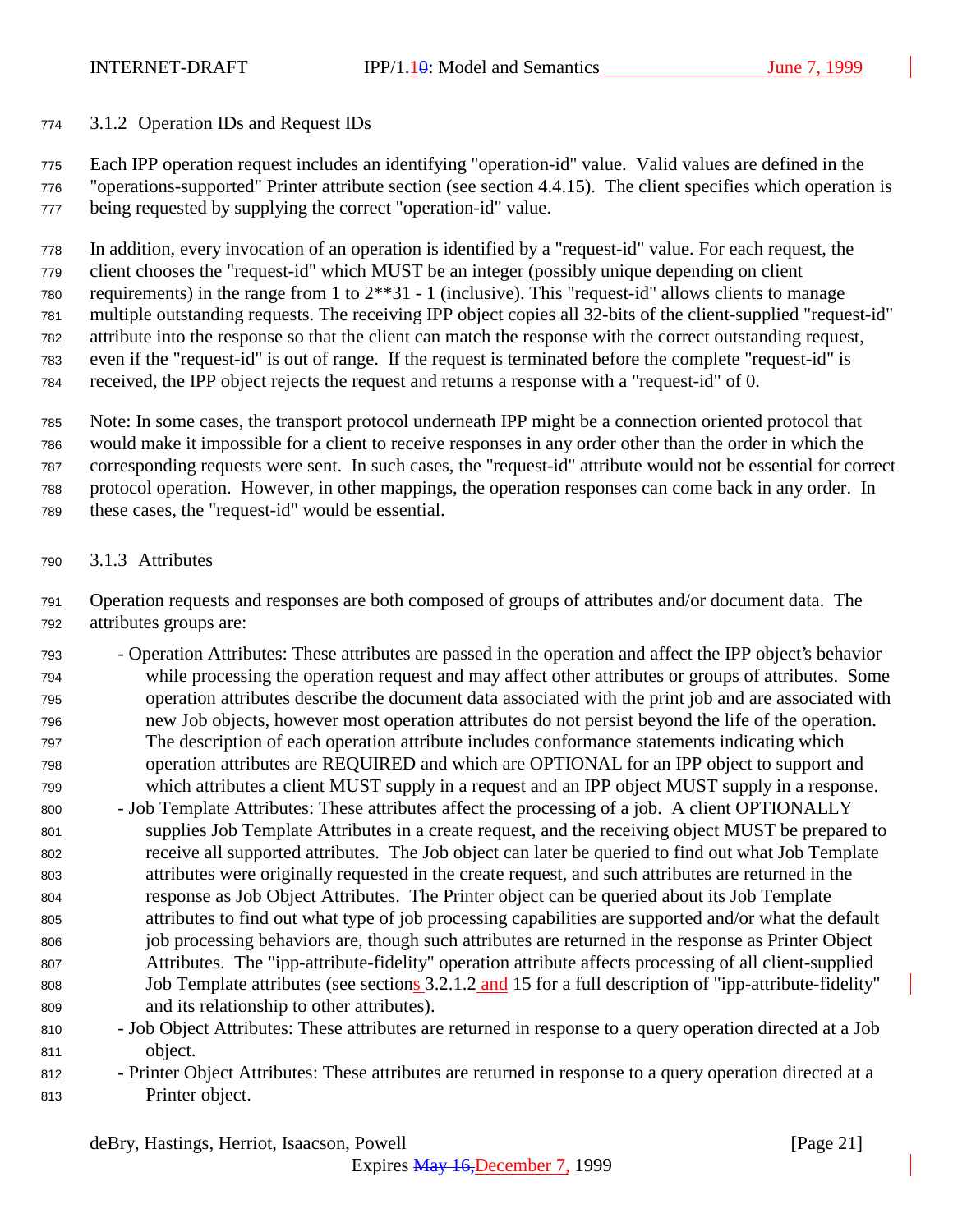### 3.1.2 Operation IDs and Request IDs

Each IPP operation request includes an identifying "operation-id" value. Valid values are defined in the "operations-supported" Printer attribute section (see section 4.4.15). The client specifies which operation is being requested by supplying the correct "operation-id" value.

In addition, every invocation of an operation is identified by a "request-id" value. For each request, the client chooses the "request-id" which MUST be an integer (possibly unique depending on client requirements) in the range from 1 to 2**31 - 1 (inclusive). This "request-id" allows clients to manage multiple outstanding requests. The receiving IPP object copies all 32-bits of the client-supplied "request-id" attribute into the response so that the client can match the response with the correct outstanding request, even if the "request-id" is out of range. If the request is terminated before the complete "request-id" is received, the IPP object rejects the request and returns a response with a "request-id" of 0.

Note: In some cases, the transport protocol underneath IPP might be a connection oriented protocol that would make it impossible for a client to receive responses in any order other than the order in which the corresponding requests were sent. In such cases, the "request-id" attribute would not be essential for correct protocol operation. However, in other mappings, the operation responses can come back in any order. In these cases, the "request-id" would be essential.

### 3.1.3 Attributes

Operation requests and responses are both composed of groups of attributes and/or document data. The attributes groups are:

- Operation Attributes: These attributes are passed in the operation and affect the IPP object's behavior while processing the operation request and may affect other attributes or groups of attributes. Some operation attributes describe the document data associated with the print job and are associated with new Job objects, however most operation attributes do not persist beyond the life of the operation. The description of each operation attribute includes conformance statements indicating which operation attributes are REQUIRED and which are OPTIONAL for an IPP object to support and which attributes a client MUST supply in a request and an IPP object MUST supply in a response.
- Job Template Attributes: These attributes affect the processing of a job. A client OPTIONALLY supplies Job Template Attributes in a create request, and the receiving object MUST be prepared to receive all supported attributes. The Job object can later be queried to find out what Job Template attributes were originally requested in the create request, and such attributes are returned in the response as Job Object Attributes. The Printer object can be queried about its Job Template attributes to find out what type of job processing capabilities are supported and/or what the default job processing behaviors are, though such attributes are returned in the response as Printer Object Attributes. The "ipp-attribute-fidelity" operation attribute affects processing of all client-supplied Job Template attributes (see sections 3.2.1.2 and 15 for a full description of "ipp-attribute-fidelity" and its relationship to other attributes).
- Job Object Attributes: These attributes are returned in response to a query operation directed at a Job object.
- Printer Object Attributes: These attributes are returned in response to a query operation directed at a Printer object.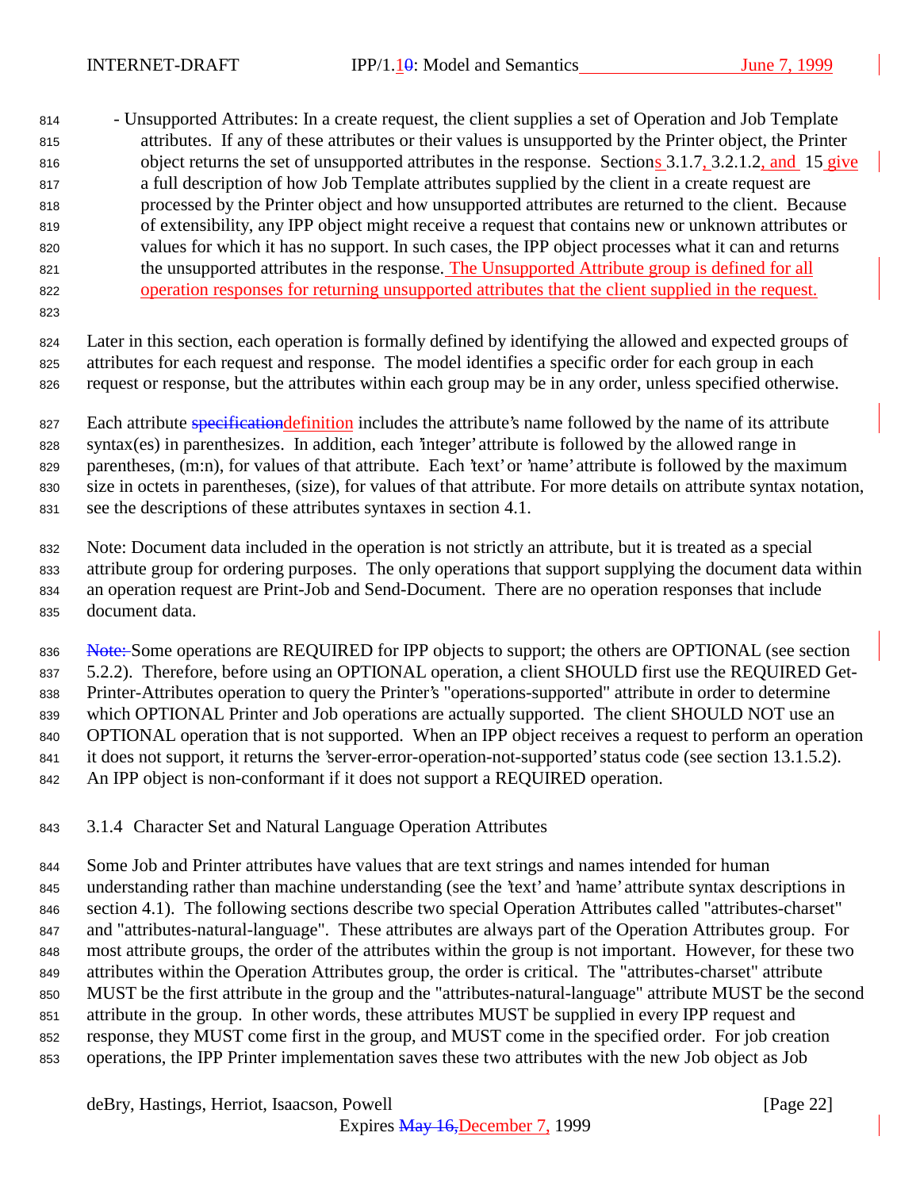- Unsupported Attributes: In a create request, the client supplies a set of Operation and Job Template attributes. If any of these attributes or their values is unsupported by the Printer object, the Printer object returns the set of unsupported attributes in the response. Sections 3.1.7, 3.2.1.2, and 15 give a full description of how Job Template attributes supplied by the client in a create request are processed by the Printer object and how unsupported attributes are returned to the client. Because of extensibility, any IPP object might receive a request that contains new or unknown attributes or values for which it has no support. In such cases, the IPP object processes what it can and returns the unsupported attributes in the response. The Unsupported Attribute group is defined for all operation responses for returning unsupported attributes that the client supplied in the request.

Later in this section, each operation is formally defined by identifying the allowed and expected groups of attributes for each request and response. The model identifies a specific order for each group in each request or response, but the attributes within each group may be in any order, unless specified otherwise.

Each attribute ~~specification~~definition includes the attribute's name followed by the name of its attribute syntax(es) in parenthesizes. In addition, each 'integer' attribute is followed by the allowed range in parentheses, (m:n), for values of that attribute. Each 'text' or 'name' attribute is followed by the maximum size in octets in parentheses, (size), for values of that attribute. For more details on attribute syntax notation, see the descriptions of these attributes syntaxes in section 4.1.

Note: Document data included in the operation is not strictly an attribute, but it is treated as a special attribute group for ordering purposes. The only operations that support supplying the document data within an operation request are Print-Job and Send-Document. There are no operation responses that include document data.

~~Note:~~ Some operations are REQUIRED for IPP objects to support; the others are OPTIONAL (see section 5.2.2). Therefore, before using an OPTIONAL operation, a client SHOULD first use the REQUIRED Get-Printer-Attributes operation to query the Printer's "operations-supported" attribute in order to determine which OPTIONAL Printer and Job operations are actually supported. The client SHOULD NOT use an OPTIONAL operation that is not supported. When an IPP object receives a request to perform an operation it does not support, it returns the 'server-error-operation-not-supported' status code (see section 13.1.5.2). An IPP object is non-conformant if it does not support a REQUIRED operation.

### 3.1.4 Character Set and Natural Language Operation Attributes

Some Job and Printer attributes have values that are text strings and names intended for human understanding rather than machine understanding (see the 'text' and 'name' attribute syntax descriptions in section 4.1). The following sections describe two special Operation Attributes called "attributes-charset" and "attributes-natural-language". These attributes are always part of the Operation Attributes group. For most attribute groups, the order of the attributes within the group is not important. However, for these two attributes within the Operation Attributes group, the order is critical. The "attributes-charset" attribute MUST be the first attribute in the group and the "attributes-natural-language" attribute MUST be the second attribute in the group. In other words, these attributes MUST be supplied in every IPP request and response, they MUST come first in the group, and MUST come in the specified order. For job creation operations, the IPP Printer implementation saves these two attributes with the new Job object as Job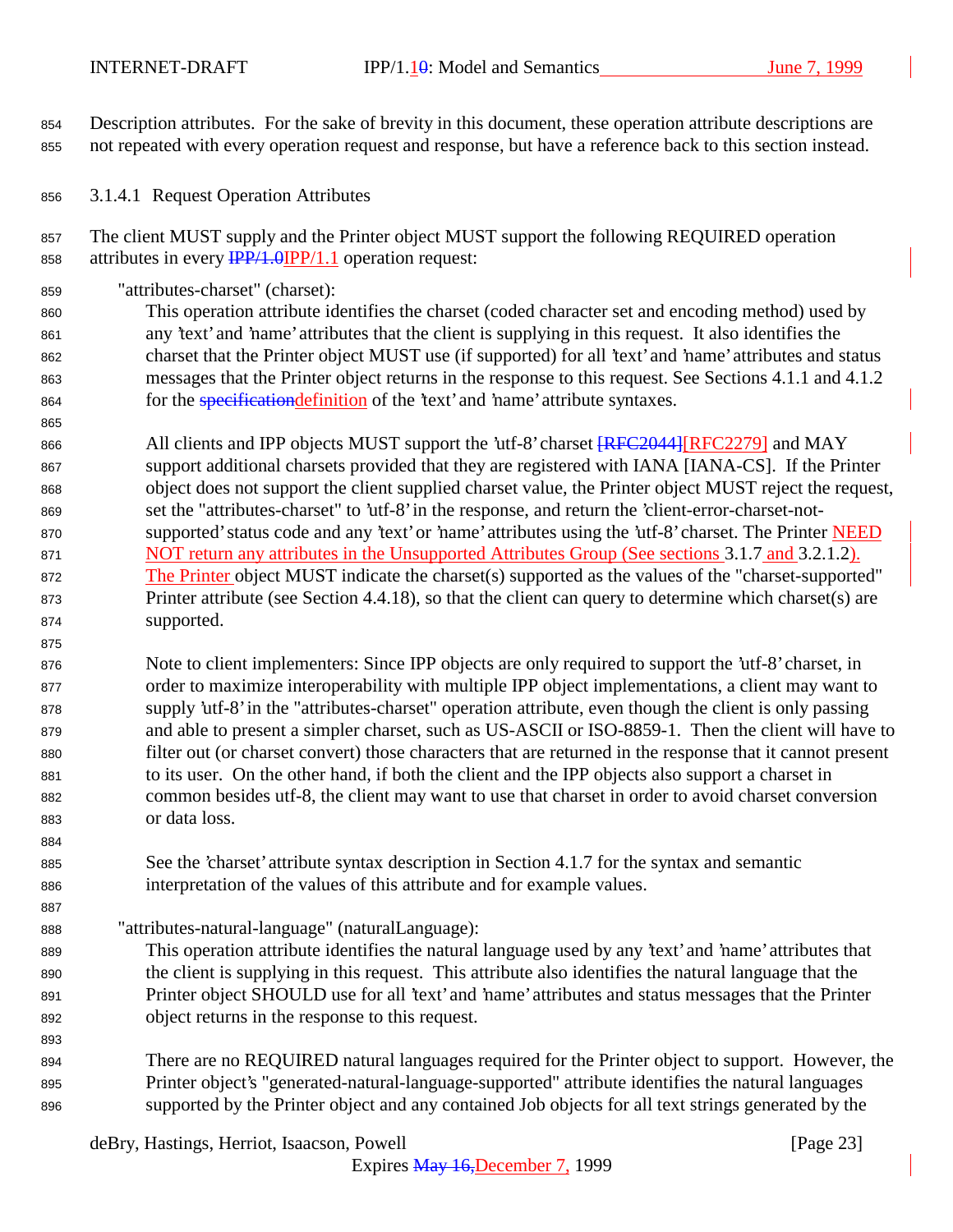Description attributes. For the sake of brevity in this document, these operation attribute descriptions are not repeated with every operation request and response, but have a reference back to this section instead.

#### 3.1.4.1 Request Operation Attributes

The client MUST supply and the Printer object MUST support the following REQUIRED operation attributes in every ~~IPP/1.0~~IPP/1.1 operation request:

"attributes-charset" (charset):

This operation attribute identifies the charset (coded character set and encoding method) used by any 'text' and 'name' attributes that the client is supplying in this request. It also identifies the charset that the Printer object MUST use (if supported) for all 'text' and 'name' attributes and status messages that the Printer object returns in the response to this request. See Sections 4.1.1 and 4.1.2 for the ~~specification~~definition of the 'text' and 'name' attribute syntaxes.

All clients and IPP objects MUST support the 'utf-8' charset ~~[RFC2044]~~[RFC2279] and MAY support additional charsets provided that they are registered with IANA [IANA-CS]. If the Printer object does not support the client supplied charset value, the Printer object MUST reject the request, set the "attributes-charset" to 'utf-8' in the response, and return the 'client-error-charset-not-supported' status code and any 'text' or 'name' attributes using the 'utf-8' charset. The Printer NEED NOT return any attributes in the Unsupported Attributes Group (See sections 3.1.7 and 3.2.1.2). The Printer object MUST indicate the charset(s) supported as the values of the "charset-supported" Printer attribute (see Section 4.4.18), so that the client can query to determine which charset(s) are supported.

Note to client implementers: Since IPP objects are only required to support the 'utf-8' charset, in order to maximize interoperability with multiple IPP object implementations, a client may want to supply 'utf-8' in the "attributes-charset" operation attribute, even though the client is only passing and able to present a simpler charset, such as US-ASCII or ISO-8859-1. Then the client will have to filter out (or charset convert) those characters that are returned in the response that it cannot present to its user. On the other hand, if both the client and the IPP objects also support a charset in common besides utf-8, the client may want to use that charset in order to avoid charset conversion or data loss.

See the 'charset' attribute syntax description in Section 4.1.7 for the syntax and semantic interpretation of the values of this attribute and for example values.

"attributes-natural-language" (naturalLanguage):

This operation attribute identifies the natural language used by any 'text' and 'name' attributes that the client is supplying in this request. This attribute also identifies the natural language that the Printer object SHOULD use for all 'text' and 'name' attributes and status messages that the Printer object returns in the response to this request.

There are no REQUIRED natural languages required for the Printer object to support. However, the Printer object's "generated-natural-language-supported" attribute identifies the natural languages supported by the Printer object and any contained Job objects for all text strings generated by the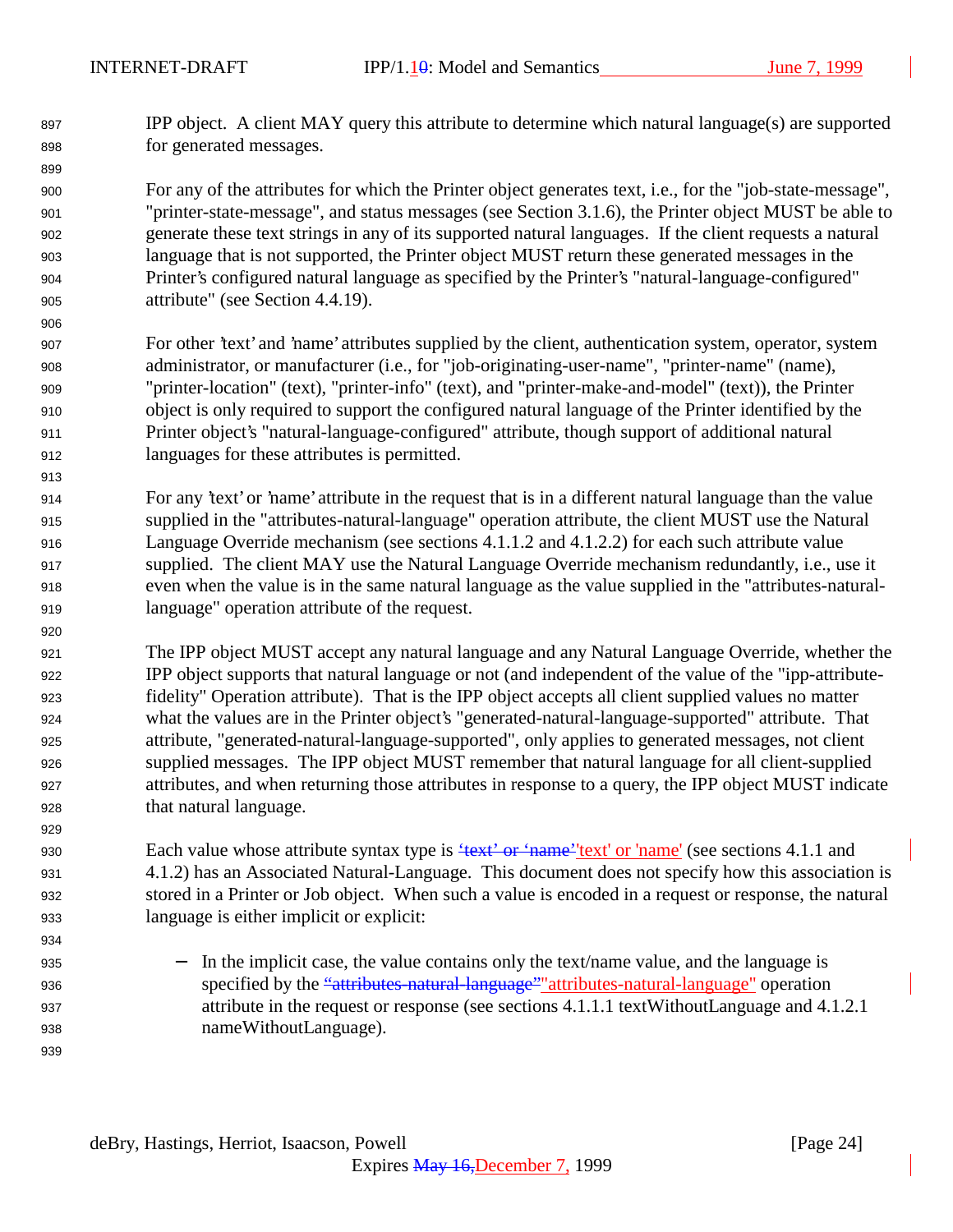IPP object. A client MAY query this attribute to determine which natural language(s) are supported for generated messages.

For any of the attributes for which the Printer object generates text, i.e., for the "job-state-message", "printer-state-message", and status messages (see Section 3.1.6), the Printer object MUST be able to generate these text strings in any of its supported natural languages. If the client requests a natural language that is not supported, the Printer object MUST return these generated messages in the Printer's configured natural language as specified by the Printer's "natural-language-configured" attribute" (see Section 4.4.19).

For other 'text' and 'name' attributes supplied by the client, authentication system, operator, system administrator, or manufacturer (i.e., for "job-originating-user-name", "printer-name" (name), "printer-location" (text), "printer-info" (text), and "printer-make-and-model" (text)), the Printer object is only required to support the configured natural language of the Printer identified by the Printer object's "natural-language-configured" attribute, though support of additional natural languages for these attributes is permitted.

For any 'text' or 'name' attribute in the request that is in a different natural language than the value supplied in the "attributes-natural-language" operation attribute, the client MUST use the Natural Language Override mechanism (see sections 4.1.1.2 and 4.1.2.2) for each such attribute value supplied. The client MAY use the Natural Language Override mechanism redundantly, i.e., use it even when the value is in the same natural language as the value supplied in the "attributes-natural-language" operation attribute of the request.

The IPP object MUST accept any natural language and any Natural Language Override, whether the IPP object supports that natural language or not (and independent of the value of the "ipp-attribute-fidelity" Operation attribute). That is the IPP object accepts all client supplied values no matter what the values are in the Printer object's "generated-natural-language-supported" attribute. That attribute, "generated-natural-language-supported", only applies to generated messages, not client supplied messages. The IPP object MUST remember that natural language for all client-supplied attributes, and when returning those attributes in response to a query, the IPP object MUST indicate that natural language.

Each value whose attribute syntax type is ~~‘text’ or ‘name’~~'text' or 'name' (see sections 4.1.1 and 4.1.2) has an Associated Natural-Language. This document does not specify how this association is stored in a Printer or Job object. When such a value is encoded in a request or response, the natural language is either implicit or explicit:

- In the implicit case, the value contains only the text/name value, and the language is specified by the ~~“attributes-natural-language”~~"attributes-natural-language" operation attribute in the request or response (see sections 4.1.1.1 textWithoutLanguage and 4.1.2.1 nameWithoutLanguage).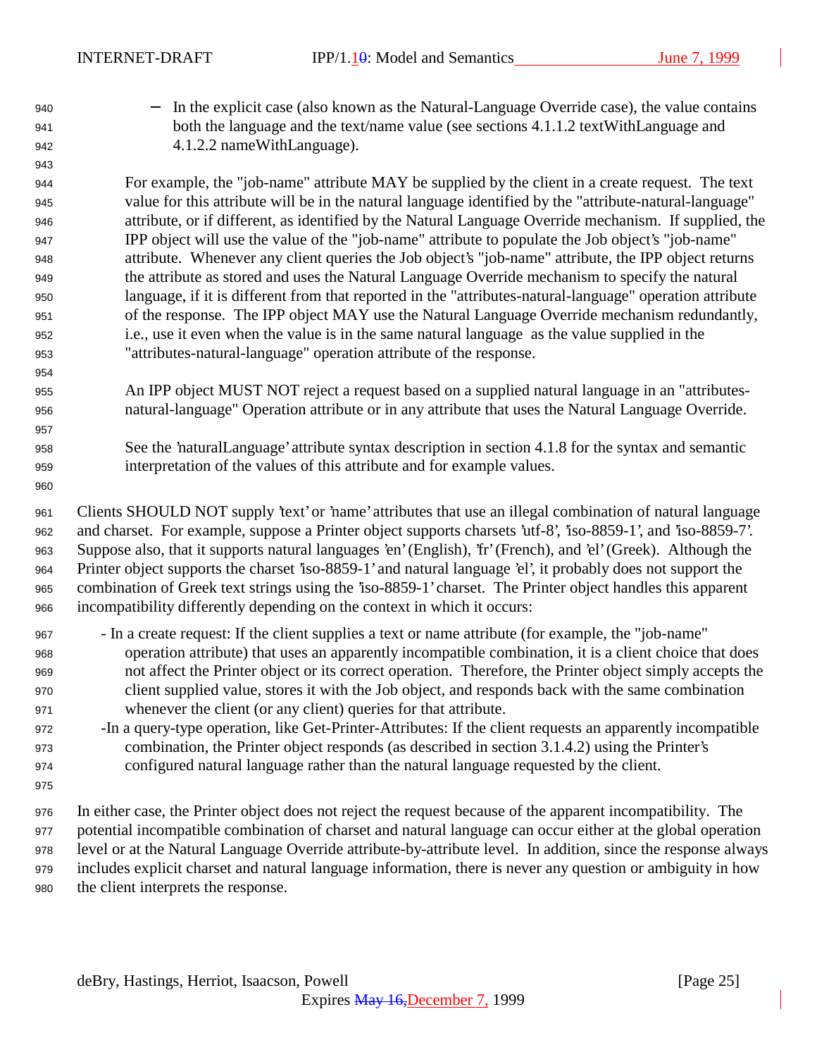- In the explicit case (also known as the Natural-Language Override case), the value contains both the language and the text/name value (see sections 4.1.1.2 textWithLanguage and 4.1.2.2 nameWithLanguage).

For example, the "job-name" attribute MAY be supplied by the client in a create request. The text value for this attribute will be in the natural language identified by the "attribute-natural-language" attribute, or if different, as identified by the Natural Language Override mechanism. If supplied, the IPP object will use the value of the "job-name" attribute to populate the Job object's "job-name" attribute. Whenever any client queries the Job object's "job-name" attribute, the IPP object returns the attribute as stored and uses the Natural Language Override mechanism to specify the natural language, if it is different from that reported in the "attributes-natural-language" operation attribute of the response. The IPP object MAY use the Natural Language Override mechanism redundantly, i.e., use it even when the value is in the same natural language as the value supplied in the "attributes-natural-language" operation attribute of the response.

An IPP object MUST NOT reject a request based on a supplied natural language in an "attributes-natural-language" Operation attribute or in any attribute that uses the Natural Language Override.

See the 'naturalLanguage' attribute syntax description in section 4.1.8 for the syntax and semantic interpretation of the values of this attribute and for example values.

Clients SHOULD NOT supply 'text' or 'name' attributes that use an illegal combination of natural language and charset. For example, suppose a Printer object supports charsets 'utf-8', 'iso-8859-1', and 'iso-8859-7'. Suppose also, that it supports natural languages 'en' (English), 'fr' (French), and 'el' (Greek). Although the Printer object supports the charset 'iso-8859-1' and natural language 'el', it probably does not support the combination of Greek text strings using the 'iso-8859-1' charset. The Printer object handles this apparent incompatibility differently depending on the context in which it occurs:

- In a create request: If the client supplies a text or name attribute (for example, the "job-name" operation attribute) that uses an apparently incompatible combination, it is a client choice that does not affect the Printer object or its correct operation. Therefore, the Printer object simply accepts the client supplied value, stores it with the Job object, and responds back with the same combination whenever the client (or any client) queries for that attribute.
- In a query-type operation, like Get-Printer-Attributes: If the client requests an apparently incompatible combination, the Printer object responds (as described in section 3.1.4.2) using the Printer's configured natural language rather than the natural language requested by the client.

In either case, the Printer object does not reject the request because of the apparent incompatibility. The potential incompatible combination of charset and natural language can occur either at the global operation level or at the Natural Language Override attribute-by-attribute level. In addition, since the response always includes explicit charset and natural language information, there is never any question or ambiguity in how the client interprets the response.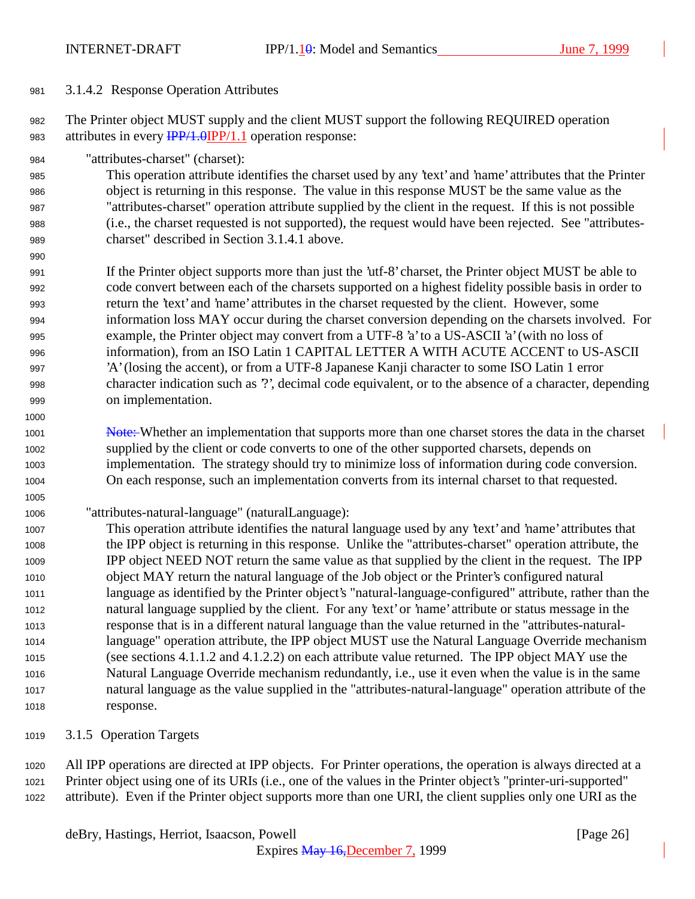### 3.1.4.2 Response Operation Attributes

The Printer object MUST supply and the client MUST support the following REQUIRED operation attributes in every ~~IPP/1.0~~IPP/1.1 operation response:

"attributes-charset" (charset):
This operation attribute identifies the charset used by any 'text' and 'name' attributes that the Printer object is returning in this response. The value in this response MUST be the same value as the "attributes-charset" operation attribute supplied by the client in the request. If this is not possible (i.e., the charset requested is not supported), the request would have been rejected. See "attributes-charset" described in Section 3.1.4.1 above.

If the Printer object supports more than just the 'utf-8' charset, the Printer object MUST be able to code convert between each of the charsets supported on a highest fidelity possible basis in order to return the 'text' and 'name' attributes in the charset requested by the client. However, some information loss MAY occur during the charset conversion depending on the charsets involved. For example, the Printer object may convert from a UTF-8 'a' to a US-ASCII 'a' (with no loss of information), from an ISO Latin 1 CAPITAL LETTER A WITH ACUTE ACCENT to US-ASCII 'A' (losing the accent), or from a UTF-8 Japanese Kanji character to some ISO Latin 1 error character indication such as '?', decimal code equivalent, or to the absence of a character, depending on implementation.

~~Note:~~ Whether an implementation that supports more than one charset stores the data in the charset supplied by the client or code converts to one of the other supported charsets, depends on implementation. The strategy should try to minimize loss of information during code conversion. On each response, such an implementation converts from its internal charset to that requested.

"attributes-natural-language" (naturalLanguage):
This operation attribute identifies the natural language used by any 'text' and 'name' attributes that the IPP object is returning in this response. Unlike the "attributes-charset" operation attribute, the IPP object NEED NOT return the same value as that supplied by the client in the request. The IPP object MAY return the natural language of the Job object or the Printer's configured natural language as identified by the Printer object's "natural-language-configured" attribute, rather than the natural language supplied by the client. For any 'text' or 'name' attribute or status message in the response that is in a different natural language than the value returned in the "attributes-natural-language" operation attribute, the IPP object MUST use the Natural Language Override mechanism (see sections 4.1.1.2 and 4.1.2.2) on each attribute value returned. The IPP object MAY use the Natural Language Override mechanism redundantly, i.e., use it even when the value is in the same natural language as the value supplied in the "attributes-natural-language" operation attribute of the response.

### 3.1.5 Operation Targets

All IPP operations are directed at IPP objects. For Printer operations, the operation is always directed at a Printer object using one of its URIs (i.e., one of the values in the Printer object's "printer-uri-supported" attribute). Even if the Printer object supports more than one URI, the client supplies only one URI as the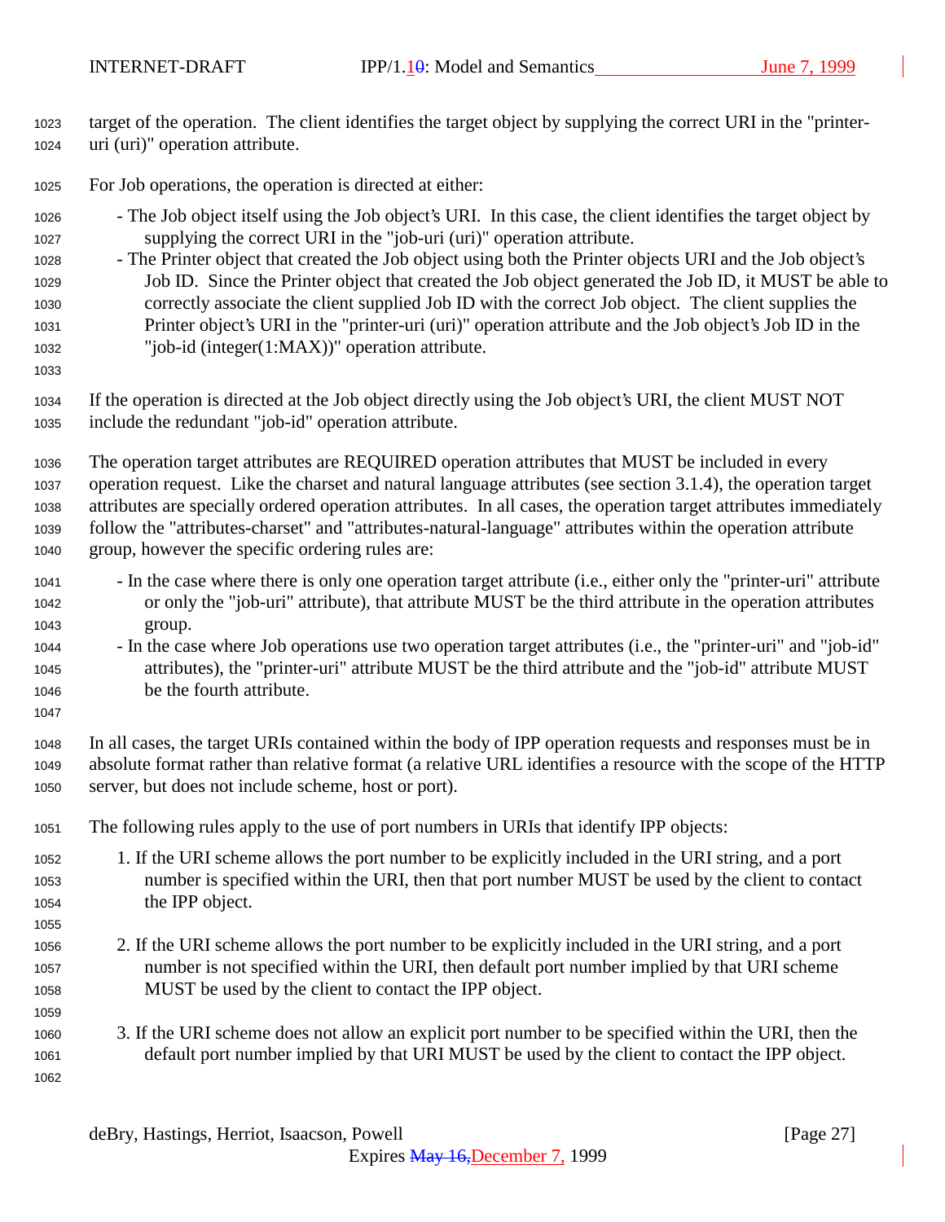target of the operation. The client identifies the target object by supplying the correct URI in the "printer-uri (uri)" operation attribute.

For Job operations, the operation is directed at either:

- The Job object itself using the Job object's URI. In this case, the client identifies the target object by supplying the correct URI in the "job-uri (uri)" operation attribute.
- The Printer object that created the Job object using both the Printer objects URI and the Job object's Job ID. Since the Printer object that created the Job object generated the Job ID, it MUST be able to correctly associate the client supplied Job ID with the correct Job object. The client supplies the Printer object's URI in the "printer-uri (uri)" operation attribute and the Job object's Job ID in the "job-id (integer(1:MAX))" operation attribute.

If the operation is directed at the Job object directly using the Job object's URI, the client MUST NOT include the redundant "job-id" operation attribute.

The operation target attributes are REQUIRED operation attributes that MUST be included in every operation request. Like the charset and natural language attributes (see section 3.1.4), the operation target attributes are specially ordered operation attributes. In all cases, the operation target attributes immediately follow the "attributes-charset" and "attributes-natural-language" attributes within the operation attribute group, however the specific ordering rules are:

- In the case where there is only one operation target attribute (i.e., either only the "printer-uri" attribute or only the "job-uri" attribute), that attribute MUST be the third attribute in the operation attributes group.
- In the case where Job operations use two operation target attributes (i.e., the "printer-uri" and "job-id" attributes), the "printer-uri" attribute MUST be the third attribute and the "job-id" attribute MUST be the fourth attribute.

In all cases, the target URIs contained within the body of IPP operation requests and responses must be in absolute format rather than relative format (a relative URL identifies a resource with the scope of the HTTP server, but does not include scheme, host or port).

The following rules apply to the use of port numbers in URIs that identify IPP objects:

1. If the URI scheme allows the port number to be explicitly included in the URI string, and a port number is specified within the URI, then that port number MUST be used by the client to contact the IPP object.

2. If the URI scheme allows the port number to be explicitly included in the URI string, and a port number is not specified within the URI, then default port number implied by that URI scheme MUST be used by the client to contact the IPP object.

3. If the URI scheme does not allow an explicit port number to be specified within the URI, then the default port number implied by that URI MUST be used by the client to contact the IPP object.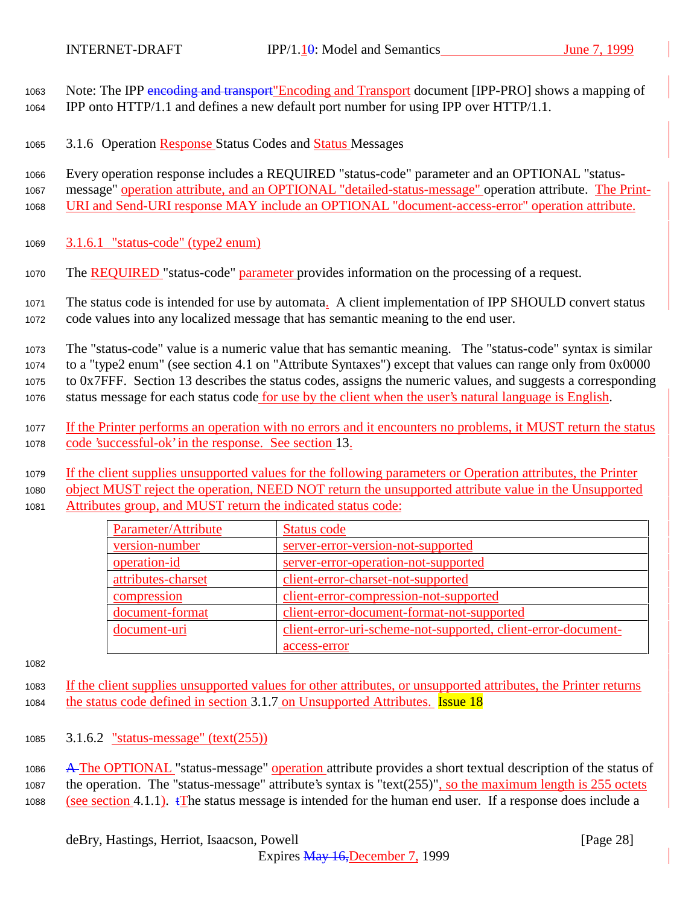Note: The IPP "Encoding and Transport document [IPP-PRO] shows a mapping of IPP onto HTTP/1.1 and defines a new default port number for using IPP over HTTP/1.1.

### 3.1.6 Operation Response Status Codes and Status Messages

Every operation response includes a REQUIRED "status-code" parameter and an OPTIONAL "status-message" operation attribute, and an OPTIONAL "detailed-status-message" operation attribute. The Print-URI and Send-URI response MAY include an OPTIONAL "document-access-error" operation attribute.

#### 3.1.6.1 "status-code" (type2 enum)

The REQUIRED "status-code" parameter provides information on the processing of a request.

The status code is intended for use by automata. A client implementation of IPP SHOULD convert status code values into any localized message that has semantic meaning to the end user.

The "status-code" value is a numeric value that has semantic meaning. The "status-code" syntax is similar to a "type2 enum" (see section 4.1 on "Attribute Syntaxes") except that values can range only from 0x0000 to 0x7FFF. Section 13 describes the status codes, assigns the numeric values, and suggests a corresponding status message for each status code for use by the client when the user's natural language is English.

If the Printer performs an operation with no errors and it encounters no problems, it MUST return the status code 'successful-ok' in the response. See section 13.

If the client supplies unsupported values for the following parameters or Operation attributes, the Printer object MUST reject the operation, NEED NOT return the unsupported attribute value in the Unsupported Attributes group, and MUST return the indicated status code:

| Parameter/Attribute | Status code |
|---|---|
| version-number | server-error-version-not-supported |
| operation-id | server-error-operation-not-supported |
| attributes-charset | client-error-charset-not-supported |
| compression | client-error-compression-not-supported |
| document-format | client-error-document-format-not-supported |
| document-uri | client-error-uri-scheme-not-supported, client-error-document-access-error |

If the client supplies unsupported values for other attributes, or unsupported attributes, the Printer returns the status code defined in section 3.1.7 on Unsupported Attributes. Issue 18

#### 3.1.6.2 "status-message" (text(255))

The OPTIONAL "status-message" operation attribute provides a short textual description of the status of the operation. The "status-message" attribute's syntax is "text(255)", so the maximum length is 255 octets (see section 4.1.1). The status message is intended for the human end user. If a response does include a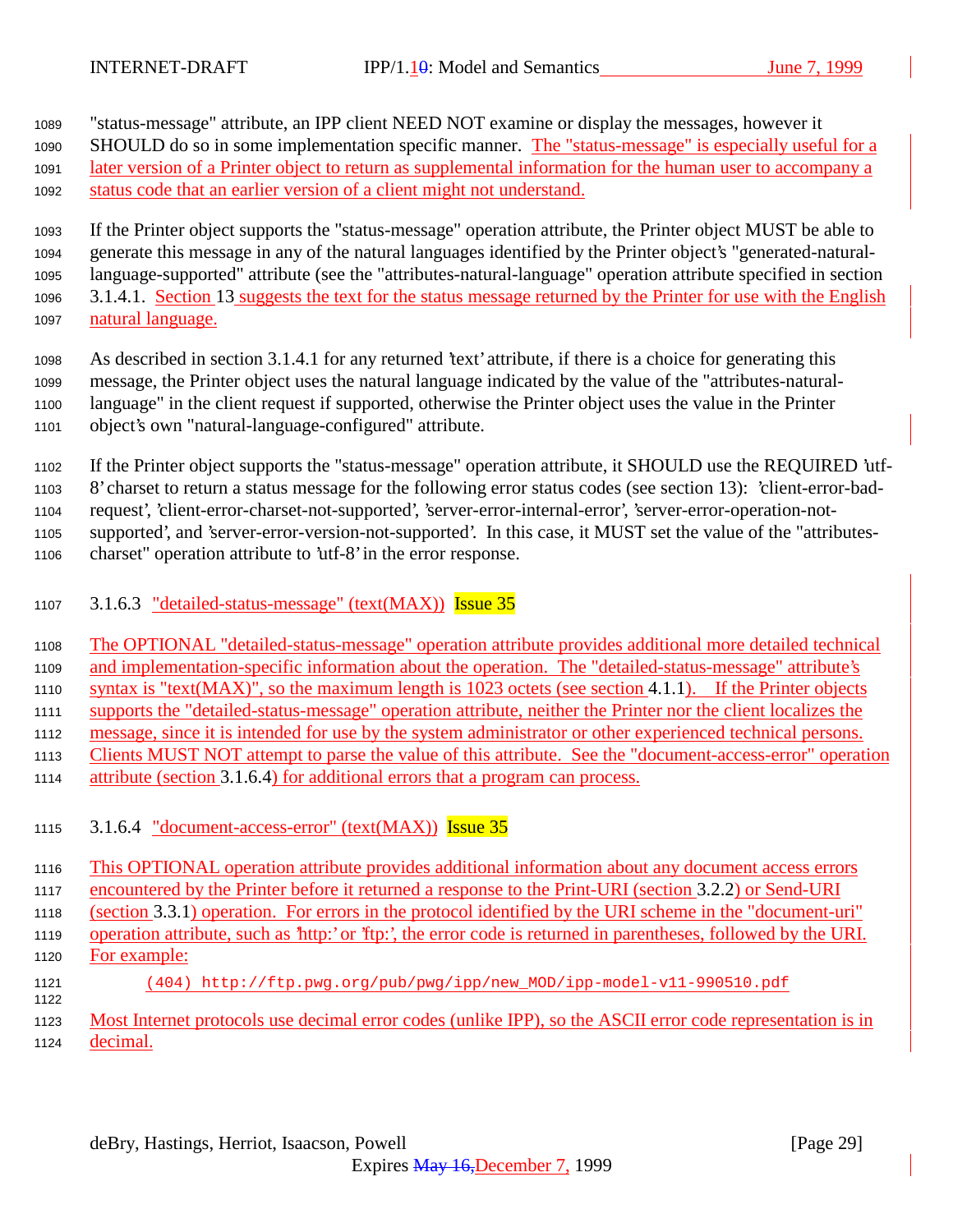"status-message" attribute, an IPP client NEED NOT examine or display the messages, however it SHOULD do so in some implementation specific manner. The "status-message" is especially useful for a later version of a Printer object to return as supplemental information for the human user to accompany a status code that an earlier version of a client might not understand.

If the Printer object supports the "status-message" operation attribute, the Printer object MUST be able to generate this message in any of the natural languages identified by the Printer object's "generated-natural-language-supported" attribute (see the "attributes-natural-language" operation attribute specified in section 3.1.4.1. Section 13 suggests the text for the status message returned by the Printer for use with the English natural language.

As described in section 3.1.4.1 for any returned 'text' attribute, if there is a choice for generating this message, the Printer object uses the natural language indicated by the value of the "attributes-natural-language" in the client request if supported, otherwise the Printer object uses the value in the Printer object's own "natural-language-configured" attribute.

If the Printer object supports the "status-message" operation attribute, it SHOULD use the REQUIRED 'utf-8' charset to return a status message for the following error status codes (see section 13): 'client-error-bad-request', 'client-error-charset-not-supported', 'server-error-internal-error', 'server-error-operation-not-supported', and 'server-error-version-not-supported'. In this case, it MUST set the value of the "attributes-charset" operation attribute to 'utf-8' in the error response.

### 3.1.6.3 "detailed-status-message" (text(MAX)) Issue 35

The OPTIONAL "detailed-status-message" operation attribute provides additional more detailed technical and implementation-specific information about the operation. The "detailed-status-message" attribute's syntax is "text(MAX)", so the maximum length is 1023 octets (see section 4.1.1). If the Printer objects supports the "detailed-status-message" operation attribute, neither the Printer nor the client localizes the message, since it is intended for use by the system administrator or other experienced technical persons. Clients MUST NOT attempt to parse the value of this attribute. See the "document-access-error" operation attribute (section 3.1.6.4) for additional errors that a program can process.

### 3.1.6.4 "document-access-error" (text(MAX)) Issue 35

This OPTIONAL operation attribute provides additional information about any document access errors encountered by the Printer before it returned a response to the Print-URI (section 3.2.2) or Send-URI (section 3.3.1) operation. For errors in the protocol identified by the URI scheme in the "document-uri" operation attribute, such as 'http:' or 'ftp:', the error code is returned in parentheses, followed by the URI. For example:

```
(404) http://ftp.pwg.org/pub/pwg/ipp/new_MOD/ipp-model-v11-990510.pdf
```

Most Internet protocols use decimal error codes (unlike IPP), so the ASCII error code representation is in decimal.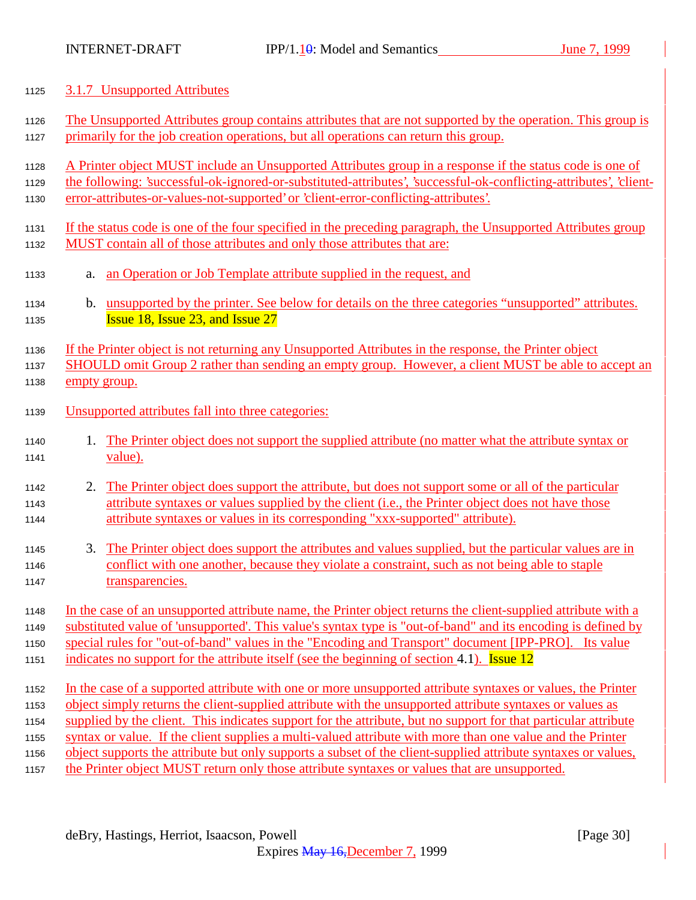### 3.1.7 Unsupported Attributes

The Unsupported Attributes group contains attributes that are not supported by the operation. This group is primarily for the job creation operations, but all operations can return this group.

A Printer object MUST include an Unsupported Attributes group in a response if the status code is one of the following: 'successful-ok-ignored-or-substituted-attributes', 'successful-ok-conflicting-attributes', 'client-error-attributes-or-values-not-supported' or 'client-error-conflicting-attributes'.

If the status code is one of the four specified in the preceding paragraph, the Unsupported Attributes group MUST contain all of those attributes and only those attributes that are:

a. an Operation or Job Template attribute supplied in the request, and

b. unsupported by the printer. See below for details on the three categories "unsupported" attributes. Issue 18, Issue 23, and Issue 27

If the Printer object is not returning any Unsupported Attributes in the response, the Printer object SHOULD omit Group 2 rather than sending an empty group. However, a client MUST be able to accept an empty group.

Unsupported attributes fall into three categories:

1. The Printer object does not support the supplied attribute (no matter what the attribute syntax or value).

2. The Printer object does support the attribute, but does not support some or all of the particular attribute syntaxes or values supplied by the client (i.e., the Printer object does not have those attribute syntaxes or values in its corresponding "xxx-supported" attribute).

3. The Printer object does support the attributes and values supplied, but the particular values are in conflict with one another, because they violate a constraint, such as not being able to staple transparencies.

In the case of an unsupported attribute name, the Printer object returns the client-supplied attribute with a substituted value of 'unsupported'. This value's syntax type is "out-of-band" and its encoding is defined by special rules for "out-of-band" values in the "Encoding and Transport" document [IPP-PRO]. Its value indicates no support for the attribute itself (see the beginning of section 4.1). Issue 12

In the case of a supported attribute with one or more unsupported attribute syntaxes or values, the Printer object simply returns the client-supplied attribute with the unsupported attribute syntaxes or values as supplied by the client. This indicates support for the attribute, but no support for that particular attribute syntax or value. If the client supplies a multi-valued attribute with more than one value and the Printer object supports the attribute but only supports a subset of the client-supplied attribute syntaxes or values, the Printer object MUST return only those attribute syntaxes or values that are unsupported.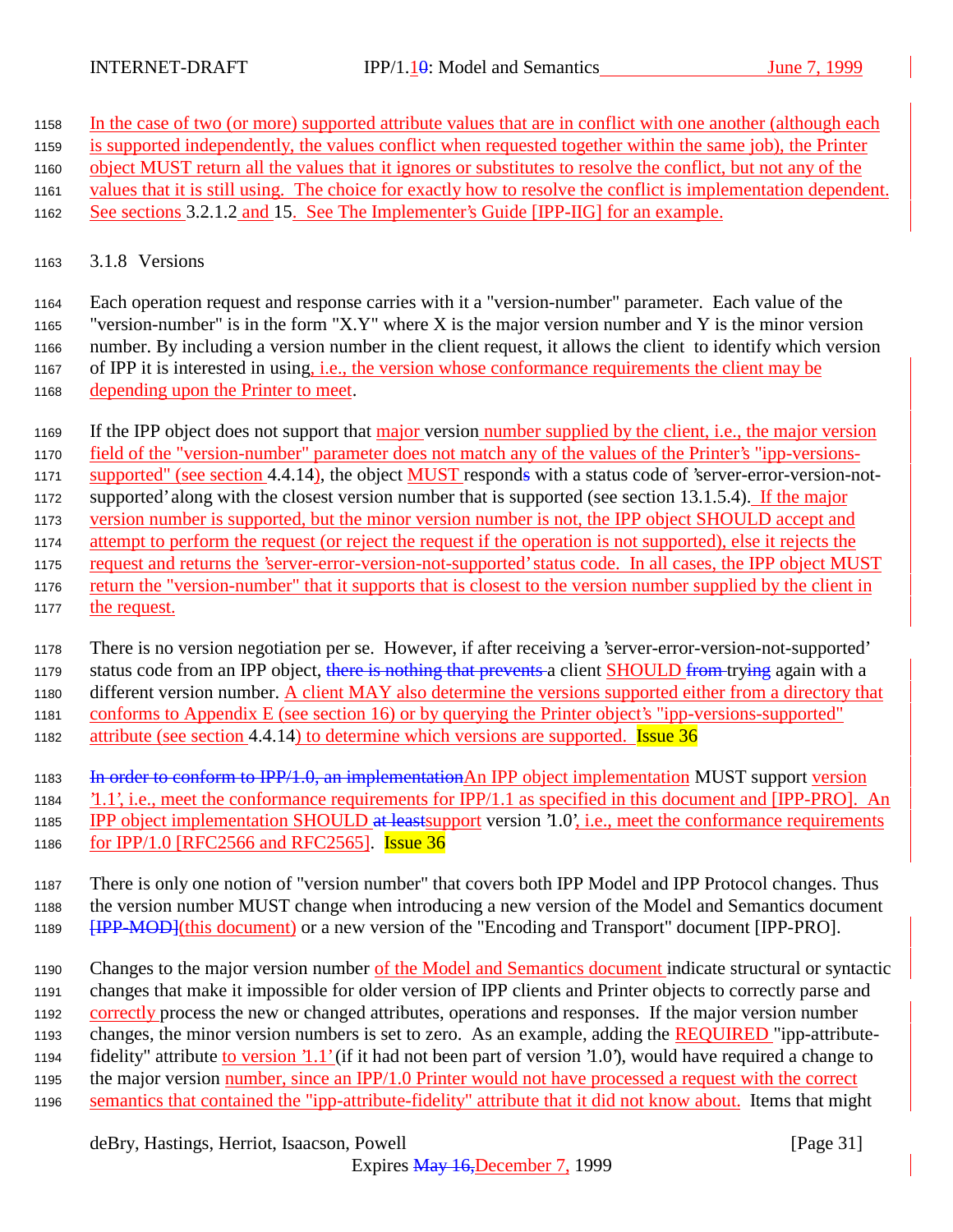In the case of two (or more) supported attribute values that are in conflict with one another (although each is supported independently, the values conflict when requested together within the same job), the Printer object MUST return all the values that it ignores or substitutes to resolve the conflict, but not any of the values that it is still using. The choice for exactly how to resolve the conflict is implementation dependent. See sections 3.2.1.2 and 15. See The Implementer's Guide [IPP-IIG] for an example.

### 3.1.8 Versions

Each operation request and response carries with it a "version-number" parameter. Each value of the "version-number" is in the form "X.Y" where X is the major version number and Y is the minor version number. By including a version number in the client request, it allows the client to identify which version of IPP it is interested in using, i.e., the version whose conformance requirements the client may be depending upon the Printer to meet.

If the IPP object does not support that major version number supplied by the client, i.e., the major version field of the "version-number" parameter does not match any of the values of the Printer's "ipp-versions-supported" (see section 4.4.14), the object MUST responds with a status code of 'server-error-version-not-supported' along with the closest version number that is supported (see section 13.1.5.4). If the major version number is supported, but the minor version number is not, the IPP object SHOULD accept and attempt to perform the request (or reject the request if the operation is not supported), else it rejects the request and returns the 'server-error-version-not-supported' status code. In all cases, the IPP object MUST return the "version-number" that it supports that is closest to the version number supplied by the client in the request.

There is no version negotiation per se. However, if after receiving a 'server-error-version-not-supported' status code from an IPP object, there is nothing that prevents a client SHOULD from trying again with a different version number. A client MAY also determine the versions supported either from a directory that conforms to Appendix E (see section 16) or by querying the Printer object's "ipp-versions-supported" attribute (see section 4.4.14) to determine which versions are supported. Issue 36

In order to conform to IPP/1.0, an implementationAn IPP object implementation MUST support version '1.1', i.e., meet the conformance requirements for IPP/1.1 as specified in this document and [IPP-PRO]. An IPP object implementation SHOULD at leastsupport version '1.0', i.e., meet the conformance requirements for IPP/1.0 [RFC2566 and RFC2565]. Issue 36

There is only one notion of "version number" that covers both IPP Model and IPP Protocol changes. Thus the version number MUST change when introducing a new version of the Model and Semantics document [IPP-MOD](this document) or a new version of the "Encoding and Transport" document [IPP-PRO].

Changes to the major version number of the Model and Semantics document indicate structural or syntactic changes that make it impossible for older version of IPP clients and Printer objects to correctly parse and correctly process the new or changed attributes, operations and responses. If the major version number changes, the minor version numbers is set to zero. As an example, adding the REQUIRED "ipp-attribute-fidelity" attribute to version '1.1' (if it had not been part of version '1.0'), would have required a change to the major version number, since an IPP/1.0 Printer would not have processed a request with the correct semantics that contained the "ipp-attribute-fidelity" attribute that it did not know about. Items that might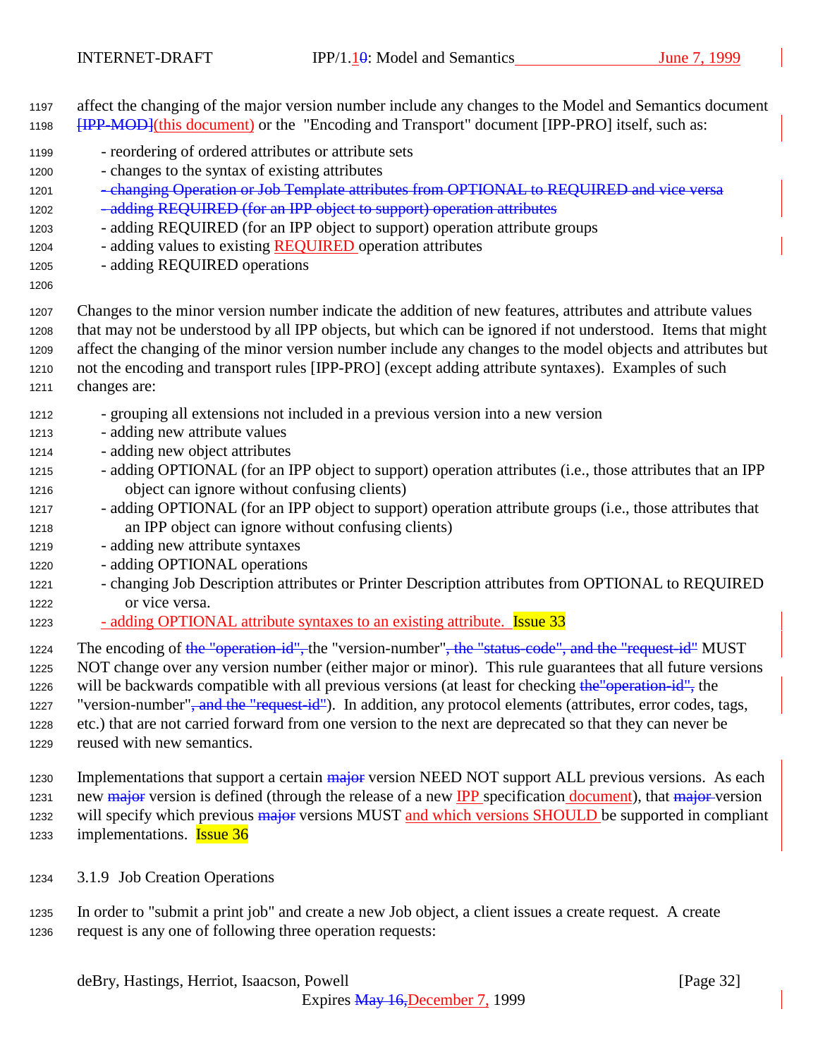affect the changing of the major version number include any changes to the Model and Semantics document [IPP-MOD](this document) or the "Encoding and Transport" document [IPP-PRO] itself, such as:

- reordering of ordered attributes or attribute sets
- changes to the syntax of existing attributes
- changing Operation or Job Template attributes from OPTIONAL to REQUIRED and vice versa
- adding REQUIRED (for an IPP object to support) operation attributes
- adding REQUIRED (for an IPP object to support) operation attribute groups
- adding values to existing REQUIRED operation attributes
- adding REQUIRED operations

Changes to the minor version number indicate the addition of new features, attributes and attribute values that may not be understood by all IPP objects, but which can be ignored if not understood. Items that might affect the changing of the minor version number include any changes to the model objects and attributes but not the encoding and transport rules [IPP-PRO] (except adding attribute syntaxes). Examples of such changes are:

- grouping all extensions not included in a previous version into a new version
- adding new attribute values
- adding new object attributes
- adding OPTIONAL (for an IPP object to support) operation attributes (i.e., those attributes that an IPP object can ignore without confusing clients)
- adding OPTIONAL (for an IPP object to support) operation attribute groups (i.e., those attributes that an IPP object can ignore without confusing clients)
- adding new attribute syntaxes
- adding OPTIONAL operations
- changing Job Description attributes or Printer Description attributes from OPTIONAL to REQUIRED or vice versa.
- adding OPTIONAL attribute syntaxes to an existing attribute. Issue 33

The encoding of the "operation-id", the "version-number", the "status-code", and the "request-id" MUST NOT change over any version number (either major or minor). This rule guarantees that all future versions will be backwards compatible with all previous versions (at least for checking the"operation-id", the "version-number", and the "request-id"). In addition, any protocol elements (attributes, error codes, tags, etc.) that are not carried forward from one version to the next are deprecated so that they can never be reused with new semantics.

Implementations that support a certain major version NEED NOT support ALL previous versions. As each new major version is defined (through the release of a new IPP specification document), that major version will specify which previous major versions MUST and which versions SHOULD be supported in compliant implementations. Issue 36

### 3.1.9 Job Creation Operations

In order to "submit a print job" and create a new Job object, a client issues a create request. A create request is any one of following three operation requests: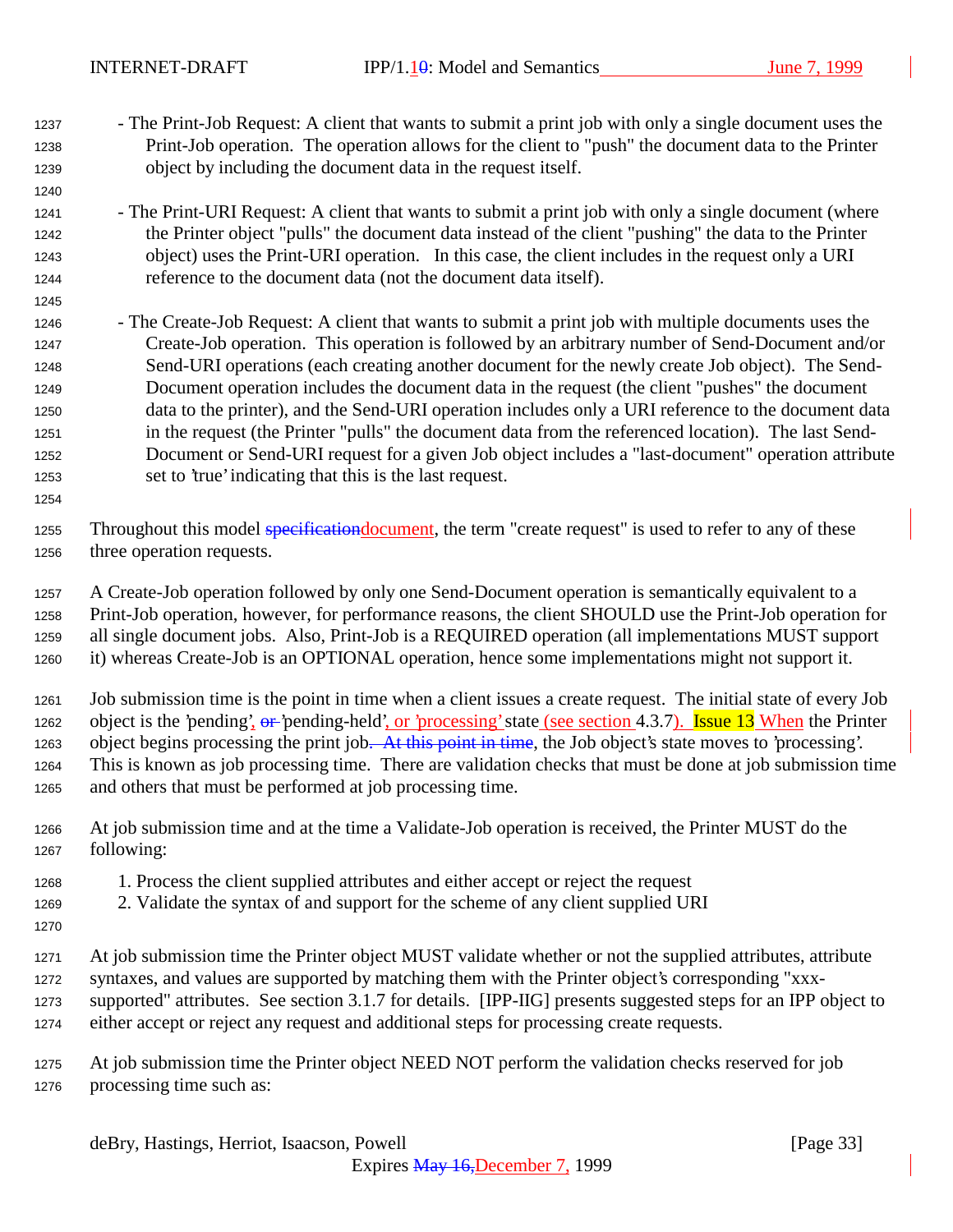- The Print-Job Request: A client that wants to submit a print job with only a single document uses the Print-Job operation. The operation allows for the client to "push" the document data to the Printer object by including the document data in the request itself.

- The Print-URI Request: A client that wants to submit a print job with only a single document (where the Printer object "pulls" the document data instead of the client "pushing" the data to the Printer object) uses the Print-URI operation. In this case, the client includes in the request only a URI reference to the document data (not the document data itself).

- The Create-Job Request: A client that wants to submit a print job with multiple documents uses the Create-Job operation. This operation is followed by an arbitrary number of Send-Document and/or Send-URI operations (each creating another document for the newly create Job object). The Send-Document operation includes the document data in the request (the client "pushes" the document data to the printer), and the Send-URI operation includes only a URI reference to the document data in the request (the Printer "pulls" the document data from the referenced location). The last Send-Document or Send-URI request for a given Job object includes a "last-document" operation attribute set to 'true' indicating that this is the last request.

Throughout this model ~~specification~~document, the term "create request" is used to refer to any of these three operation requests.

A Create-Job operation followed by only one Send-Document operation is semantically equivalent to a Print-Job operation, however, for performance reasons, the client SHOULD use the Print-Job operation for all single document jobs. Also, Print-Job is a REQUIRED operation (all implementations MUST support it) whereas Create-Job is an OPTIONAL operation, hence some implementations might not support it.

Job submission time is the point in time when a client issues a create request. The initial state of every Job object is the 'pending', ~~or~~ 'pending-held', or 'processing' state (see section 4.3.7). Issue 13 When the Printer object begins processing the print job~~. At this point in time~~, the Job object's state moves to 'processing'. This is known as job processing time. There are validation checks that must be done at job submission time and others that must be performed at job processing time.

At job submission time and at the time a Validate-Job operation is received, the Printer MUST do the following:

1. Process the client supplied attributes and either accept or reject the request
2. Validate the syntax of and support for the scheme of any client supplied URI

At job submission time the Printer object MUST validate whether or not the supplied attributes, attribute syntaxes, and values are supported by matching them with the Printer object's corresponding "xxx-supported" attributes. See section 3.1.7 for details. [IPP-IIG] presents suggested steps for an IPP object to either accept or reject any request and additional steps for processing create requests.

At job submission time the Printer object NEED NOT perform the validation checks reserved for job processing time such as: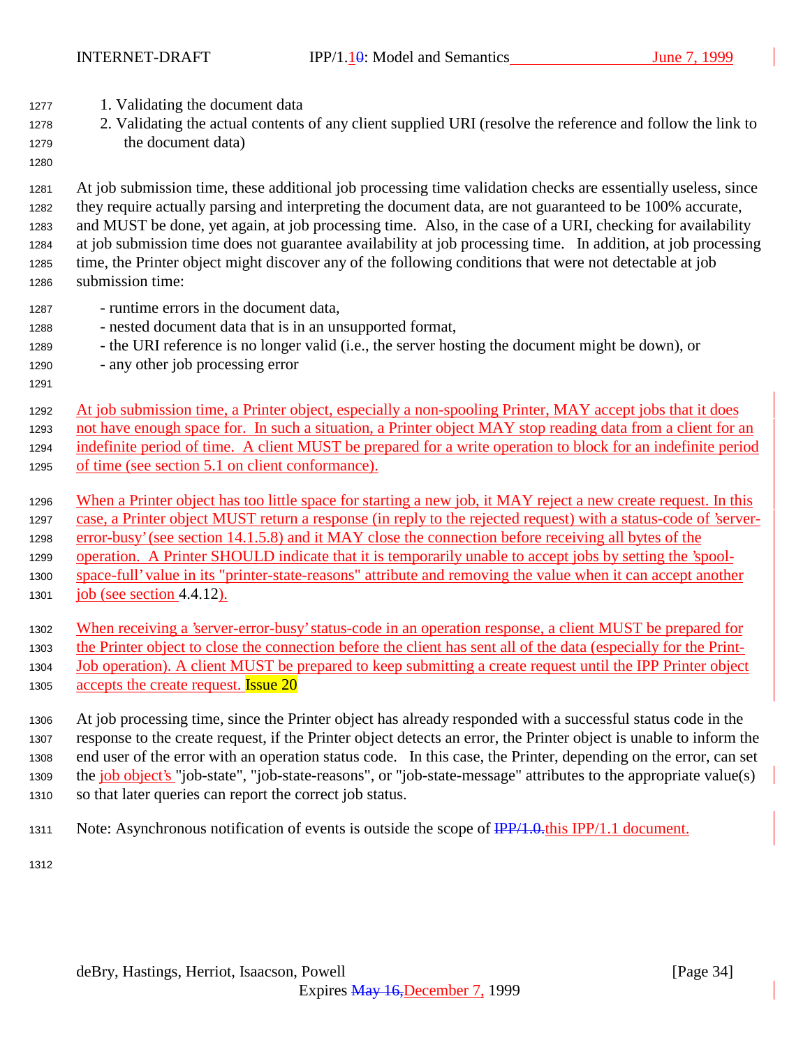1. Validating the document data
2. Validating the actual contents of any client supplied URI (resolve the reference and follow the link to the document data)

At job submission time, these additional job processing time validation checks are essentially useless, since they require actually parsing and interpreting the document data, are not guaranteed to be 100% accurate, and MUST be done, yet again, at job processing time. Also, in the case of a URI, checking for availability at job submission time does not guarantee availability at job processing time. In addition, at job processing time, the Printer object might discover any of the following conditions that were not detectable at job submission time:

- runtime errors in the document data,
- nested document data that is in an unsupported format,
- the URI reference is no longer valid (i.e., the server hosting the document might be down), or
- any other job processing error

At job submission time, a Printer object, especially a non-spooling Printer, MAY accept jobs that it does not have enough space for. In such a situation, a Printer object MAY stop reading data from a client for an indefinite period of time. A client MUST be prepared for a write operation to block for an indefinite period of time (see section 5.1 on client conformance).

When a Printer object has too little space for starting a new job, it MAY reject a new create request. In this case, a Printer object MUST return a response (in reply to the rejected request) with a status-code of 'server-error-busy' (see section 14.1.5.8) and it MAY close the connection before receiving all bytes of the operation. A Printer SHOULD indicate that it is temporarily unable to accept jobs by setting the 'spool-space-full' value in its "printer-state-reasons" attribute and removing the value when it can accept another job (see section 4.4.12).

When receiving a 'server-error-busy' status-code in an operation response, a client MUST be prepared for the Printer object to close the connection before the client has sent all of the data (especially for the Print-Job operation). A client MUST be prepared to keep submitting a create request until the IPP Printer object accepts the create request. Issue 20

At job processing time, since the Printer object has already responded with a successful status code in the response to the create request, if the Printer object detects an error, the Printer object is unable to inform the end user of the error with an operation status code. In this case, the Printer, depending on the error, can set the job object's "job-state", "job-state-reasons", or "job-state-message" attributes to the appropriate value(s) so that later queries can report the correct job status.

Note: Asynchronous notification of events is outside the scope of ~~IPP/1.0.~~this IPP/1.1 document.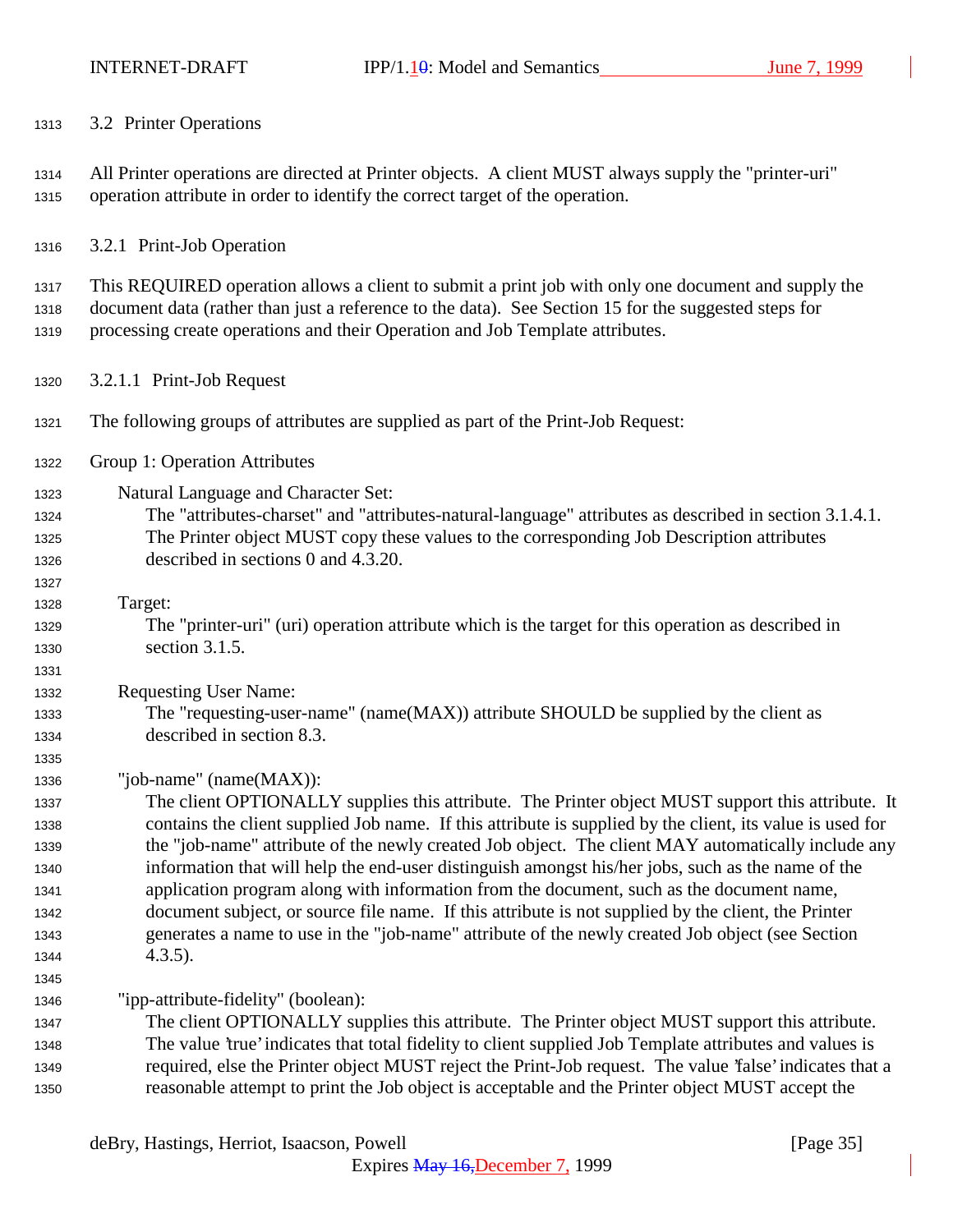### 3.2 Printer Operations

All Printer operations are directed at Printer objects. A client MUST always supply the "printer-uri" operation attribute in order to identify the correct target of the operation.

#### 3.2.1 Print-Job Operation

This REQUIRED operation allows a client to submit a print job with only one document and supply the document data (rather than just a reference to the data). See Section 15 for the suggested steps for processing create operations and their Operation and Job Template attributes.

##### 3.2.1.1 Print-Job Request

The following groups of attributes are supplied as part of the Print-Job Request:

Group 1: Operation Attributes

Natural Language and Character Set:
The "attributes-charset" and "attributes-natural-language" attributes as described in section 3.1.4.1. The Printer object MUST copy these values to the corresponding Job Description attributes described in sections 0 and 4.3.20.

Target:
The "printer-uri" (uri) operation attribute which is the target for this operation as described in section 3.1.5.

Requesting User Name:
The "requesting-user-name" (name(MAX)) attribute SHOULD be supplied by the client as described in section 8.3.

"job-name" (name(MAX)):
The client OPTIONALLY supplies this attribute. The Printer object MUST support this attribute. It contains the client supplied Job name. If this attribute is supplied by the client, its value is used for the "job-name" attribute of the newly created Job object. The client MAY automatically include any information that will help the end-user distinguish amongst his/her jobs, such as the name of the application program along with information from the document, such as the document name, document subject, or source file name. If this attribute is not supplied by the client, the Printer generates a name to use in the "job-name" attribute of the newly created Job object (see Section 4.3.5).

"ipp-attribute-fidelity" (boolean):
The client OPTIONALLY supplies this attribute. The Printer object MUST support this attribute. The value 'true' indicates that total fidelity to client supplied Job Template attributes and values is required, else the Printer object MUST reject the Print-Job request. The value 'false' indicates that a reasonable attempt to print the Job object is acceptable and the Printer object MUST accept the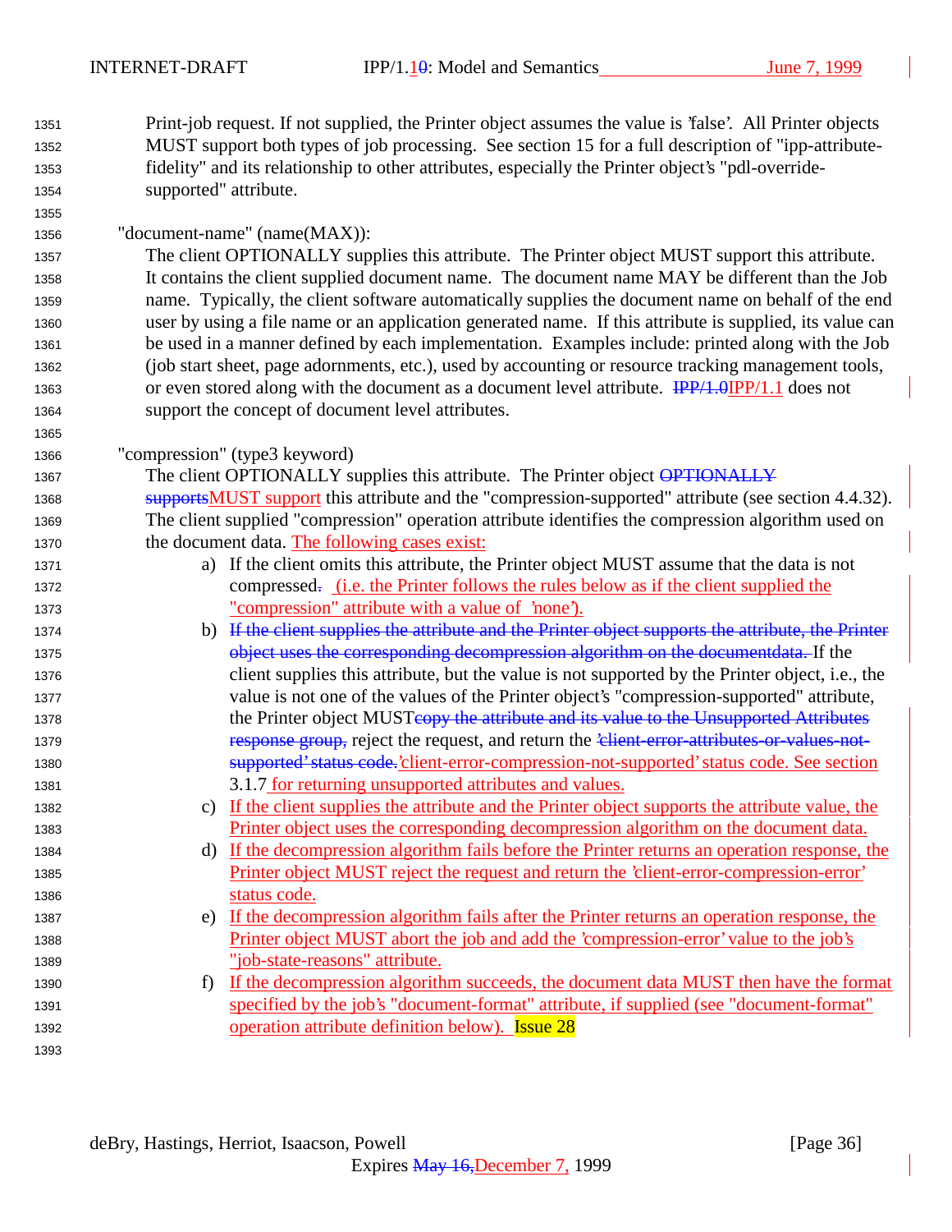Print-job request. If not supplied, the Printer object assumes the value is 'false'. All Printer objects MUST support both types of job processing. See section 15 for a full description of "ipp-attribute-fidelity" and its relationship to other attributes, especially the Printer object's "pdl-override-supported" attribute.

"document-name" (name(MAX)):

The client OPTIONALLY supplies this attribute. The Printer object MUST support this attribute. It contains the client supplied document name. The document name MAY be different than the Job name. Typically, the client software automatically supplies the document name on behalf of the end user by using a file name or an application generated name. If this attribute is supplied, its value can be used in a manner defined by each implementation. Examples include: printed along with the Job (job start sheet, page adornments, etc.), used by accounting or resource tracking management tools, or even stored along with the document as a document level attribute. ~~IPP/1.0~~IPP/1.1 does not support the concept of document level attributes.

"compression" (type3 keyword)

The client OPTIONALLY supplies this attribute. The Printer object ~~OPTIONALLY supports~~MUST support this attribute and the "compression-supported" attribute (see section 4.4.32). The client supplied "compression" operation attribute identifies the compression algorithm used on the document data. The following cases exist:

a) If the client omits this attribute, the Printer object MUST assume that the data is not compressed~~.~~ (i.e. the Printer follows the rules below as if the client supplied the "compression" attribute with a value of 'none').

b) ~~If the client supplies the attribute and the Printer object supports the attribute, the Printer object uses the corresponding decompression algorithm on the documentdata.~~ If the client supplies this attribute, but the value is not supported by the Printer object, i.e., the value is not one of the values of the Printer object's "compression-supported" attribute, the Printer object MUST~~copy the attribute and its value to the Unsupported Attributes response group,~~ reject the request, and return the ~~'client-error-attributes-or-values-not-supported' status code.~~'client-error-compression-not-supported' status code. See section 3.1.7 for returning unsupported attributes and values.

c) If the client supplies the attribute and the Printer object supports the attribute value, the Printer object uses the corresponding decompression algorithm on the document data.

d) If the decompression algorithm fails before the Printer returns an operation response, the Printer object MUST reject the request and return the 'client-error-compression-error' status code.

e) If the decompression algorithm fails after the Printer returns an operation response, the Printer object MUST abort the job and add the 'compression-error' value to the job's "job-state-reasons" attribute.

f) If the decompression algorithm succeeds, the document data MUST then have the format specified by the job's "document-format" attribute, if supplied (see "document-format" operation attribute definition below). Issue 28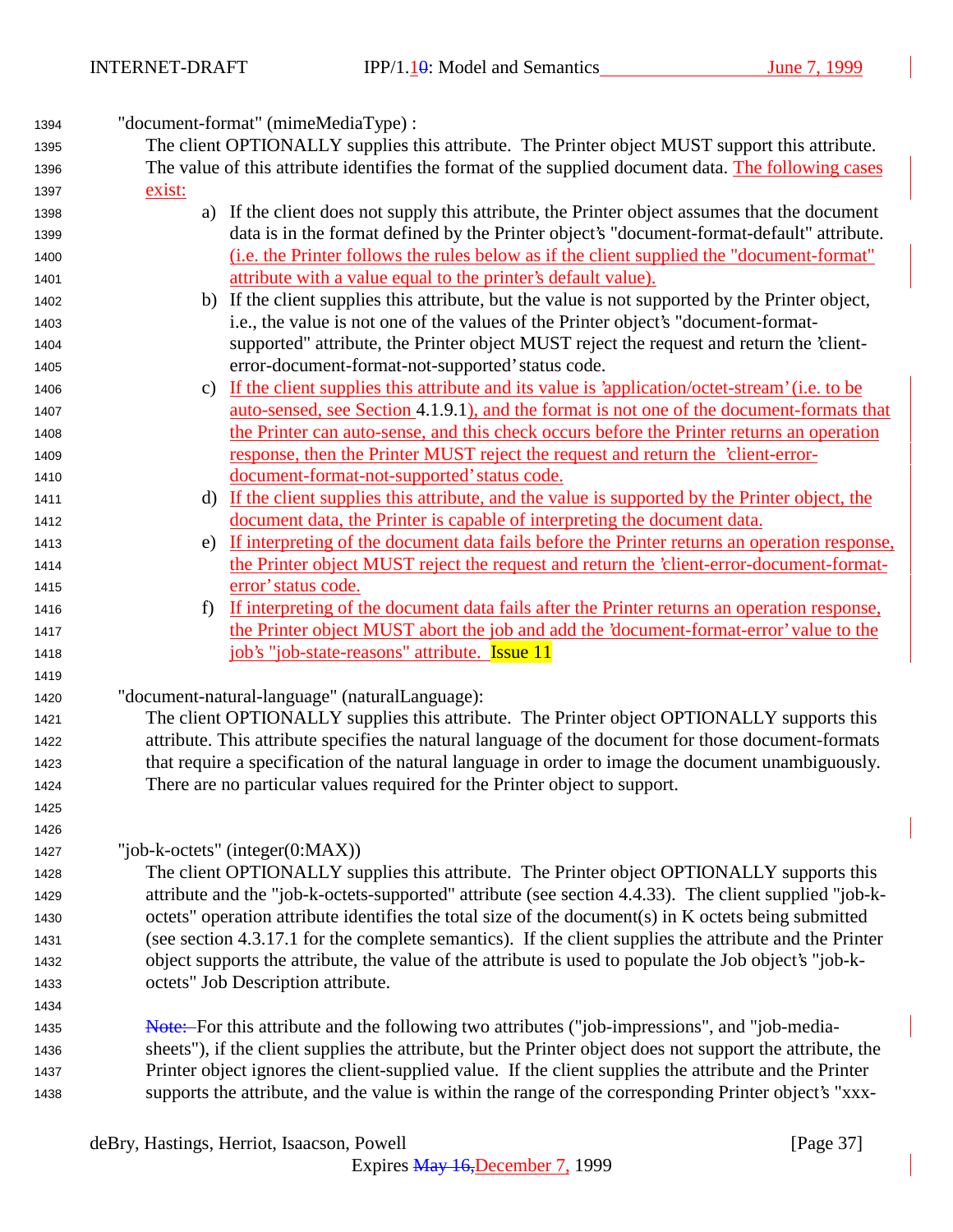"document-format" (mimeMediaType) :

The client OPTIONALLY supplies this attribute. The Printer object MUST support this attribute. The value of this attribute identifies the format of the supplied document data. The following cases exist:

a) If the client does not supply this attribute, the Printer object assumes that the document data is in the format defined by the Printer object's "document-format-default" attribute. (i.e. the Printer follows the rules below as if the client supplied the "document-format" attribute with a value equal to the printer's default value).

b) If the client supplies this attribute, but the value is not supported by the Printer object, i.e., the value is not one of the values of the Printer object's "document-format-supported" attribute, the Printer object MUST reject the request and return the 'client-error-document-format-not-supported' status code.

c) If the client supplies this attribute and its value is 'application/octet-stream' (i.e. to be auto-sensed, see Section 4.1.9.1), and the format is not one of the document-formats that the Printer can auto-sense, and this check occurs before the Printer returns an operation response, then the Printer MUST reject the request and return the 'client-error-document-format-not-supported' status code.

d) If the client supplies this attribute, and the value is supported by the Printer object, the document data, the Printer is capable of interpreting the document data.

e) If interpreting of the document data fails before the Printer returns an operation response, the Printer object MUST reject the request and return the 'client-error-document-format-error' status code.

f) If interpreting of the document data fails after the Printer returns an operation response, the Printer object MUST abort the job and add the 'document-format-error' value to the job's "job-state-reasons" attribute. Issue 11

"document-natural-language" (naturalLanguage):

The client OPTIONALLY supplies this attribute. The Printer object OPTIONALLY supports this attribute. This attribute specifies the natural language of the document for those document-formats that require a specification of the natural language in order to image the document unambiguously. There are no particular values required for the Printer object to support.

"job-k-octets" (integer(0:MAX))

The client OPTIONALLY supplies this attribute. The Printer object OPTIONALLY supports this attribute and the "job-k-octets-supported" attribute (see section 4.4.33). The client supplied "job-k-octets" operation attribute identifies the total size of the document(s) in K octets being submitted (see section 4.3.17.1 for the complete semantics). If the client supplies the attribute and the Printer object supports the attribute, the value of the attribute is used to populate the Job object's "job-k-octets" Job Description attribute.

~~Note:~~ For this attribute and the following two attributes ("job-impressions", and "job-media-sheets"), if the client supplies the attribute, but the Printer object does not support the attribute, the Printer object ignores the client-supplied value. If the client supplies the attribute and the Printer supports the attribute, and the value is within the range of the corresponding Printer object's "xxx-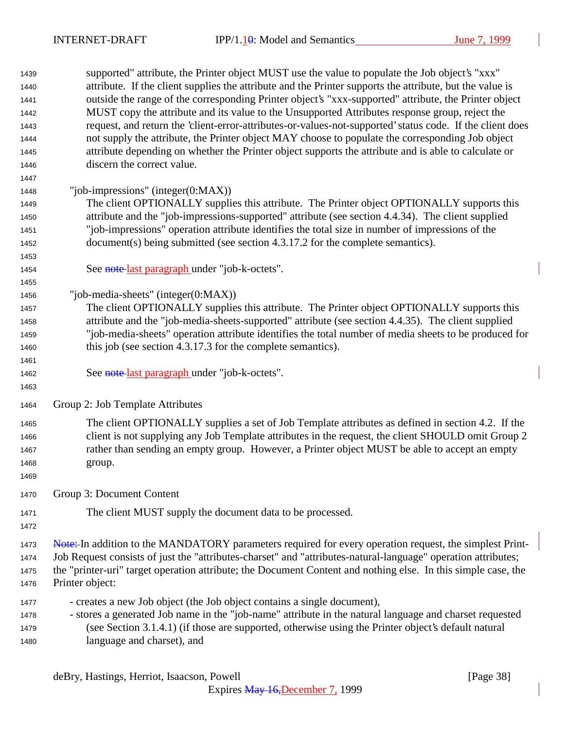supported" attribute, the Printer object MUST use the value to populate the Job object's "xxx" attribute. If the client supplies the attribute and the Printer supports the attribute, but the value is outside the range of the corresponding Printer object's "xxx-supported" attribute, the Printer object MUST copy the attribute and its value to the Unsupported Attributes response group, reject the request, and return the 'client-error-attributes-or-values-not-supported' status code. If the client does not supply the attribute, the Printer object MAY choose to populate the corresponding Job object attribute depending on whether the Printer object supports the attribute and is able to calculate or discern the correct value.

"job-impressions" (integer(0:MAX))

The client OPTIONALLY supplies this attribute. The Printer object OPTIONALLY supports this attribute and the "job-impressions-supported" attribute (see section 4.4.34). The client supplied "job-impressions" operation attribute identifies the total size in number of impressions of the document(s) being submitted (see section 4.3.17.2 for the complete semantics).

See ~~note~~ last paragraph under "job-k-octets".

"job-media-sheets" (integer(0:MAX))

The client OPTIONALLY supplies this attribute. The Printer object OPTIONALLY supports this attribute and the "job-media-sheets-supported" attribute (see section 4.4.35). The client supplied "job-media-sheets" operation attribute identifies the total number of media sheets to be produced for this job (see section 4.3.17.3 for the complete semantics).

See ~~note~~ last paragraph under "job-k-octets".

Group 2: Job Template Attributes

The client OPTIONALLY supplies a set of Job Template attributes as defined in section 4.2. If the client is not supplying any Job Template attributes in the request, the client SHOULD omit Group 2 rather than sending an empty group. However, a Printer object MUST be able to accept an empty group.

Group 3: Document Content

The client MUST supply the document data to be processed.

~~Note:~~ In addition to the MANDATORY parameters required for every operation request, the simplest Print-Job Request consists of just the "attributes-charset" and "attributes-natural-language" operation attributes; the "printer-uri" target operation attribute; the Document Content and nothing else. In this simple case, the Printer object:

- creates a new Job object (the Job object contains a single document),
- stores a generated Job name in the "job-name" attribute in the natural language and charset requested (see Section 3.1.4.1) (if those are supported, otherwise using the Printer object's default natural language and charset), and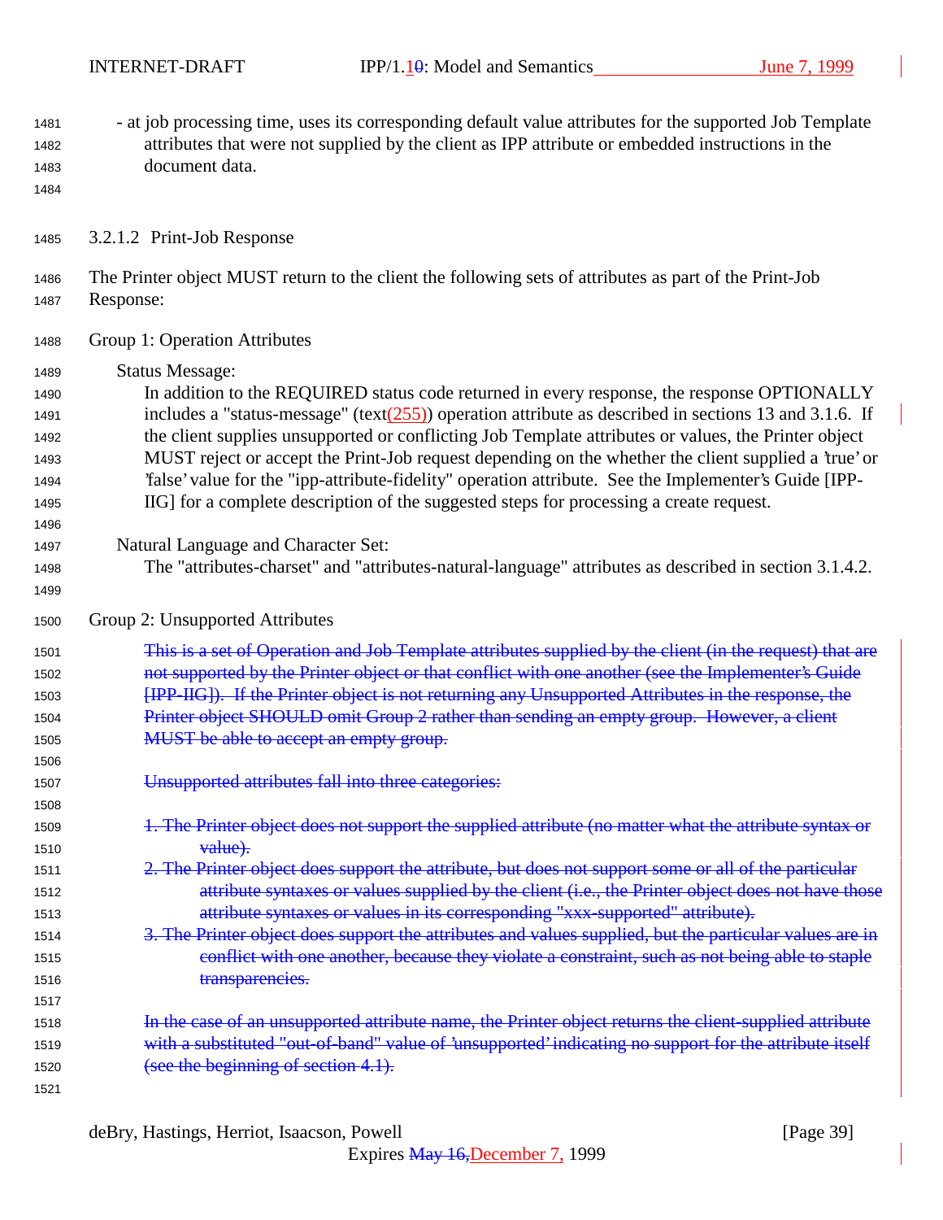- at job processing time, uses its corresponding default value attributes for the supported Job Template attributes that were not supplied by the client as IPP attribute or embedded instructions in the document data.

#### 3.2.1.2 Print-Job Response

The Printer object MUST return to the client the following sets of attributes as part of the Print-Job Response:

Group 1: Operation Attributes

Status Message:

In addition to the REQUIRED status code returned in every response, the response OPTIONALLY includes a "status-message" (text(255)) operation attribute as described in sections 13 and 3.1.6. If the client supplies unsupported or conflicting Job Template attributes or values, the Printer object MUST reject or accept the Print-Job request depending on the whether the client supplied a 'true' or 'false' value for the "ipp-attribute-fidelity" operation attribute. See the Implementer's Guide [IPP-IIG] for a complete description of the suggested steps for processing a create request.

Natural Language and Character Set:

The "attributes-charset" and "attributes-natural-language" attributes as described in section 3.1.4.2.

Group 2: Unsupported Attributes

~~This is a set of Operation and Job Template attributes supplied by the client (in the request) that are not supported by the Printer object or that conflict with one another (see the Implementer's Guide [IPP-IIG]). If the Printer object is not returning any Unsupported Attributes in the response, the Printer object SHOULD omit Group 2 rather than sending an empty group. However, a client MUST be able to accept an empty group.~~

~~Unsupported attributes fall into three categories:~~

~~1. The Printer object does not support the supplied attribute (no matter what the attribute syntax or value).~~
~~2. The Printer object does support the attribute, but does not support some or all of the particular attribute syntaxes or values supplied by the client (i.e., the Printer object does not have those attribute syntaxes or values in its corresponding "xxx-supported" attribute).~~
~~3. The Printer object does support the attributes and values supplied, but the particular values are in conflict with one another, because they violate a constraint, such as not being able to staple transparencies.~~

~~In the case of an unsupported attribute name, the Printer object returns the client-supplied attribute with a substituted "out-of-band" value of 'unsupported' indicating no support for the attribute itself (see the beginning of section 4.1).~~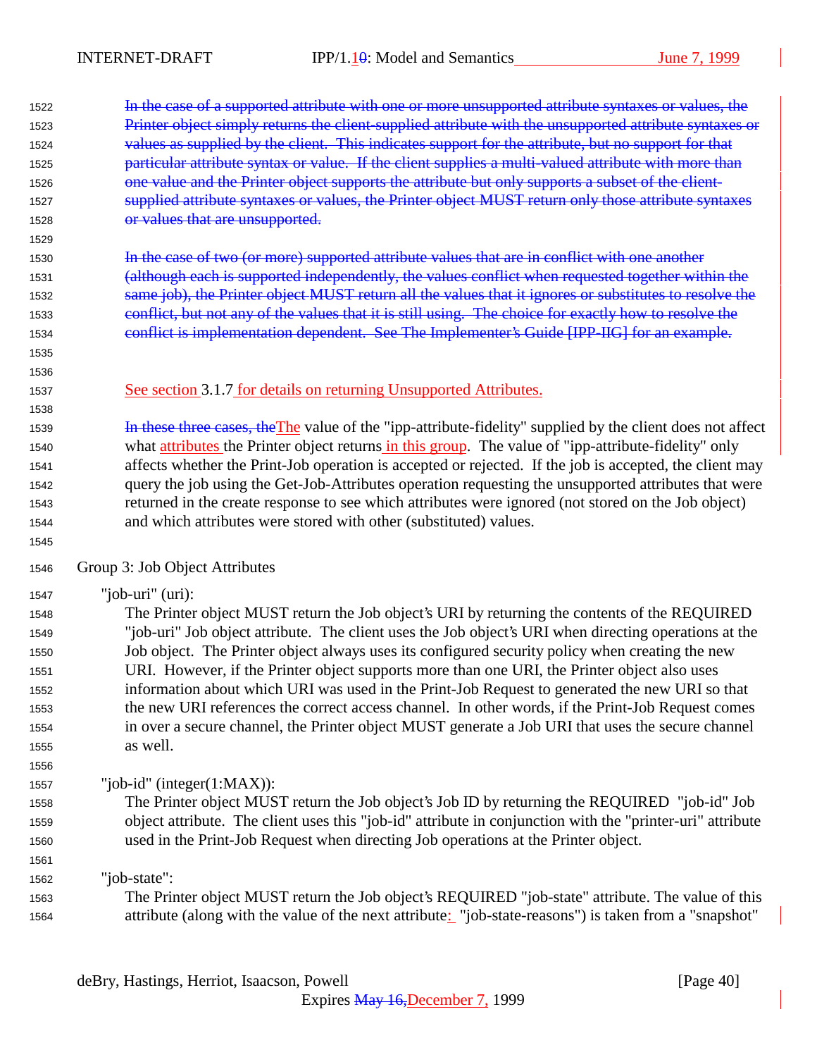~~In the case of a supported attribute with one or more unsupported attribute syntaxes or values, the Printer object simply returns the client-supplied attribute with the unsupported attribute syntaxes or values as supplied by the client. This indicates support for the attribute, but no support for that particular attribute syntax or value. If the client supplies a multi-valued attribute with more than one value and the Printer object supports the attribute but only supports a subset of the client-supplied attribute syntaxes or values, the Printer object MUST return only those attribute syntaxes or values that are unsupported.~~

~~In the case of two (or more) supported attribute values that are in conflict with one another (although each is supported independently, the values conflict when requested together within the same job), the Printer object MUST return all the values that it ignores or substitutes to resolve the conflict, but not any of the values that it is still using. The choice for exactly how to resolve the conflict is implementation dependent. See The Implementer's Guide [IPP-IIG] for an example.~~

See section 3.1.7 for details on returning Unsupported Attributes.

~~In these three cases, the~~The value of the "ipp-attribute-fidelity" supplied by the client does not affect what attributes the Printer object returns in this group. The value of "ipp-attribute-fidelity" only affects whether the Print-Job operation is accepted or rejected. If the job is accepted, the client may query the job using the Get-Job-Attributes operation requesting the unsupported attributes that were returned in the create response to see which attributes were ignored (not stored on the Job object) and which attributes were stored with other (substituted) values.

Group 3: Job Object Attributes

"job-uri" (uri):
The Printer object MUST return the Job object's URI by returning the contents of the REQUIRED "job-uri" Job object attribute. The client uses the Job object's URI when directing operations at the Job object. The Printer object always uses its configured security policy when creating the new URI. However, if the Printer object supports more than one URI, the Printer object also uses information about which URI was used in the Print-Job Request to generated the new URI so that the new URI references the correct access channel. In other words, if the Print-Job Request comes in over a secure channel, the Printer object MUST generate a Job URI that uses the secure channel as well.

"job-id" (integer(1:MAX)):
The Printer object MUST return the Job object's Job ID by returning the REQUIRED "job-id" Job object attribute. The client uses this "job-id" attribute in conjunction with the "printer-uri" attribute used in the Print-Job Request when directing Job operations at the Printer object.

"job-state":
The Printer object MUST return the Job object's REQUIRED "job-state" attribute. The value of this attribute (along with the value of the next attribute: "job-state-reasons") is taken from a "snapshot"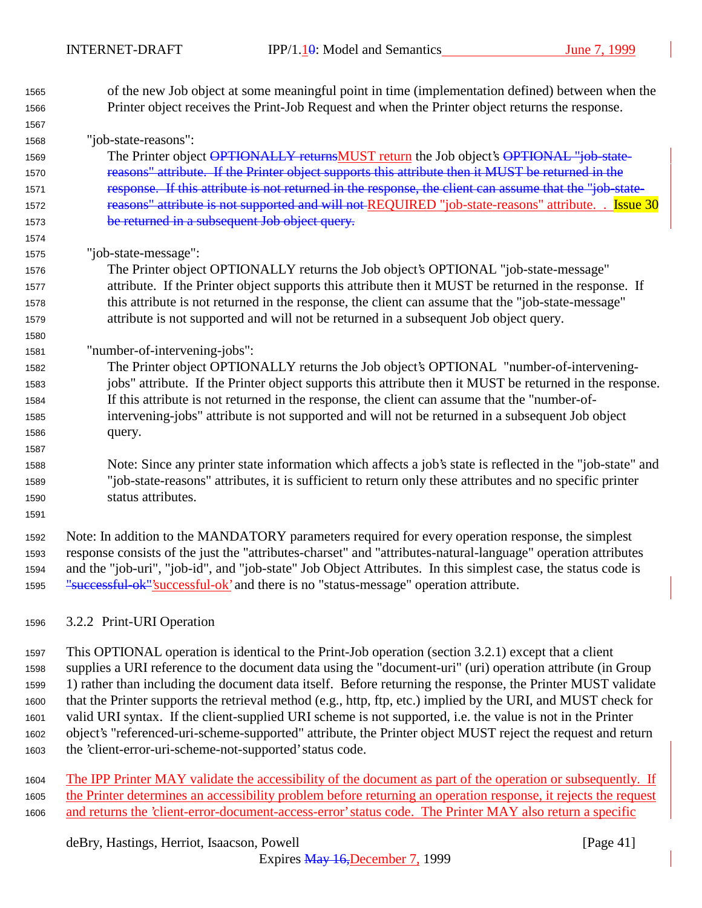of the new Job object at some meaningful point in time (implementation defined) between when the Printer object receives the Print-Job Request and when the Printer object returns the response.

"job-state-reasons":

The Printer object ~~OPTIONALLY returns~~MUST return the Job object's ~~OPTIONAL "job-state-reasons" attribute. If the Printer object supports this attribute then it MUST be returned in the response. If this attribute is not returned in the response, the client can assume that the "job-state-reasons" attribute is not supported and will not~~ REQUIRED "job-state-reasons" attribute. . Issue 30 ~~be returned in a subsequent Job object query.~~

"job-state-message":

The Printer object OPTIONALLY returns the Job object's OPTIONAL "job-state-message" attribute. If the Printer object supports this attribute then it MUST be returned in the response. If this attribute is not returned in the response, the client can assume that the "job-state-message" attribute is not supported and will not be returned in a subsequent Job object query.

"number-of-intervening-jobs":

The Printer object OPTIONALLY returns the Job object's OPTIONAL "number-of-intervening-jobs" attribute. If the Printer object supports this attribute then it MUST be returned in the response. If this attribute is not returned in the response, the client can assume that the "number-of-intervening-jobs" attribute is not supported and will not be returned in a subsequent Job object query.

Note: Since any printer state information which affects a job's state is reflected in the "job-state" and "job-state-reasons" attributes, it is sufficient to return only these attributes and no specific printer status attributes.

Note: In addition to the MANDATORY parameters required for every operation response, the simplest response consists of the just the "attributes-charset" and "attributes-natural-language" operation attributes and the "job-uri", "job-id", and "job-state" Job Object Attributes. In this simplest case, the status code is ~~"successful-ok"~~'successful-ok' and there is no "status-message" operation attribute.

### 3.2.2 Print-URI Operation

This OPTIONAL operation is identical to the Print-Job operation (section 3.2.1) except that a client supplies a URI reference to the document data using the "document-uri" (uri) operation attribute (in Group 1) rather than including the document data itself. Before returning the response, the Printer MUST validate that the Printer supports the retrieval method (e.g., http, ftp, etc.) implied by the URI, and MUST check for valid URI syntax. If the client-supplied URI scheme is not supported, i.e. the value is not in the Printer object's "referenced-uri-scheme-supported" attribute, the Printer object MUST reject the request and return the 'client-error-uri-scheme-not-supported' status code.

The IPP Printer MAY validate the accessibility of the document as part of the operation or subsequently. If the Printer determines an accessibility problem before returning an operation response, it rejects the request and returns the 'client-error-document-access-error' status code. The Printer MAY also return a specific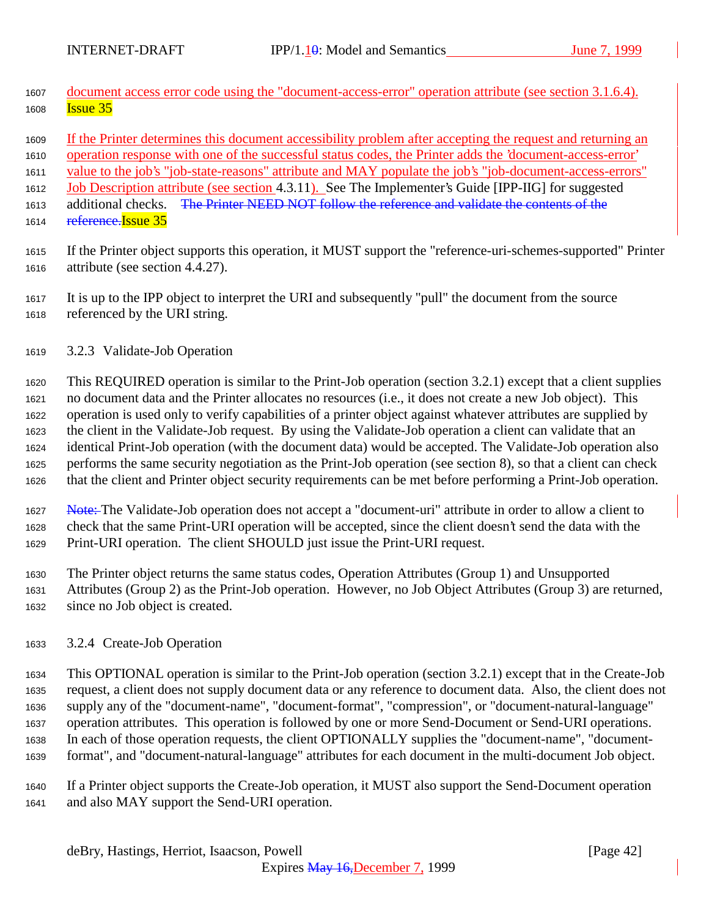document access error code using the "document-access-error" operation attribute (see section 3.1.6.4). Issue 35

If the Printer determines this document accessibility problem after accepting the request and returning an operation response with one of the successful status codes, the Printer adds the 'document-access-error' value to the job's "job-state-reasons" attribute and MAY populate the job's "job-document-access-errors" Job Description attribute (see section 4.3.11). See The Implementer's Guide [IPP-IIG] for suggested additional checks. ~~The Printer NEED NOT follow the reference and validate the contents of the reference.~~Issue 35

If the Printer object supports this operation, it MUST support the "reference-uri-schemes-supported" Printer attribute (see section 4.4.27).

It is up to the IPP object to interpret the URI and subsequently "pull" the document from the source referenced by the URI string.

### 3.2.3 Validate-Job Operation

This REQUIRED operation is similar to the Print-Job operation (section 3.2.1) except that a client supplies no document data and the Printer allocates no resources (i.e., it does not create a new Job object). This operation is used only to verify capabilities of a printer object against whatever attributes are supplied by the client in the Validate-Job request. By using the Validate-Job operation a client can validate that an identical Print-Job operation (with the document data) would be accepted. The Validate-Job operation also performs the same security negotiation as the Print-Job operation (see section 8), so that a client can check that the client and Printer object security requirements can be met before performing a Print-Job operation.

~~Note:~~ The Validate-Job operation does not accept a "document-uri" attribute in order to allow a client to check that the same Print-URI operation will be accepted, since the client doesn't send the data with the Print-URI operation. The client SHOULD just issue the Print-URI request.

The Printer object returns the same status codes, Operation Attributes (Group 1) and Unsupported Attributes (Group 2) as the Print-Job operation. However, no Job Object Attributes (Group 3) are returned, since no Job object is created.

### 3.2.4 Create-Job Operation

This OPTIONAL operation is similar to the Print-Job operation (section 3.2.1) except that in the Create-Job request, a client does not supply document data or any reference to document data. Also, the client does not supply any of the "document-name", "document-format", "compression", or "document-natural-language" operation attributes. This operation is followed by one or more Send-Document or Send-URI operations. In each of those operation requests, the client OPTIONALLY supplies the "document-name", "document-format", and "document-natural-language" attributes for each document in the multi-document Job object.

If a Printer object supports the Create-Job operation, it MUST also support the Send-Document operation and also MAY support the Send-URI operation.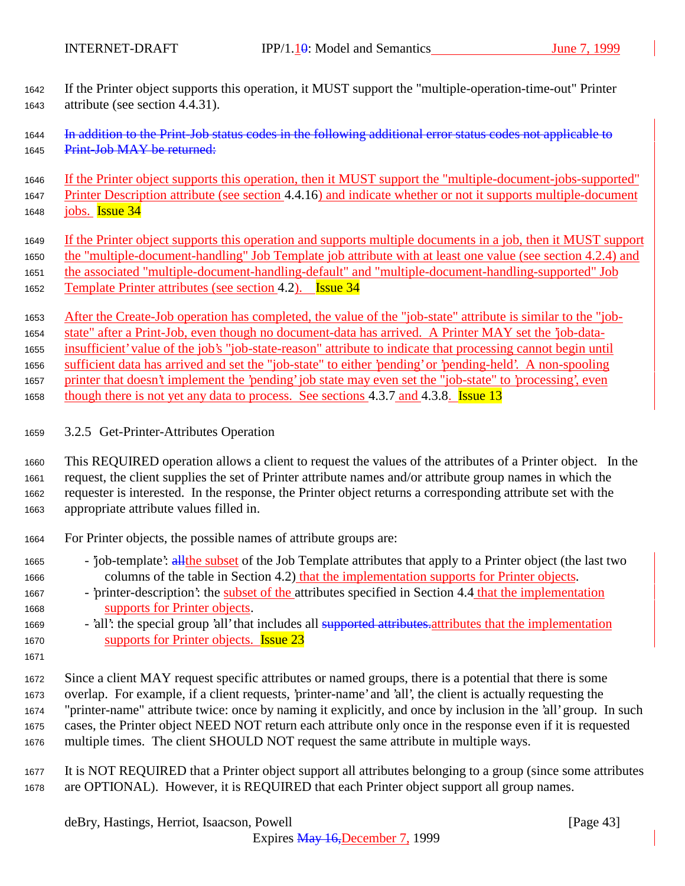If the Printer object supports this operation, it MUST support the "multiple-operation-time-out" Printer attribute (see section 4.4.31).

~~In addition to the Print-Job status codes in the following additional error status codes not applicable to Print-Job MAY be returned:~~

If the Printer object supports this operation, then it MUST support the "multiple-document-jobs-supported" Printer Description attribute (see section 4.4.16) and indicate whether or not it supports multiple-document jobs. Issue 34

If the Printer object supports this operation and supports multiple documents in a job, then it MUST support the "multiple-document-handling" Job Template job attribute with at least one value (see section 4.2.4) and the associated "multiple-document-handling-default" and "multiple-document-handling-supported" Job Template Printer attributes (see section 4.2). Issue 34

After the Create-Job operation has completed, the value of the "job-state" attribute is similar to the "job-state" after a Print-Job, even though no document-data has arrived. A Printer MAY set the 'job-data-insufficient' value of the job's "job-state-reason" attribute to indicate that processing cannot begin until sufficient data has arrived and set the "job-state" to either 'pending' or 'pending-held'. A non-spooling printer that doesn't implement the 'pending' job state may even set the "job-state" to 'processing', even though there is not yet any data to process. See sections 4.3.7 and 4.3.8. Issue 13

### 3.2.5 Get-Printer-Attributes Operation

This REQUIRED operation allows a client to request the values of the attributes of a Printer object. In the request, the client supplies the set of Printer attribute names and/or attribute group names in which the requester is interested. In the response, the Printer object returns a corresponding attribute set with the appropriate attribute values filled in.

For Printer objects, the possible names of attribute groups are:

- 'job-template': ~~all~~the subset of the Job Template attributes that apply to a Printer object (the last two columns of the table in Section 4.2) that the implementation supports for Printer objects.
- 'printer-description': the subset of the attributes specified in Section 4.4 that the implementation supports for Printer objects.
- 'all': the special group 'all' that includes all ~~supported attributes.~~attributes that the implementation supports for Printer objects. Issue 23

Since a client MAY request specific attributes or named groups, there is a potential that there is some overlap. For example, if a client requests, 'printer-name' and 'all', the client is actually requesting the "printer-name" attribute twice: once by naming it explicitly, and once by inclusion in the 'all' group. In such cases, the Printer object NEED NOT return each attribute only once in the response even if it is requested multiple times. The client SHOULD NOT request the same attribute in multiple ways.

It is NOT REQUIRED that a Printer object support all attributes belonging to a group (since some attributes are OPTIONAL). However, it is REQUIRED that each Printer object support all group names.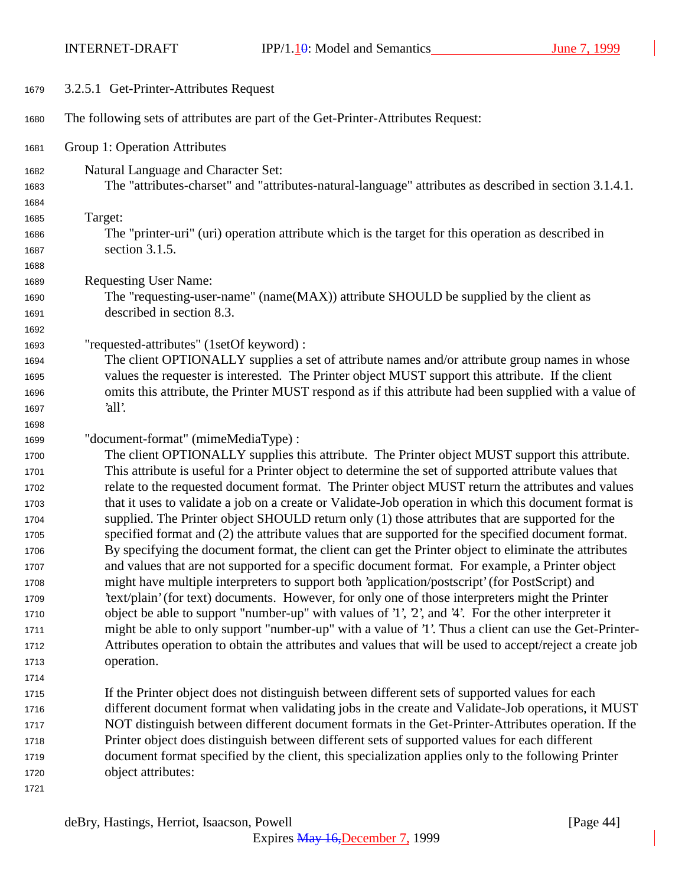#### 3.2.5.1 Get-Printer-Attributes Request

The following sets of attributes are part of the Get-Printer-Attributes Request:

Group 1: Operation Attributes

Natural Language and Character Set:
The "attributes-charset" and "attributes-natural-language" attributes as described in section 3.1.4.1.

Target:
The "printer-uri" (uri) operation attribute which is the target for this operation as described in section 3.1.5.

Requesting User Name:
The "requesting-user-name" (name(MAX)) attribute SHOULD be supplied by the client as described in section 8.3.

"requested-attributes" (1setOf keyword) :
The client OPTIONALLY supplies a set of attribute names and/or attribute group names in whose values the requester is interested. The Printer object MUST support this attribute. If the client omits this attribute, the Printer MUST respond as if this attribute had been supplied with a value of 'all'.

"document-format" (mimeMediaType) :
The client OPTIONALLY supplies this attribute. The Printer object MUST support this attribute. This attribute is useful for a Printer object to determine the set of supported attribute values that relate to the requested document format. The Printer object MUST return the attributes and values that it uses to validate a job on a create or Validate-Job operation in which this document format is supplied. The Printer object SHOULD return only (1) those attributes that are supported for the specified format and (2) the attribute values that are supported for the specified document format. By specifying the document format, the client can get the Printer object to eliminate the attributes and values that are not supported for a specific document format. For example, a Printer object might have multiple interpreters to support both 'application/postscript' (for PostScript) and 'text/plain' (for text) documents. However, for only one of those interpreters might the Printer object be able to support "number-up" with values of '1', '2', and '4'. For the other interpreter it might be able to only support "number-up" with a value of '1'. Thus a client can use the Get-Printer-Attributes operation to obtain the attributes and values that will be used to accept/reject a create job operation.

If the Printer object does not distinguish between different sets of supported values for each different document format when validating jobs in the create and Validate-Job operations, it MUST NOT distinguish between different document formats in the Get-Printer-Attributes operation. If the Printer object does distinguish between different sets of supported values for each different document format specified by the client, this specialization applies only to the following Printer object attributes: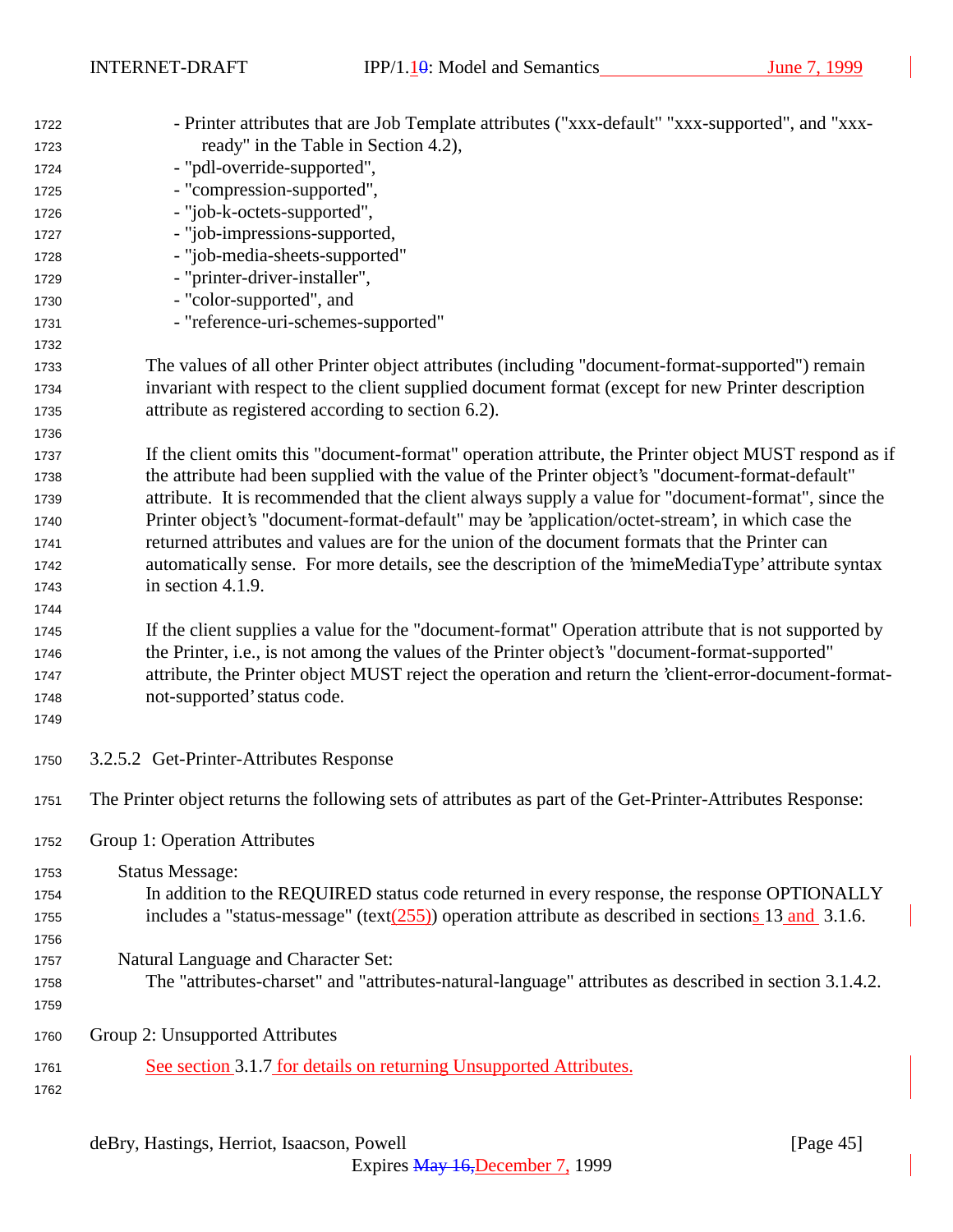- Printer attributes that are Job Template attributes ("xxx-default" "xxx-supported", and "xxx-ready" in the Table in Section 4.2),
- "pdl-override-supported",
- "compression-supported",
- "job-k-octets-supported",
- "job-impressions-supported,
- "job-media-sheets-supported"
- "printer-driver-installer",
- "color-supported", and
- "reference-uri-schemes-supported"

The values of all other Printer object attributes (including "document-format-supported") remain invariant with respect to the client supplied document format (except for new Printer description attribute as registered according to section 6.2).

If the client omits this "document-format" operation attribute, the Printer object MUST respond as if the attribute had been supplied with the value of the Printer object's "document-format-default" attribute. It is recommended that the client always supply a value for "document-format", since the Printer object's "document-format-default" may be 'application/octet-stream', in which case the returned attributes and values are for the union of the document formats that the Printer can automatically sense. For more details, see the description of the 'mimeMediaType' attribute syntax in section 4.1.9.

If the client supplies a value for the "document-format" Operation attribute that is not supported by the Printer, i.e., is not among the values of the Printer object's "document-format-supported" attribute, the Printer object MUST reject the operation and return the 'client-error-document-format-not-supported' status code.

#### 3.2.5.2 Get-Printer-Attributes Response

The Printer object returns the following sets of attributes as part of the Get-Printer-Attributes Response:

Group 1: Operation Attributes

Status Message:
In addition to the REQUIRED status code returned in every response, the response OPTIONALLY includes a "status-message" (text(255)) operation attribute as described in sections 13 and 3.1.6.

Natural Language and Character Set:
The "attributes-charset" and "attributes-natural-language" attributes as described in section 3.1.4.2.

Group 2: Unsupported Attributes

See section 3.1.7 for details on returning Unsupported Attributes.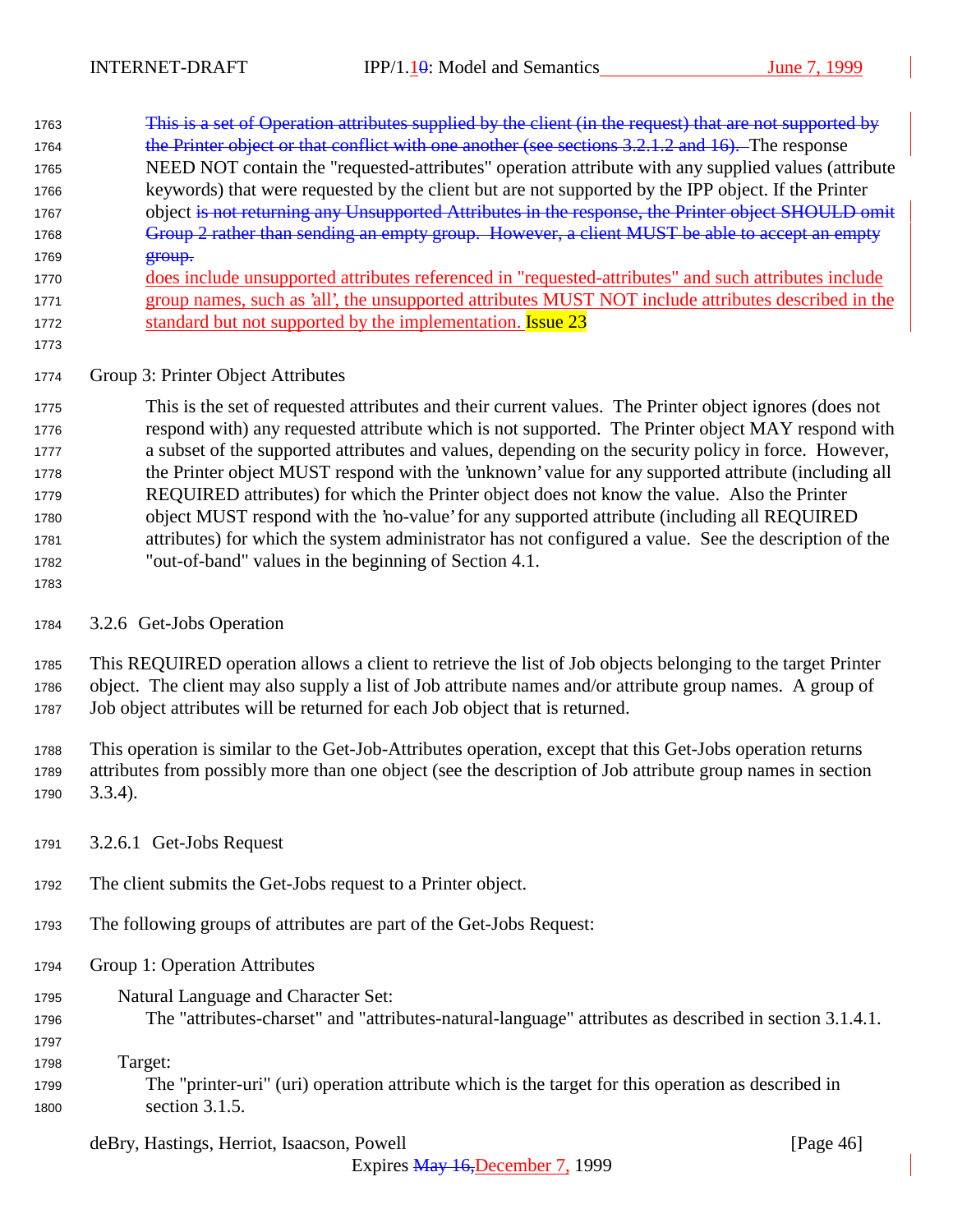This is a set of Operation attributes supplied by the client (in the request) that are not supported by the Printer object or that conflict with one another (see sections 3.2.1.2 and 16). The response NEED NOT contain the "requested-attributes" operation attribute with any supplied values (attribute keywords) that were requested by the client but are not supported by the IPP object. If the Printer object is not returning any Unsupported Attributes in the response, the Printer object SHOULD omit Group 2 rather than sending an empty group. However, a client MUST be able to accept an empty group. does include unsupported attributes referenced in "requested-attributes" and such attributes include group names, such as 'all', the unsupported attributes MUST NOT include attributes described in the standard but not supported by the implementation. Issue 23

Group 3: Printer Object Attributes

This is the set of requested attributes and their current values. The Printer object ignores (does not respond with) any requested attribute which is not supported. The Printer object MAY respond with a subset of the supported attributes and values, depending on the security policy in force. However, the Printer object MUST respond with the 'unknown' value for any supported attribute (including all REQUIRED attributes) for which the Printer object does not know the value. Also the Printer object MUST respond with the 'no-value' for any supported attribute (including all REQUIRED attributes) for which the system administrator has not configured a value. See the description of the "out-of-band" values in the beginning of Section 4.1.

### 3.2.6 Get-Jobs Operation

This REQUIRED operation allows a client to retrieve the list of Job objects belonging to the target Printer object. The client may also supply a list of Job attribute names and/or attribute group names. A group of Job object attributes will be returned for each Job object that is returned.

This operation is similar to the Get-Job-Attributes operation, except that this Get-Jobs operation returns attributes from possibly more than one object (see the description of Job attribute group names in section 3.3.4).

#### 3.2.6.1 Get-Jobs Request

The client submits the Get-Jobs request to a Printer object.

The following groups of attributes are part of the Get-Jobs Request:

Group 1: Operation Attributes

Natural Language and Character Set:
The "attributes-charset" and "attributes-natural-language" attributes as described in section 3.1.4.1.

Target:
The "printer-uri" (uri) operation attribute which is the target for this operation as described in section 3.1.5.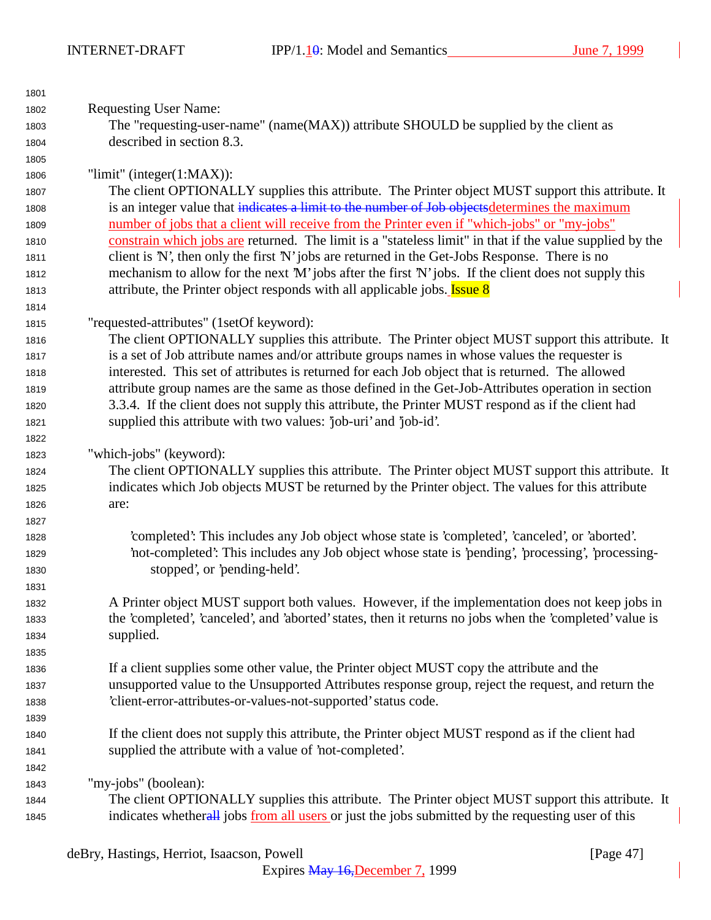Requesting User Name:
The "requesting-user-name" (name(MAX)) attribute SHOULD be supplied by the client as described in section 8.3.

"limit" (integer(1:MAX)):
The client OPTIONALLY supplies this attribute. The Printer object MUST support this attribute. It is an integer value that ~~indicates a limit to the number of Job objects~~determines the maximum number of jobs that a client will receive from the Printer even if "which-jobs" or "my-jobs" constrain which jobs are returned. The limit is a "stateless limit" in that if the value supplied by the client is 'N', then only the first 'N' jobs are returned in the Get-Jobs Response. There is no mechanism to allow for the next 'M' jobs after the first 'N' jobs. If the client does not supply this attribute, the Printer object responds with all applicable jobs. Issue 8

"requested-attributes" (1setOf keyword):
The client OPTIONALLY supplies this attribute. The Printer object MUST support this attribute. It is a set of Job attribute names and/or attribute groups names in whose values the requester is interested. This set of attributes is returned for each Job object that is returned. The allowed attribute group names are the same as those defined in the Get-Job-Attributes operation in section 3.3.4. If the client does not supply this attribute, the Printer MUST respond as if the client had supplied this attribute with two values: 'job-uri' and 'job-id'.

"which-jobs" (keyword):
The client OPTIONALLY supplies this attribute. The Printer object MUST support this attribute. It indicates which Job objects MUST be returned by the Printer object. The values for this attribute are:

'completed': This includes any Job object whose state is 'completed', 'canceled', or 'aborted'.
'not-completed': This includes any Job object whose state is 'pending', 'processing', 'processing-stopped', or 'pending-held'.

A Printer object MUST support both values. However, if the implementation does not keep jobs in the 'completed', 'canceled', and 'aborted' states, then it returns no jobs when the 'completed' value is supplied.

If a client supplies some other value, the Printer object MUST copy the attribute and the unsupported value to the Unsupported Attributes response group, reject the request, and return the 'client-error-attributes-or-values-not-supported' status code.

If the client does not supply this attribute, the Printer object MUST respond as if the client had supplied the attribute with a value of 'not-completed'.

"my-jobs" (boolean):
The client OPTIONALLY supplies this attribute. The Printer object MUST support this attribute. It indicates whether~~all~~ jobs from all users or just the jobs submitted by the requesting user of this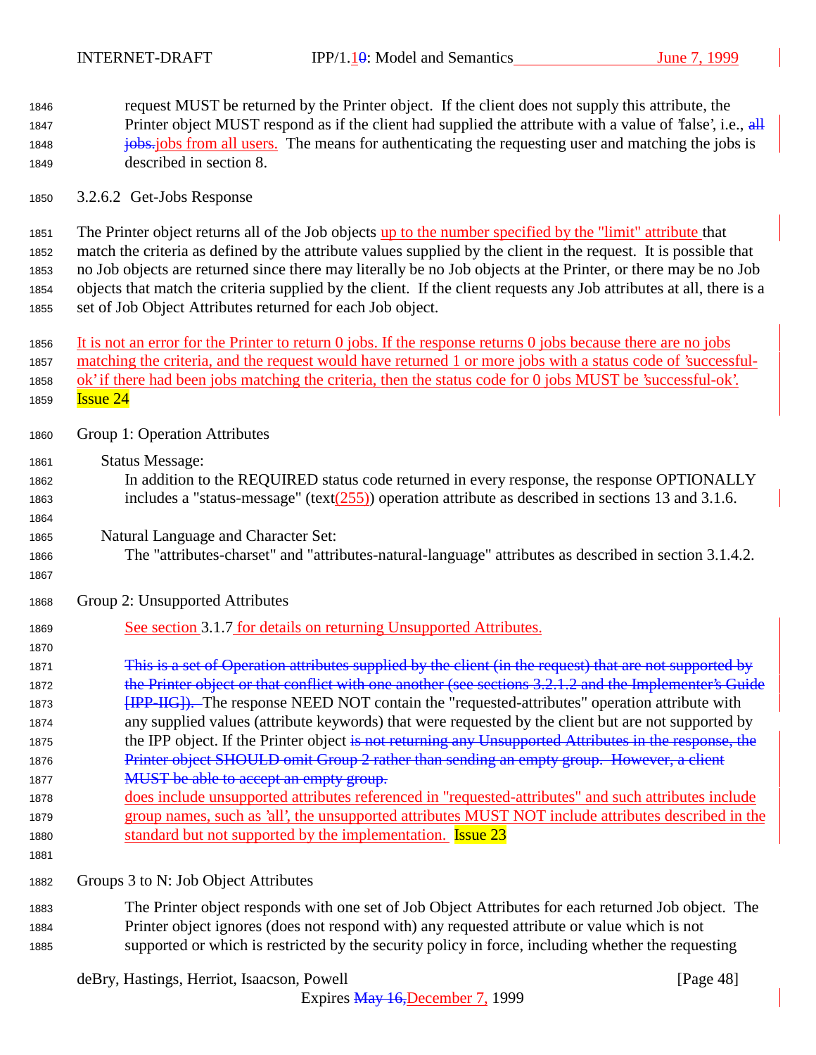request MUST be returned by the Printer object. If the client does not supply this attribute, the Printer object MUST respond as if the client had supplied the attribute with a value of 'false', i.e., ~~all jobs.~~jobs from all users. The means for authenticating the requesting user and matching the jobs is described in section 8.

#### 3.2.6.2 Get-Jobs Response

The Printer object returns all of the Job objects up to the number specified by the "limit" attribute that match the criteria as defined by the attribute values supplied by the client in the request. It is possible that no Job objects are returned since there may literally be no Job objects at the Printer, or there may be no Job objects that match the criteria supplied by the client. If the client requests any Job attributes at all, there is a set of Job Object Attributes returned for each Job object.

It is not an error for the Printer to return 0 jobs. If the response returns 0 jobs because there are no jobs matching the criteria, and the request would have returned 1 or more jobs with a status code of 'successful-ok' if there had been jobs matching the criteria, then the status code for 0 jobs MUST be 'successful-ok'. Issue 24

Group 1: Operation Attributes

Status Message:
In addition to the REQUIRED status code returned in every response, the response OPTIONALLY includes a "status-message" (text(255)) operation attribute as described in sections 13 and 3.1.6.

Natural Language and Character Set:
The "attributes-charset" and "attributes-natural-language" attributes as described in section 3.1.4.2.

Group 2: Unsupported Attributes

See section 3.1.7 for details on returning Unsupported Attributes.

~~This is a set of Operation attributes supplied by the client (in the request) that are not supported by the Printer object or that conflict with one another (see sections 3.2.1.2 and the Implementer's Guide [IPP-IIG]).~~ The response NEED NOT contain the "requested-attributes" operation attribute with any supplied values (attribute keywords) that were requested by the client but are not supported by the IPP object. If the Printer object ~~is not returning any Unsupported Attributes in the response, the Printer object SHOULD omit Group 2 rather than sending an empty group. However, a client MUST be able to accept an empty group.~~ does include unsupported attributes referenced in "requested-attributes" and such attributes include group names, such as 'all', the unsupported attributes MUST NOT include attributes described in the standard but not supported by the implementation. Issue 23

Groups 3 to N: Job Object Attributes

The Printer object responds with one set of Job Object Attributes for each returned Job object. The Printer object ignores (does not respond with) any requested attribute or value which is not supported or which is restricted by the security policy in force, including whether the requesting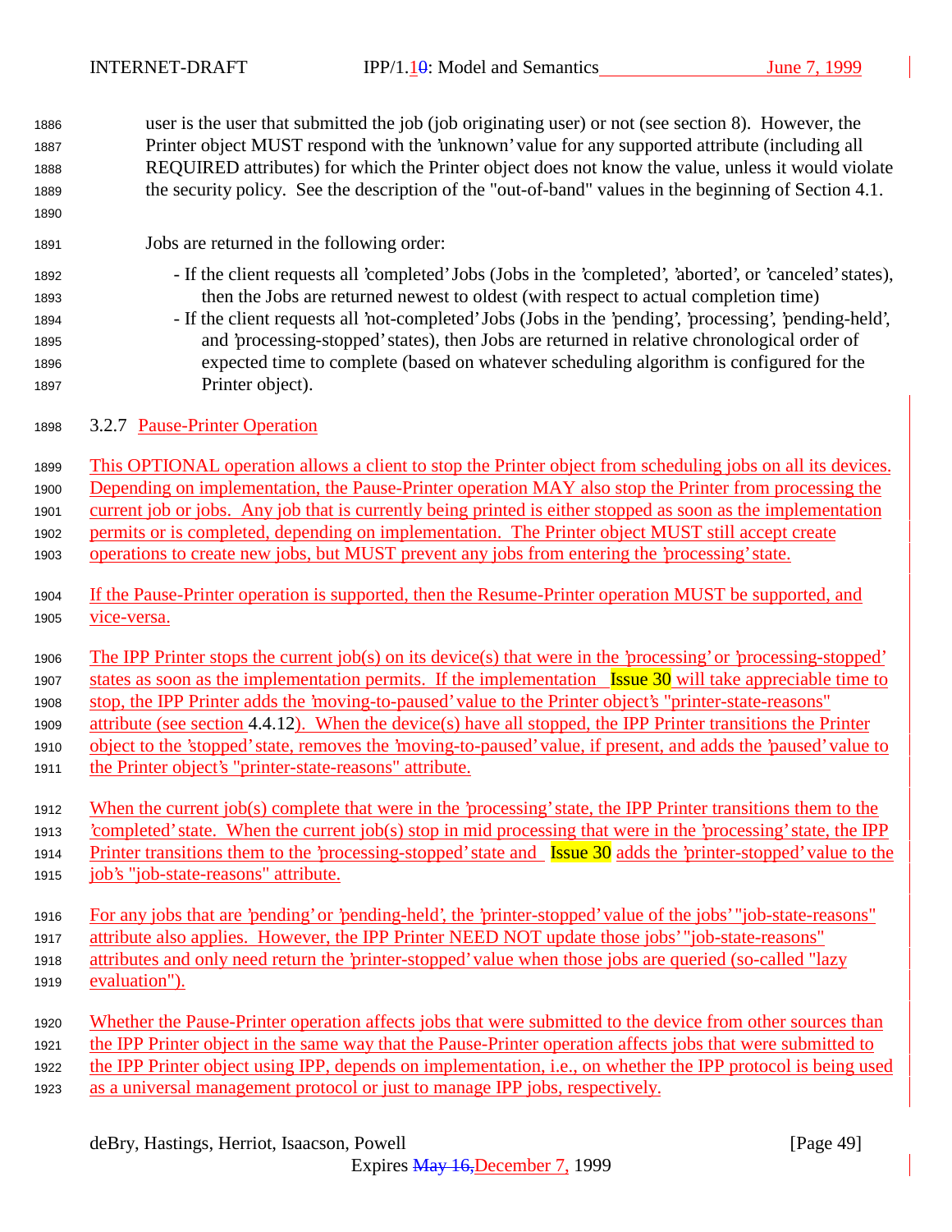user is the user that submitted the job (job originating user) or not (see section 8). However, the Printer object MUST respond with the 'unknown' value for any supported attribute (including all REQUIRED attributes) for which the Printer object does not know the value, unless it would violate the security policy. See the description of the "out-of-band" values in the beginning of Section 4.1.

Jobs are returned in the following order:

- If the client requests all 'completed' Jobs (Jobs in the 'completed', 'aborted', or 'canceled' states), then the Jobs are returned newest to oldest (with respect to actual completion time)
- If the client requests all 'not-completed' Jobs (Jobs in the 'pending', 'processing', 'pending-held', and 'processing-stopped' states), then Jobs are returned in relative chronological order of expected time to complete (based on whatever scheduling algorithm is configured for the Printer object).

### 3.2.7 Pause-Printer Operation

This OPTIONAL operation allows a client to stop the Printer object from scheduling jobs on all its devices. Depending on implementation, the Pause-Printer operation MAY also stop the Printer from processing the current job or jobs. Any job that is currently being printed is either stopped as soon as the implementation permits or is completed, depending on implementation. The Printer object MUST still accept create operations to create new jobs, but MUST prevent any jobs from entering the 'processing' state.

If the Pause-Printer operation is supported, then the Resume-Printer operation MUST be supported, and vice-versa.

The IPP Printer stops the current job(s) on its device(s) that were in the 'processing' or 'processing-stopped' states as soon as the implementation permits. If the implementation Issue 30 will take appreciable time to stop, the IPP Printer adds the 'moving-to-paused' value to the Printer object's "printer-state-reasons" attribute (see section 4.4.12). When the device(s) have all stopped, the IPP Printer transitions the Printer object to the 'stopped' state, removes the 'moving-to-paused' value, if present, and adds the 'paused' value to the Printer object's "printer-state-reasons" attribute.

When the current job(s) complete that were in the 'processing' state, the IPP Printer transitions them to the 'completed' state. When the current job(s) stop in mid processing that were in the 'processing' state, the IPP Printer transitions them to the 'processing-stopped' state and Issue 30 adds the 'printer-stopped' value to the job's "job-state-reasons" attribute.

For any jobs that are 'pending' or 'pending-held', the 'printer-stopped' value of the jobs' "job-state-reasons" attribute also applies. However, the IPP Printer NEED NOT update those jobs' "job-state-reasons" attributes and only need return the 'printer-stopped' value when those jobs are queried (so-called "lazy evaluation").

Whether the Pause-Printer operation affects jobs that were submitted to the device from other sources than the IPP Printer object in the same way that the Pause-Printer operation affects jobs that were submitted to the IPP Printer object using IPP, depends on implementation, i.e., on whether the IPP protocol is being used as a universal management protocol or just to manage IPP jobs, respectively.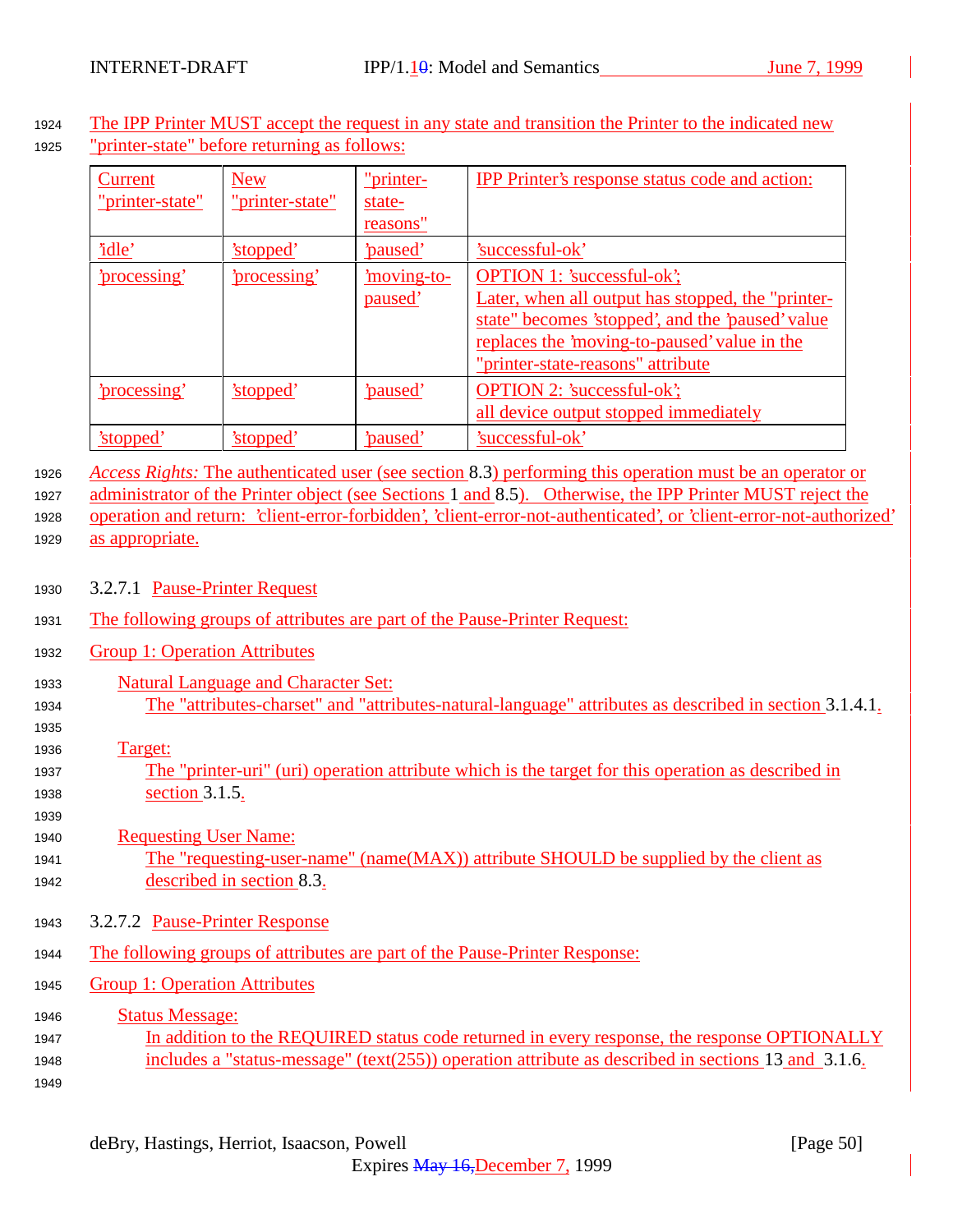The IPP Printer MUST accept the request in any state and transition the Printer to the indicated new "printer-state" before returning as follows:

| Current "printer-state" | New "printer-state" | "printer-state-reasons" | IPP Printer's response status code and action: |
|---|---|---|---|
| 'idle' | 'stopped' | 'paused' | 'successful-ok' |
| 'processing' | 'processing' | 'moving-to-paused' | OPTION 1: 'successful-ok'; Later, when all output has stopped, the "printer-state" becomes 'stopped', and the 'paused' value replaces the 'moving-to-paused' value in the "printer-state-reasons" attribute |
| 'processing' | 'stopped' | 'paused' | OPTION 2: 'successful-ok'; all device output stopped immediately |
| 'stopped' | 'stopped' | 'paused' | 'successful-ok' |

*Access Rights:* The authenticated user (see section 8.3) performing this operation must be an operator or administrator of the Printer object (see Sections 1 and 8.5). Otherwise, the IPP Printer MUST reject the operation and return: 'client-error-forbidden', 'client-error-not-authenticated', or 'client-error-not-authorized' as appropriate.

#### 3.2.7.1 Pause-Printer Request

The following groups of attributes are part of the Pause-Printer Request:

Group 1: Operation Attributes

Natural Language and Character Set:
The "attributes-charset" and "attributes-natural-language" attributes as described in section 3.1.4.1.

Target:
The "printer-uri" (uri) operation attribute which is the target for this operation as described in section 3.1.5.

Requesting User Name:
The "requesting-user-name" (name(MAX)) attribute SHOULD be supplied by the client as described in section 8.3.

#### 3.2.7.2 Pause-Printer Response

The following groups of attributes are part of the Pause-Printer Response:

Group 1: Operation Attributes

Status Message:
In addition to the REQUIRED status code returned in every response, the response OPTIONALLY includes a "status-message" (text(255)) operation attribute as described in sections 13 and 3.1.6.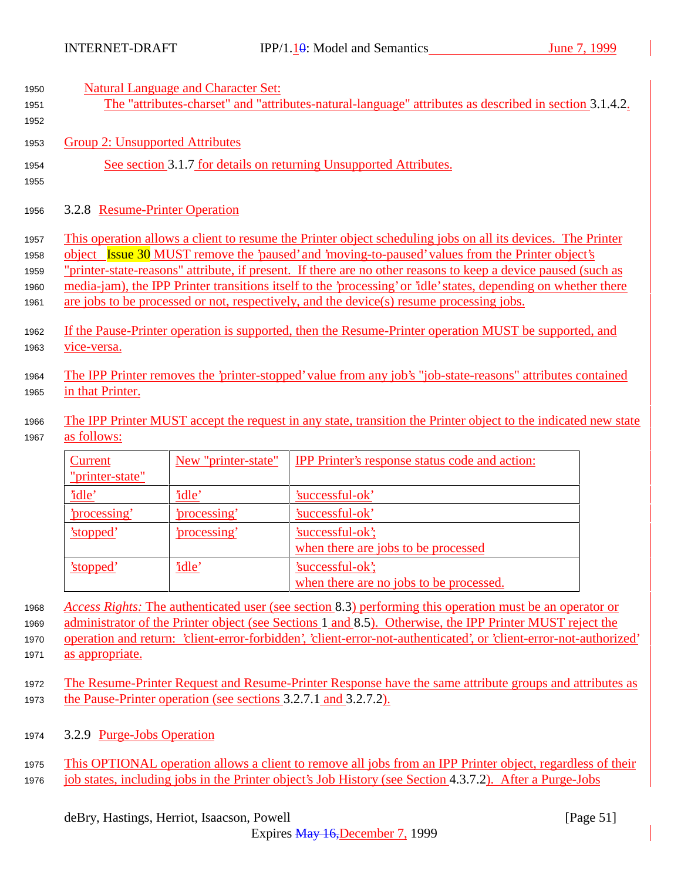Natural Language and Character Set:

The "attributes-charset" and "attributes-natural-language" attributes as described in section 3.1.4.2.

Group 2: Unsupported Attributes

See section 3.1.7 for details on returning Unsupported Attributes.

### 3.2.8 Resume-Printer Operation

This operation allows a client to resume the Printer object scheduling jobs on all its devices. The Printer object Issue 30 MUST remove the 'paused' and 'moving-to-paused' values from the Printer object's "printer-state-reasons" attribute, if present. If there are no other reasons to keep a device paused (such as media-jam), the IPP Printer transitions itself to the 'processing' or 'idle' states, depending on whether there are jobs to be processed or not, respectively, and the device(s) resume processing jobs.

If the Pause-Printer operation is supported, then the Resume-Printer operation MUST be supported, and vice-versa.

The IPP Printer removes the 'printer-stopped' value from any job's "job-state-reasons" attributes contained in that Printer.

The IPP Printer MUST accept the request in any state, transition the Printer object to the indicated new state as follows:

| Current "printer-state" | New "printer-state" | IPP Printer's response status code and action: |
|---|---|---|
| 'idle' | 'idle' | 'successful-ok' |
| 'processing' | 'processing' | 'successful-ok' |
| 'stopped' | 'processing' | 'successful-ok'; when there are jobs to be processed |
| 'stopped' | 'idle' | 'successful-ok'; when there are no jobs to be processed. |

*Access Rights:* The authenticated user (see section 8.3) performing this operation must be an operator or administrator of the Printer object (see Sections 1 and 8.5). Otherwise, the IPP Printer MUST reject the operation and return: 'client-error-forbidden', 'client-error-not-authenticated', or 'client-error-not-authorized' as appropriate.

The Resume-Printer Request and Resume-Printer Response have the same attribute groups and attributes as the Pause-Printer operation (see sections 3.2.7.1 and 3.2.7.2).

### 3.2.9 Purge-Jobs Operation

This OPTIONAL operation allows a client to remove all jobs from an IPP Printer object, regardless of their job states, including jobs in the Printer object's Job History (see Section 4.3.7.2). After a Purge-Jobs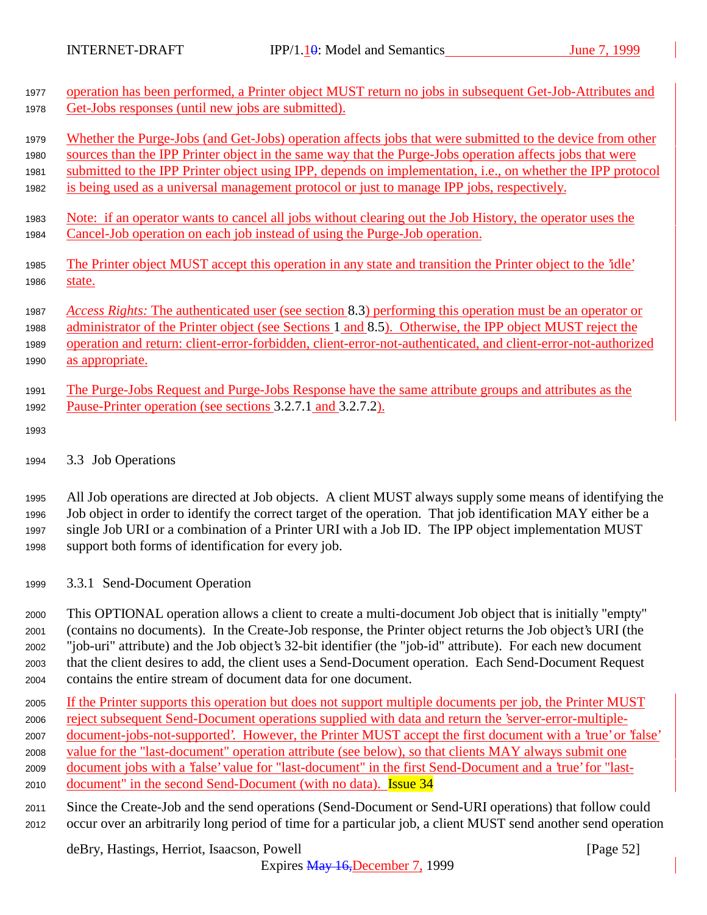operation has been performed, a Printer object MUST return no jobs in subsequent Get-Job-Attributes and Get-Jobs responses (until new jobs are submitted).

Whether the Purge-Jobs (and Get-Jobs) operation affects jobs that were submitted to the device from other sources than the IPP Printer object in the same way that the Purge-Jobs operation affects jobs that were submitted to the IPP Printer object using IPP, depends on implementation, i.e., on whether the IPP protocol is being used as a universal management protocol or just to manage IPP jobs, respectively.

Note: if an operator wants to cancel all jobs without clearing out the Job History, the operator uses the Cancel-Job operation on each job instead of using the Purge-Job operation.

The Printer object MUST accept this operation in any state and transition the Printer object to the 'idle' state.

*Access Rights:* The authenticated user (see section 8.3) performing this operation must be an operator or administrator of the Printer object (see Sections 1 and 8.5). Otherwise, the IPP object MUST reject the operation and return: client-error-forbidden, client-error-not-authenticated, and client-error-not-authorized as appropriate.

The Purge-Jobs Request and Purge-Jobs Response have the same attribute groups and attributes as the Pause-Printer operation (see sections 3.2.7.1 and 3.2.7.2).

## 3.3 Job Operations

All Job operations are directed at Job objects. A client MUST always supply some means of identifying the Job object in order to identify the correct target of the operation. That job identification MAY either be a single Job URI or a combination of a Printer URI with a Job ID. The IPP object implementation MUST support both forms of identification for every job.

### 3.3.1 Send-Document Operation

This OPTIONAL operation allows a client to create a multi-document Job object that is initially "empty" (contains no documents). In the Create-Job response, the Printer object returns the Job object's URI (the "job-uri" attribute) and the Job object's 32-bit identifier (the "job-id" attribute). For each new document that the client desires to add, the client uses a Send-Document operation. Each Send-Document Request contains the entire stream of document data for one document.

If the Printer supports this operation but does not support multiple documents per job, the Printer MUST reject subsequent Send-Document operations supplied with data and return the 'server-error-multiple-document-jobs-not-supported'. However, the Printer MUST accept the first document with a 'true' or 'false' value for the "last-document" operation attribute (see below), so that clients MAY always submit one document jobs with a 'false' value for "last-document" in the first Send-Document and a 'true' for "last-document" in the second Send-Document (with no data). Issue 34

Since the Create-Job and the send operations (Send-Document or Send-URI operations) that follow could occur over an arbitrarily long period of time for a particular job, a client MUST send another send operation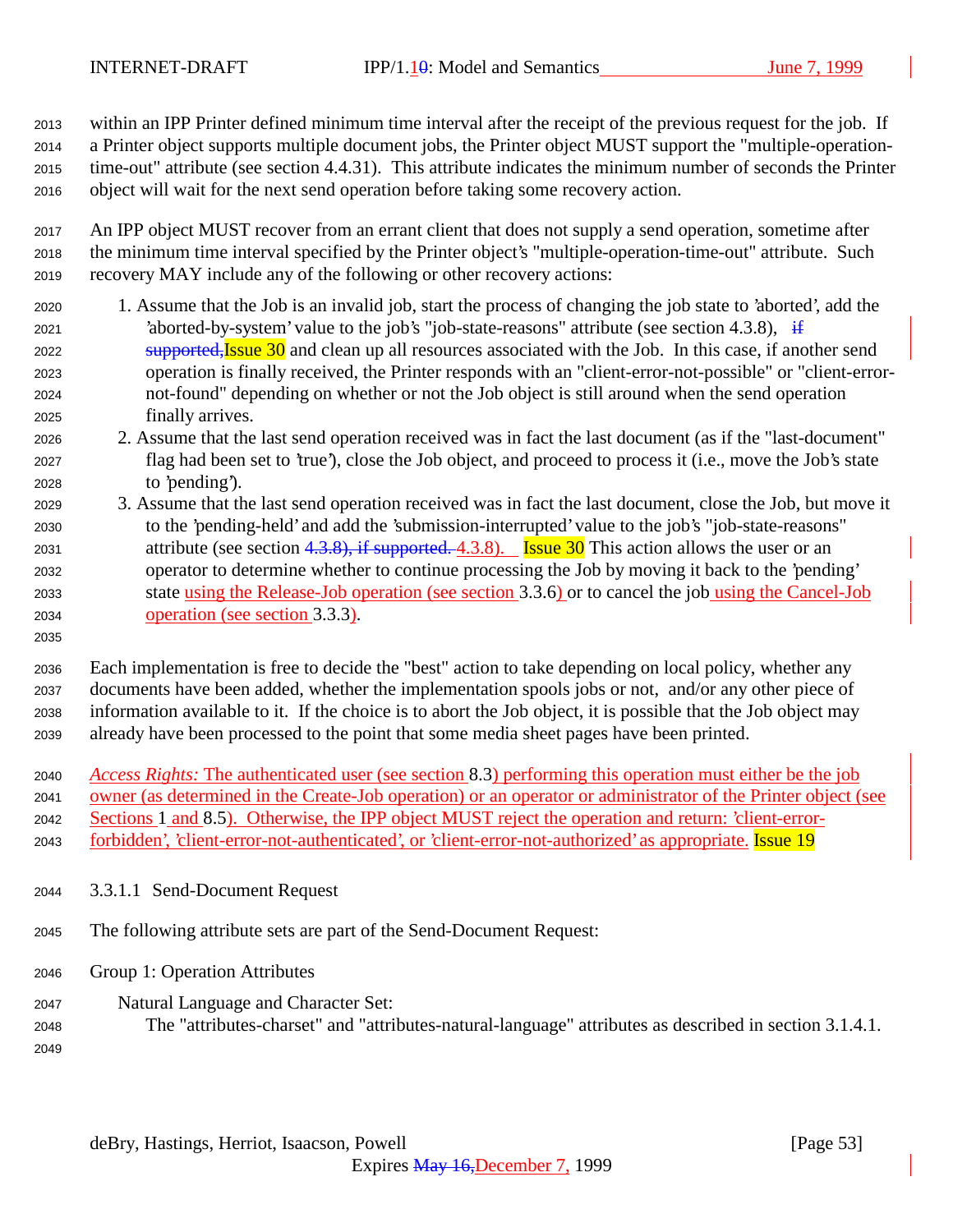within an IPP Printer defined minimum time interval after the receipt of the previous request for the job. If a Printer object supports multiple document jobs, the Printer object MUST support the "multiple-operation-time-out" attribute (see section 4.4.31). This attribute indicates the minimum number of seconds the Printer object will wait for the next send operation before taking some recovery action.

An IPP object MUST recover from an errant client that does not supply a send operation, sometime after the minimum time interval specified by the Printer object's "multiple-operation-time-out" attribute. Such recovery MAY include any of the following or other recovery actions:

1. Assume that the Job is an invalid job, start the process of changing the job state to 'aborted', add the 'aborted-by-system' value to the job's "job-state-reasons" attribute (see section 4.3.8), ~~if supported,~~Issue 30 and clean up all resources associated with the Job. In this case, if another send operation is finally received, the Printer responds with an "client-error-not-possible" or "client-error-not-found" depending on whether or not the Job object is still around when the send operation finally arrives.
2. Assume that the last send operation received was in fact the last document (as if the "last-document" flag had been set to 'true'), close the Job object, and proceed to process it (i.e., move the Job's state to 'pending').
3. Assume that the last send operation received was in fact the last document, close the Job, but move it to the 'pending-held' and add the 'submission-interrupted' value to the job's "job-state-reasons" attribute (see section ~~4.3.8), if supported.~~ 4.3.8). Issue 30 This action allows the user or an operator to determine whether to continue processing the Job by moving it back to the 'pending' state using the Release-Job operation (see section 3.3.6) or to cancel the job using the Cancel-Job operation (see section 3.3.3).

Each implementation is free to decide the "best" action to take depending on local policy, whether any documents have been added, whether the implementation spools jobs or not, and/or any other piece of information available to it. If the choice is to abort the Job object, it is possible that the Job object may already have been processed to the point that some media sheet pages have been printed.

*Access Rights:* The authenticated user (see section 8.3) performing this operation must either be the job owner (as determined in the Create-Job operation) or an operator or administrator of the Printer object (see Sections 1 and 8.5). Otherwise, the IPP object MUST reject the operation and return: 'client-error-forbidden', 'client-error-not-authenticated', or 'client-error-not-authorized' as appropriate. Issue 19

#### 3.3.1.1 Send-Document Request

The following attribute sets are part of the Send-Document Request:

Group 1: Operation Attributes

Natural Language and Character Set:
The "attributes-charset" and "attributes-natural-language" attributes as described in section 3.1.4.1.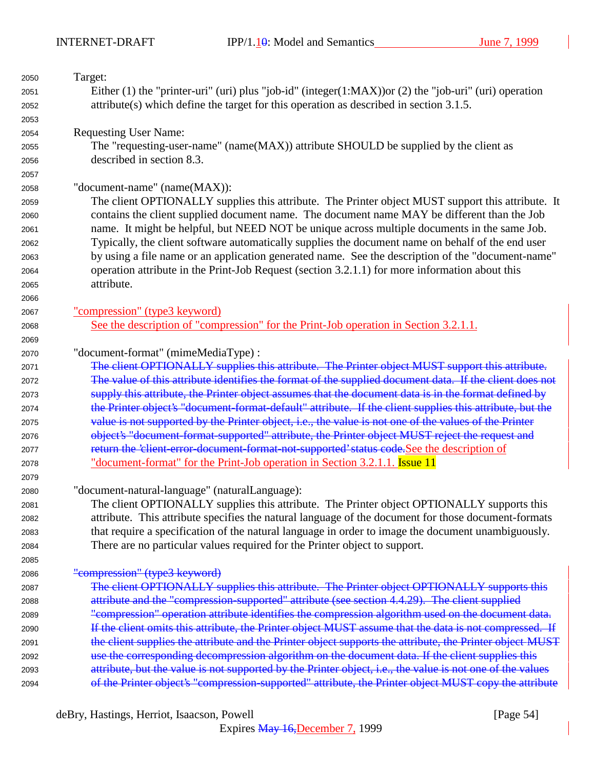Target:

Either (1) the "printer-uri" (uri) plus "job-id" (integer(1:MAX))or (2) the "job-uri" (uri) operation attribute(s) which define the target for this operation as described in section 3.1.5.

Requesting User Name:

The "requesting-user-name" (name(MAX)) attribute SHOULD be supplied by the client as described in section 8.3.

"document-name" (name(MAX)):

The client OPTIONALLY supplies this attribute. The Printer object MUST support this attribute. It contains the client supplied document name. The document name MAY be different than the Job name. It might be helpful, but NEED NOT be unique across multiple documents in the same Job. Typically, the client software automatically supplies the document name on behalf of the end user by using a file name or an application generated name. See the description of the "document-name" operation attribute in the Print-Job Request (section 3.2.1.1) for more information about this attribute.

"compression" (type3 keyword)

See the description of "compression" for the Print-Job operation in Section 3.2.1.1.

"document-format" (mimeMediaType) :

~~The client OPTIONALLY supplies this attribute. The Printer object MUST support this attribute. The value of this attribute identifies the format of the supplied document data. If the client does not supply this attribute, the Printer object assumes that the document data is in the format defined by the Printer object's "document-format-default" attribute. If the client supplies this attribute, but the value is not supported by the Printer object, i.e., the value is not one of the values of the Printer object's "document-format-supported" attribute, the Printer object MUST reject the request and return the 'client-error-document-format-not-supported' status code.~~See the description of "document-format" for the Print-Job operation in Section 3.2.1.1. Issue 11

"document-natural-language" (naturalLanguage):

The client OPTIONALLY supplies this attribute. The Printer object OPTIONALLY supports this attribute. This attribute specifies the natural language of the document for those document-formats that require a specification of the natural language in order to image the document unambiguously. There are no particular values required for the Printer object to support.

~~"compression" (type3 keyword)~~

~~The client OPTIONALLY supplies this attribute. The Printer object OPTIONALLY supports this attribute and the "compression-supported" attribute (see section 4.4.29). The client supplied "compression" operation attribute identifies the compression algorithm used on the document data. If the client omits this attribute, the Printer object MUST assume that the data is not compressed. If the client supplies the attribute and the Printer object supports the attribute, the Printer object MUST use the corresponding decompression algorithm on the document data. If the client supplies this attribute, but the value is not supported by the Printer object, i.e., the value is not one of the values of the Printer object's "compression-supported" attribute, the Printer object MUST copy the attribute~~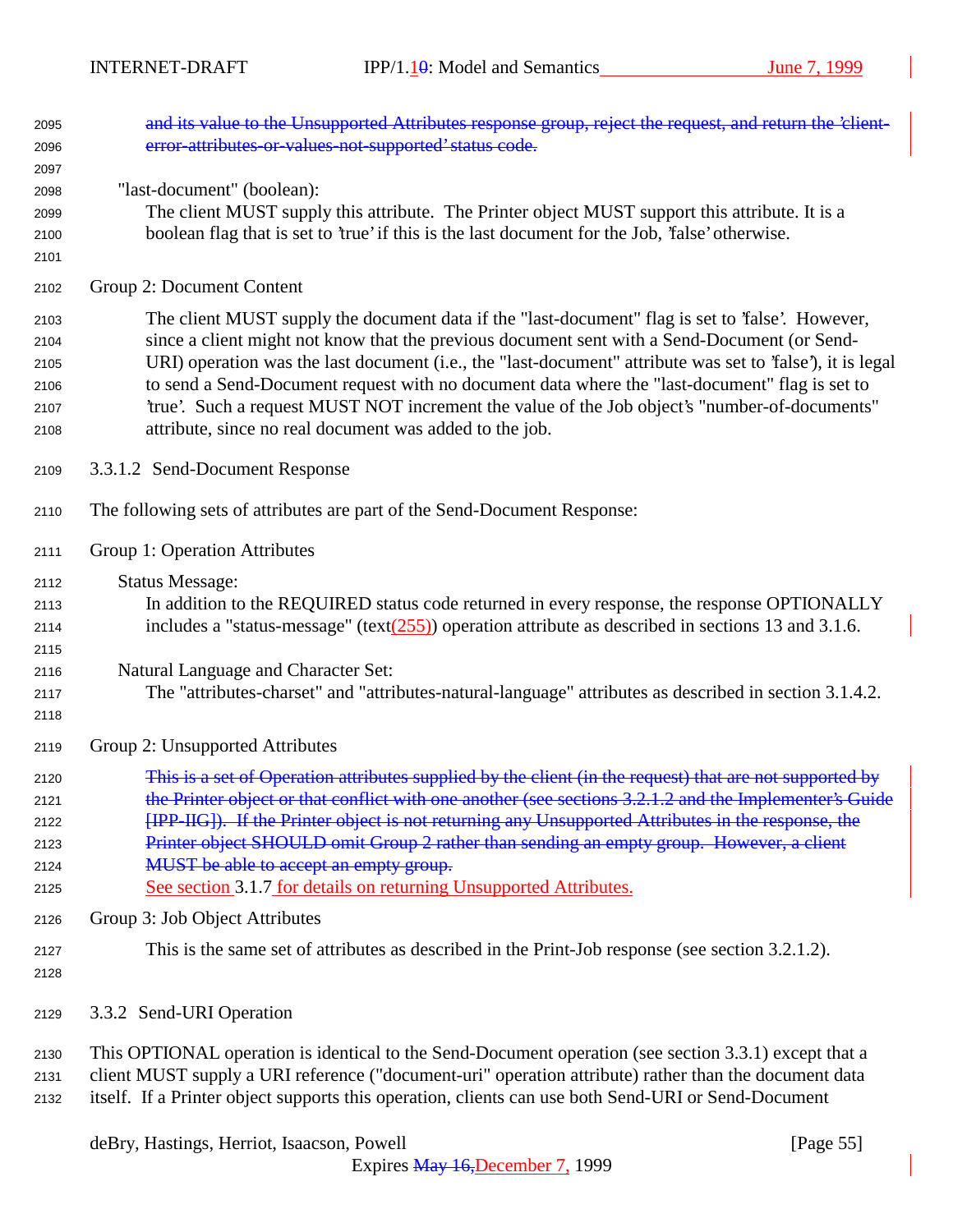~~and its value to the Unsupported Attributes response group, reject the request, and return the 'client-error-attributes-or-values-not-supported' status code.~~

"last-document" (boolean):
The client MUST supply this attribute. The Printer object MUST support this attribute. It is a boolean flag that is set to 'true' if this is the last document for the Job, 'false' otherwise.

Group 2: Document Content

The client MUST supply the document data if the "last-document" flag is set to 'false'. However, since a client might not know that the previous document sent with a Send-Document (or Send-URI) operation was the last document (i.e., the "last-document" attribute was set to 'false'), it is legal to send a Send-Document request with no document data where the "last-document" flag is set to 'true'. Such a request MUST NOT increment the value of the Job object's "number-of-documents" attribute, since no real document was added to the job.

#### 3.3.1.2 Send-Document Response

The following sets of attributes are part of the Send-Document Response:

Group 1: Operation Attributes

Status Message:
In addition to the REQUIRED status code returned in every response, the response OPTIONALLY includes a "status-message" (text(255)) operation attribute as described in sections 13 and 3.1.6.

Natural Language and Character Set:
The "attributes-charset" and "attributes-natural-language" attributes as described in section 3.1.4.2.

Group 2: Unsupported Attributes

~~This is a set of Operation attributes supplied by the client (in the request) that are not supported by the Printer object or that conflict with one another (see sections 3.2.1.2 and the Implementer's Guide [IPP-IIG]). If the Printer object is not returning any Unsupported Attributes in the response, the Printer object SHOULD omit Group 2 rather than sending an empty group. However, a client MUST be able to accept an empty group.~~
See section 3.1.7 for details on returning Unsupported Attributes.

Group 3: Job Object Attributes

This is the same set of attributes as described in the Print-Job response (see section 3.2.1.2).

### 3.3.2 Send-URI Operation

This OPTIONAL operation is identical to the Send-Document operation (see section 3.3.1) except that a client MUST supply a URI reference ("document-uri" operation attribute) rather than the document data itself. If a Printer object supports this operation, clients can use both Send-URI or Send-Document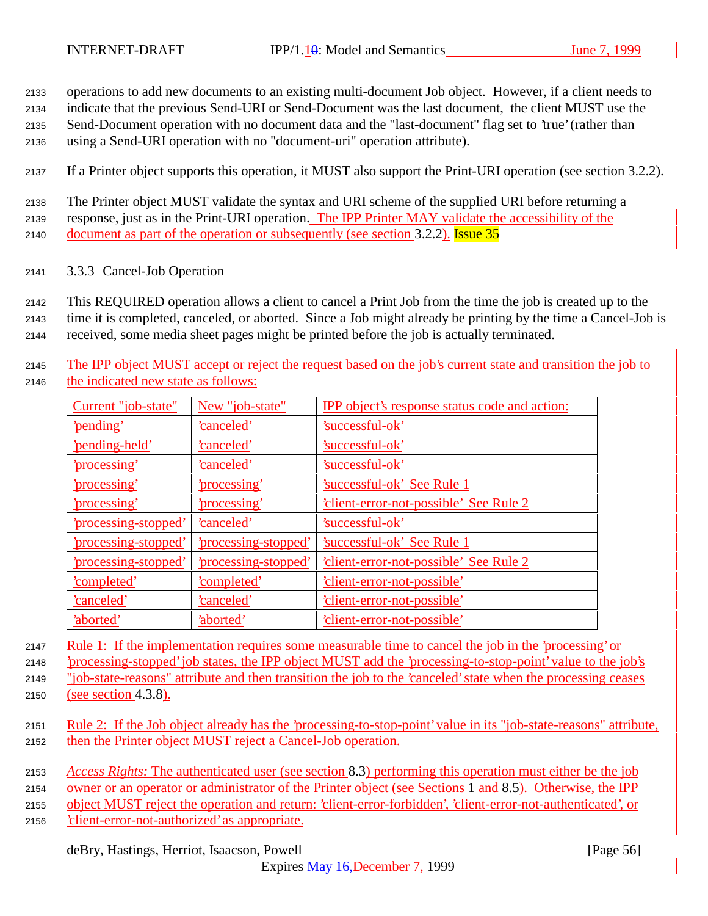operations to add new documents to an existing multi-document Job object. However, if a client needs to indicate that the previous Send-URI or Send-Document was the last document, the client MUST use the Send-Document operation with no document data and the "last-document" flag set to 'true' (rather than using a Send-URI operation with no "document-uri" operation attribute).

If a Printer object supports this operation, it MUST also support the Print-URI operation (see section 3.2.2).

The Printer object MUST validate the syntax and URI scheme of the supplied URI before returning a response, just as in the Print-URI operation. The IPP Printer MAY validate the accessibility of the document as part of the operation or subsequently (see section 3.2.2). Issue 35

### 3.3.3 Cancel-Job Operation

This REQUIRED operation allows a client to cancel a Print Job from the time the job is created up to the time it is completed, canceled, or aborted. Since a Job might already be printing by the time a Cancel-Job is received, some media sheet pages might be printed before the job is actually terminated.

The IPP object MUST accept or reject the request based on the job's current state and transition the job to the indicated new state as follows:

| Current "job-state" | New "job-state" | IPP object's response status code and action: |
|---|---|---|
| 'pending' | 'canceled' | 'successful-ok' |
| 'pending-held' | 'canceled' | 'successful-ok' |
| 'processing' | 'canceled' | 'successful-ok' |
| 'processing' | 'processing' | 'successful-ok' See Rule 1 |
| 'processing' | 'processing' | 'client-error-not-possible' See Rule 2 |
| 'processing-stopped' | 'canceled' | 'successful-ok' |
| 'processing-stopped' | 'processing-stopped' | 'successful-ok' See Rule 1 |
| 'processing-stopped' | 'processing-stopped' | 'client-error-not-possible' See Rule 2 |
| 'completed' | 'completed' | 'client-error-not-possible' |
| 'canceled' | 'canceled' | 'client-error-not-possible' |
| 'aborted' | 'aborted' | 'client-error-not-possible' |

Rule 1: If the implementation requires some measurable time to cancel the job in the 'processing' or 'processing-stopped' job states, the IPP object MUST add the 'processing-to-stop-point' value to the job's "job-state-reasons" attribute and then transition the job to the 'canceled' state when the processing ceases (see section 4.3.8).

Rule 2: If the Job object already has the 'processing-to-stop-point' value in its "job-state-reasons" attribute, then the Printer object MUST reject a Cancel-Job operation.

*Access Rights:* The authenticated user (see section 8.3) performing this operation must either be the job owner or an operator or administrator of the Printer object (see Sections 1 and 8.5). Otherwise, the IPP object MUST reject the operation and return: 'client-error-forbidden', 'client-error-not-authenticated', or 'client-error-not-authorized' as appropriate.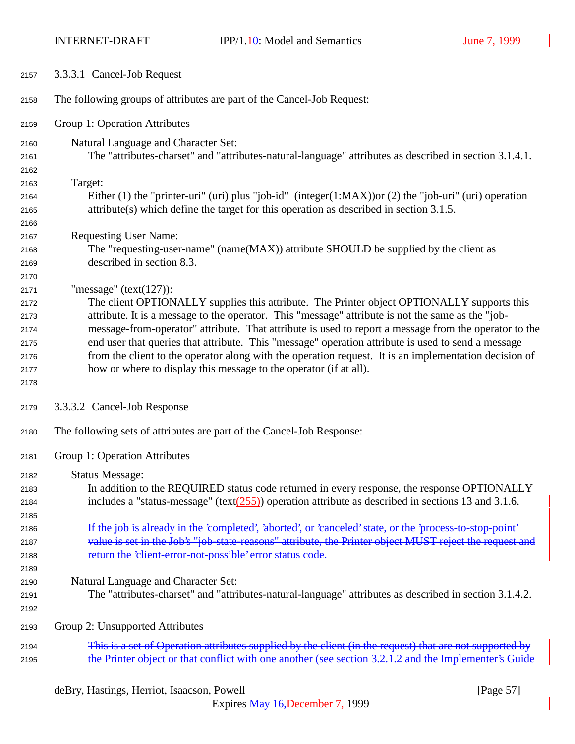#### 3.3.3.1 Cancel-Job Request

The following groups of attributes are part of the Cancel-Job Request:

Group 1: Operation Attributes

Natural Language and Character Set:
The "attributes-charset" and "attributes-natural-language" attributes as described in section 3.1.4.1.

Target:
Either (1) the "printer-uri" (uri) plus "job-id" (integer(1:MAX))or (2) the "job-uri" (uri) operation attribute(s) which define the target for this operation as described in section 3.1.5.

Requesting User Name:
The "requesting-user-name" (name(MAX)) attribute SHOULD be supplied by the client as described in section 8.3.

"message" (text(127)):
The client OPTIONALLY supplies this attribute. The Printer object OPTIONALLY supports this attribute. It is a message to the operator. This "message" attribute is not the same as the "job-message-from-operator" attribute. That attribute is used to report a message from the operator to the end user that queries that attribute. This "message" operation attribute is used to send a message from the client to the operator along with the operation request. It is an implementation decision of how or where to display this message to the operator (if at all).

#### 3.3.3.2 Cancel-Job Response

The following sets of attributes are part of the Cancel-Job Response:

Group 1: Operation Attributes

Status Message:
In addition to the REQUIRED status code returned in every response, the response OPTIONALLY includes a "status-message" (text(255)) operation attribute as described in sections 13 and 3.1.6.

~~If the job is already in the 'completed', 'aborted', or 'canceled' state, or the 'process-to-stop-point' value is set in the Job's "job-state-reasons" attribute, the Printer object MUST reject the request and return the 'client-error-not-possible' error status code.~~

Natural Language and Character Set:
The "attributes-charset" and "attributes-natural-language" attributes as described in section 3.1.4.2.

Group 2: Unsupported Attributes

~~This is a set of Operation attributes supplied by the client (in the request) that are not supported by the Printer object or that conflict with one another (see section 3.2.1.2 and the Implementer's Guide~~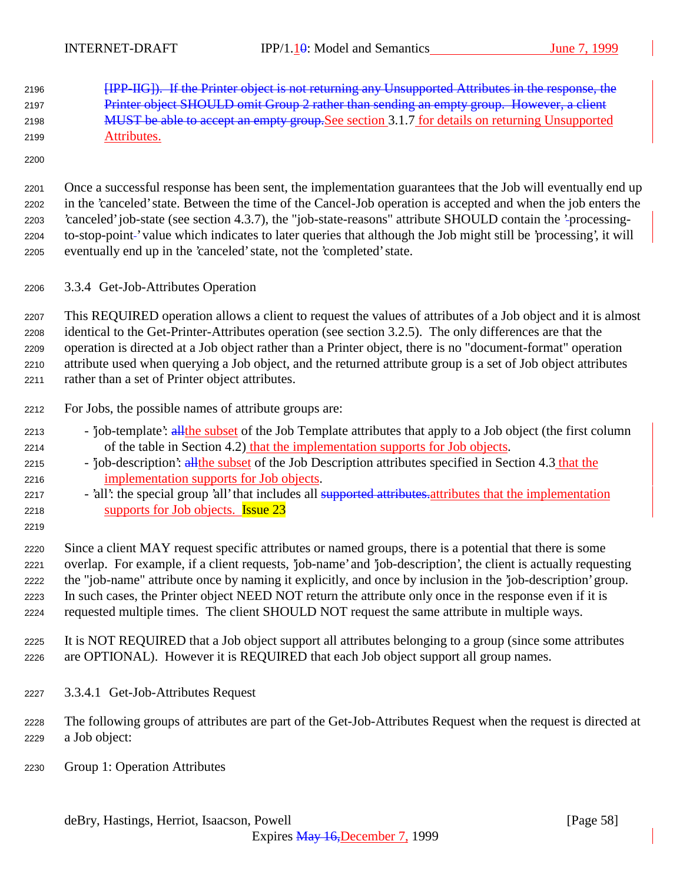[IPP-IIG]). If the Printer object is not returning any Unsupported Attributes in the response, the Printer object SHOULD omit Group 2 rather than sending an empty group. However, a client MUST be able to accept an empty group.See section 3.1.7 for details on returning Unsupported Attributes.

Once a successful response has been sent, the implementation guarantees that the Job will eventually end up in the 'canceled' state. Between the time of the Cancel-Job operation is accepted and when the job enters the 'canceled' job-state (see section 4.3.7), the "job-state-reasons" attribute SHOULD contain the 'processing-to-stop-point' value which indicates to later queries that although the Job might still be 'processing', it will eventually end up in the 'canceled' state, not the 'completed' state.

### 3.3.4 Get-Job-Attributes Operation

This REQUIRED operation allows a client to request the values of attributes of a Job object and it is almost identical to the Get-Printer-Attributes operation (see section 3.2.5). The only differences are that the operation is directed at a Job object rather than a Printer object, there is no "document-format" operation attribute used when querying a Job object, and the returned attribute group is a set of Job object attributes rather than a set of Printer object attributes.

For Jobs, the possible names of attribute groups are:

- 'job-template': allthe subset of the Job Template attributes that apply to a Job object (the first column of the table in Section 4.2) that the implementation supports for Job objects.
- 'job-description': allthe subset of the Job Description attributes specified in Section 4.3 that the implementation supports for Job objects.
- 'all': the special group 'all' that includes all supported attributes.attributes that the implementation supports for Job objects. Issue 23

Since a client MAY request specific attributes or named groups, there is a potential that there is some overlap. For example, if a client requests, 'job-name' and 'job-description', the client is actually requesting the "job-name" attribute once by naming it explicitly, and once by inclusion in the 'job-description' group. In such cases, the Printer object NEED NOT return the attribute only once in the response even if it is requested multiple times. The client SHOULD NOT request the same attribute in multiple ways.

It is NOT REQUIRED that a Job object support all attributes belonging to a group (since some attributes are OPTIONAL). However it is REQUIRED that each Job object support all group names.

#### 3.3.4.1 Get-Job-Attributes Request

The following groups of attributes are part of the Get-Job-Attributes Request when the request is directed at a Job object:

Group 1: Operation Attributes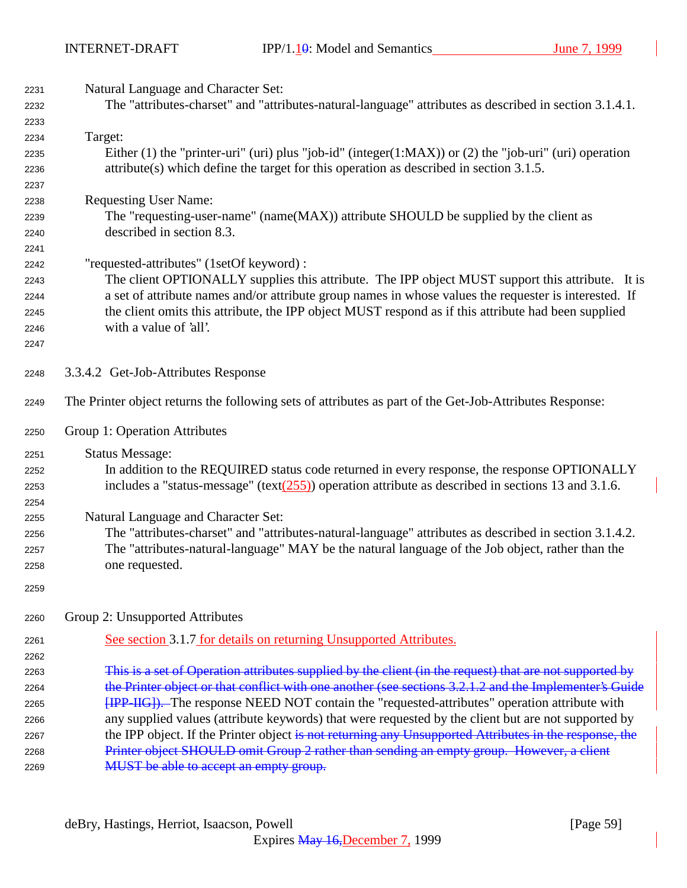Natural Language and Character Set:
The "attributes-charset" and "attributes-natural-language" attributes as described in section 3.1.4.1.

Target:
Either (1) the "printer-uri" (uri) plus "job-id" (integer(1:MAX)) or (2) the "job-uri" (uri) operation attribute(s) which define the target for this operation as described in section 3.1.5.

Requesting User Name:
The "requesting-user-name" (name(MAX)) attribute SHOULD be supplied by the client as described in section 8.3.

"requested-attributes" (1setOf keyword) :
The client OPTIONALLY supplies this attribute. The IPP object MUST support this attribute. It is a set of attribute names and/or attribute group names in whose values the requester is interested. If the client omits this attribute, the IPP object MUST respond as if this attribute had been supplied with a value of 'all'.

#### 3.3.4.2 Get-Job-Attributes Response

The Printer object returns the following sets of attributes as part of the Get-Job-Attributes Response:

Group 1: Operation Attributes

Status Message:
In addition to the REQUIRED status code returned in every response, the response OPTIONALLY includes a "status-message" (text(255)) operation attribute as described in sections 13 and 3.1.6.

Natural Language and Character Set:
The "attributes-charset" and "attributes-natural-language" attributes as described in section 3.1.4.2. The "attributes-natural-language" MAY be the natural language of the Job object, rather than the one requested.

Group 2: Unsupported Attributes

See section 3.1.7 for details on returning Unsupported Attributes.

~~This is a set of Operation attributes supplied by the client (in the request) that are not supported by the Printer object or that conflict with one another (see sections 3.2.1.2 and the Implementer's Guide [IPP-IIG]).~~ The response NEED NOT contain the "requested-attributes" operation attribute with any supplied values (attribute keywords) that were requested by the client but are not supported by the IPP object. If the Printer object ~~is not returning any Unsupported Attributes in the response, the Printer object SHOULD omit Group 2 rather than sending an empty group. However, a client MUST be able to accept an empty group.~~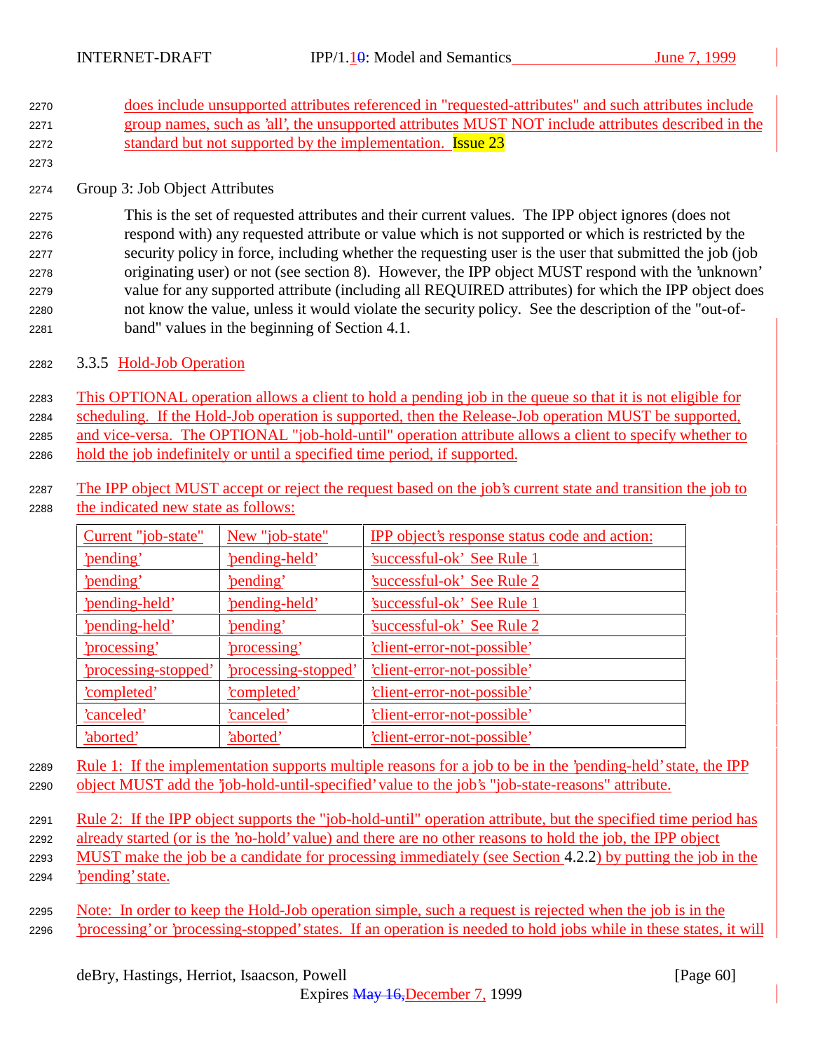does include unsupported attributes referenced in "requested-attributes" and such attributes include group names, such as 'all', the unsupported attributes MUST NOT include attributes described in the standard but not supported by the implementation. Issue 23

Group 3: Job Object Attributes

This is the set of requested attributes and their current values. The IPP object ignores (does not respond with) any requested attribute or value which is not supported or which is restricted by the security policy in force, including whether the requesting user is the user that submitted the job (job originating user) or not (see section 8). However, the IPP object MUST respond with the 'unknown' value for any supported attribute (including all REQUIRED attributes) for which the IPP object does not know the value, unless it would violate the security policy. See the description of the "out-of-band" values in the beginning of Section 4.1.

### 3.3.5 Hold-Job Operation

This OPTIONAL operation allows a client to hold a pending job in the queue so that it is not eligible for scheduling. If the Hold-Job operation is supported, then the Release-Job operation MUST be supported, and vice-versa. The OPTIONAL "job-hold-until" operation attribute allows a client to specify whether to hold the job indefinitely or until a specified time period, if supported.

The IPP object MUST accept or reject the request based on the job's current state and transition the job to the indicated new state as follows:

| Current "job-state" | New "job-state" | IPP object's response status code and action: |
|---|---|---|
| 'pending' | 'pending-held' | 'successful-ok' See Rule 1 |
| 'pending' | 'pending' | 'successful-ok' See Rule 2 |
| 'pending-held' | 'pending-held' | 'successful-ok' See Rule 1 |
| 'pending-held' | 'pending' | 'successful-ok' See Rule 2 |
| 'processing' | 'processing' | 'client-error-not-possible' |
| 'processing-stopped' | 'processing-stopped' | 'client-error-not-possible' |
| 'completed' | 'completed' | 'client-error-not-possible' |
| 'canceled' | 'canceled' | 'client-error-not-possible' |
| 'aborted' | 'aborted' | 'client-error-not-possible' |

Rule 1: If the implementation supports multiple reasons for a job to be in the 'pending-held' state, the IPP object MUST add the 'job-hold-until-specified' value to the job's "job-state-reasons" attribute.

Rule 2: If the IPP object supports the "job-hold-until" operation attribute, but the specified time period has already started (or is the 'no-hold' value) and there are no other reasons to hold the job, the IPP object MUST make the job be a candidate for processing immediately (see Section 4.2.2) by putting the job in the 'pending' state.

Note: In order to keep the Hold-Job operation simple, such a request is rejected when the job is in the 'processing' or 'processing-stopped' states. If an operation is needed to hold jobs while in these states, it will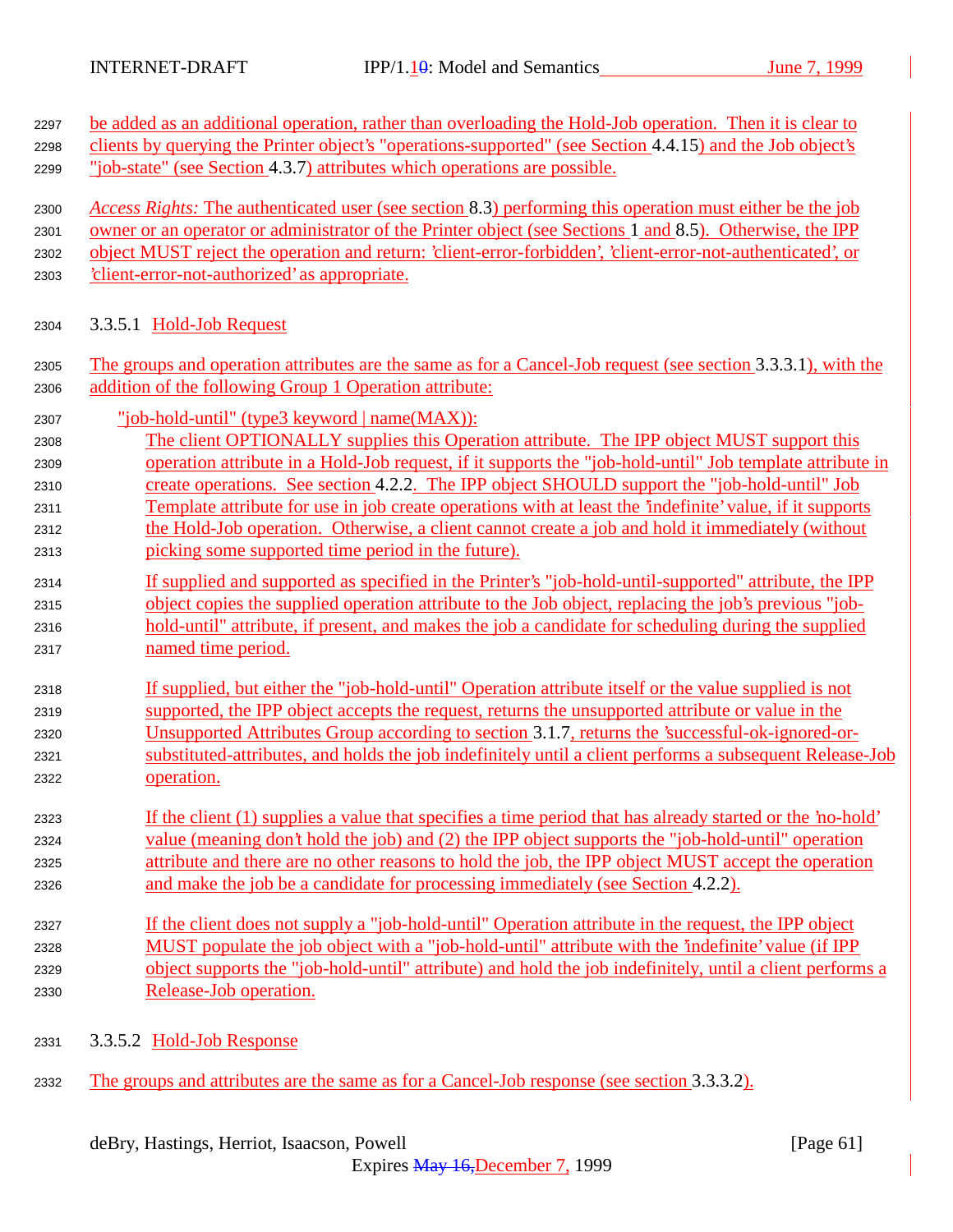be added as an additional operation, rather than overloading the Hold-Job operation. Then it is clear to clients by querying the Printer object's "operations-supported" (see Section 4.4.15) and the Job object's "job-state" (see Section 4.3.7) attributes which operations are possible.

*Access Rights:* The authenticated user (see section 8.3) performing this operation must either be the job owner or an operator or administrator of the Printer object (see Sections 1 and 8.5). Otherwise, the IPP object MUST reject the operation and return: 'client-error-forbidden', 'client-error-not-authenticated', or 'client-error-not-authorized' as appropriate.

#### 3.3.5.1 Hold-Job Request

The groups and operation attributes are the same as for a Cancel-Job request (see section 3.3.3.1), with the addition of the following Group 1 Operation attribute:

"job-hold-until" (type3 keyword | name(MAX)):

The client OPTIONALLY supplies this Operation attribute. The IPP object MUST support this operation attribute in a Hold-Job request, if it supports the "job-hold-until" Job template attribute in create operations. See section 4.2.2. The IPP object SHOULD support the "job-hold-until" Job Template attribute for use in job create operations with at least the 'indefinite' value, if it supports the Hold-Job operation. Otherwise, a client cannot create a job and hold it immediately (without picking some supported time period in the future).

If supplied and supported as specified in the Printer's "job-hold-until-supported" attribute, the IPP object copies the supplied operation attribute to the Job object, replacing the job's previous "job-hold-until" attribute, if present, and makes the job a candidate for scheduling during the supplied named time period.

If supplied, but either the "job-hold-until" Operation attribute itself or the value supplied is not supported, the IPP object accepts the request, returns the unsupported attribute or value in the Unsupported Attributes Group according to section 3.1.7, returns the 'successful-ok-ignored-or-substituted-attributes, and holds the job indefinitely until a client performs a subsequent Release-Job operation.

If the client (1) supplies a value that specifies a time period that has already started or the 'no-hold' value (meaning don't hold the job) and (2) the IPP object supports the "job-hold-until" operation attribute and there are no other reasons to hold the job, the IPP object MUST accept the operation and make the job be a candidate for processing immediately (see Section 4.2.2).

If the client does not supply a "job-hold-until" Operation attribute in the request, the IPP object MUST populate the job object with a "job-hold-until" attribute with the 'indefinite' value (if IPP object supports the "job-hold-until" attribute) and hold the job indefinitely, until a client performs a Release-Job operation.

#### 3.3.5.2 Hold-Job Response

The groups and attributes are the same as for a Cancel-Job response (see section 3.3.3.2).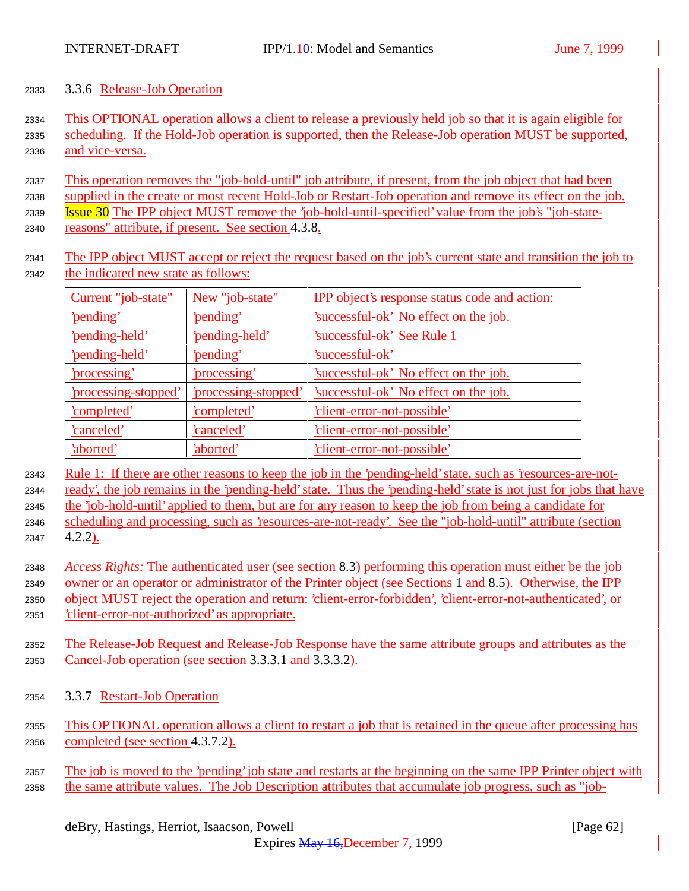### 3.3.6 Release-Job Operation

This OPTIONAL operation allows a client to release a previously held job so that it is again eligible for scheduling. If the Hold-Job operation is supported, then the Release-Job operation MUST be supported, and vice-versa.

This operation removes the "job-hold-until" job attribute, if present, from the job object that had been supplied in the create or most recent Hold-Job or Restart-Job operation and remove its effect on the job. Issue 30 The IPP object MUST remove the 'job-hold-until-specified' value from the job's "job-state-reasons" attribute, if present. See section 4.3.8.

The IPP object MUST accept or reject the request based on the job's current state and transition the job to the indicated new state as follows:

| Current "job-state" | New "job-state" | IPP object's response status code and action: |
| --- | --- | --- |
| 'pending' | 'pending' | 'successful-ok' No effect on the job. |
| 'pending-held' | 'pending-held' | 'successful-ok' See Rule 1 |
| 'pending-held' | 'pending' | 'successful-ok' |
| 'processing' | 'processing' | 'successful-ok' No effect on the job. |
| 'processing-stopped' | 'processing-stopped' | 'successful-ok' No effect on the job. |
| 'completed' | 'completed' | 'client-error-not-possible' |
| 'canceled' | 'canceled' | 'client-error-not-possible' |
| 'aborted' | 'aborted' | 'client-error-not-possible' |

Rule 1: If there are other reasons to keep the job in the 'pending-held' state, such as 'resources-are-not-ready', the job remains in the 'pending-held' state. Thus the 'pending-held' state is not just for jobs that have the 'job-hold-until' applied to them, but are for any reason to keep the job from being a candidate for scheduling and processing, such as 'resources-are-not-ready'. See the "job-hold-until" attribute (section 4.2.2).

*Access Rights:* The authenticated user (see section 8.3) performing this operation must either be the job owner or an operator or administrator of the Printer object (see Sections 1 and 8.5). Otherwise, the IPP object MUST reject the operation and return: 'client-error-forbidden', 'client-error-not-authenticated', or 'client-error-not-authorized' as appropriate.

The Release-Job Request and Release-Job Response have the same attribute groups and attributes as the Cancel-Job operation (see section 3.3.3.1 and 3.3.3.2).

### 3.3.7 Restart-Job Operation

This OPTIONAL operation allows a client to restart a job that is retained in the queue after processing has completed (see section 4.3.7.2).

The job is moved to the 'pending' job state and restarts at the beginning on the same IPP Printer object with the same attribute values. The Job Description attributes that accumulate job progress, such as "job-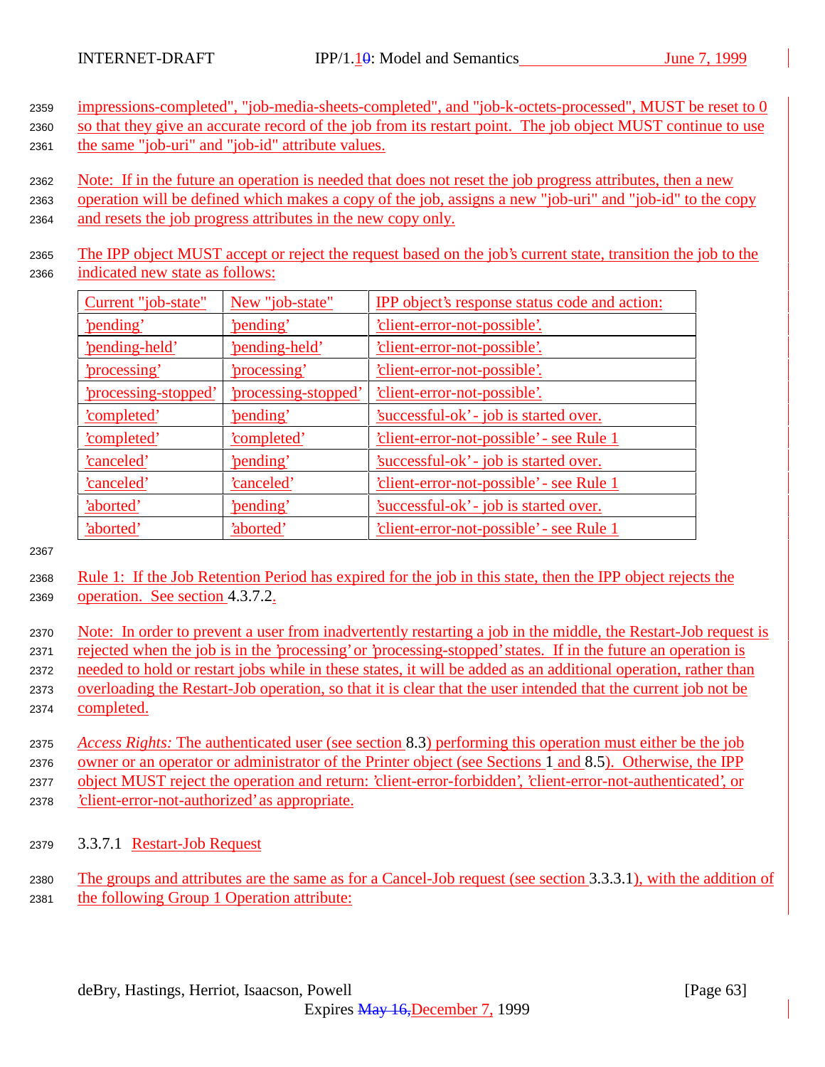impressions-completed", "job-media-sheets-completed", and "job-k-octets-processed", MUST be reset to 0 so that they give an accurate record of the job from its restart point. The job object MUST continue to use the same "job-uri" and "job-id" attribute values.

Note: If in the future an operation is needed that does not reset the job progress attributes, then a new operation will be defined which makes a copy of the job, assigns a new "job-uri" and "job-id" to the copy and resets the job progress attributes in the new copy only.

The IPP object MUST accept or reject the request based on the job's current state, transition the job to the indicated new state as follows:

| Current "job-state" | New "job-state" | IPP object's response status code and action: |
|---|---|---|
| 'pending' | 'pending' | 'client-error-not-possible'. |
| 'pending-held' | 'pending-held' | 'client-error-not-possible'. |
| 'processing' | 'processing' | 'client-error-not-possible'. |
| 'processing-stopped' | 'processing-stopped' | 'client-error-not-possible'. |
| 'completed' | 'pending' | 'successful-ok' - job is started over. |
| 'completed' | 'completed' | 'client-error-not-possible' - see Rule 1 |
| 'canceled' | 'pending' | 'successful-ok' - job is started over. |
| 'canceled' | 'canceled' | 'client-error-not-possible' - see Rule 1 |
| 'aborted' | 'pending' | 'successful-ok' - job is started over. |
| 'aborted' | 'aborted' | 'client-error-not-possible' - see Rule 1 |

Rule 1: If the Job Retention Period has expired for the job in this state, then the IPP object rejects the operation. See section 4.3.7.2.

Note: In order to prevent a user from inadvertently restarting a job in the middle, the Restart-Job request is rejected when the job is in the 'processing' or 'processing-stopped' states. If in the future an operation is needed to hold or restart jobs while in these states, it will be added as an additional operation, rather than overloading the Restart-Job operation, so that it is clear that the user intended that the current job not be completed.

*Access Rights:* The authenticated user (see section 8.3) performing this operation must either be the job owner or an operator or administrator of the Printer object (see Sections 1 and 8.5). Otherwise, the IPP object MUST reject the operation and return: 'client-error-forbidden', 'client-error-not-authenticated', or 'client-error-not-authorized' as appropriate.

#### 3.3.7.1 Restart-Job Request

The groups and attributes are the same as for a Cancel-Job request (see section 3.3.3.1), with the addition of the following Group 1 Operation attribute: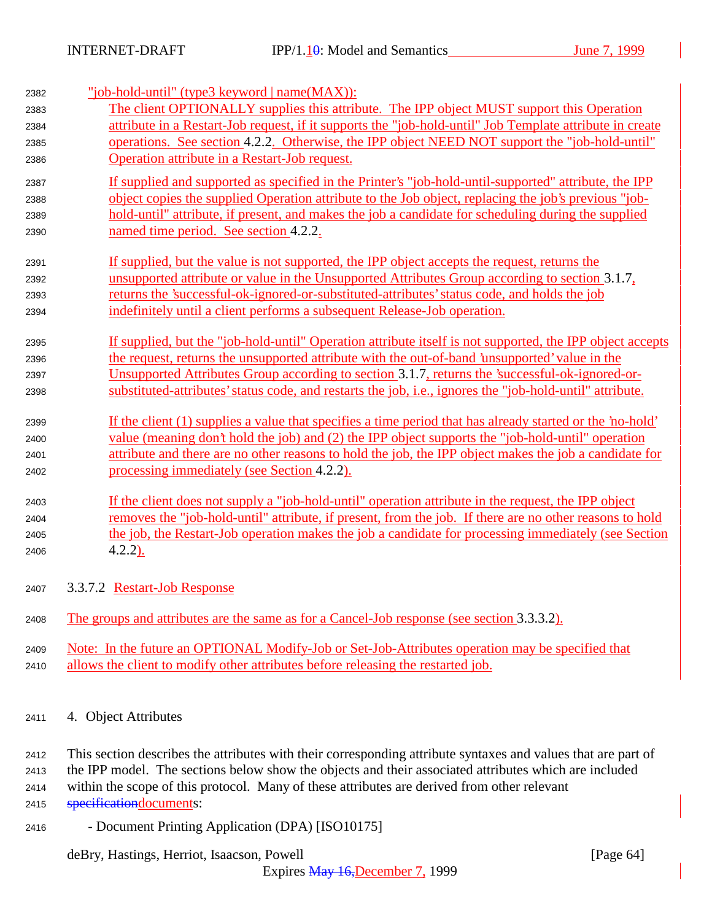"job-hold-until" (type3 keyword | name(MAX)):

The client OPTIONALLY supplies this attribute. The IPP object MUST support this Operation attribute in a Restart-Job request, if it supports the "job-hold-until" Job Template attribute in create operations. See section 4.2.2. Otherwise, the IPP object NEED NOT support the "job-hold-until" Operation attribute in a Restart-Job request.

If supplied and supported as specified in the Printer's "job-hold-until-supported" attribute, the IPP object copies the supplied Operation attribute to the Job object, replacing the job's previous "job-hold-until" attribute, if present, and makes the job a candidate for scheduling during the supplied named time period. See section 4.2.2.

If supplied, but the value is not supported, the IPP object accepts the request, returns the unsupported attribute or value in the Unsupported Attributes Group according to section 3.1.7, returns the 'successful-ok-ignored-or-substituted-attributes' status code, and holds the job indefinitely until a client performs a subsequent Release-Job operation.

If supplied, but the "job-hold-until" Operation attribute itself is not supported, the IPP object accepts the request, returns the unsupported attribute with the out-of-band 'unsupported' value in the Unsupported Attributes Group according to section 3.1.7, returns the 'successful-ok-ignored-or-substituted-attributes' status code, and restarts the job, i.e., ignores the "job-hold-until" attribute.

If the client (1) supplies a value that specifies a time period that has already started or the 'no-hold' value (meaning don't hold the job) and (2) the IPP object supports the "job-hold-until" operation attribute and there are no other reasons to hold the job, the IPP object makes the job a candidate for processing immediately (see Section 4.2.2).

If the client does not supply a "job-hold-until" operation attribute in the request, the IPP object removes the "job-hold-until" attribute, if present, from the job. If there are no other reasons to hold the job, the Restart-Job operation makes the job a candidate for processing immediately (see Section 4.2.2).

#### 3.3.7.2 Restart-Job Response

The groups and attributes are the same as for a Cancel-Job response (see section 3.3.3.2).

Note: In the future an OPTIONAL Modify-Job or Set-Job-Attributes operation may be specified that allows the client to modify other attributes before releasing the restarted job.

## 4. Object Attributes

This section describes the attributes with their corresponding attribute syntaxes and values that are part of the IPP model. The sections below show the objects and their associated attributes which are included within the scope of this protocol. Many of these attributes are derived from other relevant ~~specification~~documents:

- Document Printing Application (DPA) [ISO10175]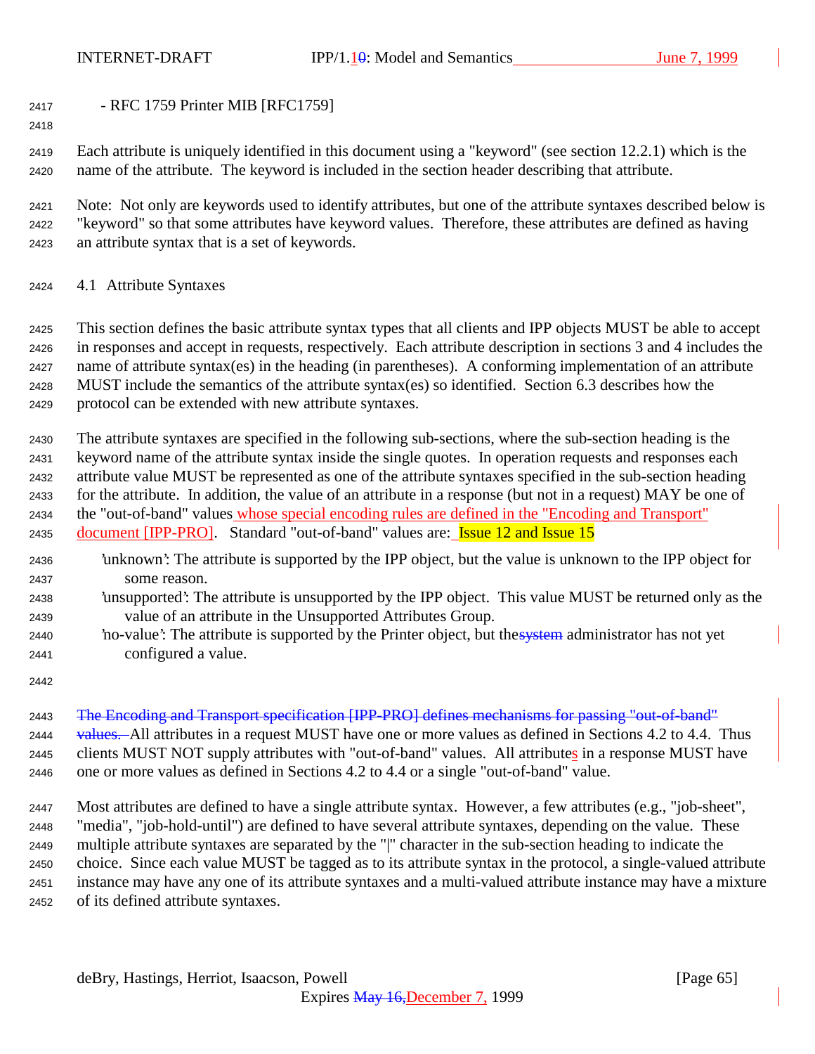- RFC 1759 Printer MIB [RFC1759]

Each attribute is uniquely identified in this document using a "keyword" (see section 12.2.1) which is the name of the attribute. The keyword is included in the section header describing that attribute.

Note: Not only are keywords used to identify attributes, but one of the attribute syntaxes described below is "keyword" so that some attributes have keyword values. Therefore, these attributes are defined as having an attribute syntax that is a set of keywords.

## 4.1 Attribute Syntaxes

This section defines the basic attribute syntax types that all clients and IPP objects MUST be able to accept in responses and accept in requests, respectively. Each attribute description in sections 3 and 4 includes the name of attribute syntax(es) in the heading (in parentheses). A conforming implementation of an attribute MUST include the semantics of the attribute syntax(es) so identified. Section 6.3 describes how the protocol can be extended with new attribute syntaxes.

The attribute syntaxes are specified in the following sub-sections, where the sub-section heading is the keyword name of the attribute syntax inside the single quotes. In operation requests and responses each attribute value MUST be represented as one of the attribute syntaxes specified in the sub-section heading for the attribute. In addition, the value of an attribute in a response (but not in a request) MAY be one of the "out-of-band" values whose special encoding rules are defined in the "Encoding and Transport" document [IPP-PRO]. Standard "out-of-band" values are: Issue 12 and Issue 15

'unknown': The attribute is supported by the IPP object, but the value is unknown to the IPP object for some reason.
'unsupported': The attribute is unsupported by the IPP object. This value MUST be returned only as the value of an attribute in the Unsupported Attributes Group.
'no-value': The attribute is supported by the Printer object, but the~~system~~ administrator has not yet configured a value.

~~The Encoding and Transport specification [IPP-PRO] defines mechanisms for passing "out-of-band" values.~~ All attributes in a request MUST have one or more values as defined in Sections 4.2 to 4.4. Thus clients MUST NOT supply attributes with "out-of-band" values. All attributes in a response MUST have one or more values as defined in Sections 4.2 to 4.4 or a single "out-of-band" value.

Most attributes are defined to have a single attribute syntax. However, a few attributes (e.g., "job-sheet", "media", "job-hold-until") are defined to have several attribute syntaxes, depending on the value. These multiple attribute syntaxes are separated by the "|" character in the sub-section heading to indicate the choice. Since each value MUST be tagged as to its attribute syntax in the protocol, a single-valued attribute instance may have any one of its attribute syntaxes and a multi-valued attribute instance may have a mixture of its defined attribute syntaxes.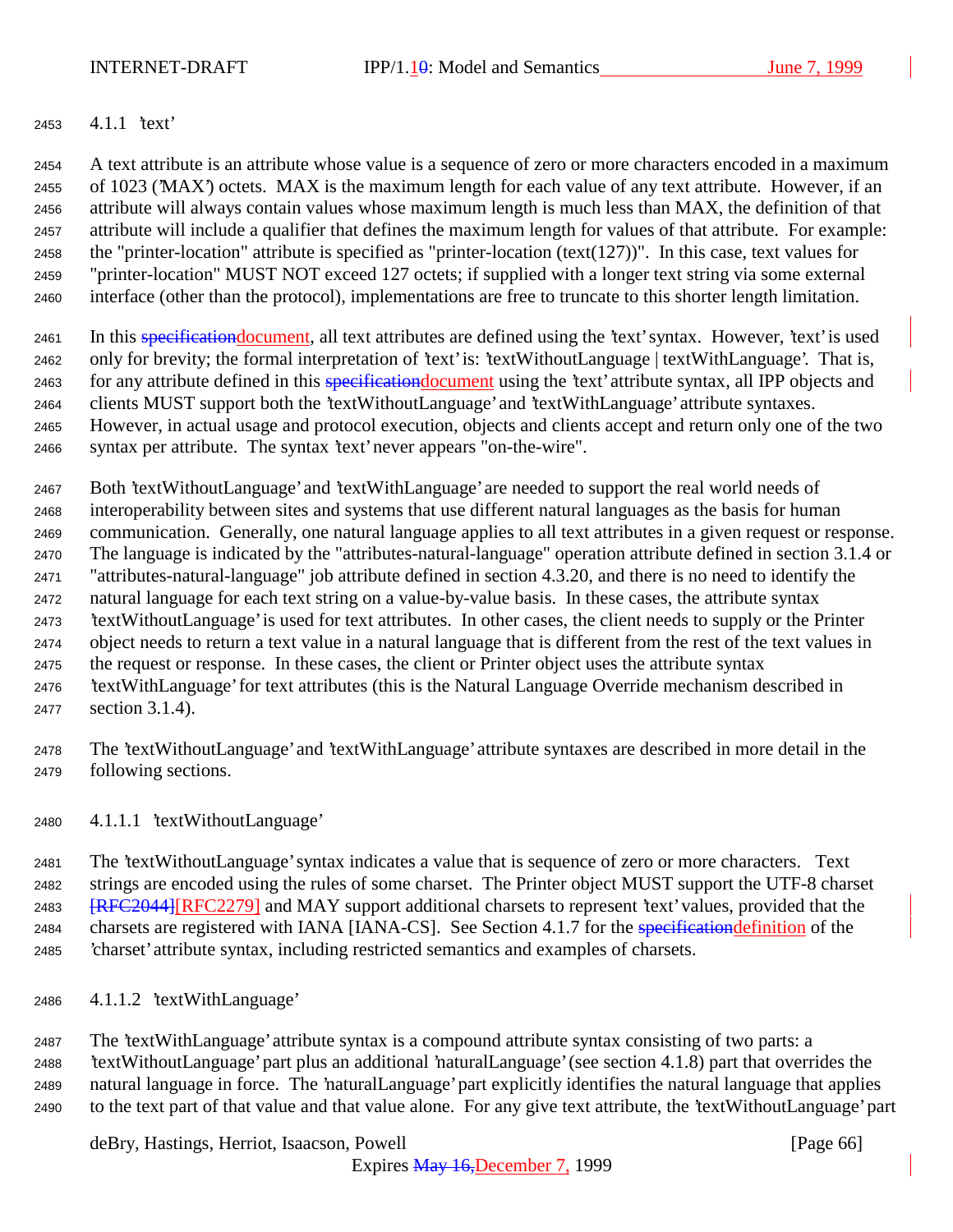#### 4.1.1 'text'

A text attribute is an attribute whose value is a sequence of zero or more characters encoded in a maximum of 1023 ('MAX') octets. MAX is the maximum length for each value of any text attribute. However, if an attribute will always contain values whose maximum length is much less than MAX, the definition of that attribute will include a qualifier that defines the maximum length for values of that attribute. For example: the "printer-location" attribute is specified as "printer-location (text(127))". In this case, text values for "printer-location" MUST NOT exceed 127 octets; if supplied with a longer text string via some external interface (other than the protocol), implementations are free to truncate to this shorter length limitation.

In this ~~specification~~document, all text attributes are defined using the 'text' syntax. However, 'text' is used only for brevity; the formal interpretation of 'text' is: 'textWithoutLanguage | textWithLanguage'. That is, for any attribute defined in this ~~specification~~document using the 'text' attribute syntax, all IPP objects and clients MUST support both the 'textWithoutLanguage' and 'textWithLanguage' attribute syntaxes. However, in actual usage and protocol execution, objects and clients accept and return only one of the two syntax per attribute. The syntax 'text' never appears "on-the-wire".

Both 'textWithoutLanguage' and 'textWithLanguage' are needed to support the real world needs of interoperability between sites and systems that use different natural languages as the basis for human communication. Generally, one natural language applies to all text attributes in a given request or response. The language is indicated by the "attributes-natural-language" operation attribute defined in section 3.1.4 or "attributes-natural-language" job attribute defined in section 4.3.20, and there is no need to identify the natural language for each text string on a value-by-value basis. In these cases, the attribute syntax 'textWithoutLanguage' is used for text attributes. In other cases, the client needs to supply or the Printer object needs to return a text value in a natural language that is different from the rest of the text values in the request or response. In these cases, the client or Printer object uses the attribute syntax 'textWithLanguage' for text attributes (this is the Natural Language Override mechanism described in section 3.1.4).

The 'textWithoutLanguage' and 'textWithLanguage' attribute syntaxes are described in more detail in the following sections.

##### 4.1.1.1 'textWithoutLanguage'

The 'textWithoutLanguage' syntax indicates a value that is sequence of zero or more characters. Text strings are encoded using the rules of some charset. The Printer object MUST support the UTF-8 charset ~~[RFC2044]~~[RFC2279] and MAY support additional charsets to represent 'text' values, provided that the charsets are registered with IANA [IANA-CS]. See Section 4.1.7 for the ~~specification~~definition of the 'charset' attribute syntax, including restricted semantics and examples of charsets.

##### 4.1.1.2 'textWithLanguage'

The 'textWithLanguage' attribute syntax is a compound attribute syntax consisting of two parts: a 'textWithoutLanguage' part plus an additional 'naturalLanguage' (see section 4.1.8) part that overrides the natural language in force. The 'naturalLanguage' part explicitly identifies the natural language that applies to the text part of that value and that value alone. For any give text attribute, the 'textWithoutLanguage' part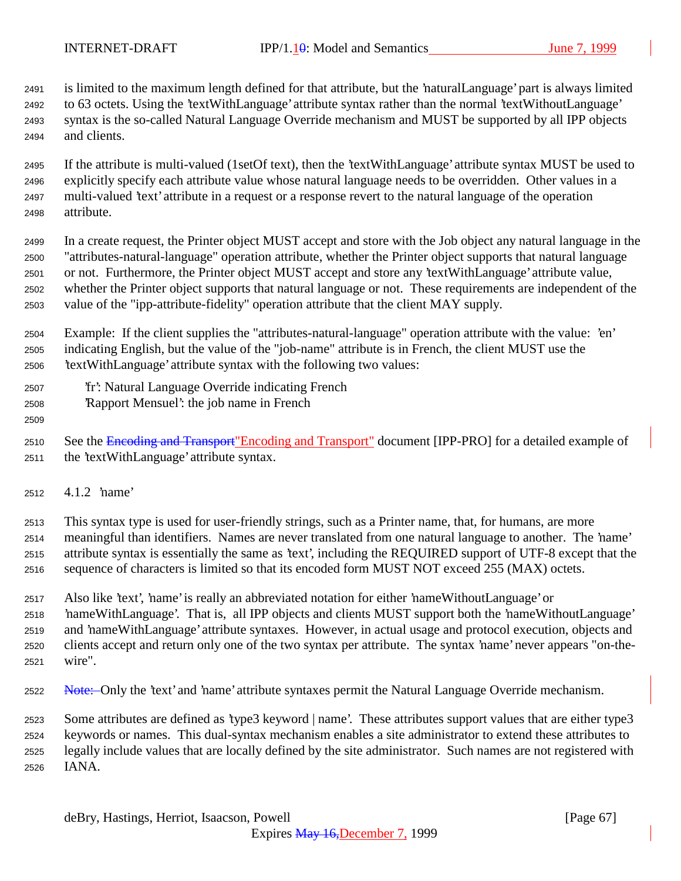is limited to the maximum length defined for that attribute, but the 'naturalLanguage' part is always limited to 63 octets. Using the 'textWithLanguage' attribute syntax rather than the normal 'textWithoutLanguage' syntax is the so-called Natural Language Override mechanism and MUST be supported by all IPP objects and clients.

If the attribute is multi-valued (1setOf text), then the 'textWithLanguage' attribute syntax MUST be used to explicitly specify each attribute value whose natural language needs to be overridden. Other values in a multi-valued 'text' attribute in a request or a response revert to the natural language of the operation attribute.

In a create request, the Printer object MUST accept and store with the Job object any natural language in the "attributes-natural-language" operation attribute, whether the Printer object supports that natural language or not. Furthermore, the Printer object MUST accept and store any 'textWithLanguage' attribute value, whether the Printer object supports that natural language or not. These requirements are independent of the value of the "ipp-attribute-fidelity" operation attribute that the client MAY supply.

Example: If the client supplies the "attributes-natural-language" operation attribute with the value: 'en' indicating English, but the value of the "job-name" attribute is in French, the client MUST use the 'textWithLanguage' attribute syntax with the following two values:

'fr': Natural Language Override indicating French
'Rapport Mensuel': the job name in French

See the ~~Encoding and Transport~~"Encoding and Transport" document [IPP-PRO] for a detailed example of the 'textWithLanguage' attribute syntax.

### 4.1.2 'name'

This syntax type is used for user-friendly strings, such as a Printer name, that, for humans, are more meaningful than identifiers. Names are never translated from one natural language to another. The 'name' attribute syntax is essentially the same as 'text', including the REQUIRED support of UTF-8 except that the sequence of characters is limited so that its encoded form MUST NOT exceed 255 (MAX) octets.

Also like 'text', 'name' is really an abbreviated notation for either 'nameWithoutLanguage' or 'nameWithLanguage'. That is, all IPP objects and clients MUST support both the 'nameWithoutLanguage' and 'nameWithLanguage' attribute syntaxes. However, in actual usage and protocol execution, objects and clients accept and return only one of the two syntax per attribute. The syntax 'name' never appears "on-the-wire".

~~Note:~~ Only the 'text' and 'name' attribute syntaxes permit the Natural Language Override mechanism.

Some attributes are defined as 'type3 keyword | name'. These attributes support values that are either type3 keywords or names. This dual-syntax mechanism enables a site administrator to extend these attributes to legally include values that are locally defined by the site administrator. Such names are not registered with IANA.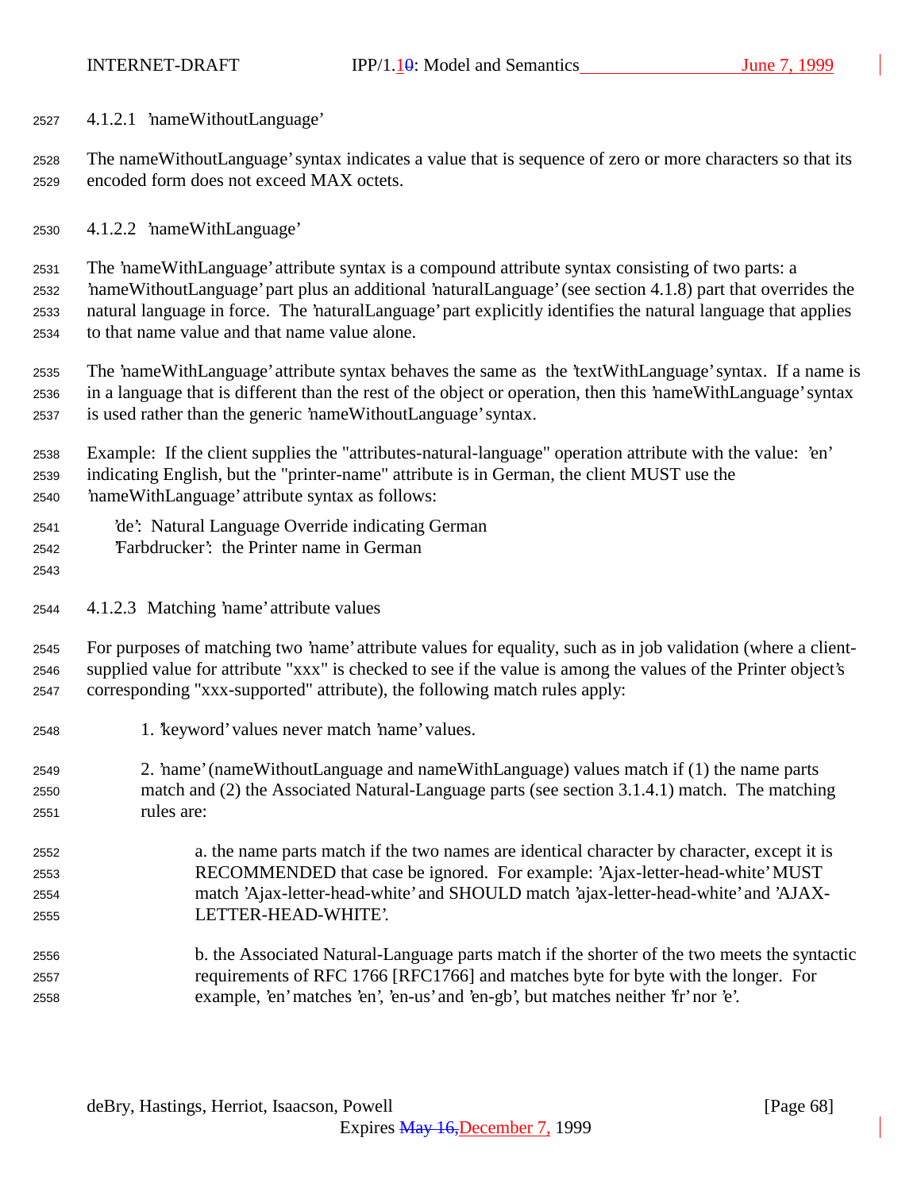#### 4.1.2.1 'nameWithoutLanguage'

The nameWithoutLanguage' syntax indicates a value that is sequence of zero or more characters so that its encoded form does not exceed MAX octets.

#### 4.1.2.2 'nameWithLanguage'

The 'nameWithLanguage' attribute syntax is a compound attribute syntax consisting of two parts: a 'nameWithoutLanguage' part plus an additional 'naturalLanguage' (see section 4.1.8) part that overrides the natural language in force. The 'naturalLanguage' part explicitly identifies the natural language that applies to that name value and that name value alone.

The 'nameWithLanguage' attribute syntax behaves the same as the 'textWithLanguage' syntax. If a name is in a language that is different than the rest of the object or operation, then this 'nameWithLanguage' syntax is used rather than the generic 'nameWithoutLanguage' syntax.

Example: If the client supplies the "attributes-natural-language" operation attribute with the value: 'en' indicating English, but the "printer-name" attribute is in German, the client MUST use the 'nameWithLanguage' attribute syntax as follows:

'de': Natural Language Override indicating German
'Farbdrucker': the Printer name in German

#### 4.1.2.3 Matching 'name' attribute values

For purposes of matching two 'name' attribute values for equality, such as in job validation (where a client-supplied value for attribute "xxx" is checked to see if the value is among the values of the Printer object's corresponding "xxx-supported" attribute), the following match rules apply:

1. 'keyword' values never match 'name' values.

2. 'name' (nameWithoutLanguage and nameWithLanguage) values match if (1) the name parts match and (2) the Associated Natural-Language parts (see section 3.1.4.1) match. The matching rules are:

   a. the name parts match if the two names are identical character by character, except it is RECOMMENDED that case be ignored. For example: 'Ajax-letter-head-white' MUST match 'Ajax-letter-head-white' and SHOULD match 'ajax-letter-head-white' and 'AJAX-LETTER-HEAD-WHITE'.

   b. the Associated Natural-Language parts match if the shorter of the two meets the syntactic requirements of RFC 1766 [RFC1766] and matches byte for byte with the longer. For example, 'en' matches 'en', 'en-us' and 'en-gb', but matches neither 'fr' nor 'e'.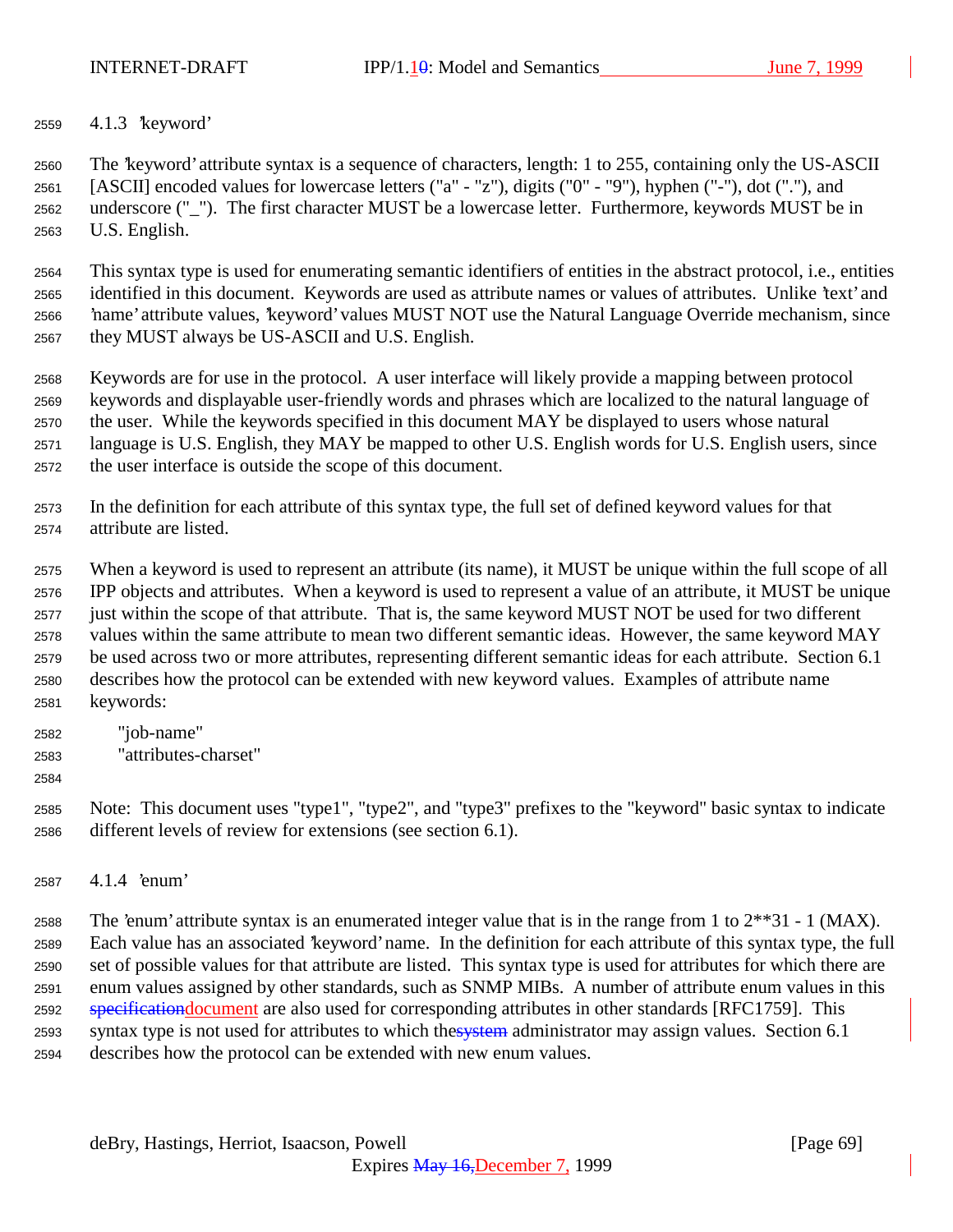### 4.1.3 'keyword'

The 'keyword' attribute syntax is a sequence of characters, length: 1 to 255, containing only the US-ASCII [ASCII] encoded values for lowercase letters ("a" - "z"), digits ("0" - "9"), hyphen ("-"), dot ("."), and underscore ("_"). The first character MUST be a lowercase letter. Furthermore, keywords MUST be in U.S. English.

This syntax type is used for enumerating semantic identifiers of entities in the abstract protocol, i.e., entities identified in this document. Keywords are used as attribute names or values of attributes. Unlike 'text' and 'name' attribute values, 'keyword' values MUST NOT use the Natural Language Override mechanism, since they MUST always be US-ASCII and U.S. English.

Keywords are for use in the protocol. A user interface will likely provide a mapping between protocol keywords and displayable user-friendly words and phrases which are localized to the natural language of the user. While the keywords specified in this document MAY be displayed to users whose natural language is U.S. English, they MAY be mapped to other U.S. English words for U.S. English users, since the user interface is outside the scope of this document.

In the definition for each attribute of this syntax type, the full set of defined keyword values for that attribute are listed.

When a keyword is used to represent an attribute (its name), it MUST be unique within the full scope of all IPP objects and attributes. When a keyword is used to represent a value of an attribute, it MUST be unique just within the scope of that attribute. That is, the same keyword MUST NOT be used for two different values within the same attribute to mean two different semantic ideas. However, the same keyword MAY be used across two or more attributes, representing different semantic ideas for each attribute. Section 6.1 describes how the protocol can be extended with new keyword values. Examples of attribute name keywords:

    "job-name"
    "attributes-charset"

Note: This document uses "type1", "type2", and "type3" prefixes to the "keyword" basic syntax to indicate different levels of review for extensions (see section 6.1).

### 4.1.4 'enum'

The 'enum' attribute syntax is an enumerated integer value that is in the range from 1 to 2**31 - 1 (MAX). Each value has an associated 'keyword' name. In the definition for each attribute of this syntax type, the full set of possible values for that attribute are listed. This syntax type is used for attributes for which there are enum values assigned by other standards, such as SNMP MIBs. A number of attribute enum values in this ~~specification~~document are also used for corresponding attributes in other standards [RFC1759]. This syntax type is not used for attributes to which the~~system~~ administrator may assign values. Section 6.1 describes how the protocol can be extended with new enum values.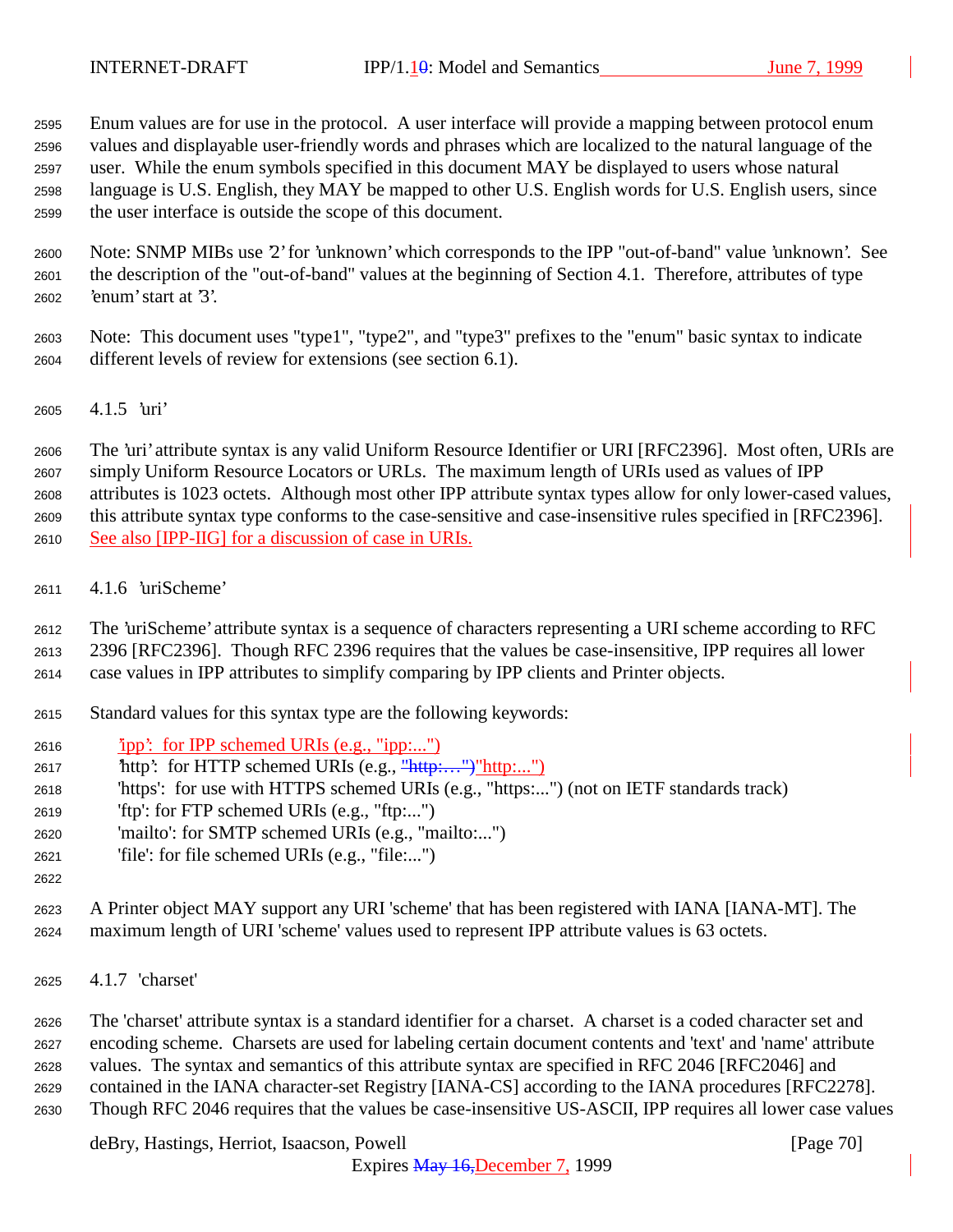Enum values are for use in the protocol. A user interface will provide a mapping between protocol enum values and displayable user-friendly words and phrases which are localized to the natural language of the user. While the enum symbols specified in this document MAY be displayed to users whose natural language is U.S. English, they MAY be mapped to other U.S. English words for U.S. English users, since the user interface is outside the scope of this document.

Note: SNMP MIBs use '2' for 'unknown' which corresponds to the IPP "out-of-band" value 'unknown'. See the description of the "out-of-band" values at the beginning of Section 4.1. Therefore, attributes of type 'enum' start at '3'.

Note: This document uses "type1", "type2", and "type3" prefixes to the "enum" basic syntax to indicate different levels of review for extensions (see section 6.1).

### 4.1.5 'uri'

The 'uri' attribute syntax is any valid Uniform Resource Identifier or URI [RFC2396]. Most often, URIs are simply Uniform Resource Locators or URLs. The maximum length of URIs used as values of IPP attributes is 1023 octets. Although most other IPP attribute syntax types allow for only lower-cased values, this attribute syntax type conforms to the case-sensitive and case-insensitive rules specified in [RFC2396]. See also [IPP-IIG] for a discussion of case in URIs.

### 4.1.6 'uriScheme'

The 'uriScheme' attribute syntax is a sequence of characters representing a URI scheme according to RFC 2396 [RFC2396]. Though RFC 2396 requires that the values be case-insensitive, IPP requires all lower case values in IPP attributes to simplify comparing by IPP clients and Printer objects.

Standard values for this syntax type are the following keywords:

- 'ipp': for IPP schemed URIs (e.g., "ipp:...")
- 'http': for HTTP schemed URIs (e.g., ~~"http:…")~~"http:...")
- 'https': for use with HTTPS schemed URIs (e.g., "https:...") (not on IETF standards track)
- 'ftp': for FTP schemed URIs (e.g., "ftp:...")
- 'mailto': for SMTP schemed URIs (e.g., "mailto:...")
- 'file': for file schemed URIs (e.g., "file:...")

A Printer object MAY support any URI 'scheme' that has been registered with IANA [IANA-MT]. The maximum length of URI 'scheme' values used to represent IPP attribute values is 63 octets.

### 4.1.7 'charset'

The 'charset' attribute syntax is a standard identifier for a charset. A charset is a coded character set and encoding scheme. Charsets are used for labeling certain document contents and 'text' and 'name' attribute values. The syntax and semantics of this attribute syntax are specified in RFC 2046 [RFC2046] and contained in the IANA character-set Registry [IANA-CS] according to the IANA procedures [RFC2278]. Though RFC 2046 requires that the values be case-insensitive US-ASCII, IPP requires all lower case values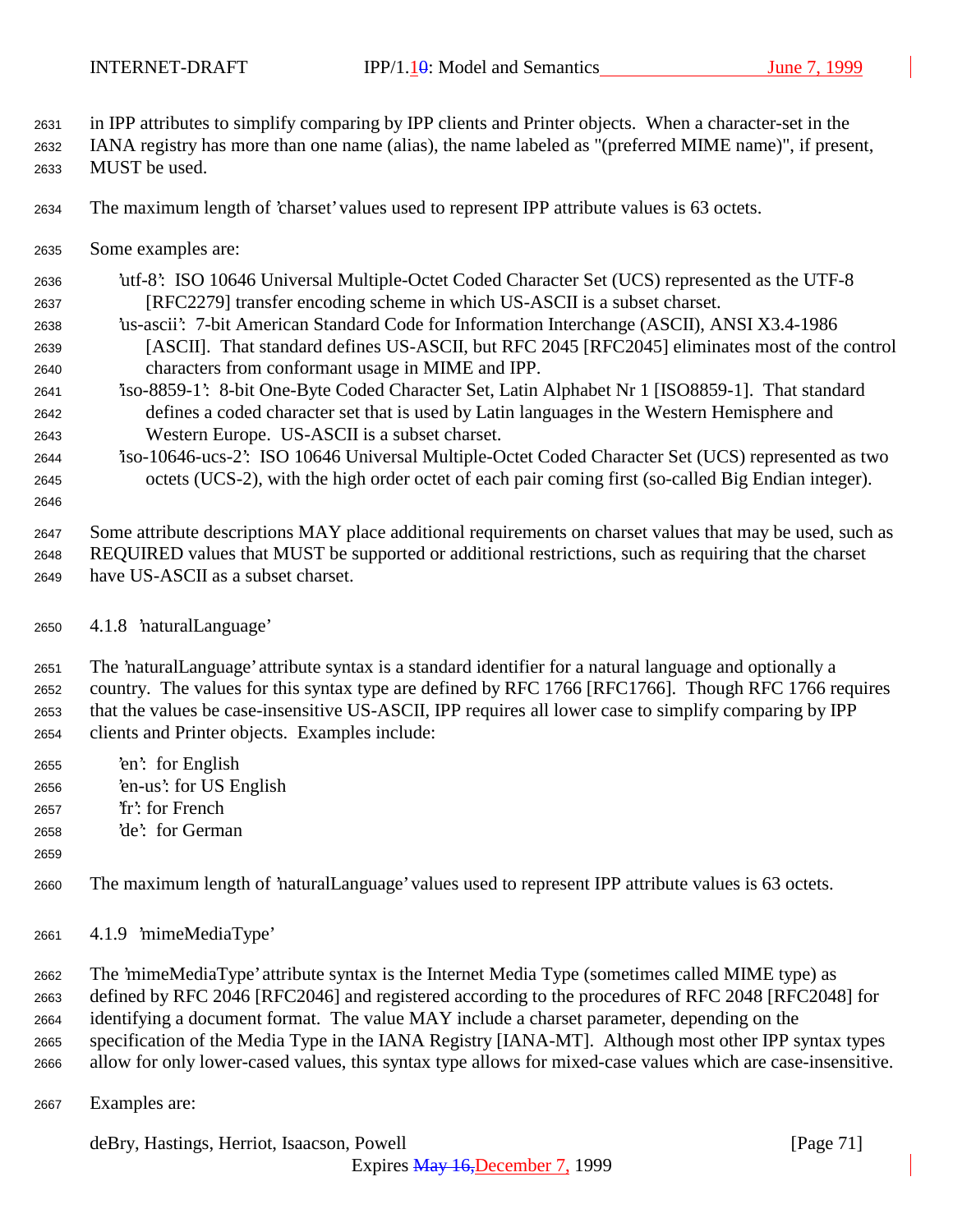in IPP attributes to simplify comparing by IPP clients and Printer objects. When a character-set in the IANA registry has more than one name (alias), the name labeled as "(preferred MIME name)", if present, MUST be used.

The maximum length of 'charset' values used to represent IPP attribute values is 63 octets.

Some examples are:

'utf-8': ISO 10646 Universal Multiple-Octet Coded Character Set (UCS) represented as the UTF-8 [RFC2279] transfer encoding scheme in which US-ASCII is a subset charset.
'us-ascii': 7-bit American Standard Code for Information Interchange (ASCII), ANSI X3.4-1986 [ASCII]. That standard defines US-ASCII, but RFC 2045 [RFC2045] eliminates most of the control characters from conformant usage in MIME and IPP.
'iso-8859-1': 8-bit One-Byte Coded Character Set, Latin Alphabet Nr 1 [ISO8859-1]. That standard defines a coded character set that is used by Latin languages in the Western Hemisphere and Western Europe. US-ASCII is a subset charset.
'iso-10646-ucs-2': ISO 10646 Universal Multiple-Octet Coded Character Set (UCS) represented as two octets (UCS-2), with the high order octet of each pair coming first (so-called Big Endian integer).

Some attribute descriptions MAY place additional requirements on charset values that may be used, such as REQUIRED values that MUST be supported or additional restrictions, such as requiring that the charset have US-ASCII as a subset charset.

### 4.1.8 'naturalLanguage'

The 'naturalLanguage' attribute syntax is a standard identifier for a natural language and optionally a country. The values for this syntax type are defined by RFC 1766 [RFC1766]. Though RFC 1766 requires that the values be case-insensitive US-ASCII, IPP requires all lower case to simplify comparing by IPP clients and Printer objects. Examples include:

'en': for English
'en-us': for US English
'fr': for French
'de': for German

The maximum length of 'naturalLanguage' values used to represent IPP attribute values is 63 octets.

### 4.1.9 'mimeMediaType'

The 'mimeMediaType' attribute syntax is the Internet Media Type (sometimes called MIME type) as defined by RFC 2046 [RFC2046] and registered according to the procedures of RFC 2048 [RFC2048] for identifying a document format. The value MAY include a charset parameter, depending on the specification of the Media Type in the IANA Registry [IANA-MT]. Although most other IPP syntax types allow for only lower-cased values, this syntax type allows for mixed-case values which are case-insensitive.

Examples are: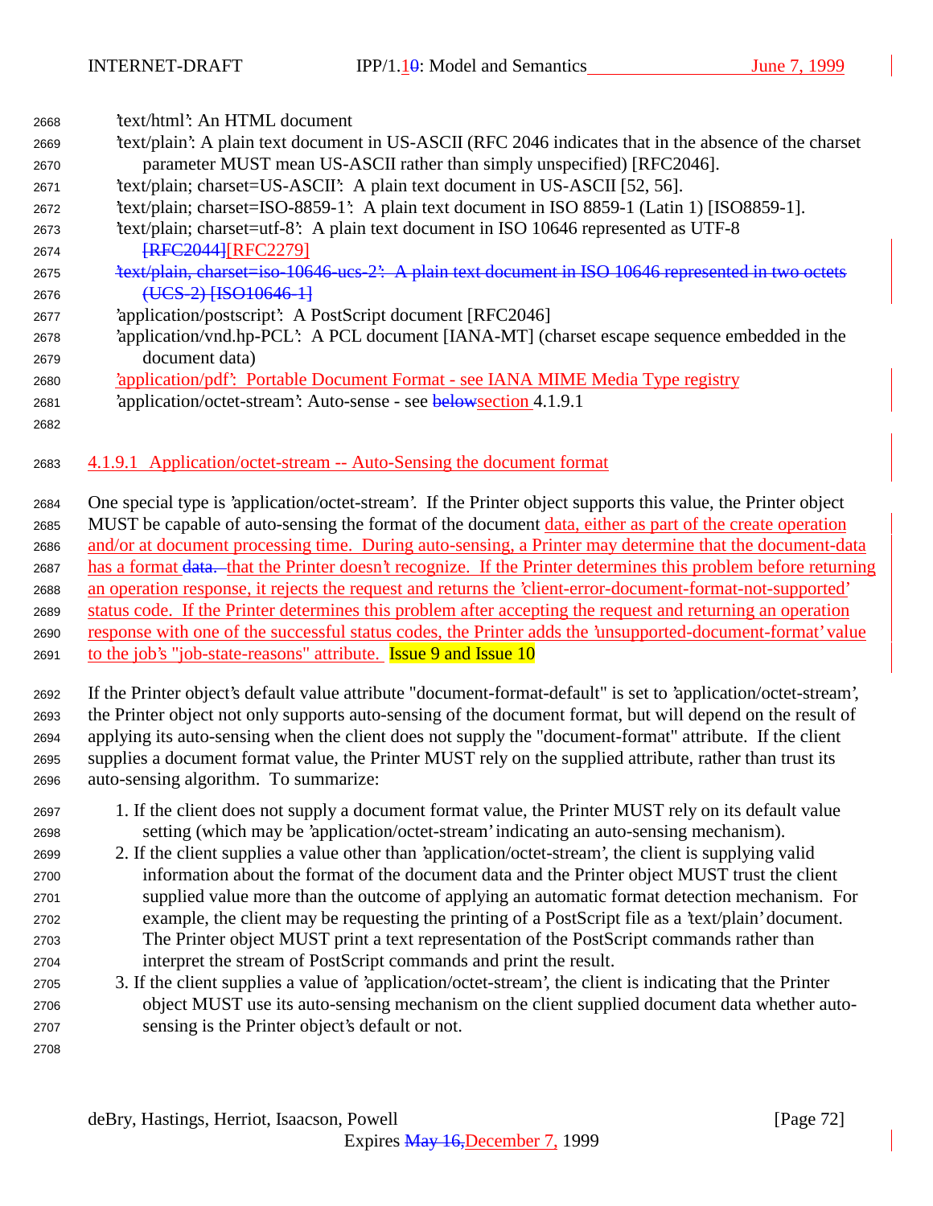'text/html': An HTML document

'text/plain': A plain text document in US-ASCII (RFC 2046 indicates that in the absence of the charset parameter MUST mean US-ASCII rather than simply unspecified) [RFC2046].

'text/plain; charset=US-ASCII': A plain text document in US-ASCII [52, 56].

'text/plain; charset=ISO-8859-1': A plain text document in ISO 8859-1 (Latin 1) [ISO8859-1].

'text/plain; charset=utf-8': A plain text document in ISO 10646 represented as UTF-8 ~~[RFC2044]~~[RFC2279]

~~'text/plain, charset=iso-10646-ucs-2': A plain text document in ISO 10646 represented in two octets (UCS-2) [ISO10646-1]~~

'application/postscript': A PostScript document [RFC2046]

'application/vnd.hp-PCL': A PCL document [IANA-MT] (charset escape sequence embedded in the document data)

'application/pdf': Portable Document Format - see IANA MIME Media Type registry

'application/octet-stream': Auto-sense - see ~~below~~section 4.1.9.1

#### 4.1.9.1 Application/octet-stream -- Auto-Sensing the document format

One special type is 'application/octet-stream'. If the Printer object supports this value, the Printer object MUST be capable of auto-sensing the format of the document data, either as part of the create operation and/or at document processing time. During auto-sensing, a Printer may determine that the document-data has a format ~~data.~~ that the Printer doesn't recognize. If the Printer determines this problem before returning an operation response, it rejects the request and returns the 'client-error-document-format-not-supported' status code. If the Printer determines this problem after accepting the request and returning an operation response with one of the successful status codes, the Printer adds the 'unsupported-document-format' value to the job's "job-state-reasons" attribute. Issue 9 and Issue 10

If the Printer object's default value attribute "document-format-default" is set to 'application/octet-stream', the Printer object not only supports auto-sensing of the document format, but will depend on the result of applying its auto-sensing when the client does not supply the "document-format" attribute. If the client supplies a document format value, the Printer MUST rely on the supplied attribute, rather than trust its auto-sensing algorithm. To summarize:

1. If the client does not supply a document format value, the Printer MUST rely on its default value setting (which may be 'application/octet-stream' indicating an auto-sensing mechanism).
2. If the client supplies a value other than 'application/octet-stream', the client is supplying valid information about the format of the document data and the Printer object MUST trust the client supplied value more than the outcome of applying an automatic format detection mechanism. For example, the client may be requesting the printing of a PostScript file as a 'text/plain' document. The Printer object MUST print a text representation of the PostScript commands rather than interpret the stream of PostScript commands and print the result.
3. If the client supplies a value of 'application/octet-stream', the client is indicating that the Printer object MUST use its auto-sensing mechanism on the client supplied document data whether auto-sensing is the Printer object's default or not.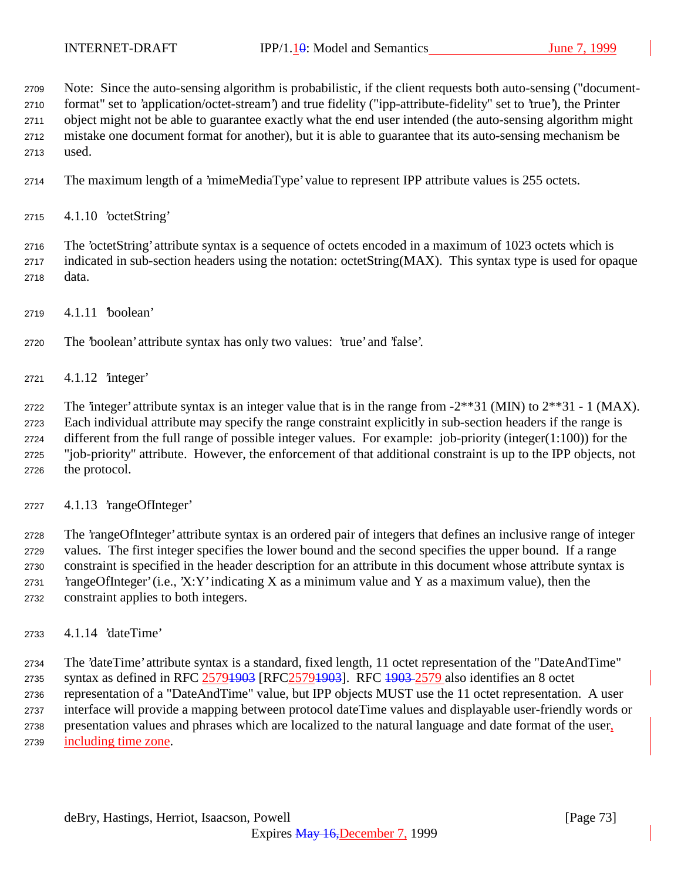Note: Since the auto-sensing algorithm is probabilistic, if the client requests both auto-sensing ("document-format" set to 'application/octet-stream') and true fidelity ("ipp-attribute-fidelity" set to 'true'), the Printer object might not be able to guarantee exactly what the end user intended (the auto-sensing algorithm might mistake one document format for another), but it is able to guarantee that its auto-sensing mechanism be used.

The maximum length of a 'mimeMediaType' value to represent IPP attribute values is 255 octets.

### 4.1.10 'octetString'

The 'octetString' attribute syntax is a sequence of octets encoded in a maximum of 1023 octets which is indicated in sub-section headers using the notation: octetString(MAX). This syntax type is used for opaque data.

### 4.1.11 'boolean'

The 'boolean' attribute syntax has only two values: 'true' and 'false'.

### 4.1.12 'integer'

The 'integer' attribute syntax is an integer value that is in the range from -2**31 (MIN) to 2**31 - 1 (MAX). Each individual attribute may specify the range constraint explicitly in sub-section headers if the range is different from the full range of possible integer values. For example: job-priority (integer(1:100)) for the "job-priority" attribute. However, the enforcement of that additional constraint is up to the IPP objects, not the protocol.

### 4.1.13 'rangeOfInteger'

The 'rangeOfInteger' attribute syntax is an ordered pair of integers that defines an inclusive range of integer values. The first integer specifies the lower bound and the second specifies the upper bound. If a range constraint is specified in the header description for an attribute in this document whose attribute syntax is 'rangeOfInteger' (i.e., 'X:Y' indicating X as a minimum value and Y as a maximum value), then the constraint applies to both integers.

### 4.1.14 'dateTime'

The 'dateTime' attribute syntax is a standard, fixed length, 11 octet representation of the "DateAndTime" syntax as defined in RFC 2579 [RFC2579]. RFC 2579 also identifies an 8 octet representation of a "DateAndTime" value, but IPP objects MUST use the 11 octet representation. A user interface will provide a mapping between protocol dateTime values and displayable user-friendly words or presentation values and phrases which are localized to the natural language and date format of the user, including time zone.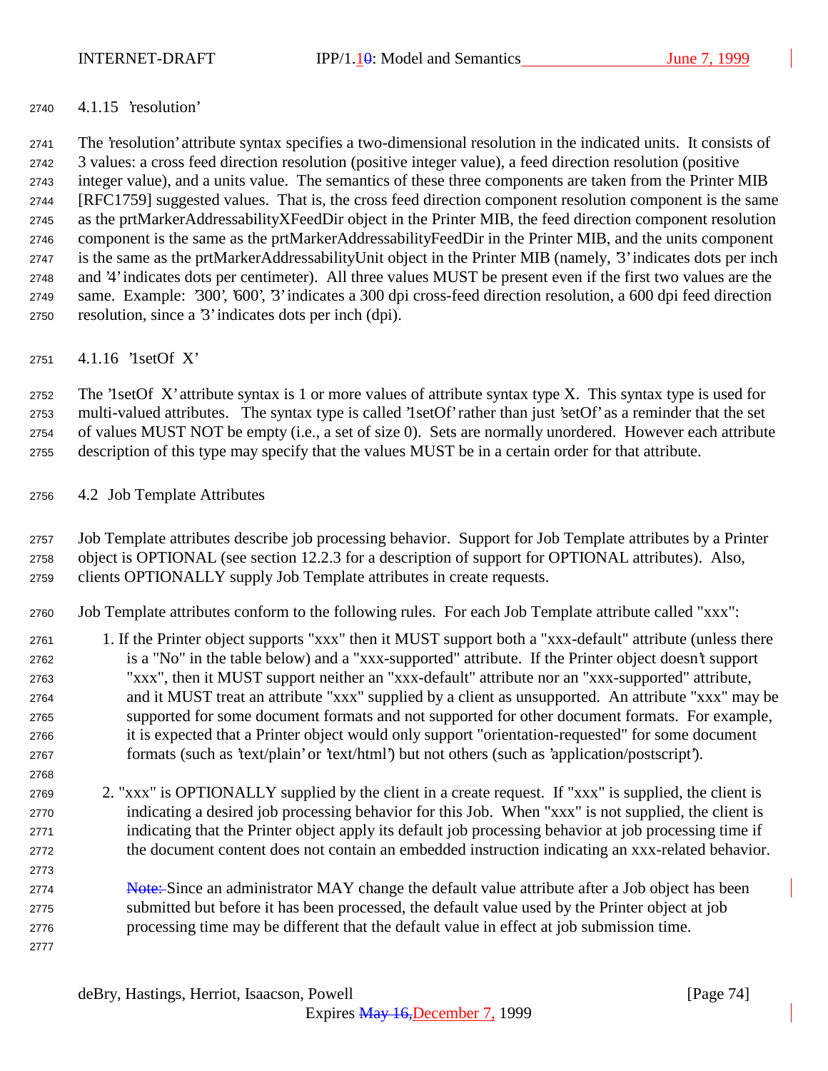### 4.1.15 'resolution'

The 'resolution' attribute syntax specifies a two-dimensional resolution in the indicated units. It consists of 3 values: a cross feed direction resolution (positive integer value), a feed direction resolution (positive integer value), and a units value. The semantics of these three components are taken from the Printer MIB [RFC1759] suggested values. That is, the cross feed direction component resolution component is the same as the prtMarkerAddressabilityXFeedDir object in the Printer MIB, the feed direction component resolution component is the same as the prtMarkerAddressabilityFeedDir in the Printer MIB, and the units component is the same as the prtMarkerAddressabilityUnit object in the Printer MIB (namely, '3' indicates dots per inch and '4' indicates dots per centimeter). All three values MUST be present even if the first two values are the same. Example: '300', '600', '3' indicates a 300 dpi cross-feed direction resolution, a 600 dpi feed direction resolution, since a '3' indicates dots per inch (dpi).

### 4.1.16 '1setOf X'

The '1setOf X' attribute syntax is 1 or more values of attribute syntax type X. This syntax type is used for multi-valued attributes. The syntax type is called '1setOf' rather than just 'setOf' as a reminder that the set of values MUST NOT be empty (i.e., a set of size 0). Sets are normally unordered. However each attribute description of this type may specify that the values MUST be in a certain order for that attribute.

## 4.2 Job Template Attributes

Job Template attributes describe job processing behavior. Support for Job Template attributes by a Printer object is OPTIONAL (see section 12.2.3 for a description of support for OPTIONAL attributes). Also, clients OPTIONALLY supply Job Template attributes in create requests.

Job Template attributes conform to the following rules. For each Job Template attribute called "xxx":

1. If the Printer object supports "xxx" then it MUST support both a "xxx-default" attribute (unless there is a "No" in the table below) and a "xxx-supported" attribute. If the Printer object doesn't support "xxx", then it MUST support neither an "xxx-default" attribute nor an "xxx-supported" attribute, and it MUST treat an attribute "xxx" supplied by a client as unsupported. An attribute "xxx" may be supported for some document formats and not supported for other document formats. For example, it is expected that a Printer object would only support "orientation-requested" for some document formats (such as 'text/plain' or 'text/html') but not others (such as 'application/postscript').

2. "xxx" is OPTIONALLY supplied by the client in a create request. If "xxx" is supplied, the client is indicating a desired job processing behavior for this Job. When "xxx" is not supplied, the client is indicating that the Printer object apply its default job processing behavior at job processing time if the document content does not contain an embedded instruction indicating an xxx-related behavior.

   Since an administrator MAY change the default value attribute after a Job object has been submitted but before it has been processed, the default value used by the Printer object at job processing time may be different that the default value in effect at job submission time.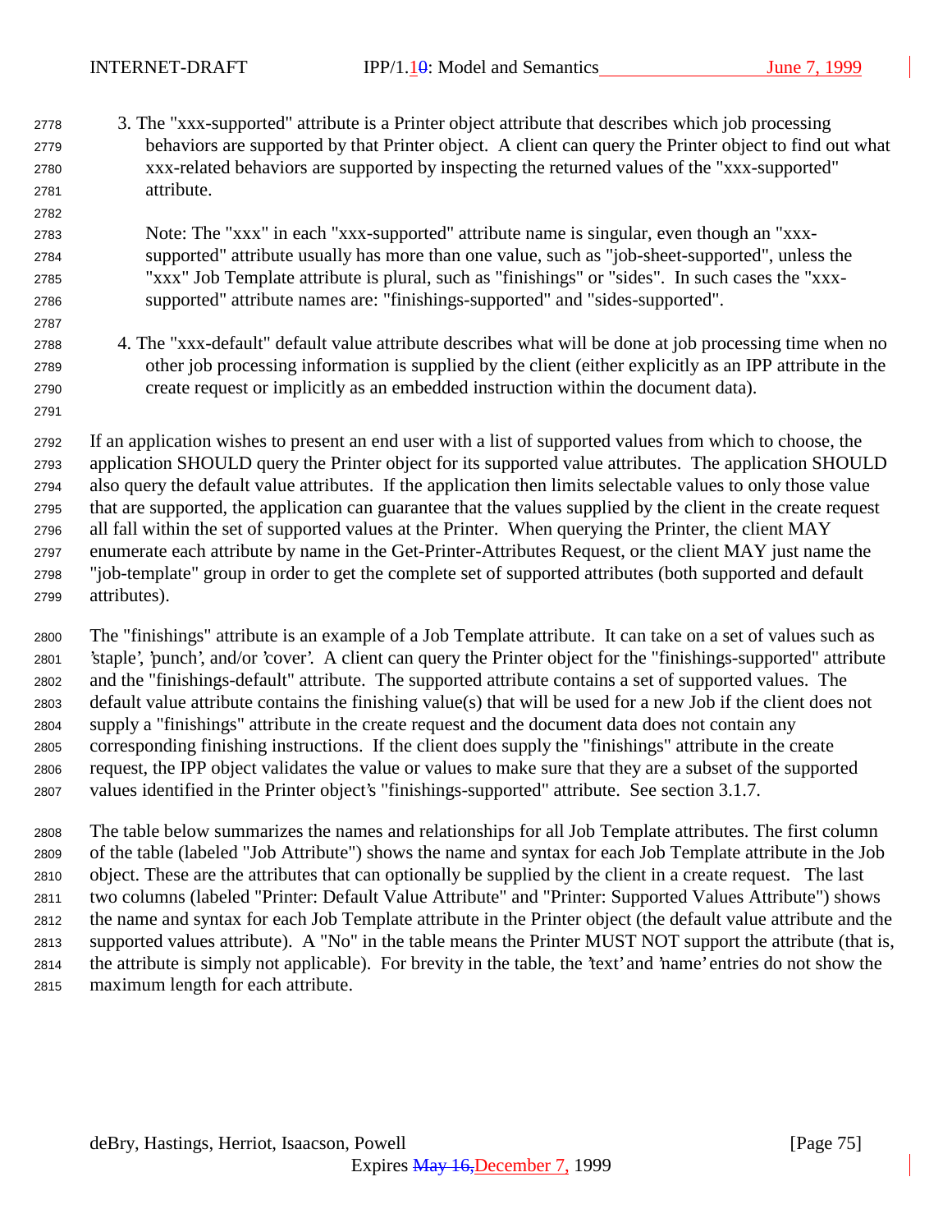3. The "xxx-supported" attribute is a Printer object attribute that describes which job processing behaviors are supported by that Printer object. A client can query the Printer object to find out what xxx-related behaviors are supported by inspecting the returned values of the "xxx-supported" attribute.

   Note: The "xxx" in each "xxx-supported" attribute name is singular, even though an "xxx-supported" attribute usually has more than one value, such as "job-sheet-supported", unless the "xxx" Job Template attribute is plural, such as "finishings" or "sides". In such cases the "xxx-supported" attribute names are: "finishings-supported" and "sides-supported".

4. The "xxx-default" default value attribute describes what will be done at job processing time when no other job processing information is supplied by the client (either explicitly as an IPP attribute in the create request or implicitly as an embedded instruction within the document data).

If an application wishes to present an end user with a list of supported values from which to choose, the application SHOULD query the Printer object for its supported value attributes. The application SHOULD also query the default value attributes. If the application then limits selectable values to only those value that are supported, the application can guarantee that the values supplied by the client in the create request all fall within the set of supported values at the Printer. When querying the Printer, the client MAY enumerate each attribute by name in the Get-Printer-Attributes Request, or the client MAY just name the "job-template" group in order to get the complete set of supported attributes (both supported and default attributes).

The "finishings" attribute is an example of a Job Template attribute. It can take on a set of values such as 'staple', 'punch', and/or 'cover'. A client can query the Printer object for the "finishings-supported" attribute and the "finishings-default" attribute. The supported attribute contains a set of supported values. The default value attribute contains the finishing value(s) that will be used for a new Job if the client does not supply a "finishings" attribute in the create request and the document data does not contain any corresponding finishing instructions. If the client does supply the "finishings" attribute in the create request, the IPP object validates the value or values to make sure that they are a subset of the supported values identified in the Printer object's "finishings-supported" attribute. See section 3.1.7.

The table below summarizes the names and relationships for all Job Template attributes. The first column of the table (labeled "Job Attribute") shows the name and syntax for each Job Template attribute in the Job object. These are the attributes that can optionally be supplied by the client in a create request. The last two columns (labeled "Printer: Default Value Attribute" and "Printer: Supported Values Attribute") shows the name and syntax for each Job Template attribute in the Printer object (the default value attribute and the supported values attribute). A "No" in the table means the Printer MUST NOT support the attribute (that is, the attribute is simply not applicable). For brevity in the table, the 'text' and 'name' entries do not show the maximum length for each attribute.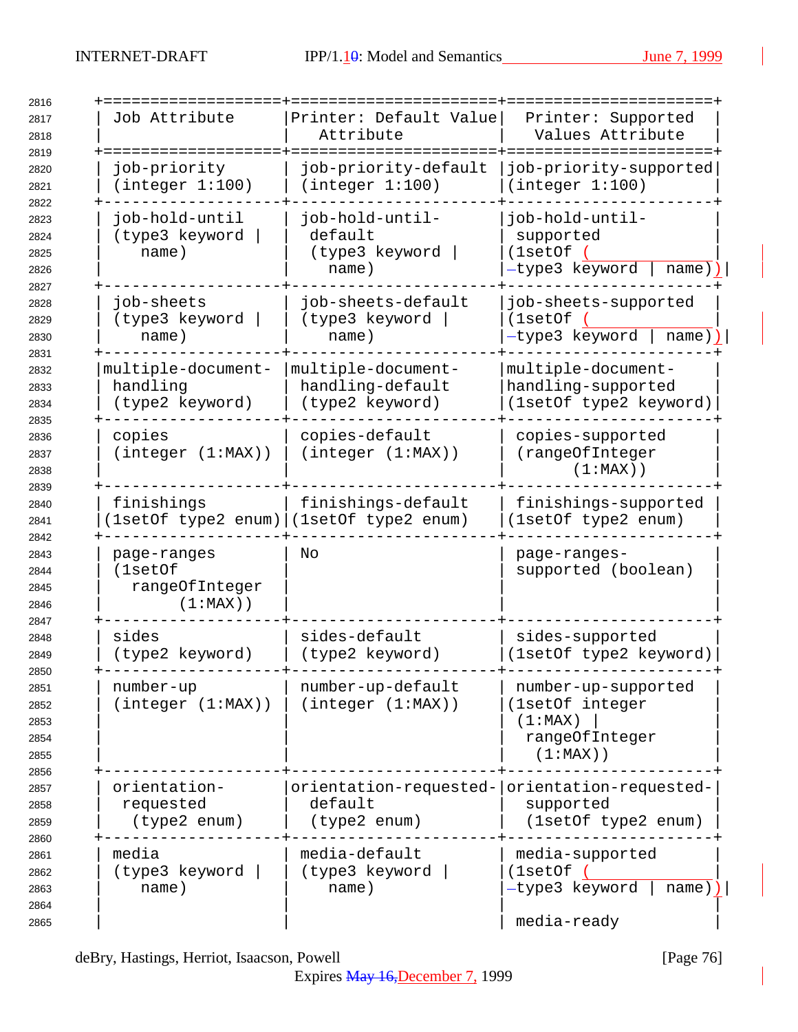| Job Attribute | Printer: Default Value Attribute | Printer: Supported Values Attribute |
|---|---|---|
| job-priority (integer 1:100) | job-priority-default (integer 1:100) | job-priority-supported (integer 1:100) |
| job-hold-until (type3 keyword \| name) | job-hold-until-default (type3 keyword \| name) | job-hold-until-supported (1setOf (type3 keyword \| name)) |
| job-sheets (type3 keyword \| name) | job-sheets-default (type3 keyword \| name) | job-sheets-supported (1setOf (type3 keyword \| name)) |
| multiple-document-handling (type2 keyword) | multiple-document-handling-default (type2 keyword) | multiple-document-handling-supported (1setOf type2 keyword) |
| copies (integer (1:MAX)) | copies-default (integer (1:MAX)) | copies-supported (rangeOfInteger (1:MAX)) |
| finishings (1setOf type2 enum) | finishings-default (1setOf type2 enum) | finishings-supported (1setOf type2 enum) |
| page-ranges (1setOf rangeOfInteger (1:MAX)) | No | page-ranges-supported (boolean) |
| sides (type2 keyword) | sides-default (type2 keyword) | sides-supported (1setOf type2 keyword) |
| number-up (integer (1:MAX)) | number-up-default (integer (1:MAX)) | number-up-supported (1setOf integer (1:MAX) \| rangeOfInteger (1:MAX)) |
| orientation-requested (type2 enum) | orientation-requested-default (type2 enum) | orientation-requested-supported (1setOf type2 enum) |
| media (type3 keyword \| name) | media-default (type3 keyword \| name) | media-supported (1setOf (type3 keyword \| name))<br><br>media-ready |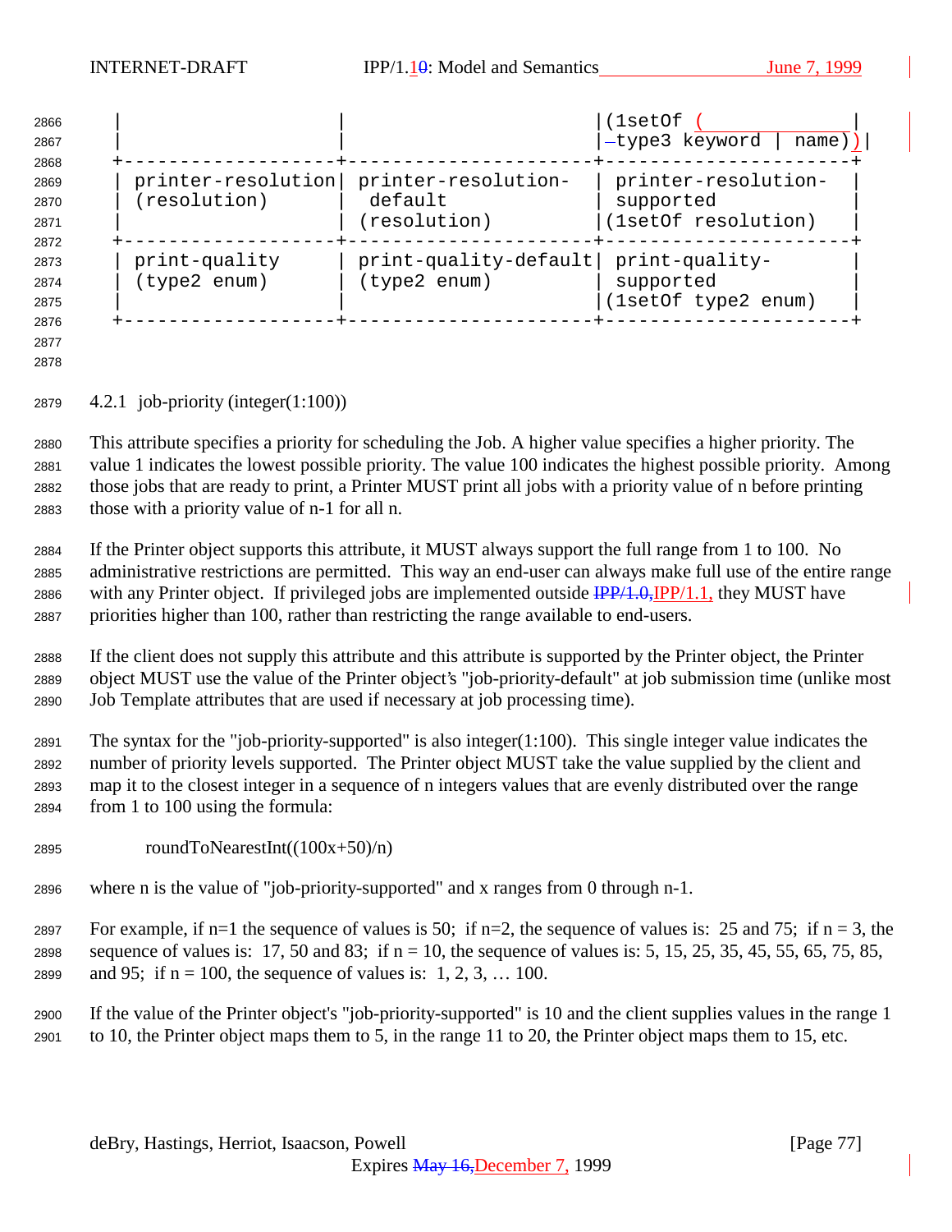| | | (1setOf (type3 keyword \| name)) |
|---|---|---|
| printer-resolution (resolution) | printer-resolution-default (resolution) | printer-resolution-supported (1setOf resolution) |
| print-quality (type2 enum) | print-quality-default (type2 enum) | print-quality-supported (1setOf type2 enum) |

#### 4.2.1 job-priority (integer(1:100))

This attribute specifies a priority for scheduling the Job. A higher value specifies a higher priority. The value 1 indicates the lowest possible priority. The value 100 indicates the highest possible priority. Among those jobs that are ready to print, a Printer MUST print all jobs with a priority value of n before printing those with a priority value of n-1 for all n.

If the Printer object supports this attribute, it MUST always support the full range from 1 to 100. No administrative restrictions are permitted. This way an end-user can always make full use of the entire range with any Printer object. If privileged jobs are implemented outside IPP/1.1, they MUST have priorities higher than 100, rather than restricting the range available to end-users.

If the client does not supply this attribute and this attribute is supported by the Printer object, the Printer object MUST use the value of the Printer object's "job-priority-default" at job submission time (unlike most Job Template attributes that are used if necessary at job processing time).

The syntax for the "job-priority-supported" is also integer(1:100). This single integer value indicates the number of priority levels supported. The Printer object MUST take the value supplied by the client and map it to the closest integer in a sequence of n integers values that are evenly distributed over the range from 1 to 100 using the formula:

roundToNearestInt((100x+50)/n)

where n is the value of "job-priority-supported" and x ranges from 0 through n-1.

For example, if n=1 the sequence of values is 50; if n=2, the sequence of values is: 25 and 75; if n = 3, the sequence of values is: 17, 50 and 83; if n = 10, the sequence of values is: 5, 15, 25, 35, 45, 55, 65, 75, 85, and 95; if n = 100, the sequence of values is: 1, 2, 3, … 100.

If the value of the Printer object's "job-priority-supported" is 10 and the client supplies values in the range 1 to 10, the Printer object maps them to 5, in the range 11 to 20, the Printer object maps them to 15, etc.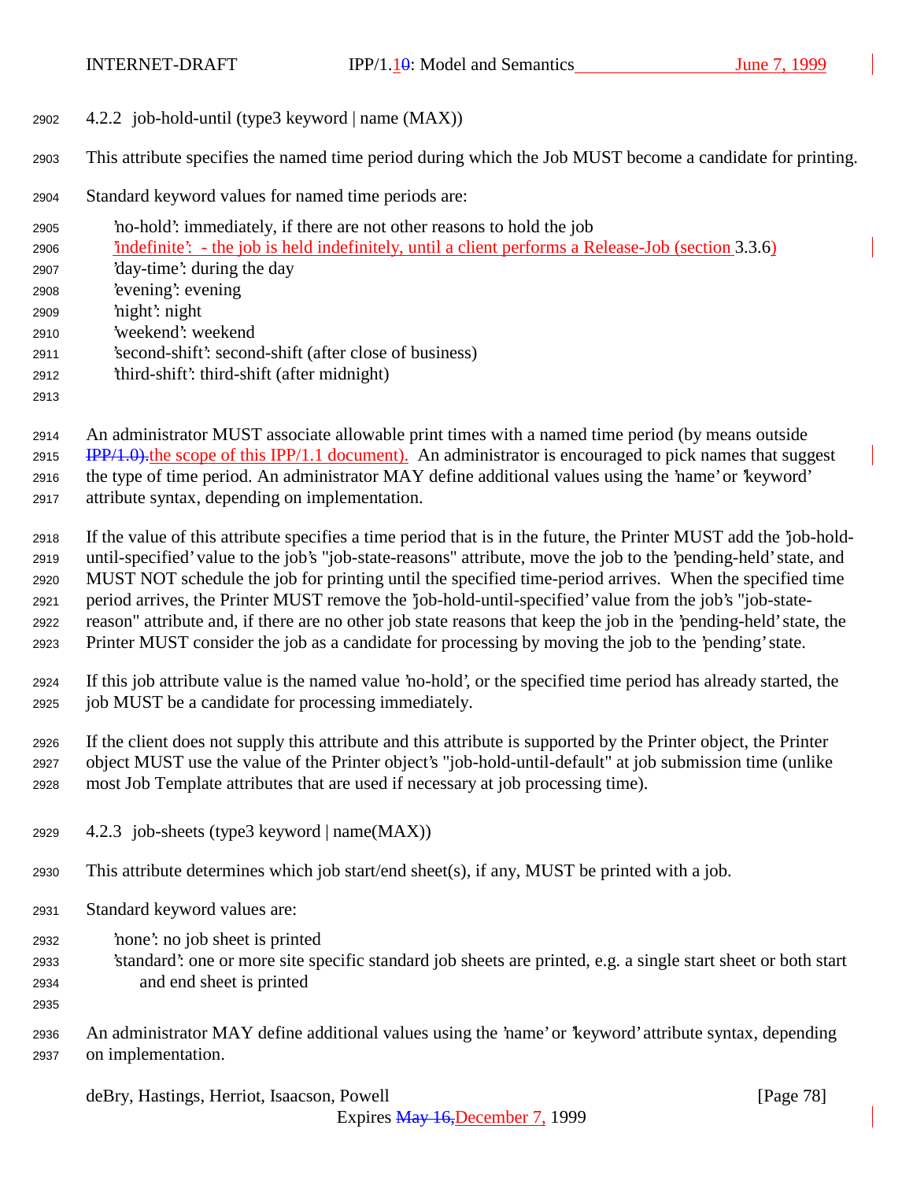#### 4.2.2 job-hold-until (type3 keyword | name (MAX))

This attribute specifies the named time period during which the Job MUST become a candidate for printing.

Standard keyword values for named time periods are:

'no-hold': immediately, if there are not other reasons to hold the job
'indefinite': - the job is held indefinitely, until a client performs a Release-Job (section 3.3.6)
'day-time': during the day
'evening': evening
'night': night
'weekend': weekend
'second-shift': second-shift (after close of business)
'third-shift': third-shift (after midnight)

An administrator MUST associate allowable print times with a named time period (by means outside the scope of this IPP/1.1 document). An administrator is encouraged to pick names that suggest the type of time period. An administrator MAY define additional values using the 'name' or 'keyword' attribute syntax, depending on implementation.

If the value of this attribute specifies a time period that is in the future, the Printer MUST add the 'job-hold-until-specified' value to the job's "job-state-reasons" attribute, move the job to the 'pending-held' state, and MUST NOT schedule the job for printing until the specified time-period arrives. When the specified time period arrives, the Printer MUST remove the 'job-hold-until-specified' value from the job's "job-state-reason" attribute and, if there are no other job state reasons that keep the job in the 'pending-held' state, the Printer MUST consider the job as a candidate for processing by moving the job to the 'pending' state.

If this job attribute value is the named value 'no-hold', or the specified time period has already started, the job MUST be a candidate for processing immediately.

If the client does not supply this attribute and this attribute is supported by the Printer object, the Printer object MUST use the value of the Printer object's "job-hold-until-default" at job submission time (unlike most Job Template attributes that are used if necessary at job processing time).

#### 4.2.3 job-sheets (type3 keyword | name(MAX))

This attribute determines which job start/end sheet(s), if any, MUST be printed with a job.

Standard keyword values are:

'none': no job sheet is printed
'standard': one or more site specific standard job sheets are printed, e.g. a single start sheet or both start and end sheet is printed

An administrator MAY define additional values using the 'name' or 'keyword' attribute syntax, depending on implementation.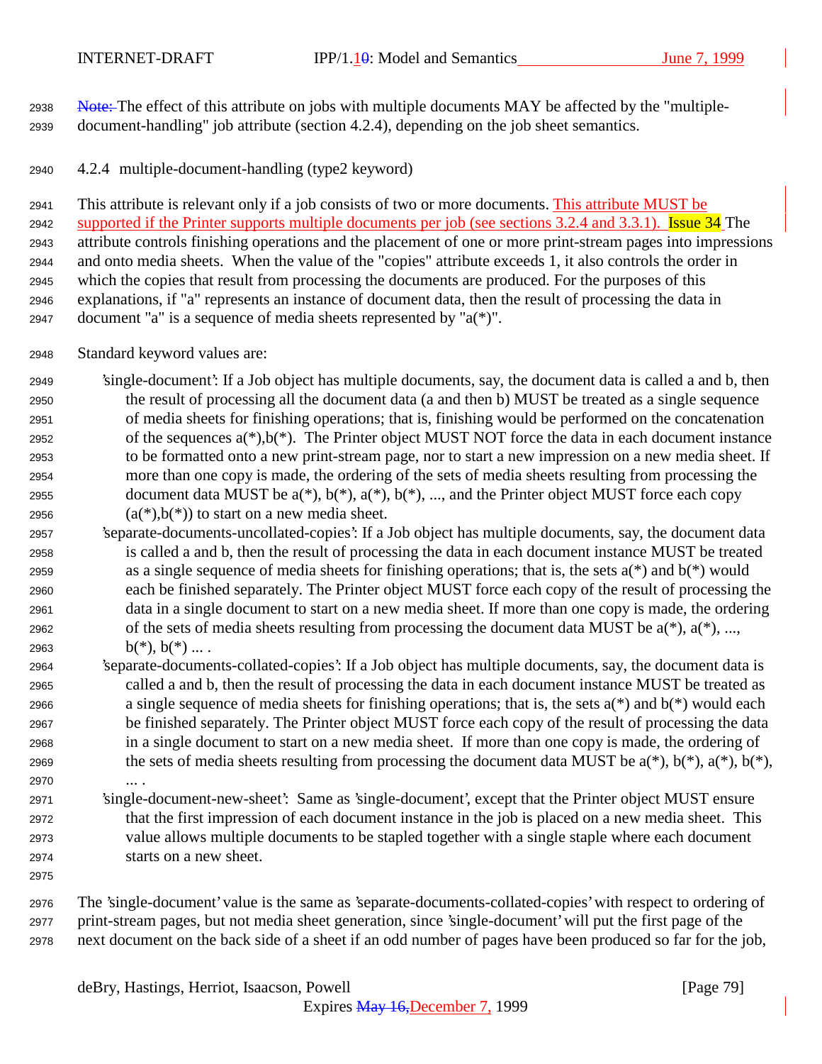Note: The effect of this attribute on jobs with multiple documents MAY be affected by the "multiple-document-handling" job attribute (section 4.2.4), depending on the job sheet semantics.

### 4.2.4 multiple-document-handling (type2 keyword)

This attribute is relevant only if a job consists of two or more documents. This attribute MUST be supported if the Printer supports multiple documents per job (see sections 3.2.4 and 3.3.1). Issue 34 The attribute controls finishing operations and the placement of one or more print-stream pages into impressions and onto media sheets. When the value of the "copies" attribute exceeds 1, it also controls the order in which the copies that result from processing the documents are produced. For the purposes of this explanations, if "a" represents an instance of document data, then the result of processing the data in document "a" is a sequence of media sheets represented by "a(*)".

Standard keyword values are:

- 'single-document': If a Job object has multiple documents, say, the document data is called a and b, then the result of processing all the document data (a and then b) MUST be treated as a single sequence of media sheets for finishing operations; that is, finishing would be performed on the concatenation of the sequences a(*),b(*). The Printer object MUST NOT force the data in each document instance to be formatted onto a new print-stream page, nor to start a new impression on a new media sheet. If more than one copy is made, the ordering of the sets of media sheets resulting from processing the document data MUST be a(*), b(*), a(*), b(*), ..., and the Printer object MUST force each copy (a(*),b(*)) to start on a new media sheet.
- 'separate-documents-uncollated-copies': If a Job object has multiple documents, say, the document data is called a and b, then the result of processing the data in each document instance MUST be treated as a single sequence of media sheets for finishing operations; that is, the sets a(*) and b(*) would each be finished separately. The Printer object MUST force each copy of the result of processing the data in a single document to start on a new media sheet. If more than one copy is made, the ordering of the sets of media sheets resulting from processing the document data MUST be a(*), a(*), ..., b(*), b(*) ... .
- 'separate-documents-collated-copies': If a Job object has multiple documents, say, the document data is called a and b, then the result of processing the data in each document instance MUST be treated as a single sequence of media sheets for finishing operations; that is, the sets a(*) and b(*) would each be finished separately. The Printer object MUST force each copy of the result of processing the data in a single document to start on a new media sheet. If more than one copy is made, the ordering of the sets of media sheets resulting from processing the document data MUST be a(*), b(*), a(*), b(*), ... .
- 'single-document-new-sheet': Same as 'single-document', except that the Printer object MUST ensure that the first impression of each document instance in the job is placed on a new media sheet. This value allows multiple documents to be stapled together with a single staple where each document starts on a new sheet.

The 'single-document' value is the same as 'separate-documents-collated-copies' with respect to ordering of print-stream pages, but not media sheet generation, since 'single-document' will put the first page of the next document on the back side of a sheet if an odd number of pages have been produced so far for the job,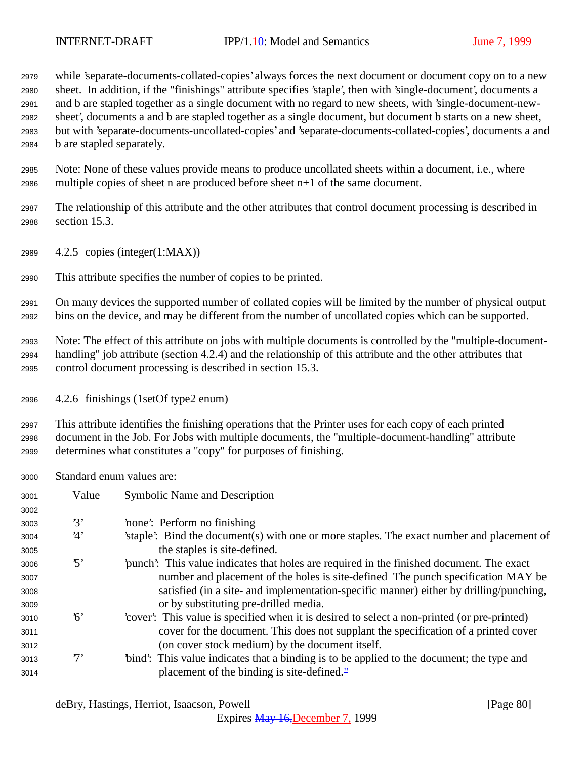while 'separate-documents-collated-copies' always forces the next document or document copy on to a new sheet. In addition, if the "finishings" attribute specifies 'staple', then with 'single-document', documents a and b are stapled together as a single document with no regard to new sheets, with 'single-document-new-sheet', documents a and b are stapled together as a single document, but document b starts on a new sheet, but with 'separate-documents-uncollated-copies' and 'separate-documents-collated-copies', documents a and b are stapled separately.

Note: None of these values provide means to produce uncollated sheets within a document, i.e., where multiple copies of sheet n are produced before sheet n+1 of the same document.

The relationship of this attribute and the other attributes that control document processing is described in section 15.3.

### 4.2.5 copies (integer(1:MAX))

This attribute specifies the number of copies to be printed.

On many devices the supported number of collated copies will be limited by the number of physical output bins on the device, and may be different from the number of uncollated copies which can be supported.

Note: The effect of this attribute on jobs with multiple documents is controlled by the "multiple-document-handling" job attribute (section 4.2.4) and the relationship of this attribute and the other attributes that control document processing is described in section 15.3.

### 4.2.6 finishings (1setOf type2 enum)

This attribute identifies the finishing operations that the Printer uses for each copy of each printed document in the Job. For Jobs with multiple documents, the "multiple-document-handling" attribute determines what constitutes a "copy" for purposes of finishing.

Standard enum values are:

| Value | Symbolic Name and Description |
|---|---|
| '3' | 'none': Perform no finishing |
| '4' | 'staple': Bind the document(s) with one or more staples. The exact number and placement of the staples is site-defined. |
| '5' | 'punch': This value indicates that holes are required in the finished document. The exact number and placement of the holes is site-defined The punch specification MAY be satisfied (in a site- and implementation-specific manner) either by drilling/punching, or by substituting pre-drilled media. |
| '6' | 'cover': This value is specified when it is desired to select a non-printed (or pre-printed) cover for the document. This does not supplant the specification of a printed cover (on cover stock medium) by the document itself. |
| '7' | 'bind': This value indicates that a binding is to be applied to the document; the type and placement of the binding is site-defined." |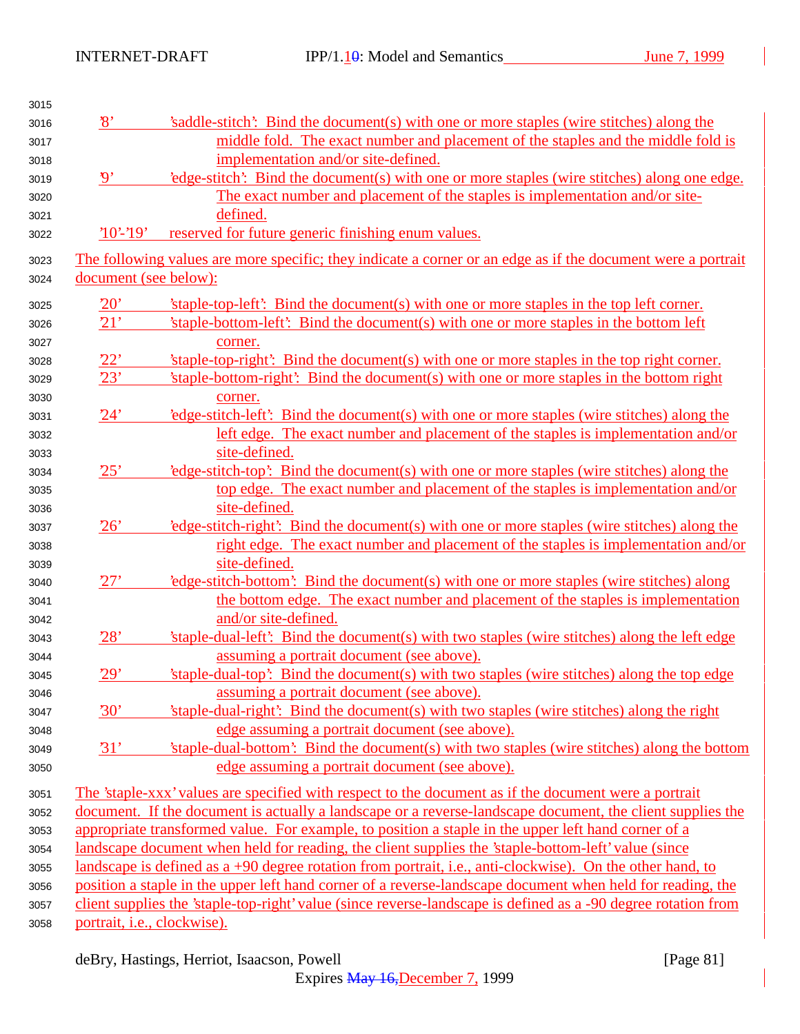'8' 'saddle-stitch': Bind the document(s) with one or more staples (wire stitches) along the middle fold. The exact number and placement of the staples and the middle fold is implementation and/or site-defined.

'9' 'edge-stitch': Bind the document(s) with one or more staples (wire stitches) along one edge. The exact number and placement of the staples is implementation and/or site-defined.

'10'-'19' reserved for future generic finishing enum values.

The following values are more specific; they indicate a corner or an edge as if the document were a portrait document (see below):

'20' 'staple-top-left': Bind the document(s) with one or more staples in the top left corner.

'21' 'staple-bottom-left': Bind the document(s) with one or more staples in the bottom left corner.

'22' 'staple-top-right': Bind the document(s) with one or more staples in the top right corner.

'23' 'staple-bottom-right': Bind the document(s) with one or more staples in the bottom right corner.

'24' 'edge-stitch-left': Bind the document(s) with one or more staples (wire stitches) along the left edge. The exact number and placement of the staples is implementation and/or site-defined.

'25' 'edge-stitch-top': Bind the document(s) with one or more staples (wire stitches) along the top edge. The exact number and placement of the staples is implementation and/or site-defined.

'26' 'edge-stitch-right': Bind the document(s) with one or more staples (wire stitches) along the right edge. The exact number and placement of the staples is implementation and/or site-defined.

'27' 'edge-stitch-bottom': Bind the document(s) with one or more staples (wire stitches) along the bottom edge. The exact number and placement of the staples is implementation and/or site-defined.

'28' 'staple-dual-left': Bind the document(s) with two staples (wire stitches) along the left edge assuming a portrait document (see above).

'29' 'staple-dual-top': Bind the document(s) with two staples (wire stitches) along the top edge assuming a portrait document (see above).

'30' 'staple-dual-right': Bind the document(s) with two staples (wire stitches) along the right edge assuming a portrait document (see above).

'31' 'staple-dual-bottom': Bind the document(s) with two staples (wire stitches) along the bottom edge assuming a portrait document (see above).

The 'staple-xxx' values are specified with respect to the document as if the document were a portrait document. If the document is actually a landscape or a reverse-landscape document, the client supplies the appropriate transformed value. For example, to position a staple in the upper left hand corner of a landscape document when held for reading, the client supplies the 'staple-bottom-left' value (since landscape is defined as a +90 degree rotation from portrait, i.e., anti-clockwise). On the other hand, to position a staple in the upper left hand corner of a reverse-landscape document when held for reading, the client supplies the 'staple-top-right' value (since reverse-landscape is defined as a -90 degree rotation from portrait, i.e., clockwise).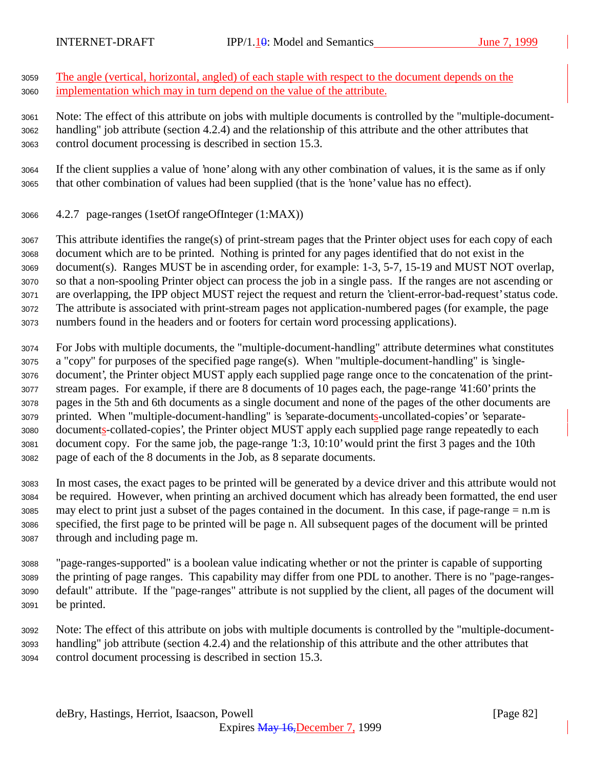The angle (vertical, horizontal, angled) of each staple with respect to the document depends on the implementation which may in turn depend on the value of the attribute.

Note: The effect of this attribute on jobs with multiple documents is controlled by the "multiple-document-handling" job attribute (section 4.2.4) and the relationship of this attribute and the other attributes that control document processing is described in section 15.3.

If the client supplies a value of 'none' along with any other combination of values, it is the same as if only that other combination of values had been supplied (that is the 'none' value has no effect).

### 4.2.7 page-ranges (1setOf rangeOfInteger (1:MAX))

This attribute identifies the range(s) of print-stream pages that the Printer object uses for each copy of each document which are to be printed. Nothing is printed for any pages identified that do not exist in the document(s). Ranges MUST be in ascending order, for example: 1-3, 5-7, 15-19 and MUST NOT overlap, so that a non-spooling Printer object can process the job in a single pass. If the ranges are not ascending or are overlapping, the IPP object MUST reject the request and return the 'client-error-bad-request' status code. The attribute is associated with print-stream pages not application-numbered pages (for example, the page numbers found in the headers and or footers for certain word processing applications).

For Jobs with multiple documents, the "multiple-document-handling" attribute determines what constitutes a "copy" for purposes of the specified page range(s). When "multiple-document-handling" is 'single-document', the Printer object MUST apply each supplied page range once to the concatenation of the print-stream pages. For example, if there are 8 documents of 10 pages each, the page-range '41:60' prints the pages in the 5th and 6th documents as a single document and none of the pages of the other documents are printed. When "multiple-document-handling" is 'separate-documents-uncollated-copies' or 'separate-documents-collated-copies', the Printer object MUST apply each supplied page range repeatedly to each document copy. For the same job, the page-range '1:3, 10:10' would print the first 3 pages and the 10th page of each of the 8 documents in the Job, as 8 separate documents.

In most cases, the exact pages to be printed will be generated by a device driver and this attribute would not be required. However, when printing an archived document which has already been formatted, the end user may elect to print just a subset of the pages contained in the document. In this case, if page-range = n.m is specified, the first page to be printed will be page n. All subsequent pages of the document will be printed through and including page m.

"page-ranges-supported" is a boolean value indicating whether or not the printer is capable of supporting the printing of page ranges. This capability may differ from one PDL to another. There is no "page-ranges-default" attribute. If the "page-ranges" attribute is not supplied by the client, all pages of the document will be printed.

Note: The effect of this attribute on jobs with multiple documents is controlled by the "multiple-document-handling" job attribute (section 4.2.4) and the relationship of this attribute and the other attributes that control document processing is described in section 15.3.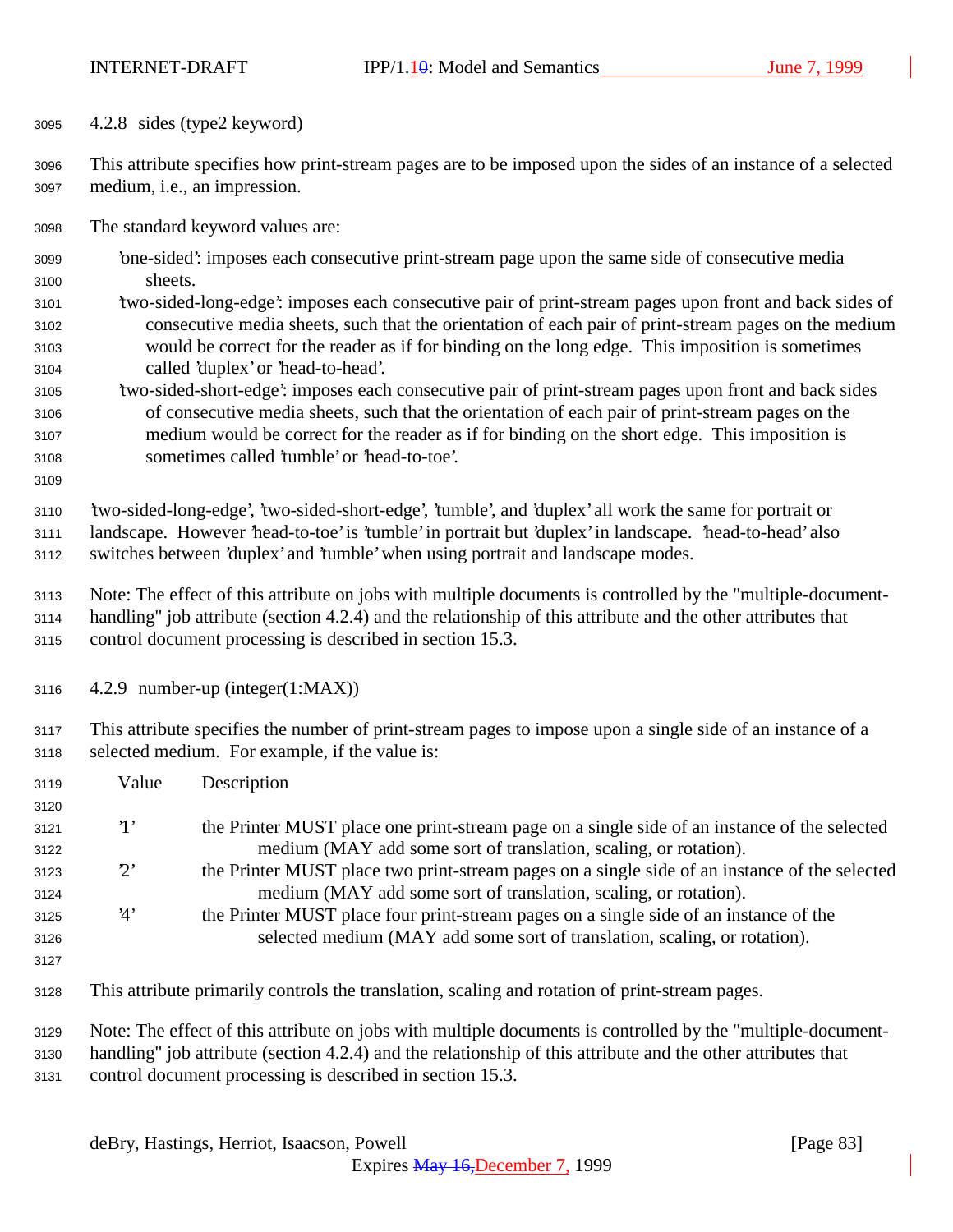### 4.2.8 sides (type2 keyword)

This attribute specifies how print-stream pages are to be imposed upon the sides of an instance of a selected medium, i.e., an impression.

The standard keyword values are:

- 'one-sided': imposes each consecutive print-stream page upon the same side of consecutive media sheets.
- 'two-sided-long-edge': imposes each consecutive pair of print-stream pages upon front and back sides of consecutive media sheets, such that the orientation of each pair of print-stream pages on the medium would be correct for the reader as if for binding on the long edge. This imposition is sometimes called 'duplex' or 'head-to-head'.
- 'two-sided-short-edge': imposes each consecutive pair of print-stream pages upon front and back sides of consecutive media sheets, such that the orientation of each pair of print-stream pages on the medium would be correct for the reader as if for binding on the short edge. This imposition is sometimes called 'tumble' or 'head-to-toe'.

'two-sided-long-edge', 'two-sided-short-edge', 'tumble', and 'duplex' all work the same for portrait or landscape. However 'head-to-toe' is 'tumble' in portrait but 'duplex' in landscape. 'head-to-head' also switches between 'duplex' and 'tumble' when using portrait and landscape modes.

Note: The effect of this attribute on jobs with multiple documents is controlled by the "multiple-document-handling" job attribute (section 4.2.4) and the relationship of this attribute and the other attributes that control document processing is described in section 15.3.

### 4.2.9 number-up (integer(1:MAX))

This attribute specifies the number of print-stream pages to impose upon a single side of an instance of a selected medium. For example, if the value is:

| Value | Description |
|---|---|
| '1' | the Printer MUST place one print-stream page on a single side of an instance of the selected medium (MAY add some sort of translation, scaling, or rotation). |
| '2' | the Printer MUST place two print-stream pages on a single side of an instance of the selected medium (MAY add some sort of translation, scaling, or rotation). |
| '4' | the Printer MUST place four print-stream pages on a single side of an instance of the selected medium (MAY add some sort of translation, scaling, or rotation). |

This attribute primarily controls the translation, scaling and rotation of print-stream pages.

Note: The effect of this attribute on jobs with multiple documents is controlled by the "multiple-document-handling" job attribute (section 4.2.4) and the relationship of this attribute and the other attributes that control document processing is described in section 15.3.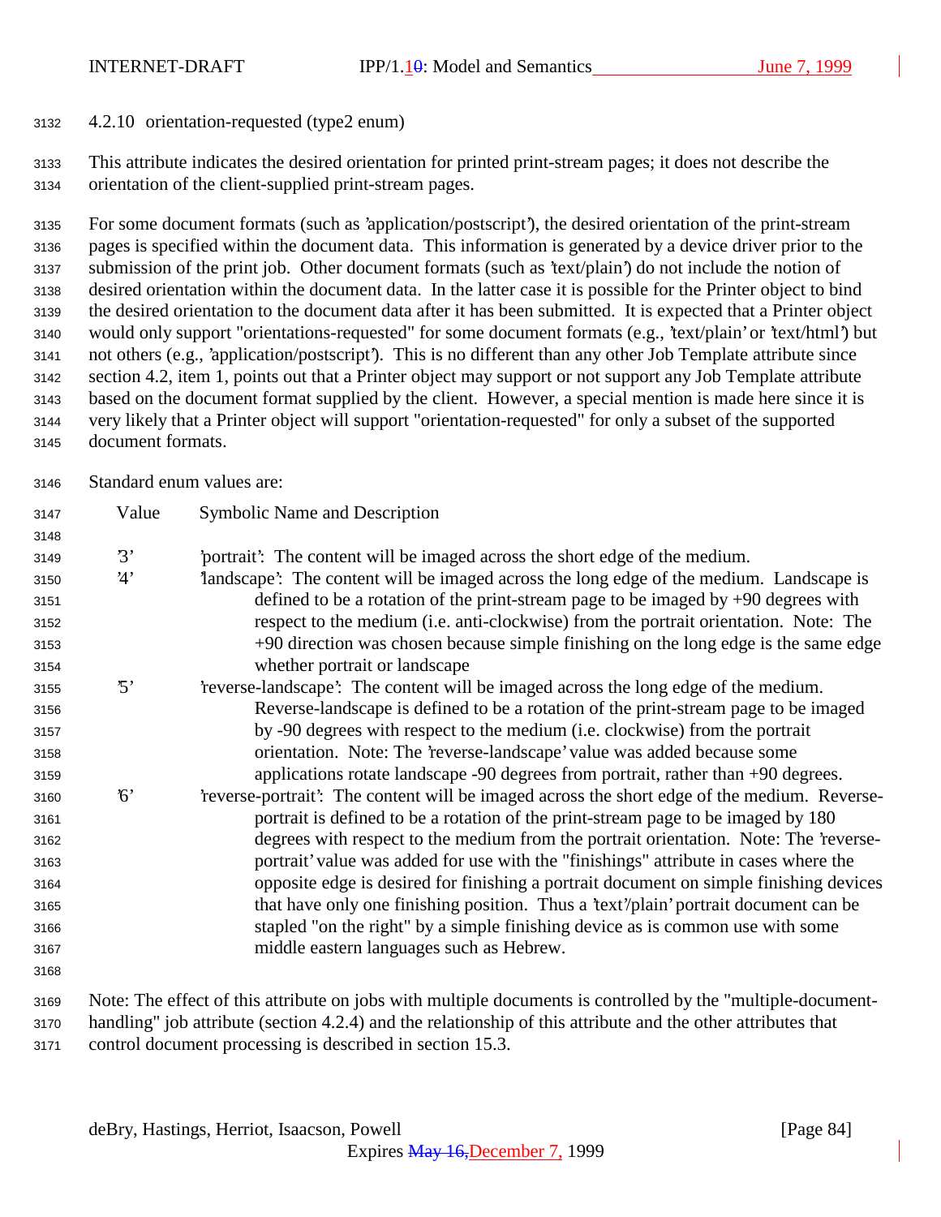### 4.2.10 orientation-requested (type2 enum)

This attribute indicates the desired orientation for printed print-stream pages; it does not describe the orientation of the client-supplied print-stream pages.

For some document formats (such as 'application/postscript'), the desired orientation of the print-stream pages is specified within the document data. This information is generated by a device driver prior to the submission of the print job. Other document formats (such as 'text/plain') do not include the notion of desired orientation within the document data. In the latter case it is possible for the Printer object to bind the desired orientation to the document data after it has been submitted. It is expected that a Printer object would only support "orientations-requested" for some document formats (e.g., 'text/plain' or 'text/html') but not others (e.g., 'application/postscript'). This is no different than any other Job Template attribute since section 4.2, item 1, points out that a Printer object may support or not support any Job Template attribute based on the document format supplied by the client. However, a special mention is made here since it is very likely that a Printer object will support "orientation-requested" for only a subset of the supported document formats.

Standard enum values are:

| Value | Symbolic Name and Description |
|---|---|
| '3' | 'portrait': The content will be imaged across the short edge of the medium. |
| '4' | 'landscape': The content will be imaged across the long edge of the medium. Landscape is defined to be a rotation of the print-stream page to be imaged by +90 degrees with respect to the medium (i.e. anti-clockwise) from the portrait orientation. Note: The +90 direction was chosen because simple finishing on the long edge is the same edge whether portrait or landscape |
| '5' | 'reverse-landscape': The content will be imaged across the long edge of the medium. Reverse-landscape is defined to be a rotation of the print-stream page to be imaged by -90 degrees with respect to the medium (i.e. clockwise) from the portrait orientation. Note: The 'reverse-landscape' value was added because some applications rotate landscape -90 degrees from portrait, rather than +90 degrees. |
| '6' | 'reverse-portrait': The content will be imaged across the short edge of the medium. Reverse-portrait is defined to be a rotation of the print-stream page to be imaged by 180 degrees with respect to the medium from the portrait orientation. Note: The 'reverse-portrait' value was added for use with the "finishings" attribute in cases where the opposite edge is desired for finishing a portrait document on simple finishing devices that have only one finishing position. Thus a 'text'/plain' portrait document can be stapled "on the right" by a simple finishing device as is common use with some middle eastern languages such as Hebrew. |

Note: The effect of this attribute on jobs with multiple documents is controlled by the "multiple-document-handling" job attribute (section 4.2.4) and the relationship of this attribute and the other attributes that control document processing is described in section 15.3.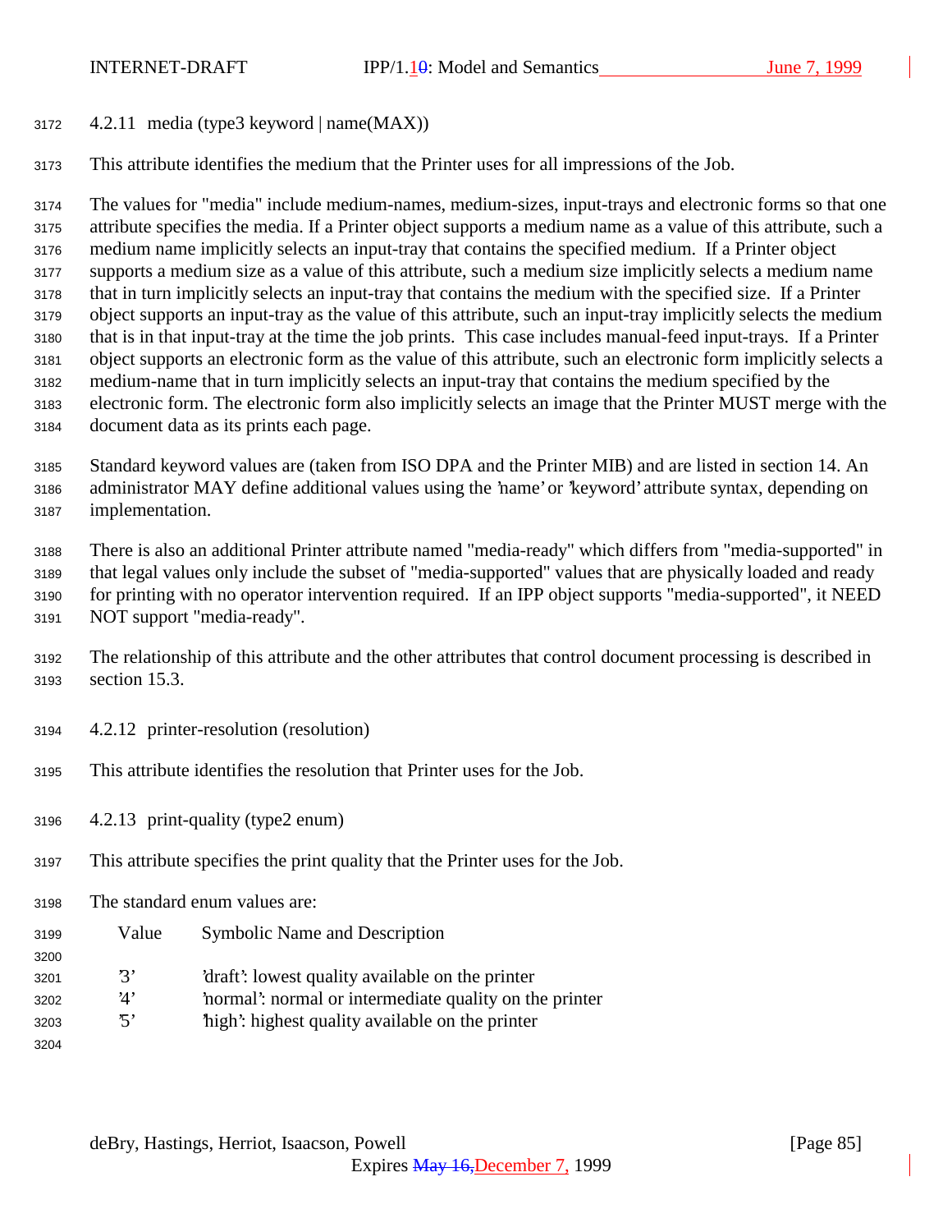### 4.2.11 media (type3 keyword | name(MAX))

This attribute identifies the medium that the Printer uses for all impressions of the Job.

The values for "media" include medium-names, medium-sizes, input-trays and electronic forms so that one attribute specifies the media. If a Printer object supports a medium name as a value of this attribute, such a medium name implicitly selects an input-tray that contains the specified medium. If a Printer object supports a medium size as a value of this attribute, such a medium size implicitly selects a medium name that in turn implicitly selects an input-tray that contains the medium with the specified size. If a Printer object supports an input-tray as the value of this attribute, such an input-tray implicitly selects the medium that is in that input-tray at the time the job prints. This case includes manual-feed input-trays. If a Printer object supports an electronic form as the value of this attribute, such an electronic form implicitly selects a medium-name that in turn implicitly selects an input-tray that contains the medium specified by the electronic form. The electronic form also implicitly selects an image that the Printer MUST merge with the document data as its prints each page.

Standard keyword values are (taken from ISO DPA and the Printer MIB) and are listed in section 14. An administrator MAY define additional values using the 'name' or 'keyword' attribute syntax, depending on implementation.

There is also an additional Printer attribute named "media-ready" which differs from "media-supported" in that legal values only include the subset of "media-supported" values that are physically loaded and ready for printing with no operator intervention required. If an IPP object supports "media-supported", it NEED NOT support "media-ready".

The relationship of this attribute and the other attributes that control document processing is described in section 15.3.

### 4.2.12 printer-resolution (resolution)

This attribute identifies the resolution that Printer uses for the Job.

### 4.2.13 print-quality (type2 enum)

This attribute specifies the print quality that the Printer uses for the Job.

The standard enum values are:

| Value | Symbolic Name and Description |
|---|---|
| '3' | 'draft': lowest quality available on the printer |
| '4' | 'normal': normal or intermediate quality on the printer |
| '5' | 'high': highest quality available on the printer |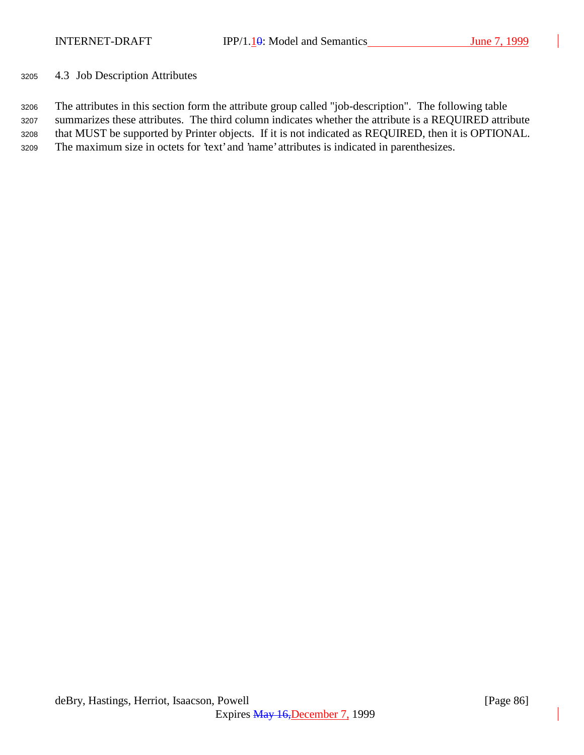## 4.3 Job Description Attributes

The attributes in this section form the attribute group called "job-description". The following table summarizes these attributes. The third column indicates whether the attribute is a REQUIRED attribute that MUST be supported by Printer objects. If it is not indicated as REQUIRED, then it is OPTIONAL. The maximum size in octets for 'text' and 'name' attributes is indicated in parenthesizes.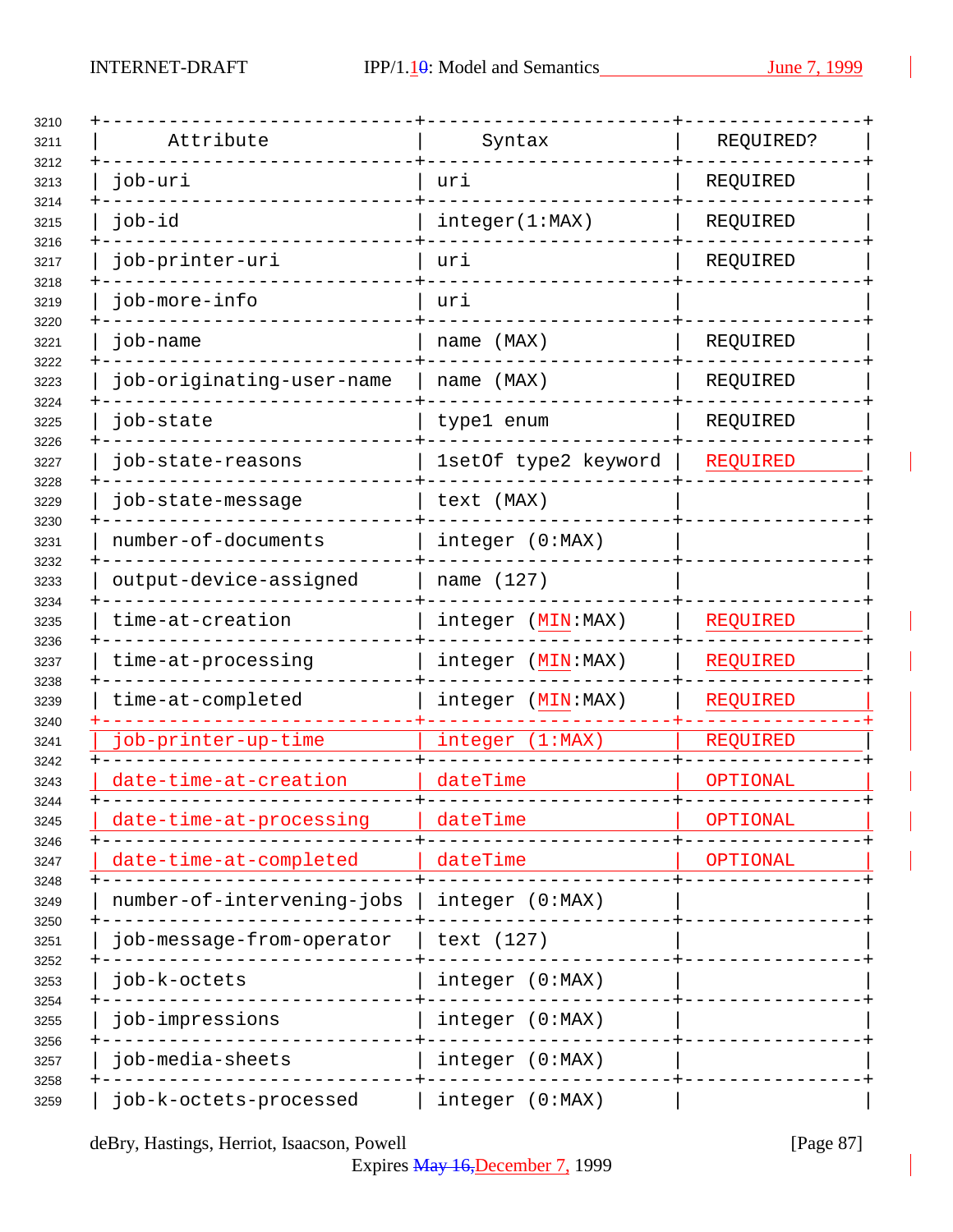| Attribute | Syntax | REQUIRED? |
|---|---|---|
| job-uri | uri | REQUIRED |
| job-id | integer(1:MAX) | REQUIRED |
| job-printer-uri | uri | REQUIRED |
| job-more-info | uri | |
| job-name | name (MAX) | REQUIRED |
| job-originating-user-name | name (MAX) | REQUIRED |
| job-state | type1 enum | REQUIRED |
| job-state-reasons | 1setOf type2 keyword | REQUIRED |
| job-state-message | text (MAX) | |
| number-of-documents | integer (0:MAX) | |
| output-device-assigned | name (127) | |
| time-at-creation | integer (MIN:MAX) | REQUIRED |
| time-at-processing | integer (MIN:MAX) | REQUIRED |
| time-at-completed | integer (MIN:MAX) | REQUIRED |
| job-printer-up-time | integer (1:MAX) | REQUIRED |
| date-time-at-creation | dateTime | OPTIONAL |
| date-time-at-processing | dateTime | OPTIONAL |
| date-time-at-completed | dateTime | OPTIONAL |
| number-of-intervening-jobs | integer (0:MAX) | |
| job-message-from-operator | text (127) | |
| job-k-octets | integer (0:MAX) | |
| job-impressions | integer (0:MAX) | |
| job-media-sheets | integer (0:MAX) | |
| job-k-octets-processed | integer (0:MAX) | |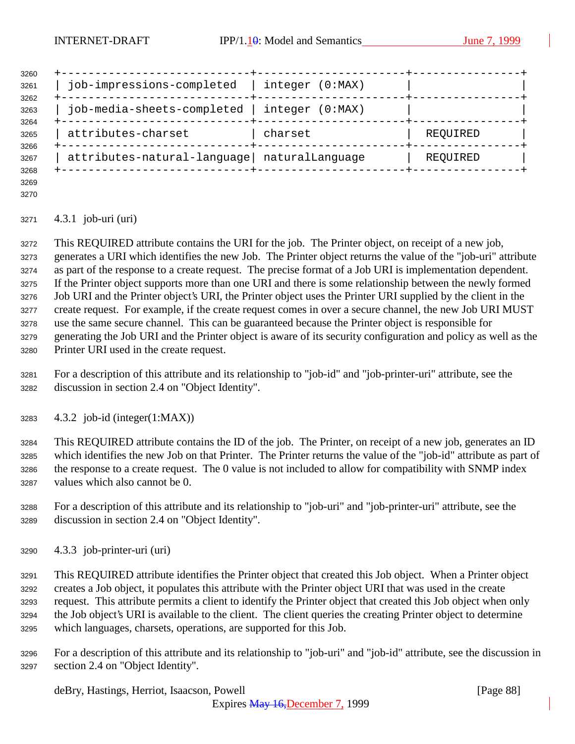| job-impressions-completed | integer (0:MAX) | |
|---|---|---|
| job-media-sheets-completed | integer (0:MAX) | |
| attributes-charset | charset | REQUIRED |
| attributes-natural-language | naturalLanguage | REQUIRED |

### 4.3.1 job-uri (uri)

This REQUIRED attribute contains the URI for the job. The Printer object, on receipt of a new job, generates a URI which identifies the new Job. The Printer object returns the value of the "job-uri" attribute as part of the response to a create request. The precise format of a Job URI is implementation dependent. If the Printer object supports more than one URI and there is some relationship between the newly formed Job URI and the Printer object's URI, the Printer object uses the Printer URI supplied by the client in the create request. For example, if the create request comes in over a secure channel, the new Job URI MUST use the same secure channel. This can be guaranteed because the Printer object is responsible for generating the Job URI and the Printer object is aware of its security configuration and policy as well as the Printer URI used in the create request.

For a description of this attribute and its relationship to "job-id" and "job-printer-uri" attribute, see the discussion in section 2.4 on "Object Identity".

### 4.3.2 job-id (integer(1:MAX))

This REQUIRED attribute contains the ID of the job. The Printer, on receipt of a new job, generates an ID which identifies the new Job on that Printer. The Printer returns the value of the "job-id" attribute as part of the response to a create request. The 0 value is not included to allow for compatibility with SNMP index values which also cannot be 0.

For a description of this attribute and its relationship to "job-uri" and "job-printer-uri" attribute, see the discussion in section 2.4 on "Object Identity".

### 4.3.3 job-printer-uri (uri)

This REQUIRED attribute identifies the Printer object that created this Job object. When a Printer object creates a Job object, it populates this attribute with the Printer object URI that was used in the create request. This attribute permits a client to identify the Printer object that created this Job object when only the Job object's URI is available to the client. The client queries the creating Printer object to determine which languages, charsets, operations, are supported for this Job.

For a description of this attribute and its relationship to "job-uri" and "job-id" attribute, see the discussion in section 2.4 on "Object Identity".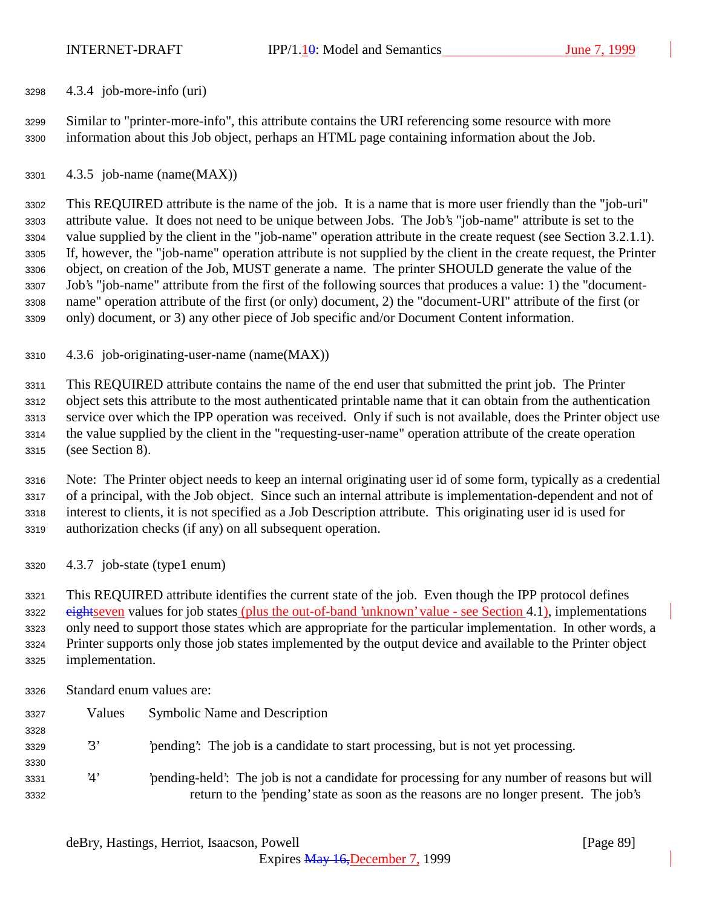#### 4.3.4 job-more-info (uri)

Similar to "printer-more-info", this attribute contains the URI referencing some resource with more information about this Job object, perhaps an HTML page containing information about the Job.

#### 4.3.5 job-name (name(MAX))

This REQUIRED attribute is the name of the job. It is a name that is more user friendly than the "job-uri" attribute value. It does not need to be unique between Jobs. The Job's "job-name" attribute is set to the value supplied by the client in the "job-name" operation attribute in the create request (see Section 3.2.1.1). If, however, the "job-name" operation attribute is not supplied by the client in the create request, the Printer object, on creation of the Job, MUST generate a name. The printer SHOULD generate the value of the Job's "job-name" attribute from the first of the following sources that produces a value: 1) the "document-name" operation attribute of the first (or only) document, 2) the "document-URI" attribute of the first (or only) document, or 3) any other piece of Job specific and/or Document Content information.

#### 4.3.6 job-originating-user-name (name(MAX))

This REQUIRED attribute contains the name of the end user that submitted the print job. The Printer object sets this attribute to the most authenticated printable name that it can obtain from the authentication service over which the IPP operation was received. Only if such is not available, does the Printer object use the value supplied by the client in the "requesting-user-name" operation attribute of the create operation (see Section 8).

Note: The Printer object needs to keep an internal originating user id of some form, typically as a credential of a principal, with the Job object. Since such an internal attribute is implementation-dependent and not of interest to clients, it is not specified as a Job Description attribute. This originating user id is used for authorization checks (if any) on all subsequent operation.

#### 4.3.7 job-state (type1 enum)

This REQUIRED attribute identifies the current state of the job. Even though the IPP protocol defines ~~eight~~seven values for job states (plus the out-of-band 'unknown' value - see Section 4.1), implementations only need to support those states which are appropriate for the particular implementation. In other words, a Printer supports only those job states implemented by the output device and available to the Printer object implementation.

Standard enum values are:

| Values | Symbolic Name and Description |
|---|---|
| '3' | 'pending': The job is a candidate to start processing, but is not yet processing. |
| '4' | 'pending-held': The job is not a candidate for processing for any number of reasons but will return to the 'pending' state as soon as the reasons are no longer present. The job's |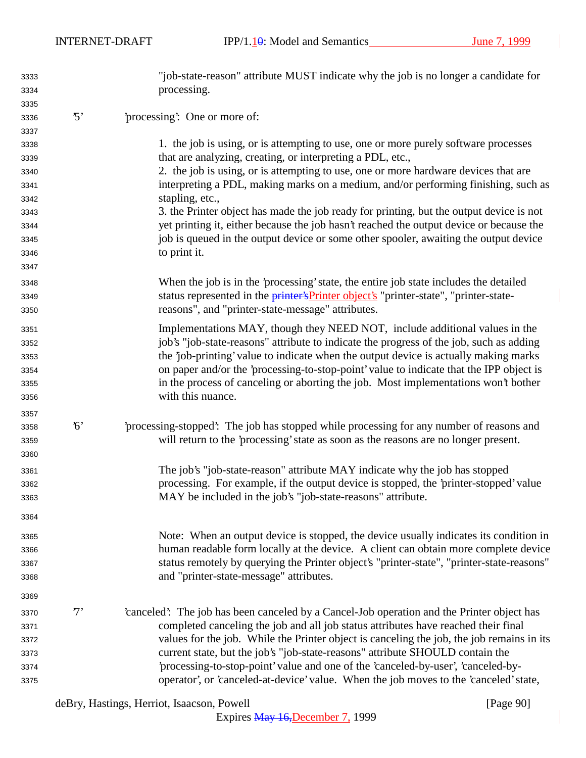"job-state-reason" attribute MUST indicate why the job is no longer a candidate for processing.

'5' 'processing': One or more of:

1. the job is using, or is attempting to use, one or more purely software processes that are analyzing, creating, or interpreting a PDL, etc.,
2. the job is using, or is attempting to use, one or more hardware devices that are interpreting a PDL, making marks on a medium, and/or performing finishing, such as stapling, etc.,
3. the Printer object has made the job ready for printing, but the output device is not yet printing it, either because the job hasn't reached the output device or because the job is queued in the output device or some other spooler, awaiting the output device to print it.

When the job is in the 'processing' state, the entire job state includes the detailed status represented in the ~~printer's~~Printer object's "printer-state", "printer-state-reasons", and "printer-state-message" attributes.

Implementations MAY, though they NEED NOT, include additional values in the job's "job-state-reasons" attribute to indicate the progress of the job, such as adding the 'job-printing' value to indicate when the output device is actually making marks on paper and/or the 'processing-to-stop-point' value to indicate that the IPP object is in the process of canceling or aborting the job. Most implementations won't bother with this nuance.

'6' 'processing-stopped': The job has stopped while processing for any number of reasons and will return to the 'processing' state as soon as the reasons are no longer present.

The job's "job-state-reason" attribute MAY indicate why the job has stopped processing. For example, if the output device is stopped, the 'printer-stopped' value MAY be included in the job's "job-state-reasons" attribute.

Note: When an output device is stopped, the device usually indicates its condition in human readable form locally at the device. A client can obtain more complete device status remotely by querying the Printer object's "printer-state", "printer-state-reasons" and "printer-state-message" attributes.

'7' 'canceled': The job has been canceled by a Cancel-Job operation and the Printer object has completed canceling the job and all job status attributes have reached their final values for the job. While the Printer object is canceling the job, the job remains in its current state, but the job's "job-state-reasons" attribute SHOULD contain the 'processing-to-stop-point' value and one of the 'canceled-by-user', 'canceled-by-operator', or 'canceled-at-device' value. When the job moves to the 'canceled' state,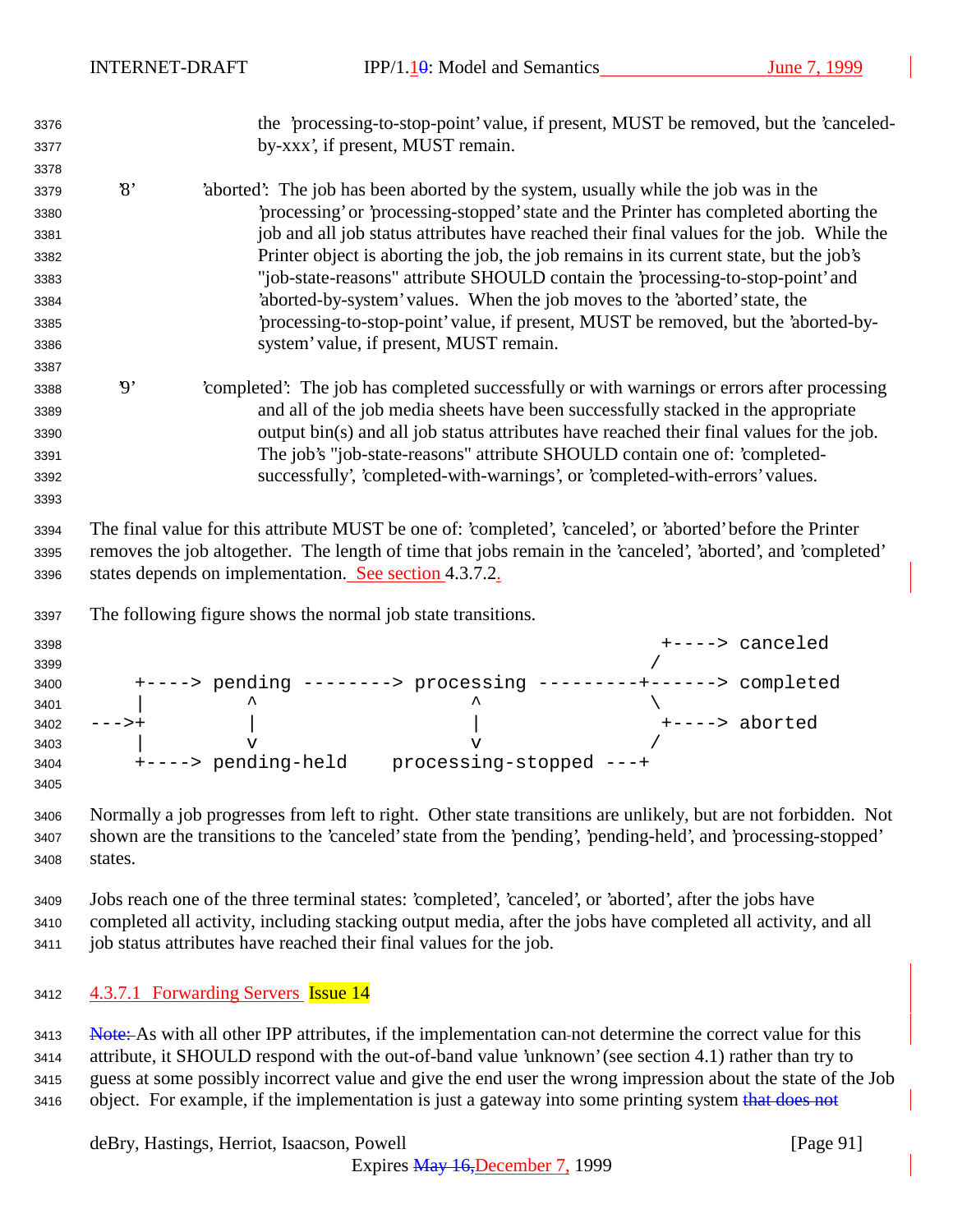the 'processing-to-stop-point' value, if present, MUST be removed, but the 'canceled-by-xxx', if present, MUST remain.

'8' 'aborted': The job has been aborted by the system, usually while the job was in the 'processing' or 'processing-stopped' state and the Printer has completed aborting the job and all job status attributes have reached their final values for the job. While the Printer object is aborting the job, the job remains in its current state, but the job's "job-state-reasons" attribute SHOULD contain the 'processing-to-stop-point' and 'aborted-by-system' values. When the job moves to the 'aborted' state, the 'processing-to-stop-point' value, if present, MUST be removed, but the 'aborted-by-system' value, if present, MUST remain.

'9' 'completed': The job has completed successfully or with warnings or errors after processing and all of the job media sheets have been successfully stacked in the appropriate output bin(s) and all job status attributes have reached their final values for the job. The job's "job-state-reasons" attribute SHOULD contain one of: 'completed-successfully', 'completed-with-warnings', or 'completed-with-errors' values.

The final value for this attribute MUST be one of: 'completed', 'canceled', or 'aborted' before the Printer removes the job altogether. The length of time that jobs remain in the 'canceled', 'aborted', and 'completed' states depends on implementation. See section 4.3.7.2.

The following figure shows the normal job state transitions.

```
                                                           +----> canceled
                                                          /
    +----> pending --------> processing ---------+------> completed
    |         ^                   ^               \
--->+         |                   |                +----> aborted
    |         v                   v               /
    +----> pending-held    processing-stopped ---+
```

Normally a job progresses from left to right. Other state transitions are unlikely, but are not forbidden. Not shown are the transitions to the 'canceled' state from the 'pending', 'pending-held', and 'processing-stopped' states.

Jobs reach one of the three terminal states: 'completed', 'canceled', or 'aborted', after the jobs have completed all activity, including stacking output media, after the jobs have completed all activity, and all job status attributes have reached their final values for the job.

### 4.3.7.1 Forwarding Servers Issue 14

~~Note:~~ As with all other IPP attributes, if the implementation can-not determine the correct value for this attribute, it SHOULD respond with the out-of-band value 'unknown' (see section 4.1) rather than try to guess at some possibly incorrect value and give the end user the wrong impression about the state of the Job object. For example, if the implementation is just a gateway into some printing system ~~that does not~~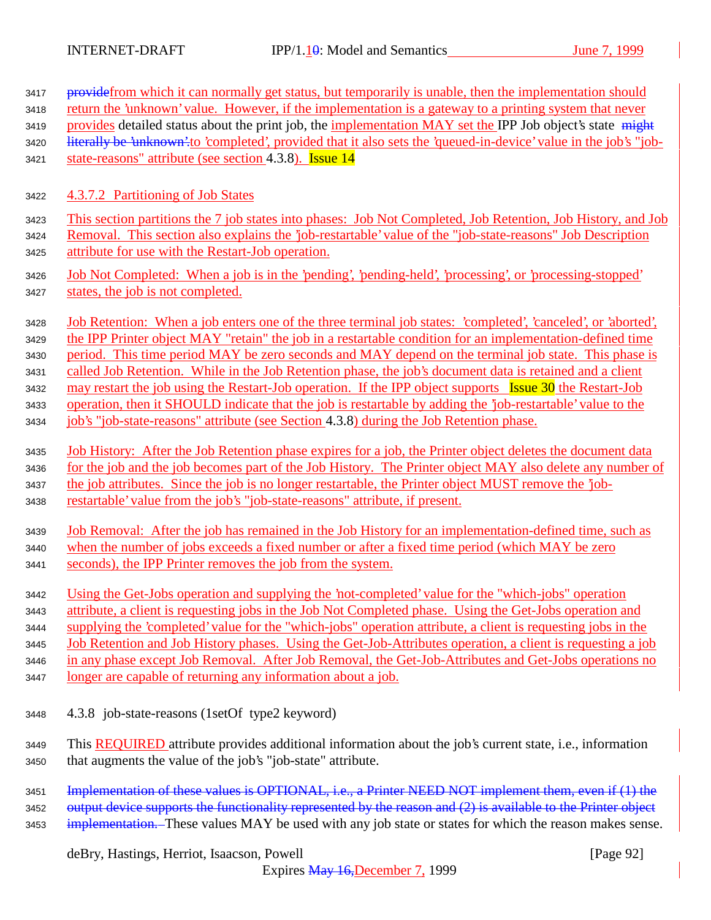providefrom which it can normally get status, but temporarily is unable, then the implementation should return the 'unknown' value. However, if the implementation is a gateway to a printing system that never provides detailed status about the print job, the implementation MAY set the IPP Job object's state ~~might literally be 'unknown'.~~to 'completed', provided that it also sets the 'queued-in-device' value in the job's "job-state-reasons" attribute (see section 4.3.8). Issue 14

#### 4.3.7.2 Partitioning of Job States

This section partitions the 7 job states into phases: Job Not Completed, Job Retention, Job History, and Job Removal. This section also explains the 'job-restartable' value of the "job-state-reasons" Job Description attribute for use with the Restart-Job operation.

Job Not Completed: When a job is in the 'pending', 'pending-held', 'processing', or 'processing-stopped' states, the job is not completed.

Job Retention: When a job enters one of the three terminal job states: 'completed', 'canceled', or 'aborted', the IPP Printer object MAY "retain" the job in a restartable condition for an implementation-defined time period. This time period MAY be zero seconds and MAY depend on the terminal job state. This phase is called Job Retention. While in the Job Retention phase, the job's document data is retained and a client may restart the job using the Restart-Job operation. If the IPP object supports Issue 30 the Restart-Job operation, then it SHOULD indicate that the job is restartable by adding the 'job-restartable' value to the job's "job-state-reasons" attribute (see Section 4.3.8) during the Job Retention phase.

Job History: After the Job Retention phase expires for a job, the Printer object deletes the document data for the job and the job becomes part of the Job History. The Printer object MAY also delete any number of the job attributes. Since the job is no longer restartable, the Printer object MUST remove the 'job-restartable' value from the job's "job-state-reasons" attribute, if present.

Job Removal: After the job has remained in the Job History for an implementation-defined time, such as when the number of jobs exceeds a fixed number or after a fixed time period (which MAY be zero seconds), the IPP Printer removes the job from the system.

Using the Get-Jobs operation and supplying the 'not-completed' value for the "which-jobs" operation attribute, a client is requesting jobs in the Job Not Completed phase. Using the Get-Jobs operation and supplying the 'completed' value for the "which-jobs" operation attribute, a client is requesting jobs in the Job Retention and Job History phases. Using the Get-Job-Attributes operation, a client is requesting a job in any phase except Job Removal. After Job Removal, the Get-Job-Attributes and Get-Jobs operations no longer are capable of returning any information about a job.

### 4.3.8 job-state-reasons (1setOf type2 keyword)

This REQUIRED attribute provides additional information about the job's current state, i.e., information that augments the value of the job's "job-state" attribute.

~~Implementation of these values is OPTIONAL, i.e., a Printer NEED NOT implement them, even if (1) the output device supports the functionality represented by the reason and (2) is available to the Printer object implementation.~~ These values MAY be used with any job state or states for which the reason makes sense.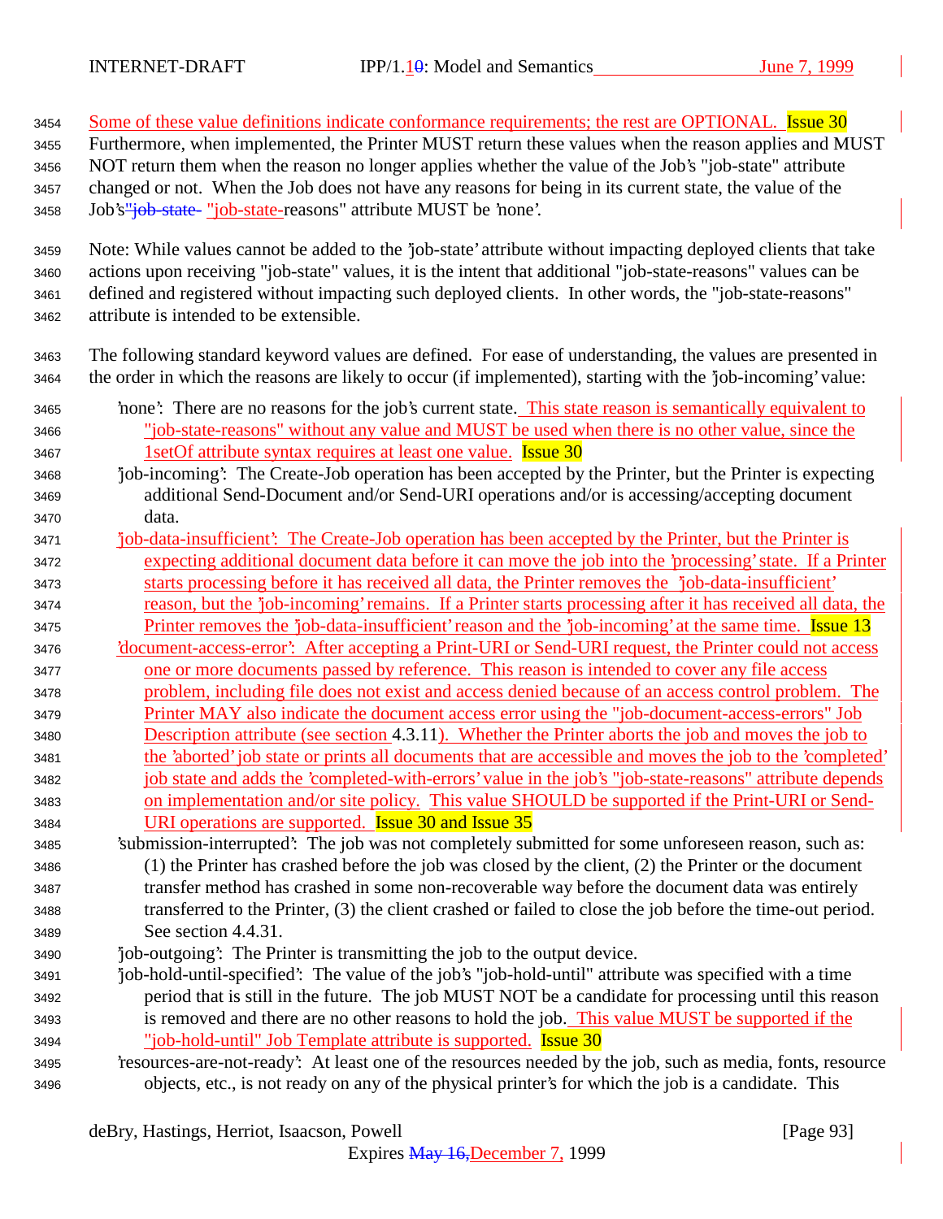Some of these value definitions indicate conformance requirements; the rest are OPTIONAL. Issue 30 Furthermore, when implemented, the Printer MUST return these values when the reason applies and MUST NOT return them when the reason no longer applies whether the value of the Job's "job-state" attribute changed or not. When the Job does not have any reasons for being in its current state, the value of the Job's"job-state- "job-state-reasons" attribute MUST be 'none'.

Note: While values cannot be added to the 'job-state' attribute without impacting deployed clients that take actions upon receiving "job-state" values, it is the intent that additional "job-state-reasons" values can be defined and registered without impacting such deployed clients. In other words, the "job-state-reasons" attribute is intended to be extensible.

The following standard keyword values are defined. For ease of understanding, the values are presented in the order in which the reasons are likely to occur (if implemented), starting with the 'job-incoming' value:

'none': There are no reasons for the job's current state. This state reason is semantically equivalent to "job-state-reasons" without any value and MUST be used when there is no other value, since the 1setOf attribute syntax requires at least one value. Issue 30

'job-incoming': The Create-Job operation has been accepted by the Printer, but the Printer is expecting additional Send-Document and/or Send-URI operations and/or is accessing/accepting document data.

'job-data-insufficient': The Create-Job operation has been accepted by the Printer, but the Printer is expecting additional document data before it can move the job into the 'processing' state. If a Printer starts processing before it has received all data, the Printer removes the 'job-data-insufficient' reason, but the 'job-incoming' remains. If a Printer starts processing after it has received all data, the Printer removes the 'job-data-insufficient' reason and the 'job-incoming' at the same time. Issue 13

'document-access-error': After accepting a Print-URI or Send-URI request, the Printer could not access one or more documents passed by reference. This reason is intended to cover any file access problem, including file does not exist and access denied because of an access control problem. The Printer MAY also indicate the document access error using the "job-document-access-errors" Job Description attribute (see section 4.3.11). Whether the Printer aborts the job and moves the job to the 'aborted' job state or prints all documents that are accessible and moves the job to the 'completed' job state and adds the 'completed-with-errors' value in the job's "job-state-reasons" attribute depends on implementation and/or site policy. This value SHOULD be supported if the Print-URI or Send-URI operations are supported. Issue 30 and Issue 35

'submission-interrupted': The job was not completely submitted for some unforeseen reason, such as: (1) the Printer has crashed before the job was closed by the client, (2) the Printer or the document transfer method has crashed in some non-recoverable way before the document data was entirely transferred to the Printer, (3) the client crashed or failed to close the job before the time-out period. See section 4.4.31.

'job-outgoing': The Printer is transmitting the job to the output device.

'job-hold-until-specified': The value of the job's "job-hold-until" attribute was specified with a time period that is still in the future. The job MUST NOT be a candidate for processing until this reason is removed and there are no other reasons to hold the job. This value MUST be supported if the "job-hold-until" Job Template attribute is supported. Issue 30

'resources-are-not-ready': At least one of the resources needed by the job, such as media, fonts, resource objects, etc., is not ready on any of the physical printer's for which the job is a candidate. This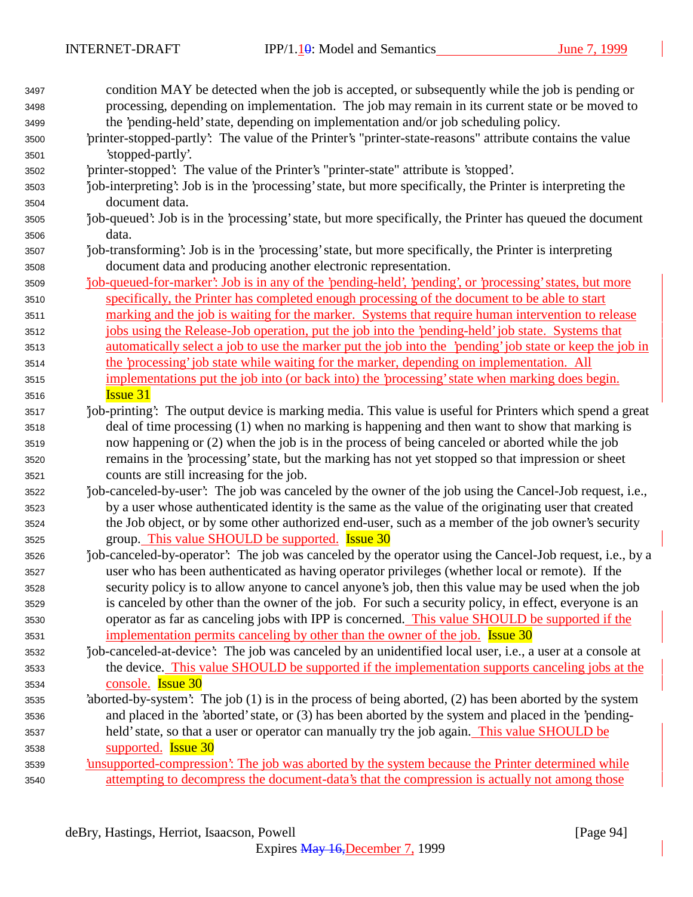condition MAY be detected when the job is accepted, or subsequently while the job is pending or processing, depending on implementation. The job may remain in its current state or be moved to the 'pending-held' state, depending on implementation and/or job scheduling policy.

'printer-stopped-partly': The value of the Printer's "printer-state-reasons" attribute contains the value 'stopped-partly'.

'printer-stopped': The value of the Printer's "printer-state" attribute is 'stopped'.

'job-interpreting': Job is in the 'processing' state, but more specifically, the Printer is interpreting the document data.

'job-queued': Job is in the 'processing' state, but more specifically, the Printer has queued the document data.

'job-transforming': Job is in the 'processing' state, but more specifically, the Printer is interpreting document data and producing another electronic representation.

'job-queued-for-marker': Job is in any of the 'pending-held', 'pending', or 'processing' states, but more specifically, the Printer has completed enough processing of the document to be able to start marking and the job is waiting for the marker. Systems that require human intervention to release jobs using the Release-Job operation, put the job into the 'pending-held' job state. Systems that automatically select a job to use the marker put the job into the 'pending' job state or keep the job in the 'processing' job state while waiting for the marker, depending on implementation. All implementations put the job into (or back into) the 'processing' state when marking does begin. Issue 31

'job-printing': The output device is marking media. This value is useful for Printers which spend a great deal of time processing (1) when no marking is happening and then want to show that marking is now happening or (2) when the job is in the process of being canceled or aborted while the job remains in the 'processing' state, but the marking has not yet stopped so that impression or sheet counts are still increasing for the job.

'job-canceled-by-user': The job was canceled by the owner of the job using the Cancel-Job request, i.e., by a user whose authenticated identity is the same as the value of the originating user that created the Job object, or by some other authorized end-user, such as a member of the job owner's security group. This value SHOULD be supported. Issue 30

'job-canceled-by-operator': The job was canceled by the operator using the Cancel-Job request, i.e., by a user who has been authenticated as having operator privileges (whether local or remote). If the security policy is to allow anyone to cancel anyone's job, then this value may be used when the job is canceled by other than the owner of the job. For such a security policy, in effect, everyone is an operator as far as canceling jobs with IPP is concerned. This value SHOULD be supported if the implementation permits canceling by other than the owner of the job. Issue 30

'job-canceled-at-device': The job was canceled by an unidentified local user, i.e., a user at a console at the device. This value SHOULD be supported if the implementation supports canceling jobs at the console. Issue 30

'aborted-by-system': The job (1) is in the process of being aborted, (2) has been aborted by the system and placed in the 'aborted' state, or (3) has been aborted by the system and placed in the 'pending-held' state, so that a user or operator can manually try the job again. This value SHOULD be supported. Issue 30

'unsupported-compression': The job was aborted by the system because the Printer determined while attempting to decompress the document-data's that the compression is actually not among those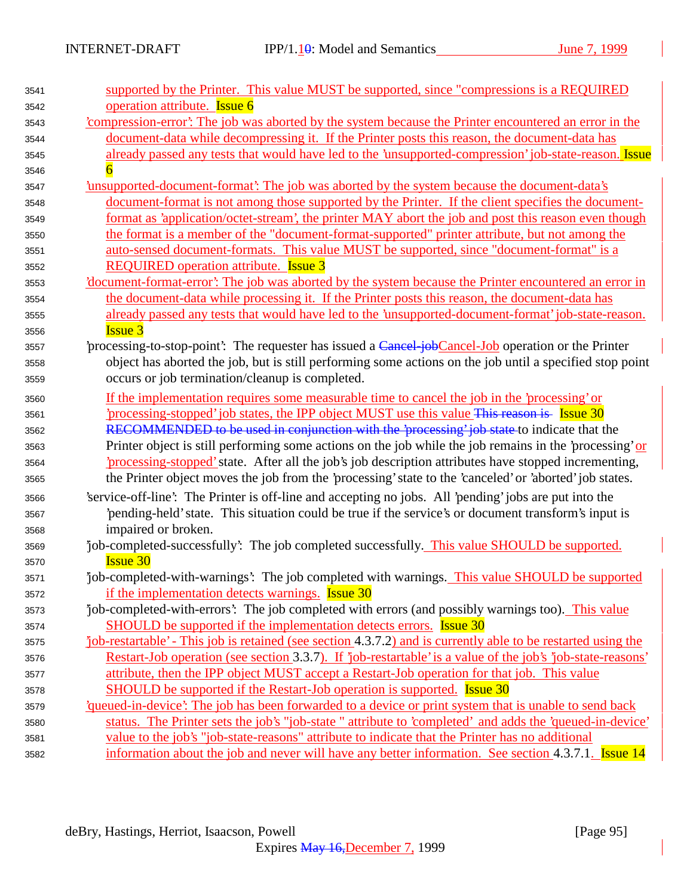supported by the Printer. This value MUST be supported, since "compressions is a REQUIRED operation attribute. Issue 6

'compression-error': The job was aborted by the system because the Printer encountered an error in the document-data while decompressing it. If the Printer posts this reason, the document-data has already passed any tests that would have led to the 'unsupported-compression' job-state-reason. Issue 6

'unsupported-document-format': The job was aborted by the system because the document-data's document-format is not among those supported by the Printer. If the client specifies the document-format as 'application/octet-stream', the printer MAY abort the job and post this reason even though the format is a member of the "document-format-supported" printer attribute, but not among the auto-sensed document-formats. This value MUST be supported, since "document-format" is a REQUIRED operation attribute. Issue 3

'document-format-error': The job was aborted by the system because the Printer encountered an error in the document-data while processing it. If the Printer posts this reason, the document-data has already passed any tests that would have led to the 'unsupported-document-format' job-state-reason. Issue 3

'processing-to-stop-point': The requester has issued a ~~Cancel-job~~Cancel-Job operation or the Printer object has aborted the job, but is still performing some actions on the job until a specified stop point occurs or job termination/cleanup is completed.

If the implementation requires some measurable time to cancel the job in the 'processing' or 'processing-stopped' job states, the IPP object MUST use this value ~~This reason is~~ Issue 30 ~~RECOMMENDED to be used in conjunction with the 'processing' job state~~ to indicate that the Printer object is still performing some actions on the job while the job remains in the 'processing' or 'processing-stopped' state. After all the job's job description attributes have stopped incrementing, the Printer object moves the job from the 'processing' state to the 'canceled' or 'aborted' job states.

'service-off-line': The Printer is off-line and accepting no jobs. All 'pending' jobs are put into the 'pending-held' state. This situation could be true if the service's or document transform's input is impaired or broken.

'job-completed-successfully': The job completed successfully. This value SHOULD be supported. Issue 30

'job-completed-with-warnings': The job completed with warnings. This value SHOULD be supported if the implementation detects warnings. Issue 30

'job-completed-with-errors': The job completed with errors (and possibly warnings too). This value SHOULD be supported if the implementation detects errors. Issue 30

'job-restartable' - This job is retained (see section 4.3.7.2) and is currently able to be restarted using the Restart-Job operation (see section 3.3.7). If 'job-restartable' is a value of the job's 'job-state-reasons' attribute, then the IPP object MUST accept a Restart-Job operation for that job. This value SHOULD be supported if the Restart-Job operation is supported. Issue 30

'queued-in-device': The job has been forwarded to a device or print system that is unable to send back status. The Printer sets the job's "job-state " attribute to 'completed' and adds the 'queued-in-device' value to the job's "job-state-reasons" attribute to indicate that the Printer has no additional information about the job and never will have any better information. See section 4.3.7.1. Issue 14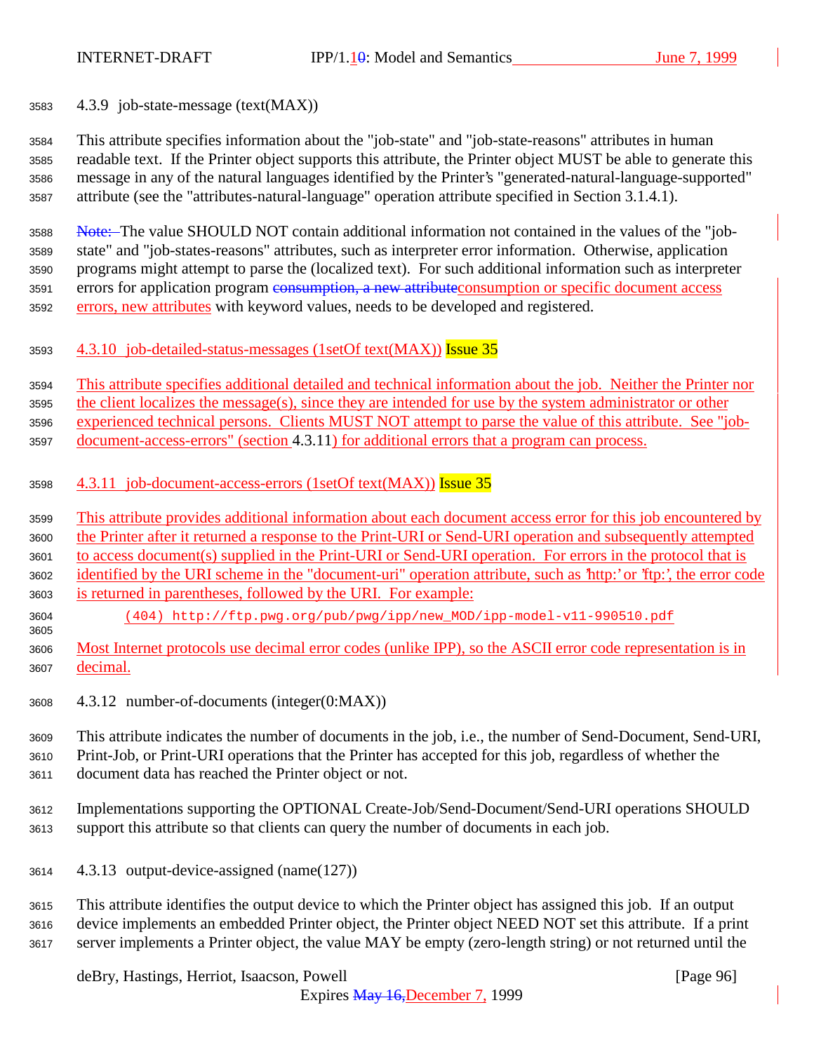### 4.3.9 job-state-message (text(MAX))

This attribute specifies information about the "job-state" and "job-state-reasons" attributes in human readable text. If the Printer object supports this attribute, the Printer object MUST be able to generate this message in any of the natural languages identified by the Printer's "generated-natural-language-supported" attribute (see the "attributes-natural-language" operation attribute specified in Section 3.1.4.1).

~~Note:~~ The value SHOULD NOT contain additional information not contained in the values of the "job-state" and "job-states-reasons" attributes, such as interpreter error information. Otherwise, application programs might attempt to parse the (localized text). For such additional information such as interpreter errors for application program ~~consumption, a new attribute~~consumption or specific document access errors, new attributes with keyword values, needs to be developed and registered.

### 4.3.10 job-detailed-status-messages (1setOf text(MAX)) Issue 35

This attribute specifies additional detailed and technical information about the job. Neither the Printer nor the client localizes the message(s), since they are intended for use by the system administrator or other experienced technical persons. Clients MUST NOT attempt to parse the value of this attribute. See "job-document-access-errors" (section 4.3.11) for additional errors that a program can process.

### 4.3.11 job-document-access-errors (1setOf text(MAX)) Issue 35

This attribute provides additional information about each document access error for this job encountered by the Printer after it returned a response to the Print-URI or Send-URI operation and subsequently attempted to access document(s) supplied in the Print-URI or Send-URI operation. For errors in the protocol that is identified by the URI scheme in the "document-uri" operation attribute, such as 'http:' or 'ftp:', the error code is returned in parentheses, followed by the URI. For example:

```
(404) http://ftp.pwg.org/pub/pwg/ipp/new_MOD/ipp-model-v11-990510.pdf
```

Most Internet protocols use decimal error codes (unlike IPP), so the ASCII error code representation is in decimal.

### 4.3.12 number-of-documents (integer(0:MAX))

This attribute indicates the number of documents in the job, i.e., the number of Send-Document, Send-URI, Print-Job, or Print-URI operations that the Printer has accepted for this job, regardless of whether the document data has reached the Printer object or not.

Implementations supporting the OPTIONAL Create-Job/Send-Document/Send-URI operations SHOULD support this attribute so that clients can query the number of documents in each job.

### 4.3.13 output-device-assigned (name(127))

This attribute identifies the output device to which the Printer object has assigned this job. If an output device implements an embedded Printer object, the Printer object NEED NOT set this attribute. If a print server implements a Printer object, the value MAY be empty (zero-length string) or not returned until the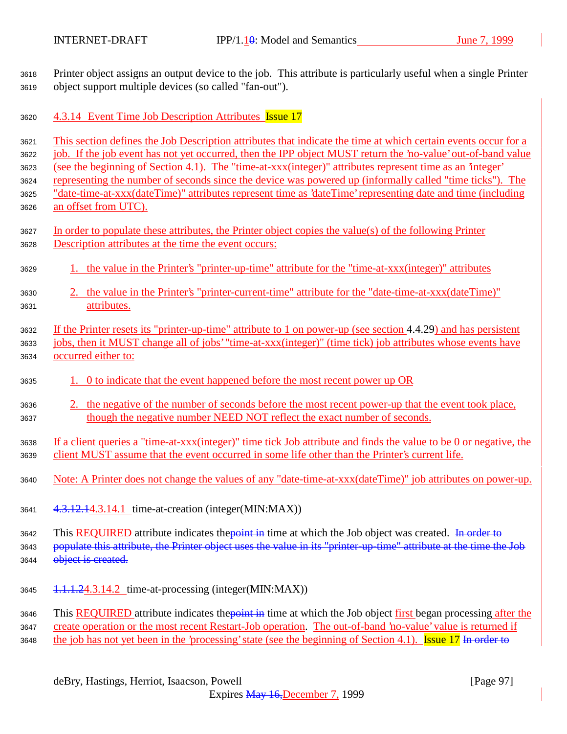Printer object assigns an output device to the job. This attribute is particularly useful when a single Printer object support multiple devices (so called "fan-out").

### 4.3.14 Event Time Job Description Attributes Issue 17

This section defines the Job Description attributes that indicate the time at which certain events occur for a job. If the job event has not yet occurred, then the IPP object MUST return the 'no-value' out-of-band value (see the beginning of Section 4.1). The "time-at-xxx(integer)" attributes represent time as an 'integer' representing the number of seconds since the device was powered up (informally called "time ticks"). The "date-time-at-xxx(dateTime)" attributes represent time as 'dateTime' representing date and time (including an offset from UTC).

In order to populate these attributes, the Printer object copies the value(s) of the following Printer Description attributes at the time the event occurs:

1. the value in the Printer's "printer-up-time" attribute for the "time-at-xxx(integer)" attributes
2. the value in the Printer's "printer-current-time" attribute for the "date-time-at-xxx(dateTime)" attributes.

If the Printer resets its "printer-up-time" attribute to 1 on power-up (see section 4.4.29) and has persistent jobs, then it MUST change all of jobs' "time-at-xxx(integer)" (time tick) job attributes whose events have occurred either to:

1. 0 to indicate that the event happened before the most recent power up OR
2. the negative of the number of seconds before the most recent power-up that the event took place, though the negative number NEED NOT reflect the exact number of seconds.

If a client queries a "time-at-xxx(integer)" time tick Job attribute and finds the value to be 0 or negative, the client MUST assume that the event occurred in some life other than the Printer's current life.

Note: A Printer does not change the values of any "date-time-at-xxx(dateTime)" job attributes on power-up.

#### ~~4.3.12.1~~4.3.14.1 time-at-creation (integer(MIN:MAX))

This REQUIRED attribute indicates the~~point in~~ time at which the Job object was created. ~~In order to populate this attribute, the Printer object uses the value in its "printer-up-time" attribute at the time the Job object is created.~~

#### ~~1.1.1.2~~4.3.14.2 time-at-processing (integer(MIN:MAX))

This REQUIRED attribute indicates the~~point in~~ time at which the Job object first began processing after the create operation or the most recent Restart-Job operation. The out-of-band 'no-value' value is returned if the job has not yet been in the 'processing' state (see the beginning of Section 4.1). Issue 17 ~~In order to~~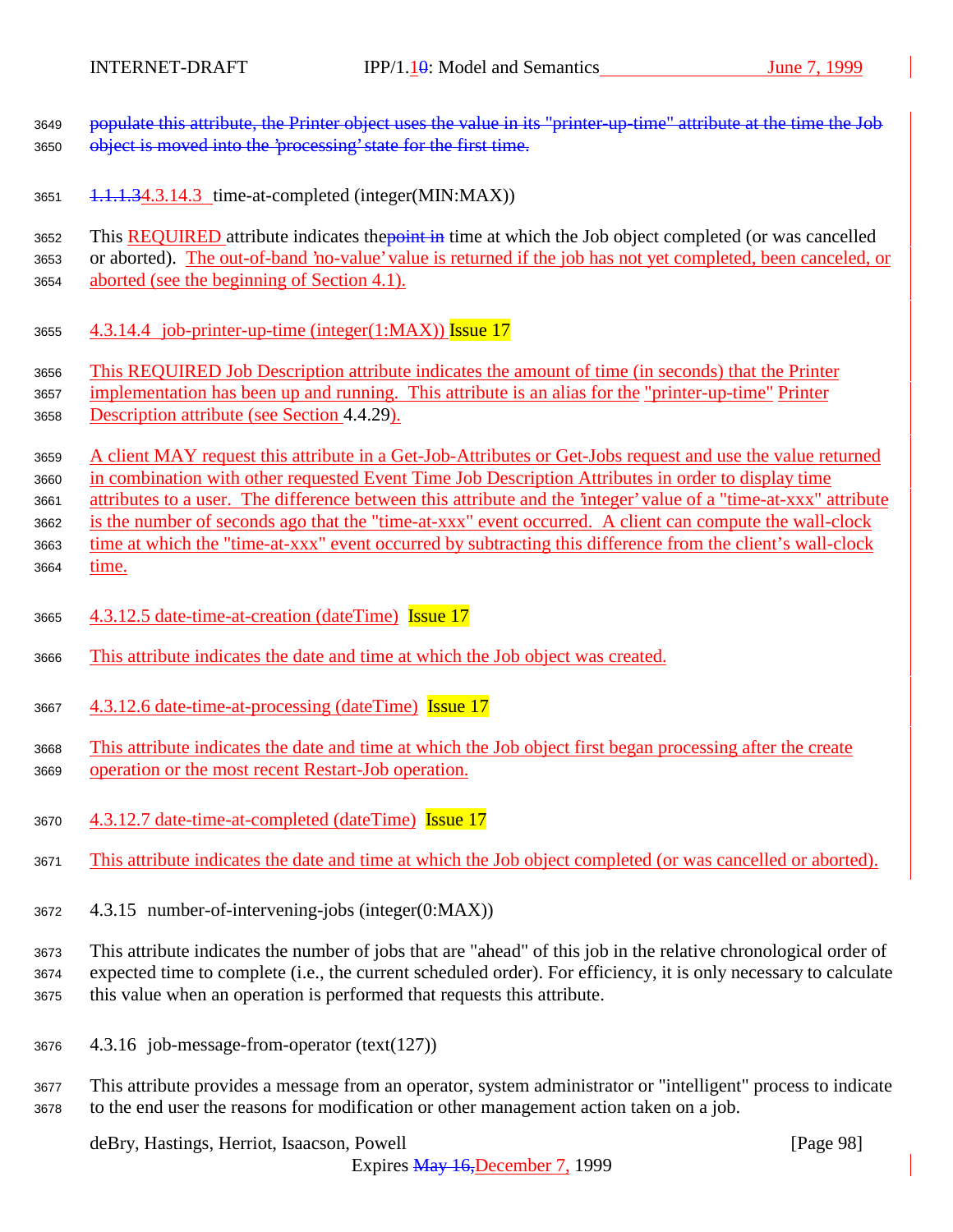populate this attribute, the Printer object uses the value in its "printer-up-time" attribute at the time the Job object is moved into the 'processing' state for the first time.

#### 1.1.1.34.3.14.3 time-at-completed (integer(MIN:MAX))

This REQUIRED attribute indicates thepoint in time at which the Job object completed (or was cancelled or aborted). The out-of-band 'no-value' value is returned if the job has not yet completed, been canceled, or aborted (see the beginning of Section 4.1).

#### 4.3.14.4 job-printer-up-time (integer(1:MAX)) Issue 17

This REQUIRED Job Description attribute indicates the amount of time (in seconds) that the Printer implementation has been up and running. This attribute is an alias for the "printer-up-time" Printer Description attribute (see Section 4.4.29).

A client MAY request this attribute in a Get-Job-Attributes or Get-Jobs request and use the value returned in combination with other requested Event Time Job Description Attributes in order to display time attributes to a user. The difference between this attribute and the 'integer' value of a "time-at-xxx" attribute is the number of seconds ago that the "time-at-xxx" event occurred. A client can compute the wall-clock time at which the "time-at-xxx" event occurred by subtracting this difference from the client's wall-clock time.

#### 4.3.12.5 date-time-at-creation (dateTime) Issue 17

This attribute indicates the date and time at which the Job object was created.

#### 4.3.12.6 date-time-at-processing (dateTime) Issue 17

This attribute indicates the date and time at which the Job object first began processing after the create operation or the most recent Restart-Job operation.

#### 4.3.12.7 date-time-at-completed (dateTime) Issue 17

This attribute indicates the date and time at which the Job object completed (or was cancelled or aborted).

### 4.3.15 number-of-intervening-jobs (integer(0:MAX))

This attribute indicates the number of jobs that are "ahead" of this job in the relative chronological order of expected time to complete (i.e., the current scheduled order). For efficiency, it is only necessary to calculate this value when an operation is performed that requests this attribute.

### 4.3.16 job-message-from-operator (text(127))

This attribute provides a message from an operator, system administrator or "intelligent" process to indicate to the end user the reasons for modification or other management action taken on a job.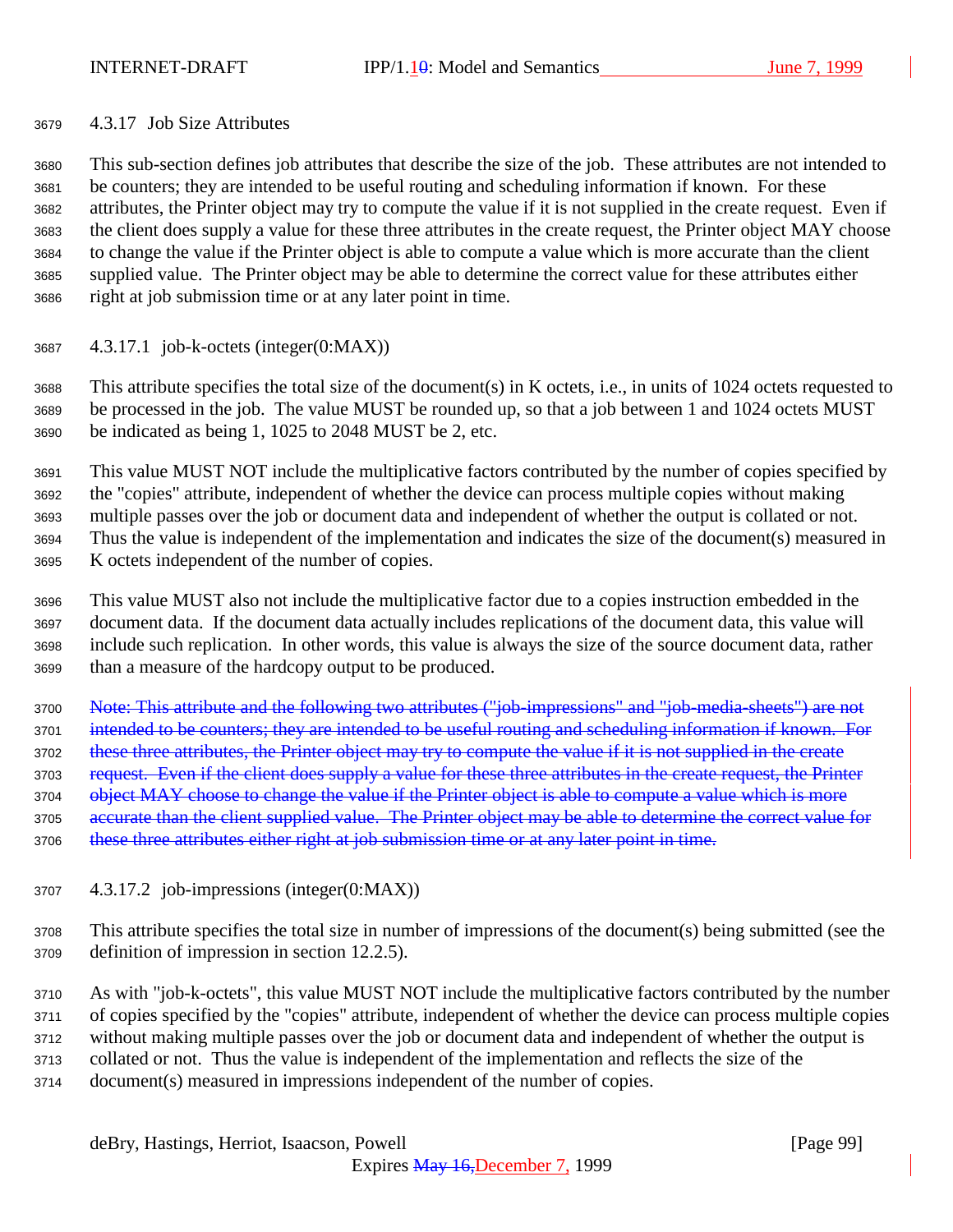### 4.3.17 Job Size Attributes

This sub-section defines job attributes that describe the size of the job. These attributes are not intended to be counters; they are intended to be useful routing and scheduling information if known. For these attributes, the Printer object may try to compute the value if it is not supplied in the create request. Even if the client does supply a value for these three attributes in the create request, the Printer object MAY choose to change the value if the Printer object is able to compute a value which is more accurate than the client supplied value. The Printer object may be able to determine the correct value for these attributes either right at job submission time or at any later point in time.

#### 4.3.17.1 job-k-octets (integer(0:MAX))

This attribute specifies the total size of the document(s) in K octets, i.e., in units of 1024 octets requested to be processed in the job. The value MUST be rounded up, so that a job between 1 and 1024 octets MUST be indicated as being 1, 1025 to 2048 MUST be 2, etc.

This value MUST NOT include the multiplicative factors contributed by the number of copies specified by the "copies" attribute, independent of whether the device can process multiple copies without making multiple passes over the job or document data and independent of whether the output is collated or not. Thus the value is independent of the implementation and indicates the size of the document(s) measured in K octets independent of the number of copies.

This value MUST also not include the multiplicative factor due to a copies instruction embedded in the document data. If the document data actually includes replications of the document data, this value will include such replication. In other words, this value is always the size of the source document data, rather than a measure of the hardcopy output to be produced.

~~Note: This attribute and the following two attributes ("job-impressions" and "job-media-sheets") are not intended to be counters; they are intended to be useful routing and scheduling information if known. For these three attributes, the Printer object may try to compute the value if it is not supplied in the create request. Even if the client does supply a value for these three attributes in the create request, the Printer object MAY choose to change the value if the Printer object is able to compute a value which is more accurate than the client supplied value. The Printer object may be able to determine the correct value for these three attributes either right at job submission time or at any later point in time.~~

#### 4.3.17.2 job-impressions (integer(0:MAX))

This attribute specifies the total size in number of impressions of the document(s) being submitted (see the definition of impression in section 12.2.5).

As with "job-k-octets", this value MUST NOT include the multiplicative factors contributed by the number of copies specified by the "copies" attribute, independent of whether the device can process multiple copies without making multiple passes over the job or document data and independent of whether the output is collated or not. Thus the value is independent of the implementation and reflects the size of the document(s) measured in impressions independent of the number of copies.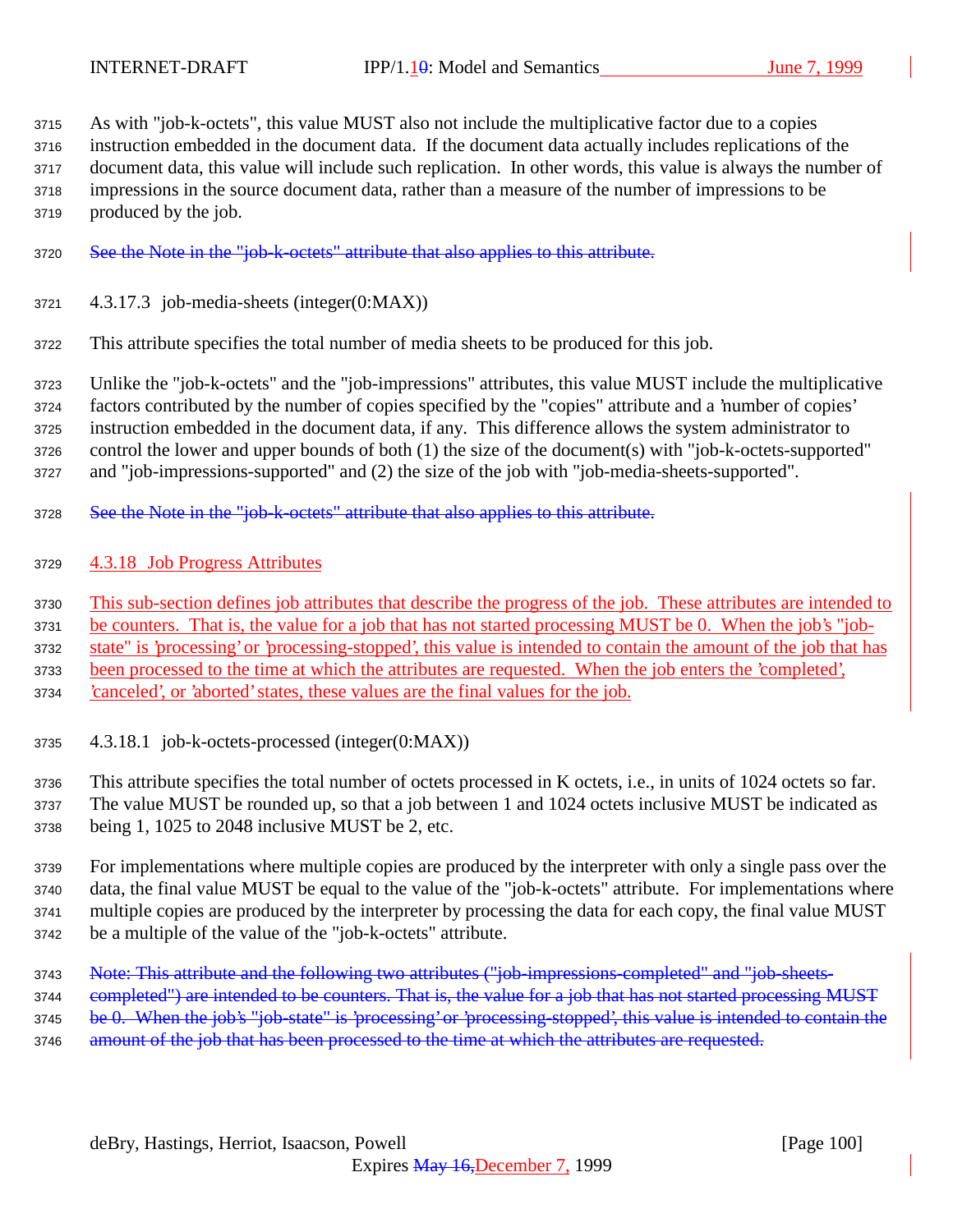As with "job-k-octets", this value MUST also not include the multiplicative factor due to a copies instruction embedded in the document data. If the document data actually includes replications of the document data, this value will include such replication. In other words, this value is always the number of impressions in the source document data, rather than a measure of the number of impressions to be produced by the job.

~~See the Note in the "job-k-octets" attribute that also applies to this attribute.~~

#### 4.3.17.3 job-media-sheets (integer(0:MAX))

This attribute specifies the total number of media sheets to be produced for this job.

Unlike the "job-k-octets" and the "job-impressions" attributes, this value MUST include the multiplicative factors contributed by the number of copies specified by the "copies" attribute and a 'number of copies' instruction embedded in the document data, if any. This difference allows the system administrator to control the lower and upper bounds of both (1) the size of the document(s) with "job-k-octets-supported" and "job-impressions-supported" and (2) the size of the job with "job-media-sheets-supported".

~~See the Note in the "job-k-octets" attribute that also applies to this attribute.~~

### 4.3.18 Job Progress Attributes

This sub-section defines job attributes that describe the progress of the job. These attributes are intended to be counters. That is, the value for a job that has not started processing MUST be 0. When the job's "job-state" is 'processing' or 'processing-stopped', this value is intended to contain the amount of the job that has been processed to the time at which the attributes are requested. When the job enters the 'completed', 'canceled', or 'aborted' states, these values are the final values for the job.

#### 4.3.18.1 job-k-octets-processed (integer(0:MAX))

This attribute specifies the total number of octets processed in K octets, i.e., in units of 1024 octets so far. The value MUST be rounded up, so that a job between 1 and 1024 octets inclusive MUST be indicated as being 1, 1025 to 2048 inclusive MUST be 2, etc.

For implementations where multiple copies are produced by the interpreter with only a single pass over the data, the final value MUST be equal to the value of the "job-k-octets" attribute. For implementations where multiple copies are produced by the interpreter by processing the data for each copy, the final value MUST be a multiple of the value of the "job-k-octets" attribute.

~~Note: This attribute and the following two attributes ("job-impressions-completed" and "job-sheets-completed") are intended to be counters. That is, the value for a job that has not started processing MUST be 0. When the job's "job-state" is 'processing' or 'processing-stopped', this value is intended to contain the amount of the job that has been processed to the time at which the attributes are requested.~~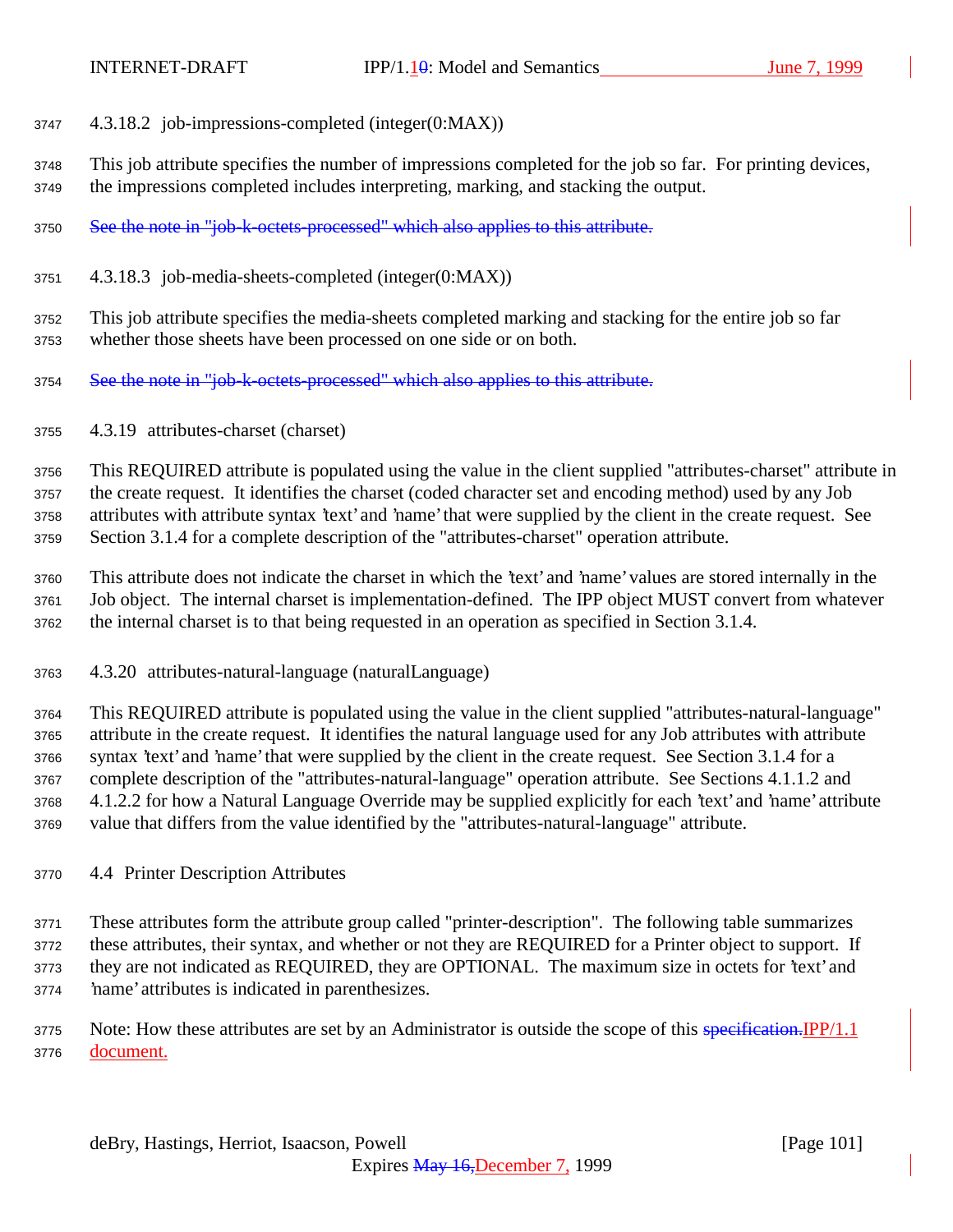#### 4.3.18.2 job-impressions-completed (integer(0:MAX))

This job attribute specifies the number of impressions completed for the job so far. For printing devices, the impressions completed includes interpreting, marking, and stacking the output.

~~See the note in "job-k-octets-processed" which also applies to this attribute.~~

#### 4.3.18.3 job-media-sheets-completed (integer(0:MAX))

This job attribute specifies the media-sheets completed marking and stacking for the entire job so far whether those sheets have been processed on one side or on both.

~~See the note in "job-k-octets-processed" which also applies to this attribute.~~

### 4.3.19 attributes-charset (charset)

This REQUIRED attribute is populated using the value in the client supplied "attributes-charset" attribute in the create request. It identifies the charset (coded character set and encoding method) used by any Job attributes with attribute syntax 'text' and 'name' that were supplied by the client in the create request. See Section 3.1.4 for a complete description of the "attributes-charset" operation attribute.

This attribute does not indicate the charset in which the 'text' and 'name' values are stored internally in the Job object. The internal charset is implementation-defined. The IPP object MUST convert from whatever the internal charset is to that being requested in an operation as specified in Section 3.1.4.

### 4.3.20 attributes-natural-language (naturalLanguage)

This REQUIRED attribute is populated using the value in the client supplied "attributes-natural-language" attribute in the create request. It identifies the natural language used for any Job attributes with attribute syntax 'text' and 'name' that were supplied by the client in the create request. See Section 3.1.4 for a complete description of the "attributes-natural-language" operation attribute. See Sections 4.1.1.2 and 4.1.2.2 for how a Natural Language Override may be supplied explicitly for each 'text' and 'name' attribute value that differs from the value identified by the "attributes-natural-language" attribute.

## 4.4 Printer Description Attributes

These attributes form the attribute group called "printer-description". The following table summarizes these attributes, their syntax, and whether or not they are REQUIRED for a Printer object to support. If they are not indicated as REQUIRED, they are OPTIONAL. The maximum size in octets for 'text' and 'name' attributes is indicated in parenthesizes.

Note: How these attributes are set by an Administrator is outside the scope of this ~~specification.~~IPP/1.1 document.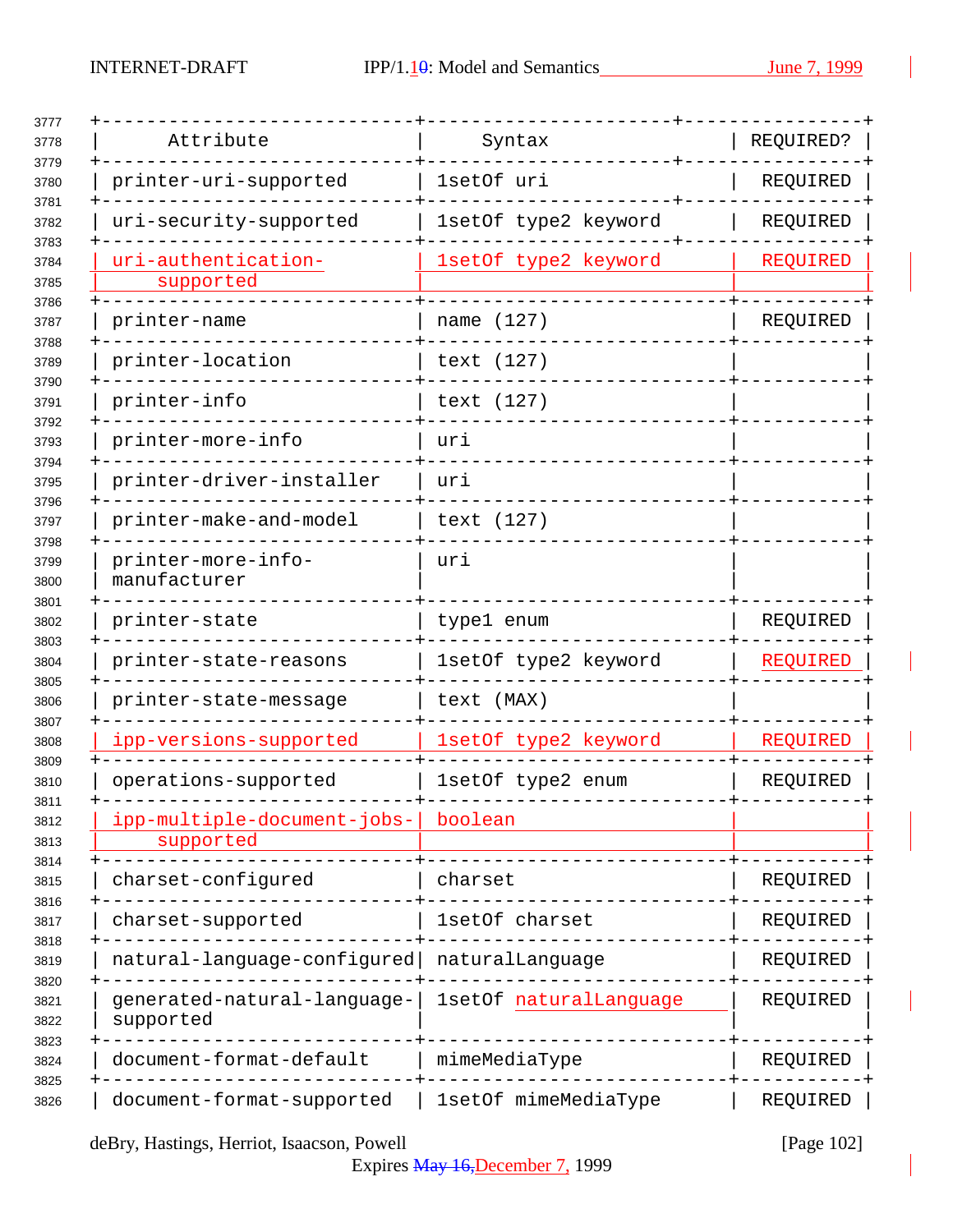| Attribute | Syntax | REQUIRED? |
| --- | --- | --- |
| printer-uri-supported | 1setOf uri | REQUIRED |
| uri-security-supported | 1setOf type2 keyword | REQUIRED |
| uri-authentication-supported | 1setOf type2 keyword | REQUIRED |
| printer-name | name (127) | REQUIRED |
| printer-location | text (127) | |
| printer-info | text (127) | |
| printer-more-info | uri | |
| printer-driver-installer | uri | |
| printer-make-and-model | text (127) | |
| printer-more-info-manufacturer | uri | |
| printer-state | type1 enum | REQUIRED |
| printer-state-reasons | 1setOf type2 keyword | REQUIRED |
| printer-state-message | text (MAX) | |
| ipp-versions-supported | 1setOf type2 keyword | REQUIRED |
| operations-supported | 1setOf type2 enum | REQUIRED |
| ipp-multiple-document-jobs-supported | boolean | |
| charset-configured | charset | REQUIRED |
| charset-supported | 1setOf charset | REQUIRED |
| natural-language-configured | naturalLanguage | REQUIRED |
| generated-natural-language-supported | 1setOf naturalLanguage | REQUIRED |
| document-format-default | mimeMediaType | REQUIRED |
| document-format-supported | 1setOf mimeMediaType | REQUIRED |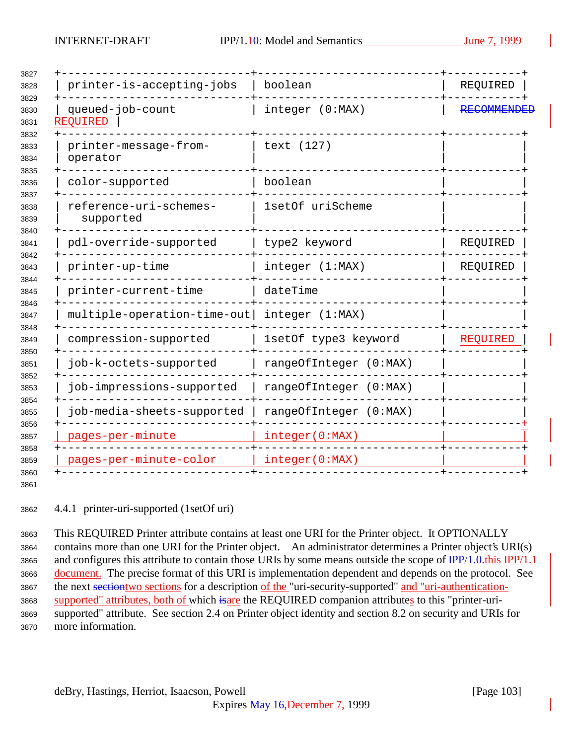| printer-is-accepting-jobs | boolean | REQUIRED |
|---|---|---|
| queued-job-count | integer (0:MAX) | ~~RECOMMENDED~~ REQUIRED |
| printer-message-from-operator | text (127) | |
| color-supported | boolean | |
| reference-uri-schemes-supported | 1setOf uriScheme | |
| pdl-override-supported | type2 keyword | REQUIRED |
| printer-up-time | integer (1:MAX) | REQUIRED |
| printer-current-time | dateTime | |
| multiple-operation-time-out | integer (1:MAX) | |
| compression-supported | 1setOf type3 keyword | REQUIRED |
| job-k-octets-supported | rangeOfInteger (0:MAX) | |
| job-impressions-supported | rangeOfInteger (0:MAX) | |
| job-media-sheets-supported | rangeOfInteger (0:MAX) | |
| pages-per-minute | integer(0:MAX) | |
| pages-per-minute-color | integer(0:MAX) | |

### 4.4.1 printer-uri-supported (1setOf uri)

This REQUIRED Printer attribute contains at least one URI for the Printer object. It OPTIONALLY contains more than one URI for the Printer object. An administrator determines a Printer object's URI(s) and configures this attribute to contain those URIs by some means outside the scope of ~~IPP/1.0.~~this IPP/1.1 document. The precise format of this URI is implementation dependent and depends on the protocol. See the next ~~section~~two sections for a description of the "uri-security-supported" and "uri-authentication-supported" attributes, both of which ~~is~~are the REQUIRED companion attributes to this "printer-uri-supported" attribute. See section 2.4 on Printer object identity and section 8.2 on security and URIs for more information.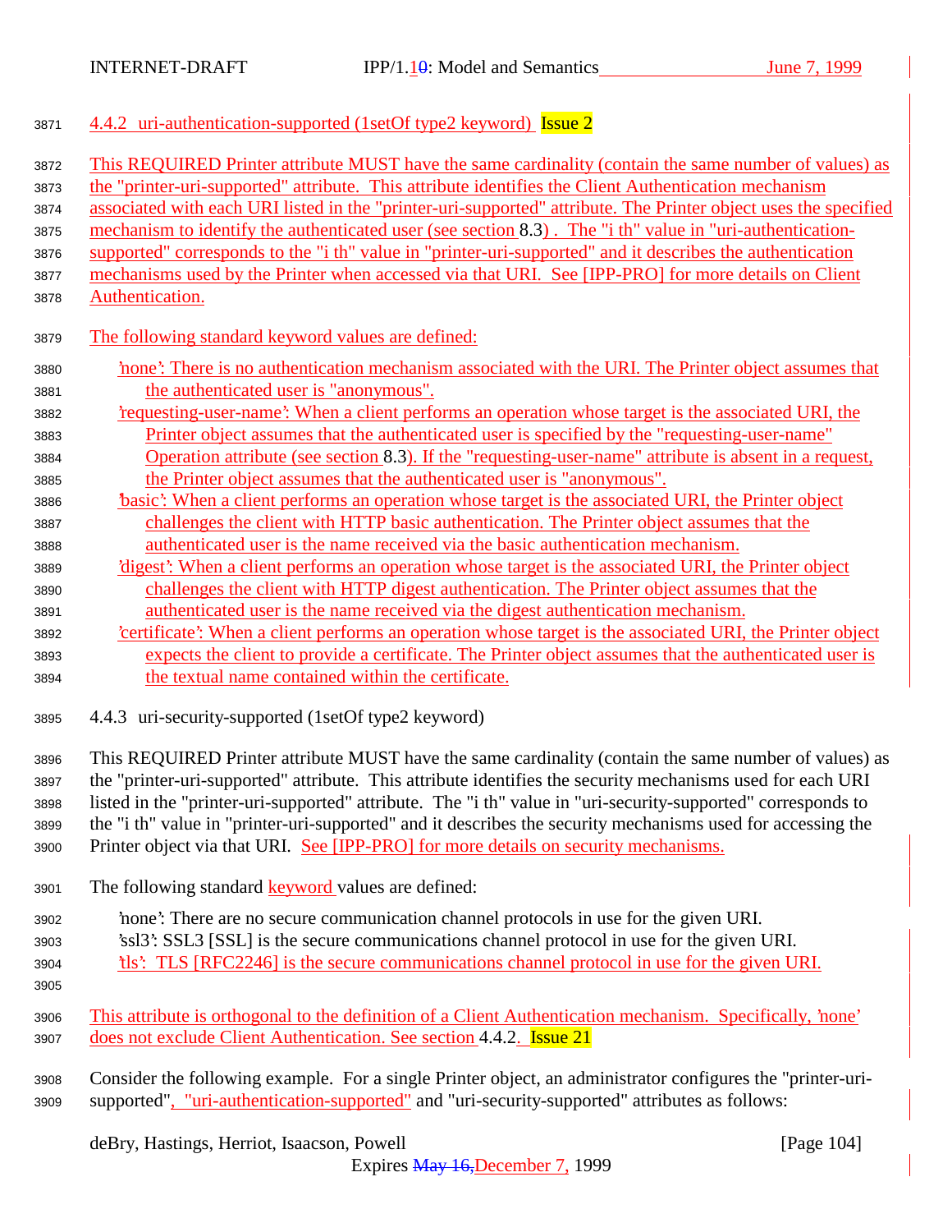### 4.4.2 uri-authentication-supported (1setOf type2 keyword) Issue 2

This REQUIRED Printer attribute MUST have the same cardinality (contain the same number of values) as the "printer-uri-supported" attribute. This attribute identifies the Client Authentication mechanism associated with each URI listed in the "printer-uri-supported" attribute. The Printer object uses the specified mechanism to identify the authenticated user (see section 8.3) . The "i th" value in "uri-authentication-supported" corresponds to the "i th" value in "printer-uri-supported" and it describes the authentication mechanisms used by the Printer when accessed via that URI. See [IPP-PRO] for more details on Client Authentication.

The following standard keyword values are defined:

'none': There is no authentication mechanism associated with the URI. The Printer object assumes that the authenticated user is "anonymous".

'requesting-user-name': When a client performs an operation whose target is the associated URI, the Printer object assumes that the authenticated user is specified by the "requesting-user-name" Operation attribute (see section 8.3). If the "requesting-user-name" attribute is absent in a request, the Printer object assumes that the authenticated user is "anonymous".

'basic': When a client performs an operation whose target is the associated URI, the Printer object challenges the client with HTTP basic authentication. The Printer object assumes that the authenticated user is the name received via the basic authentication mechanism.

'digest': When a client performs an operation whose target is the associated URI, the Printer object challenges the client with HTTP digest authentication. The Printer object assumes that the authenticated user is the name received via the digest authentication mechanism.

'certificate': When a client performs an operation whose target is the associated URI, the Printer object expects the client to provide a certificate. The Printer object assumes that the authenticated user is the textual name contained within the certificate.

### 4.4.3 uri-security-supported (1setOf type2 keyword)

This REQUIRED Printer attribute MUST have the same cardinality (contain the same number of values) as the "printer-uri-supported" attribute. This attribute identifies the security mechanisms used for each URI listed in the "printer-uri-supported" attribute. The "i th" value in "uri-security-supported" corresponds to the "i th" value in "printer-uri-supported" and it describes the security mechanisms used for accessing the Printer object via that URI. See [IPP-PRO] for more details on security mechanisms.

The following standard keyword values are defined:

'none': There are no secure communication channel protocols in use for the given URI.
'ssl3': SSL3 [SSL] is the secure communications channel protocol in use for the given URI.
'tls': TLS [RFC2246] is the secure communications channel protocol in use for the given URI.

This attribute is orthogonal to the definition of a Client Authentication mechanism. Specifically, 'none' does not exclude Client Authentication. See section 4.4.2. Issue 21

Consider the following example. For a single Printer object, an administrator configures the "printer-uri-supported", "uri-authentication-supported" and "uri-security-supported" attributes as follows: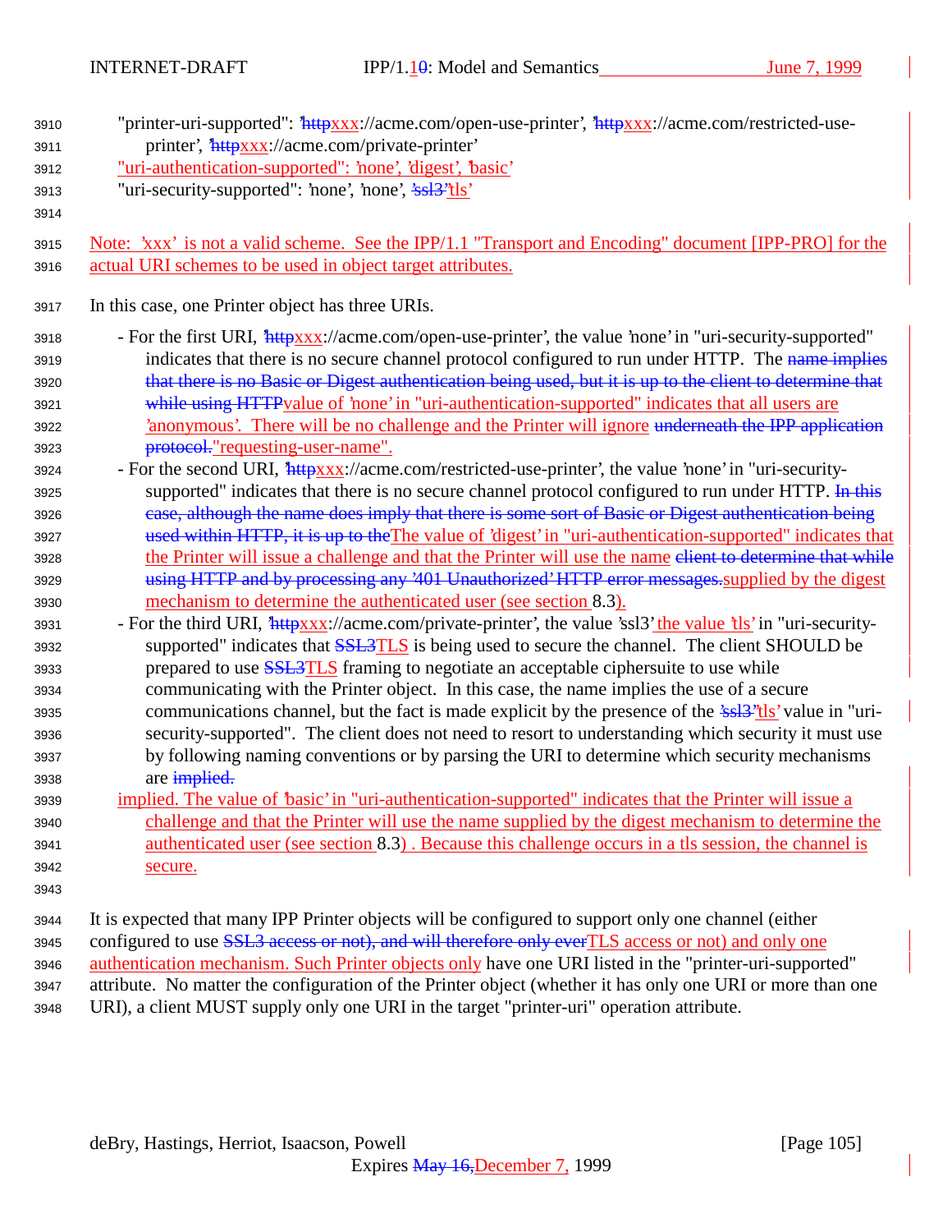"printer-uri-supported": '~~http~~xxx://acme.com/open-use-printer', '~~http~~xxx://acme.com/restricted-use-printer', '~~http~~xxx://acme.com/private-printer'
"uri-authentication-supported": 'none', 'digest', 'basic'
"uri-security-supported": 'none', 'none', '~~ssl3~~'tls'

Note: 'xxx' is not a valid scheme. See the IPP/1.1 "Transport and Encoding" document [IPP-PRO] for the actual URI schemes to be used in object target attributes.

In this case, one Printer object has three URIs.

- For the first URI, '~~http~~xxx://acme.com/open-use-printer', the value 'none' in "uri-security-supported" indicates that there is no secure channel protocol configured to run under HTTP. The ~~name implies that there is no Basic or Digest authentication being used, but it is up to the client to determine that while using HTTP~~value of 'none' in "uri-authentication-supported" indicates that all users are 'anonymous'. There will be no challenge and the Printer will ignore ~~underneath the IPP application protocol.~~"requesting-user-name".
- For the second URI, '~~http~~xxx://acme.com/restricted-use-printer', the value 'none' in "uri-security-supported" indicates that there is no secure channel protocol configured to run under HTTP. ~~In this case, although the name does imply that there is some sort of Basic or Digest authentication being used within HTTP, it is up to the~~The value of 'digest' in "uri-authentication-supported" indicates that the Printer will issue a challenge and that the Printer will use the name ~~client to determine that while using HTTP and by processing any '401 Unauthorized' HTTP error messages.~~supplied by the digest mechanism to determine the authenticated user (see section 8.3).
- For the third URI, '~~http~~xxx://acme.com/private-printer', the value 'ssl3' the value 'tls' in "uri-security-supported" indicates that ~~SSL3~~TLS is being used to secure the channel. The client SHOULD be prepared to use ~~SSL3~~TLS framing to negotiate an acceptable ciphersuite to use while communicating with the Printer object. In this case, the name implies the use of a secure communications channel, but the fact is made explicit by the presence of the '~~ssl3~~'tls' value in "uri-security-supported". The client does not need to resort to understanding which security it must use by following naming conventions or by parsing the URI to determine which security mechanisms are ~~implied.~~
  implied. The value of 'basic' in "uri-authentication-supported" indicates that the Printer will issue a challenge and that the Printer will use the name supplied by the digest mechanism to determine the authenticated user (see section 8.3) . Because this challenge occurs in a tls session, the channel is secure.

It is expected that many IPP Printer objects will be configured to support only one channel (either configured to use ~~SSL3 access or not), and will therefore only ever~~TLS access or not) and only one authentication mechanism. Such Printer objects only have one URI listed in the "printer-uri-supported" attribute. No matter the configuration of the Printer object (whether it has only one URI or more than one URI), a client MUST supply only one URI in the target "printer-uri" operation attribute.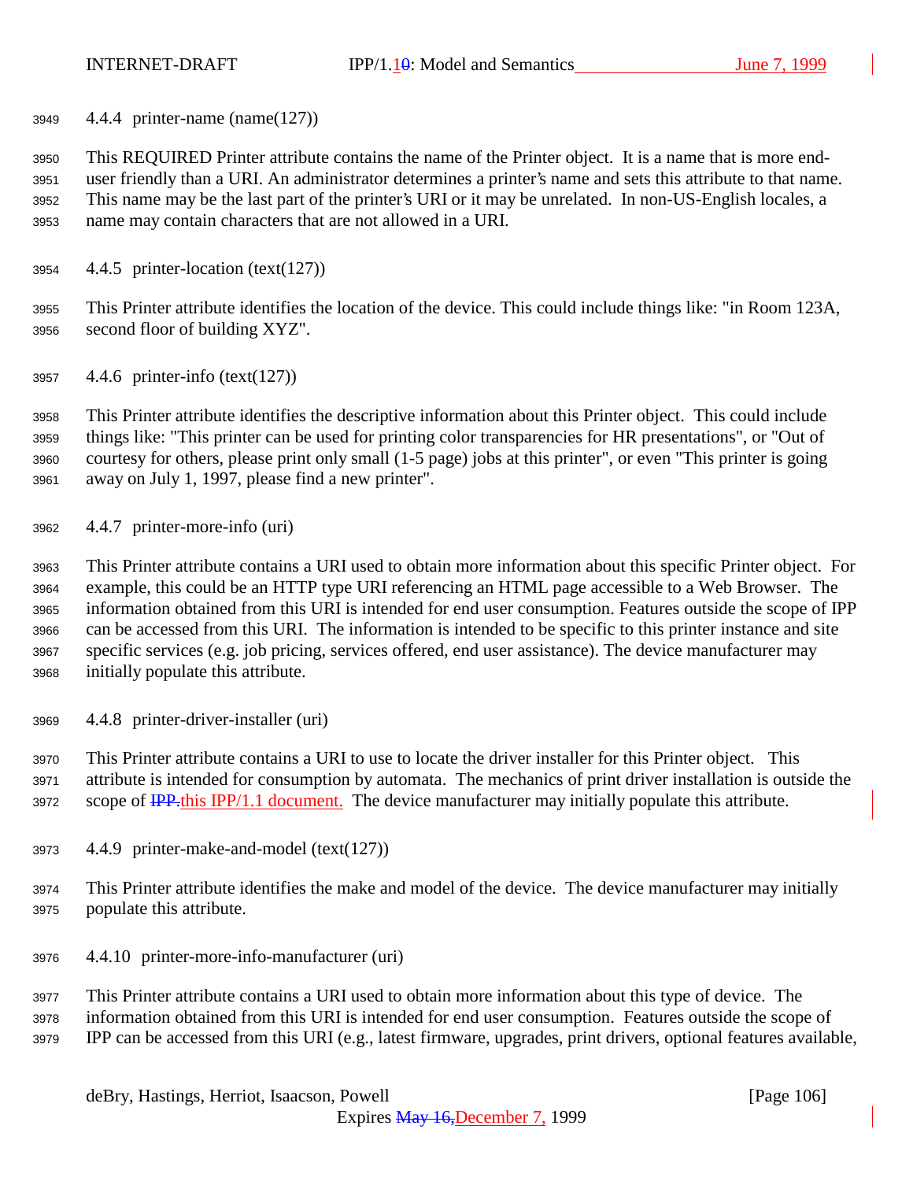#### 4.4.4 printer-name (name(127))

This REQUIRED Printer attribute contains the name of the Printer object. It is a name that is more end-user friendly than a URI. An administrator determines a printer's name and sets this attribute to that name. This name may be the last part of the printer's URI or it may be unrelated. In non-US-English locales, a name may contain characters that are not allowed in a URI.

#### 4.4.5 printer-location (text(127))

This Printer attribute identifies the location of the device. This could include things like: "in Room 123A, second floor of building XYZ".

#### 4.4.6 printer-info (text(127))

This Printer attribute identifies the descriptive information about this Printer object. This could include things like: "This printer can be used for printing color transparencies for HR presentations", or "Out of courtesy for others, please print only small (1-5 page) jobs at this printer", or even "This printer is going away on July 1, 1997, please find a new printer".

#### 4.4.7 printer-more-info (uri)

This Printer attribute contains a URI used to obtain more information about this specific Printer object. For example, this could be an HTTP type URI referencing an HTML page accessible to a Web Browser. The information obtained from this URI is intended for end user consumption. Features outside the scope of IPP can be accessed from this URI. The information is intended to be specific to this printer instance and site specific services (e.g. job pricing, services offered, end user assistance). The device manufacturer may initially populate this attribute.

#### 4.4.8 printer-driver-installer (uri)

This Printer attribute contains a URI to use to locate the driver installer for this Printer object. This attribute is intended for consumption by automata. The mechanics of print driver installation is outside the scope of ~~IPP.~~this IPP/1.1 document. The device manufacturer may initially populate this attribute.

#### 4.4.9 printer-make-and-model (text(127))

This Printer attribute identifies the make and model of the device. The device manufacturer may initially populate this attribute.

#### 4.4.10 printer-more-info-manufacturer (uri)

This Printer attribute contains a URI used to obtain more information about this type of device. The information obtained from this URI is intended for end user consumption. Features outside the scope of IPP can be accessed from this URI (e.g., latest firmware, upgrades, print drivers, optional features available,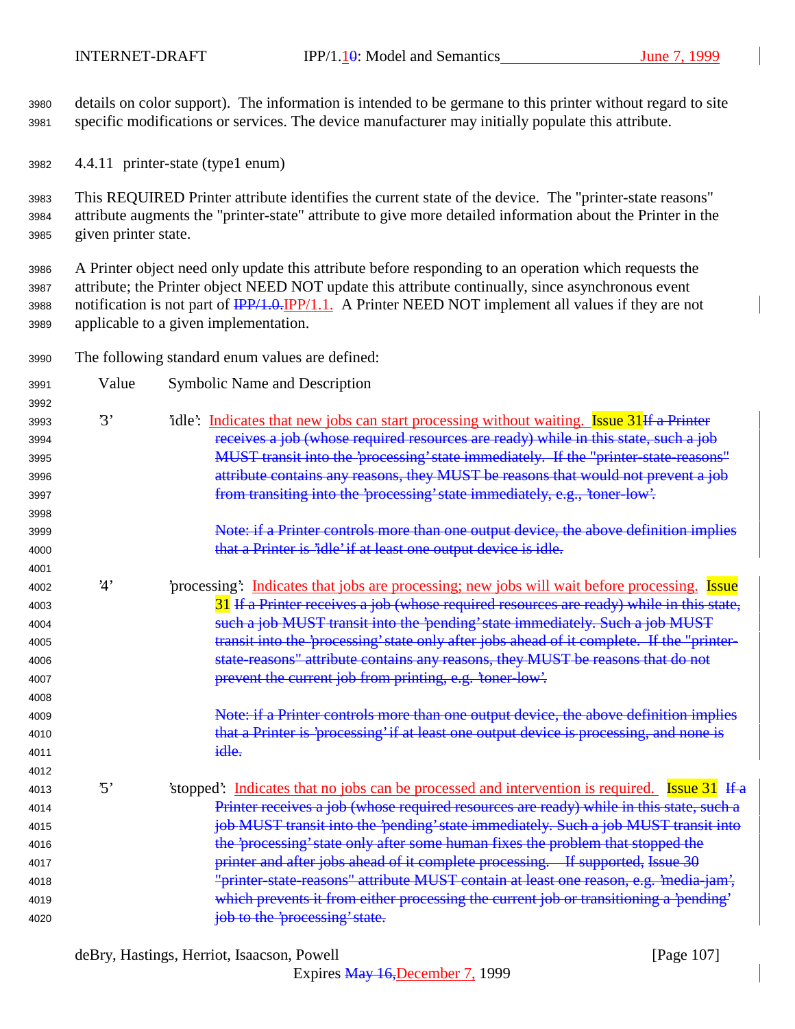details on color support). The information is intended to be germane to this printer without regard to site specific modifications or services. The device manufacturer may initially populate this attribute.

#### 4.4.11 printer-state (type1 enum)

This REQUIRED Printer attribute identifies the current state of the device. The "printer-state reasons" attribute augments the "printer-state" attribute to give more detailed information about the Printer in the given printer state.

A Printer object need only update this attribute before responding to an operation which requests the attribute; the Printer object NEED NOT update this attribute continually, since asynchronous event notification is not part of ~~IPP/1.0.~~IPP/1.1. A Printer NEED NOT implement all values if they are not applicable to a given implementation.

The following standard enum values are defined:

| Value | Symbolic Name and Description |
|---|---|
| '3' | 'idle': Indicates that new jobs can start processing without waiting. Issue 31~~If a Printer receives a job (whose required resources are ready) while in this state, such a job MUST transit into the 'processing' state immediately. If the "printer-state-reasons" attribute contains any reasons, they MUST be reasons that would not prevent a job from transiting into the 'processing' state immediately, e.g., 'toner-low'.~~<br><br>~~Note: if a Printer controls more than one output device, the above definition implies that a Printer is 'idle' if at least one output device is idle.~~ |
| '4' | 'processing': Indicates that jobs are processing; new jobs will wait before processing. Issue 31 ~~If a Printer receives a job (whose required resources are ready) while in this state, such a job MUST transit into the 'pending' state immediately. Such a job MUST transit into the 'processing' state only after jobs ahead of it complete. If the "printer-state-reasons" attribute contains any reasons, they MUST be reasons that do not prevent the current job from printing, e.g. 'toner-low'.~~<br><br>~~Note: if a Printer controls more than one output device, the above definition implies that a Printer is 'processing' if at least one output device is processing, and none is idle.~~ |
| '5' | 'stopped': Indicates that no jobs can be processed and intervention is required. Issue 31 ~~If a Printer receives a job (whose required resources are ready) while in this state, such a job MUST transit into the 'pending' state immediately. Such a job MUST transit into the 'processing' state only after some human fixes the problem that stopped the printer and after jobs ahead of it complete processing. If supported, Issue 30 "printer-state-reasons" attribute MUST contain at least one reason, e.g. 'media-jam', which prevents it from either processing the current job or transitioning a 'pending' job to the 'processing' state.~~ |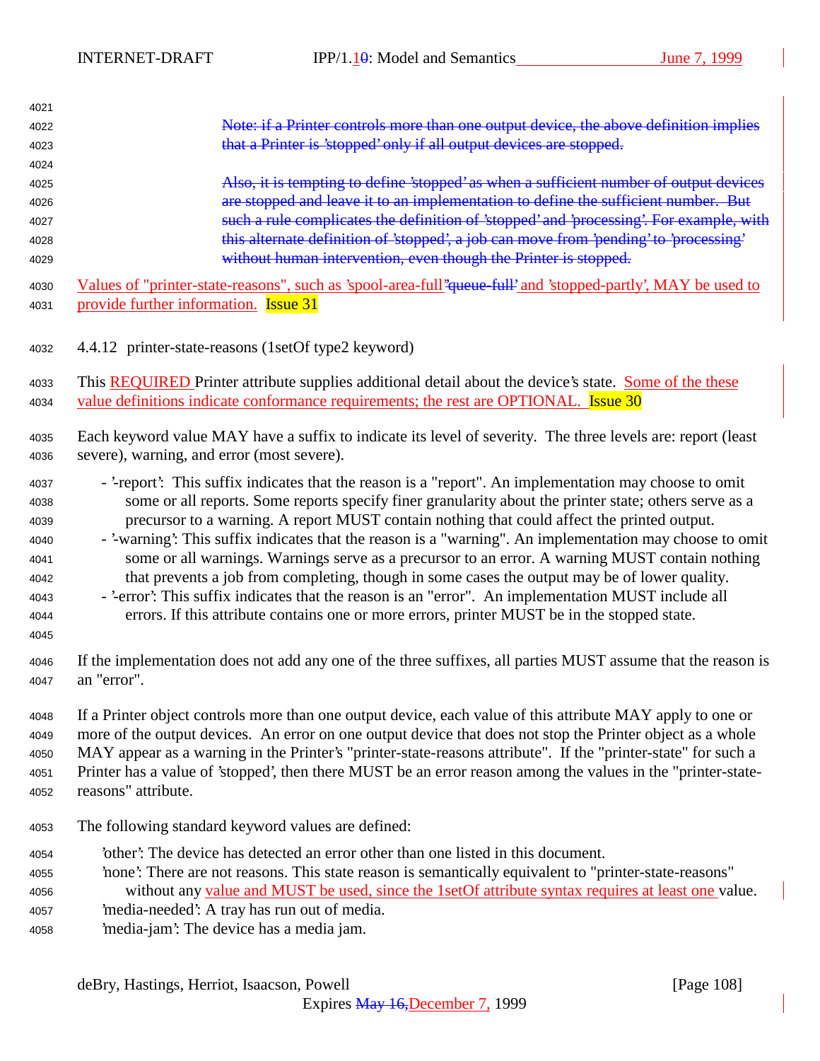Note: if a Printer controls more than one output device, the above definition implies that a Printer is 'stopped' only if all output devices are stopped.

Also, it is tempting to define 'stopped' as when a sufficient number of output devices are stopped and leave it to an implementation to define the sufficient number. But such a rule complicates the definition of 'stopped' and 'processing'. For example, with this alternate definition of 'stopped', a job can move from 'pending' to 'processing' without human intervention, even though the Printer is stopped.

Values of "printer-state-reasons", such as 'spool-area-full''queue-full' and 'stopped-partly', MAY be used to provide further information. Issue 31

### 4.4.12 printer-state-reasons (1setOf type2 keyword)

This REQUIRED Printer attribute supplies additional detail about the device's state. Some of the these value definitions indicate conformance requirements; the rest are OPTIONAL. Issue 30

Each keyword value MAY have a suffix to indicate its level of severity. The three levels are: report (least severe), warning, and error (most severe).

- '-report': This suffix indicates that the reason is a "report". An implementation may choose to omit some or all reports. Some reports specify finer granularity about the printer state; others serve as a precursor to a warning. A report MUST contain nothing that could affect the printed output.
- '-warning': This suffix indicates that the reason is a "warning". An implementation may choose to omit some or all warnings. Warnings serve as a precursor to an error. A warning MUST contain nothing that prevents a job from completing, though in some cases the output may be of lower quality.
- '-error': This suffix indicates that the reason is an "error". An implementation MUST include all errors. If this attribute contains one or more errors, printer MUST be in the stopped state.

If the implementation does not add any one of the three suffixes, all parties MUST assume that the reason is an "error".

If a Printer object controls more than one output device, each value of this attribute MAY apply to one or more of the output devices. An error on one output device that does not stop the Printer object as a whole MAY appear as a warning in the Printer's "printer-state-reasons attribute". If the "printer-state" for such a Printer has a value of 'stopped', then there MUST be an error reason among the values in the "printer-state-reasons" attribute.

The following standard keyword values are defined:

'other': The device has detected an error other than one listed in this document.
'none': There are not reasons. This state reason is semantically equivalent to "printer-state-reasons" without any value and MUST be used, since the 1setOf attribute syntax requires at least one value.
'media-needed': A tray has run out of media.
'media-jam': The device has a media jam.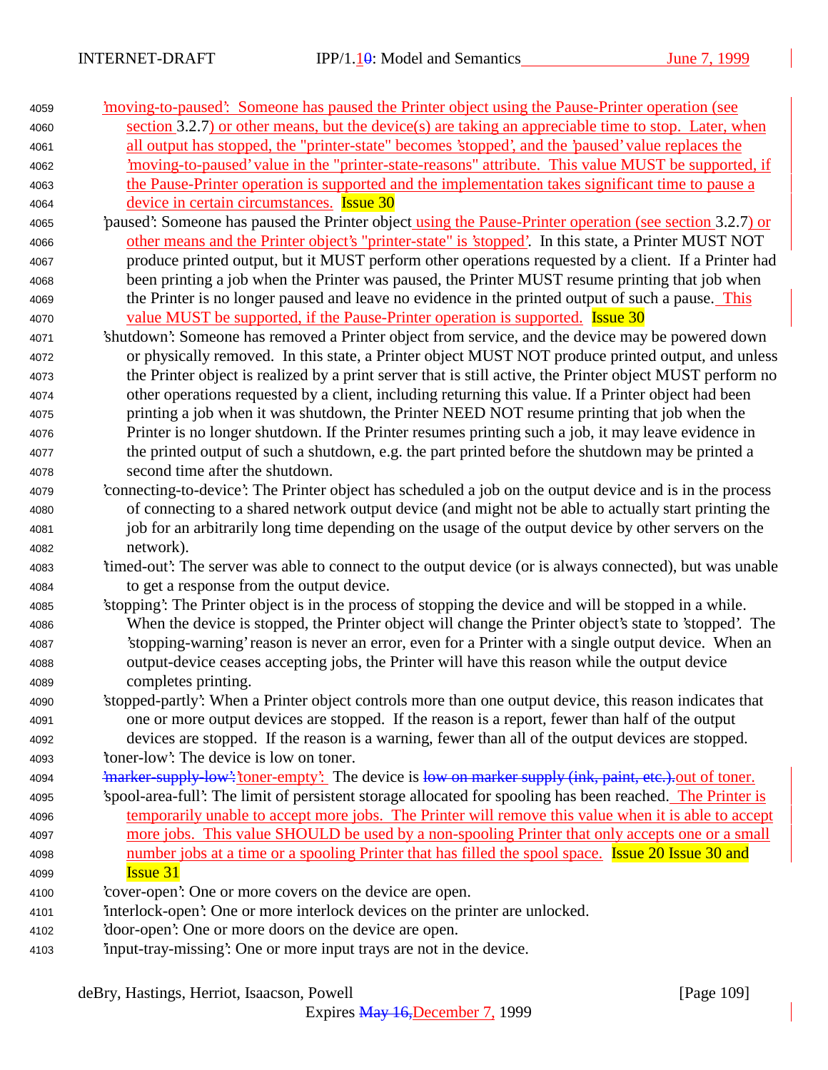'moving-to-paused': Someone has paused the Printer object using the Pause-Printer operation (see section 3.2.7) or other means, but the device(s) are taking an appreciable time to stop. Later, when all output has stopped, the "printer-state" becomes 'stopped', and the 'paused' value replaces the 'moving-to-paused' value in the "printer-state-reasons" attribute. This value MUST be supported, if the Pause-Printer operation is supported and the implementation takes significant time to pause a device in certain circumstances. Issue 30

'paused': Someone has paused the Printer object using the Pause-Printer operation (see section 3.2.7) or other means and the Printer object's "printer-state" is 'stopped'. In this state, a Printer MUST NOT produce printed output, but it MUST perform other operations requested by a client. If a Printer had been printing a job when the Printer was paused, the Printer MUST resume printing that job when the Printer is no longer paused and leave no evidence in the printed output of such a pause. This value MUST be supported, if the Pause-Printer operation is supported. Issue 30

'shutdown': Someone has removed a Printer object from service, and the device may be powered down or physically removed. In this state, a Printer object MUST NOT produce printed output, and unless the Printer object is realized by a print server that is still active, the Printer object MUST perform no other operations requested by a client, including returning this value. If a Printer object had been printing a job when it was shutdown, the Printer NEED NOT resume printing that job when the Printer is no longer shutdown. If the Printer resumes printing such a job, it may leave evidence in the printed output of such a shutdown, e.g. the part printed before the shutdown may be printed a second time after the shutdown.

'connecting-to-device': The Printer object has scheduled a job on the output device and is in the process of connecting to a shared network output device (and might not be able to actually start printing the job for an arbitrarily long time depending on the usage of the output device by other servers on the network).

'timed-out': The server was able to connect to the output device (or is always connected), but was unable to get a response from the output device.

'stopping': The Printer object is in the process of stopping the device and will be stopped in a while. When the device is stopped, the Printer object will change the Printer object's state to 'stopped'. The 'stopping-warning' reason is never an error, even for a Printer with a single output device. When an output-device ceases accepting jobs, the Printer will have this reason while the output device completes printing.

'stopped-partly': When a Printer object controls more than one output device, this reason indicates that one or more output devices are stopped. If the reason is a report, fewer than half of the output devices are stopped. If the reason is a warning, fewer than all of the output devices are stopped.

'toner-low': The device is low on toner.

~~'marker-supply-low':~~'toner-empty': The device is ~~low on marker supply (ink, paint, etc.).~~out of toner.

'spool-area-full': The limit of persistent storage allocated for spooling has been reached. The Printer is temporarily unable to accept more jobs. The Printer will remove this value when it is able to accept more jobs. This value SHOULD be used by a non-spooling Printer that only accepts one or a small number jobs at a time or a spooling Printer that has filled the spool space. Issue 20 Issue 30 and Issue 31

'cover-open': One or more covers on the device are open.

'interlock-open': One or more interlock devices on the printer are unlocked.

'door-open': One or more doors on the device are open.

'input-tray-missing': One or more input trays are not in the device.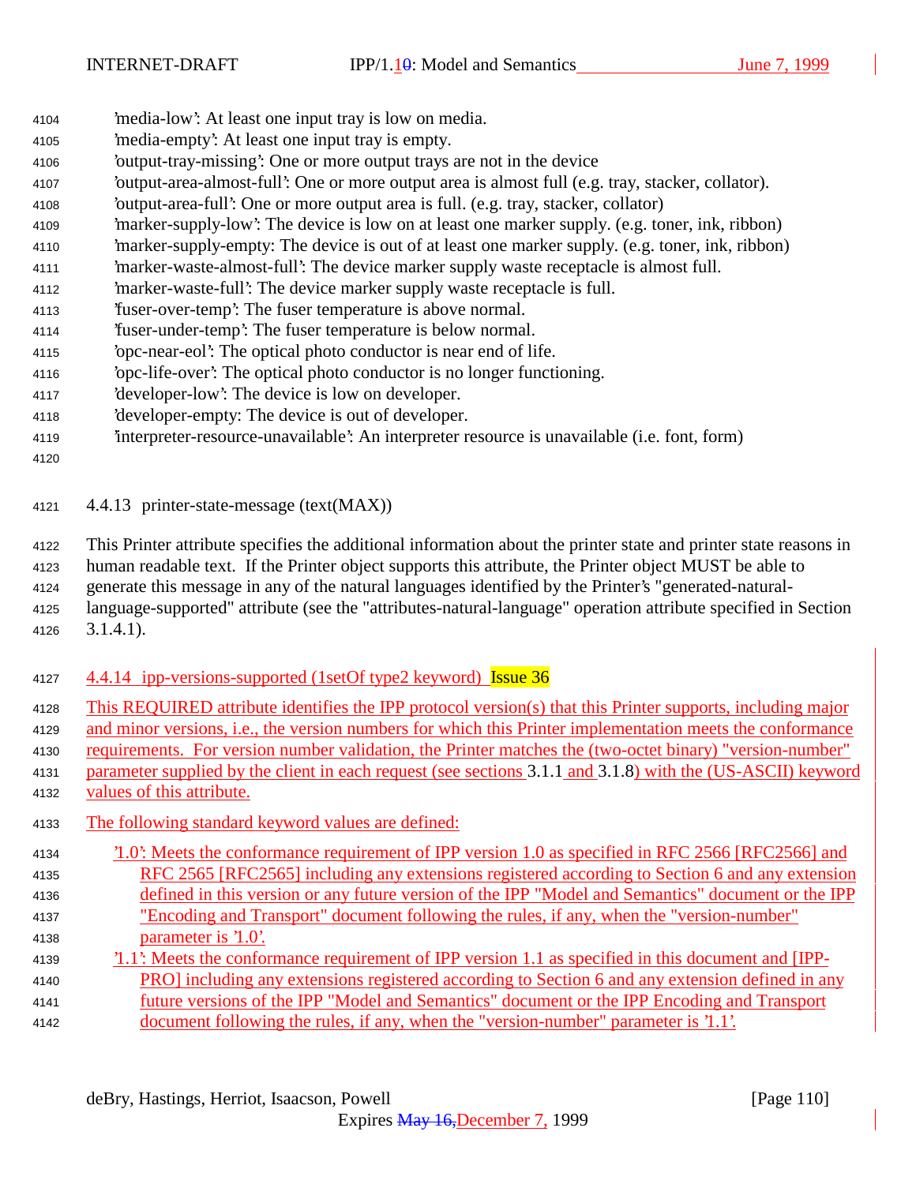'media-low': At least one input tray is low on media.
'media-empty': At least one input tray is empty.
'output-tray-missing': One or more output trays are not in the device
'output-area-almost-full': One or more output area is almost full (e.g. tray, stacker, collator).
'output-area-full': One or more output area is full. (e.g. tray, stacker, collator)
'marker-supply-low': The device is low on at least one marker supply. (e.g. toner, ink, ribbon)
'marker-supply-empty: The device is out of at least one marker supply. (e.g. toner, ink, ribbon)
'marker-waste-almost-full': The device marker supply waste receptacle is almost full.
'marker-waste-full': The device marker supply waste receptacle is full.
'fuser-over-temp': The fuser temperature is above normal.
'fuser-under-temp': The fuser temperature is below normal.
'opc-near-eol': The optical photo conductor is near end of life.
'opc-life-over': The optical photo conductor is no longer functioning.
'developer-low': The device is low on developer.
'developer-empty: The device is out of developer.
'interpreter-resource-unavailable': An interpreter resource is unavailable (i.e. font, form)

### 4.4.13 printer-state-message (text(MAX))

This Printer attribute specifies the additional information about the printer state and printer state reasons in human readable text. If the Printer object supports this attribute, the Printer object MUST be able to generate this message in any of the natural languages identified by the Printer's "generated-natural-language-supported" attribute (see the "attributes-natural-language" operation attribute specified in Section 3.1.4.1).

### 4.4.14 ipp-versions-supported (1setOf type2 keyword) Issue 36

This REQUIRED attribute identifies the IPP protocol version(s) that this Printer supports, including major and minor versions, i.e., the version numbers for which this Printer implementation meets the conformance requirements. For version number validation, the Printer matches the (two-octet binary) "version-number" parameter supplied by the client in each request (see sections 3.1.1 and 3.1.8) with the (US-ASCII) keyword values of this attribute.

The following standard keyword values are defined:

'1.0': Meets the conformance requirement of IPP version 1.0 as specified in RFC 2566 [RFC2566] and RFC 2565 [RFC2565] including any extensions registered according to Section 6 and any extension defined in this version or any future version of the IPP "Model and Semantics" document or the IPP "Encoding and Transport" document following the rules, if any, when the "version-number" parameter is '1.0'.
'1.1': Meets the conformance requirement of IPP version 1.1 as specified in this document and [IPP-PRO] including any extensions registered according to Section 6 and any extension defined in any future versions of the IPP "Model and Semantics" document or the IPP Encoding and Transport document following the rules, if any, when the "version-number" parameter is '1.1'.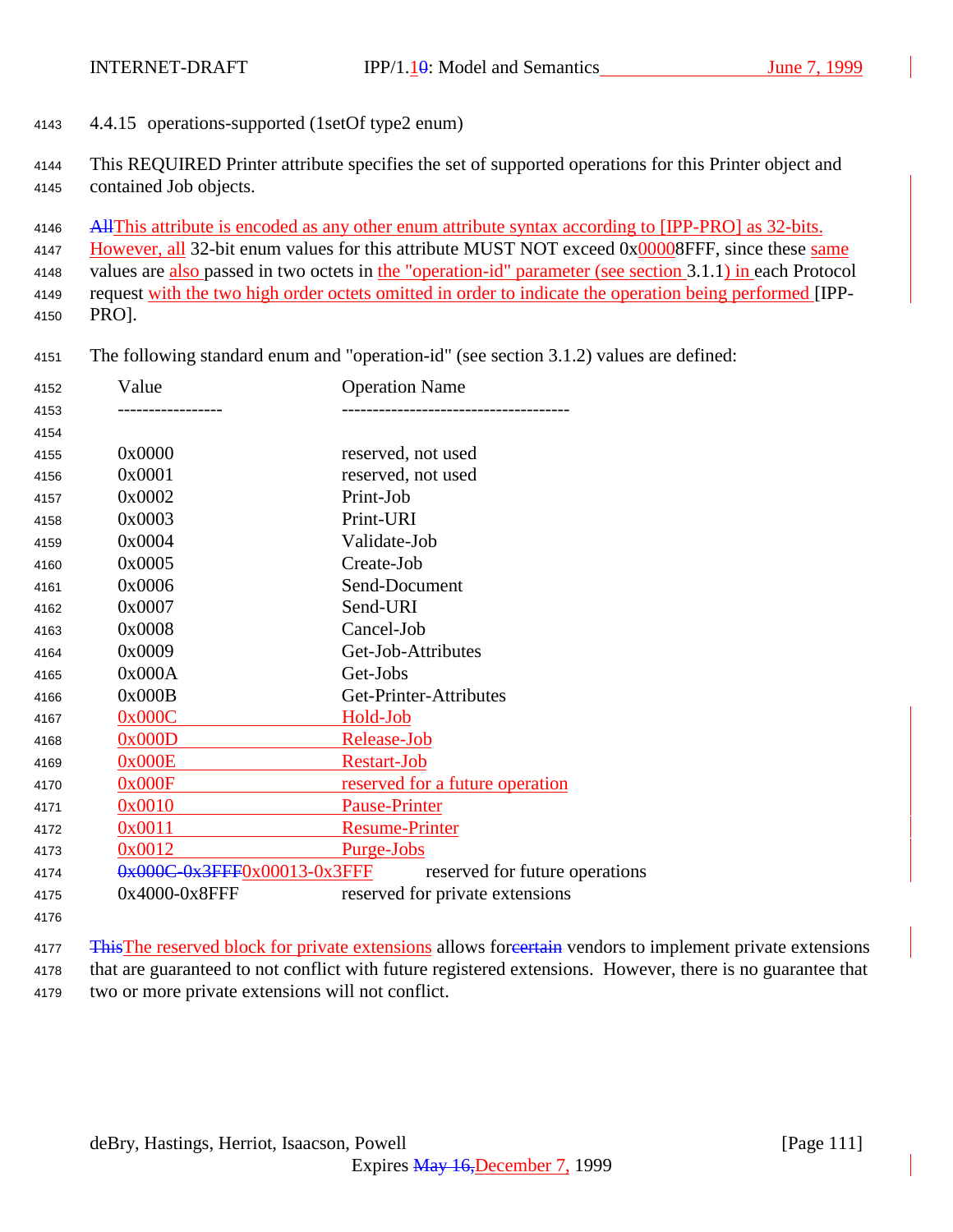### 4.4.15 operations-supported (1setOf type2 enum)

This REQUIRED Printer attribute specifies the set of supported operations for this Printer object and contained Job objects.

~~All~~This attribute is encoded as any other enum attribute syntax according to [IPP-PRO] as 32-bits. However, all 32-bit enum values for this attribute MUST NOT exceed 0x00008FFF, since these same values are also passed in two octets in the "operation-id" parameter (see section 3.1.1) in each Protocol request with the two high order octets omitted in order to indicate the operation being performed [IPP-PRO].

The following standard enum and "operation-id" (see section 3.1.2) values are defined:

| Value | Operation Name |
|---|---|
| 0x0000 | reserved, not used |
| 0x0001 | reserved, not used |
| 0x0002 | Print-Job |
| 0x0003 | Print-URI |
| 0x0004 | Validate-Job |
| 0x0005 | Create-Job |
| 0x0006 | Send-Document |
| 0x0007 | Send-URI |
| 0x0008 | Cancel-Job |
| 0x0009 | Get-Job-Attributes |
| 0x000A | Get-Jobs |
| 0x000B | Get-Printer-Attributes |
| 0x000C | Hold-Job |
| 0x000D | Release-Job |
| 0x000E | Restart-Job |
| 0x000F | reserved for a future operation |
| 0x0010 | Pause-Printer |
| 0x0011 | Resume-Printer |
| 0x0012 | Purge-Jobs |
| ~~0x000C-0x3FFF~~0x00013-0x3FFF | reserved for future operations |
| 0x4000-0x8FFF | reserved for private extensions |

~~This~~The reserved block for private extensions allows for~~certain~~ vendors to implement private extensions that are guaranteed to not conflict with future registered extensions. However, there is no guarantee that two or more private extensions will not conflict.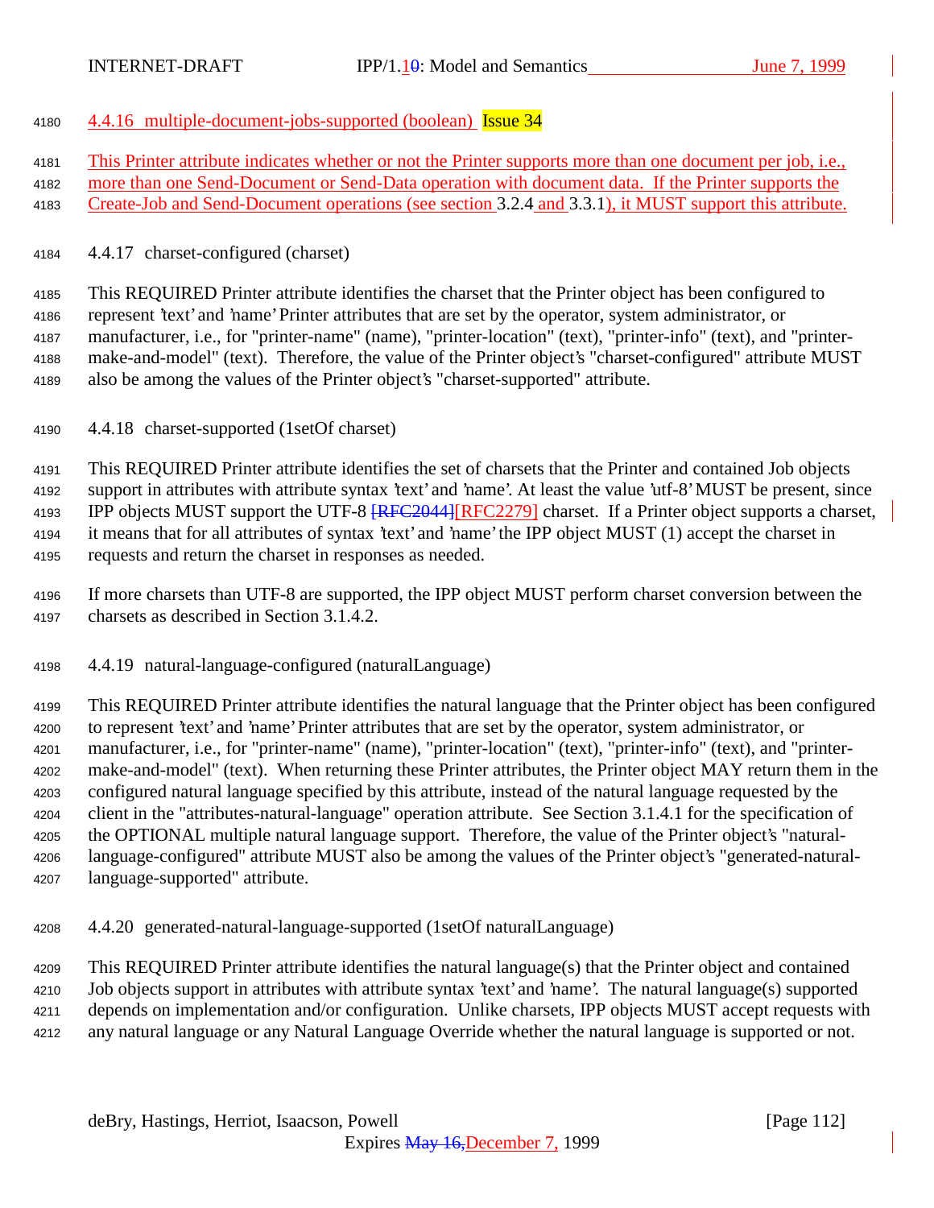#### 4.4.16 multiple-document-jobs-supported (boolean) Issue 34

This Printer attribute indicates whether or not the Printer supports more than one document per job, i.e., more than one Send-Document or Send-Data operation with document data. If the Printer supports the Create-Job and Send-Document operations (see section 3.2.4 and 3.3.1), it MUST support this attribute.

#### 4.4.17 charset-configured (charset)

This REQUIRED Printer attribute identifies the charset that the Printer object has been configured to represent 'text' and 'name' Printer attributes that are set by the operator, system administrator, or manufacturer, i.e., for "printer-name" (name), "printer-location" (text), "printer-info" (text), and "printer-make-and-model" (text). Therefore, the value of the Printer object's "charset-configured" attribute MUST also be among the values of the Printer object's "charset-supported" attribute.

#### 4.4.18 charset-supported (1setOf charset)

This REQUIRED Printer attribute identifies the set of charsets that the Printer and contained Job objects support in attributes with attribute syntax 'text' and 'name'. At least the value 'utf-8' MUST be present, since IPP objects MUST support the UTF-8 ~~[RFC2044]~~[RFC2279] charset. If a Printer object supports a charset, it means that for all attributes of syntax 'text' and 'name' the IPP object MUST (1) accept the charset in requests and return the charset in responses as needed.

If more charsets than UTF-8 are supported, the IPP object MUST perform charset conversion between the charsets as described in Section 3.1.4.2.

#### 4.4.19 natural-language-configured (naturalLanguage)

This REQUIRED Printer attribute identifies the natural language that the Printer object has been configured to represent 'text' and 'name' Printer attributes that are set by the operator, system administrator, or manufacturer, i.e., for "printer-name" (name), "printer-location" (text), "printer-info" (text), and "printer-make-and-model" (text). When returning these Printer attributes, the Printer object MAY return them in the configured natural language specified by this attribute, instead of the natural language requested by the client in the "attributes-natural-language" operation attribute. See Section 3.1.4.1 for the specification of the OPTIONAL multiple natural language support. Therefore, the value of the Printer object's "natural-language-configured" attribute MUST also be among the values of the Printer object's "generated-natural-language-supported" attribute.

#### 4.4.20 generated-natural-language-supported (1setOf naturalLanguage)

This REQUIRED Printer attribute identifies the natural language(s) that the Printer object and contained Job objects support in attributes with attribute syntax 'text' and 'name'. The natural language(s) supported depends on implementation and/or configuration. Unlike charsets, IPP objects MUST accept requests with any natural language or any Natural Language Override whether the natural language is supported or not.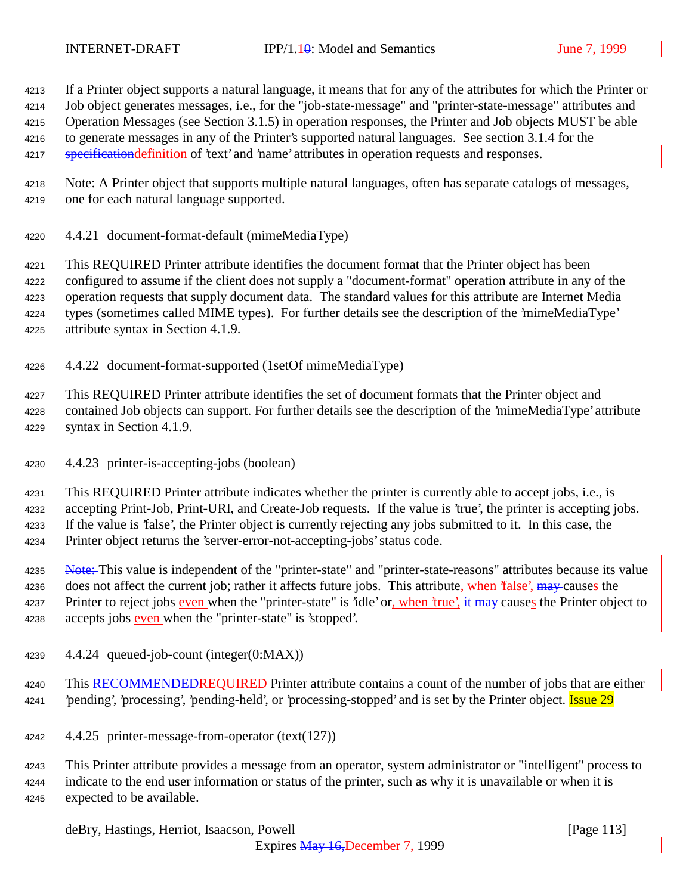If a Printer object supports a natural language, it means that for any of the attributes for which the Printer or Job object generates messages, i.e., for the "job-state-message" and "printer-state-message" attributes and Operation Messages (see Section 3.1.5) in operation responses, the Printer and Job objects MUST be able to generate messages in any of the Printer's supported natural languages. See section 3.1.4 for the ~~specification~~definition of 'text' and 'name' attributes in operation requests and responses.

Note: A Printer object that supports multiple natural languages, often has separate catalogs of messages, one for each natural language supported.

### 4.4.21 document-format-default (mimeMediaType)

This REQUIRED Printer attribute identifies the document format that the Printer object has been configured to assume if the client does not supply a "document-format" operation attribute in any of the operation requests that supply document data. The standard values for this attribute are Internet Media types (sometimes called MIME types). For further details see the description of the 'mimeMediaType' attribute syntax in Section 4.1.9.

### 4.4.22 document-format-supported (1setOf mimeMediaType)

This REQUIRED Printer attribute identifies the set of document formats that the Printer object and contained Job objects can support. For further details see the description of the 'mimeMediaType' attribute syntax in Section 4.1.9.

### 4.4.23 printer-is-accepting-jobs (boolean)

This REQUIRED Printer attribute indicates whether the printer is currently able to accept jobs, i.e., is accepting Print-Job, Print-URI, and Create-Job requests. If the value is 'true', the printer is accepting jobs. If the value is 'false', the Printer object is currently rejecting any jobs submitted to it. In this case, the Printer object returns the 'server-error-not-accepting-jobs' status code.

~~Note:~~ This value is independent of the "printer-state" and "printer-state-reasons" attributes because its value does not affect the current job; rather it affects future jobs. This attribute, when 'false', ~~may~~ causes the Printer to reject jobs even when the "printer-state" is 'idle' or, when 'true', ~~it may~~ causes the Printer object to accepts jobs even when the "printer-state" is 'stopped'.

### 4.4.24 queued-job-count (integer(0:MAX))

This ~~RECOMMENDED~~REQUIRED Printer attribute contains a count of the number of jobs that are either 'pending', 'processing', 'pending-held', or 'processing-stopped' and is set by the Printer object. Issue 29

### 4.4.25 printer-message-from-operator (text(127))

This Printer attribute provides a message from an operator, system administrator or "intelligent" process to indicate to the end user information or status of the printer, such as why it is unavailable or when it is expected to be available.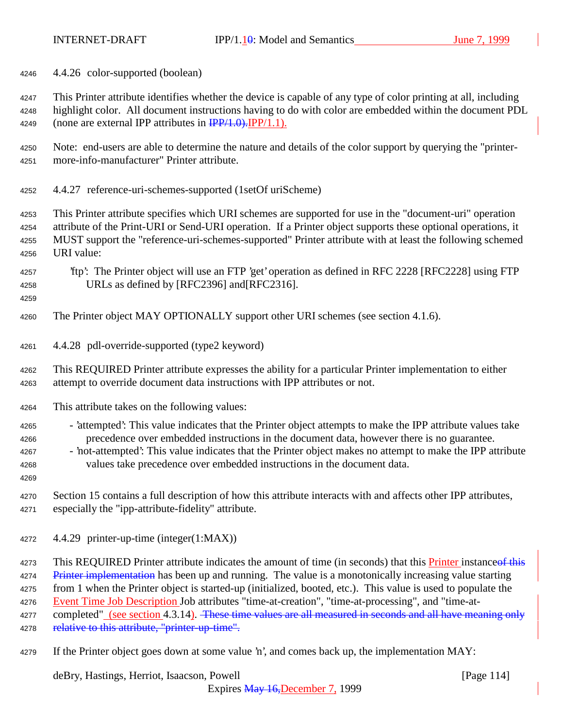#### 4.4.26 color-supported (boolean)

This Printer attribute identifies whether the device is capable of any type of color printing at all, including highlight color. All document instructions having to do with color are embedded within the document PDL (none are external IPP attributes in ~~IPP/1.0).~~IPP/1.1).

Note: end-users are able to determine the nature and details of the color support by querying the "printer-more-info-manufacturer" Printer attribute.

#### 4.4.27 reference-uri-schemes-supported (1setOf uriScheme)

This Printer attribute specifies which URI schemes are supported for use in the "document-uri" operation attribute of the Print-URI or Send-URI operation. If a Printer object supports these optional operations, it MUST support the "reference-uri-schemes-supported" Printer attribute with at least the following schemed URI value:

'ftp': The Printer object will use an FTP 'get' operation as defined in RFC 2228 [RFC2228] using FTP URLs as defined by [RFC2396] and[RFC2316].

The Printer object MAY OPTIONALLY support other URI schemes (see section 4.1.6).

#### 4.4.28 pdl-override-supported (type2 keyword)

This REQUIRED Printer attribute expresses the ability for a particular Printer implementation to either attempt to override document data instructions with IPP attributes or not.

This attribute takes on the following values:

- 'attempted': This value indicates that the Printer object attempts to make the IPP attribute values take precedence over embedded instructions in the document data, however there is no guarantee.
- 'not-attempted': This value indicates that the Printer object makes no attempt to make the IPP attribute values take precedence over embedded instructions in the document data.

Section 15 contains a full description of how this attribute interacts with and affects other IPP attributes, especially the "ipp-attribute-fidelity" attribute.

#### 4.4.29 printer-up-time (integer(1:MAX))

This REQUIRED Printer attribute indicates the amount of time (in seconds) that this Printer instance~~of this Printer implementation~~ has been up and running. The value is a monotonically increasing value starting from 1 when the Printer object is started-up (initialized, booted, etc.). This value is used to populate the Event Time Job Description Job attributes "time-at-creation", "time-at-processing", and "time-at-completed" (see section 4.3.14). ~~These time values are all measured in seconds and all have meaning only relative to this attribute, "printer-up-time".~~

If the Printer object goes down at some value 'n', and comes back up, the implementation MAY: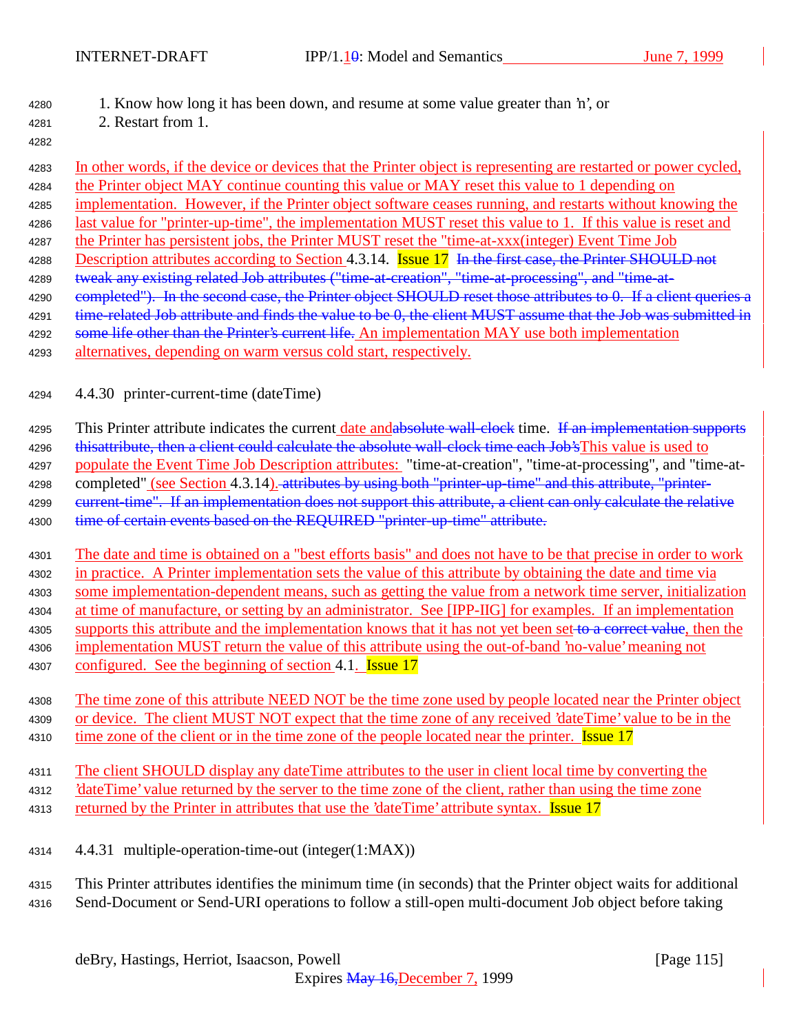1. Know how long it has been down, and resume at some value greater than 'n', or
2. Restart from 1.

In other words, if the device or devices that the Printer object is representing are restarted or power cycled, the Printer object MAY continue counting this value or MAY reset this value to 1 depending on implementation. However, if the Printer object software ceases running, and restarts without knowing the last value for "printer-up-time", the implementation MUST reset this value to 1. If this value is reset and the Printer has persistent jobs, the Printer MUST reset the "time-at-xxx(integer) Event Time Job Description attributes according to Section 4.3.14. Issue 17 ~~In the first case, the Printer SHOULD not tweak any existing related Job attributes ("time-at-creation", "time-at-processing", and "time-at-completed"). In the second case, the Printer object SHOULD reset those attributes to 0. If a client queries a time-related Job attribute and finds the value to be 0, the client MUST assume that the Job was submitted in some life other than the Printer's current life.~~ An implementation MAY use both implementation alternatives, depending on warm versus cold start, respectively.

### 4.4.30 printer-current-time (dateTime)

This Printer attribute indicates the current date and~~absolute wall-clock~~ time. ~~If an implementation supports thisattribute, then a client could calculate the absolute wall-clock time each Job's~~This value is used to populate the Event Time Job Description attributes: "time-at-creation", "time-at-processing", and "time-at-completed" (see Section 4.3.14).~~attributes by using both "printer-up-time" and this attribute, "printer-current-time". If an implementation does not support this attribute, a client can only calculate the relative time of certain events based on the REQUIRED "printer-up-time" attribute.~~

The date and time is obtained on a "best efforts basis" and does not have to be that precise in order to work in practice. A Printer implementation sets the value of this attribute by obtaining the date and time via some implementation-dependent means, such as getting the value from a network time server, initialization at time of manufacture, or setting by an administrator. See [IPP-IIG] for examples. If an implementation supports this attribute and the implementation knows that it has not yet been set~~to a correct value~~, then the implementation MUST return the value of this attribute using the out-of-band 'no-value' meaning not configured. See the beginning of section 4.1. Issue 17

The time zone of this attribute NEED NOT be the time zone used by people located near the Printer object or device. The client MUST NOT expect that the time zone of any received 'dateTime' value to be in the time zone of the client or in the time zone of the people located near the printer. Issue 17

The client SHOULD display any dateTime attributes to the user in client local time by converting the 'dateTime' value returned by the server to the time zone of the client, rather than using the time zone returned by the Printer in attributes that use the 'dateTime' attribute syntax. Issue 17

### 4.4.31 multiple-operation-time-out (integer(1:MAX))

This Printer attributes identifies the minimum time (in seconds) that the Printer object waits for additional Send-Document or Send-URI operations to follow a still-open multi-document Job object before taking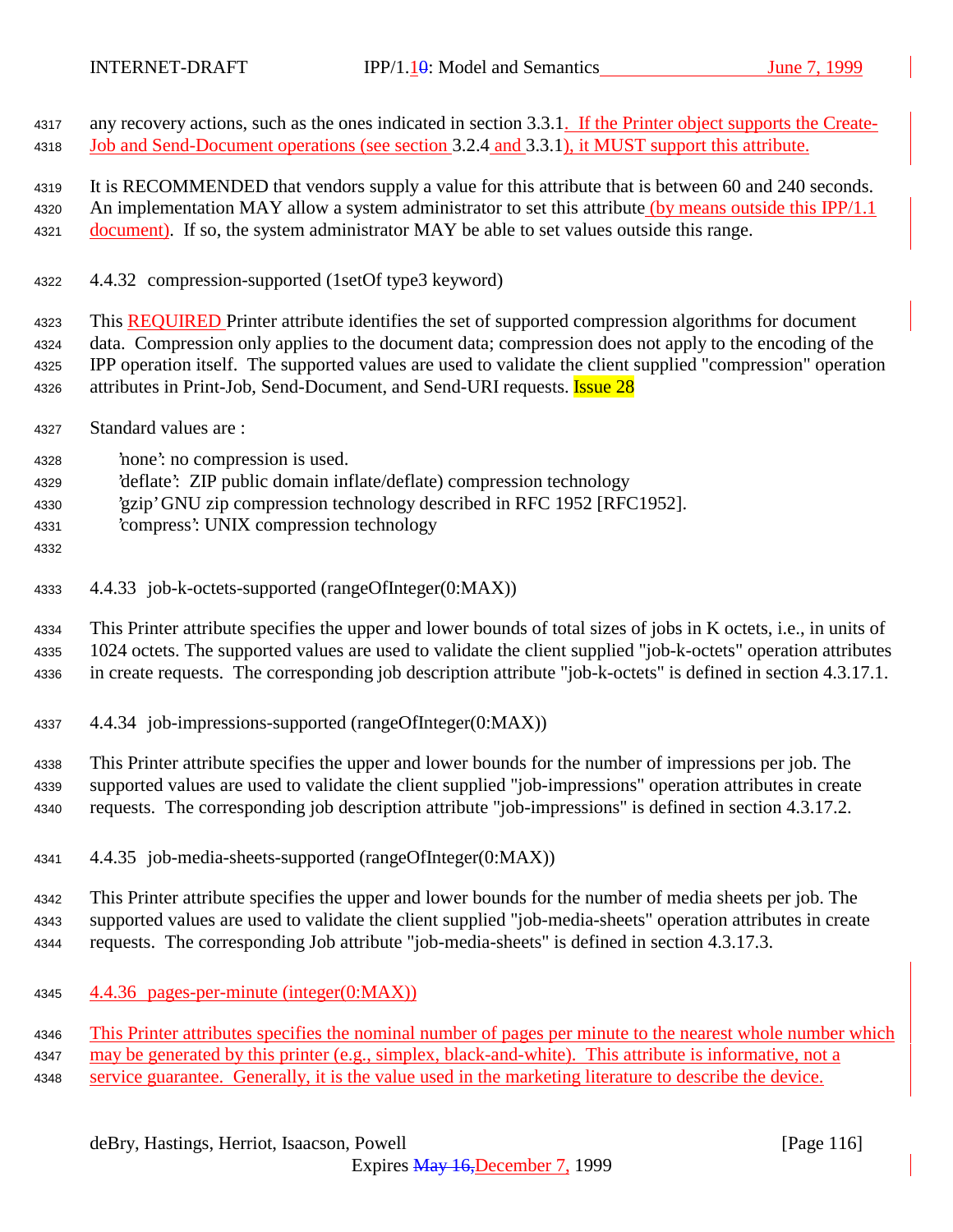any recovery actions, such as the ones indicated in section 3.3.1. If the Printer object supports the Create-Job and Send-Document operations (see section 3.2.4 and 3.3.1), it MUST support this attribute.

It is RECOMMENDED that vendors supply a value for this attribute that is between 60 and 240 seconds. An implementation MAY allow a system administrator to set this attribute (by means outside this IPP/1.1 document). If so, the system administrator MAY be able to set values outside this range.

#### 4.4.32 compression-supported (1setOf type3 keyword)

This REQUIRED Printer attribute identifies the set of supported compression algorithms for document data. Compression only applies to the document data; compression does not apply to the encoding of the IPP operation itself. The supported values are used to validate the client supplied "compression" operation attributes in Print-Job, Send-Document, and Send-URI requests. Issue 28

Standard values are :

- 'none': no compression is used.
- 'deflate': ZIP public domain inflate/deflate) compression technology
- 'gzip' GNU zip compression technology described in RFC 1952 [RFC1952].
- 'compress': UNIX compression technology

#### 4.4.33 job-k-octets-supported (rangeOfInteger(0:MAX))

This Printer attribute specifies the upper and lower bounds of total sizes of jobs in K octets, i.e., in units of 1024 octets. The supported values are used to validate the client supplied "job-k-octets" operation attributes in create requests. The corresponding job description attribute "job-k-octets" is defined in section 4.3.17.1.

#### 4.4.34 job-impressions-supported (rangeOfInteger(0:MAX))

This Printer attribute specifies the upper and lower bounds for the number of impressions per job. The supported values are used to validate the client supplied "job-impressions" operation attributes in create requests. The corresponding job description attribute "job-impressions" is defined in section 4.3.17.2.

#### 4.4.35 job-media-sheets-supported (rangeOfInteger(0:MAX))

This Printer attribute specifies the upper and lower bounds for the number of media sheets per job. The supported values are used to validate the client supplied "job-media-sheets" operation attributes in create requests. The corresponding Job attribute "job-media-sheets" is defined in section 4.3.17.3.

#### 4.4.36 pages-per-minute (integer(0:MAX))

This Printer attributes specifies the nominal number of pages per minute to the nearest whole number which may be generated by this printer (e.g., simplex, black-and-white). This attribute is informative, not a service guarantee. Generally, it is the value used in the marketing literature to describe the device.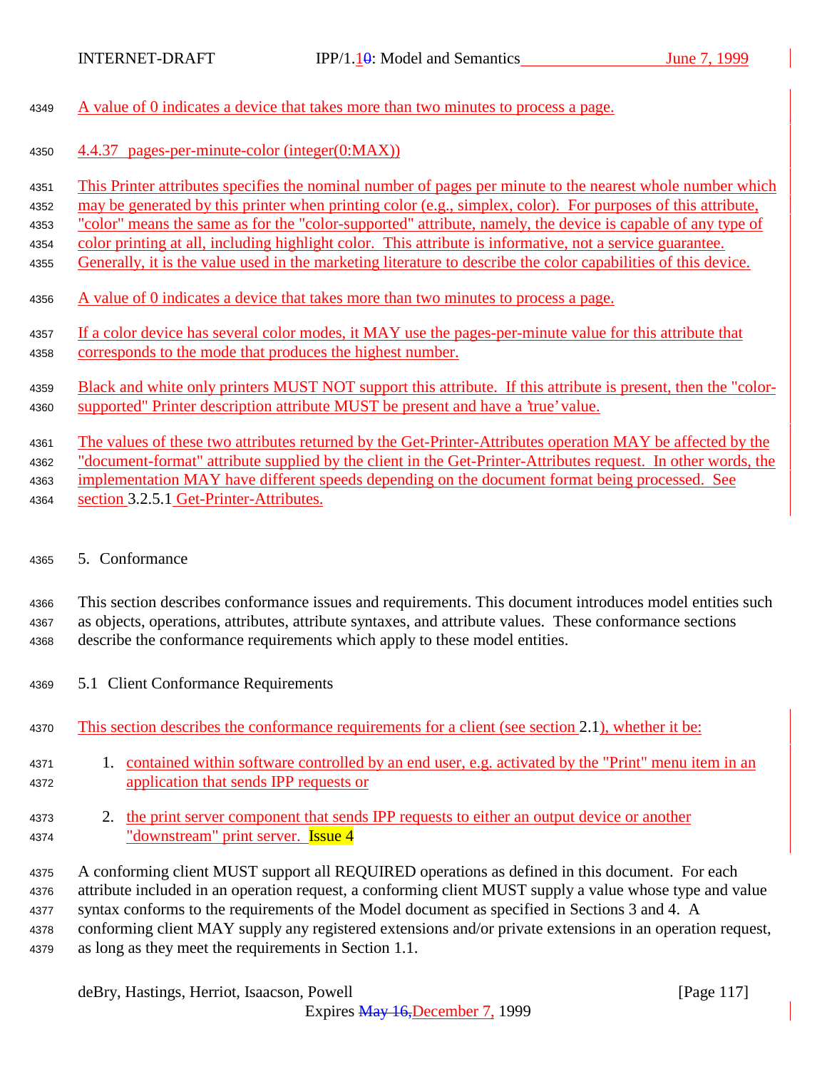A value of 0 indicates a device that takes more than two minutes to process a page.

### 4.4.37 pages-per-minute-color (integer(0:MAX))

This Printer attributes specifies the nominal number of pages per minute to the nearest whole number which may be generated by this printer when printing color (e.g., simplex, color). For purposes of this attribute, "color" means the same as for the "color-supported" attribute, namely, the device is capable of any type of color printing at all, including highlight color. This attribute is informative, not a service guarantee. Generally, it is the value used in the marketing literature to describe the color capabilities of this device.

A value of 0 indicates a device that takes more than two minutes to process a page.

If a color device has several color modes, it MAY use the pages-per-minute value for this attribute that corresponds to the mode that produces the highest number.

Black and white only printers MUST NOT support this attribute. If this attribute is present, then the "color-supported" Printer description attribute MUST be present and have a 'true' value.

The values of these two attributes returned by the Get-Printer-Attributes operation MAY be affected by the "document-format" attribute supplied by the client in the Get-Printer-Attributes request. In other words, the implementation MAY have different speeds depending on the document format being processed. See section 3.2.5.1 Get-Printer-Attributes.

# 5. Conformance

This section describes conformance issues and requirements. This document introduces model entities such as objects, operations, attributes, attribute syntaxes, and attribute values. These conformance sections describe the conformance requirements which apply to these model entities.

## 5.1 Client Conformance Requirements

This section describes the conformance requirements for a client (see section 2.1), whether it be:

1. contained within software controlled by an end user, e.g. activated by the "Print" menu item in an application that sends IPP requests or
2. the print server component that sends IPP requests to either an output device or another "downstream" print server. Issue 4

A conforming client MUST support all REQUIRED operations as defined in this document. For each attribute included in an operation request, a conforming client MUST supply a value whose type and value syntax conforms to the requirements of the Model document as specified in Sections 3 and 4. A conforming client MAY supply any registered extensions and/or private extensions in an operation request, as long as they meet the requirements in Section 1.1.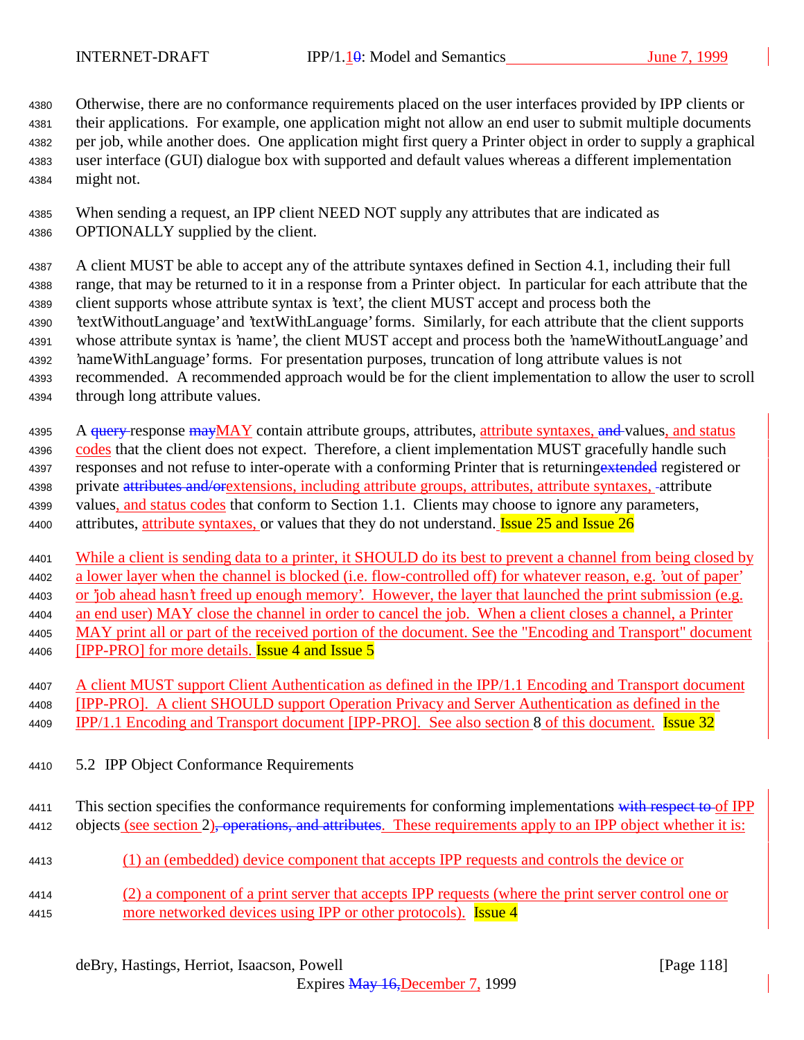Otherwise, there are no conformance requirements placed on the user interfaces provided by IPP clients or their applications. For example, one application might not allow an end user to submit multiple documents per job, while another does. One application might first query a Printer object in order to supply a graphical user interface (GUI) dialogue box with supported and default values whereas a different implementation might not.

When sending a request, an IPP client NEED NOT supply any attributes that are indicated as OPTIONALLY supplied by the client.

A client MUST be able to accept any of the attribute syntaxes defined in Section 4.1, including their full range, that may be returned to it in a response from a Printer object. In particular for each attribute that the client supports whose attribute syntax is 'text', the client MUST accept and process both the 'textWithoutLanguage' and 'textWithLanguage' forms. Similarly, for each attribute that the client supports whose attribute syntax is 'name', the client MUST accept and process both the 'nameWithoutLanguage' and 'nameWithLanguage' forms. For presentation purposes, truncation of long attribute values is not recommended. A recommended approach would be for the client implementation to allow the user to scroll through long attribute values.

A ~~query~~ response ~~may~~MAY contain attribute groups, attributes, attribute syntaxes, ~~and~~ values, and status codes that the client does not expect. Therefore, a client implementation MUST gracefully handle such responses and not refuse to inter-operate with a conforming Printer that is returning~~extended~~ registered or private ~~attributes and/or~~extensions, including attribute groups, attributes, attribute syntaxes, attribute values, and status codes that conform to Section 1.1. Clients may choose to ignore any parameters, attributes, attribute syntaxes, or values that they do not understand. Issue 25 and Issue 26

While a client is sending data to a printer, it SHOULD do its best to prevent a channel from being closed by a lower layer when the channel is blocked (i.e. flow-controlled off) for whatever reason, e.g. 'out of paper' or 'job ahead hasn't freed up enough memory'. However, the layer that launched the print submission (e.g. an end user) MAY close the channel in order to cancel the job. When a client closes a channel, a Printer MAY print all or part of the received portion of the document. See the "Encoding and Transport" document [IPP-PRO] for more details. Issue 4 and Issue 5

A client MUST support Client Authentication as defined in the IPP/1.1 Encoding and Transport document [IPP-PRO]. A client SHOULD support Operation Privacy and Server Authentication as defined in the IPP/1.1 Encoding and Transport document [IPP-PRO]. See also section 8 of this document. Issue 32

## 5.2 IPP Object Conformance Requirements

This section specifies the conformance requirements for conforming implementations ~~with respect to~~ of IPP objects (see section 2)~~, operations, and attributes~~. These requirements apply to an IPP object whether it is:

(1) an (embedded) device component that accepts IPP requests and controls the device or

(2) a component of a print server that accepts IPP requests (where the print server control one or more networked devices using IPP or other protocols). Issue 4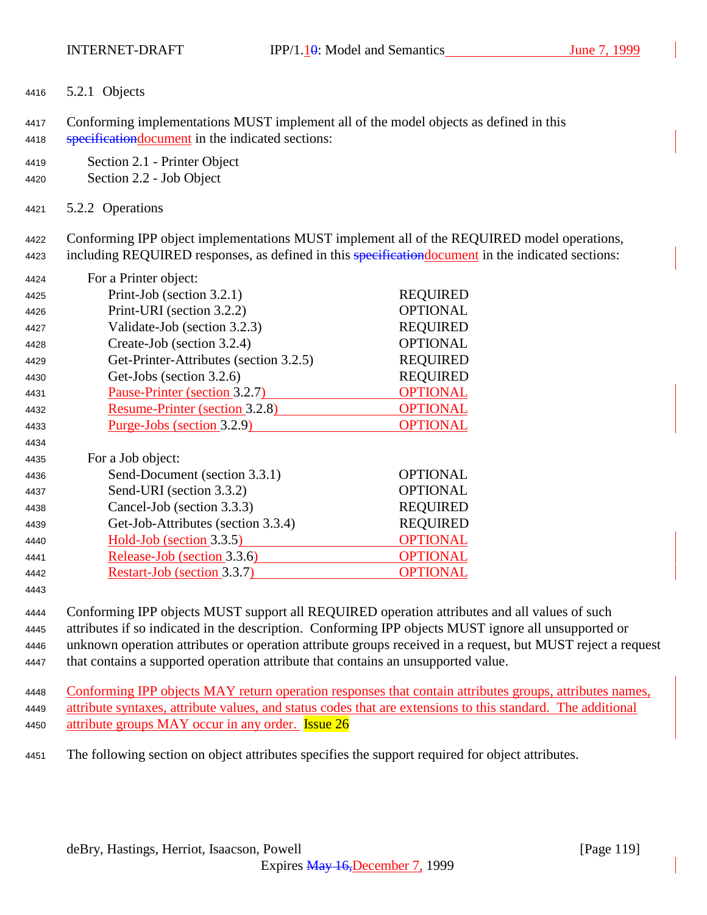### 5.2.1 Objects

Conforming implementations MUST implement all of the model objects as defined in this ~~specification~~document in the indicated sections:

Section 2.1 - Printer Object
Section 2.2 - Job Object

### 5.2.2 Operations

Conforming IPP object implementations MUST implement all of the REQUIRED model operations, including REQUIRED responses, as defined in this ~~specification~~document in the indicated sections:

For a Printer object:

| Operation | Support |
|---|---|
| Print-Job (section 3.2.1) | REQUIRED |
| Print-URI (section 3.2.2) | OPTIONAL |
| Validate-Job (section 3.2.3) | REQUIRED |
| Create-Job (section 3.2.4) | OPTIONAL |
| Get-Printer-Attributes (section 3.2.5) | REQUIRED |
| Get-Jobs (section 3.2.6) | REQUIRED |
| Pause-Printer (section 3.2.7) | OPTIONAL |
| Resume-Printer (section 3.2.8) | OPTIONAL |
| Purge-Jobs (section 3.2.9) | OPTIONAL |

For a Job object:

| Operation | Support |
|---|---|
| Send-Document (section 3.3.1) | OPTIONAL |
| Send-URI (section 3.3.2) | OPTIONAL |
| Cancel-Job (section 3.3.3) | REQUIRED |
| Get-Job-Attributes (section 3.3.4) | REQUIRED |
| Hold-Job (section 3.3.5) | OPTIONAL |
| Release-Job (section 3.3.6) | OPTIONAL |
| Restart-Job (section 3.3.7) | OPTIONAL |

Conforming IPP objects MUST support all REQUIRED operation attributes and all values of such attributes if so indicated in the description. Conforming IPP objects MUST ignore all unsupported or unknown operation attributes or operation attribute groups received in a request, but MUST reject a request that contains a supported operation attribute that contains an unsupported value.

Conforming IPP objects MAY return operation responses that contain attributes groups, attributes names, attribute syntaxes, attribute values, and status codes that are extensions to this standard. The additional attribute groups MAY occur in any order. Issue 26

The following section on object attributes specifies the support required for object attributes.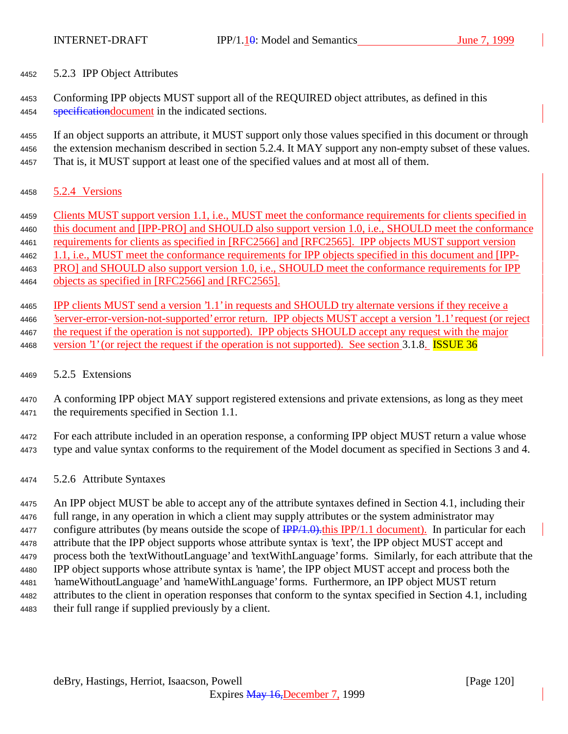### 5.2.3 IPP Object Attributes

Conforming IPP objects MUST support all of the REQUIRED object attributes, as defined in this ~~specification~~document in the indicated sections.

If an object supports an attribute, it MUST support only those values specified in this document or through the extension mechanism described in section 5.2.4. It MAY support any non-empty subset of these values. That is, it MUST support at least one of the specified values and at most all of them.

### 5.2.4 Versions

Clients MUST support version 1.1, i.e., MUST meet the conformance requirements for clients specified in this document and [IPP-PRO] and SHOULD also support version 1.0, i.e., SHOULD meet the conformance requirements for clients as specified in [RFC2566] and [RFC2565]. IPP objects MUST support version 1.1, i.e., MUST meet the conformance requirements for IPP objects specified in this document and [IPP-PRO] and SHOULD also support version 1.0, i.e., SHOULD meet the conformance requirements for IPP objects as specified in [RFC2566] and [RFC2565].

IPP clients MUST send a version '1.1' in requests and SHOULD try alternate versions if they receive a 'server-error-version-not-supported' error return. IPP objects MUST accept a version '1.1' request (or reject the request if the operation is not supported). IPP objects SHOULD accept any request with the major version '1' (or reject the request if the operation is not supported). See section 3.1.8. ISSUE 36

### 5.2.5 Extensions

A conforming IPP object MAY support registered extensions and private extensions, as long as they meet the requirements specified in Section 1.1.

For each attribute included in an operation response, a conforming IPP object MUST return a value whose type and value syntax conforms to the requirement of the Model document as specified in Sections 3 and 4.

### 5.2.6 Attribute Syntaxes

An IPP object MUST be able to accept any of the attribute syntaxes defined in Section 4.1, including their full range, in any operation in which a client may supply attributes or the system administrator may configure attributes (by means outside the scope of ~~IPP/1.0).~~this IPP/1.1 document). In particular for each attribute that the IPP object supports whose attribute syntax is 'text', the IPP object MUST accept and process both the 'textWithoutLanguage' and 'textWithLanguage' forms. Similarly, for each attribute that the IPP object supports whose attribute syntax is 'name', the IPP object MUST accept and process both the 'nameWithoutLanguage' and 'nameWithLanguage' forms. Furthermore, an IPP object MUST return attributes to the client in operation responses that conform to the syntax specified in Section 4.1, including their full range if supplied previously by a client.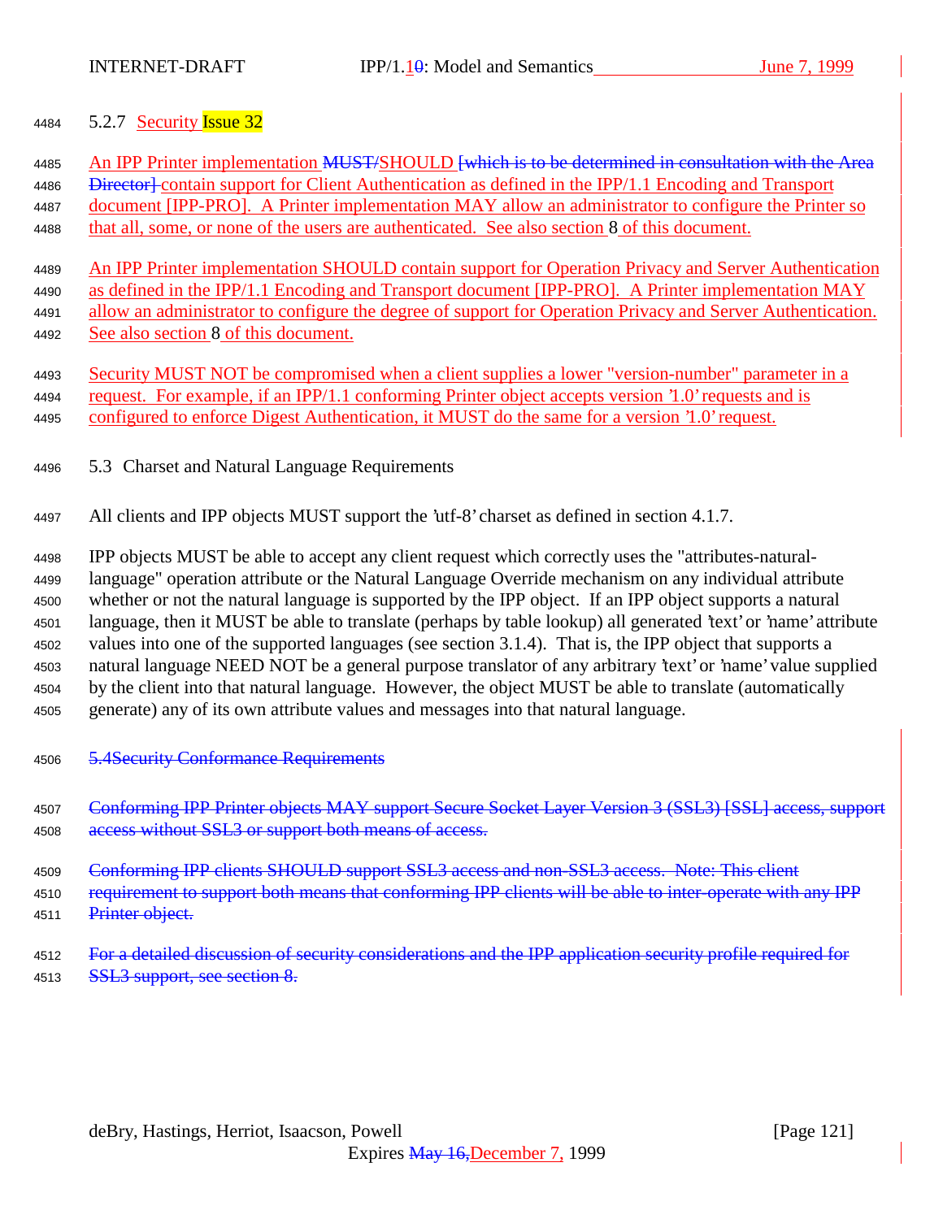### 5.2.7 Security Issue 32

An IPP Printer implementation MUST/SHOULD [which is to be determined in consultation with the Area Director] contain support for Client Authentication as defined in the IPP/1.1 Encoding and Transport document [IPP-PRO]. A Printer implementation MAY allow an administrator to configure the Printer so that all, some, or none of the users are authenticated. See also section 8 of this document.

An IPP Printer implementation SHOULD contain support for Operation Privacy and Server Authentication as defined in the IPP/1.1 Encoding and Transport document [IPP-PRO]. A Printer implementation MAY allow an administrator to configure the degree of support for Operation Privacy and Server Authentication. See also section 8 of this document.

Security MUST NOT be compromised when a client supplies a lower "version-number" parameter in a request. For example, if an IPP/1.1 conforming Printer object accepts version '1.0' requests and is configured to enforce Digest Authentication, it MUST do the same for a version '1.0' request.

## 5.3 Charset and Natural Language Requirements

All clients and IPP objects MUST support the 'utf-8' charset as defined in section 4.1.7.

IPP objects MUST be able to accept any client request which correctly uses the "attributes-natural-language" operation attribute or the Natural Language Override mechanism on any individual attribute whether or not the natural language is supported by the IPP object. If an IPP object supports a natural language, then it MUST be able to translate (perhaps by table lookup) all generated 'text' or 'name' attribute values into one of the supported languages (see section 3.1.4). That is, the IPP object that supports a natural language NEED NOT be a general purpose translator of any arbitrary 'text' or 'name' value supplied by the client into that natural language. However, the object MUST be able to translate (automatically generate) any of its own attribute values and messages into that natural language.

## ~~5.4 Security Conformance Requirements~~

~~Conforming IPP Printer objects MAY support Secure Socket Layer Version 3 (SSL3) [SSL] access, support access without SSL3 or support both means of access.~~

~~Conforming IPP clients SHOULD support SSL3 access and non-SSL3 access. Note: This client requirement to support both means that conforming IPP clients will be able to inter-operate with any IPP Printer object.~~

~~For a detailed discussion of security considerations and the IPP application security profile required for SSL3 support, see section 8.~~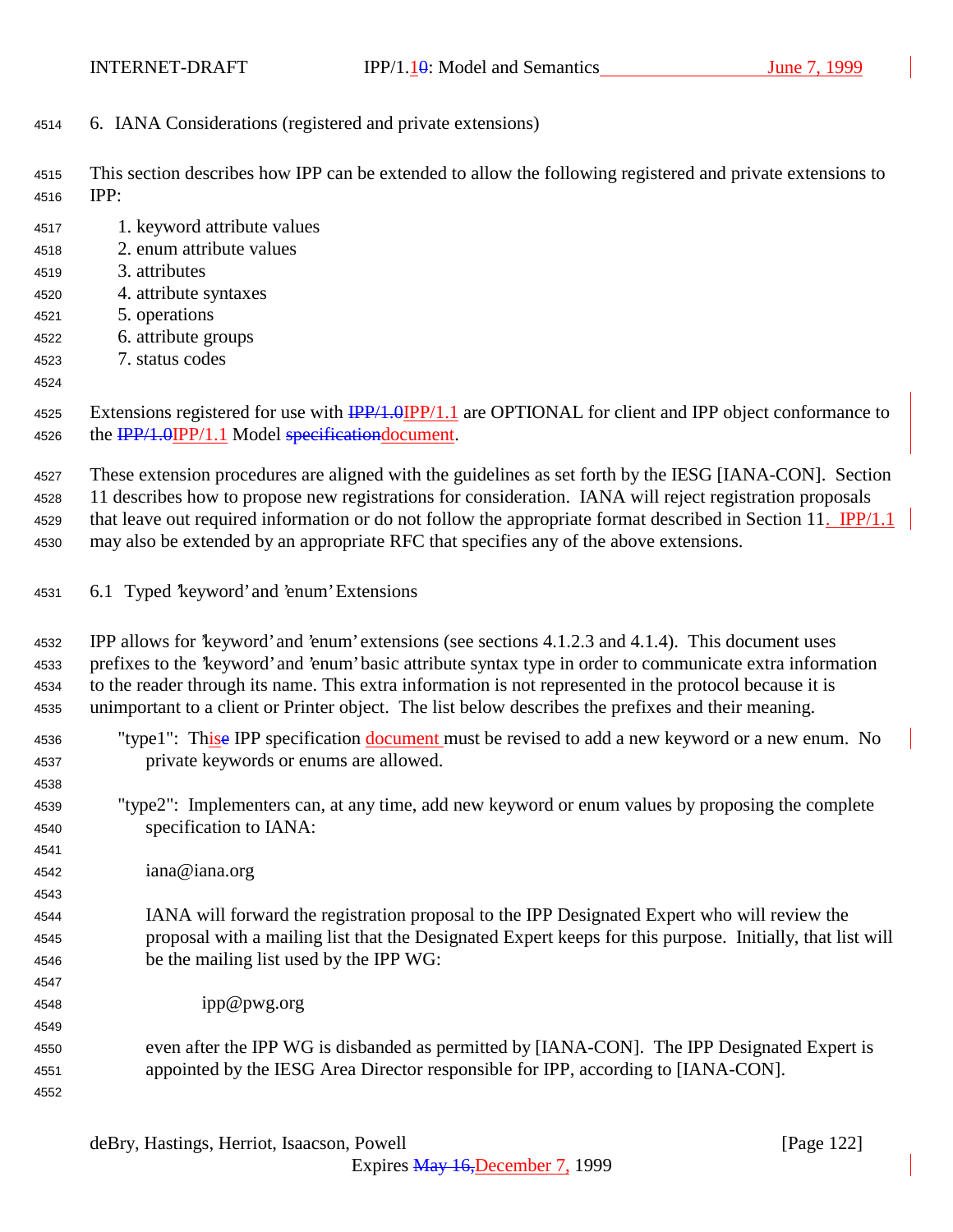## 6. IANA Considerations (registered and private extensions)

This section describes how IPP can be extended to allow the following registered and private extensions to IPP:

1. keyword attribute values
2. enum attribute values
3. attributes
4. attribute syntaxes
5. operations
6. attribute groups
7. status codes

Extensions registered for use with IPP/1.0IPP/1.1 are OPTIONAL for client and IPP object conformance to the IPP/1.0IPP/1.1 Model specificationdocument.

These extension procedures are aligned with the guidelines as set forth by the IESG [IANA-CON]. Section 11 describes how to propose new registrations for consideration. IANA will reject registration proposals that leave out required information or do not follow the appropriate format described in Section 11. IPP/1.1 may also be extended by an appropriate RFC that specifies any of the above extensions.

### 6.1 Typed 'keyword' and 'enum' Extensions

IPP allows for 'keyword' and 'enum' extensions (see sections 4.1.2.3 and 4.1.4). This document uses prefixes to the 'keyword' and 'enum' basic attribute syntax type in order to communicate extra information to the reader through its name. This extra information is not represented in the protocol because it is unimportant to a client or Printer object. The list below describes the prefixes and their meaning.

"type1": Thise IPP specification document must be revised to add a new keyword or a new enum. No private keywords or enums are allowed.

"type2": Implementers can, at any time, add new keyword or enum values by proposing the complete specification to IANA:

iana@iana.org

IANA will forward the registration proposal to the IPP Designated Expert who will review the proposal with a mailing list that the Designated Expert keeps for this purpose. Initially, that list will be the mailing list used by the IPP WG:

ipp@pwg.org

even after the IPP WG is disbanded as permitted by [IANA-CON]. The IPP Designated Expert is appointed by the IESG Area Director responsible for IPP, according to [IANA-CON].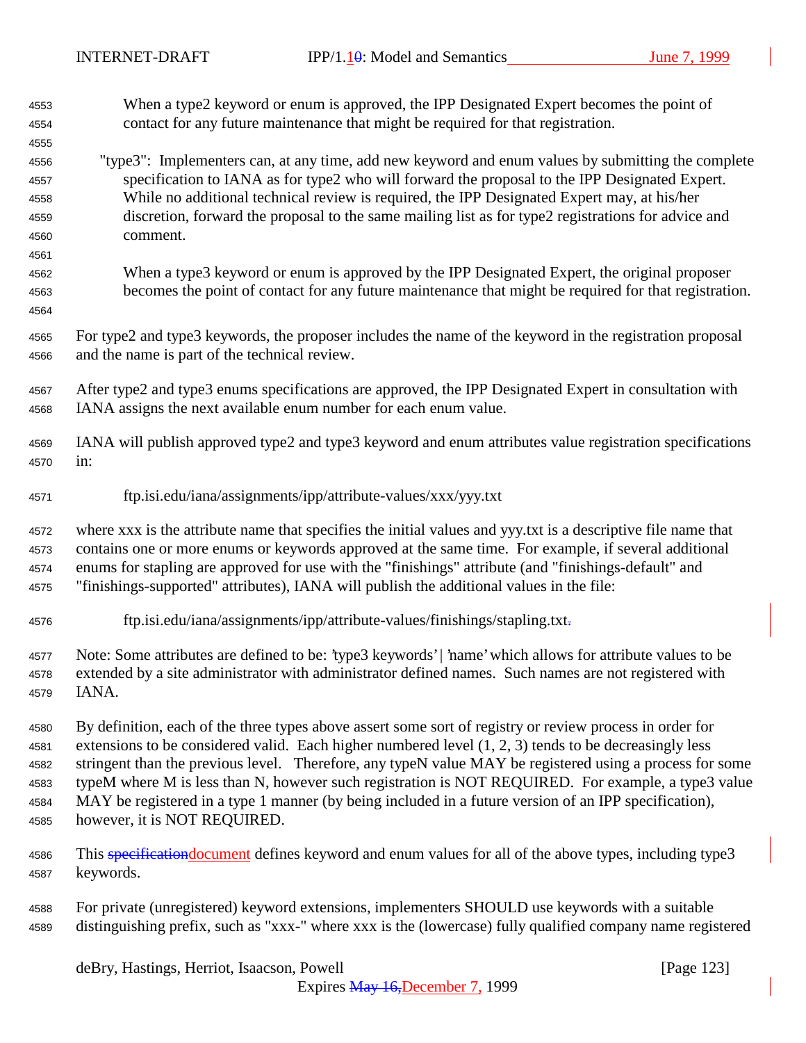When a type2 keyword or enum is approved, the IPP Designated Expert becomes the point of contact for any future maintenance that might be required for that registration.

"type3": Implementers can, at any time, add new keyword and enum values by submitting the complete specification to IANA as for type2 who will forward the proposal to the IPP Designated Expert. While no additional technical review is required, the IPP Designated Expert may, at his/her discretion, forward the proposal to the same mailing list as for type2 registrations for advice and comment.

When a type3 keyword or enum is approved by the IPP Designated Expert, the original proposer becomes the point of contact for any future maintenance that might be required for that registration.

For type2 and type3 keywords, the proposer includes the name of the keyword in the registration proposal and the name is part of the technical review.

After type2 and type3 enums specifications are approved, the IPP Designated Expert in consultation with IANA assigns the next available enum number for each enum value.

IANA will publish approved type2 and type3 keyword and enum attributes value registration specifications in:

ftp.isi.edu/iana/assignments/ipp/attribute-values/xxx/yyy.txt

where xxx is the attribute name that specifies the initial values and yyy.txt is a descriptive file name that contains one or more enums or keywords approved at the same time. For example, if several additional enums for stapling are approved for use with the "finishings" attribute (and "finishings-default" and "finishings-supported" attributes), IANA will publish the additional values in the file:

ftp.isi.edu/iana/assignments/ipp/attribute-values/finishings/stapling.txt~~.~~

Note: Some attributes are defined to be: 'type3 keywords' | 'name' which allows for attribute values to be extended by a site administrator with administrator defined names. Such names are not registered with IANA.

By definition, each of the three types above assert some sort of registry or review process in order for extensions to be considered valid. Each higher numbered level (1, 2, 3) tends to be decreasingly less stringent than the previous level. Therefore, any typeN value MAY be registered using a process for some typeM where M is less than N, however such registration is NOT REQUIRED. For example, a type3 value MAY be registered in a type 1 manner (by being included in a future version of an IPP specification), however, it is NOT REQUIRED.

This ~~specification~~document defines keyword and enum values for all of the above types, including type3 keywords.

For private (unregistered) keyword extensions, implementers SHOULD use keywords with a suitable distinguishing prefix, such as "xxx-" where xxx is the (lowercase) fully qualified company name registered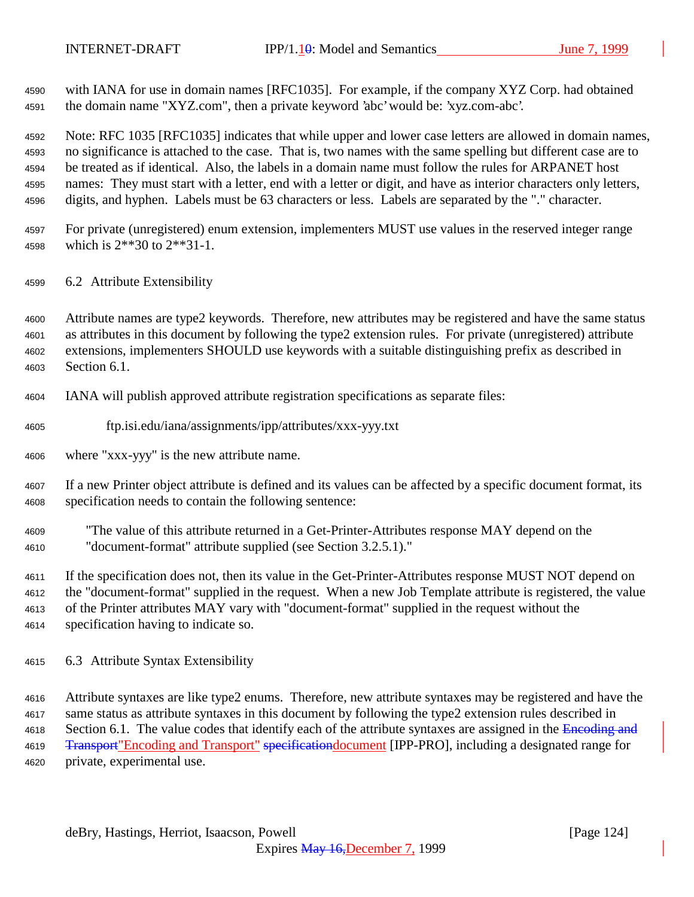with IANA for use in domain names [RFC1035]. For example, if the company XYZ Corp. had obtained the domain name "XYZ.com", then a private keyword 'abc' would be: 'xyz.com-abc'.

Note: RFC 1035 [RFC1035] indicates that while upper and lower case letters are allowed in domain names, no significance is attached to the case. That is, two names with the same spelling but different case are to be treated as if identical. Also, the labels in a domain name must follow the rules for ARPANET host names: They must start with a letter, end with a letter or digit, and have as interior characters only letters, digits, and hyphen. Labels must be 63 characters or less. Labels are separated by the "." character.

For private (unregistered) enum extension, implementers MUST use values in the reserved integer range which is 2**30 to 2**31-1.

## 6.2 Attribute Extensibility

Attribute names are type2 keywords. Therefore, new attributes may be registered and have the same status as attributes in this document by following the type2 extension rules. For private (unregistered) attribute extensions, implementers SHOULD use keywords with a suitable distinguishing prefix as described in Section 6.1.

IANA will publish approved attribute registration specifications as separate files:

    ftp.isi.edu/iana/assignments/ipp/attributes/xxx-yyy.txt

where "xxx-yyy" is the new attribute name.

If a new Printer object attribute is defined and its values can be affected by a specific document format, its specification needs to contain the following sentence:

> "The value of this attribute returned in a Get-Printer-Attributes response MAY depend on the "document-format" attribute supplied (see Section 3.2.5.1)."

If the specification does not, then its value in the Get-Printer-Attributes response MUST NOT depend on the "document-format" supplied in the request. When a new Job Template attribute is registered, the value of the Printer attributes MAY vary with "document-format" supplied in the request without the specification having to indicate so.

## 6.3 Attribute Syntax Extensibility

Attribute syntaxes are like type2 enums. Therefore, new attribute syntaxes may be registered and have the same status as attribute syntaxes in this document by following the type2 extension rules described in Section 6.1. The value codes that identify each of the attribute syntaxes are assigned in the ~~Encoding and Transport~~"Encoding and Transport" ~~specification~~document [IPP-PRO], including a designated range for private, experimental use.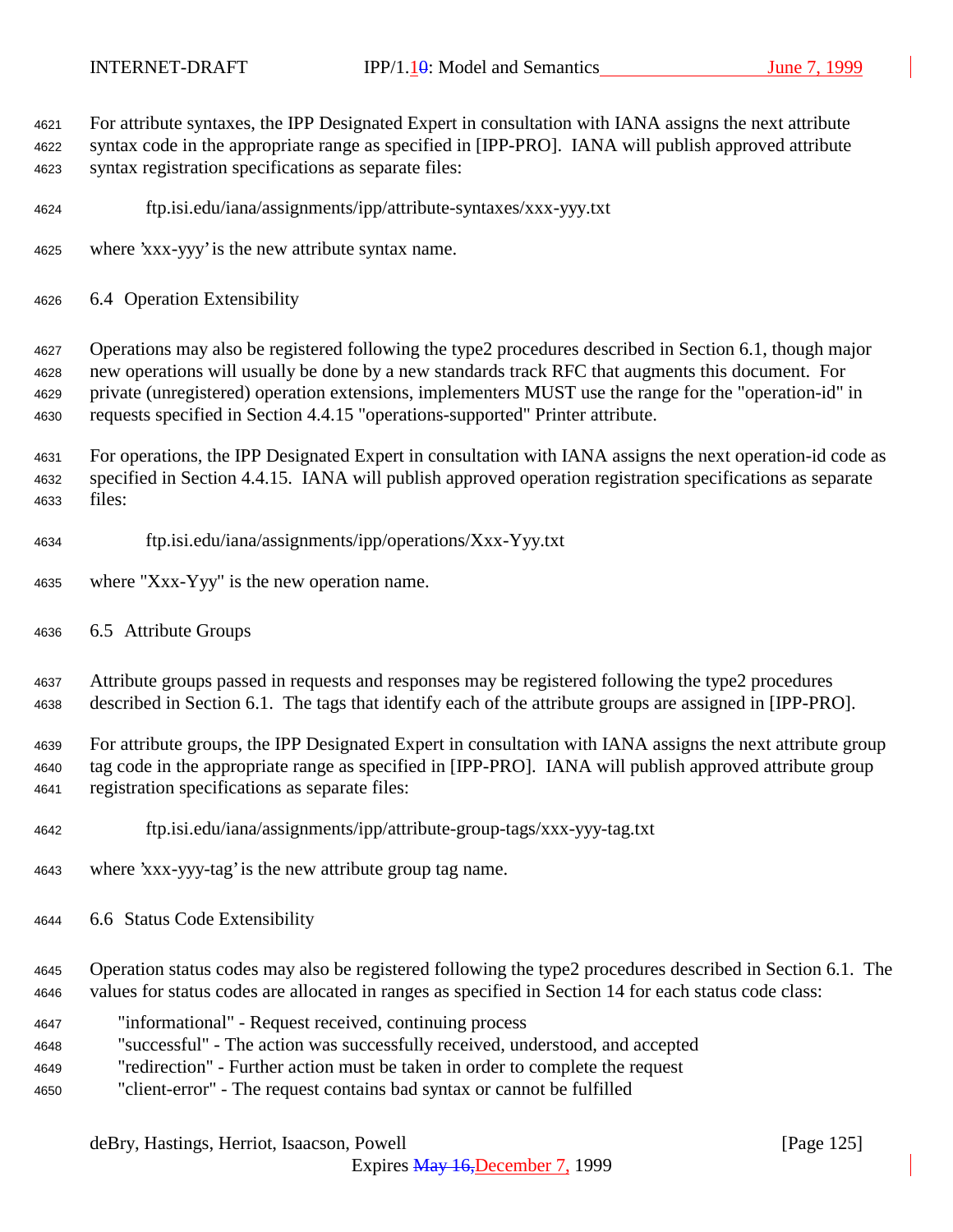For attribute syntaxes, the IPP Designated Expert in consultation with IANA assigns the next attribute syntax code in the appropriate range as specified in [IPP-PRO]. IANA will publish approved attribute syntax registration specifications as separate files:

    ftp.isi.edu/iana/assignments/ipp/attribute-syntaxes/xxx-yyy.txt

where 'xxx-yyy' is the new attribute syntax name.

## 6.4 Operation Extensibility

Operations may also be registered following the type2 procedures described in Section 6.1, though major new operations will usually be done by a new standards track RFC that augments this document. For private (unregistered) operation extensions, implementers MUST use the range for the "operation-id" in requests specified in Section 4.4.15 "operations-supported" Printer attribute.

For operations, the IPP Designated Expert in consultation with IANA assigns the next operation-id code as specified in Section 4.4.15. IANA will publish approved operation registration specifications as separate files:

    ftp.isi.edu/iana/assignments/ipp/operations/Xxx-Yyy.txt

where "Xxx-Yyy" is the new operation name.

## 6.5 Attribute Groups

Attribute groups passed in requests and responses may be registered following the type2 procedures described in Section 6.1. The tags that identify each of the attribute groups are assigned in [IPP-PRO].

For attribute groups, the IPP Designated Expert in consultation with IANA assigns the next attribute group tag code in the appropriate range as specified in [IPP-PRO]. IANA will publish approved attribute group registration specifications as separate files:

    ftp.isi.edu/iana/assignments/ipp/attribute-group-tags/xxx-yyy-tag.txt

where 'xxx-yyy-tag' is the new attribute group tag name.

## 6.6 Status Code Extensibility

Operation status codes may also be registered following the type2 procedures described in Section 6.1. The values for status codes are allocated in ranges as specified in Section 14 for each status code class:

- "informational" - Request received, continuing process
- "successful" - The action was successfully received, understood, and accepted
- "redirection" - Further action must be taken in order to complete the request
- "client-error" - The request contains bad syntax or cannot be fulfilled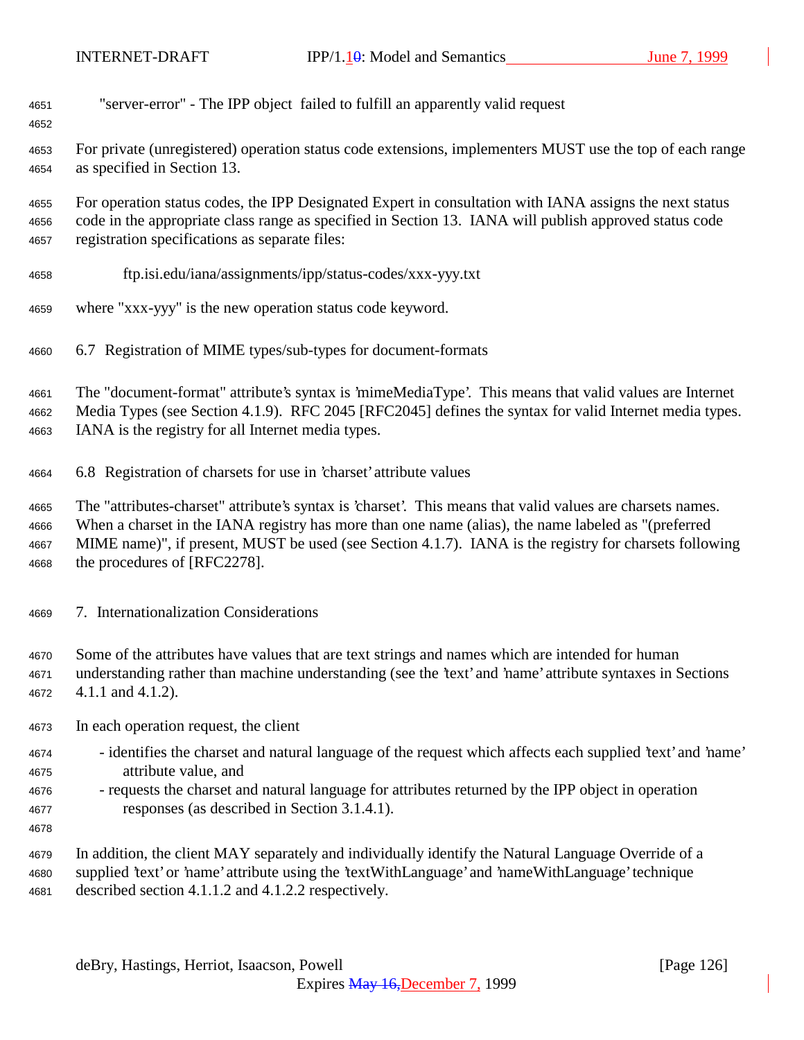"server-error" - The IPP object failed to fulfill an apparently valid request

For private (unregistered) operation status code extensions, implementers MUST use the top of each range as specified in Section 13.

For operation status codes, the IPP Designated Expert in consultation with IANA assigns the next status code in the appropriate class range as specified in Section 13. IANA will publish approved status code registration specifications as separate files:

ftp.isi.edu/iana/assignments/ipp/status-codes/xxx-yyy.txt

where "xxx-yyy" is the new operation status code keyword.

### 6.7 Registration of MIME types/sub-types for document-formats

The "document-format" attribute's syntax is 'mimeMediaType'. This means that valid values are Internet Media Types (see Section 4.1.9). RFC 2045 [RFC2045] defines the syntax for valid Internet media types. IANA is the registry for all Internet media types.

### 6.8 Registration of charsets for use in 'charset' attribute values

The "attributes-charset" attribute's syntax is 'charset'. This means that valid values are charsets names. When a charset in the IANA registry has more than one name (alias), the name labeled as "(preferred MIME name)", if present, MUST be used (see Section 4.1.7). IANA is the registry for charsets following the procedures of [RFC2278].

## 7. Internationalization Considerations

Some of the attributes have values that are text strings and names which are intended for human understanding rather than machine understanding (see the 'text' and 'name' attribute syntaxes in Sections 4.1.1 and 4.1.2).

In each operation request, the client

- identifies the charset and natural language of the request which affects each supplied 'text' and 'name' attribute value, and
- requests the charset and natural language for attributes returned by the IPP object in operation responses (as described in Section 3.1.4.1).

In addition, the client MAY separately and individually identify the Natural Language Override of a supplied 'text' or 'name' attribute using the 'textWithLanguage' and 'nameWithLanguage' technique described section 4.1.1.2 and 4.1.2.2 respectively.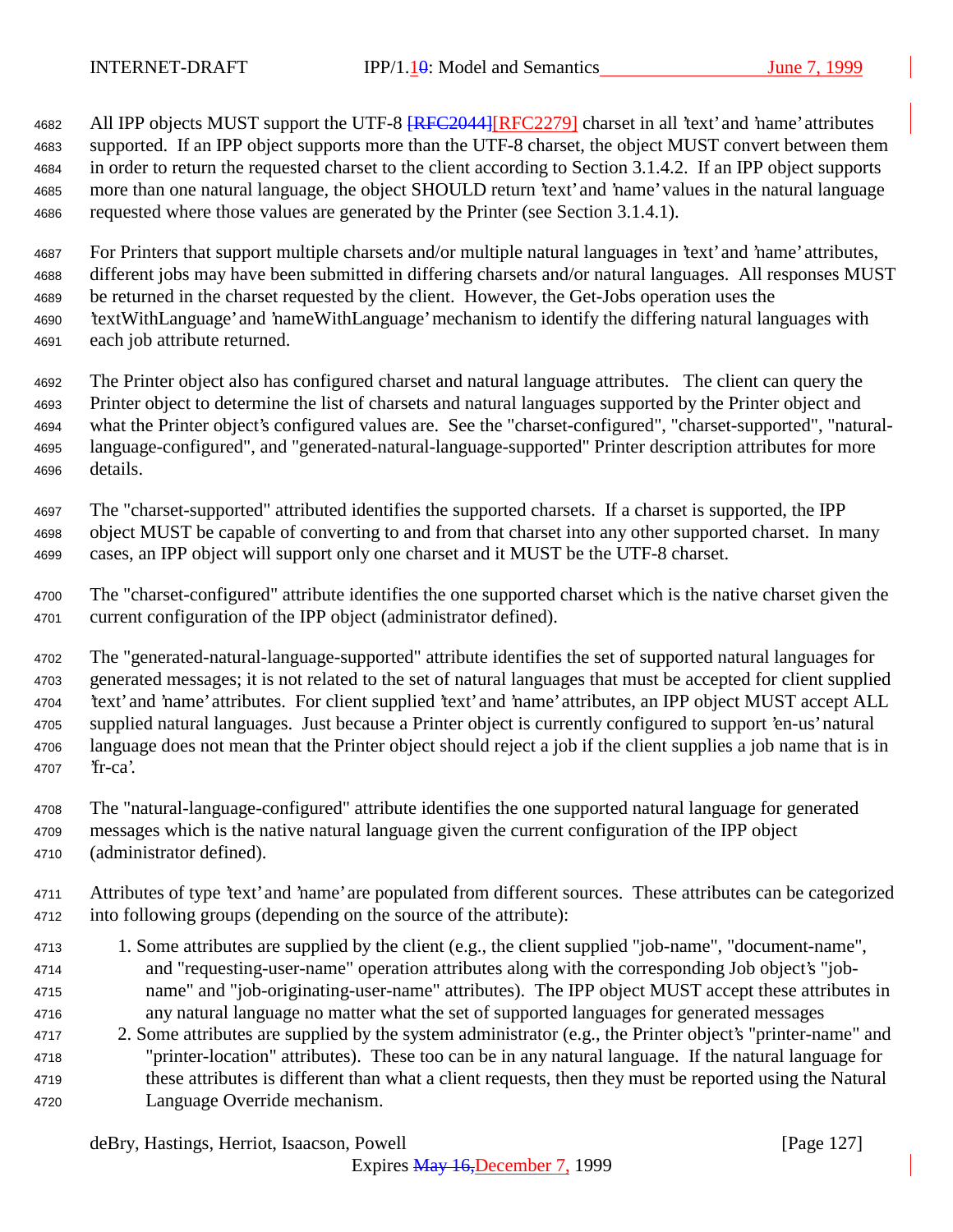All IPP objects MUST support the UTF-8 [RFC2044][RFC2279] charset in all 'text' and 'name' attributes supported. If an IPP object supports more than the UTF-8 charset, the object MUST convert between them in order to return the requested charset to the client according to Section 3.1.4.2. If an IPP object supports more than one natural language, the object SHOULD return 'text' and 'name' values in the natural language requested where those values are generated by the Printer (see Section 3.1.4.1).

For Printers that support multiple charsets and/or multiple natural languages in 'text' and 'name' attributes, different jobs may have been submitted in differing charsets and/or natural languages. All responses MUST be returned in the charset requested by the client. However, the Get-Jobs operation uses the 'textWithLanguage' and 'nameWithLanguage' mechanism to identify the differing natural languages with each job attribute returned.

The Printer object also has configured charset and natural language attributes. The client can query the Printer object to determine the list of charsets and natural languages supported by the Printer object and what the Printer object's configured values are. See the "charset-configured", "charset-supported", "natural-language-configured", and "generated-natural-language-supported" Printer description attributes for more details.

The "charset-supported" attributed identifies the supported charsets. If a charset is supported, the IPP object MUST be capable of converting to and from that charset into any other supported charset. In many cases, an IPP object will support only one charset and it MUST be the UTF-8 charset.

The "charset-configured" attribute identifies the one supported charset which is the native charset given the current configuration of the IPP object (administrator defined).

The "generated-natural-language-supported" attribute identifies the set of supported natural languages for generated messages; it is not related to the set of natural languages that must be accepted for client supplied 'text' and 'name' attributes. For client supplied 'text' and 'name' attributes, an IPP object MUST accept ALL supplied natural languages. Just because a Printer object is currently configured to support 'en-us' natural language does not mean that the Printer object should reject a job if the client supplies a job name that is in 'fr-ca'.

The "natural-language-configured" attribute identifies the one supported natural language for generated messages which is the native natural language given the current configuration of the IPP object (administrator defined).

Attributes of type 'text' and 'name' are populated from different sources. These attributes can be categorized into following groups (depending on the source of the attribute):

1. Some attributes are supplied by the client (e.g., the client supplied "job-name", "document-name", and "requesting-user-name" operation attributes along with the corresponding Job object's "job-name" and "job-originating-user-name" attributes). The IPP object MUST accept these attributes in any natural language no matter what the set of supported languages for generated messages
2. Some attributes are supplied by the system administrator (e.g., the Printer object's "printer-name" and "printer-location" attributes). These too can be in any natural language. If the natural language for these attributes is different than what a client requests, then they must be reported using the Natural Language Override mechanism.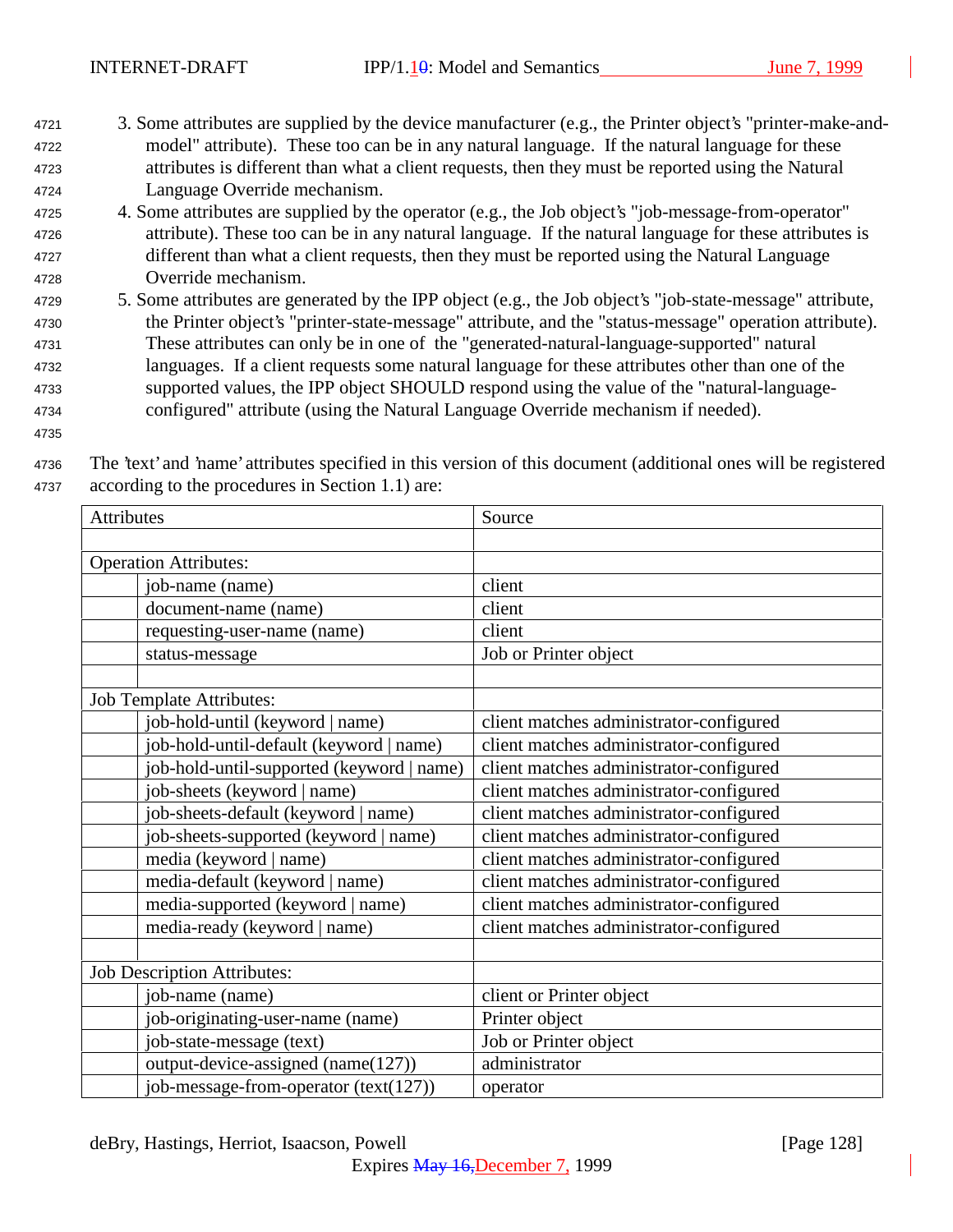3. Some attributes are supplied by the device manufacturer (e.g., the Printer object's "printer-make-and-model" attribute). These too can be in any natural language. If the natural language for these attributes is different than what a client requests, then they must be reported using the Natural Language Override mechanism.
4. Some attributes are supplied by the operator (e.g., the Job object's "job-message-from-operator" attribute). These too can be in any natural language. If the natural language for these attributes is different than what a client requests, then they must be reported using the Natural Language Override mechanism.
5. Some attributes are generated by the IPP object (e.g., the Job object's "job-state-message" attribute, the Printer object's "printer-state-message" attribute, and the "status-message" operation attribute). These attributes can only be in one of the "generated-natural-language-supported" natural languages. If a client requests some natural language for these attributes other than one of the supported values, the IPP object SHOULD respond using the value of the "natural-language-configured" attribute (using the Natural Language Override mechanism if needed).

The 'text' and 'name' attributes specified in this version of this document (additional ones will be registered according to the procedures in Section 1.1) are:

| Attributes | | Source |
|---|---|---|
| | | |
| Operation Attributes: | | |
| | job-name (name) | client |
| | document-name (name) | client |
| | requesting-user-name (name) | client |
| | status-message | Job or Printer object |
| | | |
| Job Template Attributes: | | |
| | job-hold-until (keyword \| name) | client matches administrator-configured |
| | job-hold-until-default (keyword \| name) | client matches administrator-configured |
| | job-hold-until-supported (keyword \| name) | client matches administrator-configured |
| | job-sheets (keyword \| name) | client matches administrator-configured |
| | job-sheets-default (keyword \| name) | client matches administrator-configured |
| | job-sheets-supported (keyword \| name) | client matches administrator-configured |
| | media (keyword \| name) | client matches administrator-configured |
| | media-default (keyword \| name) | client matches administrator-configured |
| | media-supported (keyword \| name) | client matches administrator-configured |
| | media-ready (keyword \| name) | client matches administrator-configured |
| | | |
| Job Description Attributes: | | |
| | job-name (name) | client or Printer object |
| | job-originating-user-name (name) | Printer object |
| | job-state-message (text) | Job or Printer object |
| | output-device-assigned (name(127)) | administrator |
| | job-message-from-operator (text(127)) | operator |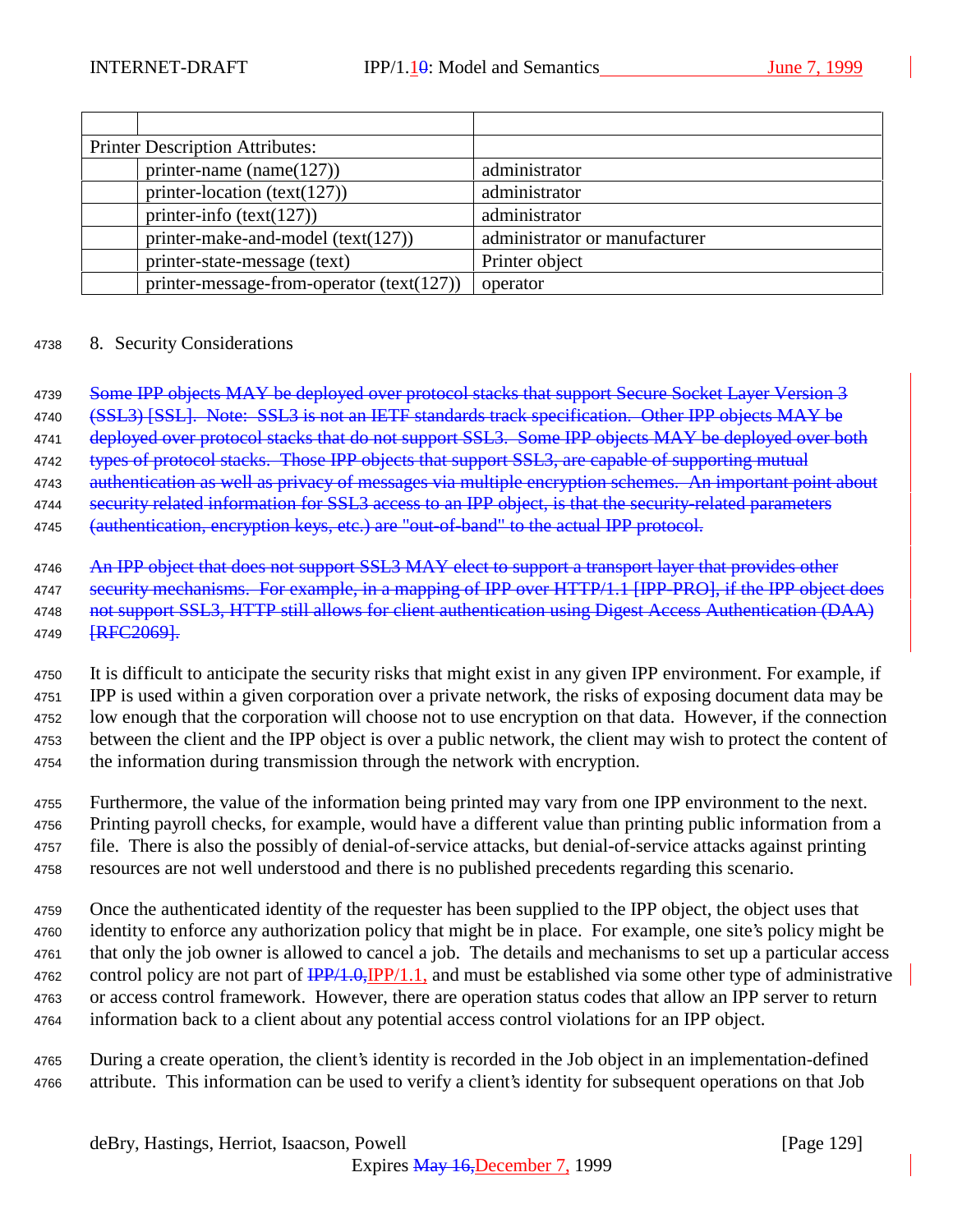| | | |
|---|---|---|
| | | |
| Printer Description Attributes: | | |
| | printer-name (name(127)) | administrator |
| | printer-location (text(127)) | administrator |
| | printer-info (text(127)) | administrator |
| | printer-make-and-model (text(127)) | administrator or manufacturer |
| | printer-state-message (text) | Printer object |
| | printer-message-from-operator (text(127)) | operator |

# 8. Security Considerations

~~Some IPP objects MAY be deployed over protocol stacks that support Secure Socket Layer Version 3 (SSL3) [SSL]. Note: SSL3 is not an IETF standards track specification. Other IPP objects MAY be deployed over protocol stacks that do not support SSL3. Some IPP objects MAY be deployed over both types of protocol stacks. Those IPP objects that support SSL3, are capable of supporting mutual authentication as well as privacy of messages via multiple encryption schemes. An important point about security related information for SSL3 access to an IPP object, is that the security-related parameters (authentication, encryption keys, etc.) are "out-of-band" to the actual IPP protocol.~~

~~An IPP object that does not support SSL3 MAY elect to support a transport layer that provides other security mechanisms. For example, in a mapping of IPP over HTTP/1.1 [IPP-PRO], if the IPP object does not support SSL3, HTTP still allows for client authentication using Digest Access Authentication (DAA) [RFC2069].~~

It is difficult to anticipate the security risks that might exist in any given IPP environment. For example, if IPP is used within a given corporation over a private network, the risks of exposing document data may be low enough that the corporation will choose not to use encryption on that data. However, if the connection between the client and the IPP object is over a public network, the client may wish to protect the content of the information during transmission through the network with encryption.

Furthermore, the value of the information being printed may vary from one IPP environment to the next. Printing payroll checks, for example, would have a different value than printing public information from a file. There is also the possibly of denial-of-service attacks, but denial-of-service attacks against printing resources are not well understood and there is no published precedents regarding this scenario.

Once the authenticated identity of the requester has been supplied to the IPP object, the object uses that identity to enforce any authorization policy that might be in place. For example, one site's policy might be that only the job owner is allowed to cancel a job. The details and mechanisms to set up a particular access control policy are not part of ~~IPP/1.0,~~IPP/1.1, and must be established via some other type of administrative or access control framework. However, there are operation status codes that allow an IPP server to return information back to a client about any potential access control violations for an IPP object.

During a create operation, the client's identity is recorded in the Job object in an implementation-defined attribute. This information can be used to verify a client's identity for subsequent operations on that Job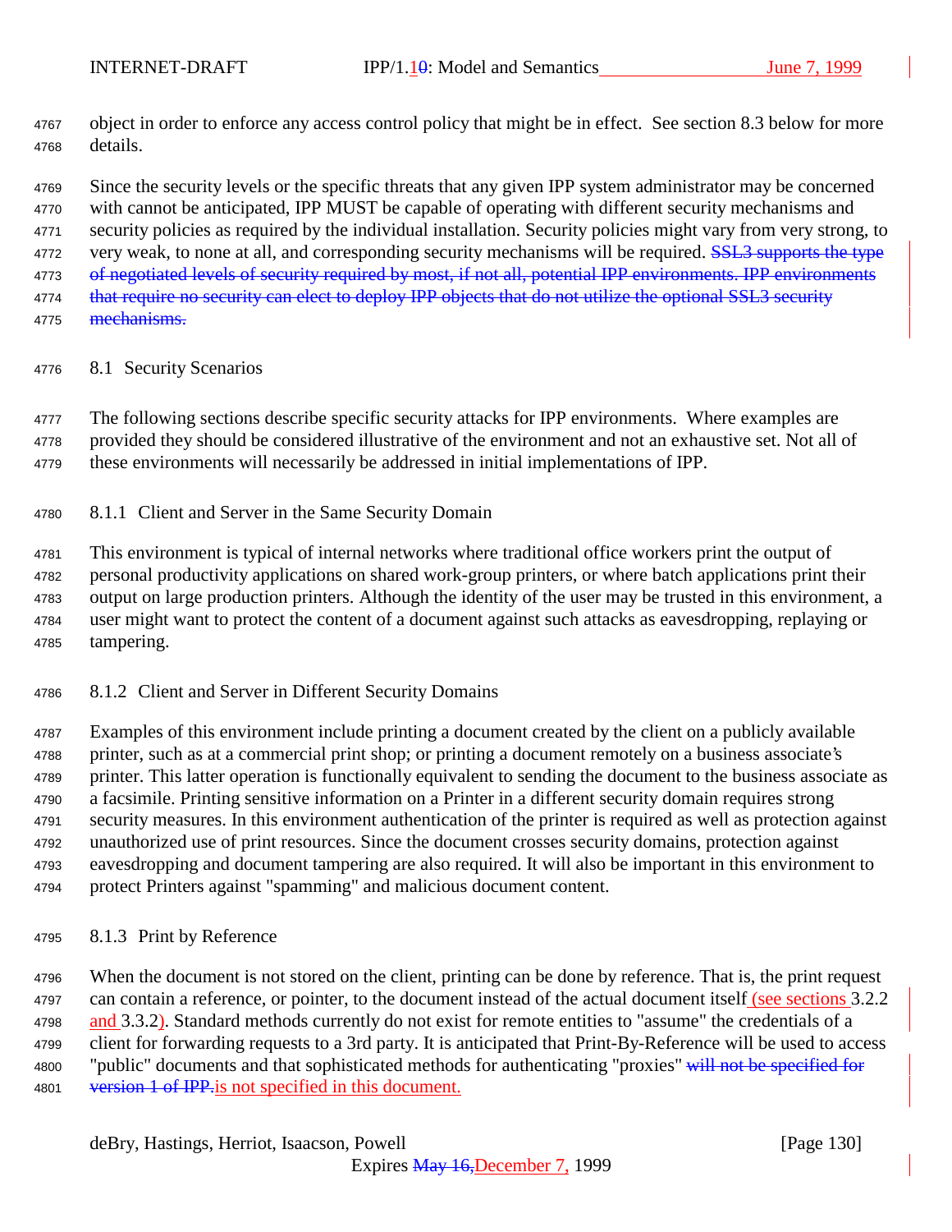object in order to enforce any access control policy that might be in effect. See section 8.3 below for more details.

Since the security levels or the specific threats that any given IPP system administrator may be concerned with cannot be anticipated, IPP MUST be capable of operating with different security mechanisms and security policies as required by the individual installation. Security policies might vary from very strong, to very weak, to none at all, and corresponding security mechanisms will be required. ~~SSL3 supports the type of negotiated levels of security required by most, if not all, potential IPP environments. IPP environments that require no security can elect to deploy IPP objects that do not utilize the optional SSL3 security mechanisms.~~

### 8.1 Security Scenarios

The following sections describe specific security attacks for IPP environments. Where examples are provided they should be considered illustrative of the environment and not an exhaustive set. Not all of these environments will necessarily be addressed in initial implementations of IPP.

#### 8.1.1 Client and Server in the Same Security Domain

This environment is typical of internal networks where traditional office workers print the output of personal productivity applications on shared work-group printers, or where batch applications print their output on large production printers. Although the identity of the user may be trusted in this environment, a user might want to protect the content of a document against such attacks as eavesdropping, replaying or tampering.

#### 8.1.2 Client and Server in Different Security Domains

Examples of this environment include printing a document created by the client on a publicly available printer, such as at a commercial print shop; or printing a document remotely on a business associate's printer. This latter operation is functionally equivalent to sending the document to the business associate as a facsimile. Printing sensitive information on a Printer in a different security domain requires strong security measures. In this environment authentication of the printer is required as well as protection against unauthorized use of print resources. Since the document crosses security domains, protection against eavesdropping and document tampering are also required. It will also be important in this environment to protect Printers against "spamming" and malicious document content.

#### 8.1.3 Print by Reference

When the document is not stored on the client, printing can be done by reference. That is, the print request can contain a reference, or pointer, to the document instead of the actual document itself (see sections 3.2.2 and 3.3.2). Standard methods currently do not exist for remote entities to "assume" the credentials of a client for forwarding requests to a 3rd party. It is anticipated that Print-By-Reference will be used to access "public" documents and that sophisticated methods for authenticating "proxies" ~~will not be specified for version 1 of IPP.~~is not specified in this document.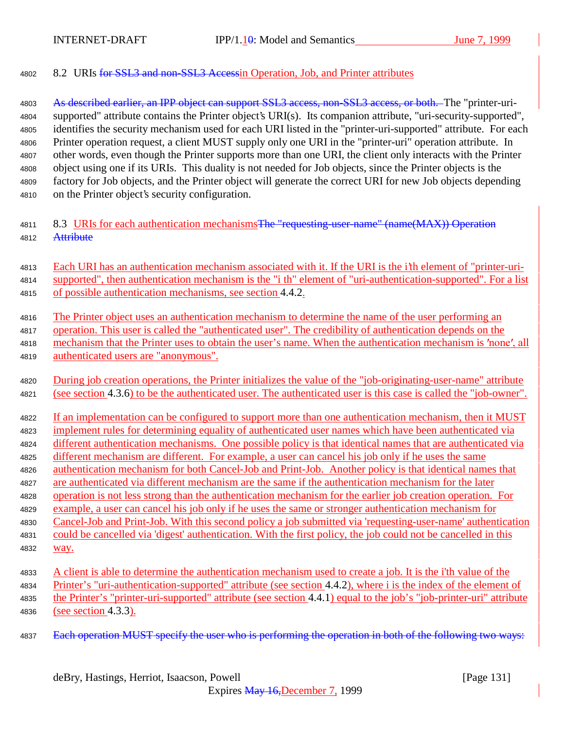## 8.2 URIs ~~for SSL3 and non-SSL3 Access~~in Operation, Job, and Printer attributes

~~As described earlier, an IPP object can support SSL3 access, non-SSL3 access, or both.~~ The "printer-uri-supported" attribute contains the Printer object's URI(s). Its companion attribute, "uri-security-supported", identifies the security mechanism used for each URI listed in the "printer-uri-supported" attribute. For each Printer operation request, a client MUST supply only one URI in the "printer-uri" operation attribute. In other words, even though the Printer supports more than one URI, the client only interacts with the Printer object using one if its URIs. This duality is not needed for Job objects, since the Printer objects is the factory for Job objects, and the Printer object will generate the correct URI for new Job objects depending on the Printer object's security configuration.

## 8.3 URIs for each authentication mechanisms~~The "requesting-user-name" (name(MAX)) Operation Attribute~~

Each URI has an authentication mechanism associated with it. If the URI is the i'th element of "printer-uri-supported", then authentication mechanism is the "i th" element of "uri-authentication-supported". For a list of possible authentication mechanisms, see section 4.4.2.

The Printer object uses an authentication mechanism to determine the name of the user performing an operation. This user is called the "authenticated user". The credibility of authentication depends on the mechanism that the Printer uses to obtain the user's name. When the authentication mechanism is 'none', all authenticated users are "anonymous".

During job creation operations, the Printer initializes the value of the "job-originating-user-name" attribute (see section 4.3.6) to be the authenticated user. The authenticated user is this case is called the "job-owner".

If an implementation can be configured to support more than one authentication mechanism, then it MUST implement rules for determining equality of authenticated user names which have been authenticated via different authentication mechanisms. One possible policy is that identical names that are authenticated via different mechanism are different. For example, a user can cancel his job only if he uses the same authentication mechanism for both Cancel-Job and Print-Job. Another policy is that identical names that are authenticated via different mechanism are the same if the authentication mechanism for the later operation is not less strong than the authentication mechanism for the earlier job creation operation. For example, a user can cancel his job only if he uses the same or stronger authentication mechanism for Cancel-Job and Print-Job. With this second policy a job submitted via 'requesting-user-name' authentication could be cancelled via 'digest' authentication. With the first policy, the job could not be cancelled in this way.

A client is able to determine the authentication mechanism used to create a job. It is the i'th value of the Printer's "uri-authentication-supported" attribute (see section 4.4.2), where i is the index of the element of the Printer's "printer-uri-supported" attribute (see section 4.4.1) equal to the job's "job-printer-uri" attribute (see section 4.3.3).

~~Each operation MUST specify the user who is performing the operation in both of the following two ways:~~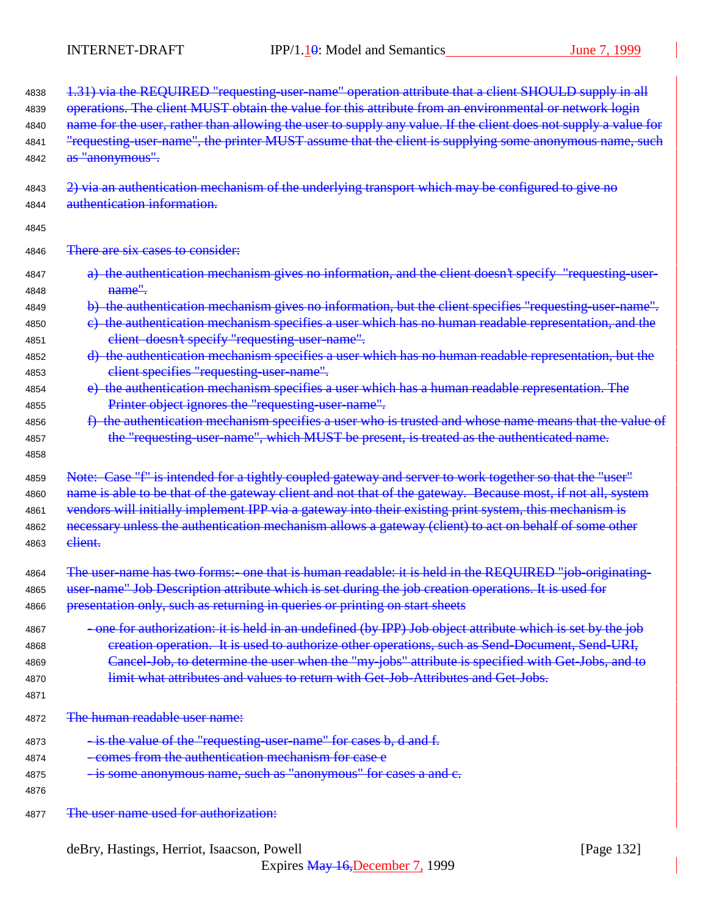1.31) via the REQUIRED "requesting-user-name" operation attribute that a client SHOULD supply in all operations. The client MUST obtain the value for this attribute from an environmental or network login name for the user, rather than allowing the user to supply any value. If the client does not supply a value for "requesting-user-name", the printer MUST assume that the client is supplying some anonymous name, such as "anonymous".

2) via an authentication mechanism of the underlying transport which may be configured to give no authentication information.

There are six cases to consider:

a) the authentication mechanism gives no information, and the client doesn't specify "requesting-user-name".
b) the authentication mechanism gives no information, but the client specifies "requesting-user-name".
c) the authentication mechanism specifies a user which has no human readable representation, and the client doesn't specify "requesting-user-name".
d) the authentication mechanism specifies a user which has no human readable representation, but the client specifies "requesting-user-name".
e) the authentication mechanism specifies a user which has a human readable representation. The Printer object ignores the "requesting-user-name".
f) the authentication mechanism specifies a user who is trusted and whose name means that the value of the "requesting-user-name", which MUST be present, is treated as the authenticated name.

Note: Case "f" is intended for a tightly coupled gateway and server to work together so that the "user" name is able to be that of the gateway client and not that of the gateway. Because most, if not all, system vendors will initially implement IPP via a gateway into their existing print system, this mechanism is necessary unless the authentication mechanism allows a gateway (client) to act on behalf of some other client.

The user-name has two forms:- one that is human readable: it is held in the REQUIRED "job-originating-user-name" Job Description attribute which is set during the job creation operations. It is used for presentation only, such as returning in queries or printing on start sheets

- one for authorization: it is held in an undefined (by IPP) Job object attribute which is set by the job creation operation. It is used to authorize other operations, such as Send-Document, Send-URI, Cancel-Job, to determine the user when the "my-jobs" attribute is specified with Get-Jobs, and to limit what attributes and values to return with Get-Job-Attributes and Get-Jobs.

The human readable user name:

- is the value of the "requesting-user-name" for cases b, d and f.
- comes from the authentication mechanism for case e
- is some anonymous name, such as "anonymous" for cases a and c.

The user name used for authorization: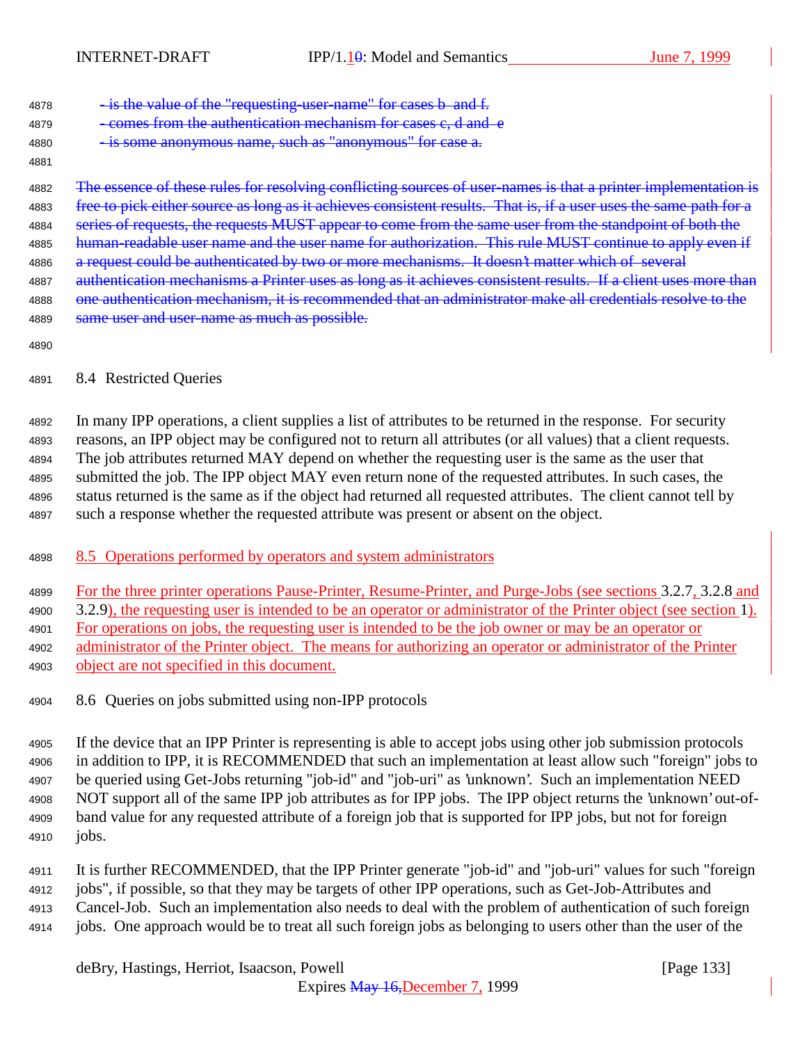- is the value of the "requesting-user-name" for cases b and f.
- comes from the authentication mechanism for cases c, d and e
- is some anonymous name, such as "anonymous" for case a.

The essence of these rules for resolving conflicting sources of user-names is that a printer implementation is free to pick either source as long as it achieves consistent results. That is, if a user uses the same path for a series of requests, the requests MUST appear to come from the same user from the standpoint of both the human-readable user name and the user name for authorization. This rule MUST continue to apply even if a request could be authenticated by two or more mechanisms. It doesn't matter which of several authentication mechanisms a Printer uses as long as it achieves consistent results. If a client uses more than one authentication mechanism, it is recommended that an administrator make all credentials resolve to the same user and user-name as much as possible.

## 8.4 Restricted Queries

In many IPP operations, a client supplies a list of attributes to be returned in the response. For security reasons, an IPP object may be configured not to return all attributes (or all values) that a client requests. The job attributes returned MAY depend on whether the requesting user is the same as the user that submitted the job. The IPP object MAY even return none of the requested attributes. In such cases, the status returned is the same as if the object had returned all requested attributes. The client cannot tell by such a response whether the requested attribute was present or absent on the object.

## 8.5 Operations performed by operators and system administrators

For the three printer operations Pause-Printer, Resume-Printer, and Purge-Jobs (see sections 3.2.7, 3.2.8 and 3.2.9), the requesting user is intended to be an operator or administrator of the Printer object (see section 1). For operations on jobs, the requesting user is intended to be the job owner or may be an operator or administrator of the Printer object. The means for authorizing an operator or administrator of the Printer object are not specified in this document.

## 8.6 Queries on jobs submitted using non-IPP protocols

If the device that an IPP Printer is representing is able to accept jobs using other job submission protocols in addition to IPP, it is RECOMMENDED that such an implementation at least allow such "foreign" jobs to be queried using Get-Jobs returning "job-id" and "job-uri" as 'unknown'. Such an implementation NEED NOT support all of the same IPP job attributes as for IPP jobs. The IPP object returns the 'unknown' out-of-band value for any requested attribute of a foreign job that is supported for IPP jobs, but not for foreign jobs.

It is further RECOMMENDED, that the IPP Printer generate "job-id" and "job-uri" values for such "foreign jobs", if possible, so that they may be targets of other IPP operations, such as Get-Job-Attributes and Cancel-Job. Such an implementation also needs to deal with the problem of authentication of such foreign jobs. One approach would be to treat all such foreign jobs as belonging to users other than the user of the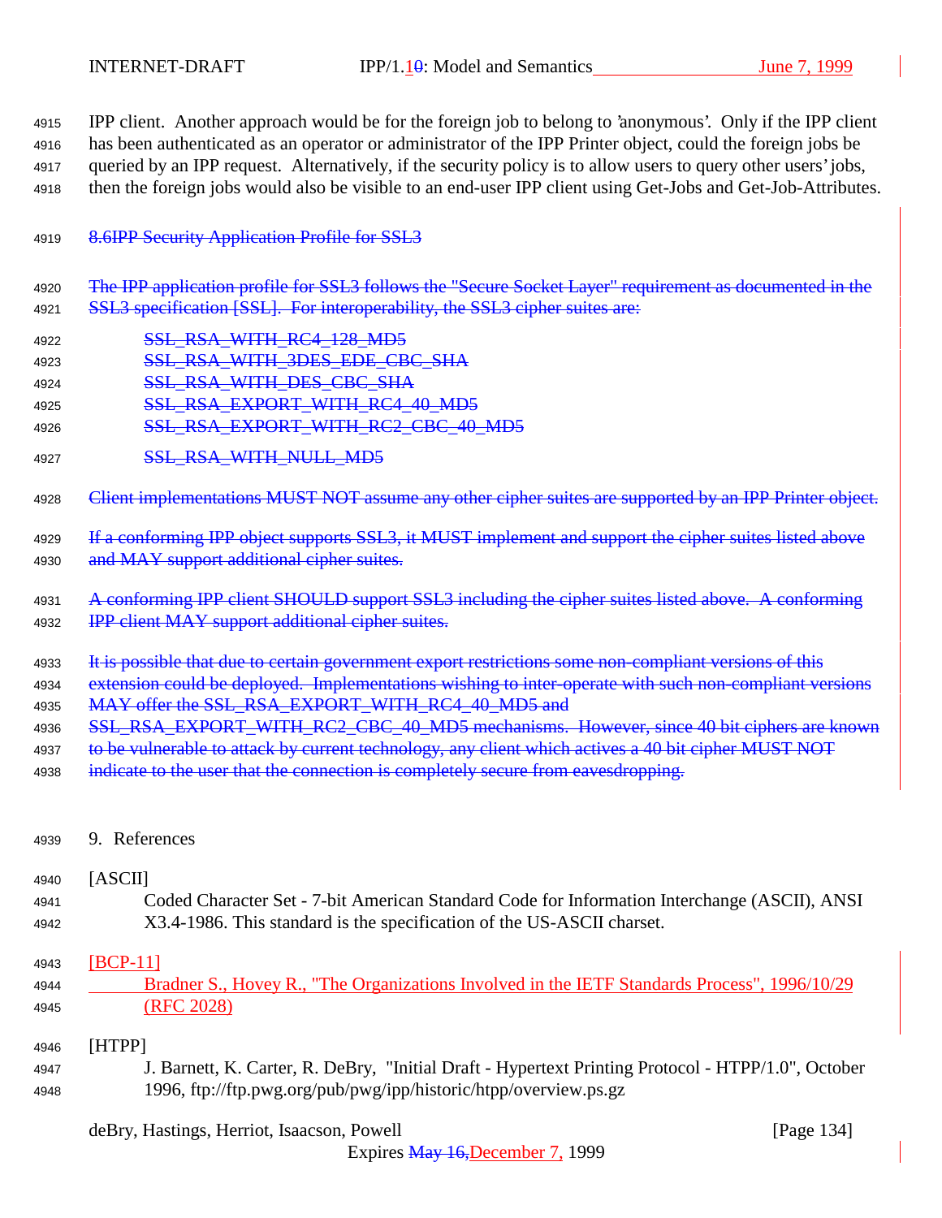IPP client. Another approach would be for the foreign job to belong to 'anonymous'. Only if the IPP client has been authenticated as an operator or administrator of the IPP Printer object, could the foreign jobs be queried by an IPP request. Alternatively, if the security policy is to allow users to query other users' jobs, then the foreign jobs would also be visible to an end-user IPP client using Get-Jobs and Get-Job-Attributes.

## ~~8.6IPP Security Application Profile for SSL3~~

~~The IPP application profile for SSL3 follows the "Secure Socket Layer" requirement as documented in the SSL3 specification [SSL]. For interoperability, the SSL3 cipher suites are:~~

~~SSL_RSA_WITH_RC4_128_MD5~~
~~SSL_RSA_WITH_3DES_EDE_CBC_SHA~~
~~SSL_RSA_WITH_DES_CBC_SHA~~
~~SSL_RSA_EXPORT_WITH_RC4_40_MD5~~
~~SSL_RSA_EXPORT_WITH_RC2_CBC_40_MD5~~
~~SSL_RSA_WITH_NULL_MD5~~

~~Client implementations MUST NOT assume any other cipher suites are supported by an IPP Printer object.~~

~~If a conforming IPP object supports SSL3, it MUST implement and support the cipher suites listed above and MAY support additional cipher suites.~~

~~A conforming IPP client SHOULD support SSL3 including the cipher suites listed above. A conforming IPP client MAY support additional cipher suites.~~

~~It is possible that due to certain government export restrictions some non-compliant versions of this extension could be deployed. Implementations wishing to inter-operate with such non-compliant versions MAY offer the SSL_RSA_EXPORT_WITH_RC4_40_MD5 and SSL_RSA_EXPORT_WITH_RC2_CBC_40_MD5 mechanisms. However, since 40 bit ciphers are known to be vulnerable to attack by current technology, any client which actives a 40 bit cipher MUST NOT indicate to the user that the connection is completely secure from eavesdropping.~~

# 9. References

[ASCII]
Coded Character Set - 7-bit American Standard Code for Information Interchange (ASCII), ANSI X3.4-1986. This standard is the specification of the US-ASCII charset.

[BCP-11]
Bradner S., Hovey R., "The Organizations Involved in the IETF Standards Process", 1996/10/29 (RFC 2028)

[HTPP]
J. Barnett, K. Carter, R. DeBry, "Initial Draft - Hypertext Printing Protocol - HTPP/1.0", October 1996, ftp://ftp.pwg.org/pub/pwg/ipp/historic/htpp/overview.ps.gz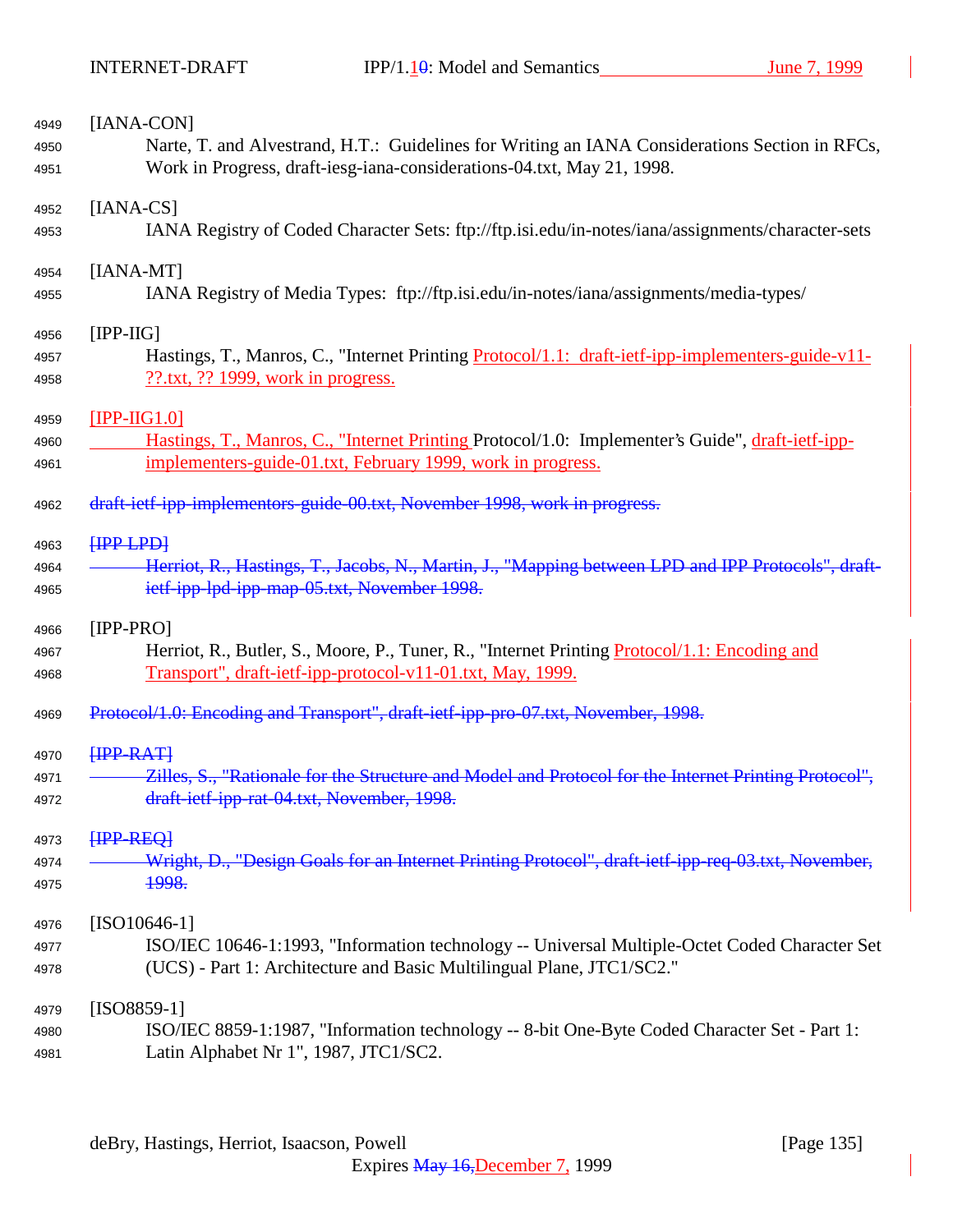4949 [IANA-CON]
4950 Narte, T. and Alvestrand, H.T.: Guidelines for Writing an IANA Considerations Section in RFCs,
4951 Work in Progress, draft-iesg-iana-considerations-04.txt, May 21, 1998.

4952 [IANA-CS]
4953 IANA Registry of Coded Character Sets: ftp://ftp.isi.edu/in-notes/iana/assignments/character-sets

4954 [IANA-MT]
4955 IANA Registry of Media Types: ftp://ftp.isi.edu/in-notes/iana/assignments/media-types/

4956 [IPP-IIG]
4957 Hastings, T., Manros, C., "Internet Printing Protocol/1.1: draft-ietf-ipp-implementers-guide-v11-
4958 ??.txt, ?? 1999, work in progress.

4959 [IPP-IIG1.0]
4960 Hastings, T., Manros, C., "Internet Printing Protocol/1.0: Implementer's Guide", draft-ietf-ipp-
4961 implementers-guide-01.txt, February 1999, work in progress.

4962 ~~draft-ietf-ipp-implementors-guide-00.txt, November 1998, work in progress.~~

4963 ~~[IPP-LPD]~~
4964 ~~Herriot, R., Hastings, T., Jacobs, N., Martin, J., "Mapping between LPD and IPP Protocols", draft-~~
4965 ~~ietf-ipp-lpd-ipp-map-05.txt, November 1998.~~

4966 [IPP-PRO]
4967 Herriot, R., Butler, S., Moore, P., Tuner, R., "Internet Printing Protocol/1.1: Encoding and
4968 Transport", draft-ietf-ipp-protocol-v11-01.txt, May, 1999.

4969 ~~Protocol/1.0: Encoding and Transport", draft-ietf-ipp-pro-07.txt, November, 1998.~~

4970 ~~[IPP-RAT]~~
4971 ~~Zilles, S., "Rationale for the Structure and Model and Protocol for the Internet Printing Protocol",~~
4972 ~~draft-ietf-ipp-rat-04.txt, November, 1998.~~

4973 ~~[IPP-REQ]~~
4974 ~~Wright, D., "Design Goals for an Internet Printing Protocol", draft-ietf-ipp-req-03.txt, November,~~
4975 ~~1998.~~

4976 [ISO10646-1]
4977 ISO/IEC 10646-1:1993, "Information technology -- Universal Multiple-Octet Coded Character Set
4978 (UCS) - Part 1: Architecture and Basic Multilingual Plane, JTC1/SC2."

4979 [ISO8859-1]
4980 ISO/IEC 8859-1:1987, "Information technology -- 8-bit One-Byte Coded Character Set - Part 1:
4981 Latin Alphabet Nr 1", 1987, JTC1/SC2.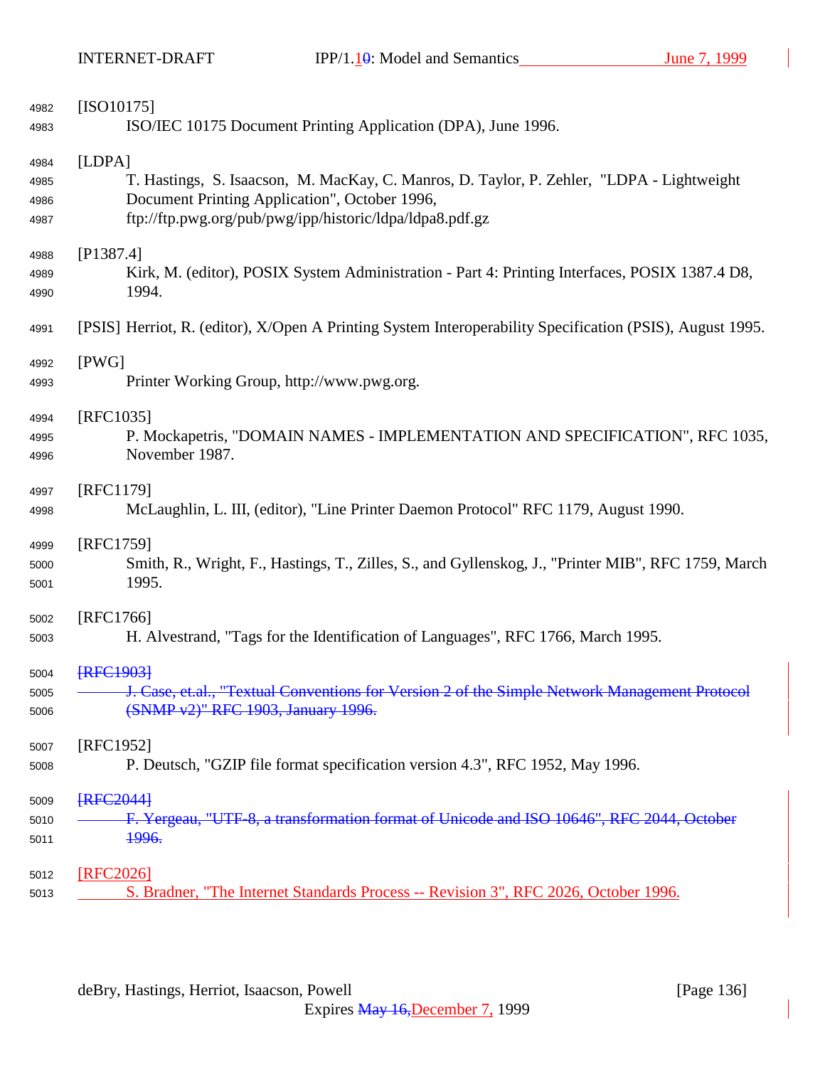[ISO10175]
ISO/IEC 10175 Document Printing Application (DPA), June 1996.

[LDPA]
T. Hastings, S. Isaacson, M. MacKay, C. Manros, D. Taylor, P. Zehler, "LDPA - Lightweight Document Printing Application", October 1996, ftp://ftp.pwg.org/pub/pwg/ipp/historic/ldpa/ldpa8.pdf.gz

[P1387.4]
Kirk, M. (editor), POSIX System Administration - Part 4: Printing Interfaces, POSIX 1387.4 D8, 1994.

[PSIS] Herriot, R. (editor), X/Open A Printing System Interoperability Specification (PSIS), August 1995.

[PWG]
Printer Working Group, http://www.pwg.org.

[RFC1035]
P. Mockapetris, "DOMAIN NAMES - IMPLEMENTATION AND SPECIFICATION", RFC 1035, November 1987.

[RFC1179]
McLaughlin, L. III, (editor), "Line Printer Daemon Protocol" RFC 1179, August 1990.

[RFC1759]
Smith, R., Wright, F., Hastings, T., Zilles, S., and Gyllenskog, J., "Printer MIB", RFC 1759, March 1995.

[RFC1766]
H. Alvestrand, "Tags for the Identification of Languages", RFC 1766, March 1995.

~~[RFC1903]~~
~~J. Case, et.al., "Textual Conventions for Version 2 of the Simple Network Management Protocol (SNMP v2)" RFC 1903, January 1996.~~

[RFC1952]
P. Deutsch, "GZIP file format specification version 4.3", RFC 1952, May 1996.

~~[RFC2044]~~
~~F. Yergeau, "UTF-8, a transformation format of Unicode and ISO 10646", RFC 2044, October 1996.~~

[RFC2026]
S. Bradner, "The Internet Standards Process -- Revision 3", RFC 2026, October 1996.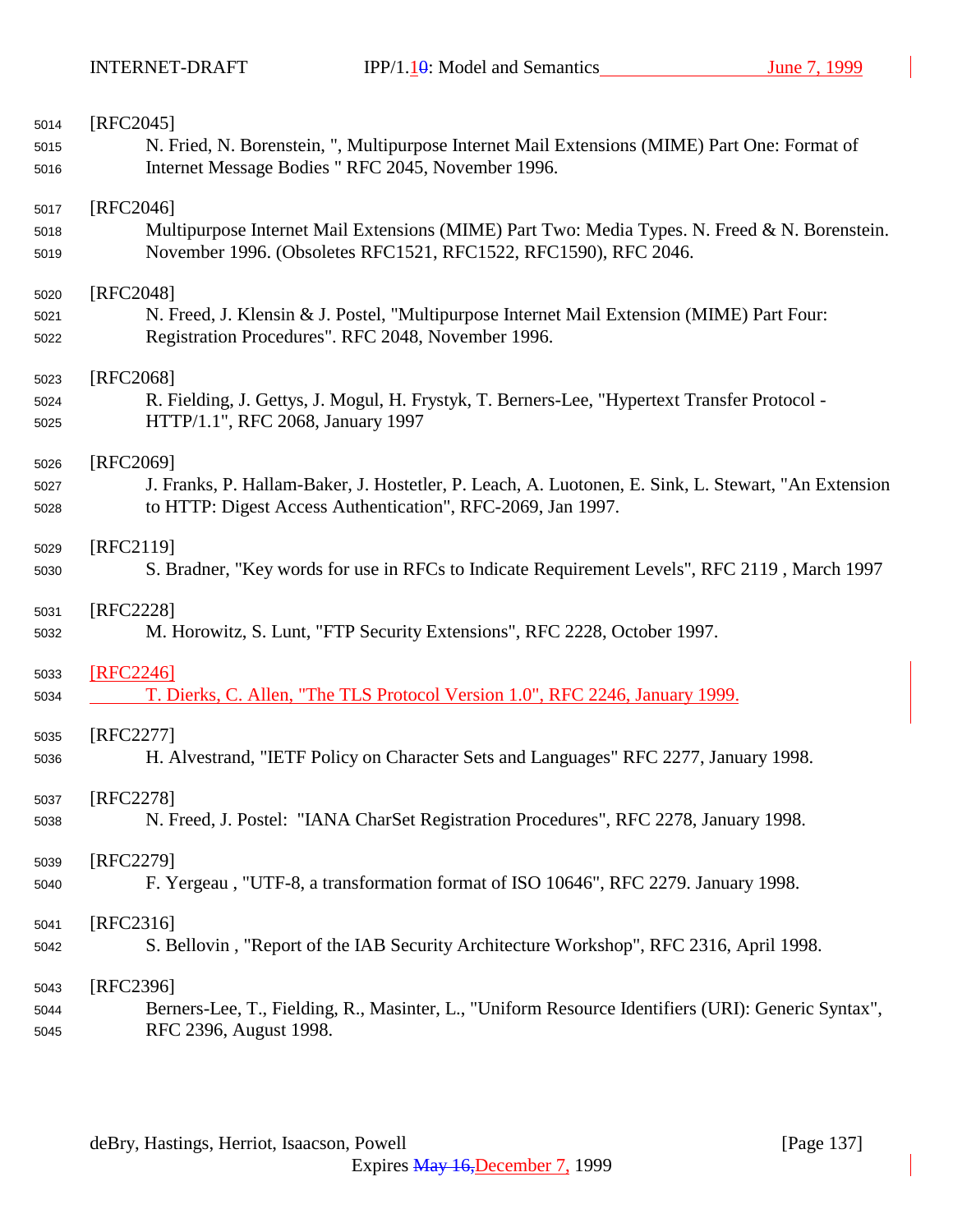[RFC2045]
N. Fried, N. Borenstein, ", Multipurpose Internet Mail Extensions (MIME) Part One: Format of Internet Message Bodies " RFC 2045, November 1996.

[RFC2046]
Multipurpose Internet Mail Extensions (MIME) Part Two: Media Types. N. Freed & N. Borenstein. November 1996. (Obsoletes RFC1521, RFC1522, RFC1590), RFC 2046.

[RFC2048]
N. Freed, J. Klensin & J. Postel, "Multipurpose Internet Mail Extension (MIME) Part Four: Registration Procedures". RFC 2048, November 1996.

[RFC2068]
R. Fielding, J. Gettys, J. Mogul, H. Frystyk, T. Berners-Lee, "Hypertext Transfer Protocol - HTTP/1.1", RFC 2068, January 1997

[RFC2069]
J. Franks, P. Hallam-Baker, J. Hostetler, P. Leach, A. Luotonen, E. Sink, L. Stewart, "An Extension to HTTP: Digest Access Authentication", RFC-2069, Jan 1997.

[RFC2119]
S. Bradner, "Key words for use in RFCs to Indicate Requirement Levels", RFC 2119 , March 1997

[RFC2228]
M. Horowitz, S. Lunt, "FTP Security Extensions", RFC 2228, October 1997.

[RFC2246]
T. Dierks, C. Allen, "The TLS Protocol Version 1.0", RFC 2246, January 1999.

[RFC2277]
H. Alvestrand, "IETF Policy on Character Sets and Languages" RFC 2277, January 1998.

[RFC2278]
N. Freed, J. Postel: "IANA CharSet Registration Procedures", RFC 2278, January 1998.

[RFC2279]
F. Yergeau , "UTF-8, a transformation format of ISO 10646", RFC 2279. January 1998.

[RFC2316]
S. Bellovin , "Report of the IAB Security Architecture Workshop", RFC 2316, April 1998.

[RFC2396]
Berners-Lee, T., Fielding, R., Masinter, L., "Uniform Resource Identifiers (URI): Generic Syntax", RFC 2396, August 1998.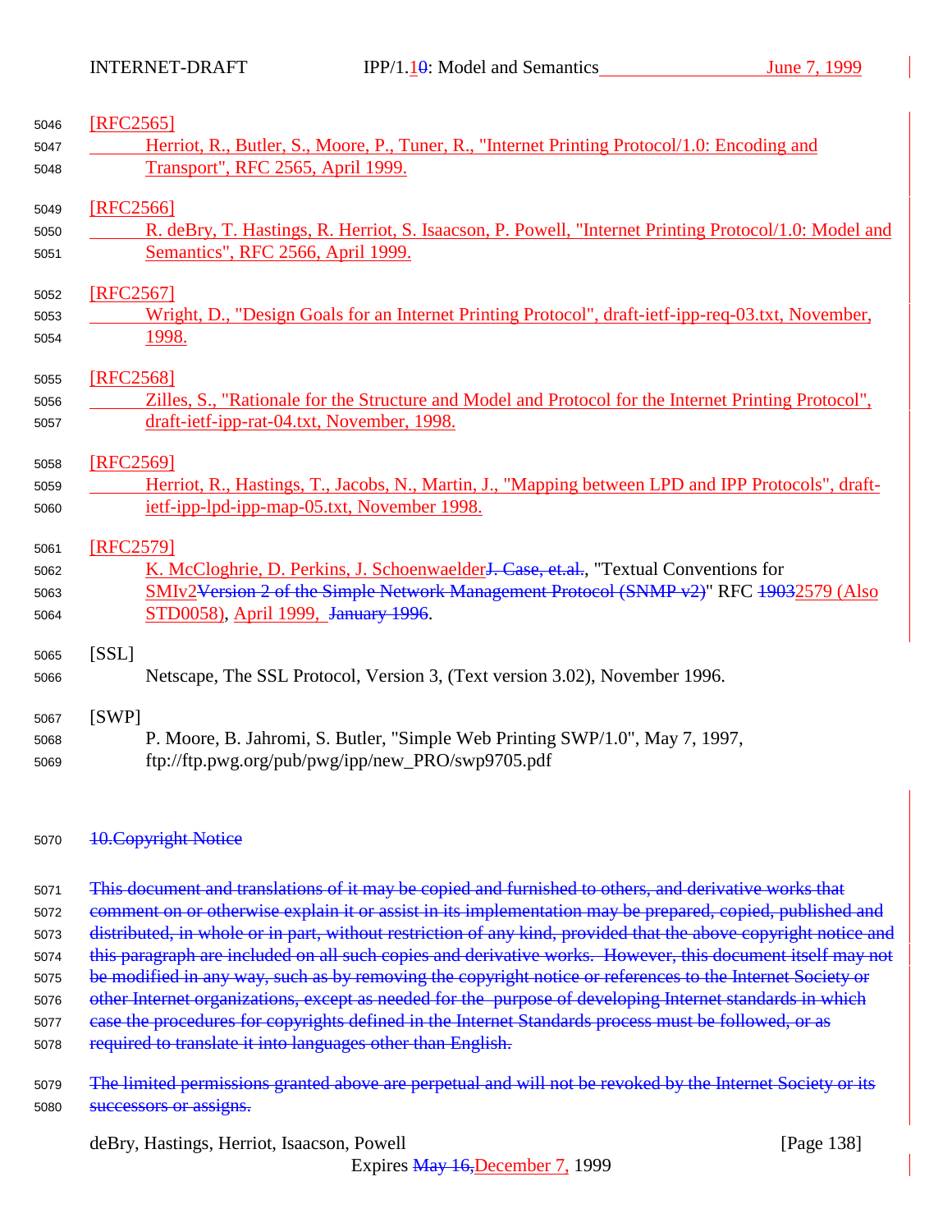[RFC2565]
Herriot, R., Butler, S., Moore, P., Tuner, R., "Internet Printing Protocol/1.0: Encoding and Transport", RFC 2565, April 1999.

[RFC2566]
R. deBry, T. Hastings, R. Herriot, S. Isaacson, P. Powell, "Internet Printing Protocol/1.0: Model and Semantics", RFC 2566, April 1999.

[RFC2567]
Wright, D., "Design Goals for an Internet Printing Protocol", draft-ietf-ipp-req-03.txt, November, 1998.

[RFC2568]
Zilles, S., "Rationale for the Structure and Model and Protocol for the Internet Printing Protocol", draft-ietf-ipp-rat-04.txt, November, 1998.

[RFC2569]
Herriot, R., Hastings, T., Jacobs, N., Martin, J., "Mapping between LPD and IPP Protocols", draft-ietf-ipp-lpd-ipp-map-05.txt, November 1998.

[RFC2579]
K. McCloghrie, D. Perkins, J. Schoenwaelder~~J. Case, et.al.~~, "Textual Conventions for SMIv2~~Version 2 of the Simple Network Management Protocol (SNMP v2)~~" RFC ~~1903~~2579 (Also STD0058), April 1999, ~~January 1996~~.

[SSL]
Netscape, The SSL Protocol, Version 3, (Text version 3.02), November 1996.

[SWP]
P. Moore, B. Jahromi, S. Butler, "Simple Web Printing SWP/1.0", May 7, 1997, ftp://ftp.pwg.org/pub/pwg/ipp/new_PRO/swp9705.pdf

## ~~10. Copyright Notice~~

~~This document and translations of it may be copied and furnished to others, and derivative works that comment on or otherwise explain it or assist in its implementation may be prepared, copied, published and distributed, in whole or in part, without restriction of any kind, provided that the above copyright notice and this paragraph are included on all such copies and derivative works. However, this document itself may not be modified in any way, such as by removing the copyright notice or references to the Internet Society or other Internet organizations, except as needed for the purpose of developing Internet standards in which case the procedures for copyrights defined in the Internet Standards process must be followed, or as required to translate it into languages other than English.~~

~~The limited permissions granted above are perpetual and will not be revoked by the Internet Society or its successors or assigns.~~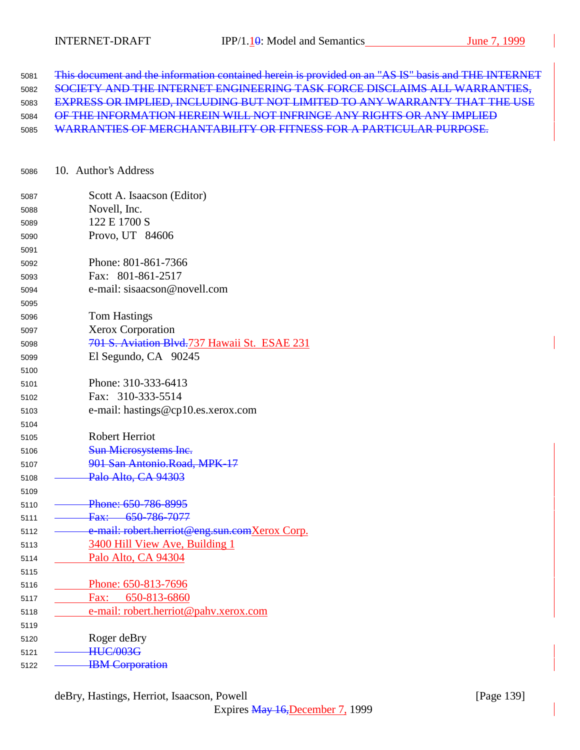~~This document and the information contained herein is provided on an "AS IS" basis and THE INTERNET SOCIETY AND THE INTERNET ENGINEERING TASK FORCE DISCLAIMS ALL WARRANTIES, EXPRESS OR IMPLIED, INCLUDING BUT NOT LIMITED TO ANY WARRANTY THAT THE USE OF THE INFORMATION HEREIN WILL NOT INFRINGE ANY RIGHTS OR ANY IMPLIED WARRANTIES OF MERCHANTABILITY OR FITNESS FOR A PARTICULAR PURPOSE.~~

## 10. Author's Address

Scott A. Isaacson (Editor)
Novell, Inc.
122 E 1700 S
Provo, UT 84606

Phone: 801-861-7366
Fax: 801-861-2517
e-mail: sisaacson@novell.com

Tom Hastings
Xerox Corporation
~~701 S. Aviation Blvd.~~737 Hawaii St. ESAE 231
El Segundo, CA 90245

Phone: 310-333-6413
Fax: 310-333-5514
e-mail: hastings@cp10.es.xerox.com

Robert Herriot
~~Sun Microsystems Inc.~~
~~901 San Antonio.Road, MPK-17~~
~~Palo Alto, CA 94303~~

~~Phone: 650-786-8995~~
~~Fax: 650-786-7077~~
~~e-mail: robert.herriot@eng.sun.com~~Xerox Corp.
3400 Hill View Ave, Building 1
Palo Alto, CA 94304

Phone: 650-813-7696
Fax: 650-813-6860
e-mail: robert.herriot@pahv.xerox.com

Roger deBry
~~HUC/003G~~
~~IBM Corporation~~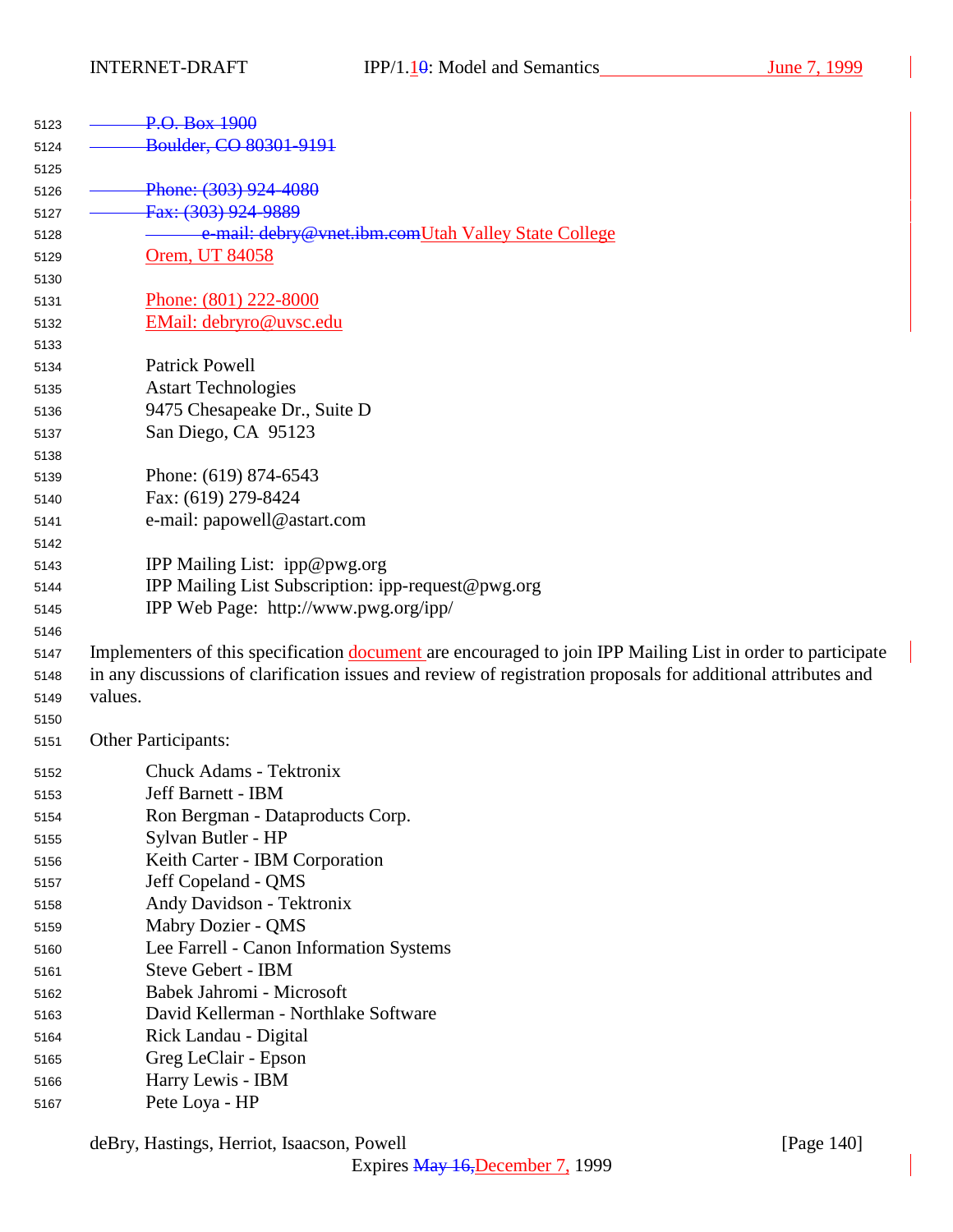~~P.O. Box 1900~~
~~Boulder, CO 80301-9191~~

~~Phone: (303) 924-4080~~
~~Fax: (303) 924-9889~~
~~e-mail: debry@vnet.ibm.com~~Utah Valley State College
Orem, UT 84058

Phone: (801) 222-8000
EMail: debryro@uvsc.edu

Patrick Powell
Astart Technologies
9475 Chesapeake Dr., Suite D
San Diego, CA  95123

Phone: (619) 874-6543
Fax: (619) 279-8424
e-mail: papowell@astart.com

IPP Mailing List:  ipp@pwg.org
IPP Mailing List Subscription: ipp-request@pwg.org
IPP Web Page:  http://www.pwg.org/ipp/

Implementers of this specification document are encouraged to join IPP Mailing List in order to participate in any discussions of clarification issues and review of registration proposals for additional attributes and values.

Other Participants:

Chuck Adams - Tektronix
Jeff Barnett - IBM
Ron Bergman - Dataproducts Corp.
Sylvan Butler - HP
Keith Carter - IBM Corporation
Jeff Copeland - QMS
Andy Davidson - Tektronix
Mabry Dozier - QMS
Lee Farrell - Canon Information Systems
Steve Gebert - IBM
Babek Jahromi - Microsoft
David Kellerman - Northlake Software
Rick Landau - Digital
Greg LeClair - Epson
Harry Lewis - IBM
Pete Loya - HP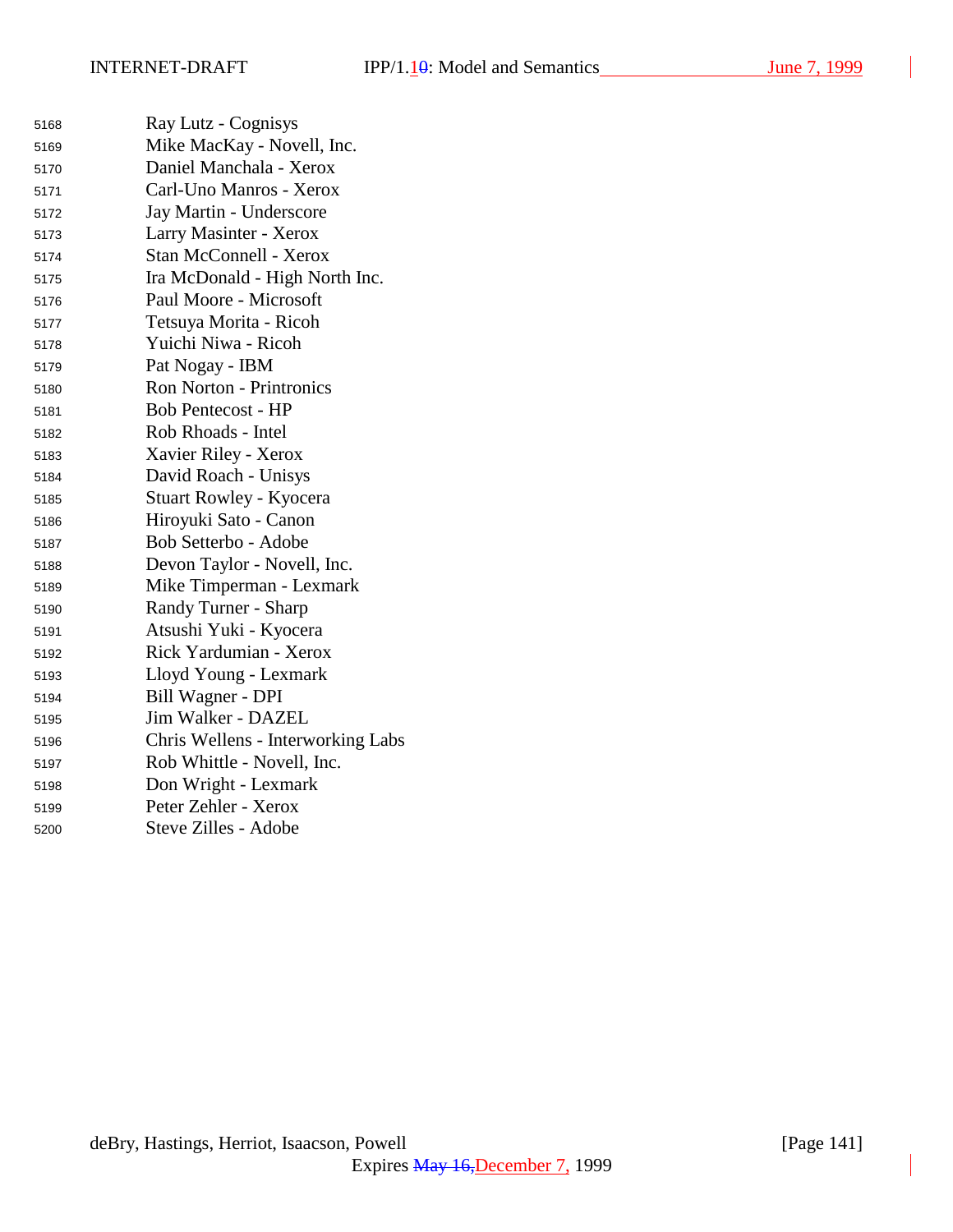Ray Lutz - Cognisys
Mike MacKay - Novell, Inc.
Daniel Manchala - Xerox
Carl-Uno Manros - Xerox
Jay Martin - Underscore
Larry Masinter - Xerox
Stan McConnell - Xerox
Ira McDonald - High North Inc.
Paul Moore - Microsoft
Tetsuya Morita - Ricoh
Yuichi Niwa - Ricoh
Pat Nogay - IBM
Ron Norton - Printronics
Bob Pentecost - HP
Rob Rhoads - Intel
Xavier Riley - Xerox
David Roach - Unisys
Stuart Rowley - Kyocera
Hiroyuki Sato - Canon
Bob Setterbo - Adobe
Devon Taylor - Novell, Inc.
Mike Timperman - Lexmark
Randy Turner - Sharp
Atsushi Yuki - Kyocera
Rick Yardumian - Xerox
Lloyd Young - Lexmark
Bill Wagner - DPI
Jim Walker - DAZEL
Chris Wellens - Interworking Labs
Rob Whittle - Novell, Inc.
Don Wright - Lexmark
Peter Zehler - Xerox
Steve Zilles - Adobe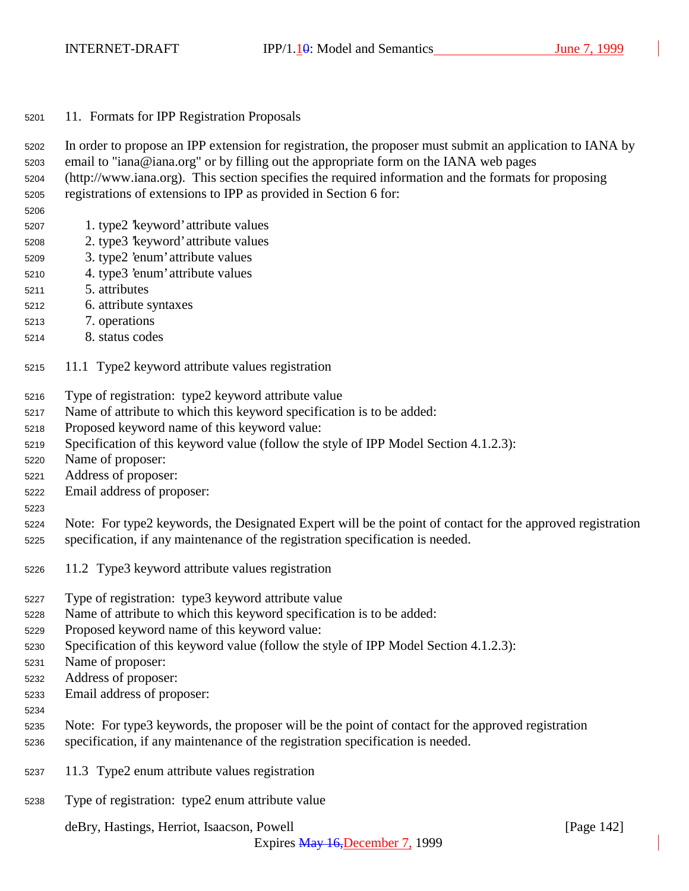## 11. Formats for IPP Registration Proposals

In order to propose an IPP extension for registration, the proposer must submit an application to IANA by email to "iana@iana.org" or by filling out the appropriate form on the IANA web pages (http://www.iana.org). This section specifies the required information and the formats for proposing registrations of extensions to IPP as provided in Section 6 for:

1. type2 'keyword' attribute values
2. type3 'keyword' attribute values
3. type2 'enum' attribute values
4. type3 'enum' attribute values
5. attributes
6. attribute syntaxes
7. operations
8. status codes

### 11.1 Type2 keyword attribute values registration

Type of registration: type2 keyword attribute value
Name of attribute to which this keyword specification is to be added:
Proposed keyword name of this keyword value:
Specification of this keyword value (follow the style of IPP Model Section 4.1.2.3):
Name of proposer:
Address of proposer:
Email address of proposer:

Note: For type2 keywords, the Designated Expert will be the point of contact for the approved registration specification, if any maintenance of the registration specification is needed.

### 11.2 Type3 keyword attribute values registration

Type of registration: type3 keyword attribute value
Name of attribute to which this keyword specification is to be added:
Proposed keyword name of this keyword value:
Specification of this keyword value (follow the style of IPP Model Section 4.1.2.3):
Name of proposer:
Address of proposer:
Email address of proposer:

Note: For type3 keywords, the proposer will be the point of contact for the approved registration specification, if any maintenance of the registration specification is needed.

### 11.3 Type2 enum attribute values registration

Type of registration: type2 enum attribute value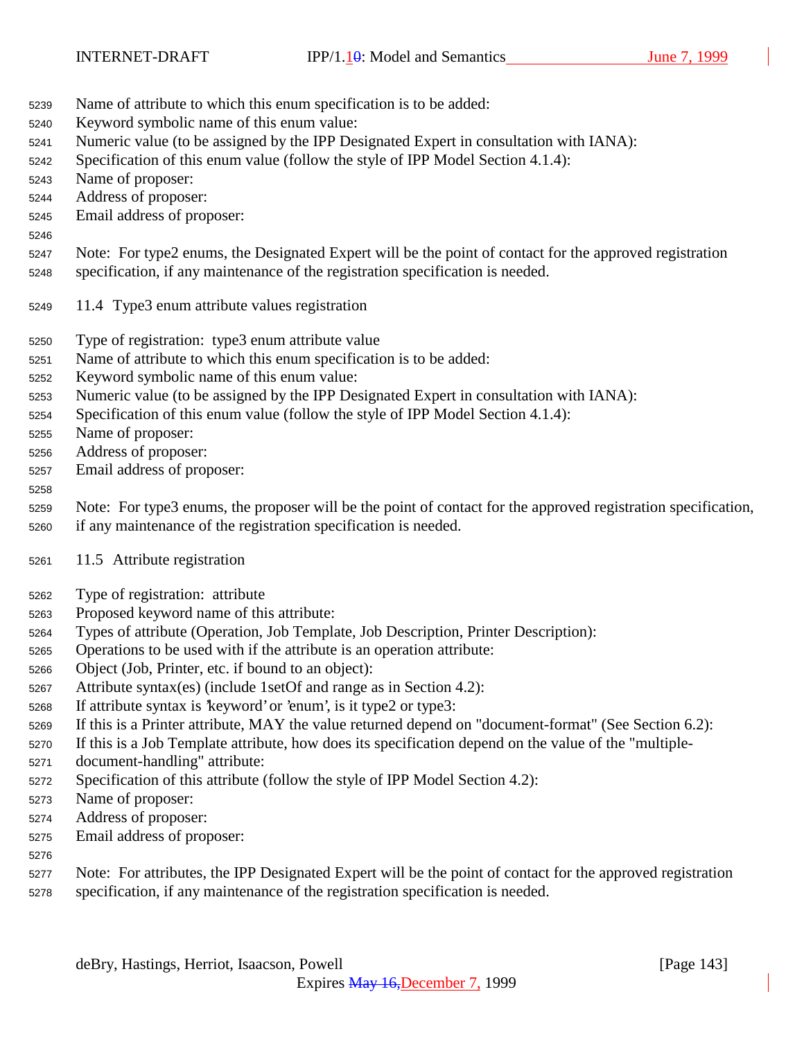Name of attribute to which this enum specification is to be added:
Keyword symbolic name of this enum value:
Numeric value (to be assigned by the IPP Designated Expert in consultation with IANA):
Specification of this enum value (follow the style of IPP Model Section 4.1.4):
Name of proposer:
Address of proposer:
Email address of proposer:

Note: For type2 enums, the Designated Expert will be the point of contact for the approved registration specification, if any maintenance of the registration specification is needed.

## 11.4 Type3 enum attribute values registration

Type of registration: type3 enum attribute value
Name of attribute to which this enum specification is to be added:
Keyword symbolic name of this enum value:
Numeric value (to be assigned by the IPP Designated Expert in consultation with IANA):
Specification of this enum value (follow the style of IPP Model Section 4.1.4):
Name of proposer:
Address of proposer:
Email address of proposer:

Note: For type3 enums, the proposer will be the point of contact for the approved registration specification, if any maintenance of the registration specification is needed.

## 11.5 Attribute registration

Type of registration: attribute
Proposed keyword name of this attribute:
Types of attribute (Operation, Job Template, Job Description, Printer Description):
Operations to be used with if the attribute is an operation attribute:
Object (Job, Printer, etc. if bound to an object):
Attribute syntax(es) (include 1setOf and range as in Section 4.2):
If attribute syntax is 'keyword' or 'enum', is it type2 or type3:
If this is a Printer attribute, MAY the value returned depend on "document-format" (See Section 6.2):
If this is a Job Template attribute, how does its specification depend on the value of the "multiple-document-handling" attribute:
Specification of this attribute (follow the style of IPP Model Section 4.2):
Name of proposer:
Address of proposer:
Email address of proposer:

Note: For attributes, the IPP Designated Expert will be the point of contact for the approved registration specification, if any maintenance of the registration specification is needed.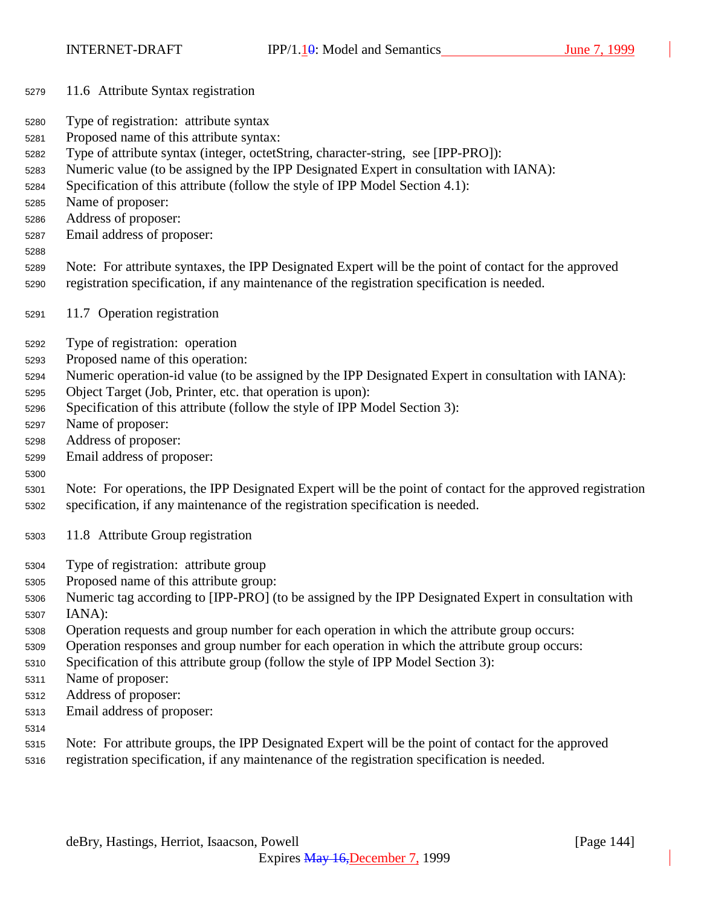### 11.6 Attribute Syntax registration

Type of registration: attribute syntax
Proposed name of this attribute syntax:
Type of attribute syntax (integer, octetString, character-string, see [IPP-PRO]):
Numeric value (to be assigned by the IPP Designated Expert in consultation with IANA):
Specification of this attribute (follow the style of IPP Model Section 4.1):
Name of proposer:
Address of proposer:
Email address of proposer:

Note: For attribute syntaxes, the IPP Designated Expert will be the point of contact for the approved registration specification, if any maintenance of the registration specification is needed.

### 11.7 Operation registration

Type of registration: operation
Proposed name of this operation:
Numeric operation-id value (to be assigned by the IPP Designated Expert in consultation with IANA):
Object Target (Job, Printer, etc. that operation is upon):
Specification of this attribute (follow the style of IPP Model Section 3):
Name of proposer:
Address of proposer:
Email address of proposer:

Note: For operations, the IPP Designated Expert will be the point of contact for the approved registration specification, if any maintenance of the registration specification is needed.

### 11.8 Attribute Group registration

Type of registration: attribute group
Proposed name of this attribute group:
Numeric tag according to [IPP-PRO] (to be assigned by the IPP Designated Expert in consultation with IANA):
Operation requests and group number for each operation in which the attribute group occurs:
Operation responses and group number for each operation in which the attribute group occurs:
Specification of this attribute group (follow the style of IPP Model Section 3):
Name of proposer:
Address of proposer:
Email address of proposer:

Note: For attribute groups, the IPP Designated Expert will be the point of contact for the approved registration specification, if any maintenance of the registration specification is needed.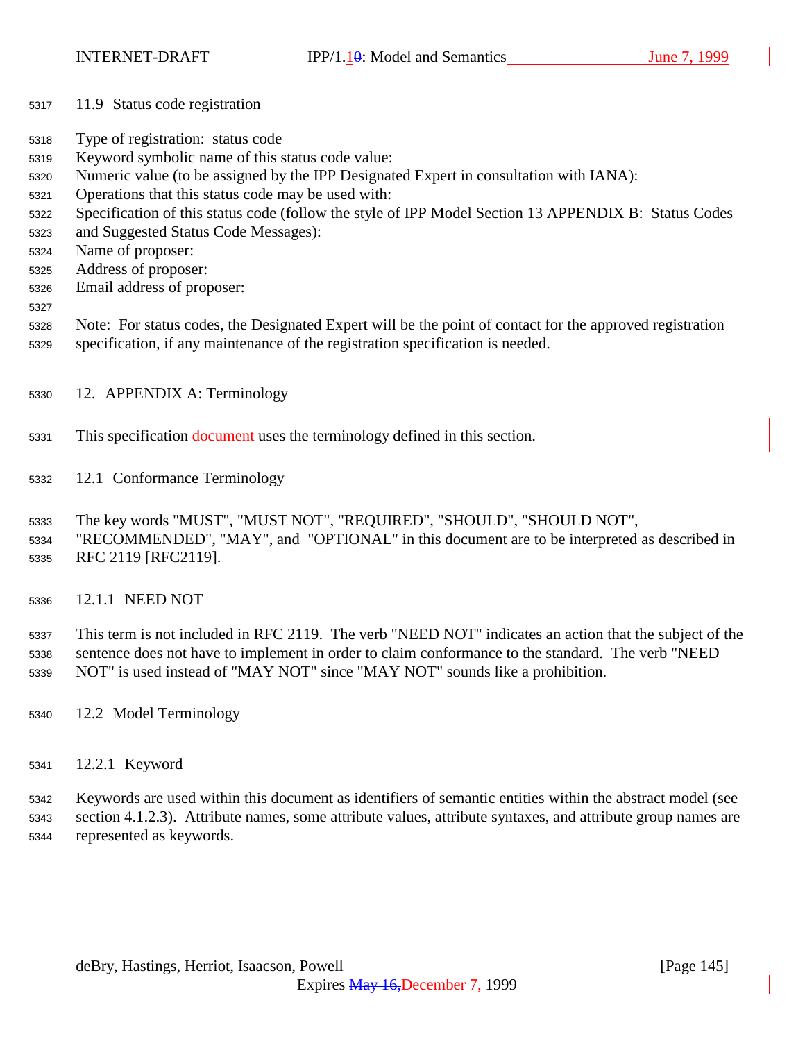## 11.9 Status code registration

Type of registration: status code
Keyword symbolic name of this status code value:
Numeric value (to be assigned by the IPP Designated Expert in consultation with IANA):
Operations that this status code may be used with:
Specification of this status code (follow the style of IPP Model Section 13 APPENDIX B: Status Codes and Suggested Status Code Messages):
Name of proposer:
Address of proposer:
Email address of proposer:

Note: For status codes, the Designated Expert will be the point of contact for the approved registration specification, if any maintenance of the registration specification is needed.

# 12. APPENDIX A: Terminology

This specification document uses the terminology defined in this section.

## 12.1 Conformance Terminology

The key words "MUST", "MUST NOT", "REQUIRED", "SHOULD", "SHOULD NOT", "RECOMMENDED", "MAY", and "OPTIONAL" in this document are to be interpreted as described in RFC 2119 [RFC2119].

### 12.1.1 NEED NOT

This term is not included in RFC 2119. The verb "NEED NOT" indicates an action that the subject of the sentence does not have to implement in order to claim conformance to the standard. The verb "NEED NOT" is used instead of "MAY NOT" since "MAY NOT" sounds like a prohibition.

## 12.2 Model Terminology

### 12.2.1 Keyword

Keywords are used within this document as identifiers of semantic entities within the abstract model (see section 4.1.2.3). Attribute names, some attribute values, attribute syntaxes, and attribute group names are represented as keywords.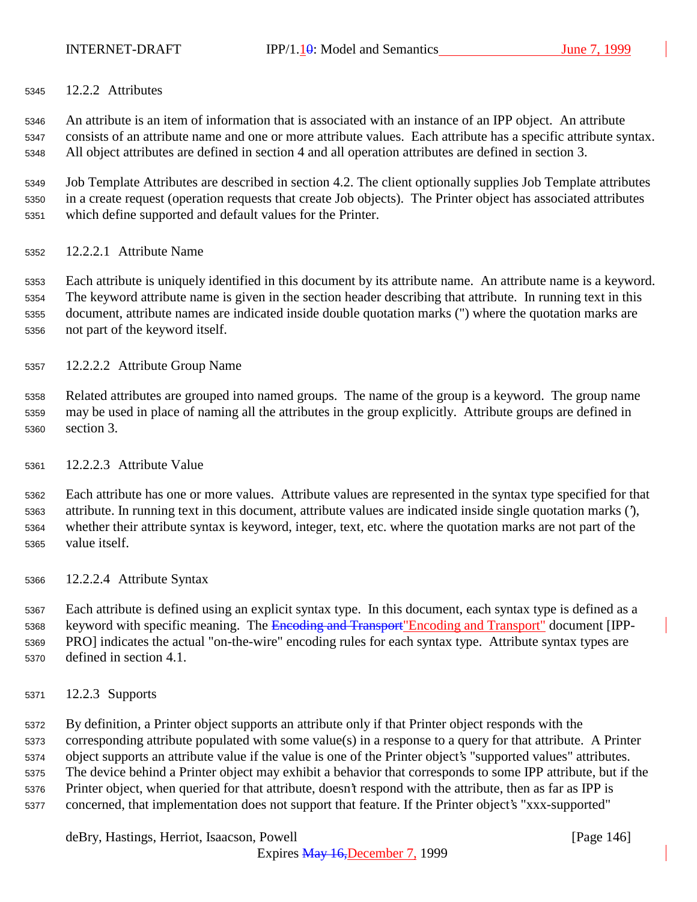### 12.2.2 Attributes

An attribute is an item of information that is associated with an instance of an IPP object. An attribute consists of an attribute name and one or more attribute values. Each attribute has a specific attribute syntax. All object attributes are defined in section 4 and all operation attributes are defined in section 3.

Job Template Attributes are described in section 4.2. The client optionally supplies Job Template attributes in a create request (operation requests that create Job objects). The Printer object has associated attributes which define supported and default values for the Printer.

#### 12.2.2.1 Attribute Name

Each attribute is uniquely identified in this document by its attribute name. An attribute name is a keyword. The keyword attribute name is given in the section header describing that attribute. In running text in this document, attribute names are indicated inside double quotation marks (") where the quotation marks are not part of the keyword itself.

#### 12.2.2.2 Attribute Group Name

Related attributes are grouped into named groups. The name of the group is a keyword. The group name may be used in place of naming all the attributes in the group explicitly. Attribute groups are defined in section 3.

#### 12.2.2.3 Attribute Value

Each attribute has one or more values. Attribute values are represented in the syntax type specified for that attribute. In running text in this document, attribute values are indicated inside single quotation marks ('), whether their attribute syntax is keyword, integer, text, etc. where the quotation marks are not part of the value itself.

#### 12.2.2.4 Attribute Syntax

Each attribute is defined using an explicit syntax type. In this document, each syntax type is defined as a keyword with specific meaning. The ~~Encoding and Transport~~"Encoding and Transport" document [IPP-PRO] indicates the actual "on-the-wire" encoding rules for each syntax type. Attribute syntax types are defined in section 4.1.

### 12.2.3 Supports

By definition, a Printer object supports an attribute only if that Printer object responds with the corresponding attribute populated with some value(s) in a response to a query for that attribute. A Printer object supports an attribute value if the value is one of the Printer object's "supported values" attributes. The device behind a Printer object may exhibit a behavior that corresponds to some IPP attribute, but if the Printer object, when queried for that attribute, doesn't respond with the attribute, then as far as IPP is concerned, that implementation does not support that feature. If the Printer object's "xxx-supported"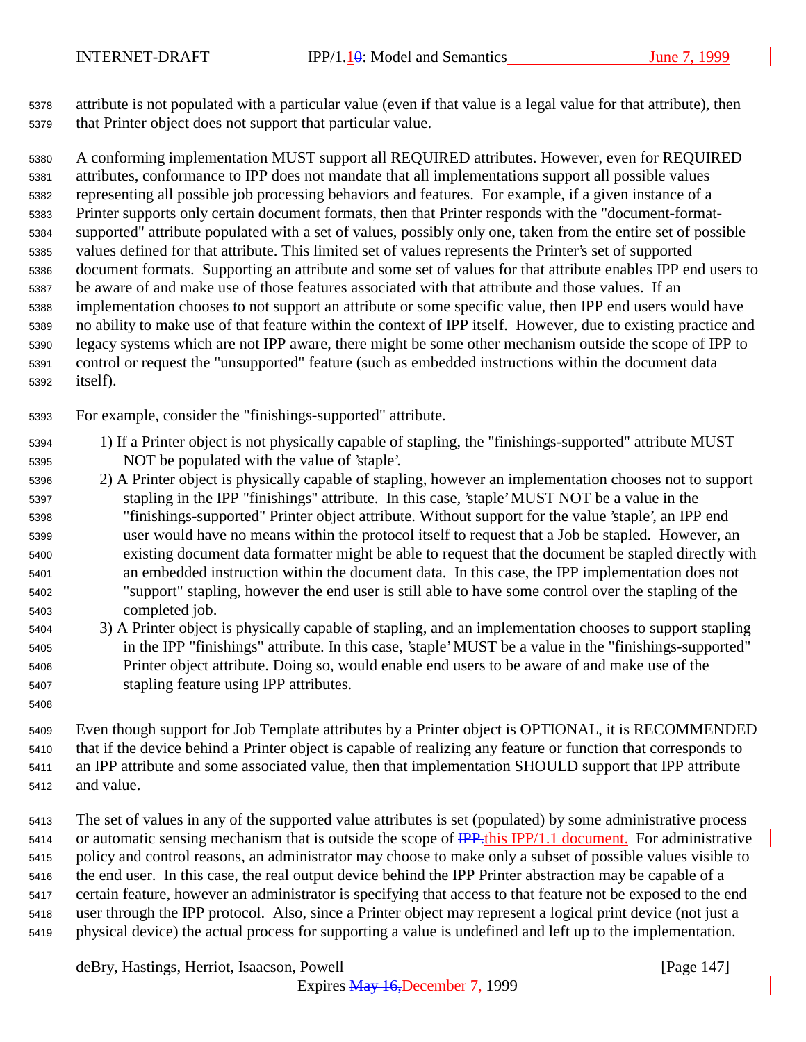attribute is not populated with a particular value (even if that value is a legal value for that attribute), then that Printer object does not support that particular value.

A conforming implementation MUST support all REQUIRED attributes. However, even for REQUIRED attributes, conformance to IPP does not mandate that all implementations support all possible values representing all possible job processing behaviors and features. For example, if a given instance of a Printer supports only certain document formats, then that Printer responds with the "document-format-supported" attribute populated with a set of values, possibly only one, taken from the entire set of possible values defined for that attribute. This limited set of values represents the Printer's set of supported document formats. Supporting an attribute and some set of values for that attribute enables IPP end users to be aware of and make use of those features associated with that attribute and those values. If an implementation chooses to not support an attribute or some specific value, then IPP end users would have no ability to make use of that feature within the context of IPP itself. However, due to existing practice and legacy systems which are not IPP aware, there might be some other mechanism outside the scope of IPP to control or request the "unsupported" feature (such as embedded instructions within the document data itself).

For example, consider the "finishings-supported" attribute.

1) If a Printer object is not physically capable of stapling, the "finishings-supported" attribute MUST NOT be populated with the value of 'staple'.
2) A Printer object is physically capable of stapling, however an implementation chooses not to support stapling in the IPP "finishings" attribute. In this case, 'staple' MUST NOT be a value in the "finishings-supported" Printer object attribute. Without support for the value 'staple', an IPP end user would have no means within the protocol itself to request that a Job be stapled. However, an existing document data formatter might be able to request that the document be stapled directly with an embedded instruction within the document data. In this case, the IPP implementation does not "support" stapling, however the end user is still able to have some control over the stapling of the completed job.
3) A Printer object is physically capable of stapling, and an implementation chooses to support stapling in the IPP "finishings" attribute. In this case, 'staple' MUST be a value in the "finishings-supported" Printer object attribute. Doing so, would enable end users to be aware of and make use of the stapling feature using IPP attributes.

Even though support for Job Template attributes by a Printer object is OPTIONAL, it is RECOMMENDED that if the device behind a Printer object is capable of realizing any feature or function that corresponds to an IPP attribute and some associated value, then that implementation SHOULD support that IPP attribute and value.

The set of values in any of the supported value attributes is set (populated) by some administrative process or automatic sensing mechanism that is outside the scope of ~~IPP.~~this IPP/1.1 document. For administrative policy and control reasons, an administrator may choose to make only a subset of possible values visible to the end user. In this case, the real output device behind the IPP Printer abstraction may be capable of a certain feature, however an administrator is specifying that access to that feature not be exposed to the end user through the IPP protocol. Also, since a Printer object may represent a logical print device (not just a physical device) the actual process for supporting a value is undefined and left up to the implementation.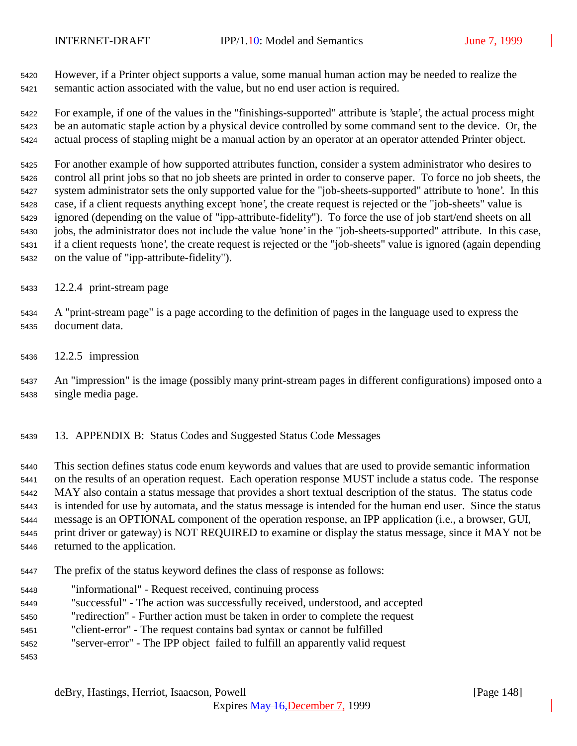However, if a Printer object supports a value, some manual human action may be needed to realize the semantic action associated with the value, but no end user action is required.

For example, if one of the values in the "finishings-supported" attribute is 'staple', the actual process might be an automatic staple action by a physical device controlled by some command sent to the device. Or, the actual process of stapling might be a manual action by an operator at an operator attended Printer object.

For another example of how supported attributes function, consider a system administrator who desires to control all print jobs so that no job sheets are printed in order to conserve paper. To force no job sheets, the system administrator sets the only supported value for the "job-sheets-supported" attribute to 'none'. In this case, if a client requests anything except 'none', the create request is rejected or the "job-sheets" value is ignored (depending on the value of "ipp-attribute-fidelity"). To force the use of job start/end sheets on all jobs, the administrator does not include the value 'none' in the "job-sheets-supported" attribute. In this case, if a client requests 'none', the create request is rejected or the "job-sheets" value is ignored (again depending on the value of "ipp-attribute-fidelity").

### 12.2.4 print-stream page

A "print-stream page" is a page according to the definition of pages in the language used to express the document data.

### 12.2.5 impression

An "impression" is the image (possibly many print-stream pages in different configurations) imposed onto a single media page.

## 13. APPENDIX B: Status Codes and Suggested Status Code Messages

This section defines status code enum keywords and values that are used to provide semantic information on the results of an operation request. Each operation response MUST include a status code. The response MAY also contain a status message that provides a short textual description of the status. The status code is intended for use by automata, and the status message is intended for the human end user. Since the status message is an OPTIONAL component of the operation response, an IPP application (i.e., a browser, GUI, print driver or gateway) is NOT REQUIRED to examine or display the status message, since it MAY not be returned to the application.

The prefix of the status keyword defines the class of response as follows:

- "informational" - Request received, continuing process
- "successful" - The action was successfully received, understood, and accepted
- "redirection" - Further action must be taken in order to complete the request
- "client-error" - The request contains bad syntax or cannot be fulfilled
- "server-error" - The IPP object failed to fulfill an apparently valid request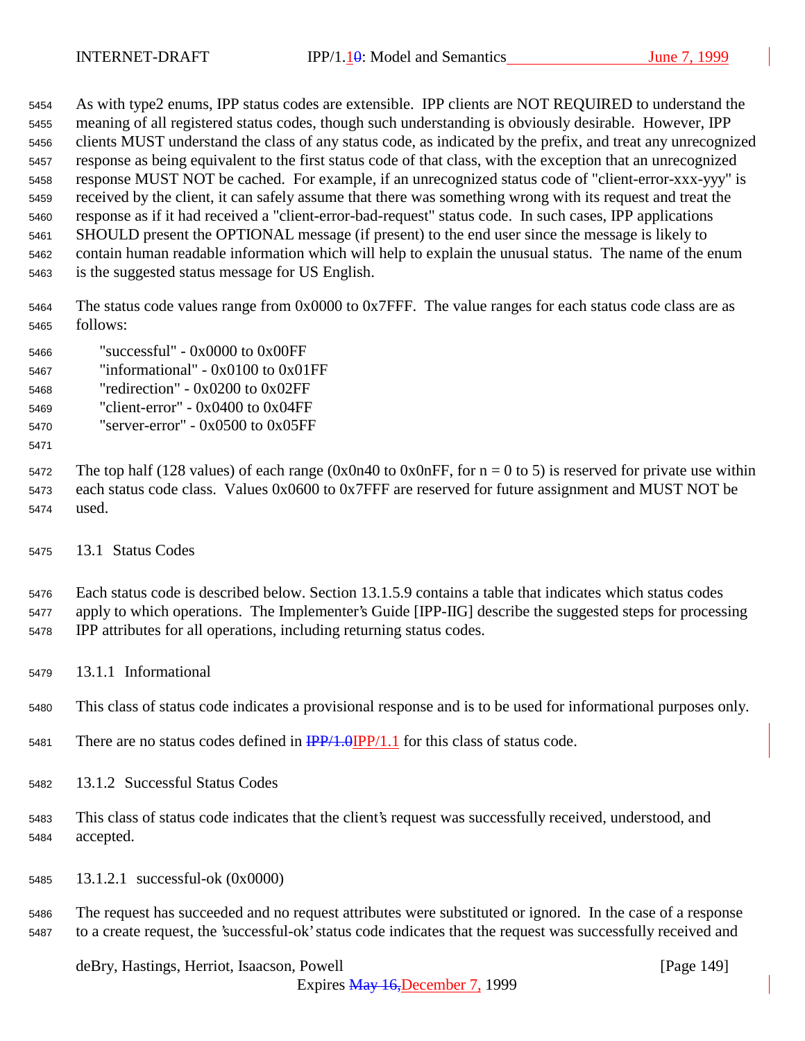As with type2 enums, IPP status codes are extensible. IPP clients are NOT REQUIRED to understand the meaning of all registered status codes, though such understanding is obviously desirable. However, IPP clients MUST understand the class of any status code, as indicated by the prefix, and treat any unrecognized response as being equivalent to the first status code of that class, with the exception that an unrecognized response MUST NOT be cached. For example, if an unrecognized status code of "client-error-xxx-yyy" is received by the client, it can safely assume that there was something wrong with its request and treat the response as if it had received a "client-error-bad-request" status code. In such cases, IPP applications SHOULD present the OPTIONAL message (if present) to the end user since the message is likely to contain human readable information which will help to explain the unusual status. The name of the enum is the suggested status message for US English.

The status code values range from 0x0000 to 0x7FFF. The value ranges for each status code class are as follows:

- "successful" - 0x0000 to 0x00FF
- "informational" - 0x0100 to 0x01FF
- "redirection" - 0x0200 to 0x02FF
- "client-error" - 0x0400 to 0x04FF
- "server-error" - 0x0500 to 0x05FF

The top half (128 values) of each range (0x0n40 to 0x0nFF, for n = 0 to 5) is reserved for private use within each status code class. Values 0x0600 to 0x7FFF are reserved for future assignment and MUST NOT be used.

## 13.1 Status Codes

Each status code is described below. Section 13.1.5.9 contains a table that indicates which status codes apply to which operations. The Implementer's Guide [IPP-IIG] describe the suggested steps for processing IPP attributes for all operations, including returning status codes.

### 13.1.1 Informational

This class of status code indicates a provisional response and is to be used for informational purposes only.

There are no status codes defined in ~~IPP/1.0~~IPP/1.1 for this class of status code.

### 13.1.2 Successful Status Codes

This class of status code indicates that the client's request was successfully received, understood, and accepted.

#### 13.1.2.1 successful-ok (0x0000)

The request has succeeded and no request attributes were substituted or ignored. In the case of a response to a create request, the 'successful-ok' status code indicates that the request was successfully received and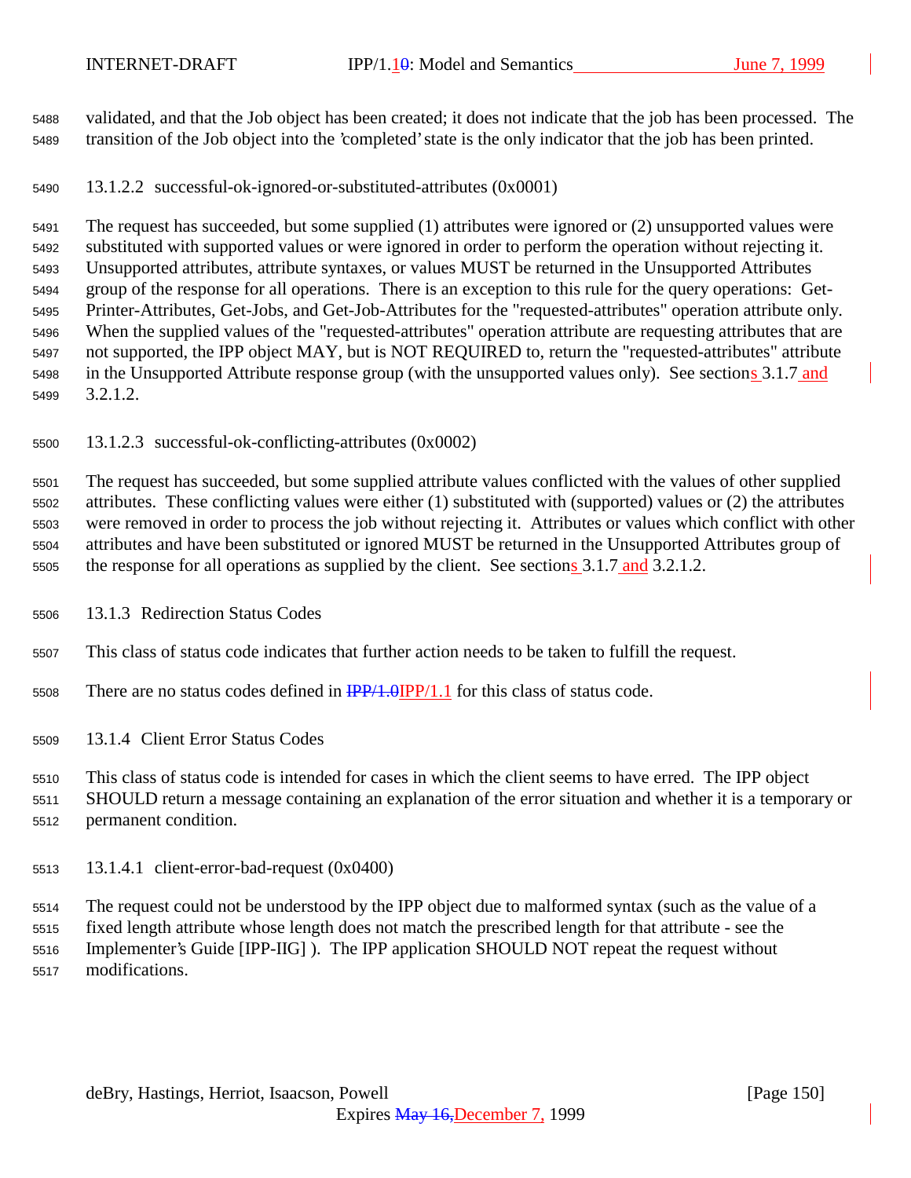validated, and that the Job object has been created; it does not indicate that the job has been processed. The transition of the Job object into the 'completed' state is the only indicator that the job has been printed.

#### 13.1.2.2 successful-ok-ignored-or-substituted-attributes (0x0001)

The request has succeeded, but some supplied (1) attributes were ignored or (2) unsupported values were substituted with supported values or were ignored in order to perform the operation without rejecting it. Unsupported attributes, attribute syntaxes, or values MUST be returned in the Unsupported Attributes group of the response for all operations. There is an exception to this rule for the query operations: Get-Printer-Attributes, Get-Jobs, and Get-Job-Attributes for the "requested-attributes" operation attribute only. When the supplied values of the "requested-attributes" operation attribute are requesting attributes that are not supported, the IPP object MAY, but is NOT REQUIRED to, return the "requested-attributes" attribute in the Unsupported Attribute response group (with the unsupported values only). See sections 3.1.7 and 3.2.1.2.

#### 13.1.2.3 successful-ok-conflicting-attributes (0x0002)

The request has succeeded, but some supplied attribute values conflicted with the values of other supplied attributes. These conflicting values were either (1) substituted with (supported) values or (2) the attributes were removed in order to process the job without rejecting it. Attributes or values which conflict with other attributes and have been substituted or ignored MUST be returned in the Unsupported Attributes group of the response for all operations as supplied by the client. See sections 3.1.7 and 3.2.1.2.

### 13.1.3 Redirection Status Codes

This class of status code indicates that further action needs to be taken to fulfill the request.

There are no status codes defined in ~~IPP/1.0~~IPP/1.1 for this class of status code.

### 13.1.4 Client Error Status Codes

This class of status code is intended for cases in which the client seems to have erred. The IPP object SHOULD return a message containing an explanation of the error situation and whether it is a temporary or permanent condition.

#### 13.1.4.1 client-error-bad-request (0x0400)

The request could not be understood by the IPP object due to malformed syntax (such as the value of a fixed length attribute whose length does not match the prescribed length for that attribute - see the Implementer's Guide [IPP-IIG] ). The IPP application SHOULD NOT repeat the request without modifications.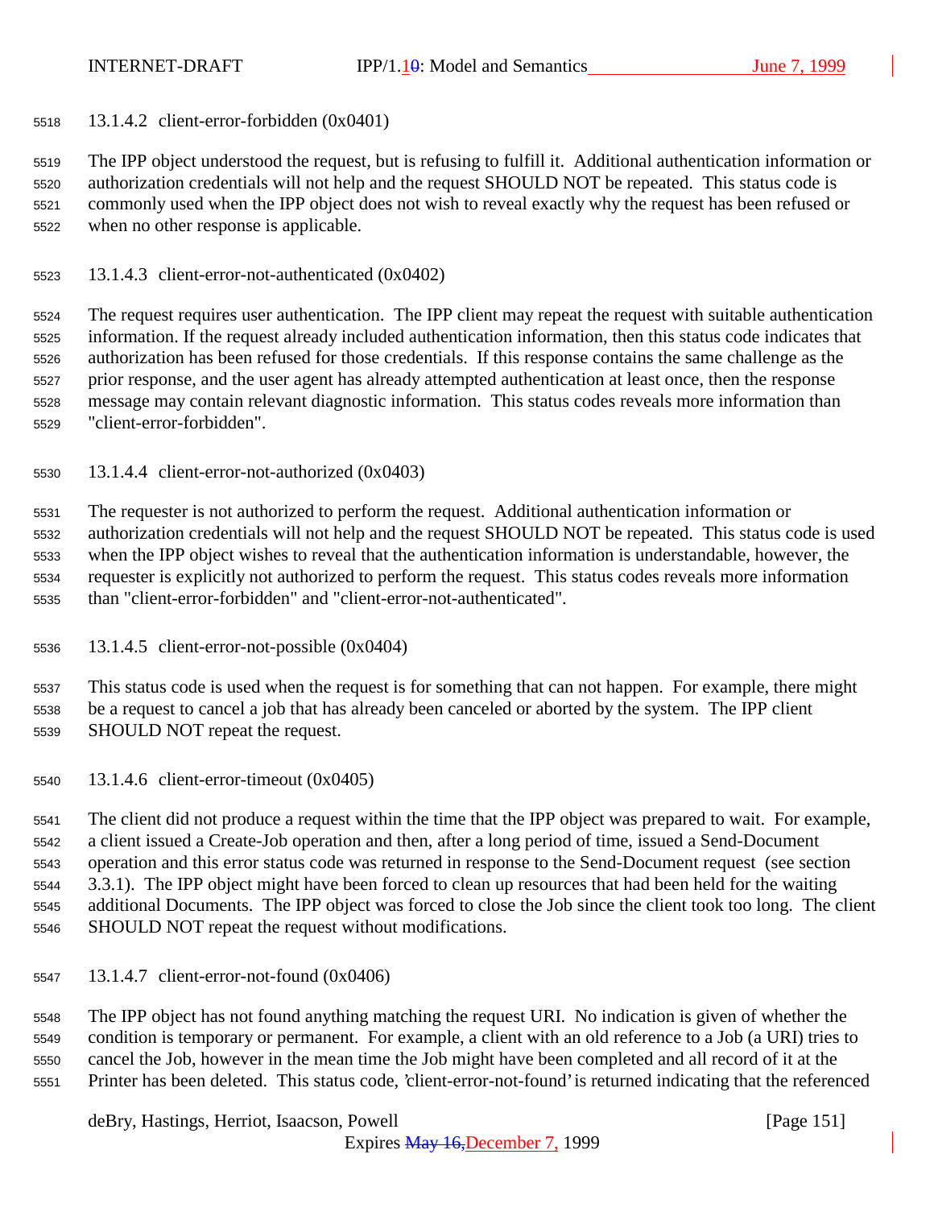#### 13.1.4.2 client-error-forbidden (0x0401)

The IPP object understood the request, but is refusing to fulfill it. Additional authentication information or authorization credentials will not help and the request SHOULD NOT be repeated. This status code is commonly used when the IPP object does not wish to reveal exactly why the request has been refused or when no other response is applicable.

#### 13.1.4.3 client-error-not-authenticated (0x0402)

The request requires user authentication. The IPP client may repeat the request with suitable authentication information. If the request already included authentication information, then this status code indicates that authorization has been refused for those credentials. If this response contains the same challenge as the prior response, and the user agent has already attempted authentication at least once, then the response message may contain relevant diagnostic information. This status codes reveals more information than "client-error-forbidden".

#### 13.1.4.4 client-error-not-authorized (0x0403)

The requester is not authorized to perform the request. Additional authentication information or authorization credentials will not help and the request SHOULD NOT be repeated. This status code is used when the IPP object wishes to reveal that the authentication information is understandable, however, the requester is explicitly not authorized to perform the request. This status codes reveals more information than "client-error-forbidden" and "client-error-not-authenticated".

#### 13.1.4.5 client-error-not-possible (0x0404)

This status code is used when the request is for something that can not happen. For example, there might be a request to cancel a job that has already been canceled or aborted by the system. The IPP client SHOULD NOT repeat the request.

#### 13.1.4.6 client-error-timeout (0x0405)

The client did not produce a request within the time that the IPP object was prepared to wait. For example, a client issued a Create-Job operation and then, after a long period of time, issued a Send-Document operation and this error status code was returned in response to the Send-Document request (see section 3.3.1). The IPP object might have been forced to clean up resources that had been held for the waiting additional Documents. The IPP object was forced to close the Job since the client took too long. The client SHOULD NOT repeat the request without modifications.

#### 13.1.4.7 client-error-not-found (0x0406)

The IPP object has not found anything matching the request URI. No indication is given of whether the condition is temporary or permanent. For example, a client with an old reference to a Job (a URI) tries to cancel the Job, however in the mean time the Job might have been completed and all record of it at the Printer has been deleted. This status code, 'client-error-not-found' is returned indicating that the referenced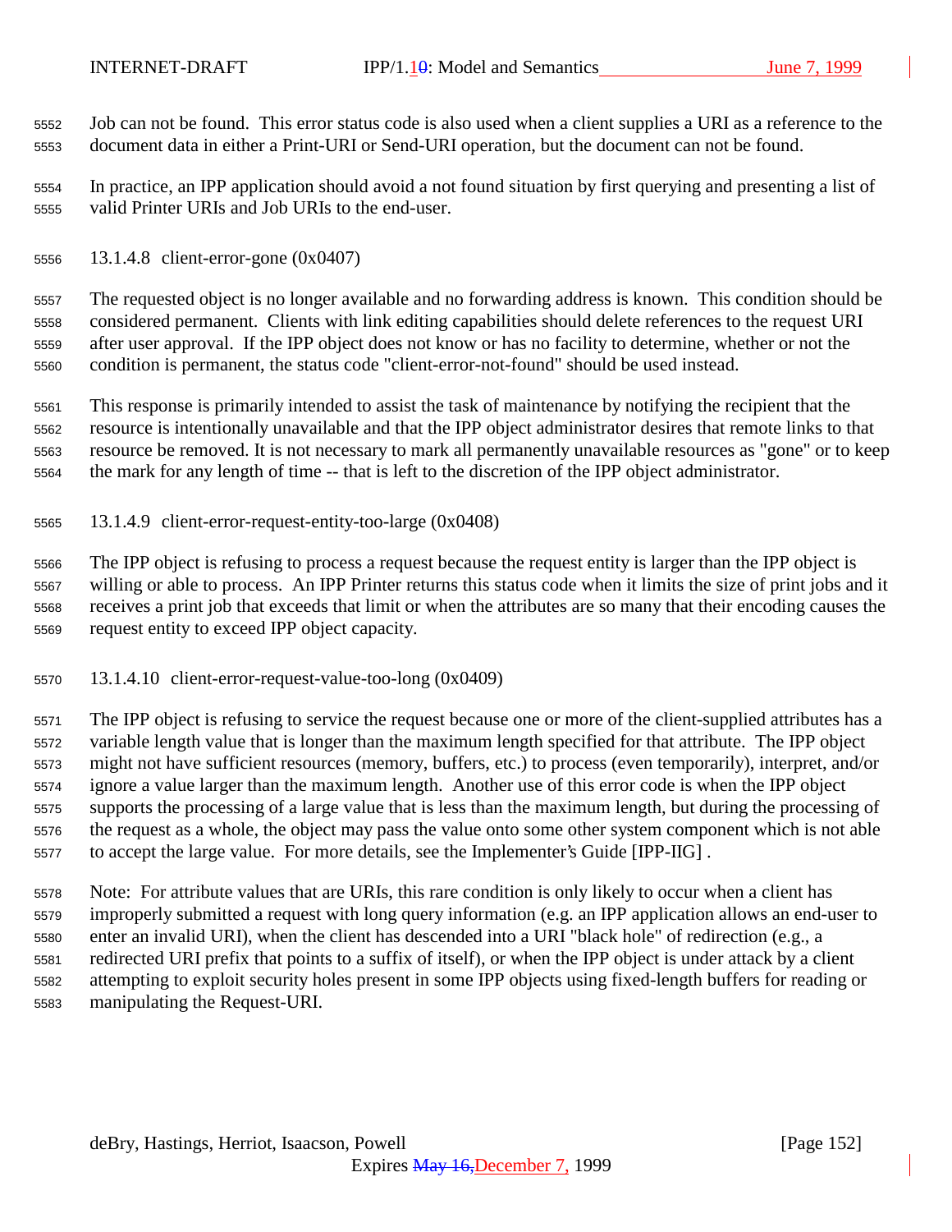Job can not be found. This error status code is also used when a client supplies a URI as a reference to the document data in either a Print-URI or Send-URI operation, but the document can not be found.

In practice, an IPP application should avoid a not found situation by first querying and presenting a list of valid Printer URIs and Job URIs to the end-user.

#### 13.1.4.8 client-error-gone (0x0407)

The requested object is no longer available and no forwarding address is known. This condition should be considered permanent. Clients with link editing capabilities should delete references to the request URI after user approval. If the IPP object does not know or has no facility to determine, whether or not the condition is permanent, the status code "client-error-not-found" should be used instead.

This response is primarily intended to assist the task of maintenance by notifying the recipient that the resource is intentionally unavailable and that the IPP object administrator desires that remote links to that resource be removed. It is not necessary to mark all permanently unavailable resources as "gone" or to keep the mark for any length of time -- that is left to the discretion of the IPP object administrator.

#### 13.1.4.9 client-error-request-entity-too-large (0x0408)

The IPP object is refusing to process a request because the request entity is larger than the IPP object is willing or able to process. An IPP Printer returns this status code when it limits the size of print jobs and it receives a print job that exceeds that limit or when the attributes are so many that their encoding causes the request entity to exceed IPP object capacity.

#### 13.1.4.10 client-error-request-value-too-long (0x0409)

The IPP object is refusing to service the request because one or more of the client-supplied attributes has a variable length value that is longer than the maximum length specified for that attribute. The IPP object might not have sufficient resources (memory, buffers, etc.) to process (even temporarily), interpret, and/or ignore a value larger than the maximum length. Another use of this error code is when the IPP object supports the processing of a large value that is less than the maximum length, but during the processing of the request as a whole, the object may pass the value onto some other system component which is not able to accept the large value. For more details, see the Implementer's Guide [IPP-IIG] .

Note: For attribute values that are URIs, this rare condition is only likely to occur when a client has improperly submitted a request with long query information (e.g. an IPP application allows an end-user to enter an invalid URI), when the client has descended into a URI "black hole" of redirection (e.g., a redirected URI prefix that points to a suffix of itself), or when the IPP object is under attack by a client attempting to exploit security holes present in some IPP objects using fixed-length buffers for reading or manipulating the Request-URI.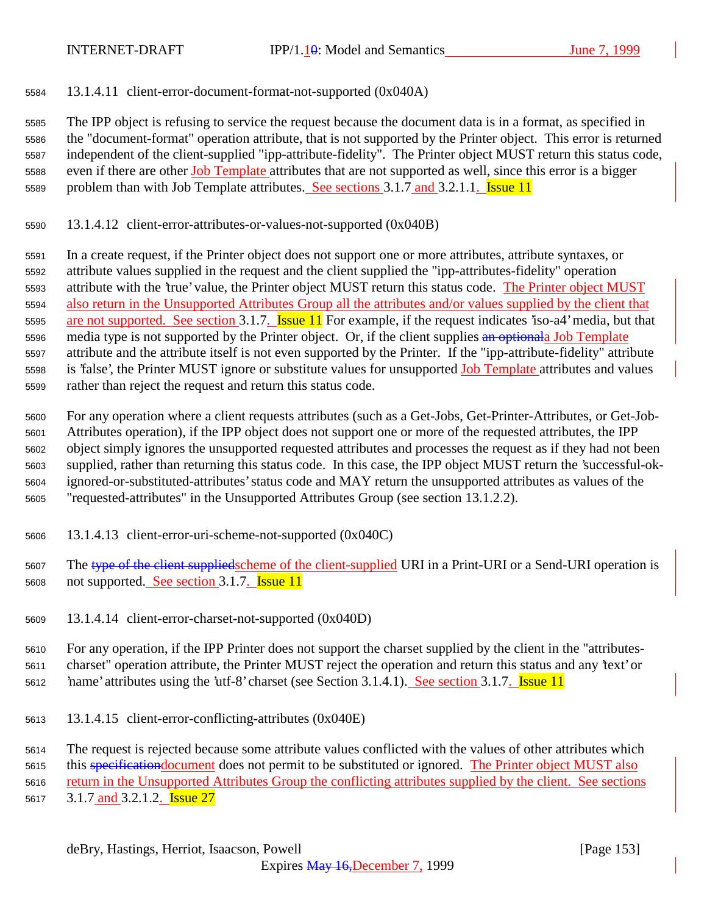#### 13.1.4.11 client-error-document-format-not-supported (0x040A)

The IPP object is refusing to service the request because the document data is in a format, as specified in the "document-format" operation attribute, that is not supported by the Printer object. This error is returned independent of the client-supplied "ipp-attribute-fidelity". The Printer object MUST return this status code, even if there are other Job Template attributes that are not supported as well, since this error is a bigger problem than with Job Template attributes. See sections 3.1.7 and 3.2.1.1. Issue 11

#### 13.1.4.12 client-error-attributes-or-values-not-supported (0x040B)

In a create request, if the Printer object does not support one or more attributes, attribute syntaxes, or attribute values supplied in the request and the client supplied the "ipp-attributes-fidelity" operation attribute with the 'true' value, the Printer object MUST return this status code. The Printer object MUST also return in the Unsupported Attributes Group all the attributes and/or values supplied by the client that are not supported. See section 3.1.7. Issue 11 For example, if the request indicates 'iso-a4' media, but that media type is not supported by the Printer object. Or, if the client supplies ~~an optional~~a Job Template attribute and the attribute itself is not even supported by the Printer. If the "ipp-attribute-fidelity" attribute is 'false', the Printer MUST ignore or substitute values for unsupported Job Template attributes and values rather than reject the request and return this status code.

For any operation where a client requests attributes (such as a Get-Jobs, Get-Printer-Attributes, or Get-Job-Attributes operation), if the IPP object does not support one or more of the requested attributes, the IPP object simply ignores the unsupported requested attributes and processes the request as if they had not been supplied, rather than returning this status code. In this case, the IPP object MUST return the 'successful-ok-ignored-or-substituted-attributes' status code and MAY return the unsupported attributes as values of the "requested-attributes" in the Unsupported Attributes Group (see section 13.1.2.2).

#### 13.1.4.13 client-error-uri-scheme-not-supported (0x040C)

The ~~type of the client supplied~~scheme of the client-supplied URI in a Print-URI or a Send-URI operation is not supported. See section 3.1.7. Issue 11

#### 13.1.4.14 client-error-charset-not-supported (0x040D)

For any operation, if the IPP Printer does not support the charset supplied by the client in the "attributes-charset" operation attribute, the Printer MUST reject the operation and return this status and any 'text' or 'name' attributes using the 'utf-8' charset (see Section 3.1.4.1). See section 3.1.7. Issue 11

#### 13.1.4.15 client-error-conflicting-attributes (0x040E)

The request is rejected because some attribute values conflicted with the values of other attributes which this ~~specification~~document does not permit to be substituted or ignored. The Printer object MUST also return in the Unsupported Attributes Group the conflicting attributes supplied by the client. See sections 3.1.7 and 3.2.1.2. Issue 27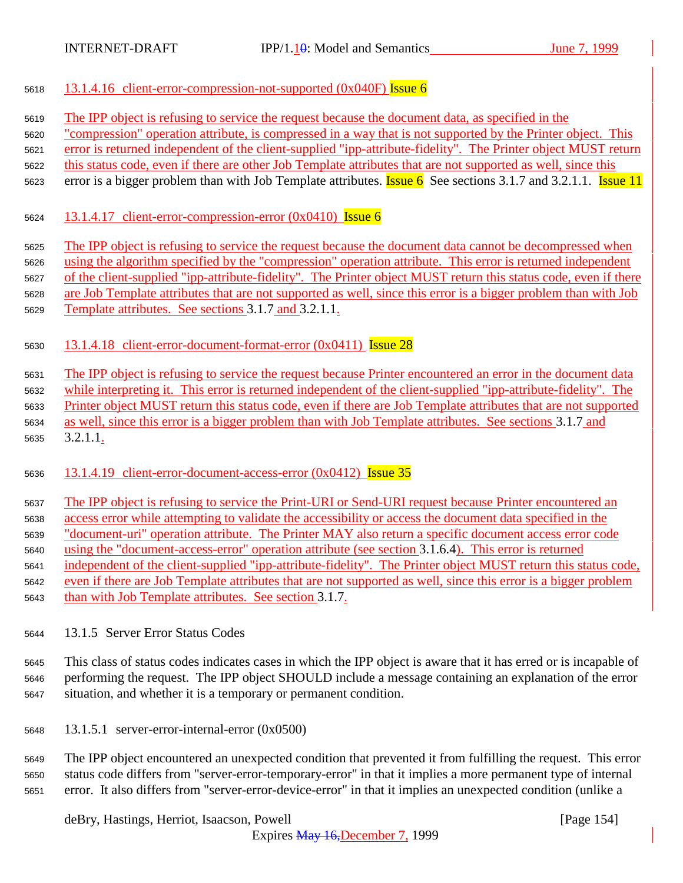#### 13.1.4.16 client-error-compression-not-supported (0x040F) Issue 6

The IPP object is refusing to service the request because the document data, as specified in the "compression" operation attribute, is compressed in a way that is not supported by the Printer object. This error is returned independent of the client-supplied "ipp-attribute-fidelity". The Printer object MUST return this status code, even if there are other Job Template attributes that are not supported as well, since this error is a bigger problem than with Job Template attributes. Issue 6 See sections 3.1.7 and 3.2.1.1. Issue 11

#### 13.1.4.17 client-error-compression-error (0x0410) Issue 6

The IPP object is refusing to service the request because the document data cannot be decompressed when using the algorithm specified by the "compression" operation attribute. This error is returned independent of the client-supplied "ipp-attribute-fidelity". The Printer object MUST return this status code, even if there are Job Template attributes that are not supported as well, since this error is a bigger problem than with Job Template attributes. See sections 3.1.7 and 3.2.1.1.

#### 13.1.4.18 client-error-document-format-error (0x0411) Issue 28

The IPP object is refusing to service the request because Printer encountered an error in the document data while interpreting it. This error is returned independent of the client-supplied "ipp-attribute-fidelity". The Printer object MUST return this status code, even if there are Job Template attributes that are not supported as well, since this error is a bigger problem than with Job Template attributes. See sections 3.1.7 and 3.2.1.1.

#### 13.1.4.19 client-error-document-access-error (0x0412) Issue 35

The IPP object is refusing to service the Print-URI or Send-URI request because Printer encountered an access error while attempting to validate the accessibility or access the document data specified in the "document-uri" operation attribute. The Printer MAY also return a specific document access error code using the "document-access-error" operation attribute (see section 3.1.6.4). This error is returned independent of the client-supplied "ipp-attribute-fidelity". The Printer object MUST return this status code, even if there are Job Template attributes that are not supported as well, since this error is a bigger problem than with Job Template attributes. See section 3.1.7.

### 13.1.5 Server Error Status Codes

This class of status codes indicates cases in which the IPP object is aware that it has erred or is incapable of performing the request. The IPP object SHOULD include a message containing an explanation of the error situation, and whether it is a temporary or permanent condition.

#### 13.1.5.1 server-error-internal-error (0x0500)

The IPP object encountered an unexpected condition that prevented it from fulfilling the request. This error status code differs from "server-error-temporary-error" in that it implies a more permanent type of internal error. It also differs from "server-error-device-error" in that it implies an unexpected condition (unlike a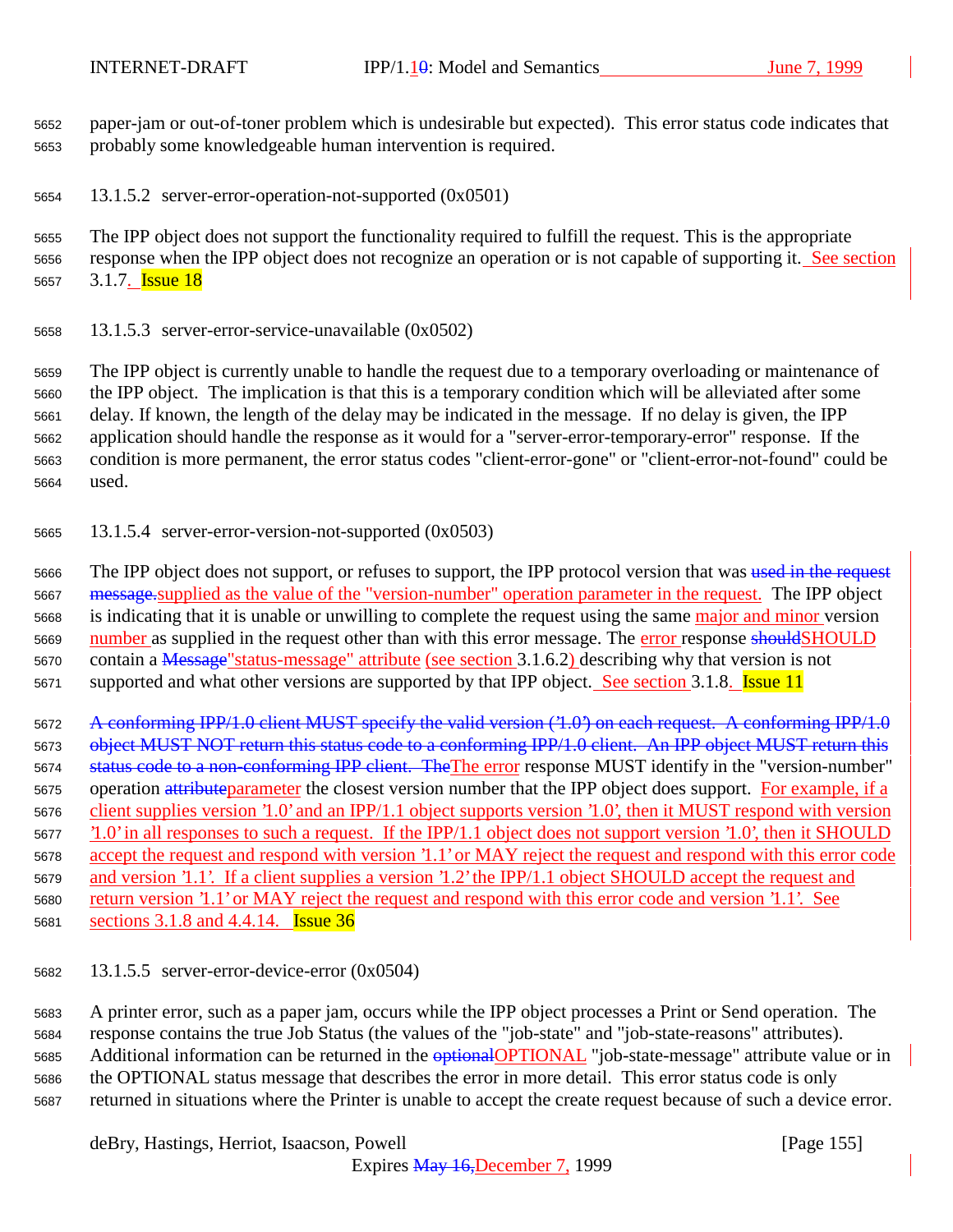paper-jam or out-of-toner problem which is undesirable but expected). This error status code indicates that probably some knowledgeable human intervention is required.

#### 13.1.5.2 server-error-operation-not-supported (0x0501)

The IPP object does not support the functionality required to fulfill the request. This is the appropriate response when the IPP object does not recognize an operation or is not capable of supporting it. See section 3.1.7. Issue 18

#### 13.1.5.3 server-error-service-unavailable (0x0502)

The IPP object is currently unable to handle the request due to a temporary overloading or maintenance of the IPP object. The implication is that this is a temporary condition which will be alleviated after some delay. If known, the length of the delay may be indicated in the message. If no delay is given, the IPP application should handle the response as it would for a "server-error-temporary-error" response. If the condition is more permanent, the error status codes "client-error-gone" or "client-error-not-found" could be used.

#### 13.1.5.4 server-error-version-not-supported (0x0503)

The IPP object does not support, or refuses to support, the IPP protocol version that was ~~used in the request message.~~supplied as the value of the "version-number" operation parameter in the request. The IPP object is indicating that it is unable or unwilling to complete the request using the same major and minor version number as supplied in the request other than with this error message. The error response ~~should~~SHOULD contain a ~~Message~~"status-message" attribute (see section 3.1.6.2) describing why that version is not supported and what other versions are supported by that IPP object. See section 3.1.8. Issue 11

~~A conforming IPP/1.0 client MUST specify the valid version ('1.0') on each request. A conforming IPP/1.0 object MUST NOT return this status code to a conforming IPP/1.0 client. An IPP object MUST return this status code to a non-conforming IPP client. The~~The error response MUST identify in the "version-number" operation ~~attribute~~parameter the closest version number that the IPP object does support. For example, if a client supplies version '1.0' and an IPP/1.1 object supports version '1.0', then it MUST respond with version '1.0' in all responses to such a request. If the IPP/1.1 object does not support version '1.0', then it SHOULD accept the request and respond with version '1.1' or MAY reject the request and respond with this error code and version '1.1'. If a client supplies a version '1.2' the IPP/1.1 object SHOULD accept the request and return version '1.1' or MAY reject the request and respond with this error code and version '1.1'. See sections 3.1.8 and 4.4.14. Issue 36

#### 13.1.5.5 server-error-device-error (0x0504)

A printer error, such as a paper jam, occurs while the IPP object processes a Print or Send operation. The response contains the true Job Status (the values of the "job-state" and "job-state-reasons" attributes). Additional information can be returned in the ~~optional~~OPTIONAL "job-state-message" attribute value or in the OPTIONAL status message that describes the error in more detail. This error status code is only returned in situations where the Printer is unable to accept the create request because of such a device error.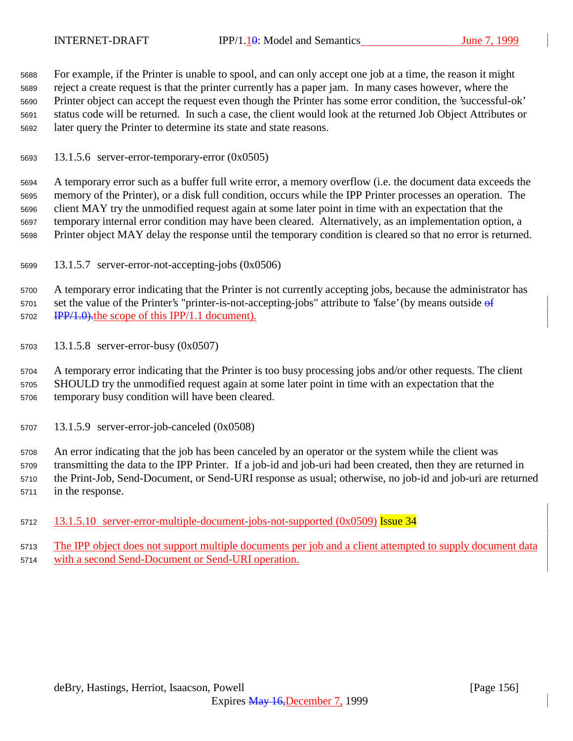For example, if the Printer is unable to spool, and can only accept one job at a time, the reason it might reject a create request is that the printer currently has a paper jam. In many cases however, where the Printer object can accept the request even though the Printer has some error condition, the 'successful-ok' status code will be returned. In such a case, the client would look at the returned Job Object Attributes or later query the Printer to determine its state and state reasons.

#### 13.1.5.6 server-error-temporary-error (0x0505)

A temporary error such as a buffer full write error, a memory overflow (i.e. the document data exceeds the memory of the Printer), or a disk full condition, occurs while the IPP Printer processes an operation. The client MAY try the unmodified request again at some later point in time with an expectation that the temporary internal error condition may have been cleared. Alternatively, as an implementation option, a Printer object MAY delay the response until the temporary condition is cleared so that no error is returned.

#### 13.1.5.7 server-error-not-accepting-jobs (0x0506)

A temporary error indicating that the Printer is not currently accepting jobs, because the administrator has set the value of the Printer's "printer-is-not-accepting-jobs" attribute to 'false' (by means outside ~~of IPP/1.0).~~the scope of this IPP/1.1 document).

#### 13.1.5.8 server-error-busy (0x0507)

A temporary error indicating that the Printer is too busy processing jobs and/or other requests. The client SHOULD try the unmodified request again at some later point in time with an expectation that the temporary busy condition will have been cleared.

#### 13.1.5.9 server-error-job-canceled (0x0508)

An error indicating that the job has been canceled by an operator or the system while the client was transmitting the data to the IPP Printer. If a job-id and job-uri had been created, then they are returned in the Print-Job, Send-Document, or Send-URI response as usual; otherwise, no job-id and job-uri are returned in the response.

#### 13.1.5.10 server-error-multiple-document-jobs-not-supported (0x0509) Issue 34

The IPP object does not support multiple documents per job and a client attempted to supply document data with a second Send-Document or Send-URI operation.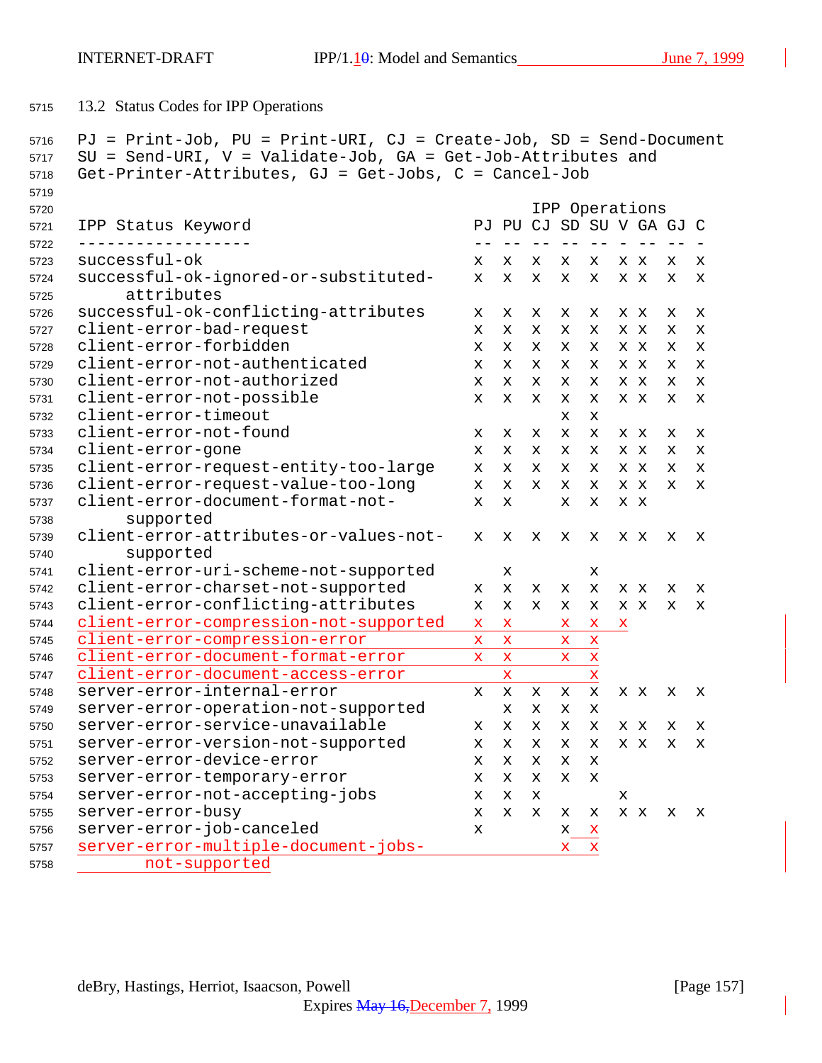## 13.2 Status Codes for IPP Operations

PJ = Print-Job, PU = Print-URI, CJ = Create-Job, SD = Send-Document
SU = Send-URI, V = Validate-Job, GA = Get-Job-Attributes and
Get-Printer-Attributes, GJ = Get-Jobs, C = Cancel-Job

| IPP Status Keyword | IPP Operations | | | | | | | | |
|---|---|---|---|---|---|---|---|---|---|
| | PJ | PU | CJ | SD | SU | V | GA | GJ | C |
| successful-ok | x | x | x | x | x | x | x | x | x |
| successful-ok-ignored-or-substituted-attributes | x | x | x | x | x | x | x | x | x |
| successful-ok-conflicting-attributes | x | x | x | x | x | x | x | x | x |
| client-error-bad-request | x | x | x | x | x | x | x | x | x |
| client-error-forbidden | x | x | x | x | x | x | x | x | x |
| client-error-not-authenticated | x | x | x | x | x | x | x | x | x |
| client-error-not-authorized | x | x | x | x | x | x | x | x | x |
| client-error-not-possible | x | x | x | x | x | x | x | x | x |
| client-error-timeout | | | | x | x | | | | |
| client-error-not-found | x | x | x | x | x | x | x | x | x |
| client-error-gone | x | x | x | x | x | x | x | x | x |
| client-error-request-entity-too-large | x | x | x | x | x | x | x | x | x |
| client-error-request-value-too-long | x | x | x | x | x | x | x | x | x |
| client-error-document-format-not-supported | x | x | | x | x | x | x | | |
| client-error-attributes-or-values-not-supported | x | x | x | x | x | x | x | x | x |
| client-error-uri-scheme-not-supported | | x | | | x | | | | |
| client-error-charset-not-supported | x | x | x | x | x | x | x | x | x |
| client-error-conflicting-attributes | x | x | x | x | x | x | x | x | x |
| client-error-compression-not-supported | x | x | | x | x | x | | | |
| client-error-compression-error | x | x | | x | x | | | | |
| client-error-document-format-error | x | x | | x | x | | | | |
| client-error-document-access-error | | x | | | x | | | | |
| server-error-internal-error | x | x | x | x | x | x | x | x | x |
| server-error-operation-not-supported | | x | x | x | x | | | | |
| server-error-service-unavailable | x | x | x | x | x | x | x | x | x |
| server-error-version-not-supported | x | x | x | x | x | x | x | x | x |
| server-error-device-error | x | x | x | x | x | | | | |
| server-error-temporary-error | x | x | x | x | x | | | | |
| server-error-not-accepting-jobs | x | x | x | | | x | | | |
| server-error-busy | x | x | x | x | x | x | x | x | x |
| server-error-job-canceled | x | | | x | x | | | | |
| server-error-multiple-document-jobs-not-supported | | | | x | x | | | | |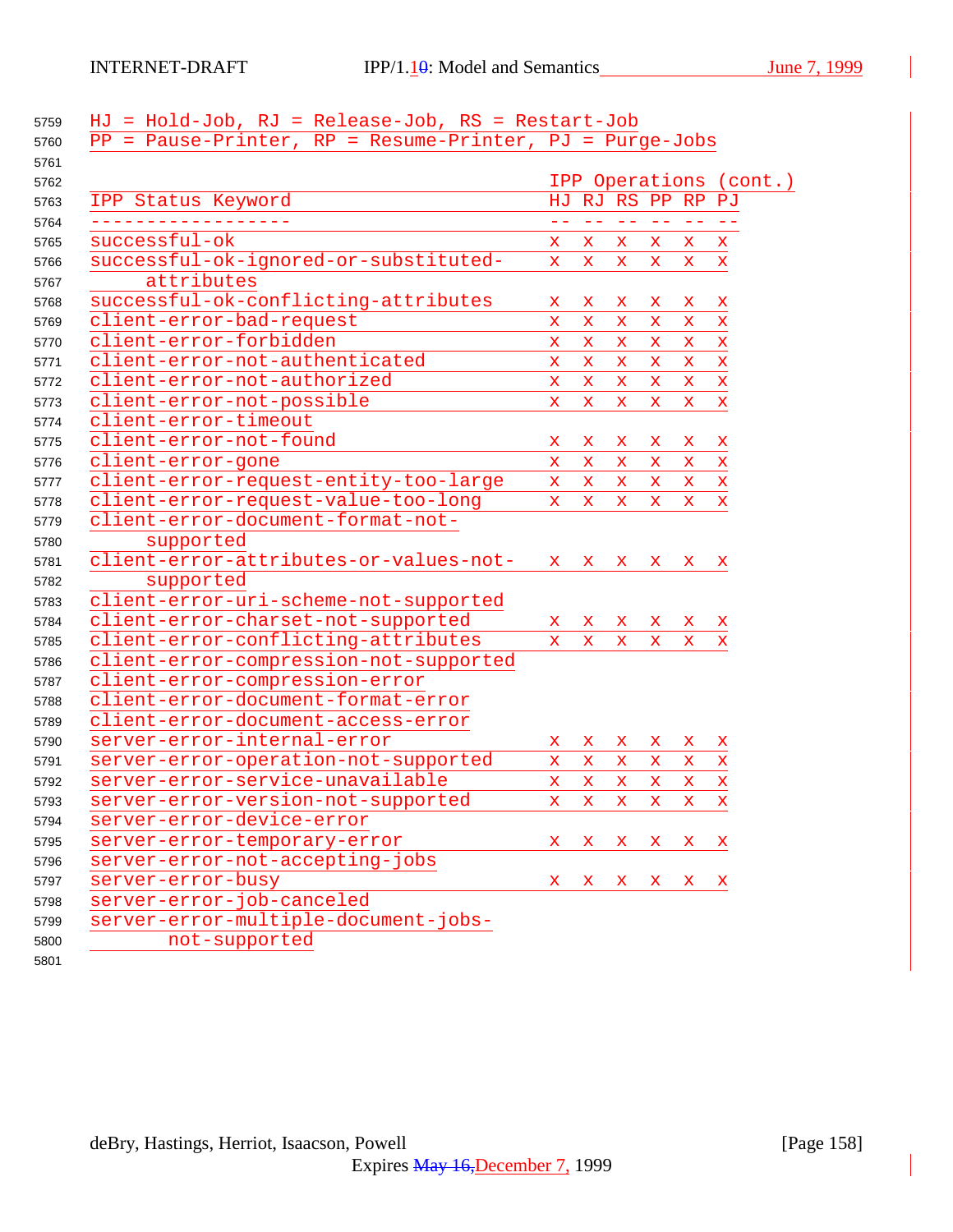HJ = Hold-Job, RJ = Release-Job, RS = Restart-Job
PP = Pause-Printer, RP = Resume-Printer, PJ = Purge-Jobs

| IPP Status Keyword | IPP Operations (cont.) | | | | | |
|---|---|---|---|---|---|---|
| | HJ | RJ | RS | PP | RP | PJ |
| successful-ok | x | x | x | x | x | x |
| successful-ok-ignored-or-substituted-attributes | x | x | x | x | x | x |
| successful-ok-conflicting-attributes | x | x | x | x | x | x |
| client-error-bad-request | x | x | x | x | x | x |
| client-error-forbidden | x | x | x | x | x | x |
| client-error-not-authenticated | x | x | x | x | x | x |
| client-error-not-authorized | x | x | x | x | x | x |
| client-error-not-possible | x | x | x | x | x | x |
| client-error-timeout | | | | | | |
| client-error-not-found | x | x | x | x | x | x |
| client-error-gone | x | x | x | x | x | x |
| client-error-request-entity-too-large | x | x | x | x | x | x |
| client-error-request-value-too-long | x | x | x | x | x | x |
| client-error-document-format-not-supported | | | | | | |
| client-error-attributes-or-values-not-supported | x | x | x | x | x | x |
| client-error-uri-scheme-not-supported | | | | | | |
| client-error-charset-not-supported | x | x | x | x | x | x |
| client-error-conflicting-attributes | x | x | x | x | x | x |
| client-error-compression-not-supported | | | | | | |
| client-error-compression-error | | | | | | |
| client-error-document-format-error | | | | | | |
| client-error-document-access-error | | | | | | |
| server-error-internal-error | x | x | x | x | x | x |
| server-error-operation-not-supported | x | x | x | x | x | x |
| server-error-service-unavailable | x | x | x | x | x | x |
| server-error-version-not-supported | x | x | x | x | x | x |
| server-error-device-error | | | | | | |
| server-error-temporary-error | x | x | x | x | x | x |
| server-error-not-accepting-jobs | | | | | | |
| server-error-busy | x | x | x | x | x | x |
| server-error-job-canceled | | | | | | |
| server-error-multiple-document-jobs-not-supported | | | | | | |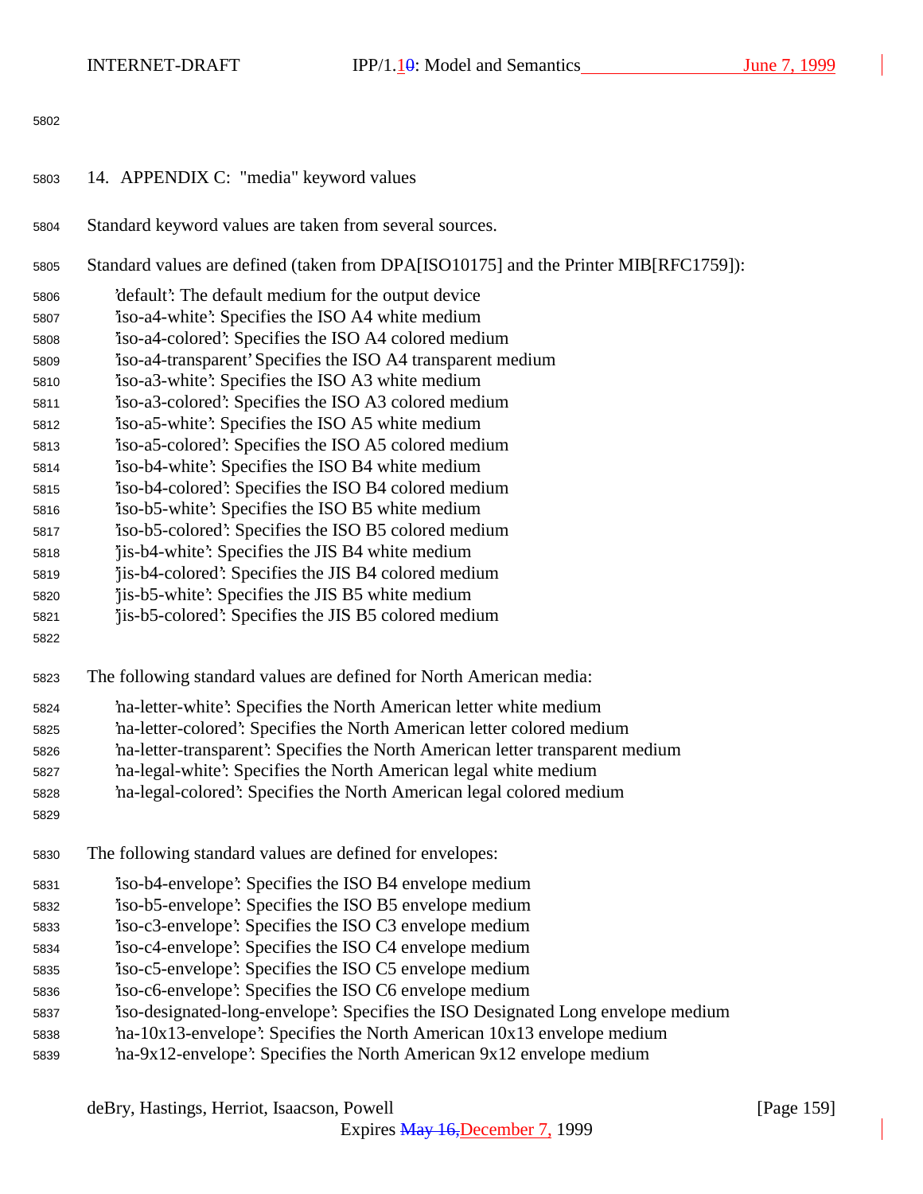## 14. APPENDIX C: "media" keyword values

Standard keyword values are taken from several sources.

Standard values are defined (taken from DPA[ISO10175] and the Printer MIB[RFC1759]):

- 'default': The default medium for the output device
- 'iso-a4-white': Specifies the ISO A4 white medium
- 'iso-a4-colored': Specifies the ISO A4 colored medium
- 'iso-a4-transparent' Specifies the ISO A4 transparent medium
- 'iso-a3-white': Specifies the ISO A3 white medium
- 'iso-a3-colored': Specifies the ISO A3 colored medium
- 'iso-a5-white': Specifies the ISO A5 white medium
- 'iso-a5-colored': Specifies the ISO A5 colored medium
- 'iso-b4-white': Specifies the ISO B4 white medium
- 'iso-b4-colored': Specifies the ISO B4 colored medium
- 'iso-b5-white': Specifies the ISO B5 white medium
- 'iso-b5-colored': Specifies the ISO B5 colored medium
- 'jis-b4-white': Specifies the JIS B4 white medium
- 'jis-b4-colored': Specifies the JIS B4 colored medium
- 'jis-b5-white': Specifies the JIS B5 white medium
- 'jis-b5-colored': Specifies the JIS B5 colored medium

The following standard values are defined for North American media:

- 'na-letter-white': Specifies the North American letter white medium
- 'na-letter-colored': Specifies the North American letter colored medium
- 'na-letter-transparent': Specifies the North American letter transparent medium
- 'na-legal-white': Specifies the North American legal white medium
- 'na-legal-colored': Specifies the North American legal colored medium

The following standard values are defined for envelopes:

- 'iso-b4-envelope': Specifies the ISO B4 envelope medium
- 'iso-b5-envelope': Specifies the ISO B5 envelope medium
- 'iso-c3-envelope': Specifies the ISO C3 envelope medium
- 'iso-c4-envelope': Specifies the ISO C4 envelope medium
- 'iso-c5-envelope': Specifies the ISO C5 envelope medium
- 'iso-c6-envelope': Specifies the ISO C6 envelope medium
- 'iso-designated-long-envelope': Specifies the ISO Designated Long envelope medium
- 'na-10x13-envelope': Specifies the North American 10x13 envelope medium
- 'na-9x12-envelope': Specifies the North American 9x12 envelope medium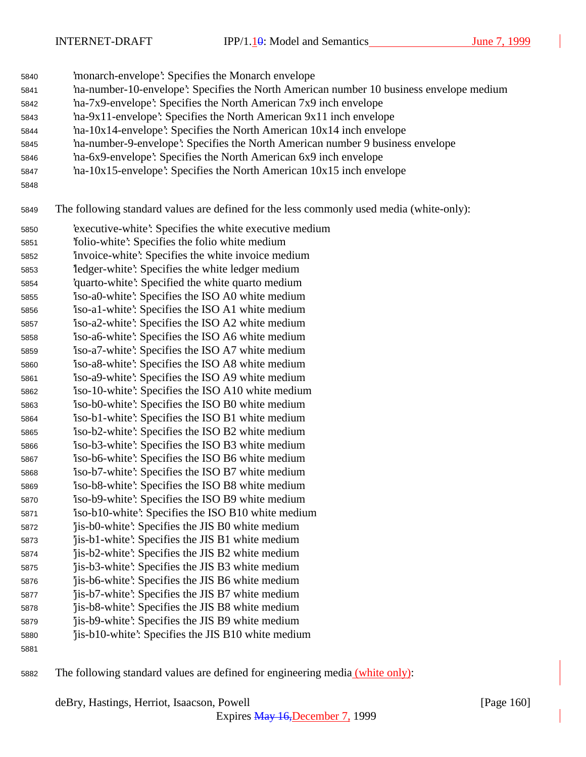'monarch-envelope': Specifies the Monarch envelope
'na-number-10-envelope': Specifies the North American number 10 business envelope medium
'na-7x9-envelope': Specifies the North American 7x9 inch envelope
'na-9x11-envelope': Specifies the North American 9x11 inch envelope
'na-10x14-envelope': Specifies the North American 10x14 inch envelope
'na-number-9-envelope': Specifies the North American number 9 business envelope
'na-6x9-envelope': Specifies the North American 6x9 inch envelope
'na-10x15-envelope': Specifies the North American 10x15 inch envelope

The following standard values are defined for the less commonly used media (white-only):

'executive-white': Specifies the white executive medium
'folio-white': Specifies the folio white medium
'invoice-white': Specifies the white invoice medium
'ledger-white': Specifies the white ledger medium
'quarto-white': Specified the white quarto medium
'iso-a0-white': Specifies the ISO A0 white medium
'iso-a1-white': Specifies the ISO A1 white medium
'iso-a2-white': Specifies the ISO A2 white medium
'iso-a6-white': Specifies the ISO A6 white medium
'iso-a7-white': Specifies the ISO A7 white medium
'iso-a8-white': Specifies the ISO A8 white medium
'iso-a9-white': Specifies the ISO A9 white medium
'iso-10-white': Specifies the ISO A10 white medium
'iso-b0-white': Specifies the ISO B0 white medium
'iso-b1-white': Specifies the ISO B1 white medium
'iso-b2-white': Specifies the ISO B2 white medium
'iso-b3-white': Specifies the ISO B3 white medium
'iso-b6-white': Specifies the ISO B6 white medium
'iso-b7-white': Specifies the ISO B7 white medium
'iso-b8-white': Specifies the ISO B8 white medium
'iso-b9-white': Specifies the ISO B9 white medium
'iso-b10-white': Specifies the ISO B10 white medium
'jis-b0-white': Specifies the JIS B0 white medium
'jis-b1-white': Specifies the JIS B1 white medium
'jis-b2-white': Specifies the JIS B2 white medium
'jis-b3-white': Specifies the JIS B3 white medium
'jis-b6-white': Specifies the JIS B6 white medium
'jis-b7-white': Specifies the JIS B7 white medium
'jis-b8-white': Specifies the JIS B8 white medium
'jis-b9-white': Specifies the JIS B9 white medium
'jis-b10-white': Specifies the JIS B10 white medium

The following standard values are defined for engineering media (white only):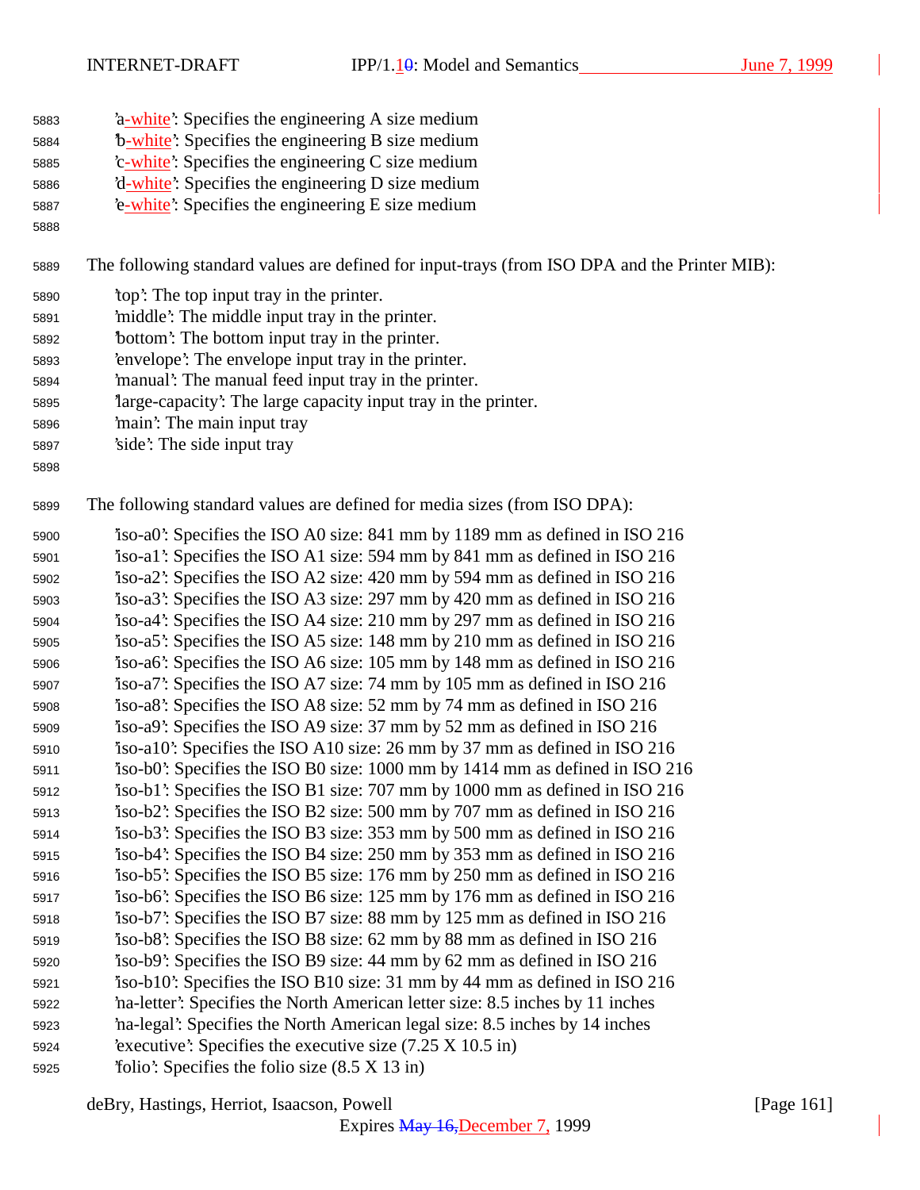'a-white': Specifies the engineering A size medium
'b-white': Specifies the engineering B size medium
'c-white': Specifies the engineering C size medium
'd-white': Specifies the engineering D size medium
'e-white': Specifies the engineering E size medium

The following standard values are defined for input-trays (from ISO DPA and the Printer MIB):

'top': The top input tray in the printer.
'middle': The middle input tray in the printer.
'bottom': The bottom input tray in the printer.
'envelope': The envelope input tray in the printer.
'manual': The manual feed input tray in the printer.
'large-capacity': The large capacity input tray in the printer.
'main': The main input tray
'side': The side input tray

The following standard values are defined for media sizes (from ISO DPA):

'iso-a0': Specifies the ISO A0 size: 841 mm by 1189 mm as defined in ISO 216
'iso-a1': Specifies the ISO A1 size: 594 mm by 841 mm as defined in ISO 216
'iso-a2': Specifies the ISO A2 size: 420 mm by 594 mm as defined in ISO 216
'iso-a3': Specifies the ISO A3 size: 297 mm by 420 mm as defined in ISO 216
'iso-a4': Specifies the ISO A4 size: 210 mm by 297 mm as defined in ISO 216
'iso-a5': Specifies the ISO A5 size: 148 mm by 210 mm as defined in ISO 216
'iso-a6': Specifies the ISO A6 size: 105 mm by 148 mm as defined in ISO 216
'iso-a7': Specifies the ISO A7 size: 74 mm by 105 mm as defined in ISO 216
'iso-a8': Specifies the ISO A8 size: 52 mm by 74 mm as defined in ISO 216
'iso-a9': Specifies the ISO A9 size: 37 mm by 52 mm as defined in ISO 216
'iso-a10': Specifies the ISO A10 size: 26 mm by 37 mm as defined in ISO 216
'iso-b0': Specifies the ISO B0 size: 1000 mm by 1414 mm as defined in ISO 216
'iso-b1': Specifies the ISO B1 size: 707 mm by 1000 mm as defined in ISO 216
'iso-b2': Specifies the ISO B2 size: 500 mm by 707 mm as defined in ISO 216
'iso-b3': Specifies the ISO B3 size: 353 mm by 500 mm as defined in ISO 216
'iso-b4': Specifies the ISO B4 size: 250 mm by 353 mm as defined in ISO 216
'iso-b5': Specifies the ISO B5 size: 176 mm by 250 mm as defined in ISO 216
'iso-b6': Specifies the ISO B6 size: 125 mm by 176 mm as defined in ISO 216
'iso-b7': Specifies the ISO B7 size: 88 mm by 125 mm as defined in ISO 216
'iso-b8': Specifies the ISO B8 size: 62 mm by 88 mm as defined in ISO 216
'iso-b9': Specifies the ISO B9 size: 44 mm by 62 mm as defined in ISO 216
'iso-b10': Specifies the ISO B10 size: 31 mm by 44 mm as defined in ISO 216
'na-letter': Specifies the North American letter size: 8.5 inches by 11 inches
'na-legal': Specifies the North American legal size: 8.5 inches by 14 inches
'executive': Specifies the executive size (7.25 X 10.5 in)
'folio': Specifies the folio size (8.5 X 13 in)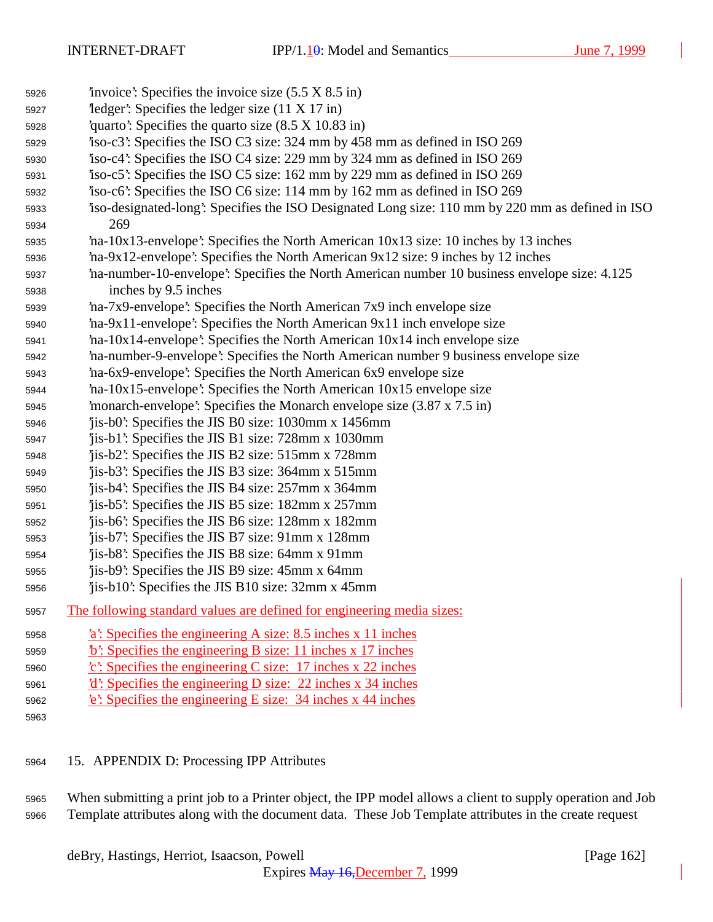'invoice': Specifies the invoice size (5.5 X 8.5 in)
'ledger': Specifies the ledger size (11 X 17 in)
'quarto': Specifies the quarto size (8.5 X 10.83 in)
'iso-c3': Specifies the ISO C3 size: 324 mm by 458 mm as defined in ISO 269
'iso-c4': Specifies the ISO C4 size: 229 mm by 324 mm as defined in ISO 269
'iso-c5': Specifies the ISO C5 size: 162 mm by 229 mm as defined in ISO 269
'iso-c6': Specifies the ISO C6 size: 114 mm by 162 mm as defined in ISO 269
'iso-designated-long': Specifies the ISO Designated Long size: 110 mm by 220 mm as defined in ISO 269
'na-10x13-envelope': Specifies the North American 10x13 size: 10 inches by 13 inches
'na-9x12-envelope': Specifies the North American 9x12 size: 9 inches by 12 inches
'na-number-10-envelope': Specifies the North American number 10 business envelope size: 4.125 inches by 9.5 inches
'na-7x9-envelope': Specifies the North American 7x9 inch envelope size
'na-9x11-envelope': Specifies the North American 9x11 inch envelope size
'na-10x14-envelope': Specifies the North American 10x14 inch envelope size
'na-number-9-envelope': Specifies the North American number 9 business envelope size
'na-6x9-envelope': Specifies the North American 6x9 envelope size
'na-10x15-envelope': Specifies the North American 10x15 envelope size
'monarch-envelope': Specifies the Monarch envelope size (3.87 x 7.5 in)
'jis-b0': Specifies the JIS B0 size: 1030mm x 1456mm
'jis-b1': Specifies the JIS B1 size: 728mm x 1030mm
'jis-b2': Specifies the JIS B2 size: 515mm x 728mm
'jis-b3': Specifies the JIS B3 size: 364mm x 515mm
'jis-b4': Specifies the JIS B4 size: 257mm x 364mm
'jis-b5': Specifies the JIS B5 size: 182mm x 257mm
'jis-b6': Specifies the JIS B6 size: 128mm x 182mm
'jis-b7': Specifies the JIS B7 size: 91mm x 128mm
'jis-b8': Specifies the JIS B8 size: 64mm x 91mm
'jis-b9': Specifies the JIS B9 size: 45mm x 64mm
'jis-b10': Specifies the JIS B10 size: 32mm x 45mm

The following standard values are defined for engineering media sizes:

'a': Specifies the engineering A size: 8.5 inches x 11 inches
'b': Specifies the engineering B size: 11 inches x 17 inches
'c': Specifies the engineering C size: 17 inches x 22 inches
'd': Specifies the engineering D size: 22 inches x 34 inches
'e': Specifies the engineering E size: 34 inches x 44 inches

## 15. APPENDIX D: Processing IPP Attributes

When submitting a print job to a Printer object, the IPP model allows a client to supply operation and Job Template attributes along with the document data. These Job Template attributes in the create request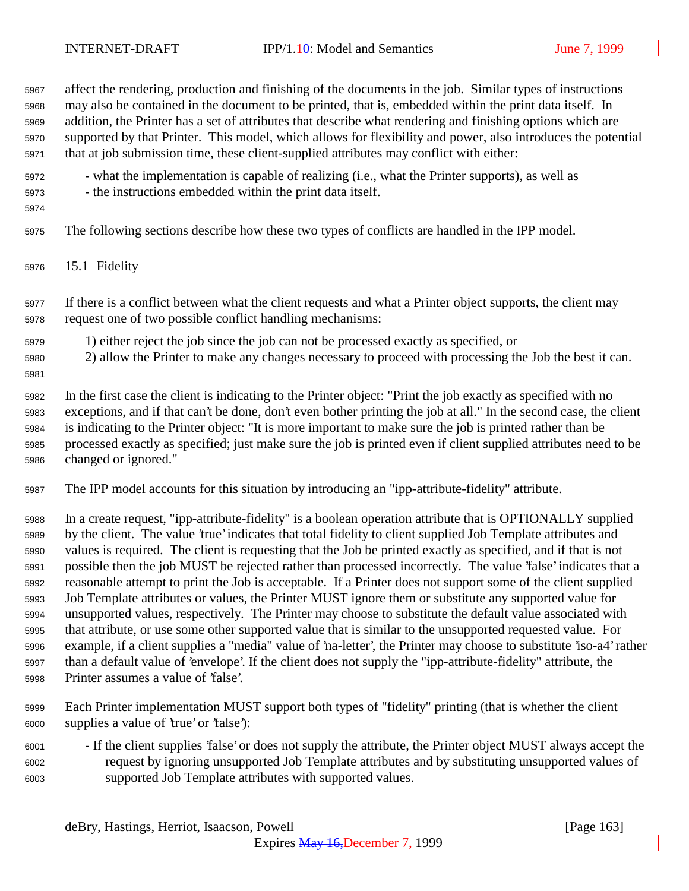affect the rendering, production and finishing of the documents in the job. Similar types of instructions may also be contained in the document to be printed, that is, embedded within the print data itself. In addition, the Printer has a set of attributes that describe what rendering and finishing options which are supported by that Printer. This model, which allows for flexibility and power, also introduces the potential that at job submission time, these client-supplied attributes may conflict with either:

- what the implementation is capable of realizing (i.e., what the Printer supports), as well as
- the instructions embedded within the print data itself.

The following sections describe how these two types of conflicts are handled in the IPP model.

## 15.1 Fidelity

If there is a conflict between what the client requests and what a Printer object supports, the client may request one of two possible conflict handling mechanisms:

1) either reject the job since the job can not be processed exactly as specified, or
2) allow the Printer to make any changes necessary to proceed with processing the Job the best it can.

In the first case the client is indicating to the Printer object: "Print the job exactly as specified with no exceptions, and if that can't be done, don't even bother printing the job at all." In the second case, the client is indicating to the Printer object: "It is more important to make sure the job is printed rather than be processed exactly as specified; just make sure the job is printed even if client supplied attributes need to be changed or ignored."

The IPP model accounts for this situation by introducing an "ipp-attribute-fidelity" attribute.

In a create request, "ipp-attribute-fidelity" is a boolean operation attribute that is OPTIONALLY supplied by the client. The value 'true' indicates that total fidelity to client supplied Job Template attributes and values is required. The client is requesting that the Job be printed exactly as specified, and if that is not possible then the job MUST be rejected rather than processed incorrectly. The value 'false' indicates that a reasonable attempt to print the Job is acceptable. If a Printer does not support some of the client supplied Job Template attributes or values, the Printer MUST ignore them or substitute any supported value for unsupported values, respectively. The Printer may choose to substitute the default value associated with that attribute, or use some other supported value that is similar to the unsupported requested value. For example, if a client supplies a "media" value of 'na-letter', the Printer may choose to substitute 'iso-a4' rather than a default value of 'envelope'. If the client does not supply the "ipp-attribute-fidelity" attribute, the Printer assumes a value of 'false'.

Each Printer implementation MUST support both types of "fidelity" printing (that is whether the client supplies a value of 'true' or 'false'):

- If the client supplies 'false' or does not supply the attribute, the Printer object MUST always accept the request by ignoring unsupported Job Template attributes and by substituting unsupported values of supported Job Template attributes with supported values.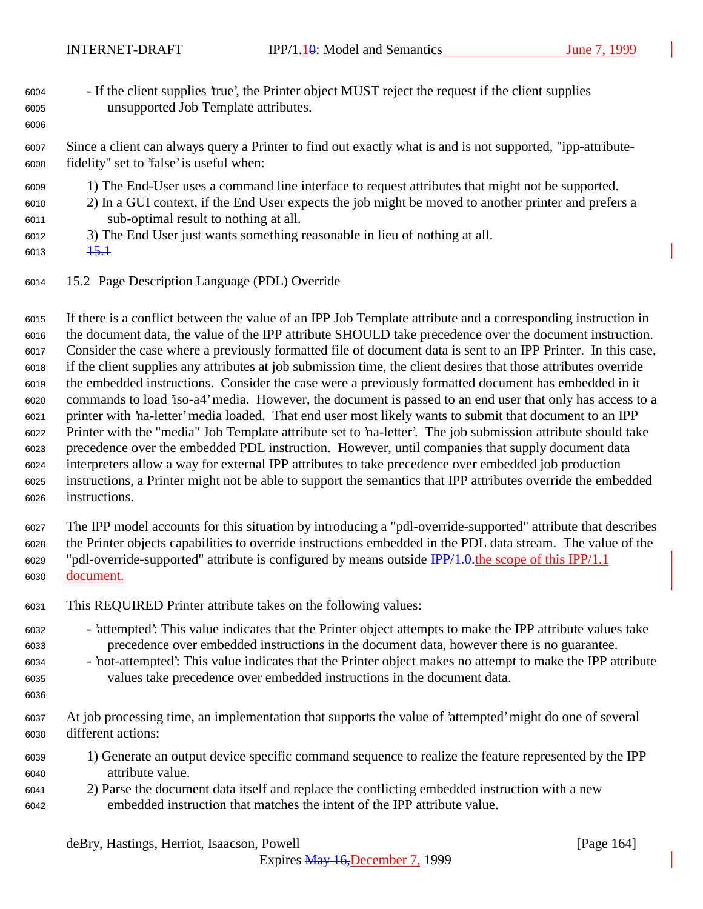- If the client supplies 'true', the Printer object MUST reject the request if the client supplies unsupported Job Template attributes.

Since a client can always query a Printer to find out exactly what is and is not supported, "ipp-attribute-fidelity" set to 'false' is useful when:

1) The End-User uses a command line interface to request attributes that might not be supported.
2) In a GUI context, if the End User expects the job might be moved to another printer and prefers a sub-optimal result to nothing at all.
3) The End User just wants something reasonable in lieu of nothing at all.

~~15.1~~

## 15.2 Page Description Language (PDL) Override

If there is a conflict between the value of an IPP Job Template attribute and a corresponding instruction in the document data, the value of the IPP attribute SHOULD take precedence over the document instruction. Consider the case where a previously formatted file of document data is sent to an IPP Printer. In this case, if the client supplies any attributes at job submission time, the client desires that those attributes override the embedded instructions. Consider the case were a previously formatted document has embedded in it commands to load 'iso-a4' media. However, the document is passed to an end user that only has access to a printer with 'na-letter' media loaded. That end user most likely wants to submit that document to an IPP Printer with the "media" Job Template attribute set to 'na-letter'. The job submission attribute should take precedence over the embedded PDL instruction. However, until companies that supply document data interpreters allow a way for external IPP attributes to take precedence over embedded job production instructions, a Printer might not be able to support the semantics that IPP attributes override the embedded instructions.

The IPP model accounts for this situation by introducing a "pdl-override-supported" attribute that describes the Printer objects capabilities to override instructions embedded in the PDL data stream. The value of the "pdl-override-supported" attribute is configured by means outside ~~IPP/1.0.~~the scope of this IPP/1.1 document.

This REQUIRED Printer attribute takes on the following values:

- 'attempted': This value indicates that the Printer object attempts to make the IPP attribute values take precedence over embedded instructions in the document data, however there is no guarantee.
- 'not-attempted': This value indicates that the Printer object makes no attempt to make the IPP attribute values take precedence over embedded instructions in the document data.

At job processing time, an implementation that supports the value of 'attempted' might do one of several different actions:

1) Generate an output device specific command sequence to realize the feature represented by the IPP attribute value.
2) Parse the document data itself and replace the conflicting embedded instruction with a new embedded instruction that matches the intent of the IPP attribute value.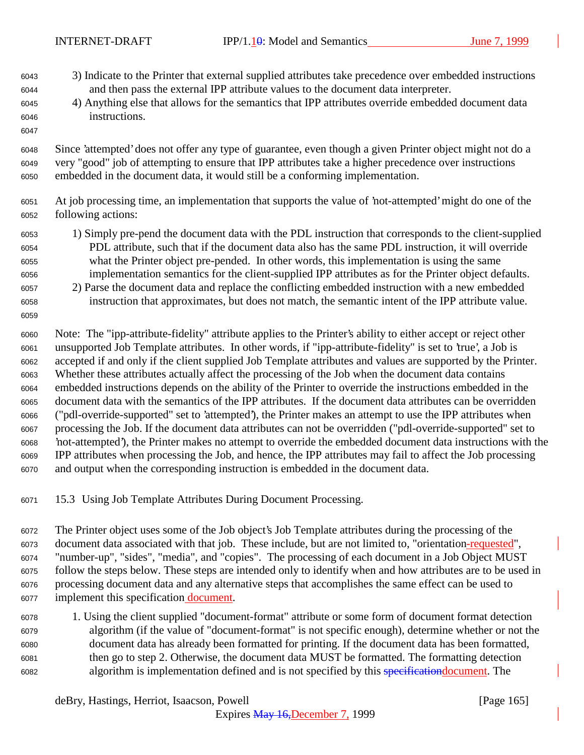3) Indicate to the Printer that external supplied attributes take precedence over embedded instructions and then pass the external IPP attribute values to the document data interpreter.
4) Anything else that allows for the semantics that IPP attributes override embedded document data instructions.

Since 'attempted' does not offer any type of guarantee, even though a given Printer object might not do a very "good" job of attempting to ensure that IPP attributes take a higher precedence over instructions embedded in the document data, it would still be a conforming implementation.

At job processing time, an implementation that supports the value of 'not-attempted' might do one of the following actions:

1) Simply pre-pend the document data with the PDL instruction that corresponds to the client-supplied PDL attribute, such that if the document data also has the same PDL instruction, it will override what the Printer object pre-pended. In other words, this implementation is using the same implementation semantics for the client-supplied IPP attributes as for the Printer object defaults.
2) Parse the document data and replace the conflicting embedded instruction with a new embedded instruction that approximates, but does not match, the semantic intent of the IPP attribute value.

Note: The "ipp-attribute-fidelity" attribute applies to the Printer's ability to either accept or reject other unsupported Job Template attributes. In other words, if "ipp-attribute-fidelity" is set to 'true', a Job is accepted if and only if the client supplied Job Template attributes and values are supported by the Printer. Whether these attributes actually affect the processing of the Job when the document data contains embedded instructions depends on the ability of the Printer to override the instructions embedded in the document data with the semantics of the IPP attributes. If the document data attributes can be overridden ("pdl-override-supported" set to 'attempted'), the Printer makes an attempt to use the IPP attributes when processing the Job. If the document data attributes can not be overridden ("pdl-override-supported" set to 'not-attempted'), the Printer makes no attempt to override the embedded document data instructions with the IPP attributes when processing the Job, and hence, the IPP attributes may fail to affect the Job processing and output when the corresponding instruction is embedded in the document data.

## 15.3 Using Job Template Attributes During Document Processing.

The Printer object uses some of the Job object's Job Template attributes during the processing of the document data associated with that job. These include, but are not limited to, "orientation-requested", "number-up", "sides", "media", and "copies". The processing of each document in a Job Object MUST follow the steps below. These steps are intended only to identify when and how attributes are to be used in processing document data and any alternative steps that accomplishes the same effect can be used to implement this specification document.

1. Using the client supplied "document-format" attribute or some form of document format detection algorithm (if the value of "document-format" is not specific enough), determine whether or not the document data has already been formatted for printing. If the document data has been formatted, then go to step 2. Otherwise, the document data MUST be formatted. The formatting detection algorithm is implementation defined and is not specified by this ~~specification~~document. The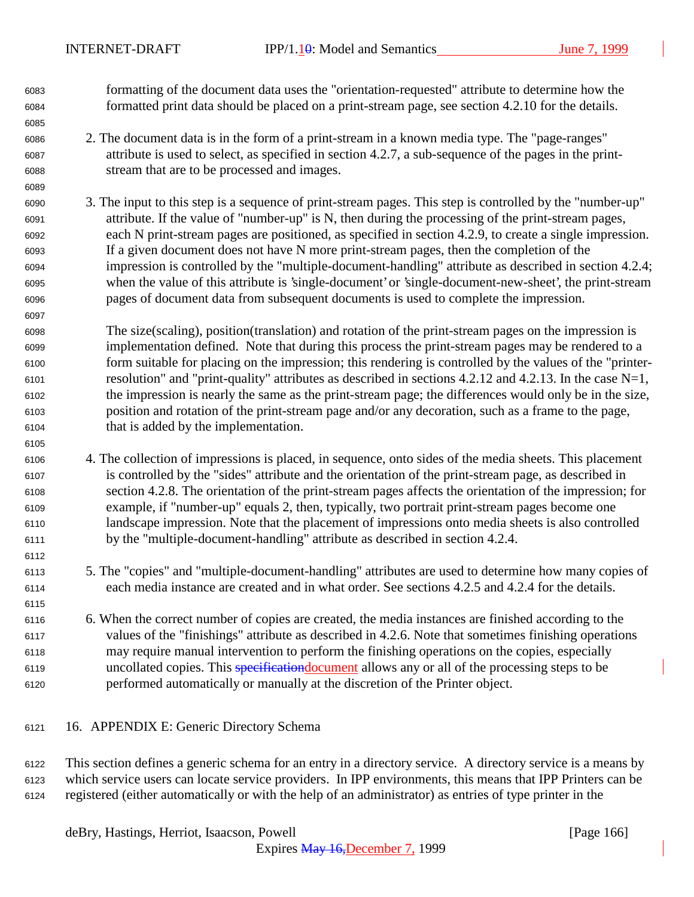formatting of the document data uses the "orientation-requested" attribute to determine how the formatted print data should be placed on a print-stream page, see section 4.2.10 for the details.

2. The document data is in the form of a print-stream in a known media type. The "page-ranges" attribute is used to select, as specified in section 4.2.7, a sub-sequence of the pages in the print-stream that are to be processed and images.

3. The input to this step is a sequence of print-stream pages. This step is controlled by the "number-up" attribute. If the value of "number-up" is N, then during the processing of the print-stream pages, each N print-stream pages are positioned, as specified in section 4.2.9, to create a single impression. If a given document does not have N more print-stream pages, then the completion of the impression is controlled by the "multiple-document-handling" attribute as described in section 4.2.4; when the value of this attribute is 'single-document' or 'single-document-new-sheet', the print-stream pages of document data from subsequent documents is used to complete the impression.

   The size(scaling), position(translation) and rotation of the print-stream pages on the impression is implementation defined. Note that during this process the print-stream pages may be rendered to a form suitable for placing on the impression; this rendering is controlled by the values of the "printer-resolution" and "print-quality" attributes as described in sections 4.2.12 and 4.2.13. In the case N=1, the impression is nearly the same as the print-stream page; the differences would only be in the size, position and rotation of the print-stream page and/or any decoration, such as a frame to the page, that is added by the implementation.

4. The collection of impressions is placed, in sequence, onto sides of the media sheets. This placement is controlled by the "sides" attribute and the orientation of the print-stream page, as described in section 4.2.8. The orientation of the print-stream pages affects the orientation of the impression; for example, if "number-up" equals 2, then, typically, two portrait print-stream pages become one landscape impression. Note that the placement of impressions onto media sheets is also controlled by the "multiple-document-handling" attribute as described in section 4.2.4.

5. The "copies" and "multiple-document-handling" attributes are used to determine how many copies of each media instance are created and in what order. See sections 4.2.5 and 4.2.4 for the details.

6. When the correct number of copies are created, the media instances are finished according to the values of the "finishings" attribute as described in 4.2.6. Note that sometimes finishing operations may require manual intervention to perform the finishing operations on the copies, especially uncollated copies. This ~~specification~~document allows any or all of the processing steps to be performed automatically or manually at the discretion of the Printer object.

# 16. APPENDIX E: Generic Directory Schema

This section defines a generic schema for an entry in a directory service. A directory service is a means by which service users can locate service providers. In IPP environments, this means that IPP Printers can be registered (either automatically or with the help of an administrator) as entries of type printer in the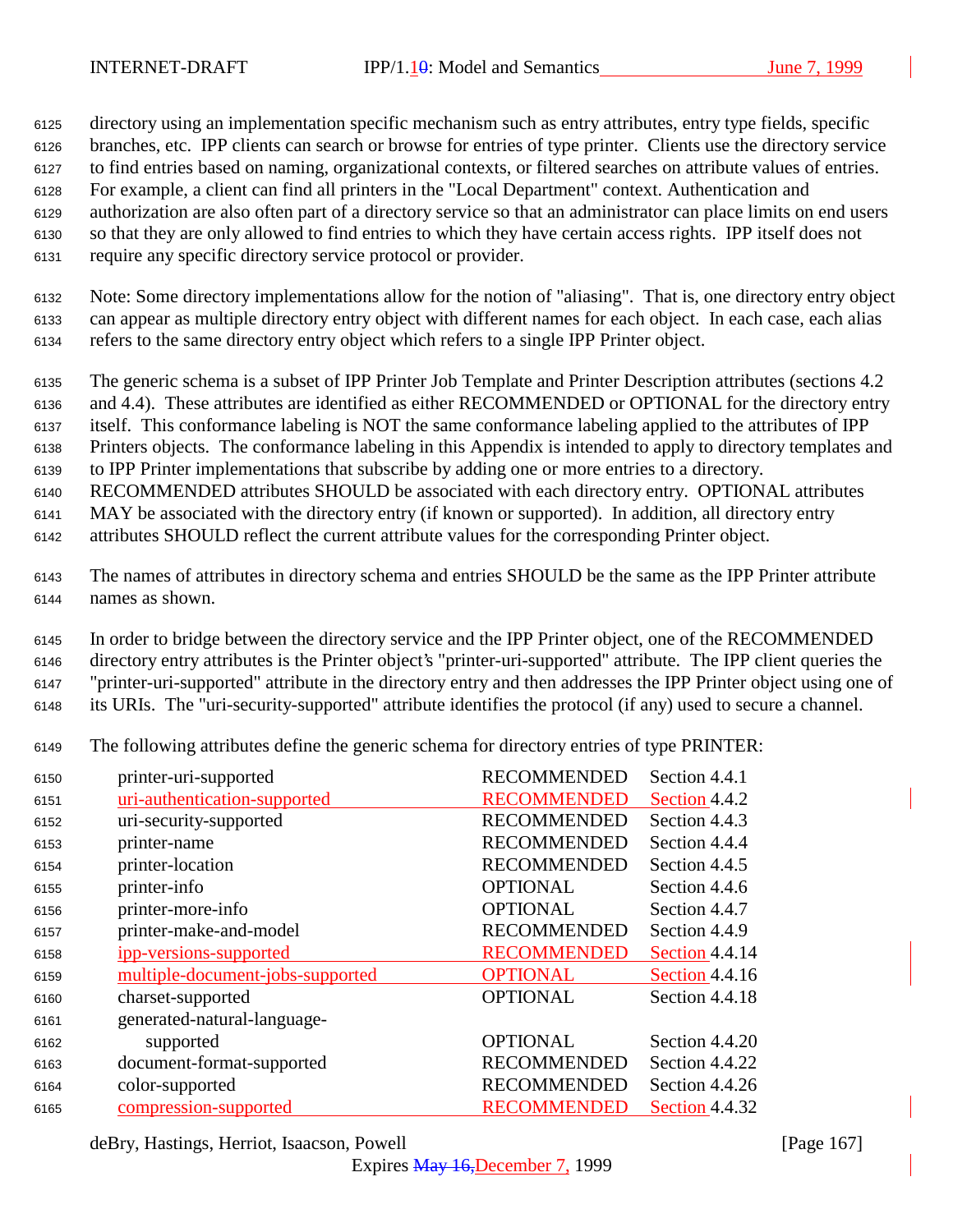directory using an implementation specific mechanism such as entry attributes, entry type fields, specific branches, etc. IPP clients can search or browse for entries of type printer. Clients use the directory service to find entries based on naming, organizational contexts, or filtered searches on attribute values of entries. For example, a client can find all printers in the "Local Department" context. Authentication and authorization are also often part of a directory service so that an administrator can place limits on end users so that they are only allowed to find entries to which they have certain access rights. IPP itself does not require any specific directory service protocol or provider.

Note: Some directory implementations allow for the notion of "aliasing". That is, one directory entry object can appear as multiple directory entry object with different names for each object. In each case, each alias refers to the same directory entry object which refers to a single IPP Printer object.

The generic schema is a subset of IPP Printer Job Template and Printer Description attributes (sections 4.2 and 4.4). These attributes are identified as either RECOMMENDED or OPTIONAL for the directory entry itself. This conformance labeling is NOT the same conformance labeling applied to the attributes of IPP Printers objects. The conformance labeling in this Appendix is intended to apply to directory templates and to IPP Printer implementations that subscribe by adding one or more entries to a directory. RECOMMENDED attributes SHOULD be associated with each directory entry. OPTIONAL attributes MAY be associated with the directory entry (if known or supported). In addition, all directory entry attributes SHOULD reflect the current attribute values for the corresponding Printer object.

The names of attributes in directory schema and entries SHOULD be the same as the IPP Printer attribute names as shown.

In order to bridge between the directory service and the IPP Printer object, one of the RECOMMENDED directory entry attributes is the Printer object's "printer-uri-supported" attribute. The IPP client queries the "printer-uri-supported" attribute in the directory entry and then addresses the IPP Printer object using one of its URIs. The "uri-security-supported" attribute identifies the protocol (if any) used to secure a channel.

The following attributes define the generic schema for directory entries of type PRINTER:

| | | |
|---|---|---|
| printer-uri-supported | RECOMMENDED | Section 4.4.1 |
| uri-authentication-supported | RECOMMENDED | Section 4.4.2 |
| uri-security-supported | RECOMMENDED | Section 4.4.3 |
| printer-name | RECOMMENDED | Section 4.4.4 |
| printer-location | RECOMMENDED | Section 4.4.5 |
| printer-info | OPTIONAL | Section 4.4.6 |
| printer-more-info | OPTIONAL | Section 4.4.7 |
| printer-make-and-model | RECOMMENDED | Section 4.4.9 |
| ipp-versions-supported | RECOMMENDED | Section 4.4.14 |
| multiple-document-jobs-supported | OPTIONAL | Section 4.4.16 |
| charset-supported | OPTIONAL | Section 4.4.18 |
| generated-natural-language-supported | OPTIONAL | Section 4.4.20 |
| document-format-supported | RECOMMENDED | Section 4.4.22 |
| color-supported | RECOMMENDED | Section 4.4.26 |
| compression-supported | RECOMMENDED | Section 4.4.32 |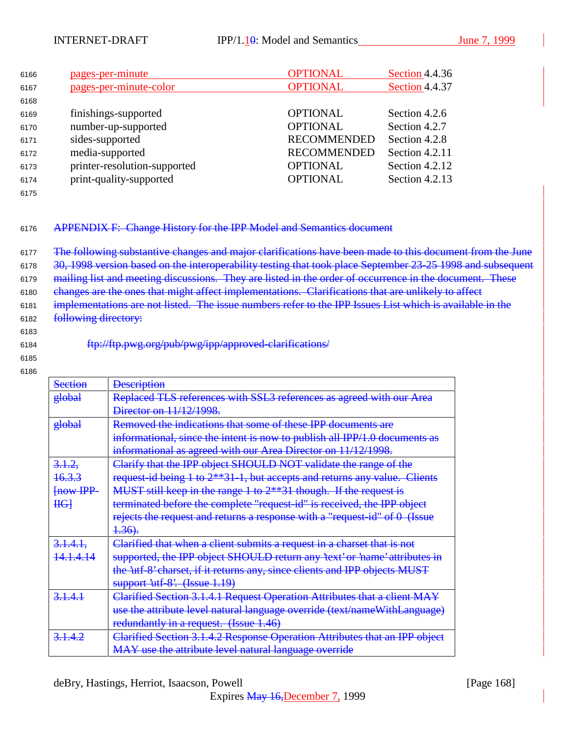| | | |
|---|---|---|
| pages-per-minute | OPTIONAL | Section 4.4.36 |
| pages-per-minute-color | OPTIONAL | Section 4.4.37 |
| | | |
| finishings-supported | OPTIONAL | Section 4.2.6 |
| number-up-supported | OPTIONAL | Section 4.2.7 |
| sides-supported | RECOMMENDED | Section 4.2.8 |
| media-supported | RECOMMENDED | Section 4.2.11 |
| printer-resolution-supported | OPTIONAL | Section 4.2.12 |
| print-quality-supported | OPTIONAL | Section 4.2.13 |

## APPENDIX F: Change History for the IPP Model and Semantics document

The following substantive changes and major clarifications have been made to this document from the June 30, 1998 version based on the interoperability testing that took place September 23-25 1998 and subsequent mailing list and meeting discussions. They are listed in the order of occurrence in the document. These changes are the ones that might affect implementations. Clarifications that are unlikely to affect implementations are not listed. The issue numbers refer to the IPP Issues List which is available in the following directory:

ftp://ftp.pwg.org/pub/pwg/ipp/approved-clarifications/

| Section | Description |
|---|---|
| global | Replaced TLS references with SSL3 references as agreed with our Area Director on 11/12/1998. |
| global | Removed the indications that some of these IPP documents are informational, since the intent is now to publish all IPP/1.0 documents as informational as agreed with our Area Director on 11/12/1998. |
| 3.1.2, 16.3.3 [now IPP-IIG] | Clarify that the IPP object SHOULD NOT validate the range of the request-id being 1 to 2**31-1, but accepts and returns any value. Clients MUST still keep in the range 1 to 2**31 though. If the request is terminated before the complete "request-id" is received, the IPP object rejects the request and returns a response with a "request-id" of 0 (Issue 1.36). |
| 3.1.4.1, 14.1.4.14 | Clarified that when a client submits a request in a charset that is not supported, the IPP object SHOULD return any 'text' or 'name' attributes in the 'utf-8' charset, if it returns any, since clients and IPP objects MUST support 'utf-8'. (Issue 1.19) |
| 3.1.4.1 | Clarified Section 3.1.4.1 Request Operation Attributes that a client MAY use the attribute level natural language override (text/nameWithLanguage) redundantly in a request. (Issue 1.46) |
| 3.1.4.2 | Clarified Section 3.1.4.2 Response Operation Attributes that an IPP object MAY use the attribute level natural language override |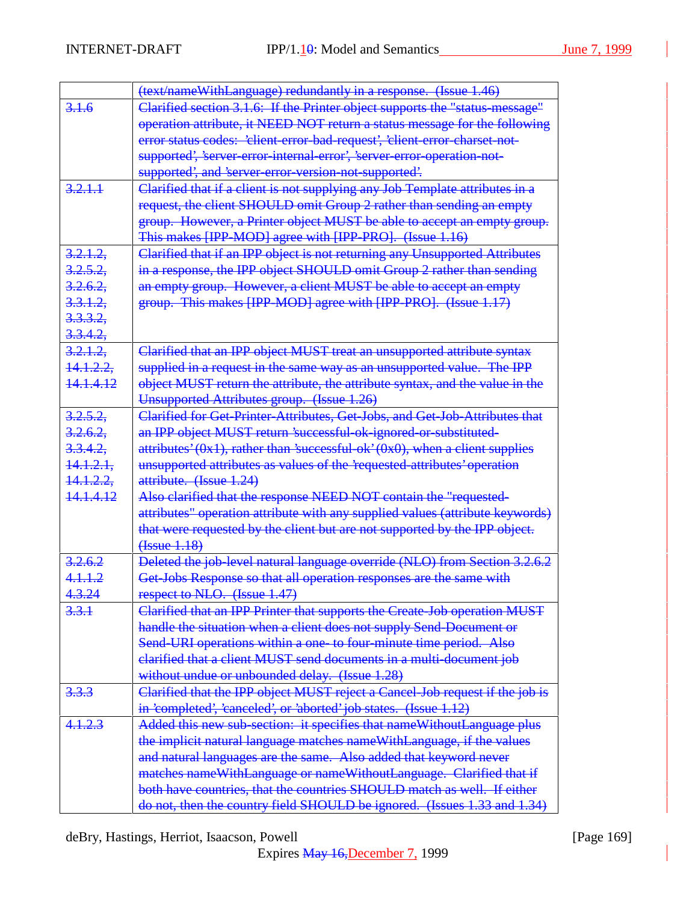|  |  |
|---|---|
|  | (text/nameWithLanguage) redundantly in a response. (Issue 1.46) |
| 3.1.6 | Clarified section 3.1.6: If the Printer object supports the "status-message" operation attribute, it NEED NOT return a status message for the following error status codes: 'client-error-bad-request', 'client-error-charset-not-supported', 'server-error-internal-error', 'server-error-operation-not-supported', and 'server-error-version-not-supported'. |
| 3.2.1.1 | Clarified that if a client is not supplying any Job Template attributes in a request, the client SHOULD omit Group 2 rather than sending an empty group. However, a Printer object MUST be able to accept an empty group. This makes [IPP-MOD] agree with [IPP-PRO]. (Issue 1.16) |
| 3.2.1.2, 3.2.5.2, 3.2.6.2, 3.3.1.2, 3.3.3.2, 3.3.4.2, | Clarified that if an IPP object is not returning any Unsupported Attributes in a response, the IPP object SHOULD omit Group 2 rather than sending an empty group. However, a client MUST be able to accept an empty group. This makes [IPP-MOD] agree with [IPP-PRO]. (Issue 1.17) |
| 3.2.1.2, 14.1.2.2, 14.1.4.12 | Clarified that an IPP object MUST treat an unsupported attribute syntax supplied in a request in the same way as an unsupported value. The IPP object MUST return the attribute, the attribute syntax, and the value in the Unsupported Attributes group. (Issue 1.26) |
| 3.2.5.2, 3.2.6.2, 3.3.4.2, 14.1.2.1, 14.1.2.2, 14.1.4.12 | Clarified for Get-Printer-Attributes, Get-Jobs, and Get-Job-Attributes that an IPP object MUST return 'successful-ok-ignored-or-substituted-attributes' (0x1), rather than 'successful-ok' (0x0), when a client supplies unsupported attributes as values of the 'requested-attributes' operation attribute. (Issue 1.24)<br>Also clarified that the response NEED NOT contain the "requested-attributes" operation attribute with any supplied values (attribute keywords) that were requested by the client but are not supported by the IPP object. (Issue 1.18) |
| 3.2.6.2 4.1.1.2 4.3.24 | Deleted the job-level natural language override (NLO) from Section 3.2.6.2 Get-Jobs Response so that all operation responses are the same with respect to NLO. (Issue 1.47) |
| 3.3.1 | Clarified that an IPP Printer that supports the Create-Job operation MUST handle the situation when a client does not supply Send-Document or Send-URI operations within a one- to four-minute time period. Also clarified that a client MUST send documents in a multi-document job without undue or unbounded delay. (Issue 1.28) |
| 3.3.3 | Clarified that the IPP object MUST reject a Cancel-Job request if the job is in 'completed', 'canceled', or 'aborted' job states. (Issue 1.12) |
| 4.1.2.3 | Added this new sub-section: it specifies that nameWithoutLanguage plus the implicit natural language matches nameWithLanguage, if the values and natural languages are the same. Also added that keyword never matches nameWithLanguage or nameWithoutLanguage. Clarified that if both have countries, that the countries SHOULD match as well. If either do not, then the country field SHOULD be ignored. (Issues 1.33 and 1.34) |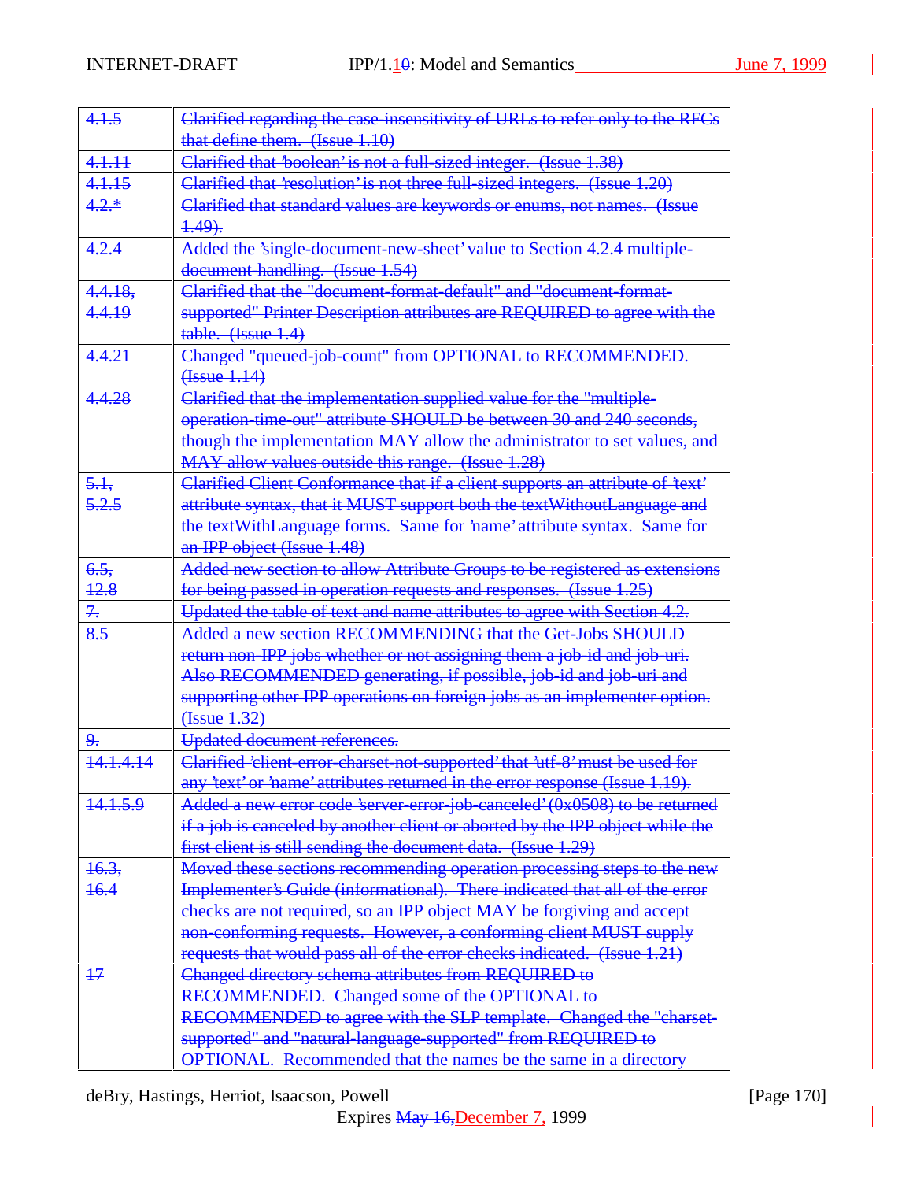| | |
|---|---|
| 4.1.5 | Clarified regarding the case-insensitivity of URLs to refer only to the RFCs that define them. (Issue 1.10) |
| 4.1.11 | Clarified that 'boolean' is not a full-sized integer. (Issue 1.38) |
| 4.1.15 | Clarified that 'resolution' is not three full-sized integers. (Issue 1.20) |
| 4.2.* | Clarified that standard values are keywords or enums, not names. (Issue 1.49). |
| 4.2.4 | Added the 'single-document-new-sheet' value to Section 4.2.4 multiple-document-handling. (Issue 1.54) |
| 4.4.18, 4.4.19 | Clarified that the "document-format-default" and "document-format-supported" Printer Description attributes are REQUIRED to agree with the table. (Issue 1.4) |
| 4.4.21 | Changed "queued-job-count" from OPTIONAL to RECOMMENDED. (Issue 1.14) |
| 4.4.28 | Clarified that the implementation supplied value for the "multiple-operation-time-out" attribute SHOULD be between 30 and 240 seconds, though the implementation MAY allow the administrator to set values, and MAY allow values outside this range. (Issue 1.28) |
| 5.1, 5.2.5 | Clarified Client Conformance that if a client supports an attribute of 'text' attribute syntax, that it MUST support both the textWithoutLanguage and the textWithLanguage forms. Same for 'name' attribute syntax. Same for an IPP object (Issue 1.48) |
| 6.5, 12.8 | Added new section to allow Attribute Groups to be registered as extensions for being passed in operation requests and responses. (Issue 1.25) |
| 7. | Updated the table of text and name attributes to agree with Section 4.2. |
| 8.5 | Added a new section RECOMMENDING that the Get-Jobs SHOULD return non-IPP jobs whether or not assigning them a job-id and job-uri. Also RECOMMENDED generating, if possible, job-id and job-uri and supporting other IPP operations on foreign jobs as an implementer option. (Issue 1.32) |
| 9. | Updated document references. |
| 14.1.4.14 | Clarified 'client-error-charset-not-supported' that 'utf-8' must be used for any 'text' or 'name' attributes returned in the error response (Issue 1.19). |
| 14.1.5.9 | Added a new error code 'server-error-job-canceled' (0x0508) to be returned if a job is canceled by another client or aborted by the IPP object while the first client is still sending the document data. (Issue 1.29) |
| 16.3, 16.4 | Moved these sections recommending operation processing steps to the new Implementer's Guide (informational). There indicated that all of the error checks are not required, so an IPP object MAY be forgiving and accept non-conforming requests. However, a conforming client MUST supply requests that would pass all of the error checks indicated. (Issue 1.21) |
| 17 | Changed directory schema attributes from REQUIRED to RECOMMENDED. Changed some of the OPTIONAL to RECOMMENDED to agree with the SLP template. Changed the "charset-supported" and "natural-language-supported" from REQUIRED to OPTIONAL. Recommended that the names be the same in a directory |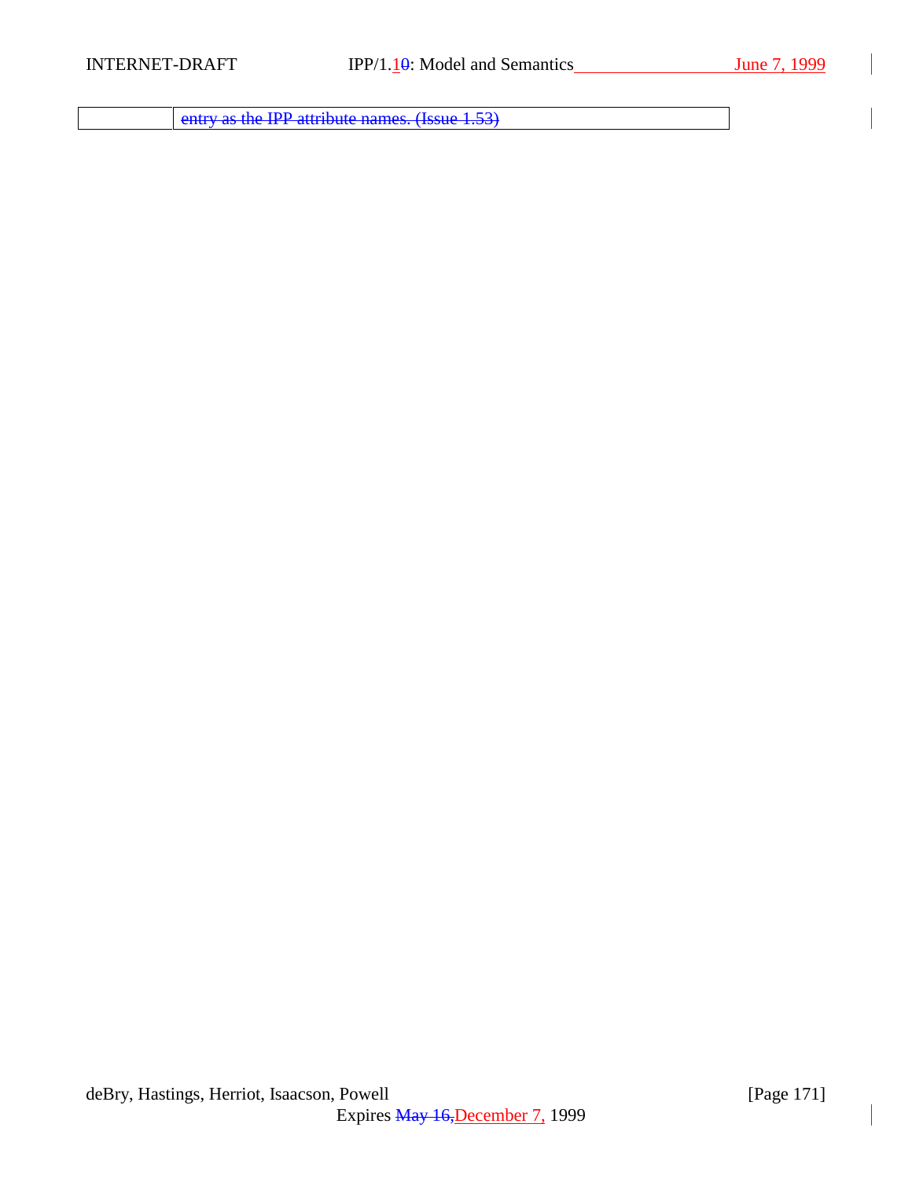|  | entry as the IPP attribute names. (Issue 1.53) |
|---|---|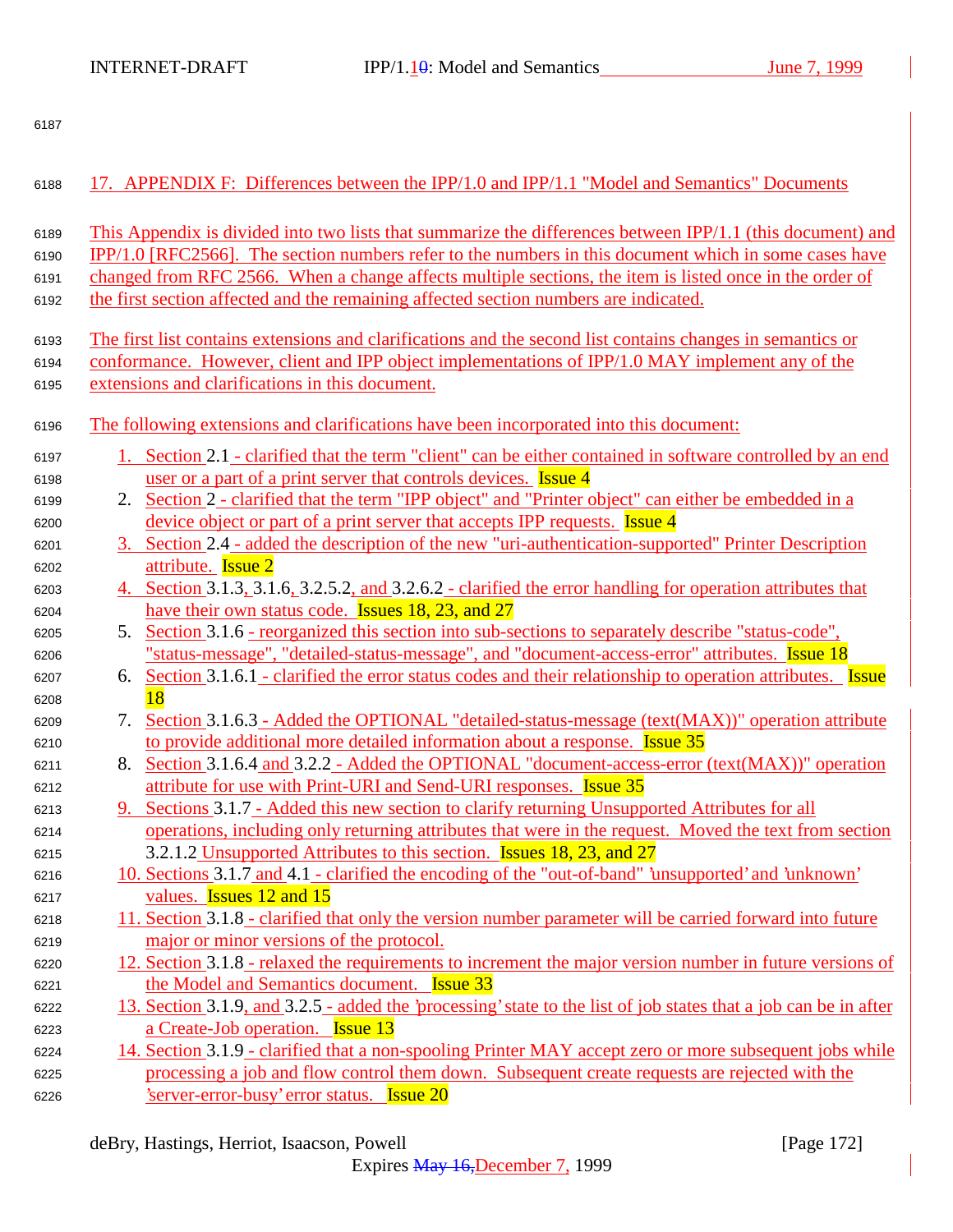# 17. APPENDIX F: Differences between the IPP/1.0 and IPP/1.1 "Model and Semantics" Documents

This Appendix is divided into two lists that summarize the differences between IPP/1.1 (this document) and IPP/1.0 [RFC2566]. The section numbers refer to the numbers in this document which in some cases have changed from RFC 2566. When a change affects multiple sections, the item is listed once in the order of the first section affected and the remaining affected section numbers are indicated.

The first list contains extensions and clarifications and the second list contains changes in semantics or conformance. However, client and IPP object implementations of IPP/1.0 MAY implement any of the extensions and clarifications in this document.

The following extensions and clarifications have been incorporated into this document:

1. Section 2.1 - clarified that the term "client" can be either contained in software controlled by an end user or a part of a print server that controls devices. Issue 4
2. Section 2 - clarified that the term "IPP object" and "Printer object" can either be embedded in a device object or part of a print server that accepts IPP requests. Issue 4
3. Section 2.4 - added the description of the new "uri-authentication-supported" Printer Description attribute. Issue 2
4. Section 3.1.3, 3.1.6, 3.2.5.2, and 3.2.6.2 - clarified the error handling for operation attributes that have their own status code. Issues 18, 23, and 27
5. Section 3.1.6 - reorganized this section into sub-sections to separately describe "status-code", "status-message", "detailed-status-message", and "document-access-error" attributes. Issue 18
6. Section 3.1.6.1 - clarified the error status codes and their relationship to operation attributes. Issue 18
7. Section 3.1.6.3 - Added the OPTIONAL "detailed-status-message (text(MAX))" operation attribute to provide additional more detailed information about a response. Issue 35
8. Section 3.1.6.4 and 3.2.2 - Added the OPTIONAL "document-access-error (text(MAX))" operation attribute for use with Print-URI and Send-URI responses. Issue 35
9. Sections 3.1.7 - Added this new section to clarify returning Unsupported Attributes for all operations, including only returning attributes that were in the request. Moved the text from section 3.2.1.2 Unsupported Attributes to this section. Issues 18, 23, and 27
10. Sections 3.1.7 and 4.1 - clarified the encoding of the "out-of-band" 'unsupported' and 'unknown' values. Issues 12 and 15
11. Section 3.1.8 - clarified that only the version number parameter will be carried forward into future major or minor versions of the protocol.
12. Section 3.1.8 - relaxed the requirements to increment the major version number in future versions of the Model and Semantics document. Issue 33
13. Section 3.1.9, and 3.2.5 - added the 'processing' state to the list of job states that a job can be in after a Create-Job operation. Issue 13
14. Section 3.1.9 - clarified that a non-spooling Printer MAY accept zero or more subsequent jobs while processing a job and flow control them down. Subsequent create requests are rejected with the 'server-error-busy' error status. Issue 20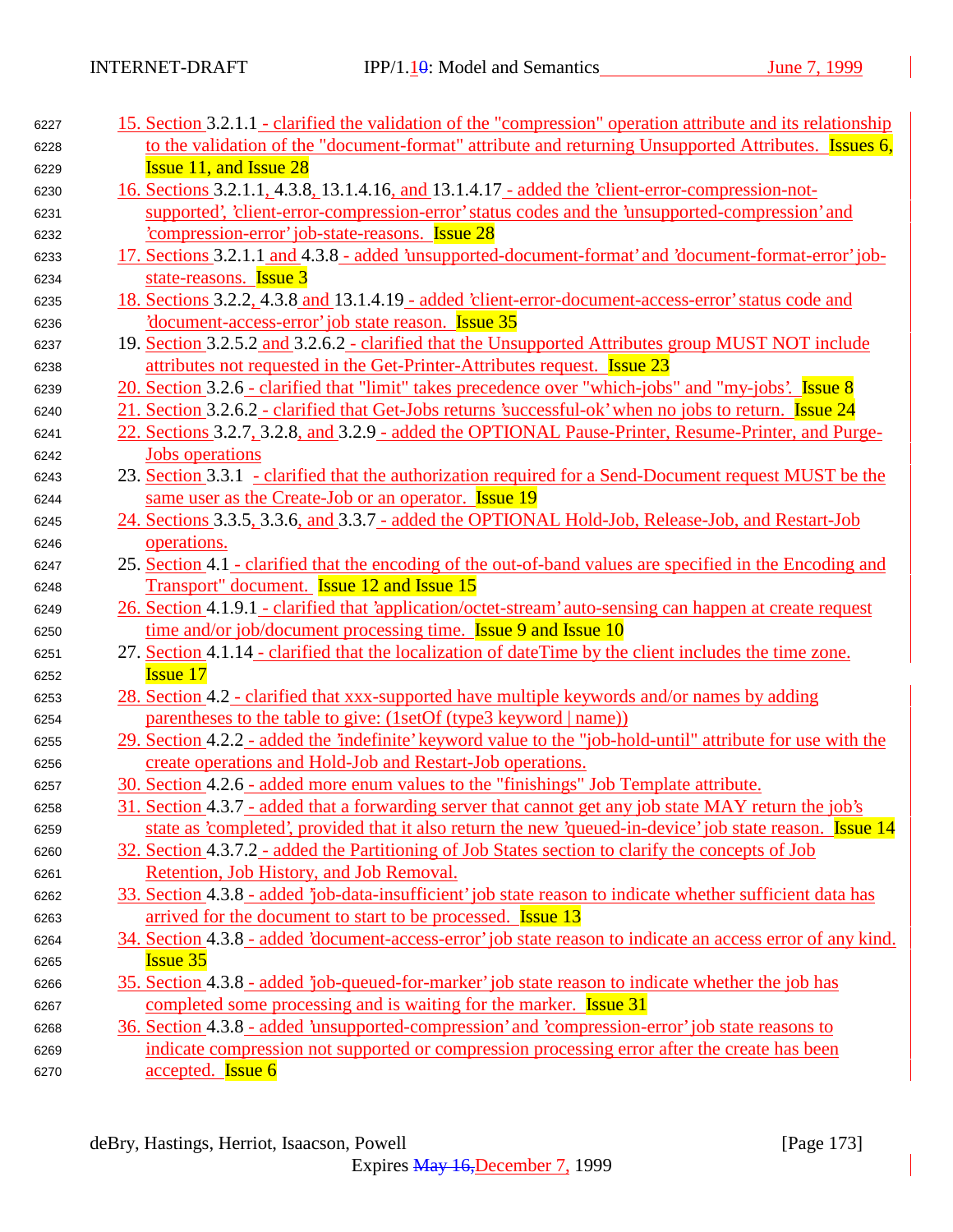15. Section 3.2.1.1 - clarified the validation of the "compression" operation attribute and its relationship to the validation of the "document-format" attribute and returning Unsupported Attributes. Issues 6, Issue 11, and Issue 28
16. Sections 3.2.1.1, 4.3.8, 13.1.4.16, and 13.1.4.17 - added the 'client-error-compression-not-supported', 'client-error-compression-error' status codes and the 'unsupported-compression' and 'compression-error' job-state-reasons. Issue 28
17. Sections 3.2.1.1 and 4.3.8 - added 'unsupported-document-format' and 'document-format-error' job-state-reasons. Issue 3
18. Sections 3.2.2, 4.3.8 and 13.1.4.19 - added 'client-error-document-access-error' status code and 'document-access-error' job state reason. Issue 35
19. Section 3.2.5.2 and 3.2.6.2 - clarified that the Unsupported Attributes group MUST NOT include attributes not requested in the Get-Printer-Attributes request. Issue 23
20. Section 3.2.6 - clarified that "limit" takes precedence over "which-jobs" and "my-jobs". Issue 8
21. Section 3.2.6.2 - clarified that Get-Jobs returns 'successful-ok' when no jobs to return. Issue 24
22. Sections 3.2.7, 3.2.8, and 3.2.9 - added the OPTIONAL Pause-Printer, Resume-Printer, and Purge-Jobs operations
23. Section 3.3.1 - clarified that the authorization required for a Send-Document request MUST be the same user as the Create-Job or an operator. Issue 19
24. Sections 3.3.5, 3.3.6, and 3.3.7 - added the OPTIONAL Hold-Job, Release-Job, and Restart-Job operations.
25. Section 4.1 - clarified that the encoding of the out-of-band values are specified in the Encoding and Transport" document. Issue 12 and Issue 15
26. Section 4.1.9.1 - clarified that 'application/octet-stream' auto-sensing can happen at create request time and/or job/document processing time. Issue 9 and Issue 10
27. Section 4.1.14 - clarified that the localization of dateTime by the client includes the time zone. Issue 17
28. Section 4.2 - clarified that xxx-supported have multiple keywords and/or names by adding parentheses to the table to give: (1setOf (type3 keyword | name))
29. Section 4.2.2 - added the 'indefinite' keyword value to the "job-hold-until" attribute for use with the create operations and Hold-Job and Restart-Job operations.
30. Section 4.2.6 - added more enum values to the "finishings" Job Template attribute.
31. Section 4.3.7 - added that a forwarding server that cannot get any job state MAY return the job's state as 'completed', provided that it also return the new 'queued-in-device' job state reason. Issue 14
32. Section 4.3.7.2 - added the Partitioning of Job States section to clarify the concepts of Job Retention, Job History, and Job Removal.
33. Section 4.3.8 - added 'job-data-insufficient' job state reason to indicate whether sufficient data has arrived for the document to start to be processed. Issue 13
34. Section 4.3.8 - added 'document-access-error' job state reason to indicate an access error of any kind. Issue 35
35. Section 4.3.8 - added 'job-queued-for-marker' job state reason to indicate whether the job has completed some processing and is waiting for the marker. Issue 31
36. Section 4.3.8 - added 'unsupported-compression' and 'compression-error' job state reasons to indicate compression not supported or compression processing error after the create has been accepted. Issue 6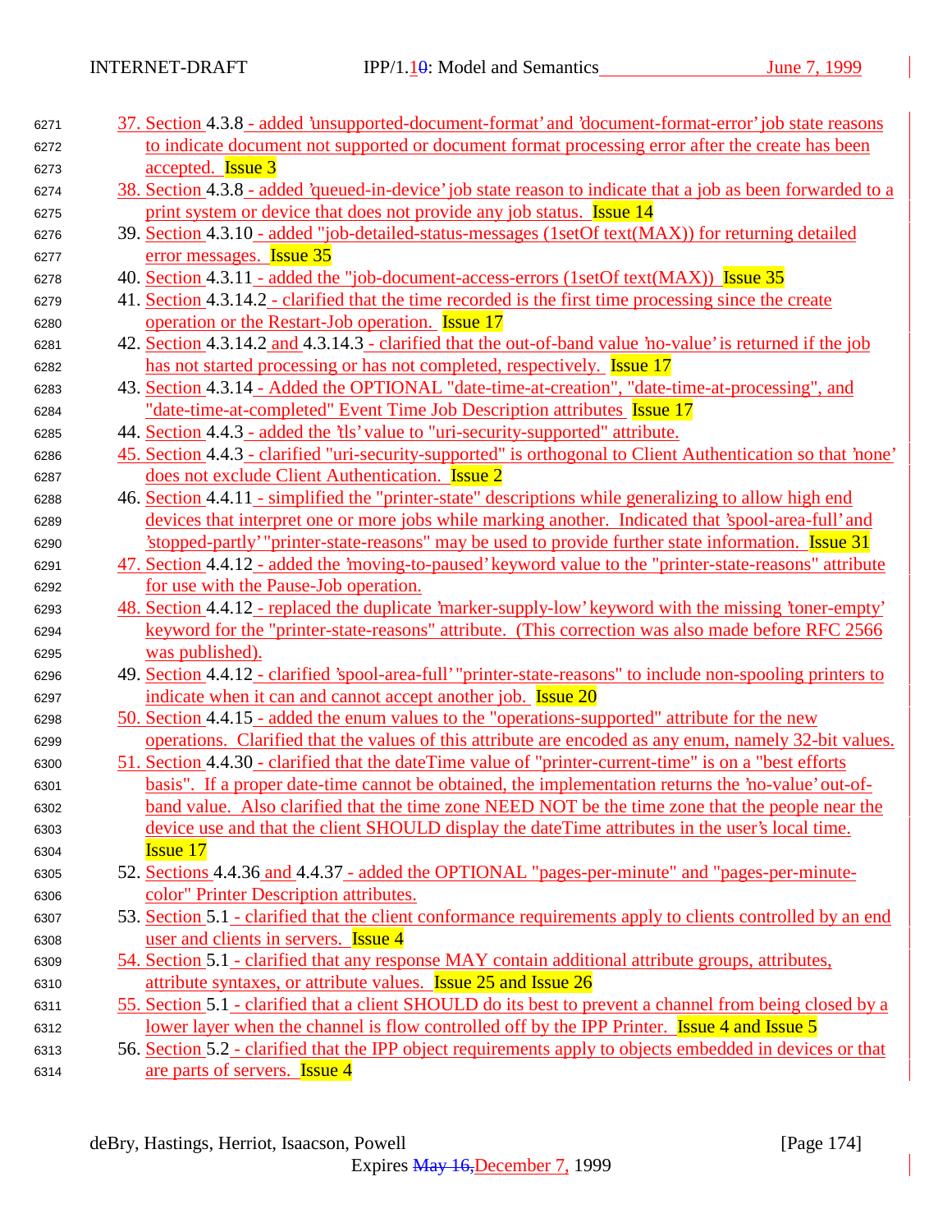37. Section 4.3.8 - added 'unsupported-document-format' and 'document-format-error' job state reasons to indicate document not supported or document format processing error after the create has been accepted.  Issue 3
38. Section 4.3.8 - added 'queued-in-device' job state reason to indicate that a job as been forwarded to a print system or device that does not provide any job status.  Issue 14
39. Section 4.3.10 - added "job-detailed-status-messages (1setOf text(MAX)) for returning detailed error messages.  Issue 35
40. Section 4.3.11 - added the "job-document-access-errors (1setOf text(MAX))  Issue 35
41. Section 4.3.14.2 - clarified that the time recorded is the first time processing since the create operation or the Restart-Job operation.  Issue 17
42. Section 4.3.14.2 and 4.3.14.3 - clarified that the out-of-band value 'no-value' is returned if the job has not started processing or has not completed, respectively.  Issue 17
43. Section 4.3.14 - Added the OPTIONAL "date-time-at-creation", "date-time-at-processing", and "date-time-at-completed" Event Time Job Description attributes  Issue 17
44. Section 4.4.3 - added the 'tls' value to "uri-security-supported" attribute.
45. Section 4.4.3 - clarified "uri-security-supported" is orthogonal to Client Authentication so that 'none' does not exclude Client Authentication.  Issue 2
46. Section 4.4.11 - simplified the "printer-state" descriptions while generalizing to allow high end devices that interpret one or more jobs while marking another.  Indicated that 'spool-area-full' and 'stopped-partly' "printer-state-reasons" may be used to provide further state information.  Issue 31
47. Section 4.4.12 - added the 'moving-to-paused' keyword value to the "printer-state-reasons" attribute for use with the Pause-Job operation.
48. Section 4.4.12 - replaced the duplicate 'marker-supply-low' keyword with the missing 'toner-empty' keyword for the "printer-state-reasons" attribute.  (This correction was also made before RFC 2566 was published).
49. Section 4.4.12 - clarified 'spool-area-full' "printer-state-reasons" to include non-spooling printers to indicate when it can and cannot accept another job.  Issue 20
50. Section 4.4.15 - added the enum values to the "operations-supported" attribute for the new operations.  Clarified that the values of this attribute are encoded as any enum, namely 32-bit values.
51. Section 4.4.30 - clarified that the dateTime value of "printer-current-time" is on a "best efforts basis".  If a proper date-time cannot be obtained, the implementation returns the 'no-value' out-of-band value.  Also clarified that the time zone NEED NOT be the time zone that the people near the device use and that the client SHOULD display the dateTime attributes in the user's local time.  Issue 17
52. Sections 4.4.36 and 4.4.37 - added the OPTIONAL "pages-per-minute" and "pages-per-minute-color" Printer Description attributes.
53. Section 5.1 - clarified that the client conformance requirements apply to clients controlled by an end user and clients in servers.  Issue 4
54. Section 5.1 - clarified that any response MAY contain additional attribute groups, attributes, attribute syntaxes, or attribute values.  Issue 25 and Issue 26
55. Section 5.1 - clarified that a client SHOULD do its best to prevent a channel from being closed by a lower layer when the channel is flow controlled off by the IPP Printer.  Issue 4 and Issue 5
56. Section 5.2 - clarified that the IPP object requirements apply to objects embedded in devices or that are parts of servers.  Issue 4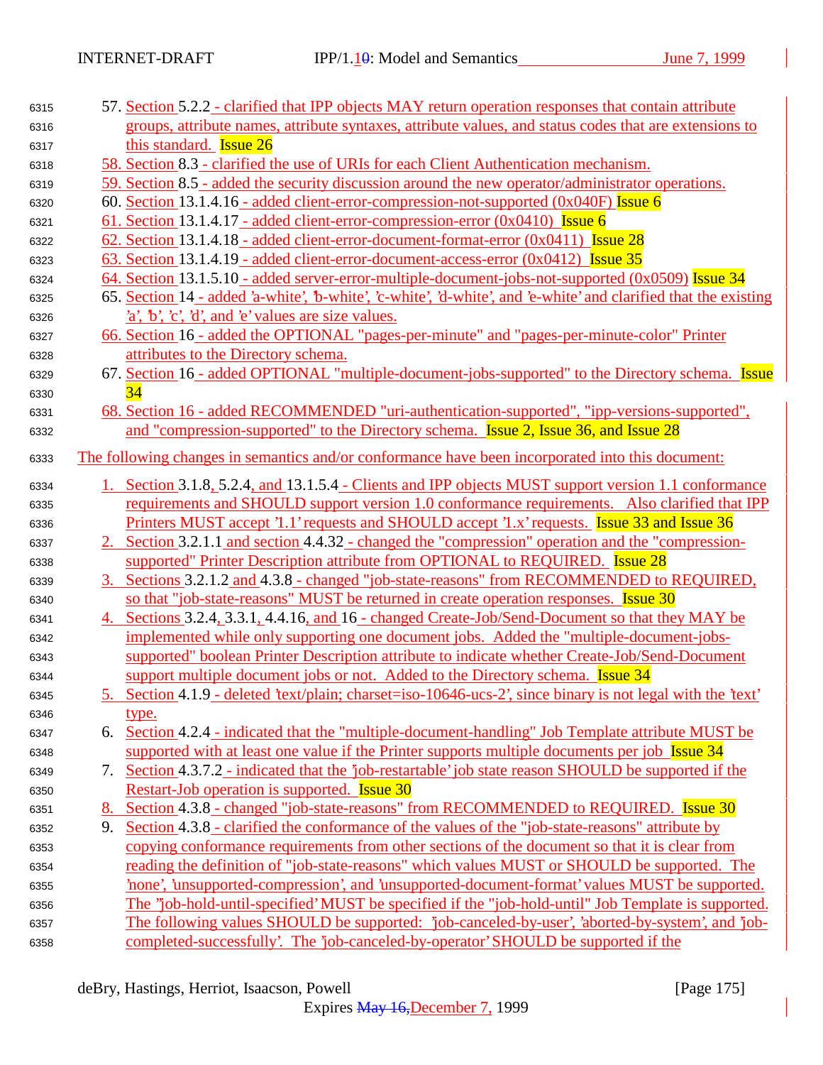57. Section 5.2.2 - clarified that IPP objects MAY return operation responses that contain attribute groups, attribute names, attribute syntaxes, attribute values, and status codes that are extensions to this standard.  Issue 26
58. Section 8.3 - clarified the use of URIs for each Client Authentication mechanism.
59. Section 8.5 - added the security discussion around the new operator/administrator operations.
60. Section 13.1.4.16 - added client-error-compression-not-supported (0x040F) Issue 6
61. Section 13.1.4.17 - added client-error-compression-error (0x0410)  Issue 6
62. Section 13.1.4.18 - added client-error-document-format-error (0x0411)  Issue 28
63. Section 13.1.4.19 - added client-error-document-access-error (0x0412)  Issue 35
64. Section 13.1.5.10 - added server-error-multiple-document-jobs-not-supported (0x0509) Issue 34
65. Section 14 - added 'a-white', 'b-white', 'c-white', 'd-white', and 'e-white' and clarified that the existing 'a', 'b', 'c', 'd', and 'e' values are size values.
66. Section 16 - added the OPTIONAL "pages-per-minute" and "pages-per-minute-color" Printer attributes to the Directory schema.
67. Section 16 - added OPTIONAL "multiple-document-jobs-supported" to the Directory schema.  Issue 34
68. Section 16 - added RECOMMENDED "uri-authentication-supported", "ipp-versions-supported", and "compression-supported" to the Directory schema.  Issue 2, Issue 36, and Issue 28

The following changes in semantics and/or conformance have been incorporated into this document:

1. Section 3.1.8, 5.2.4, and 13.1.5.4 - Clients and IPP objects MUST support version 1.1 conformance requirements and SHOULD support version 1.0 conformance requirements.   Also clarified that IPP Printers MUST accept '1.1' requests and SHOULD accept '1.x' requests.  Issue 33 and Issue 36
2. Section 3.2.1.1 and section 4.4.32 - changed the "compression" operation and the "compression-supported" Printer Description attribute from OPTIONAL to REQUIRED.  Issue 28
3. Sections 3.2.1.2 and 4.3.8 - changed "job-state-reasons" from RECOMMENDED to REQUIRED, so that "job-state-reasons" MUST be returned in create operation responses.  Issue 30
4. Sections 3.2.4, 3.3.1, 4.4.16, and 16 - changed Create-Job/Send-Document so that they MAY be implemented while only supporting one document jobs.  Added the "multiple-document-jobs-supported" boolean Printer Description attribute to indicate whether Create-Job/Send-Document support multiple document jobs or not.  Added to the Directory schema.  Issue 34
5. Section 4.1.9 - deleted 'text/plain; charset=iso-10646-ucs-2', since binary is not legal with the 'text' type.
6. Section 4.2.4 - indicated that the "multiple-document-handling" Job Template attribute MUST be supported with at least one value if the Printer supports multiple documents per job  Issue 34
7. Section 4.3.7.2 - indicated that the 'job-restartable' job state reason SHOULD be supported if the Restart-Job operation is supported.  Issue 30
8. Section 4.3.8 - changed "job-state-reasons" from RECOMMENDED to REQUIRED.  Issue 30
9. Section 4.3.8 - clarified the conformance of the values of the "job-state-reasons" attribute by copying conformance requirements from other sections of the document so that it is clear from reading the definition of "job-state-reasons" which values MUST or SHOULD be supported.  The 'none', 'unsupported-compression', and 'unsupported-document-format' values MUST be supported.  The "'job-hold-until-specified' MUST be specified if the "job-hold-until" Job Template is supported.  The following values SHOULD be supported:  'job-canceled-by-user', 'aborted-by-system', and 'job-completed-successfully'.  The 'job-canceled-by-operator' SHOULD be supported if the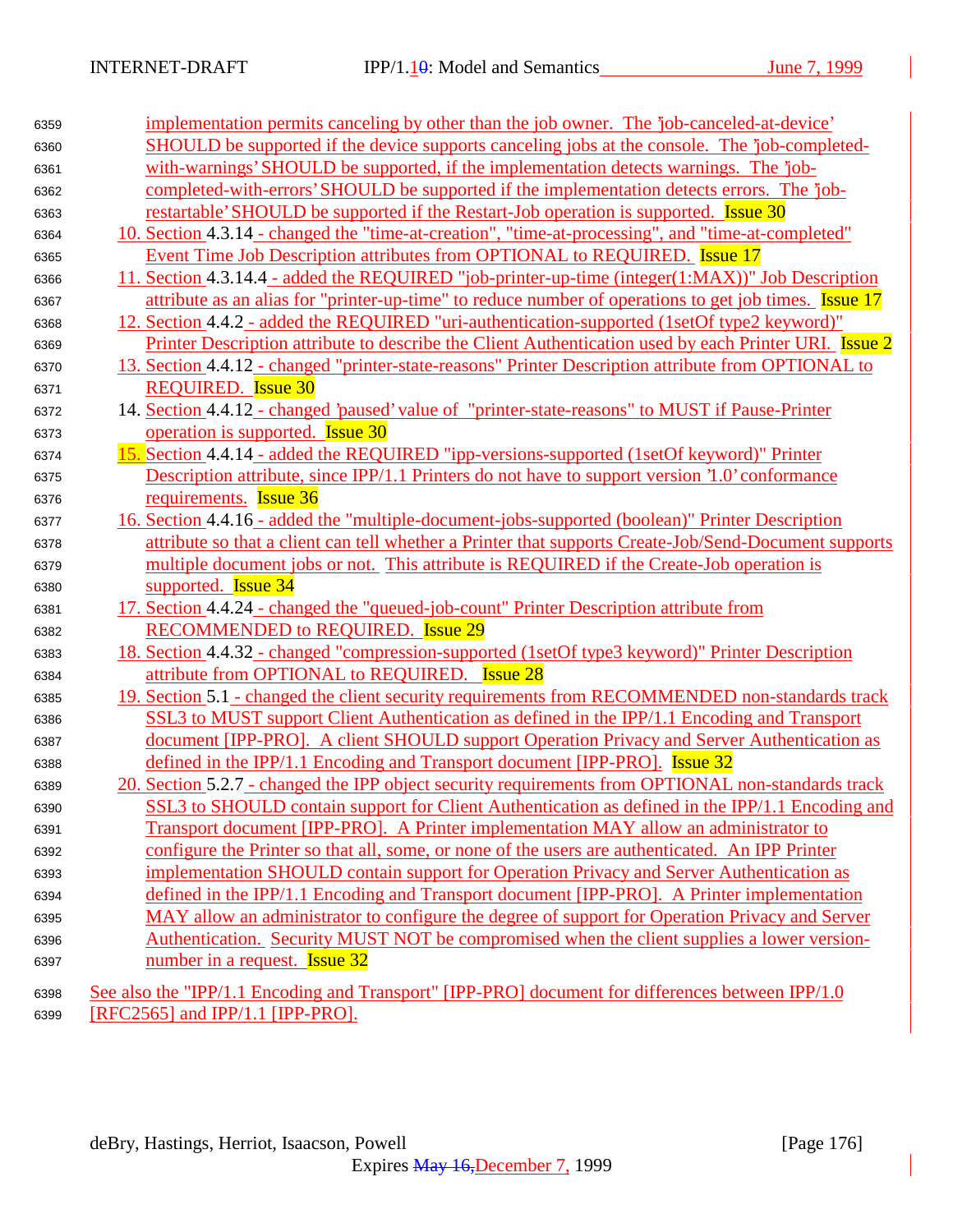implementation permits canceling by other than the job owner. The 'job-canceled-at-device' SHOULD be supported if the device supports canceling jobs at the console. The 'job-completed-with-warnings' SHOULD be supported, if the implementation detects warnings. The 'job-completed-with-errors' SHOULD be supported if the implementation detects errors. The 'job-restartable' SHOULD be supported if the Restart-Job operation is supported. Issue 30

10. Section 4.3.14 - changed the "time-at-creation", "time-at-processing", and "time-at-completed" Event Time Job Description attributes from OPTIONAL to REQUIRED. Issue 17
11. Section 4.3.14.4 - added the REQUIRED "job-printer-up-time (integer(1:MAX))" Job Description attribute as an alias for "printer-up-time" to reduce number of operations to get job times. Issue 17
12. Section 4.4.2 - added the REQUIRED "uri-authentication-supported (1setOf type2 keyword)" Printer Description attribute to describe the Client Authentication used by each Printer URI. Issue 2
13. Section 4.4.12 - changed "printer-state-reasons" Printer Description attribute from OPTIONAL to REQUIRED. Issue 30
14. Section 4.4.12 - changed 'paused' value of "printer-state-reasons" to MUST if Pause-Printer operation is supported. Issue 30
15. Section 4.4.14 - added the REQUIRED "ipp-versions-supported (1setOf keyword)" Printer Description attribute, since IPP/1.1 Printers do not have to support version '1.0' conformance requirements. Issue 36
16. Section 4.4.16 - added the "multiple-document-jobs-supported (boolean)" Printer Description attribute so that a client can tell whether a Printer that supports Create-Job/Send-Document supports multiple document jobs or not. This attribute is REQUIRED if the Create-Job operation is supported. Issue 34
17. Section 4.4.24 - changed the "queued-job-count" Printer Description attribute from RECOMMENDED to REQUIRED. Issue 29
18. Section 4.4.32 - changed "compression-supported (1setOf type3 keyword)" Printer Description attribute from OPTIONAL to REQUIRED. Issue 28
19. Section 5.1 - changed the client security requirements from RECOMMENDED non-standards track SSL3 to MUST support Client Authentication as defined in the IPP/1.1 Encoding and Transport document [IPP-PRO]. A client SHOULD support Operation Privacy and Server Authentication as defined in the IPP/1.1 Encoding and Transport document [IPP-PRO]. Issue 32
20. Section 5.2.7 - changed the IPP object security requirements from OPTIONAL non-standards track SSL3 to SHOULD contain support for Client Authentication as defined in the IPP/1.1 Encoding and Transport document [IPP-PRO]. A Printer implementation MAY allow an administrator to configure the Printer so that all, some, or none of the users are authenticated. An IPP Printer implementation SHOULD contain support for Operation Privacy and Server Authentication as defined in the IPP/1.1 Encoding and Transport document [IPP-PRO]. A Printer implementation MAY allow an administrator to configure the degree of support for Operation Privacy and Server Authentication. Security MUST NOT be compromised when the client supplies a lower version-number in a request. Issue 32

See also the "IPP/1.1 Encoding and Transport" [IPP-PRO] document for differences between IPP/1.0 [RFC2565] and IPP/1.1 [IPP-PRO].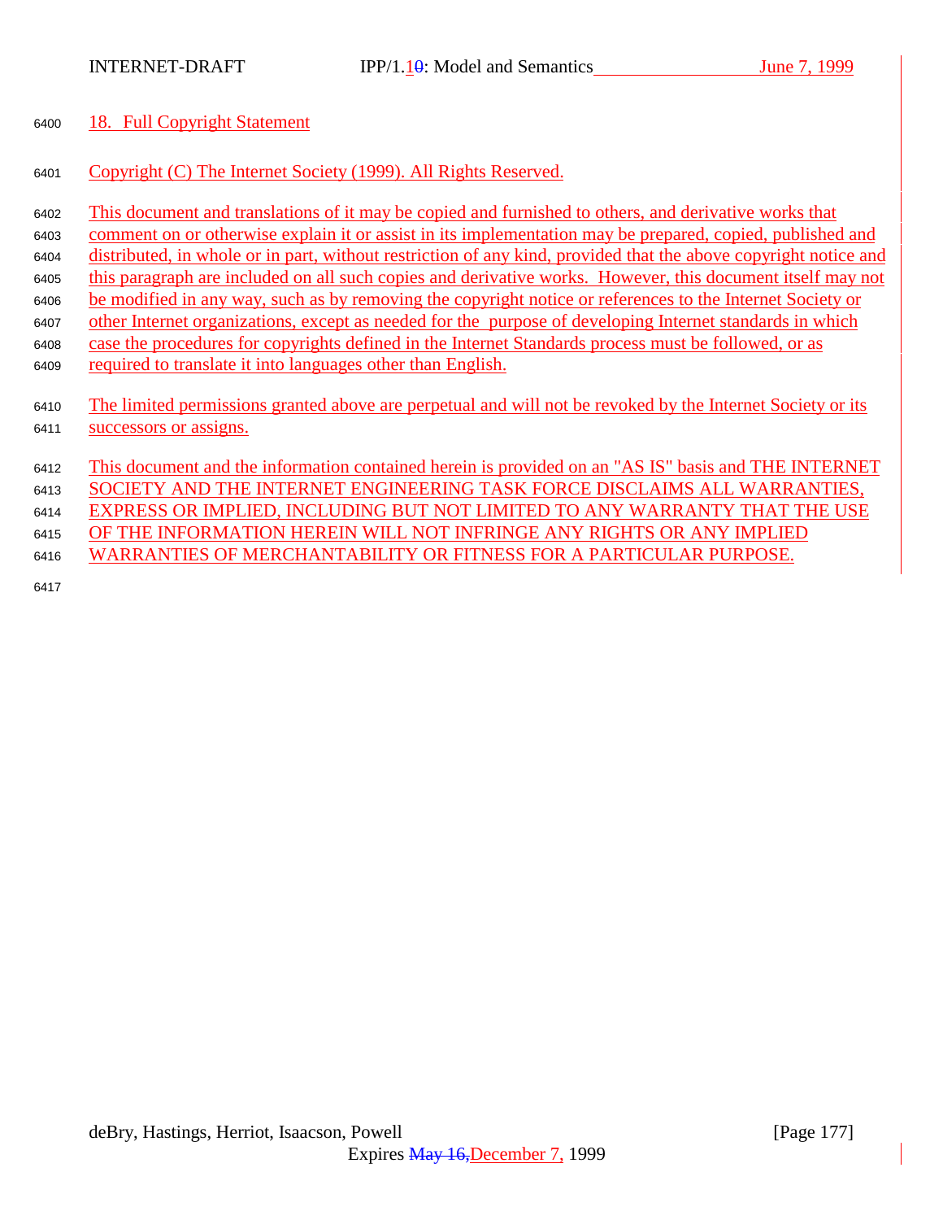## 18. Full Copyright Statement

Copyright (C) The Internet Society (1999). All Rights Reserved.

This document and translations of it may be copied and furnished to others, and derivative works that comment on or otherwise explain it or assist in its implementation may be prepared, copied, published and distributed, in whole or in part, without restriction of any kind, provided that the above copyright notice and this paragraph are included on all such copies and derivative works. However, this document itself may not be modified in any way, such as by removing the copyright notice or references to the Internet Society or other Internet organizations, except as needed for the purpose of developing Internet standards in which case the procedures for copyrights defined in the Internet Standards process must be followed, or as required to translate it into languages other than English.

The limited permissions granted above are perpetual and will not be revoked by the Internet Society or its successors or assigns.

This document and the information contained herein is provided on an "AS IS" basis and THE INTERNET SOCIETY AND THE INTERNET ENGINEERING TASK FORCE DISCLAIMS ALL WARRANTIES, EXPRESS OR IMPLIED, INCLUDING BUT NOT LIMITED TO ANY WARRANTY THAT THE USE OF THE INFORMATION HEREIN WILL NOT INFRINGE ANY RIGHTS OR ANY IMPLIED WARRANTIES OF MERCHANTABILITY OR FITNESS FOR A PARTICULAR PURPOSE.